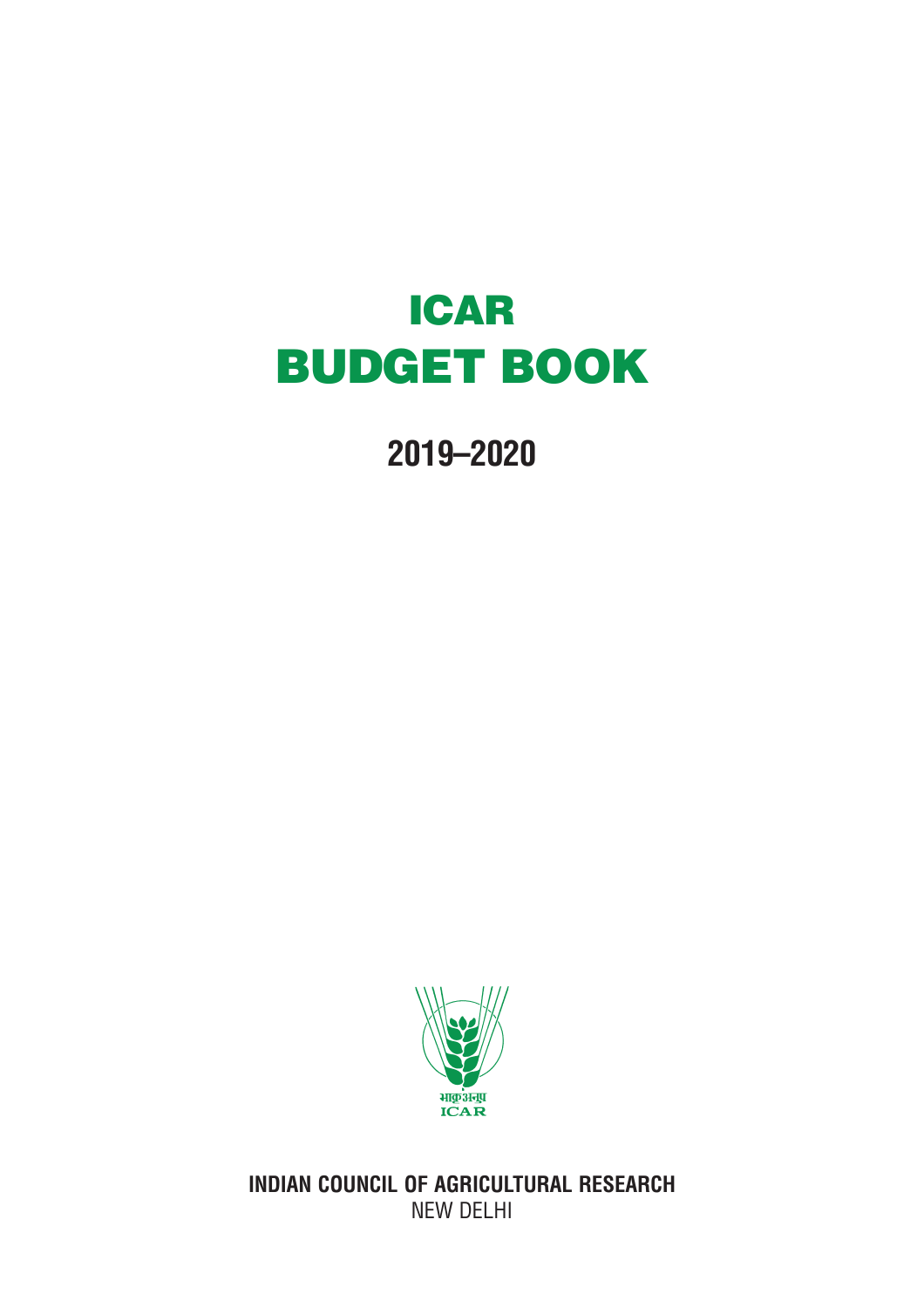# ICAR
# BUDGET BOOK

## 2019–2020

भाकृअनुप
ICAR

**INDIAN COUNCIL OF AGRICULTURAL RESEARCH**
NEW DELHI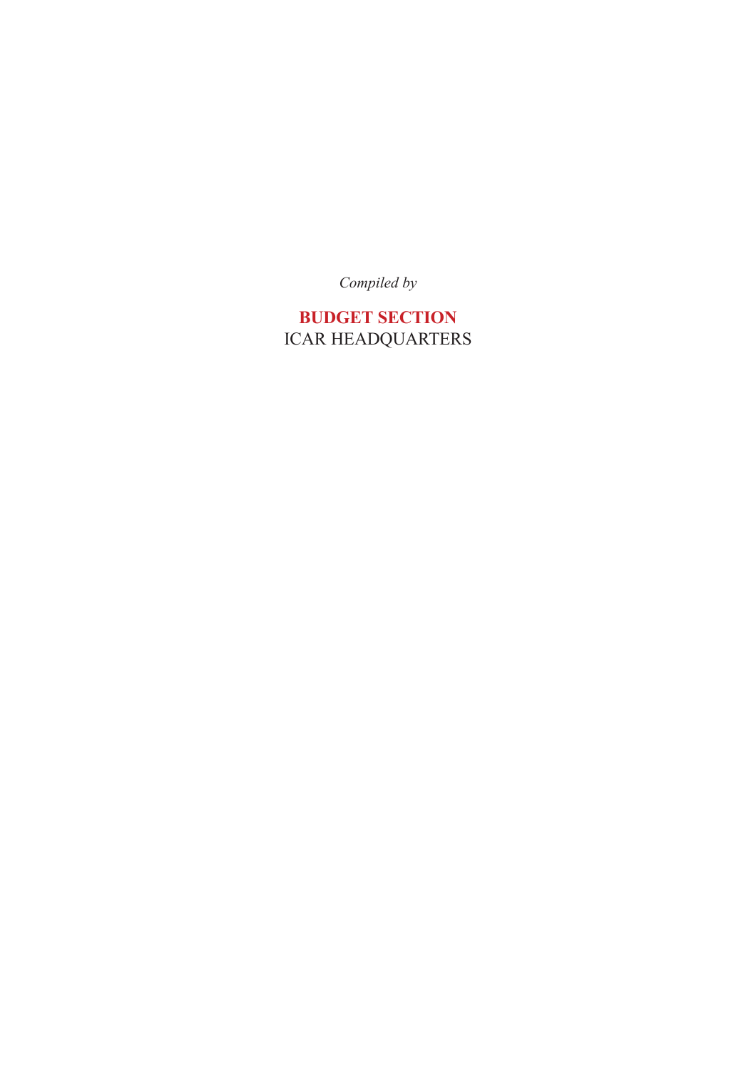*Compiled by*

**BUDGET SECTION**
ICAR HEADQUARTERS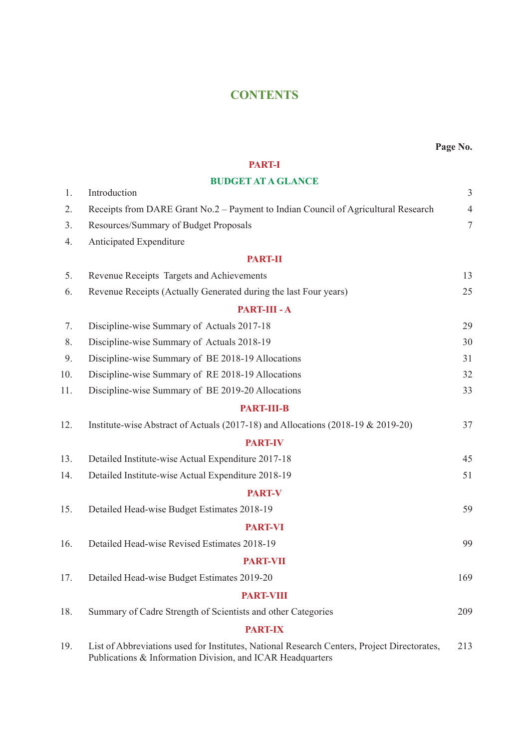# CONTENTS

| | | Page No. |
|---|---|---|
| | **PART-I** | |
| | **BUDGET AT A GLANCE** | |
| 1. | Introduction | 3 |
| 2. | Receipts from DARE Grant No.2 – Payment to Indian Council of Agricultural Research | 4 |
| 3. | Resources/Summary of Budget Proposals | 7 |
| 4. | Anticipated Expenditure | |
| | **PART-II** | |
| 5. | Revenue Receipts Targets and Achievements | 13 |
| 6. | Revenue Receipts (Actually Generated during the last Four years) | 25 |
| | **PART-III - A** | |
| 7. | Discipline-wise Summary of Actuals 2017-18 | 29 |
| 8. | Discipline-wise Summary of Actuals 2018-19 | 30 |
| 9. | Discipline-wise Summary of BE 2018-19 Allocations | 31 |
| 10. | Discipline-wise Summary of RE 2018-19 Allocations | 32 |
| 11. | Discipline-wise Summary of BE 2019-20 Allocations | 33 |
| | **PART-III-B** | |
| 12. | Institute-wise Abstract of Actuals (2017-18) and Allocations (2018-19 & 2019-20) | 37 |
| | **PART-IV** | |
| 13. | Detailed Institute-wise Actual Expenditure 2017-18 | 45 |
| 14. | Detailed Institute-wise Actual Expenditure 2018-19 | 51 |
| | **PART-V** | |
| 15. | Detailed Head-wise Budget Estimates 2018-19 | 59 |
| | **PART-VI** | |
| 16. | Detailed Head-wise Revised Estimates 2018-19 | 99 |
| | **PART-VII** | |
| 17. | Detailed Head-wise Budget Estimates 2019-20 | 169 |
| | **PART-VIII** | |
| 18. | Summary of Cadre Strength of Scientists and other Categories | 209 |
| | **PART-IX** | |
| 19. | List of Abbreviations used for Institutes, National Research Centers, Project Directorates, Publications & Information Division, and ICAR Headquarters | 213 |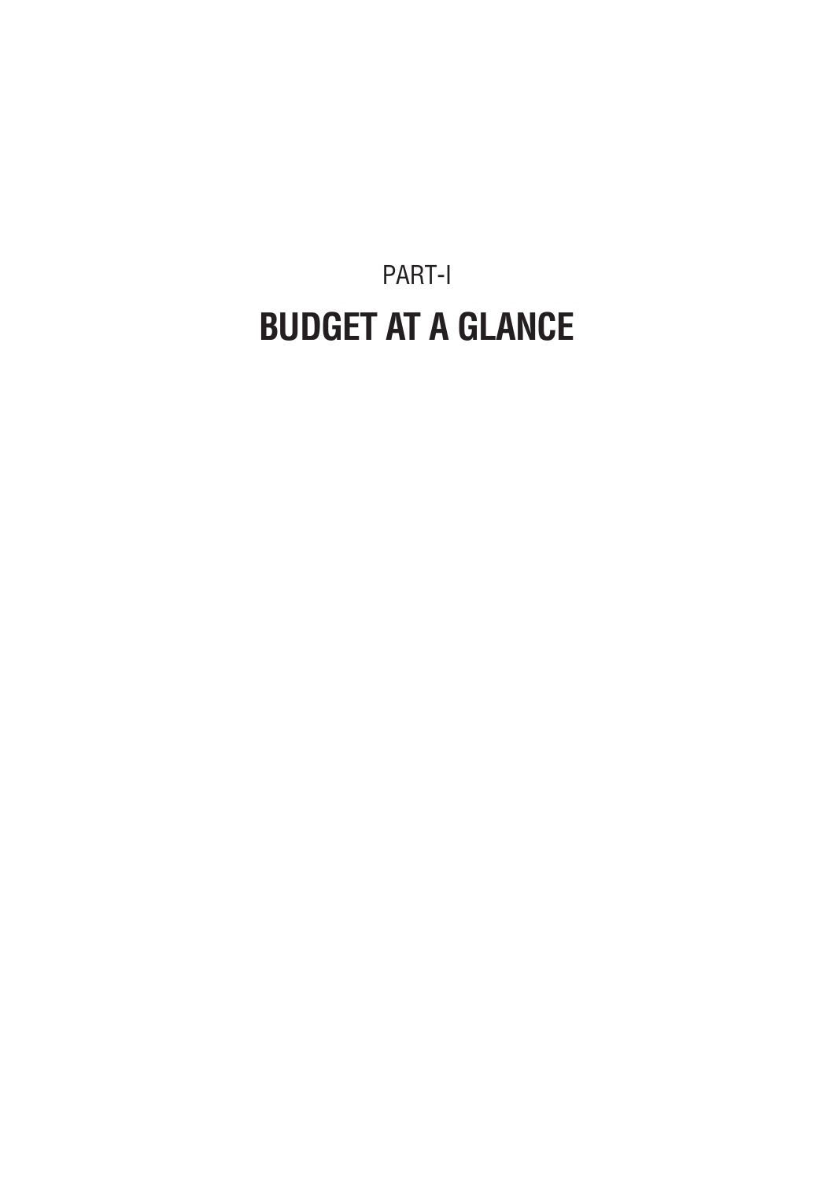PART-I

# BUDGET AT A GLANCE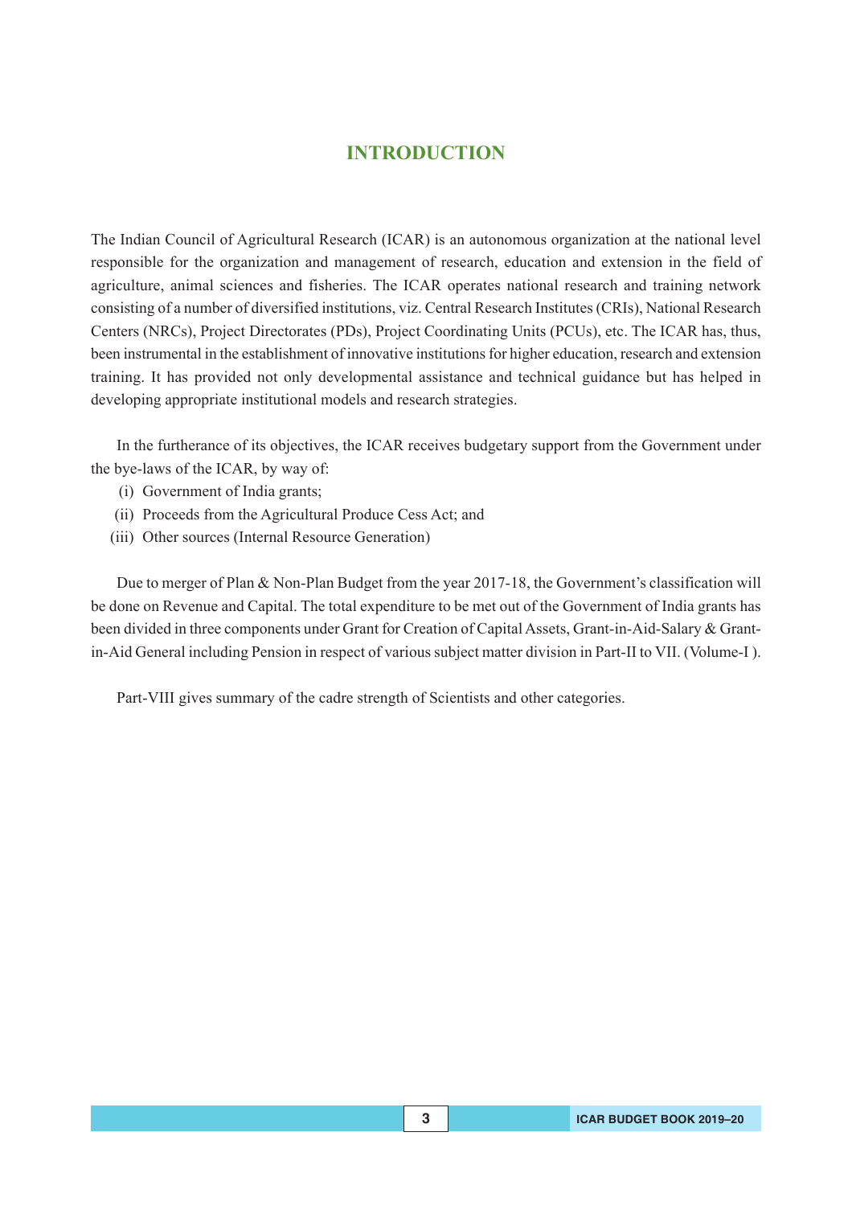# INTRODUCTION

The Indian Council of Agricultural Research (ICAR) is an autonomous organization at the national level responsible for the organization and management of research, education and extension in the field of agriculture, animal sciences and fisheries. The ICAR operates national research and training network consisting of a number of diversified institutions, viz. Central Research Institutes (CRIs), National Research Centers (NRCs), Project Directorates (PDs), Project Coordinating Units (PCUs), etc. The ICAR has, thus, been instrumental in the establishment of innovative institutions for higher education, research and extension training. It has provided not only developmental assistance and technical guidance but has helped in developing appropriate institutional models and research strategies.

In the furtherance of its objectives, the ICAR receives budgetary support from the Government under the bye-laws of the ICAR, by way of:

- (i) Government of India grants;
- (ii) Proceeds from the Agricultural Produce Cess Act; and
- (iii) Other sources (Internal Resource Generation)

Due to merger of Plan & Non-Plan Budget from the year 2017-18, the Government's classification will be done on Revenue and Capital. The total expenditure to be met out of the Government of India grants has been divided in three components under Grant for Creation of Capital Assets, Grant-in-Aid-Salary & Grant-in-Aid General including Pension in respect of various subject matter division in Part-II to VII. (Volume-I ).

Part-VIII gives summary of the cadre strength of Scientists and other categories.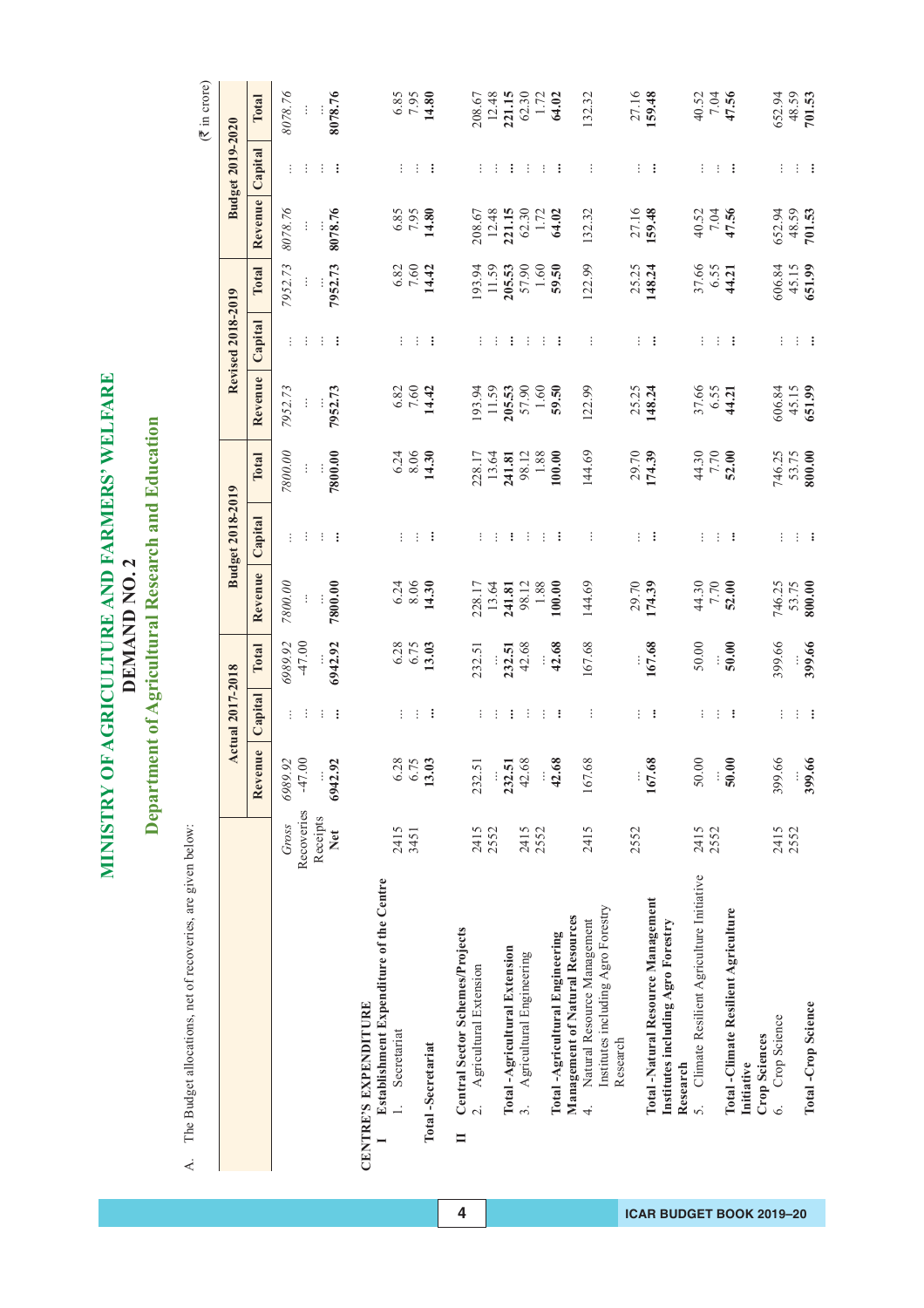# MINISTRY OF AGRICULTURE AND FARMERS' WELFARE

## DEMAND NO. 2

## Department of Agricultural Research and Education

A. The Budget allocations, net of recoveries, are given below:

(₹ in crore)

| | | Actual 2017-2018 | | | Budget 2018-2019 | | | Revised 2018-2019 | | | Budget 2019-2020 | | |
|---|---|---|---|---|---|---|---|---|---|---|---|---|---|
| | | Revenue | Capital | Total | Revenue | Capital | Total | Revenue | Capital | Total | Revenue | Capital | Total |
| | *Gross* | *6989.92* | ... | *6989.92* | *7800.00* | ... | *7800.00* | *7952.73* | ... | *7952.73* | *8078.76* | ... | *8078.76* |
| | Recoveries | -47.00 | ... | -47.00 | ... | ... | ... | ... | ... | ... | ... | ... | ... |
| | Receipts | ... | ... | ... | ... | ... | ... | ... | ... | ... | ... | ... | ... |
| | **Net** | **6942.92** | **...** | **6942.92** | **7800.00** | **...** | **7800.00** | **7952.73** | **...** | **7952.73** | **8078.76** | **...** | **8078.76** |
| **CENTRE'S EXPENDITURE** | | | | | | | | | | | | | |
| **I Establishment Expenditure of the Centre** | | | | | | | | | | | | | |
| 1. Secretariat | 2415 | 6.28 | ... | 6.28 | 6.24 | ... | 6.24 | 6.82 | ... | 6.82 | 6.85 | ... | 6.85 |
| | 3451 | 6.75 | ... | 6.75 | 8.06 | ... | 8.06 | 7.60 | ... | 7.60 | 7.95 | ... | 7.95 |
| **Total -Secretariat** | | **13.03** | **...** | **13.03** | **14.30** | **...** | **14.30** | **14.42** | **...** | **14.42** | **14.80** | **...** | **14.80** |
| **II Central Sector Schemes/Projects** | | | | | | | | | | | | | |
| 2. Agricultural Extension | 2415 | 232.51 | ... | 232.51 | 228.17 | ... | 228.17 | 193.94 | ... | 193.94 | 208.67 | ... | 208.67 |
| | 2552 | ... | ... | ... | 13.64 | ... | 13.64 | 11.59 | ... | 11.59 | 12.48 | ... | 12.48 |
| **Total -Agricultural Extension** | | **232.51** | **...** | **232.51** | **241.81** | **...** | **241.81** | **205.53** | **...** | **205.53** | **221.15** | **...** | **221.15** |
| 3. Agricultural Engineering | 2415 | 42.68 | ... | 42.68 | 98.12 | ... | 98.12 | 57.90 | ... | 57.90 | 62.30 | ... | 62.30 |
| | 2552 | ... | ... | ... | 1.88 | ... | 1.88 | 1.60 | ... | 1.60 | 1.72 | ... | 1.72 |
| **Total -Agricultural Engineering** | | **42.68** | **...** | **42.68** | **100.00** | **...** | **100.00** | **59.50** | **...** | **59.50** | **64.02** | **...** | **64.02** |
| **Management of Natural Resources** | | | | | | | | | | | | | |
| 4. Natural Resource Management Institutes including Agro Forestry Research | 2415 | 167.68 | ... | 167.68 | 144.69 | ... | 144.69 | 122.99 | ... | 122.99 | 132.32 | ... | 132.32 |
| | 2552 | ... | ... | ... | 29.70 | ... | 29.70 | 25.25 | ... | 25.25 | 27.16 | ... | 27.16 |
| **Total -Natural Resource Management Institutes including Agro Forestry Research** | | **167.68** | **...** | **167.68** | **174.39** | **...** | **174.39** | **148.24** | **...** | **148.24** | **159.48** | **...** | **159.48** |
| 5. Climate Resilient Agriculture Initiative | 2415 | 50.00 | ... | 50.00 | 44.30 | ... | 44.30 | 37.66 | ... | 37.66 | 40.52 | ... | 40.52 |
| | 2552 | ... | ... | ... | 7.70 | ... | 7.70 | 6.55 | ... | 6.55 | 7.04 | ... | 7.04 |
| **Total -Climate Resilient Agriculture Initiative** | | **50.00** | **...** | **50.00** | **52.00** | **...** | **52.00** | **44.21** | **...** | **44.21** | **47.56** | **...** | **47.56** |
| **Crop Sciences** | | | | | | | | | | | | | |
| 6. Crop Science | 2415 | 399.66 | ... | 399.66 | 746.25 | ... | 746.25 | 606.84 | ... | 606.84 | 652.94 | ... | 652.94 |
| | 2552 | ... | ... | ... | 53.75 | ... | 53.75 | 45.15 | ... | 45.15 | 48.59 | ... | 48.59 |
| **Total -Crop Science** | | **399.66** | **...** | **399.66** | **800.00** | **...** | **800.00** | **651.99** | **...** | **651.99** | **701.53** | **...** | **701.53** |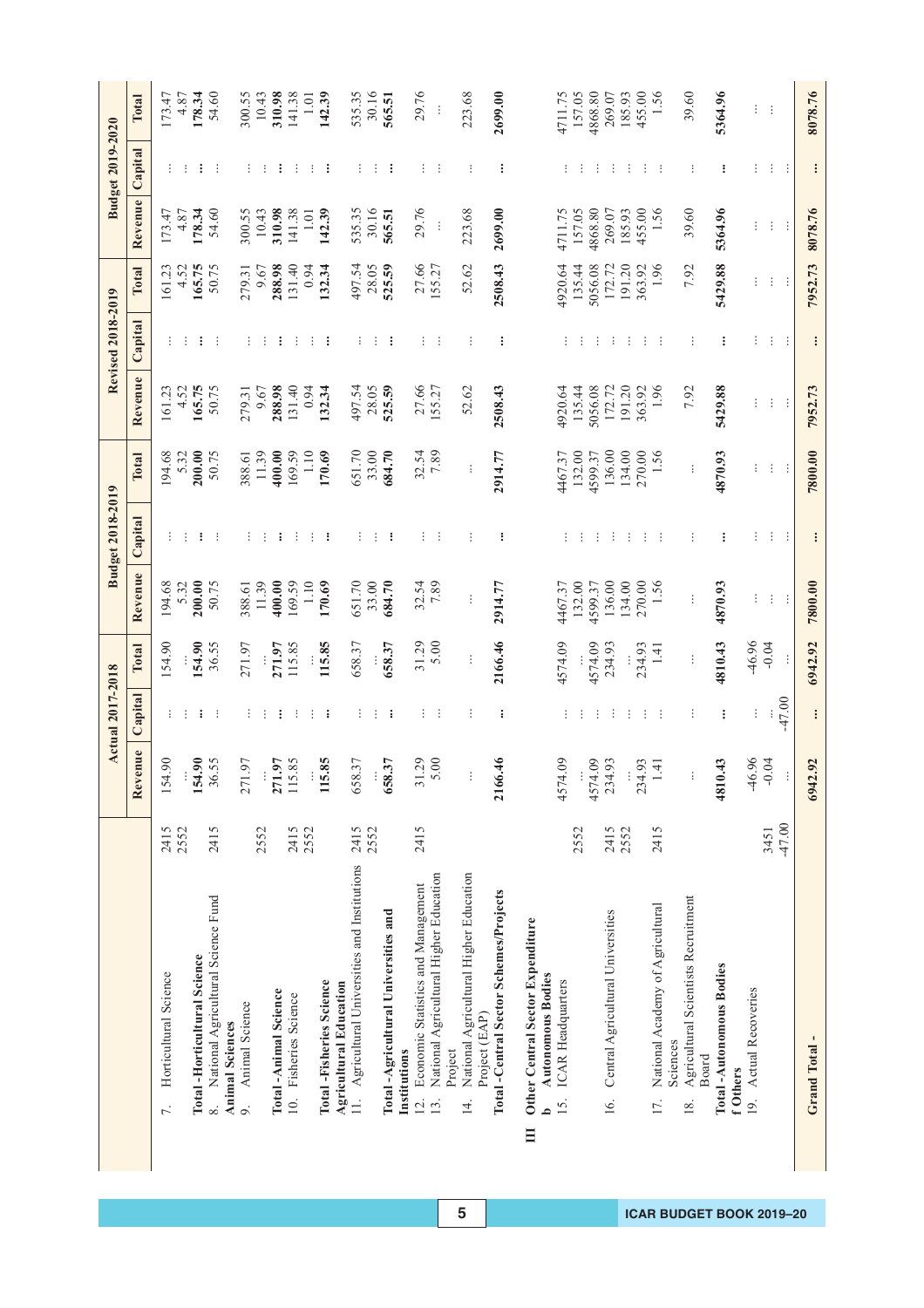| | | Actual 2017-2018 | | | Budget 2018-2019 | | | Revised 2018-2019 | | | Budget 2019-2020 | | |
|---|---|---|---|---|---|---|---|---|---|---|---|---|---|
| | | Revenue | Capital | Total | Revenue | Capital | Total | Revenue | Capital | Total | Revenue | Capital | Total |
| 7. Horticultural Science | 2415 | 154.90 | ... | 154.90 | 194.68 | ... | 194.68 | 161.23 | ... | 161.23 | 173.47 | ... | 173.47 |
| | 2552 | ... | ... | ... | 5.32 | ... | 5.32 | 4.52 | ... | 4.52 | 4.87 | ... | 4.87 |
| **Total - Horticultural Science** | | **154.90** | **...** | **154.90** | **200.00** | **...** | **200.00** | **165.75** | **...** | **165.75** | **178.34** | **...** | **178.34** |
| 8. National Agricultural Science Fund | 2415 | 36.55 | ... | 36.55 | 50.75 | ... | 50.75 | 50.75 | ... | 50.75 | 54.60 | ... | 54.60 |
| **Animal Sciences** | | | | | | | | | | | | | |
| 9. Animal Science | 2415 | 271.97 | ... | 271.97 | 388.61 | ... | 388.61 | 279.31 | ... | 279.31 | 300.55 | ... | 300.55 |
| | 2552 | ... | ... | ... | 11.39 | ... | 11.39 | 9.67 | ... | 9.67 | 10.43 | ... | 10.43 |
| **Total - Animal Science** | | **271.97** | **...** | **271.97** | **400.00** | **...** | **400.00** | **288.98** | **...** | **288.98** | **310.98** | **...** | **310.98** |
| 10. Fisheries Science | 2415 | 115.85 | ... | 115.85 | 169.59 | ... | 169.59 | 131.40 | ... | 131.40 | 141.38 | ... | 141.38 |
| | 2552 | ... | ... | ... | 1.10 | ... | 1.10 | 0.94 | ... | 0.94 | 1.01 | ... | 1.01 |
| **Total - Fisheries Science** | | **115.85** | **...** | **115.85** | **170.69** | **...** | **170.69** | **132.34** | **...** | **132.34** | **142.39** | **...** | **142.39** |
| **Agricultural Education** | | | | | | | | | | | | | |
| 11. Agricultural Universities and Institutions | 2415 | 658.37 | ... | 658.37 | 651.70 | ... | 651.70 | 497.54 | ... | 497.54 | 535.35 | ... | 535.35 |
| | 2552 | ... | ... | ... | 33.00 | ... | 33.00 | 28.05 | ... | 28.05 | 30.16 | ... | 30.16 |
| **Total - Agricultural Universities and Institutions** | | **658.37** | **...** | **658.37** | **684.70** | **...** | **684.70** | **525.59** | **...** | **525.59** | **565.51** | **...** | **565.51** |
| 12. Economic Statistics and Management | 2415 | 31.29 | ... | 31.29 | 32.54 | ... | 32.54 | 27.66 | ... | 27.66 | 29.76 | ... | 29.76 |
| 13. National Agricultural Higher Education Project | | 5.00 | ... | 5.00 | 7.89 | ... | 7.89 | 155.27 | ... | 155.27 | ... | ... | ... |
| 14. National Agricultural Higher Education Project (EAP) | | ... | ... | ... | ... | ... | ... | 52.62 | ... | 52.62 | 223.68 | ... | 223.68 |
| **Total - Central Sector Schemes/Projects** | | **2166.46** | **...** | **2166.46** | **2914.77** | **...** | **2914.77** | **2508.43** | **...** | **2508.43** | **2699.00** | **...** | **2699.00** |
| **III Other Central Sector Expenditure** | | | | | | | | | | | | | |
| **b Autonomous Bodies** | | | | | | | | | | | | | |
| 15. ICAR Headquarters | | 4574.09 | ... | 4574.09 | 4467.37 | ... | 4467.37 | 4920.64 | ... | 4920.64 | 4711.75 | ... | 4711.75 |
| | 2552 | ... | ... | ... | 132.00 | ... | 132.00 | 135.44 | ... | 135.44 | 157.05 | ... | 157.05 |
| | | 4574.09 | ... | 4574.09 | 4599.37 | ... | 4599.37 | 5056.08 | ... | 5056.08 | 4868.80 | ... | 4868.80 |
| 16. Central Agricultural Universities | 2415 | 234.93 | ... | 234.93 | 136.00 | ... | 136.00 | 172.72 | ... | 172.72 | 269.07 | ... | 269.07 |
| | 2552 | ... | ... | ... | 134.00 | ... | 134.00 | 191.20 | ... | 191.20 | 185.93 | ... | 185.93 |
| | | 234.93 | ... | 234.93 | 270.00 | ... | 270.00 | 363.92 | ... | 363.92 | 455.00 | ... | 455.00 |
| 17. National Academy of Agricultural Sciences | 2415 | 1.41 | ... | 1.41 | 1.56 | ... | 1.56 | 1.96 | ... | 1.96 | 1.56 | ... | 1.56 |
| 18. Agricultural Scientists Recruitment Board | | ... | ... | ... | ... | ... | ... | 7.92 | ... | 7.92 | 39.60 | ... | 39.60 |
| **Total - Autonomous Bodies** | | **4810.43** | **...** | **4810.43** | **4870.93** | **...** | **4870.93** | **5429.88** | **...** | **5429.88** | **5364.96** | **...** | **5364.96** |
| **f Others** | | | | | | | | | | | | | |
| 19. Actual Recoveries | 3451 | -46.96 | ... | -46.96 | ... | ... | ... | ... | ... | ... | ... | ... | ... |
| | | -0.04 | ... | -0.04 | ... | ... | ... | ... | ... | ... | ... | ... | ... |
| | -47.00 | ... | -47.00 | ... | ... | ... | ... | ... | ... | ... | ... | ... | ... |
| **Grand Total -** | | **6942.92** | **...** | **6942.92** | **7800.00** | **...** | **7800.00** | **7952.73** | **...** | **7952.73** | **8078.76** | **...** | **8078.76** |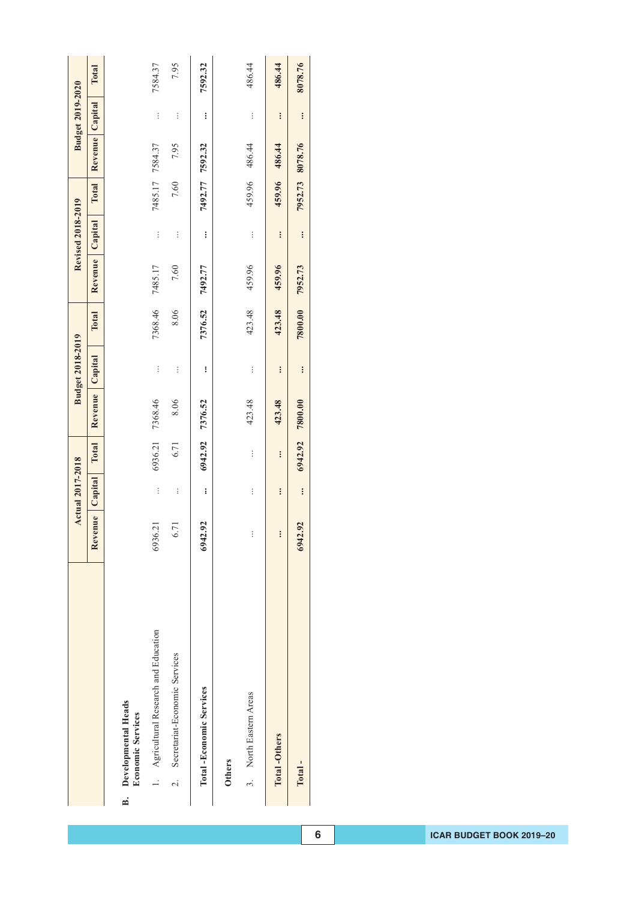| | Actual 2017-2018 | | | Budget 2018-2019 | | | Revised 2018-2019 | | | Budget 2019-2020 | | |
|---|---|---|---|---|---|---|---|---|---|---|---|---|
| | Revenue | Capital | Total | Revenue | Capital | Total | Revenue | Capital | Total | Revenue | Capital | Total |
| **B. Developmental Heads** | | | | | | | | | | | | |
| **Economic Services** | | | | | | | | | | | | |
| 1. Agricultural Research and Education | 6936.21 | ... | 6936.21 | 7368.46 | ... | 7368.46 | 7485.17 | ... | 7485.17 | 7584.37 | ... | 7584.37 |
| 2. Secretariat-Economic Services | 6.71 | ... | 6.71 | 8.06 | ... | 8.06 | 7.60 | ... | 7.60 | 7.95 | ... | 7.95 |
| **Total -Economic Services** | **6942.92** | **...** | **6942.92** | **7376.52** | **...** | **7376.52** | **7492.77** | **...** | **7492.77** | **7592.32** | **...** | **7592.32** |
| **Others** | | | | | | | | | | | | |
| 3. North Eastern Areas | ... | ... | ... | 423.48 | ... | 423.48 | 459.96 | ... | 459.96 | 486.44 | ... | 486.44 |
| **Total -Others** | **...** | **...** | **...** | **423.48** | **...** | **423.48** | **459.96** | **...** | **459.96** | **486.44** | **...** | **486.44** |
| **Total -** | **6942.92** | **...** | **6942.92** | **7800.00** | **...** | **7800.00** | **7952.73** | **...** | **7952.73** | **8078.76** | **...** | **8078.76** |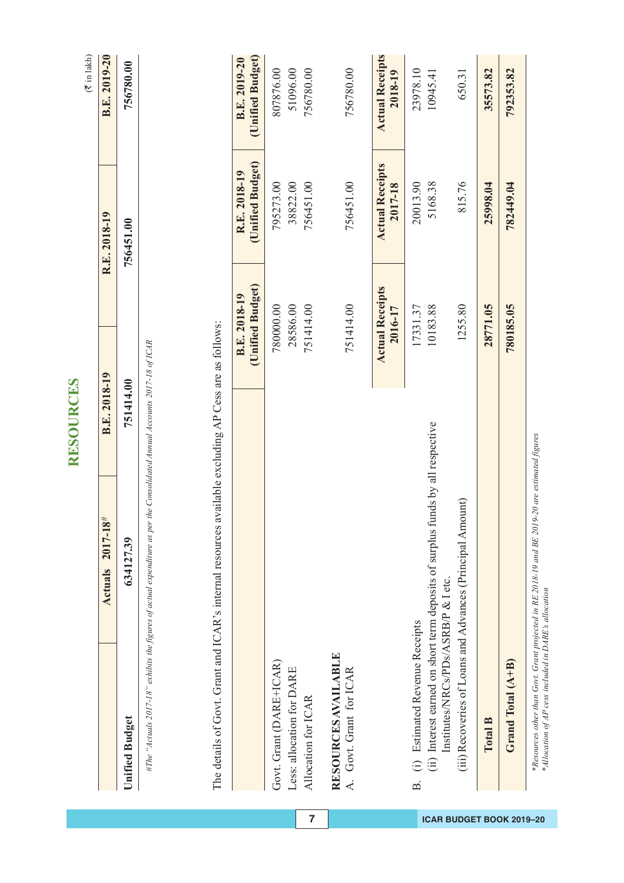# RESOURCES

(₹ in lakh)

| | Actuals 2017-18# | B.E. 2018-19 | R.E. 2018-19 | B.E. 2019-20 |
|---|---|---|---|---|
| **Unified Budget** | 634127.39 | 751414.00 | 756451.00 | 756780.00 |

*#The "Actuals 2017-18" exhibits the figures of actual expenditure as per the Consolidated Annual Accounts 2017-18 of ICAR*

The details of Govt. Grant and ICAR's internal resources available excluding AP Cess are as follows:

| | B.E. 2018-19 (Unified Budget) | R.E. 2018-19 (Unified Budget) | B.E. 2019-20 (Unified Budget) |
|---|---|---|---|
| Govt. Grant (DARE+ICAR) | 780000.00 | 795273.00 | 807876.00 |
| Less: allocation for DARE | 28586.00 | 38822.00 | 51096.00 |
| Allocation for ICAR | 751414.00 | 756451.00 | 756780.00 |
| **RESOURCES AVAILABLE** | | | |
| A. Govt. Grant for ICAR | 751414.00 | 756451.00 | 756780.00 |
| | **Actual Receipts 2016-17** | **Actual Receipts 2017-18** | **Actual Receipts 2018-19** |
| B. (i) Estimated Revenue Receipts | 17331.37 | 20013.90 | 23978.10 |
| (ii) Interest earned on short term deposits of surplus funds by all respective Institutes/NRCs/PDs/ASRB/P & I etc. | 10183.88 | 5168.38 | 10945.41 |
| (iii) Recoveries of Loans and Advances (Principal Amount) | 1255.80 | 815.76 | 650.31 |
| **Total B** | **28771.05** | **25998.04** | **35573.82** |
| **Grand Total (A+B)** | **780185.05** | **782449.04** | **792353.82** |

*\*Resources other than Govt. Grant projected in RE 2018-19 and BE 2019-20 are estimated figures*
*\*Allocation of AP cess included in DARE's allocation*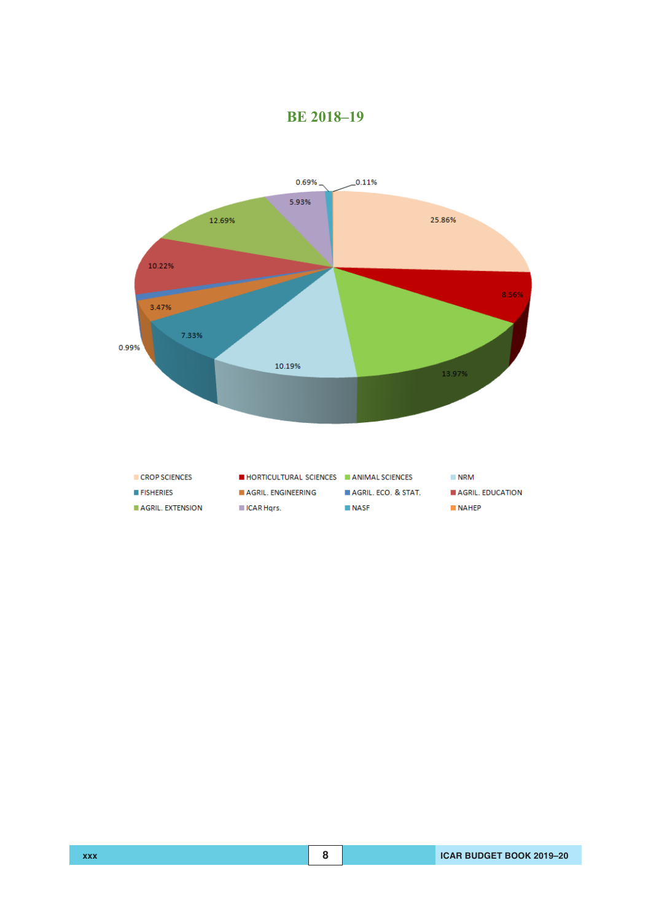## BE 2018–19

0.69% 0.11%

5.93%

25.86%

12.69%

10.22%

8.56%

3.47%

7.33%

0.99%

10.19%

13.97%

CROP SCIENCES | HORTICULTURAL SCIENCES | ANIMAL SCIENCES | NRM

FISHERIES | AGRIL. ENGINEERING | AGRIL. ECO. & STAT. | AGRIL. EDUCATION

AGRIL. EXTENSION | ICAR Hqrs. | NASF | NAHEP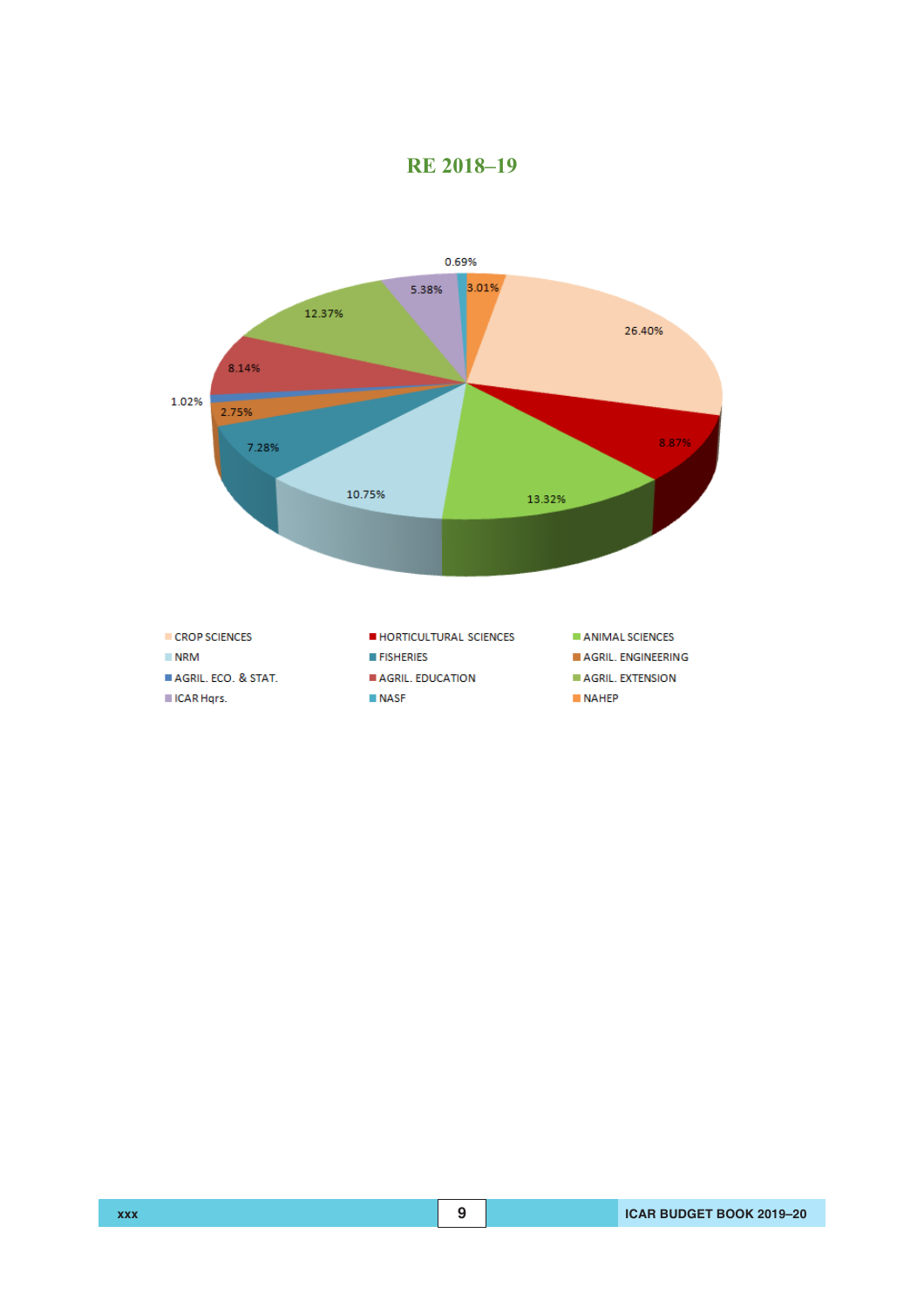## RE 2018–19

| Category | Share |
|---|---|
| CROP SCIENCES | 26.40% |
| HORTICULTURAL SCIENCES | 8.87% |
| ANIMAL SCIENCES | 13.32% |
| NRM | 10.75% |
| FISHERIES | 7.28% |
| AGRIL. ENGINEERING | 2.75% |
| AGRIL. ECO. & STAT. | 1.02% |
| AGRIL. EDUCATION | 8.14% |
| AGRIL. EXTENSION | 12.37% |
| ICAR Hqrs. | 5.38% |
| NASF | 0.69% |
| NAHEP | 3.01% |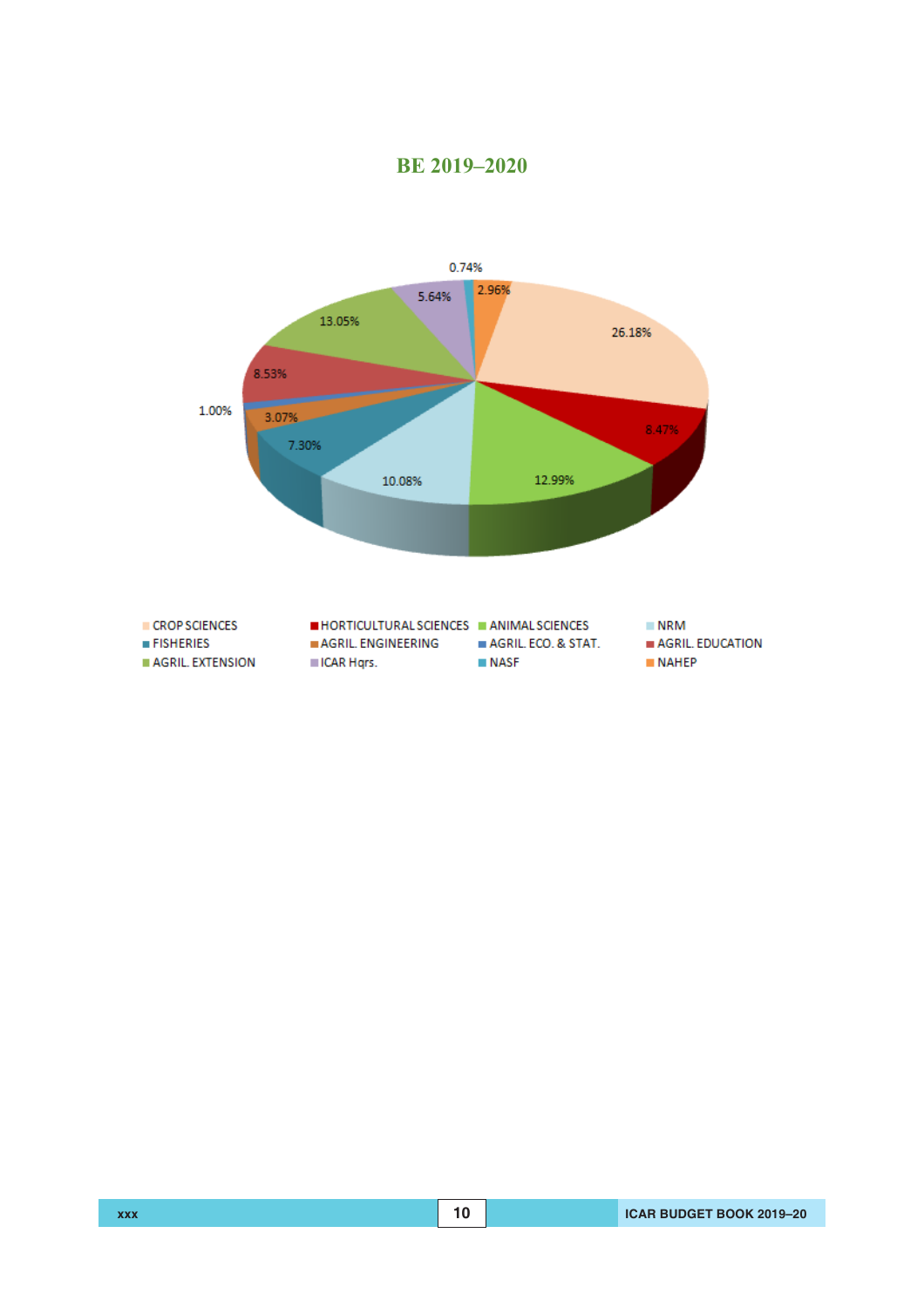## BE 2019–2020

| Category | Share |
|---|---|
| CROP SCIENCES | 26.18% |
| HORTICULTURAL SCIENCES | 8.47% |
| ANIMAL SCIENCES | 12.99% |
| NRM | 10.08% |
| FISHERIES | 7.30% |
| AGRIL. ENGINEERING | 3.07% |
| AGRIL. ECO. & STAT. | 1.00% |
| AGRIL. EDUCATION | 8.53% |
| AGRIL. EXTENSION | 13.05% |
| ICAR Hqrs. | 5.64% |
| NASF | 0.74% |
| NAHEP | 2.96% |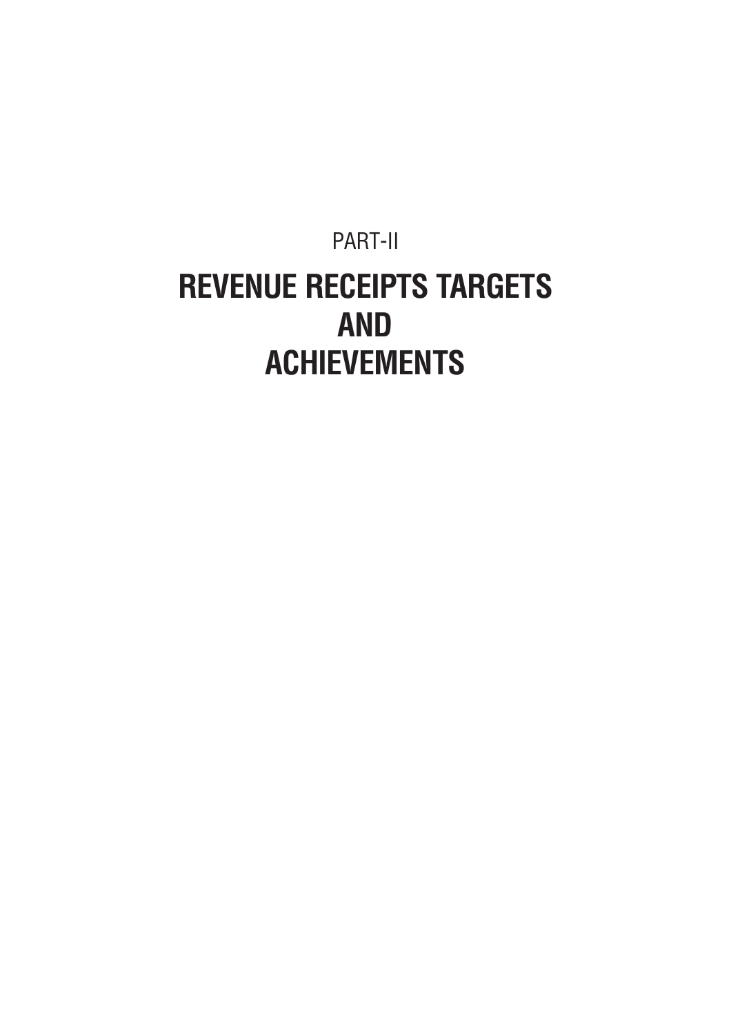PART-II

# REVENUE RECEIPTS TARGETS AND ACHIEVEMENTS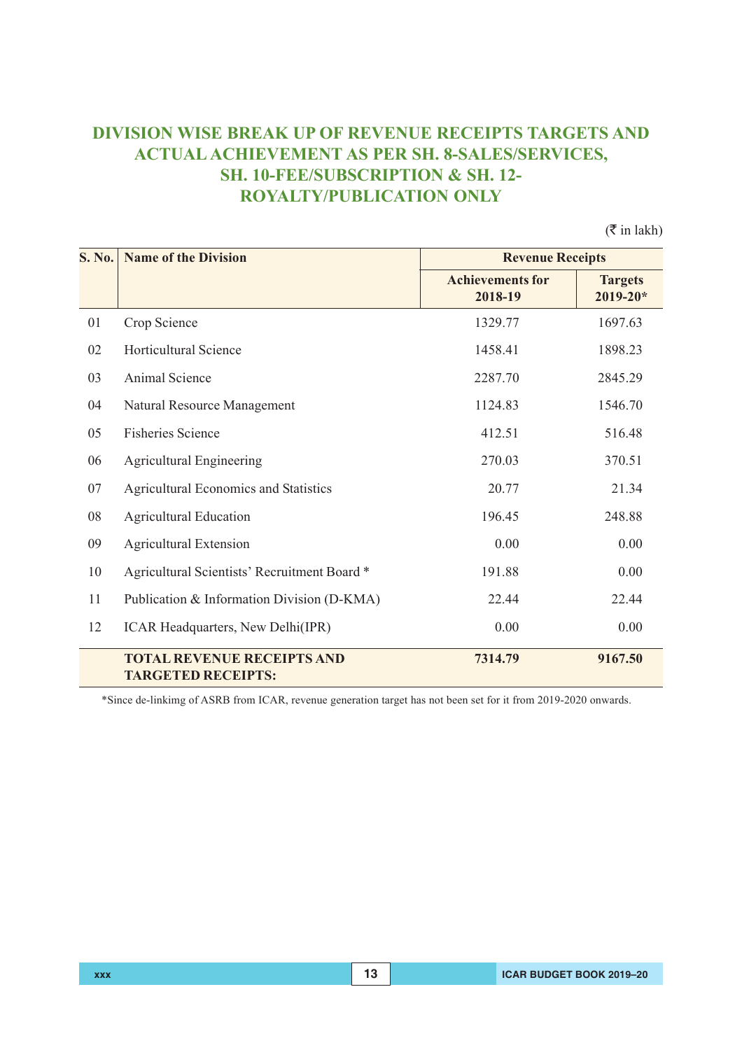# DIVISION WISE BREAK UP OF REVENUE RECEIPTS TARGETS AND ACTUAL ACHIEVEMENT AS PER SH. 8-SALES/SERVICES, SH. 10-FEE/SUBSCRIPTION & SH. 12-ROYALTY/PUBLICATION ONLY

(₹ in lakh)

| S. No. | Name of the Division | Revenue Receipts | |
|---|---|---|---|
| | | Achievements for 2018-19 | Targets 2019-20* |
| 01 | Crop Science | 1329.77 | 1697.63 |
| 02 | Horticultural Science | 1458.41 | 1898.23 |
| 03 | Animal Science | 2287.70 | 2845.29 |
| 04 | Natural Resource Management | 1124.83 | 1546.70 |
| 05 | Fisheries Science | 412.51 | 516.48 |
| 06 | Agricultural Engineering | 270.03 | 370.51 |
| 07 | Agricultural Economics and Statistics | 20.77 | 21.34 |
| 08 | Agricultural Education | 196.45 | 248.88 |
| 09 | Agricultural Extension | 0.00 | 0.00 |
| 10 | Agricultural Scientists' Recruitment Board * | 191.88 | 0.00 |
| 11 | Publication & Information Division (D-KMA) | 22.44 | 22.44 |
| 12 | ICAR Headquarters, New Delhi(IPR) | 0.00 | 0.00 |
| | **TOTAL REVENUE RECEIPTS AND TARGETED RECEIPTS:** | **7314.79** | **9167.50** |

*Since de-linkimg of ASRB from ICAR, revenue generation target has not been set for it from 2019-2020 onwards.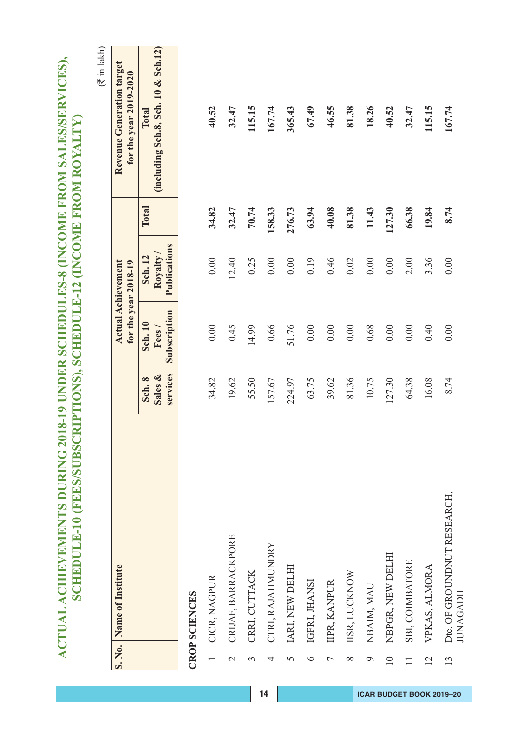# ACTUAL ACHIEVEMENTS DURING 2018-19 UNDER SCHEDULES-8 (INCOME FROM SALES/SERVICES), SCHEDULE-10 (FEES/SUBSCRIPTIONS), SCHEDULE-12 (INCOME FROM ROYALTY)

(₹ in lakh)

| S. No. | Name of Institute | Actual Achievement for the year 2018-19 | | | | Revenue Generation target for the year 2019-2020 |
|---|---|---|---|---|---|---|
| | | Sch. 8 Sales & services | Sch. 10 Fees / Subscription | Sch. 12 Royalty / Publications | Total | Total (including Sch.8, Sch. 10 & Sch.12) |
| | **CROP SCIENCES** | | | | | |
| 1 | CICR, NAGPUR | 34.82 | 0.00 | 0.00 | **34.82** | **40.52** |
| 2 | CRIJAF, BARRACKPORE | 19.62 | 0.45 | 12.40 | **32.47** | **32.47** |
| 3 | CRRI, CUTTACK | 55.50 | 14.99 | 0.25 | **70.74** | **115.15** |
| 4 | CTRI, RAJAHMUNDRY | 157.67 | 0.66 | 0.00 | **158.33** | **167.74** |
| 5 | IARI, NEW DELHI | 224.97 | 51.76 | 0.00 | **276.73** | **365.43** |
| 6 | IGFRI, JHANSI | 63.75 | 0.00 | 0.19 | **63.94** | **67.49** |
| 7 | IIPR, KANPUR | 39.62 | 0.00 | 0.46 | **40.08** | **46.55** |
| 8 | IISR, LUCKNOW | 81.36 | 0.00 | 0.02 | **81.38** | **81.38** |
| 9 | NBAIM, MAU | 10.75 | 0.68 | 0.00 | **11.43** | **18.26** |
| 10 | NBPGR, NEW DELHI | 127.30 | 0.00 | 0.00 | **127.30** | **40.52** |
| 11 | SBI, COIMBATORE | 64.38 | 0.00 | 2.00 | **66.38** | **32.47** |
| 12 | VPKAS, ALMORA | 16.08 | 0.40 | 3.36 | **19.84** | **115.15** |
| 13 | Dte. OF GROUNDNUT RESEARCH, JUNAGADH | 8.74 | 0.00 | 0.00 | **8.74** | **167.74** |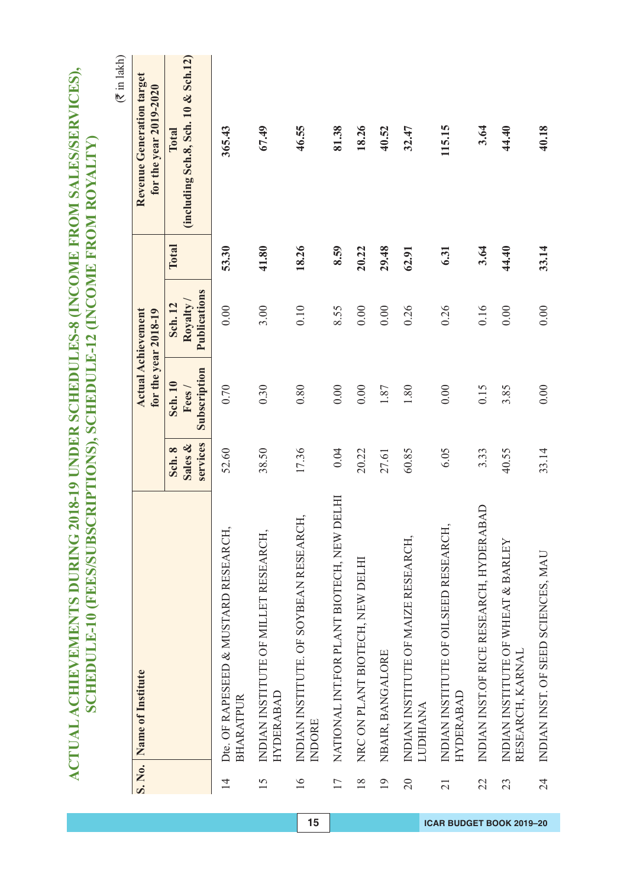# ACTUAL ACHIEVEMENTS DURING 2018-19 UNDER SCHEDULES-8 (INCOME FROM SALES/SERVICES), SCHEDULE-10 (FEES/SUBSCRIPTIONS), SCHEDULE-12 (INCOME FROM ROYALTY)

(₹ in lakh)

| S. No. | Name of Institute | Actual Achievement for the year 2018-19 | | | | Revenue Generation target for the year 2019-2020 |
|---|---|---|---|---|---|---|
| | | Sch. 8 Sales & services | Sch. 10 Fees / Subscription | Sch. 12 Royalty / Publications | Total | Total (including Sch.8, Sch. 10 & Sch.12) |
| 14 | Dte. OF RAPESEED & MUSTARD RESEARCH, BHARATPUR | 52.60 | 0.70 | 0.00 | **53.30** | **365.43** |
| 15 | INDIAN INSTITUTE OF MILLET RESEARCH, HYDERABAD | 38.50 | 0.30 | 3.00 | **41.80** | **67.49** |
| 16 | INDIAN INSTITUTE. OF SOYBEAN RESEARCH, INDORE | 17.36 | 0.80 | 0.10 | **18.26** | **46.55** |
| 17 | NATIONAL INT.FOR PLANT BIOTECH, NEW DELHI | 0.04 | 0.00 | 8.55 | **8.59** | **81.38** |
| 18 | NRC ON PLANT BIOTECH, NEW DELHI | 20.22 | 0.00 | 0.00 | **20.22** | **18.26** |
| 19 | NBAIR, BANGALORE | 27.61 | 1.87 | 0.00 | **29.48** | **40.52** |
| 20 | INDIAN INSTITUTE OF MAIZE RESEARCH, LUDHIANA | 60.85 | 1.80 | 0.26 | **62.91** | **32.47** |
| 21 | INDIAN INSTITUTE OF OILSEED RESEARCH, HYDERABAD | 6.05 | 0.00 | 0.26 | **6.31** | **115.15** |
| 22 | INDIAN INST.OF RICE RESEARCH, HYDERABAD | 3.33 | 0.15 | 0.16 | **3.64** | **3.64** |
| 23 | INDIAN INSTITUTE OF WHEAT & BARLEY RESEARCH, KARNAL | 40.55 | 3.85 | 0.00 | **44.40** | **44.40** |
| 24 | INDIAN INST. OF SEED SCIENCES, MAU | 33.14 | 0.00 | 0.00 | **33.14** | **40.18** |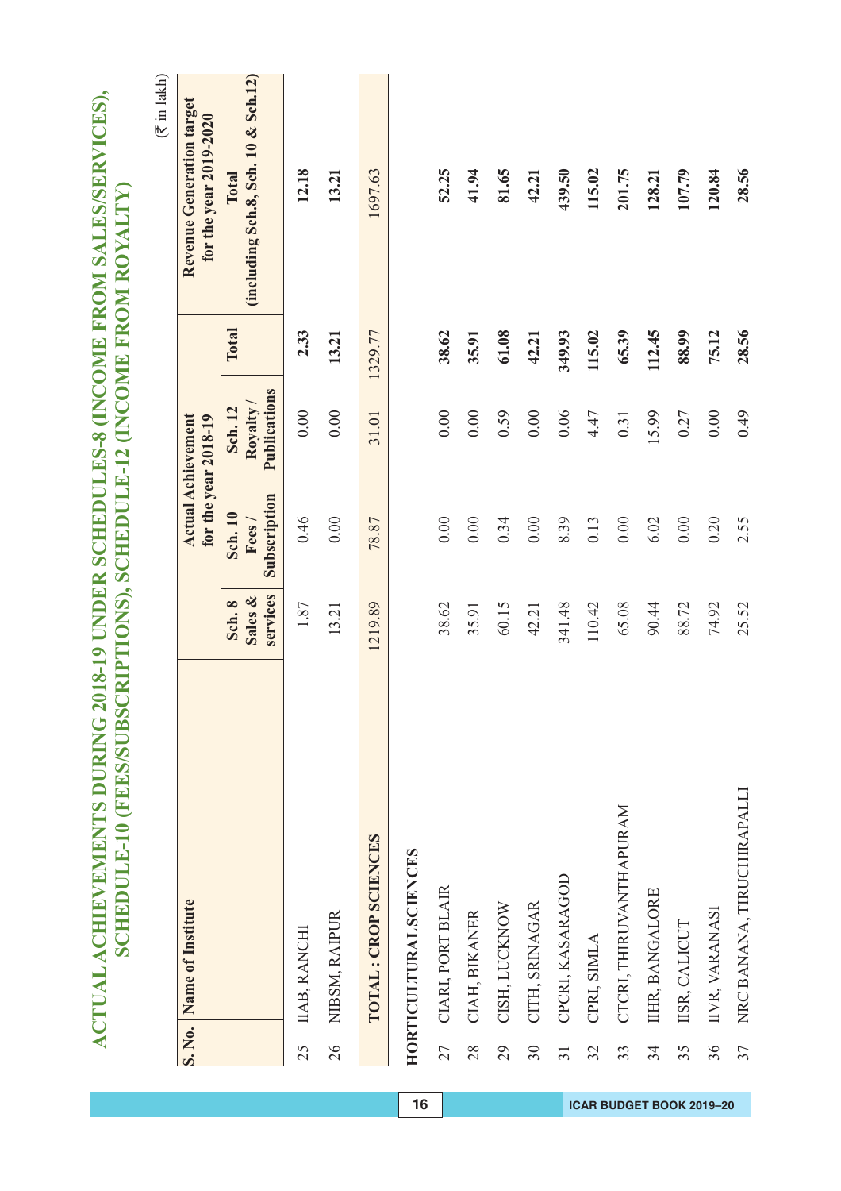# ACTUAL ACHIEVEMENTS DURING 2018-19 UNDER SCHEDULES-8 (INCOME FROM SALES/SERVICES), SCHEDULE-10 (FEES/SUBSCRIPTIONS), SCHEDULE-12 (INCOME FROM ROYALTY)

(₹ in lakh)

| S. No. | Name of Institute | Actual Achievement for the year 2018-19 | | | | Revenue Generation target for the year 2019-2020 |
|---|---|---|---|---|---|---|
| | | Sch. 8 Sales & services | Sch. 10 Fees / Subscription | Sch. 12 Royalty / Publications | Total | Total (including Sch.8, Sch. 10 & Sch.12) |
| 25 | IIAB, RANCHI | 1.87 | 0.46 | 0.00 | 2.33 | 12.18 |
| 26 | NIBSM, RAIPUR | 13.21 | 0.00 | 0.00 | 13.21 | 13.21 |
| | **TOTAL : CROP SCIENCES** | 1219.89 | 78.87 | 31.01 | 1329.77 | 1697.63 |
| | **HORTICULTURAL SCIENCES** | | | | | |
| 27 | CIARI, PORT BLAIR | 38.62 | 0.00 | 0.00 | **38.62** | **52.25** |
| 28 | CIAH, BIKANER | 35.91 | 0.00 | 0.00 | **35.91** | **41.94** |
| 29 | CISH, LUCKNOW | 60.15 | 0.34 | 0.59 | **61.08** | **81.65** |
| 30 | CITH, SRINAGAR | 42.21 | 0.00 | 0.00 | **42.21** | **42.21** |
| 31 | CPCRI, KASARAGOD | 341.48 | 8.39 | 0.06 | **349.93** | **439.50** |
| 32 | CPRI, SIMLA | 110.42 | 0.13 | 4.47 | **115.02** | **115.02** |
| 33 | CTCRI, THIRUVANTHAPURAM | 65.08 | 0.00 | 0.31 | **65.39** | **201.75** |
| 34 | IIHR, BANGALORE | 90.44 | 6.02 | 15.99 | **112.45** | **128.21** |
| 35 | IISR, CALICUT | 88.72 | 0.00 | 0.27 | **88.99** | **107.79** |
| 36 | IIVR, VARANASI | 74.92 | 0.20 | 0.00 | **75.12** | **120.84** |
| 37 | NRC BANANA, TIRUCHIRAPALLI | 25.52 | 2.55 | 0.49 | **28.56** | **28.56** |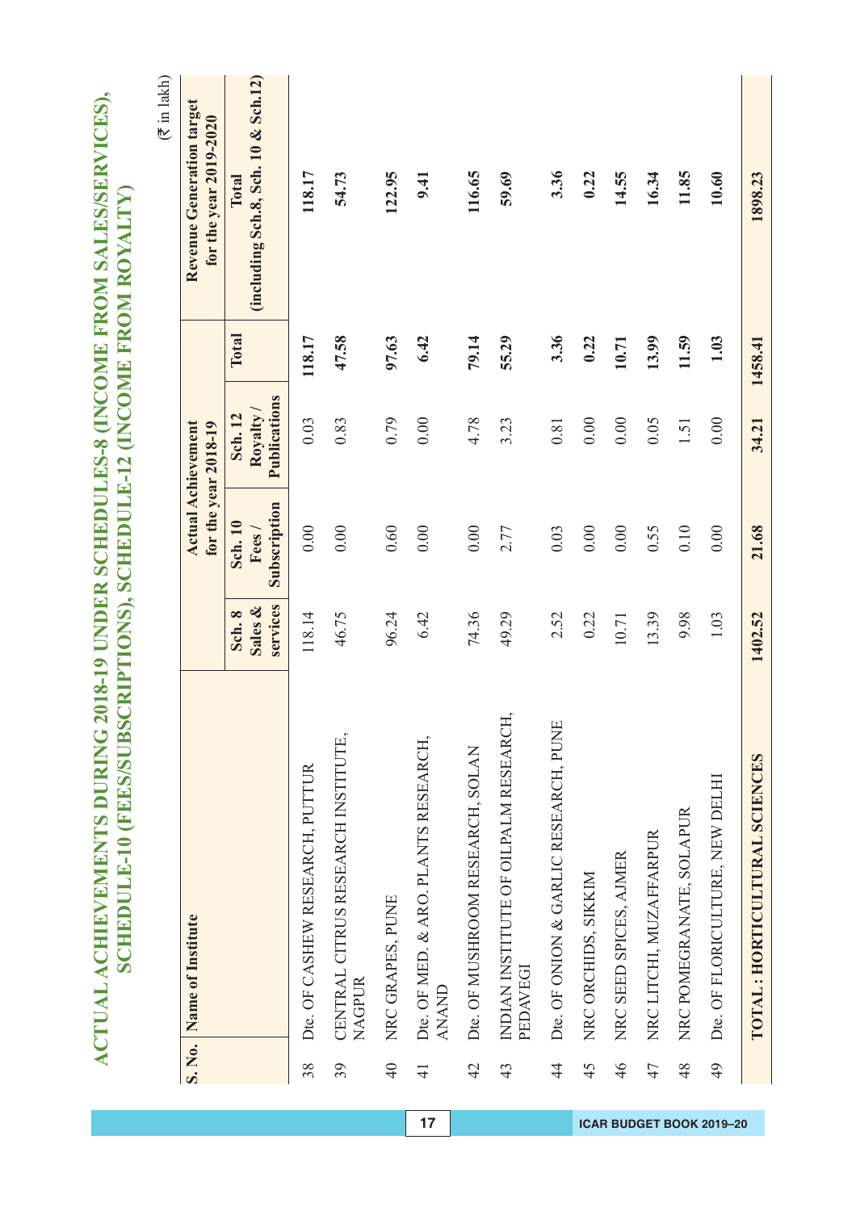# ACTUAL ACHIEVEMENTS DURING 2018-19 UNDER SCHEDULES-8 (INCOME FROM SALES/SERVICES), SCHEDULE-10 (FEES/SUBSCRIPTIONS), SCHEDULE-12 (INCOME FROM ROYALTY)

(₹ in lakh)

| S. No. | Name of Institute | Actual Achievement for the year 2018-19 | | | | Revenue Generation target for the year 2019-2020 |
|---|---|---|---|---|---|---|
| | | Sch. 8 Sales & services | Sch. 10 Fees / Subscription | Sch. 12 Royalty / Publications | Total | Total (including Sch.8, Sch. 10 & Sch.12) |
| 38 | Dte. OF CASHEW RESEARCH, PUTTUR | 118.14 | 0.00 | 0.03 | 118.17 | 118.17 |
| 39 | CENTRAL CITRUS RESEARCH INSTITUTE, NAGPUR | 46.75 | 0.00 | 0.83 | 47.58 | 54.73 |
| 40 | NRC GRAPES, PUNE | 96.24 | 0.60 | 0.79 | 97.63 | 122.95 |
| 41 | Dte. OF MED. & ARO. PLANTS RESEARCH, ANAND | 6.42 | 0.00 | 0.00 | 6.42 | 9.41 |
| 42 | Dte. OF MUSHROOM RESEARCH, SOLAN | 74.36 | 0.00 | 4.78 | 79.14 | 116.65 |
| 43 | INDIAN INSTITUTE OF OILPALM RESEARCH, PEDAVEGI | 49.29 | 2.77 | 3.23 | 55.29 | 59.69 |
| 44 | Dte. OF ONION & GARLIC RESEARCH, PUNE | 2.52 | 0.03 | 0.81 | 3.36 | 3.36 |
| 45 | NRC ORCHIDS, SIKKIM | 0.22 | 0.00 | 0.00 | 0.22 | 0.22 |
| 46 | NRC SEED SPICES, AJMER | 10.71 | 0.00 | 0.00 | 10.71 | 14.55 |
| 47 | NRC LITCHI, MUZAFFARPUR | 13.39 | 0.55 | 0.05 | 13.99 | 16.34 |
| 48 | NRC POMEGRANATE, SOLAPUR | 9.98 | 0.10 | 1.51 | 11.59 | 11.85 |
| 49 | Dte. OF FLORICULTURE, NEW DELHI | 1.03 | 0.00 | 0.00 | 1.03 | 10.60 |
| | **TOTAL : HORTICULTURAL SCIENCES** | **1402.52** | **21.68** | **34.21** | **1458.41** | **1898.23** |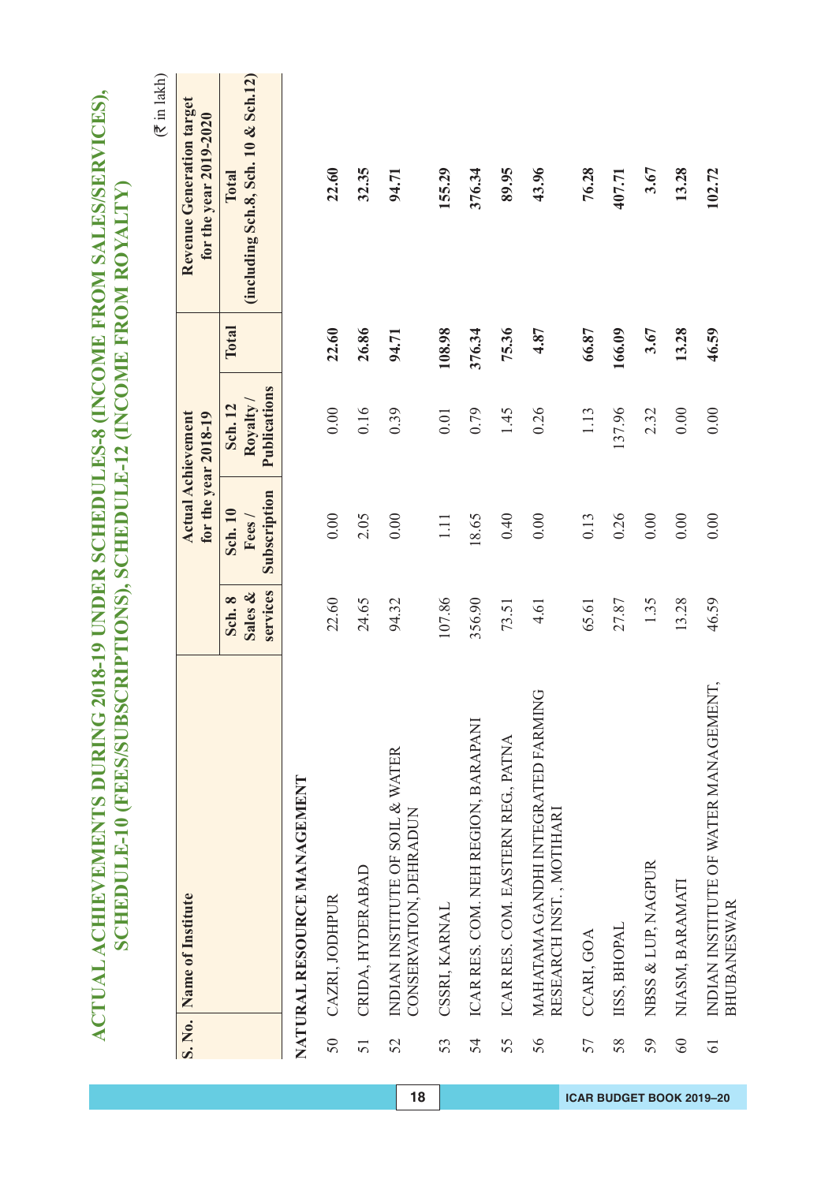# ACTUAL ACHIEVEMENTS DURING 2018-19 UNDER SCHEDULES-8 (INCOME FROM SALES/SERVICES), SCHEDULE-10 (FEES/SUBSCRIPTIONS), SCHEDULE-12 (INCOME FROM ROYALTY)

(₹ in lakh)

| S. No. | Name of Institute | Actual Achievement for the year 2018-19 | | | | Revenue Generation target for the year 2019-2020 |
|---|---|---|---|---|---|---|
| | | Sch. 8 Sales & services | Sch. 10 Fees / Subscription | Sch. 12 Royalty / Publications | Total | Total (including Sch.8, Sch. 10 & Sch.12) |
| | **NATURAL RESOURCE MANAGEMENT** | | | | | |
| 50 | CAZRI, JODHPUR | 22.60 | 0.00 | 0.00 | **22.60** | **22.60** |
| 51 | CRIDA, HYDERABAD | 24.65 | 2.05 | 0.16 | **26.86** | **32.35** |
| 52 | INDIAN INSTITUTE OF SOIL & WATER CONSERVATION, DEHRADUN | 94.32 | 0.00 | 0.39 | **94.71** | **94.71** |
| 53 | CSSRI, KARNAL | 107.86 | 1.11 | 0.01 | **108.98** | **155.29** |
| 54 | ICAR RES. COM. NEH REGION, BARAPANI | 356.90 | 18.65 | 0.79 | **376.34** | **376.34** |
| 55 | ICAR RES. COM. EASTERN REG., PATNA | 73.51 | 0.40 | 1.45 | **75.36** | **89.95** |
| 56 | MAHATAMA GANDHI INTEGRATED FARMING RESEARCH INST. , MOTIHARI | 4.61 | 0.00 | 0.26 | **4.87** | **43.96** |
| 57 | CCARI, GOA | 65.61 | 0.13 | 1.13 | **66.87** | **76.28** |
| 58 | IISS, BHOPAL | 27.87 | 0.26 | 137.96 | **166.09** | **407.71** |
| 59 | NBSS & LUP, NAGPUR | 1.35 | 0.00 | 2.32 | **3.67** | **3.67** |
| 60 | NIASM, BARAMATI | 13.28 | 0.00 | 0.00 | **13.28** | **13.28** |
| 61 | INDIAN INSTITUTE OF WATER MANAGEMENT, BHUBANESWAR | 46.59 | 0.00 | 0.00 | **46.59** | **102.72** |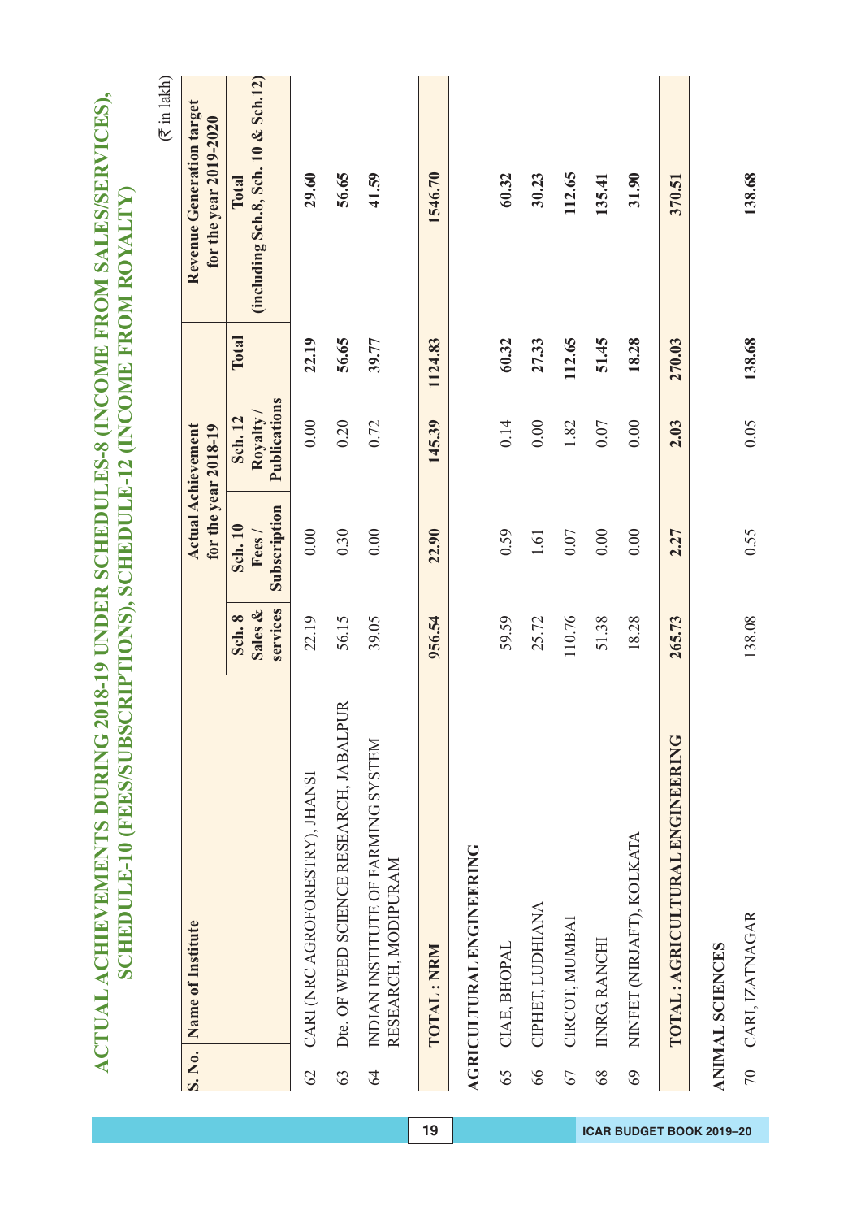# ACTUAL ACHIEVEMENTS DURING 2018-19 UNDER SCHEDULES-8 (INCOME FROM SALES/SERVICES), SCHEDULE-10 (FEES/SUBSCRIPTIONS), SCHEDULE-12 (INCOME FROM ROYALTY)

(₹ in lakh)

| S. No. | Name of Institute | Actual Achievement for the year 2018-19 | | | | Revenue Generation target for the year 2019-2020 |
|---|---|---|---|---|---|---|
| | | Sch. 8 Sales & services | Sch. 10 Fees / Subscription | Sch. 12 Royalty / Publications | Total | Total (including Sch.8, Sch. 10 & Sch.12) |
| 62 | CARI (NRC AGROFORESTRY), JHANSI | 22.19 | 0.00 | 0.00 | **22.19** | **29.60** |
| 63 | Dte. OF WEED SCIENCE RESEARCH, JABALPUR | 56.15 | 0.30 | 0.20 | **56.65** | **56.65** |
| 64 | INDIAN INSTITUTE OF FARMING SYSTEM RESEARCH, MODIPURAM | 39.05 | 0.00 | 0.72 | **39.77** | **41.59** |
| | **TOTAL : NRM** | **956.54** | **22.90** | **145.39** | **1124.83** | **1546.70** |
| | **AGRICULTURAL ENGINEERING** | | | | | |
| 65 | CIAE, BHOPAL | 59.59 | 0.59 | 0.14 | **60.32** | **60.32** |
| 66 | CIPHET, LUDHIANA | 25.72 | 1.61 | 0.00 | **27.33** | **30.23** |
| 67 | CIRCOT, MUMBAI | 110.76 | 0.07 | 1.82 | **112.65** | **112.65** |
| 68 | IINRG, RANCHI | 51.38 | 0.00 | 0.07 | **51.45** | **135.41** |
| 69 | NINFET (NIRJAFT), KOLKATA | 18.28 | 0.00 | 0.00 | **18.28** | **31.90** |
| | **TOTAL : AGRICULTURAL ENGINEERING** | **265.73** | **2.27** | **2.03** | **270.03** | **370.51** |
| | **ANIMAL SCIENCES** | | | | | |
| 70 | CARI, IZATNAGAR | 138.08 | 0.55 | 0.05 | **138.68** | **138.68** |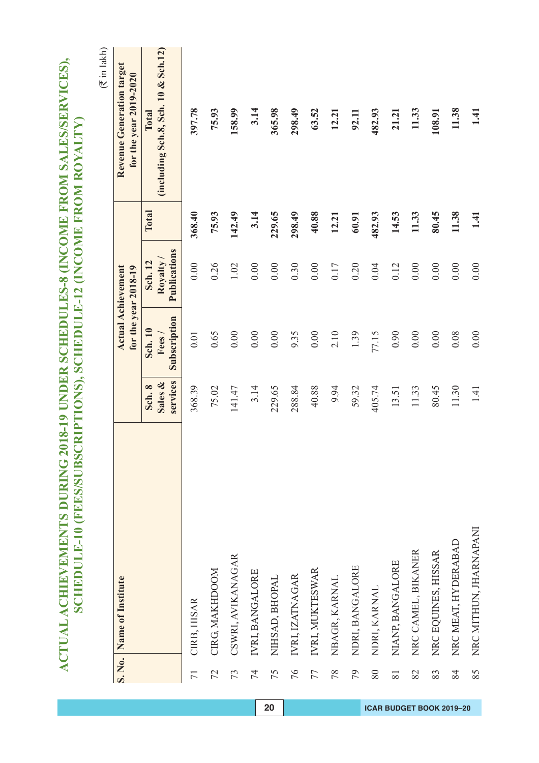# ACTUAL ACHIEVEMENTS DURING 2018-19 UNDER SCHEDULES-8 (INCOME FROM SALES/SERVICES), SCHEDULE-10 (FEES/SUBSCRIPTIONS), SCHEDULE-12 (INCOME FROM ROYALTY)

(₹ in lakh)

| S. No. | Name of Institute | Actual Achievement for the year 2018-19 | | | | Revenue Generation target for the year 2019-2020 |
|---|---|---|---|---|---|---|
| | | Sch. 8 Sales & services | Sch. 10 Fees / Subscription | Sch. 12 Royalty / Publications | Total | Total (including Sch.8, Sch. 10 & Sch.12) |
| 71 | CIRB, HISAR | 368.39 | 0.01 | 0.00 | **368.40** | **397.78** |
| 72 | CIRG, MAKHDOOM | 75.02 | 0.65 | 0.26 | **75.93** | **75.93** |
| 73 | CSWRI, AVIKANAGAR | 141.47 | 0.00 | 1.02 | **142.49** | **158.99** |
| 74 | IVRI, BANGALORE | 3.14 | 0.00 | 0.00 | **3.14** | **3.14** |
| 75 | NIHSAD, BHOPAL | 229.65 | 0.00 | 0.00 | **229.65** | **365.98** |
| 76 | IVRI, IZATNAGAR | 288.84 | 9.35 | 0.30 | **298.49** | **298.49** |
| 77 | IVRI, MUKTESWAR | 40.88 | 0.00 | 0.00 | **40.88** | **63.52** |
| 78 | NBAGR, KARNAL | 9.94 | 2.10 | 0.17 | **12.21** | **12.21** |
| 79 | NDRI, BANGALORE | 59.32 | 1.39 | 0.20 | **60.91** | **92.11** |
| 80 | NDRI, KARNAL | 405.74 | 77.15 | 0.04 | **482.93** | **482.93** |
| 81 | NIANP, BANGALORE | 13.51 | 0.90 | 0.12 | **14.53** | **21.21** |
| 82 | NRC CAMEL, BIKANER | 11.33 | 0.00 | 0.00 | **11.33** | **11.33** |
| 83 | NRC EQUINES, HISSAR | 80.45 | 0.00 | 0.00 | **80.45** | **108.91** |
| 84 | NRC MEAT, HYDERABAD | 11.30 | 0.08 | 0.00 | **11.38** | **11.38** |
| 85 | NRC MITHUN, JHARNAPANI | 1.41 | 0.00 | 0.00 | **1.41** | **1.41** |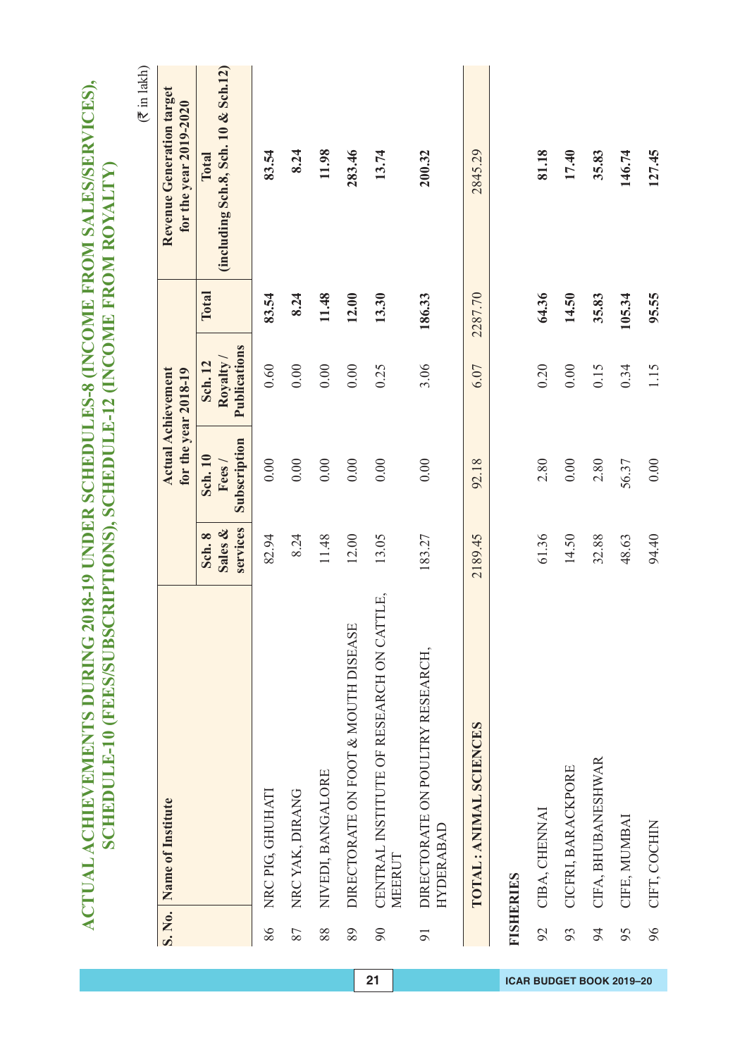# ACTUAL ACHIEVEMENTS DURING 2018-19 UNDER SCHEDULES-8 (INCOME FROM SALES/SERVICES), SCHEDULE-10 (FEES/SUBSCRIPTIONS), SCHEDULE-12 (INCOME FROM ROYALTY)

(₹ in lakh)

| S. No. | Name of Institute | Actual Achievement for the year 2018-19 | | | | Revenue Generation target for the year 2019-2020 |
|---|---|---|---|---|---|---|
| | | Sch. 8 Sales & services | Sch. 10 Fees / Subscription | Sch. 12 Royalty / Publications | Total | Total (including Sch.8, Sch. 10 & Sch.12) |
| 86 | NRC PIG, GHUHATI | 82.94 | 0.00 | 0.60 | **83.54** | **83.54** |
| 87 | NRC YAK, DIRANG | 8.24 | 0.00 | 0.00 | **8.24** | **8.24** |
| 88 | NIVEDI, BANGALORE | 11.48 | 0.00 | 0.00 | **11.48** | **11.98** |
| 89 | DIRECTORATE ON FOOT & MOUTH DISEASE | 12.00 | 0.00 | 0.00 | **12.00** | **283.46** |
| 90 | CENTRAL INSTITUTE OF RESEARCH ON CATTLE, MEERUT | 13.05 | 0.00 | 0.25 | **13.30** | **13.74** |
| 91 | DIRECTORATE ON POULTRY RESEARCH, HYDERABAD | 183.27 | 0.00 | 3.06 | **186.33** | **200.32** |
| | **TOTAL : ANIMAL SCIENCES** | 2189.45 | 92.18 | 6.07 | 2287.70 | 2845.29 |
| | **FISHERIES** | | | | | |
| 92 | CIBA, CHENNAI | 61.36 | 2.80 | 0.20 | **64.36** | **81.18** |
| 93 | CICFRI, BARACKPORE | 14.50 | 0.00 | 0.00 | **14.50** | **17.40** |
| 94 | CIFA, BHUBANESHWAR | 32.88 | 2.80 | 0.15 | **35.83** | **35.83** |
| 95 | CIFE, MUMBAI | 48.63 | 56.37 | 0.34 | **105.34** | **146.74** |
| 96 | CIFT, COCHIN | 94.40 | 0.00 | 1.15 | **95.55** | **127.45** |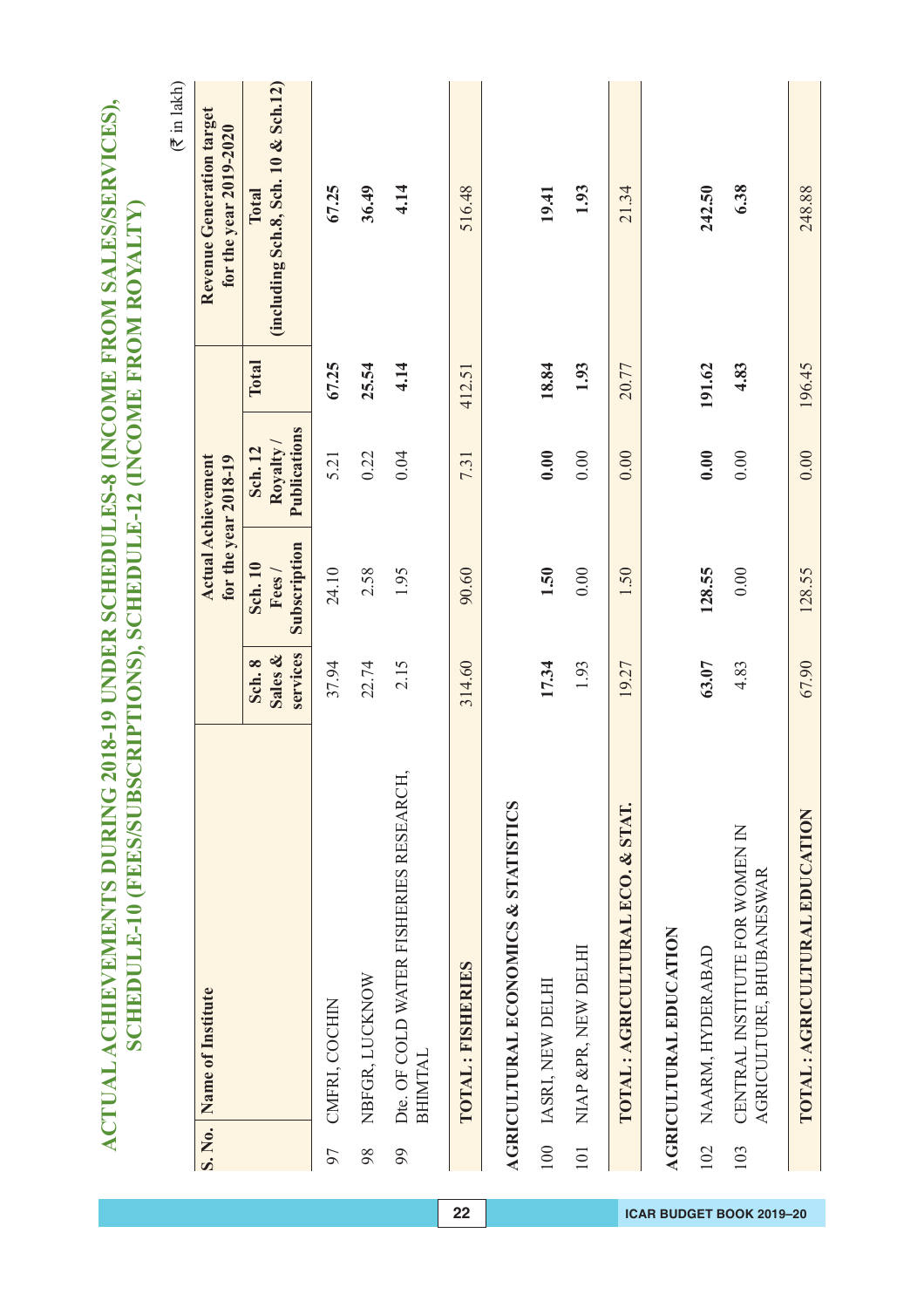# ACTUAL ACHIEVEMENTS DURING 2018-19 UNDER SCHEDULES-8 (INCOME FROM SALES/SERVICES), SCHEDULE-10 (FEES/SUBSCRIPTIONS), SCHEDULE-12 (INCOME FROM ROYALTY)

(₹ in lakh)

| S. No. | Name of Institute | Actual Achievement for the year 2018-19 | | | | Revenue Generation target for the year 2019-2020 |
|---|---|---|---|---|---|---|
| | | Sch. 8 Sales & services | Sch. 10 Fees / Subscription | Sch. 12 Royalty / Publications | Total | Total (including Sch.8, Sch. 10 & Sch.12) |
| 97 | CMFRI, COCHIN | 37.94 | 24.10 | 5.21 | **67.25** | **67.25** |
| 98 | NBFGR, LUCKNOW | 22.74 | 2.58 | 0.22 | **25.54** | **36.49** |
| 99 | Dte. OF COLD WATER FISHERIES RESEARCH, BHIMTAL | 2.15 | 1.95 | 0.04 | **4.14** | **4.14** |
| | **TOTAL : FISHERIES** | 314.60 | 90.60 | 7.31 | 412.51 | 516.48 |
| | **AGRICULTURAL ECONOMICS & STATISTICS** | | | | | |
| 100 | IASRI, NEW DELHI | **17.34** | **1.50** | **0.00** | **18.84** | **19.41** |
| 101 | NIAP &PR, NEW DELHI | 1.93 | 0.00 | 0.00 | **1.93** | **1.93** |
| | **TOTAL : AGRICULTURAL ECO. & STAT.** | 19.27 | 1.50 | 0.00 | 20.77 | 21.34 |
| | **AGRICULTURAL EDUCATION** | | | | | |
| 102 | NAARM, HYDERABAD | **63.07** | **128.55** | **0.00** | **191.62** | **242.50** |
| 103 | CENTRAL INSTITUTE FOR WOMEN IN AGRICULTURE, BHUBANESWAR | 4.83 | 0.00 | 0.00 | **4.83** | **6.38** |
| | **TOTAL : AGRICULTURAL EDUCATION** | 67.90 | 128.55 | 0.00 | 196.45 | 248.88 |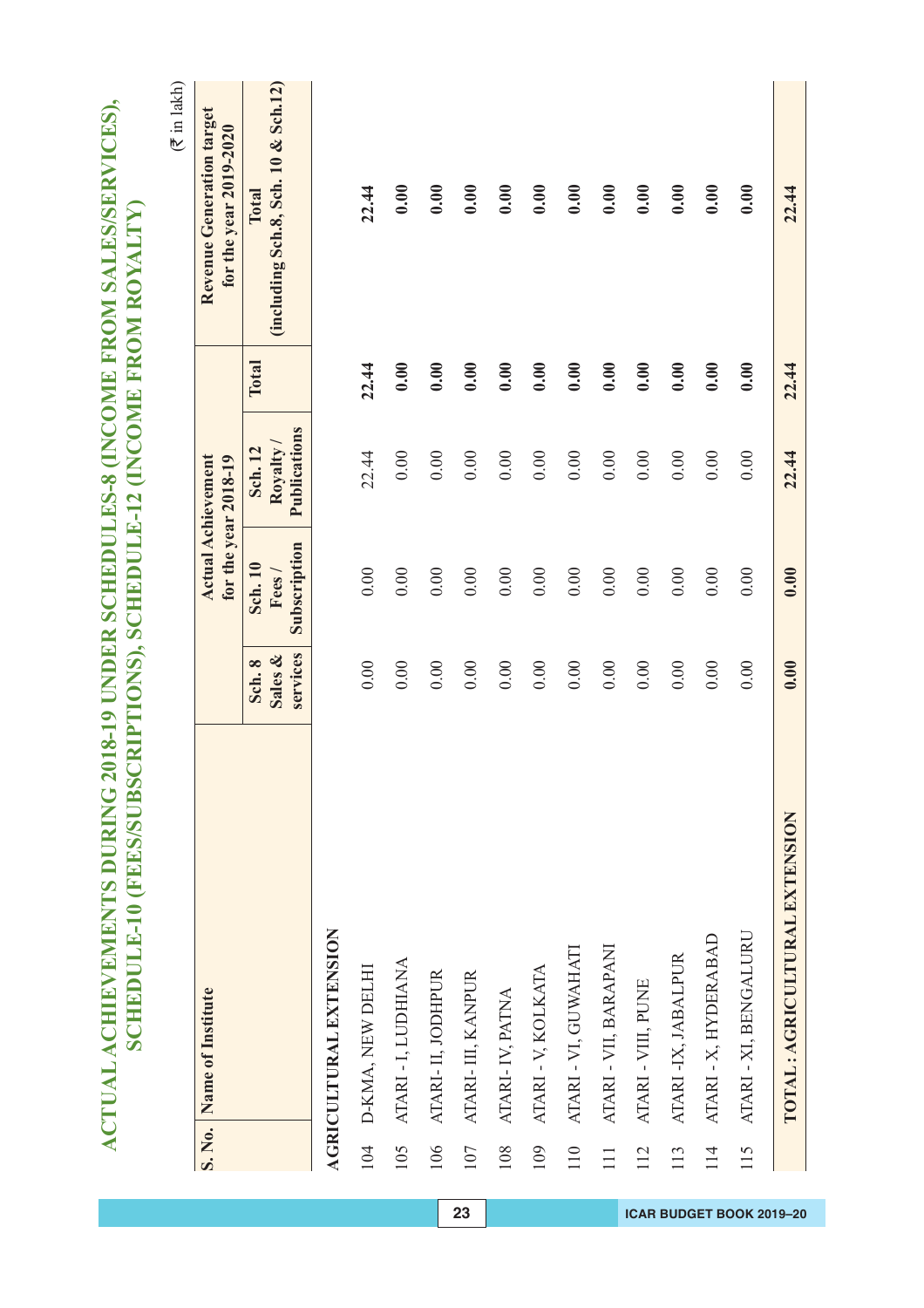# ACTUAL ACHIEVEMENTS DURING 2018-19 UNDER SCHEDULES-8 (INCOME FROM SALES/SERVICES), SCHEDULE-10 (FEES/SUBSCRIPTIONS), SCHEDULE-12 (INCOME FROM ROYALTY)

(₹ in lakh)

| S. No. | Name of Institute | Actual Achievement for the year 2018-19 | | | | Revenue Generation target for the year 2019-2020 |
|---|---|---|---|---|---|---|
| | | Sch. 8 Sales & services | Sch. 10 Fees / Subscription | Sch. 12 Royalty / Publications | Total | Total (including Sch.8, Sch. 10 & Sch.12) |
| | **AGRICULTURAL EXTENSION** | | | | | |
| 104 | D-KMA, NEW DELHI | 0.00 | 0.00 | 22.44 | **22.44** | **22.44** |
| 105 | ATARI - I, LUDHIANA | 0.00 | 0.00 | 0.00 | **0.00** | **0.00** |
| 106 | ATARI - II, JODHPUR | 0.00 | 0.00 | 0.00 | **0.00** | **0.00** |
| 107 | ATARI - III, KANPUR | 0.00 | 0.00 | 0.00 | **0.00** | **0.00** |
| 108 | ATARI - IV, PATNA | 0.00 | 0.00 | 0.00 | **0.00** | **0.00** |
| 109 | ATARI - V, KOLKATA | 0.00 | 0.00 | 0.00 | **0.00** | **0.00** |
| 110 | ATARI - VI, GUWAHATI | 0.00 | 0.00 | 0.00 | **0.00** | **0.00** |
| 111 | ATARI - VII, BARAPANI | 0.00 | 0.00 | 0.00 | **0.00** | **0.00** |
| 112 | ATARI - VIII, PUNE | 0.00 | 0.00 | 0.00 | **0.00** | **0.00** |
| 113 | ATARI -IX, JABALPUR | 0.00 | 0.00 | 0.00 | **0.00** | **0.00** |
| 114 | ATARI - X, HYDERABAD | 0.00 | 0.00 | 0.00 | **0.00** | **0.00** |
| 115 | ATARI - XI, BENGALURU | 0.00 | 0.00 | 0.00 | **0.00** | **0.00** |
| | **TOTAL : AGRICULTURAL EXTENSION** | **0.00** | **0.00** | **22.44** | **22.44** | **22.44** |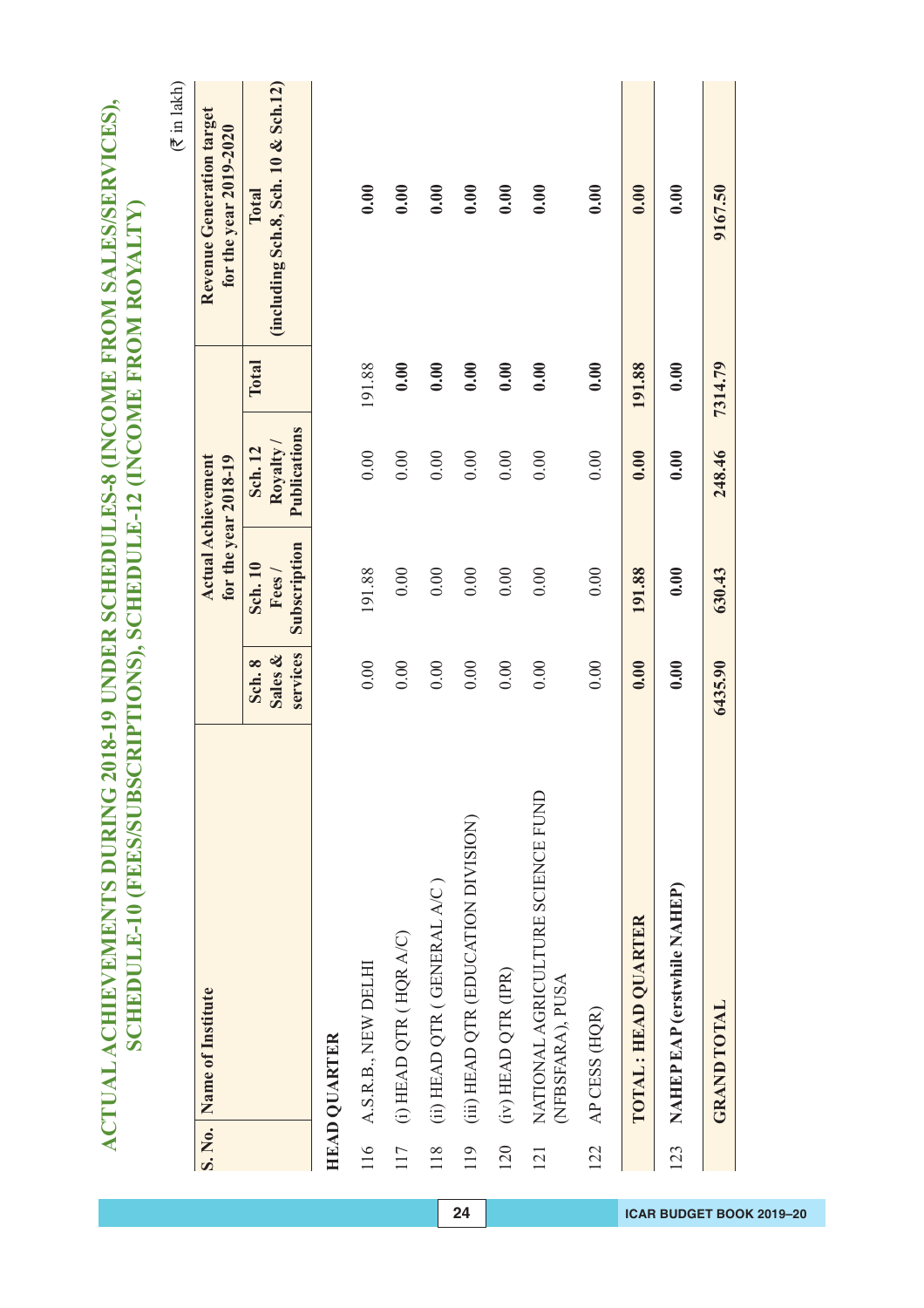# ACTUAL ACHIEVEMENTS DURING 2018-19 UNDER SCHEDULES-8 (INCOME FROM SALES/SERVICES), SCHEDULE-10 (FEES/SUBSCRIPTIONS), SCHEDULE-12 (INCOME FROM ROYALTY)

(₹ in lakh)

| S. No. | Name of Institute | Actual Achievement for the year 2018-19 | | | | Revenue Generation target for the year 2019-2020 |
|---|---|---|---|---|---|---|
| | | Sch. 8 Sales & services | Sch. 10 Fees / Subscription | Sch. 12 Royalty / Publications | Total | Total (including Sch.8, Sch. 10 & Sch.12) |
| | **HEAD QUARTER** | | | | | |
| 116 | A.S.R.B., NEW DELHI | 0.00 | 191.88 | 0.00 | 191.88 | 0.00 |
| 117 | (i) HEAD QTR ( HQR A/C) | 0.00 | 0.00 | 0.00 | 0.00 | 0.00 |
| 118 | (ii) HEAD QTR ( GENERAL A/C ) | 0.00 | 0.00 | 0.00 | 0.00 | 0.00 |
| 119 | (iii) HEAD QTR (EDUCATION DIVISION) | 0.00 | 0.00 | 0.00 | 0.00 | 0.00 |
| 120 | (iv) HEAD QTR (IPR) | 0.00 | 0.00 | 0.00 | 0.00 | 0.00 |
| 121 | NATIONAL AGRICULTURE SCIENCE FUND (NFBSFARA), PUSA | 0.00 | 0.00 | 0.00 | 0.00 | 0.00 |
| 122 | AP CESS (HQR) | 0.00 | 0.00 | 0.00 | 0.00 | 0.00 |
| | **TOTAL : HEAD QUARTER** | **0.00** | **191.88** | **0.00** | **191.88** | **0.00** |
| 123 | **NAHEP EAP (erstwhile NAHEP)** | **0.00** | **0.00** | **0.00** | **0.00** | **0.00** |
| | **GRAND TOTAL** | **6435.90** | **630.43** | **248.46** | **7314.79** | **9167.50** |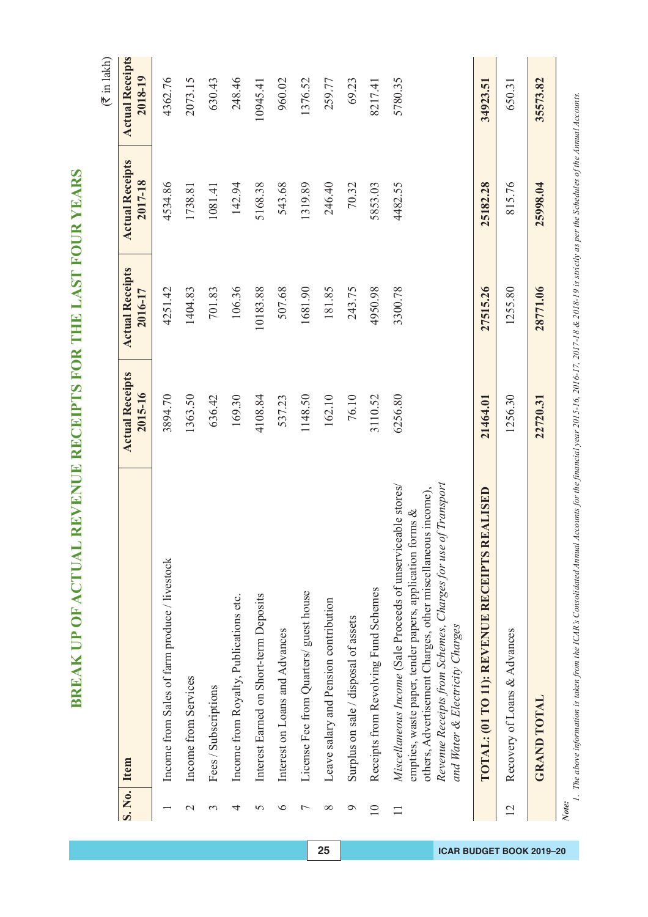# BREAK UP OF ACTUAL REVENUE RECEIPTS FOR THE LAST FOUR YEARS

(₹ in lakh)

| S. No. | Item | Actual Receipts 2015-16 | Actual Receipts 2016-17 | Actual Receipts 2017-18 | Actual Receipts 2018-19 |
|---|---|---|---|---|---|
| 1 | Income from Sales of farm produce / livestock | 3894.70 | 4251.42 | 4534.86 | 4362.76 |
| 2 | Income from Services | 1363.50 | 1404.83 | 1738.81 | 2073.15 |
| 3 | Fees / Subscriptions | 636.42 | 701.83 | 1081.41 | 630.43 |
| 4 | Income from Royalty, Publications etc. | 169.30 | 106.36 | 142.94 | 248.46 |
| 5 | Interest Earned on Short-term Deposits | 4108.84 | 10183.88 | 5168.38 | 10945.41 |
| 6 | Interest on Loans and Advances | 537.23 | 507.68 | 543.68 | 960.02 |
| 7 | License Fee from Quarters/ guest house | 1148.50 | 1681.90 | 1319.89 | 1376.52 |
| 8 | Leave salary and Pension contribution | 162.10 | 181.85 | 246.40 | 259.77 |
| 9 | Surplus on sale / disposal of assets | 76.10 | 243.75 | 70.32 | 69.23 |
| 10 | Receipts from Revolving Fund Schemes | 3110.52 | 4950.98 | 5853.03 | 8217.41 |
| 11 | *Miscellaneous Income* (Sale Proceeds of unserviceable stores/ empties, waste paper, tender papers, application forms & others, Advertisement Charges, other miscellaneous income), *Revenue Receipts from Schemes, Charges for use of Transport and Water & Electricity Charges* | 6256.80 | 3300.78 | 4482.55 | 5780.35 |
| | **TOTAL: (01 TO 11): REVENUE RECEIPTS REALISED** | **21464.01** | **27515.26** | **25182.28** | **34923.51** |
| 12 | Recovery of Loans & Advances | 1256.30 | 1255.80 | 815.76 | 650.31 |
| | **GRAND TOTAL** | **22720.31** | **28771.06** | **25998.04** | **35573.82** |

*Note:*

*1. The above information is taken from the ICAR's Consolidated Annual Accounts for the financial year 2015-16, 2016-17, 2017-18 & 2018-19 is strictly as per the Schedules of the Annual Accounts.*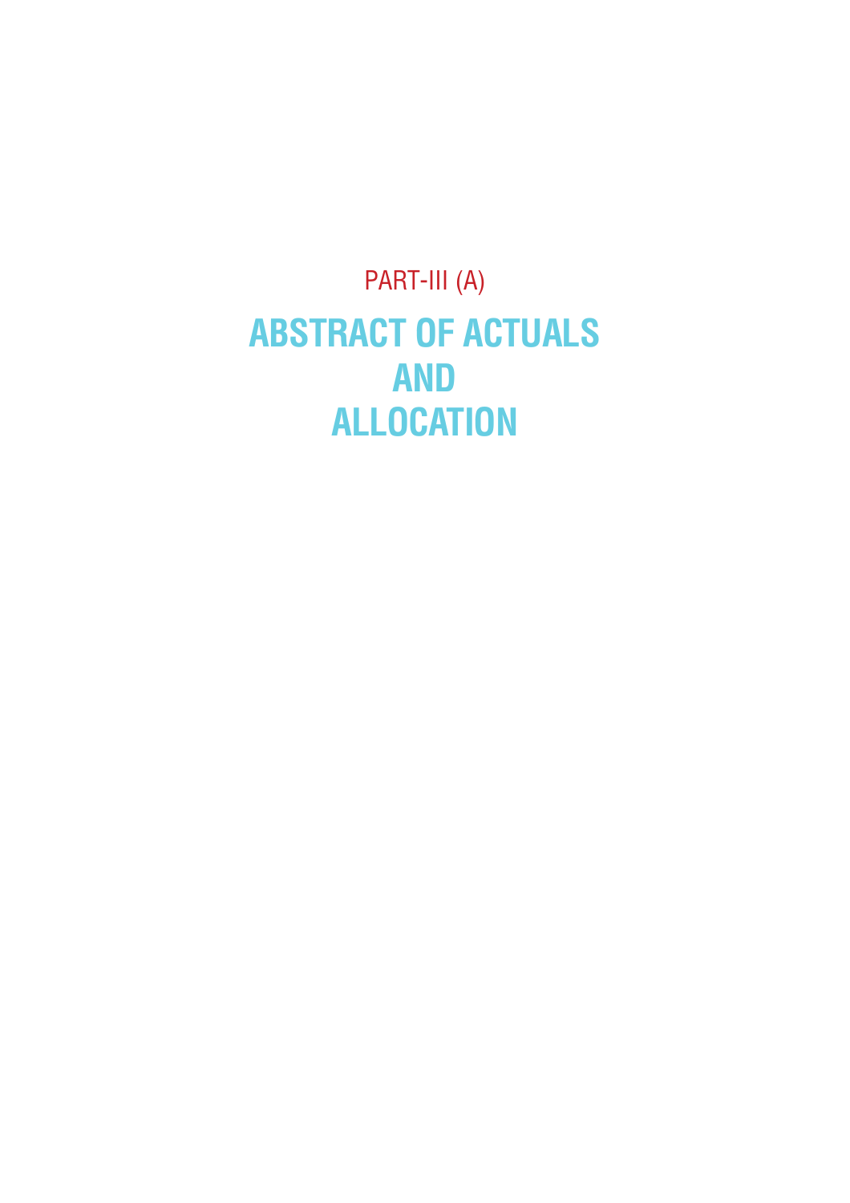PART-III (A)

# ABSTRACT OF ACTUALS AND ALLOCATION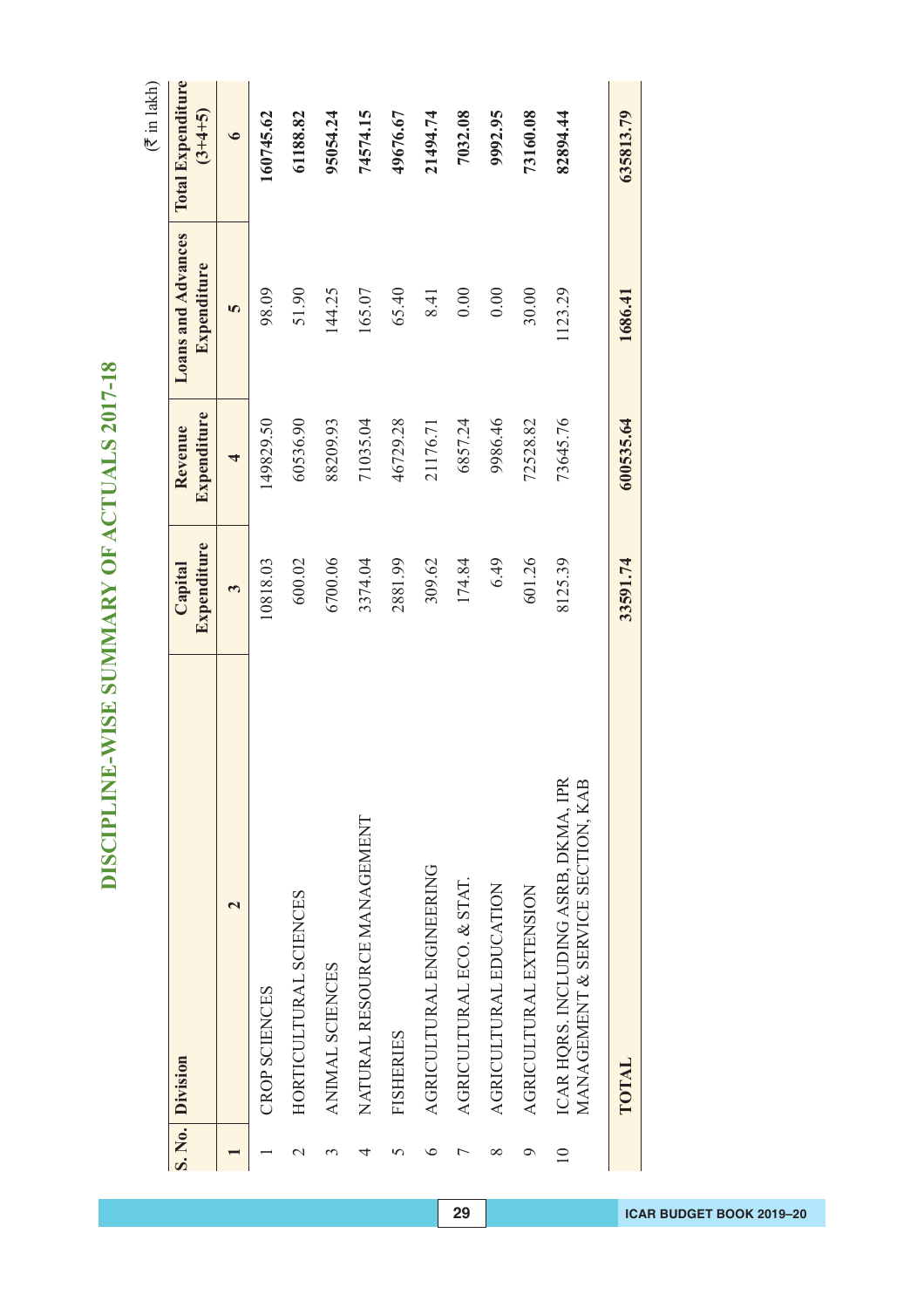# DISCIPLINE-WISE SUMMARY OF ACTUALS 2017-18

(₹ in lakh)

| S. No. | Division | Capital Expenditure | Revenue Expenditure | Loans and Advances Expenditure | Total Expenditure (3+4+5) |
|---|---|---|---|---|---|
| 1 | 2 | 3 | 4 | 5 | 6 |
| 1 | CROP SCIENCES | 10818.03 | 149829.50 | 98.09 | 160745.62 |
| 2 | HORTICULTURAL SCIENCES | 600.02 | 60536.90 | 51.90 | 61188.82 |
| 3 | ANIMAL SCIENCES | 6700.06 | 88209.93 | 144.25 | 95054.24 |
| 4 | NATURAL RESOURCE MANAGEMENT | 3374.04 | 71035.04 | 165.07 | 74574.15 |
| 5 | FISHERIES | 2881.99 | 46729.28 | 65.40 | 49676.67 |
| 6 | AGRICULTURAL ENGINEERING | 309.62 | 21176.71 | 8.41 | 21494.74 |
| 7 | AGRICULTURAL ECO. & STAT. | 174.84 | 6857.24 | 0.00 | 7032.08 |
| 8 | AGRICULTURAL EDUCATION | 6.49 | 9986.46 | 0.00 | 9992.95 |
| 9 | AGRICULTURAL EXTENSION | 601.26 | 72528.82 | 30.00 | 73160.08 |
| 10 | ICAR HQRS. INCLUDING ASRB, DKMA, IPR MANAGEMENT & SERVICE SECTION, KAB | 8125.39 | 73645.76 | 1123.29 | 82894.44 |
| | **TOTAL** | **33591.74** | **600535.64** | **1686.41** | **635813.79** |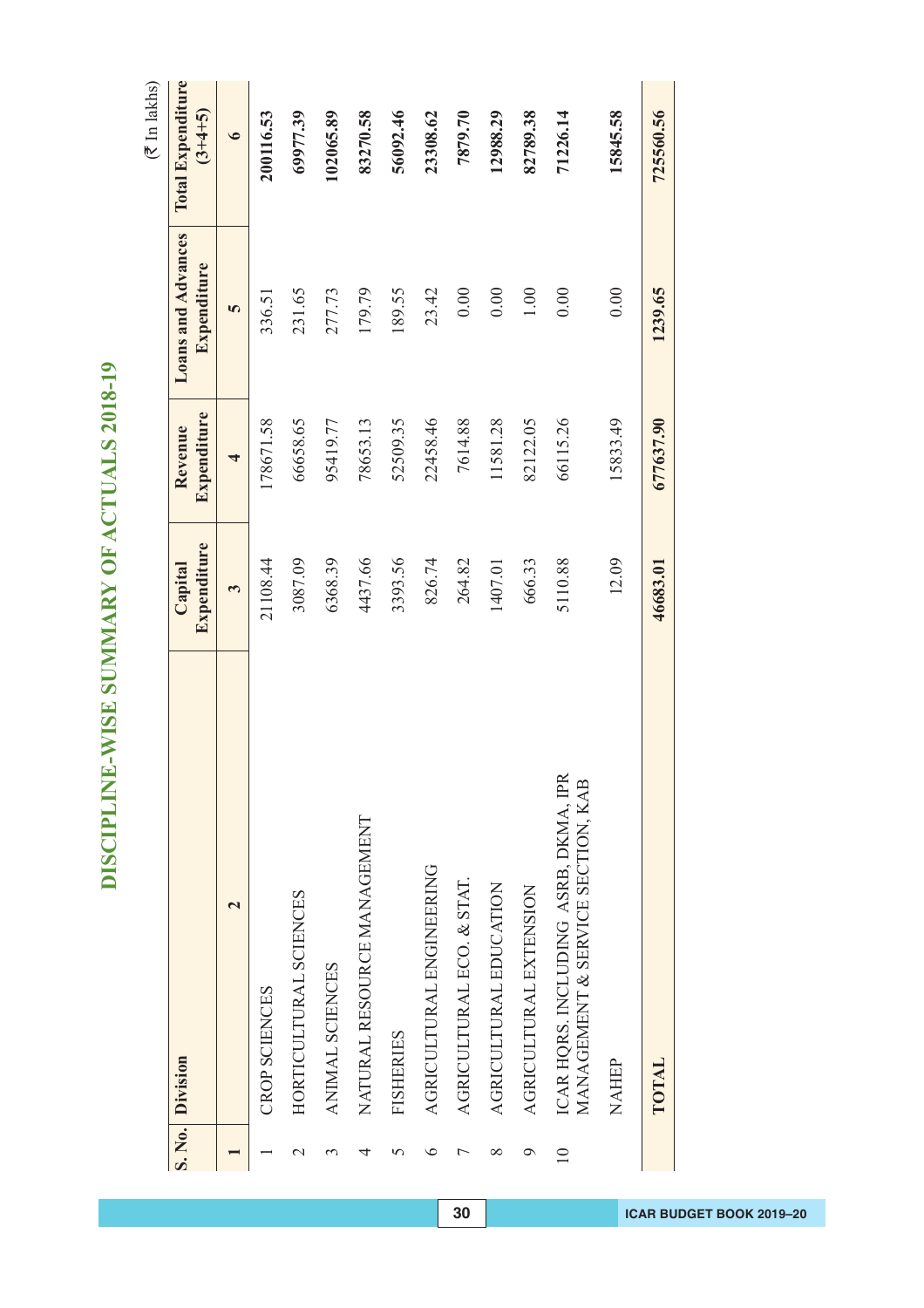# DISCIPLINE-WISE SUMMARY OF ACTUALS 2018-19

(₹ In lakhs)

| S. No. | Division | Capital Expenditure | Revenue Expenditure | Loans and Advances Expenditure | Total Expenditure (3+4+5) |
|---|---|---|---|---|---|
| 1 | 2 | 3 | 4 | 5 | 6 |
| 1 | CROP SCIENCES | 21108.44 | 178671.58 | 336.51 | 200116.53 |
| 2 | HORTICULTURAL SCIENCES | 3087.09 | 66658.65 | 231.65 | 69977.39 |
| 3 | ANIMAL SCIENCES | 6368.39 | 95419.77 | 277.73 | 102065.89 |
| 4 | NATURAL RESOURCE MANAGEMENT | 4437.66 | 78653.13 | 179.79 | 83270.58 |
| 5 | FISHERIES | 3393.56 | 52509.35 | 189.55 | 56092.46 |
| 6 | AGRICULTURAL ENGINEERING | 826.74 | 22458.46 | 23.42 | 23308.62 |
| 7 | AGRICULTURAL ECO. & STAT. | 264.82 | 7614.88 | 0.00 | 7879.70 |
| 8 | AGRICULTURAL EDUCATION | 1407.01 | 11581.28 | 0.00 | 12988.29 |
| 9 | AGRICULTURAL EXTENSION | 666.33 | 82122.05 | 1.00 | 82789.38 |
| 10 | ICAR HQRS. INCLUDING ASRB, DKMA, IPR MANAGEMENT & SERVICE SECTION, KAB | 5110.88 | 66115.26 | 0.00 | 71226.14 |
| | NAHEP | 12.09 | 15833.49 | 0.00 | 15845.58 |
| | **TOTAL** | **46683.01** | **677637.90** | **1239.65** | **725560.56** |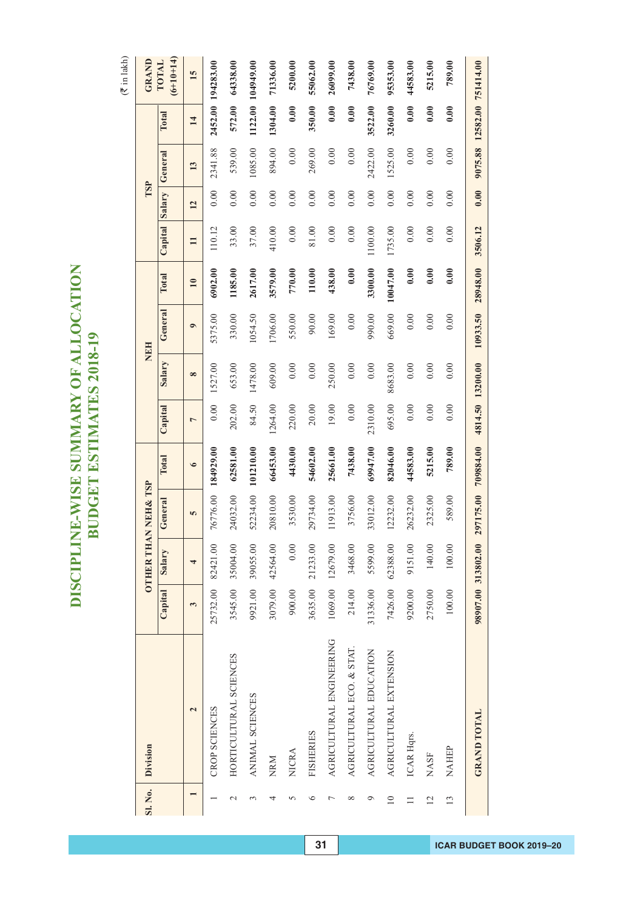# DISCIPLINE-WISE SUMMARY OF ALLOCATION
## BUDGET ESTIMATES 2018-19

(₹ in lakh)

| Sl. No. | Division | OTHER THAN NEH& TSP | | | | NEH | | | | TSP | | | | GRAND TOTAL (6+10+14) |
|---|---|---|---|---|---|---|---|---|---|---|---|---|---|---|
| | | Capital | Salary | General | Total | Capital | Salary | General | Total | Capital | Salary | General | Total | |
| 1 | 2 | 3 | 4 | 5 | 6 | 7 | 8 | 9 | 10 | 11 | 12 | 13 | 14 | 15 |
| 1 | CROP SCIENCES | 25732.00 | 82421.00 | 76776.00 | **184929.00** | 0.00 | 1527.00 | 5375.00 | **6902.00** | 110.12 | 0.00 | 2341.88 | **2452.00** | **194283.00** |
| 2 | HORTICULTURAL SCIENCES | 3545.00 | 35004.00 | 24032.00 | **62581.00** | 202.00 | 653.00 | 330.00 | **1185.00** | 33.00 | 0.00 | 539.00 | **572.00** | **64338.00** |
| 3 | ANIMAL SCIENCES | 9921.00 | 39055.00 | 52234.00 | **101210.00** | 84.50 | 1478.00 | 1054.50 | **2617.00** | 37.00 | 0.00 | 1085.00 | **1122.00** | **104949.00** |
| 4 | NRM | 3079.00 | 42564.00 | 20810.00 | **66453.00** | 1264.00 | 609.00 | 1706.00 | **3579.00** | 410.00 | 0.00 | 894.00 | **1304.00** | **71336.00** |
| 5 | NICRA | 900.00 | 0.00 | 3530.00 | **4430.00** | 220.00 | 0.00 | 550.00 | **770.00** | 0.00 | 0.00 | 0.00 | **0.00** | **5200.00** |
| 6 | FISHERIES | 3635.00 | 21233.00 | 29734.00 | **54602.00** | 20.00 | 0.00 | 90.00 | **110.00** | 81.00 | 0.00 | 269.00 | **350.00** | **55062.00** |
| 7 | AGRICULTURAL ENGINEERING | 1069.00 | 12679.00 | 11913.00 | **25661.00** | 19.00 | 250.00 | 169.00 | **438.00** | 0.00 | 0.00 | 0.00 | **0.00** | **26099.00** |
| 8 | AGRICULTURAL ECO. & STAT. | 214.00 | 3468.00 | 3756.00 | **7438.00** | 0.00 | 0.00 | 0.00 | **0.00** | 0.00 | 0.00 | 0.00 | **0.00** | **7438.00** |
| 9 | AGRICULTURAL EDUCATION | 31336.00 | 5599.00 | 33012.00 | **69947.00** | 2310.00 | 0.00 | 990.00 | **3300.00** | 1100.00 | 0.00 | 2422.00 | **3522.00** | **76769.00** |
| 10 | AGRICULTURAL EXTENSION | 7426.00 | 62388.00 | 12232.00 | **82046.00** | 695.00 | 8683.00 | 669.00 | **10047.00** | 1735.00 | 0.00 | 1525.00 | **3260.00** | **95353.00** |
| 11 | ICAR Hqrs. | 9200.00 | 9151.00 | 26232.00 | **44583.00** | 0.00 | 0.00 | 0.00 | **0.00** | 0.00 | 0.00 | 0.00 | **0.00** | **44583.00** |
| 12 | NASF | 2750.00 | 140.00 | 2325.00 | **5215.00** | 0.00 | 0.00 | 0.00 | **0.00** | 0.00 | 0.00 | 0.00 | **0.00** | **5215.00** |
| 13 | NAHEP | 100.00 | 100.00 | 589.00 | **789.00** | 0.00 | 0.00 | 0.00 | **0.00** | 0.00 | 0.00 | 0.00 | **0.00** | **789.00** |
| | **GRAND TOTAL** | **98907.00** | **313802.00** | **297175.00** | **709884.00** | **4814.50** | **13200.00** | **10933.50** | **28948.00** | **3506.12** | **0.00** | **9075.88** | **12582.00** | **751414.00** |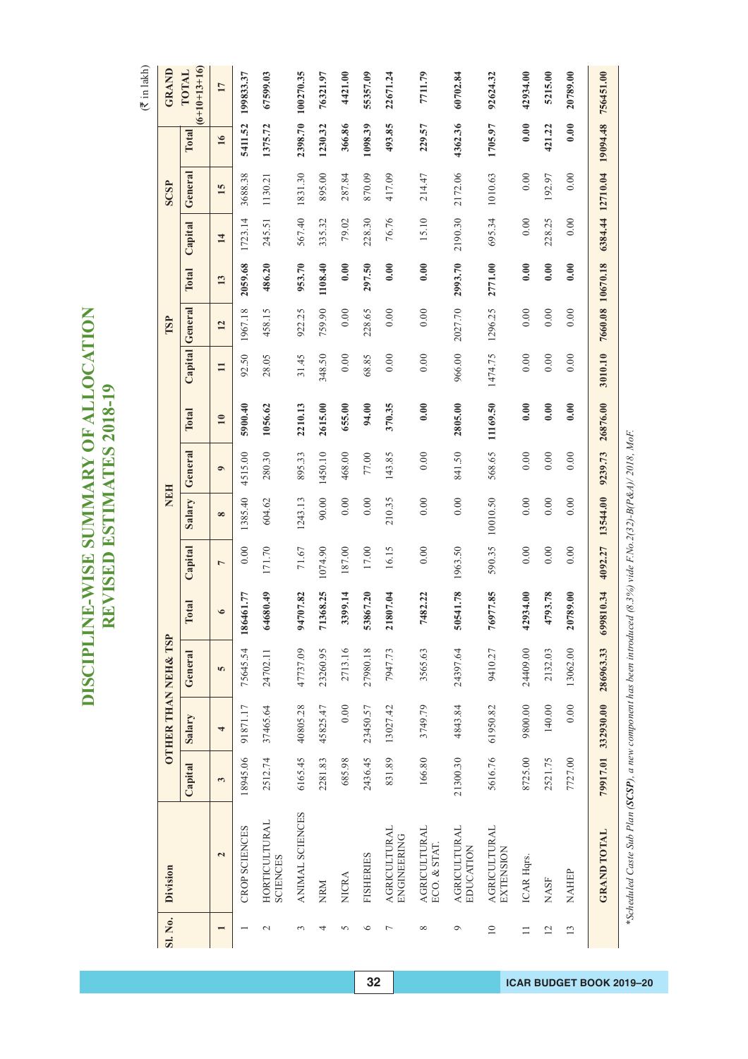# DISCIPLINE-WISE SUMMARY OF ALLOCATION REVISED ESTIMATES 2018-19

(₹ in lakh)

| Sl. No. | Division | OTHER THAN NEH& TSP | | | | NEH | | | | TSP | | | SCSP | | | GRAND TOTAL (6+10+13+16) |
|---|---|---|---|---|---|---|---|---|---|---|---|---|---|---|---|---|
| | | Capital | Salary | General | Total | Capital | Salary | General | Total | Capital | General | Total | Capital | General | Total | |
| 1 | 2 | 3 | 4 | 5 | 6 | 7 | 8 | 9 | 10 | 11 | 12 | 13 | 14 | 15 | 16 | 17 |
| 1 | CROP SCIENCES | 18945.06 | 91871.17 | 75645.54 | **186461.77** | 0.00 | 1385.40 | 4515.00 | **5900.40** | 92.50 | 1967.18 | **2059.68** | 1723.14 | 3688.38 | **5411.52** | **199833.37** |
| 2 | HORTICULTURAL SCIENCES | 2512.74 | 37465.64 | 24702.11 | **64680.49** | 171.70 | 604.62 | 280.30 | **1056.62** | 28.05 | 458.15 | **486.20** | 245.51 | 1130.21 | **1375.72** | **67599.03** |
| 3 | ANIMAL SCIENCES | 6165.45 | 40805.28 | 47737.09 | **94707.82** | 71.67 | 1243.13 | 895.33 | **2210.13** | 31.45 | 922.25 | **953.70** | 567.40 | 1831.30 | **2398.70** | **100270.35** |
| 4 | NRM | 2281.83 | 45825.47 | 23260.95 | **71368.25** | 1074.90 | 90.00 | 1450.10 | **2615.00** | 348.50 | 759.90 | **1108.40** | 335.32 | 895.00 | **1230.32** | **76321.97** |
| 5 | NICRA | 685.98 | 0.00 | 2713.16 | **3399.14** | 187.00 | 0.00 | 468.00 | **655.00** | 0.00 | 0.00 | **0.00** | 79.02 | 287.84 | **366.86** | **4421.00** |
| 6 | FISHERIES | 2436.45 | 23450.57 | 27980.18 | **53867.20** | 17.00 | 0.00 | 77.00 | **94.00** | 68.85 | 228.65 | **297.50** | 228.30 | 870.09 | **1098.39** | **55357.09** |
| 7 | AGRICULTURAL ENGINEERING | 831.89 | 13027.42 | 7947.73 | **21807.04** | 16.15 | 210.35 | 143.85 | **370.35** | 0.00 | 0.00 | **0.00** | 76.76 | 417.09 | **493.85** | **22671.24** |
| 8 | AGRICULTURAL ECO. & STAT. | 166.80 | 3749.79 | 3565.63 | **7482.22** | 0.00 | 0.00 | 0.00 | **0.00** | 0.00 | 0.00 | **0.00** | 15.10 | 214.47 | **229.57** | **7711.79** |
| 9 | AGRICULTURAL EDUCATION | 21300.30 | 4843.84 | 24397.64 | **50541.78** | 1963.50 | 0.00 | 841.50 | **2805.00** | 966.00 | 2027.70 | **2993.70** | 2190.30 | 2172.06 | **4362.36** | **60702.84** |
| 10 | AGRICULTURAL EXTENSION | 5616.76 | 61950.82 | 9410.27 | **76977.85** | 590.35 | 10010.50 | 568.65 | **11169.50** | 1474.75 | 1296.25 | **2771.00** | 695.34 | 1010.63 | **1705.97** | **92624.32** |
| 11 | ICAR Hqrs. | 8725.00 | 9800.00 | 24409.00 | **42934.00** | 0.00 | 0.00 | 0.00 | **0.00** | 0.00 | 0.00 | **0.00** | 0.00 | 0.00 | **0.00** | **42934.00** |
| 12 | NASF | 2521.75 | 140.00 | 2132.03 | **4793.78** | 0.00 | 0.00 | 0.00 | **0.00** | 0.00 | 0.00 | **0.00** | 228.25 | 192.97 | **421.22** | **5215.00** |
| 13 | NAHEP | 7727.00 | 0.00 | 13062.00 | **20789.00** | 0.00 | 0.00 | 0.00 | **0.00** | 0.00 | 0.00 | **0.00** | 0.00 | 0.00 | **0.00** | **20789.00** |
| | **GRAND TOTAL** | **79917.01** | **332930.00** | **286963.33** | **699810.34** | **4092.27** | **13544.00** | **9239.73** | **26876.00** | **3010.10** | **7660.08** | **10670.18** | **6384.44** | **12710.04** | **19094.48** | **756451.00** |

*\*Scheduled Caste Sub Plan (**SCSP**), a new component has been introduced (8.3%) vide F.No.2(32)-B(P&A)/ 2018, MoF.*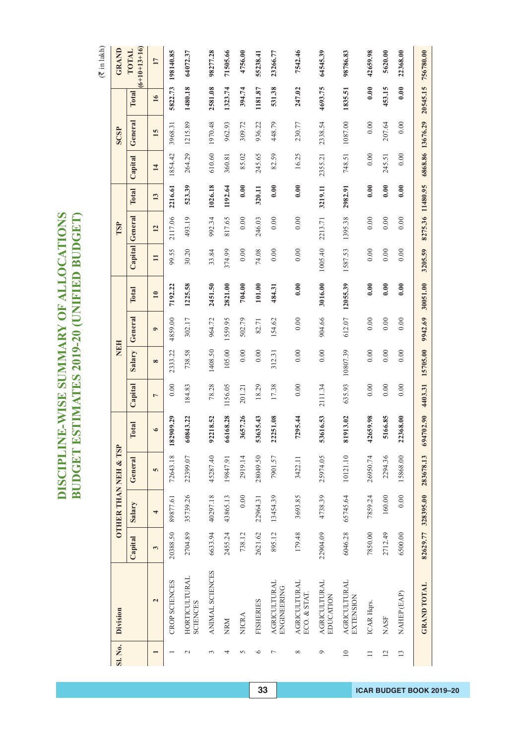# DISCIPLINE-WISE SUMMARY OF ALLOCATIONS
## BUDGET ESTIMATES 2019-20 (UNIFIED BUDGET)

(₹ in lakh)

| Sl. No. | Division | OTHER THAN NEH & TSP | | | | NEH | | | | TSP | | | SCSP | | | GRAND TOTAL (6+10+13+16) |
|---|---|---|---|---|---|---|---|---|---|---|---|---|---|---|---|---|
| | | Capital | Salary | General | Total | Capital | Salary | General | Total | Capital | General | Total | Capital | General | Total | |
| 1 | 2 | 3 | 4 | 5 | 6 | 7 | 8 | 9 | 10 | 11 | 12 | 13 | 14 | 15 | 16 | 17 |
| 1 | CROP SCIENCES | 20388.50 | 89877.61 | 72643.18 | **182909.29** | 0.00 | 2333.22 | 4859.00 | **7192.22** | 99.55 | 2117.06 | **2216.61** | 1854.42 | 3968.31 | **5822.73** | **198140.85** |
| 2 | HORTICULTURAL SCIENCES | 2704.89 | 35739.26 | 22399.07 | **60843.22** | 184.83 | 738.58 | 302.17 | **1225.58** | 30.20 | 493.19 | **523.39** | 264.29 | 1215.89 | **1480.18** | **64072.37** |
| 3 | ANIMAL SCIENCES | 6633.94 | 40297.18 | 45287.40 | **92218.52** | 78.28 | 1408.50 | 964.72 | **2451.50** | 33.84 | 992.34 | **1026.18** | 610.60 | 1970.48 | **2581.08** | **98277.28** |
| 4 | NRM | 2455.24 | 43865.13 | 19847.91 | **66168.28** | 1156.05 | 105.00 | 1559.95 | **2821.00** | 374.99 | 817.65 | **1192.64** | 360.81 | 962.93 | **1323.74** | **71505.66** |
| 5 | NICRA | 738.12 | 0.00 | 2919.14 | **3657.26** | 201.21 | 0.00 | 502.79 | **704.00** | 0.00 | 0.00 | **0.00** | 85.02 | 309.72 | **394.74** | **4756.00** |
| 6 | FISHERIES | 2621.62 | 22964.31 | 28049.50 | **53635.43** | 18.29 | 0.00 | 82.71 | **101.00** | 74.08 | 246.03 | **320.11** | 245.65 | 936.22 | **1181.87** | **55238.41** |
| 7 | AGRICULTURAL ENGINEERING | 895.12 | 13454.39 | 7901.57 | **22251.08** | 17.38 | 312.31 | 154.62 | **484.31** | 0.00 | 0.00 | **0.00** | 82.59 | 448.79 | **531.38** | **23266.77** |
| 8 | AGRICULTURAL ECO. & STAT. | 179.48 | 3693.85 | 3422.11 | **7295.44** | 0.00 | 0.00 | 0.00 | **0.00** | 0.00 | 0.00 | **0.00** | 16.25 | 230.77 | **247.02** | **7542.46** |
| 9 | AGRICULTURAL EDUCATION | 22904.09 | 4738.39 | 25974.05 | **53616.53** | 2111.34 | 0.00 | 904.66 | **3016.00** | 1005.40 | 2213.71 | **3219.11** | 2355.21 | 2338.54 | **4693.75** | **64545.39** |
| 10 | AGRICULTURAL EXTENSION | 6046.28 | 65745.64 | 10121.10 | **81913.02** | 635.93 | 10807.39 | 612.07 | **12055.39** | 1587.53 | 1395.38 | **2982.91** | 748.51 | 1087.00 | **1835.51** | **98786.83** |
| 11 | ICAR Hqrs. | 7850.00 | 7859.24 | 26950.74 | **42659.98** | 0.00 | 0.00 | 0.00 | **0.00** | 0.00 | 0.00 | **0.00** | 0.00 | 0.00 | **0.00** | **42659.98** |
| 12 | NASF | 2712.49 | 160.00 | 2294.36 | **5166.85** | 0.00 | 0.00 | 0.00 | **0.00** | 0.00 | 0.00 | **0.00** | 245.51 | 207.64 | **453.15** | **5620.00** |
| 13 | NAHEP (EAP) | 6500.00 | 0.00 | 15868.00 | **22368.00** | 0.00 | 0.00 | 0.00 | **0.00** | 0.00 | 0.00 | **0.00** | 0.00 | 0.00 | **0.00** | **22368.00** |
| | **GRAND TOTAL** | **82629.77** | **328395.00** | **283678.13** | **694702.90** | **4403.31** | **15705.00** | **9942.69** | **30051.00** | **3205.59** | **8275.36** | **11480.95** | **6868.86** | **13676.29** | **20545.15** | **756780.00** |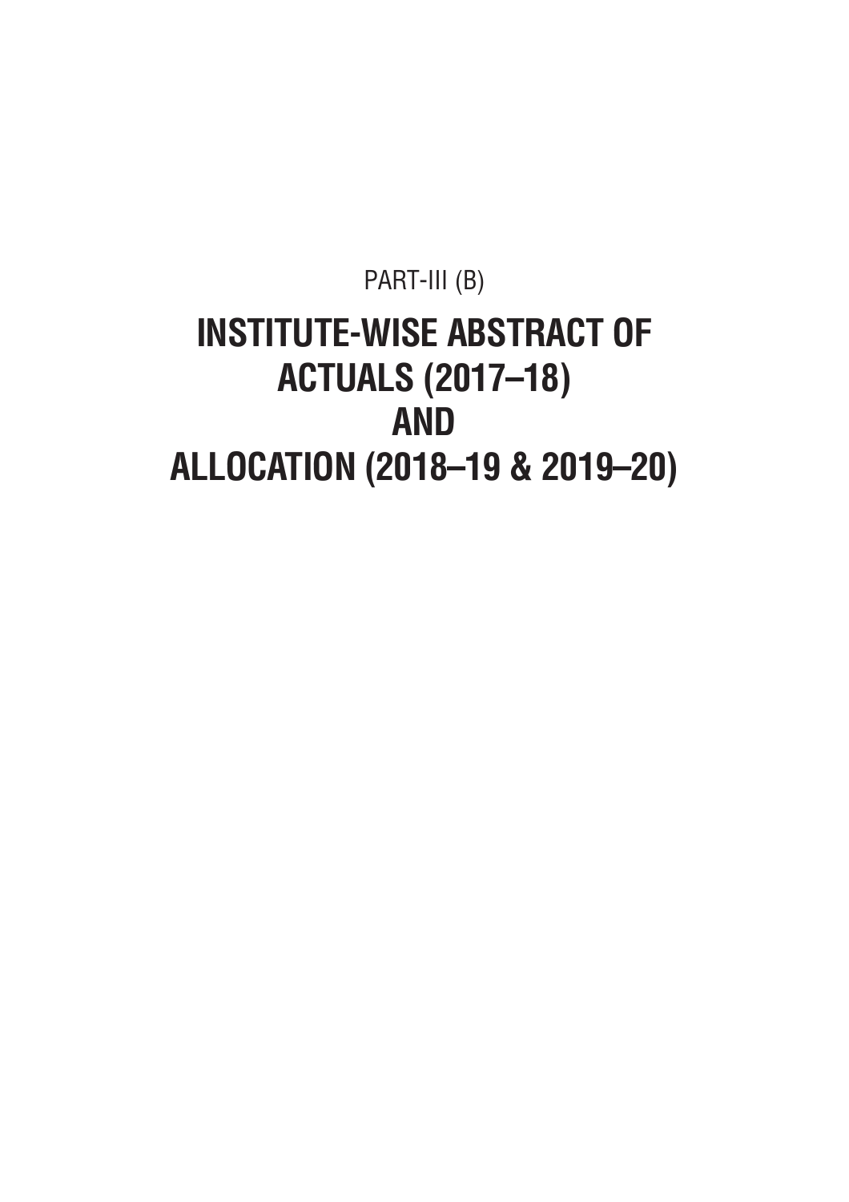PART-III (B)

# INSTITUTE-WISE ABSTRACT OF ACTUALS (2017–18) AND ALLOCATION (2018–19 & 2019–20)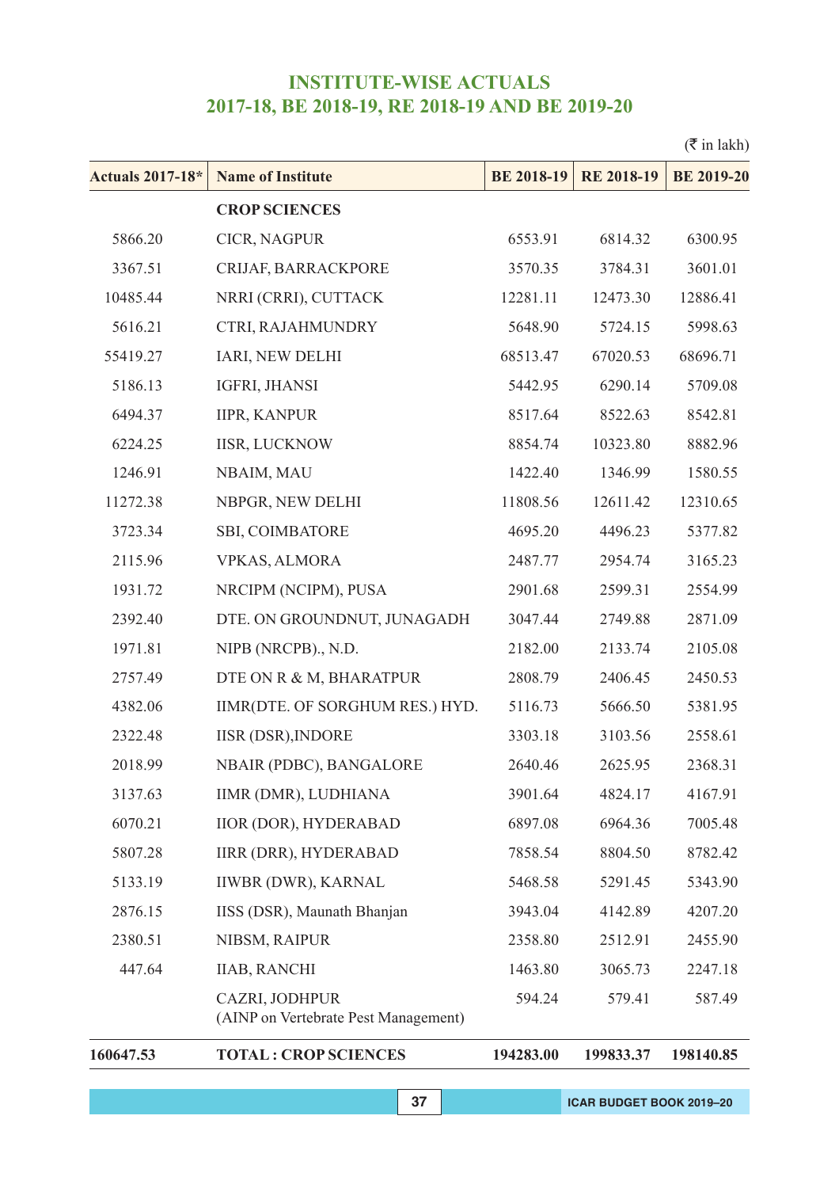# INSTITUTE-WISE ACTUALS
## 2017-18, BE 2018-19, RE 2018-19 AND BE 2019-20

(₹ in lakh)

| Actuals 2017-18* | Name of Institute | BE 2018-19 | RE 2018-19 | BE 2019-20 |
|---|---|---|---|---|
| | **CROP SCIENCES** | | | |
| 5866.20 | CICR, NAGPUR | 6553.91 | 6814.32 | 6300.95 |
| 3367.51 | CRIJAF, BARRACKPORE | 3570.35 | 3784.31 | 3601.01 |
| 10485.44 | NRRI (CRRI), CUTTACK | 12281.11 | 12473.30 | 12886.41 |
| 5616.21 | CTRI, RAJAHMUNDRY | 5648.90 | 5724.15 | 5998.63 |
| 55419.27 | IARI, NEW DELHI | 68513.47 | 67020.53 | 68696.71 |
| 5186.13 | IGFRI, JHANSI | 5442.95 | 6290.14 | 5709.08 |
| 6494.37 | IIPR, KANPUR | 8517.64 | 8522.63 | 8542.81 |
| 6224.25 | IISR, LUCKNOW | 8854.74 | 10323.80 | 8882.96 |
| 1246.91 | NBAIM, MAU | 1422.40 | 1346.99 | 1580.55 |
| 11272.38 | NBPGR, NEW DELHI | 11808.56 | 12611.42 | 12310.65 |
| 3723.34 | SBI, COIMBATORE | 4695.20 | 4496.23 | 5377.82 |
| 2115.96 | VPKAS, ALMORA | 2487.77 | 2954.74 | 3165.23 |
| 1931.72 | NRCIPM (NCIPM), PUSA | 2901.68 | 2599.31 | 2554.99 |
| 2392.40 | DTE. ON GROUNDNUT, JUNAGADH | 3047.44 | 2749.88 | 2871.09 |
| 1971.81 | NIPB (NRCPB)., N.D. | 2182.00 | 2133.74 | 2105.08 |
| 2757.49 | DTE ON R & M, BHARATPUR | 2808.79 | 2406.45 | 2450.53 |
| 4382.06 | IIMR(DTE. OF SORGHUM RES.) HYD. | 5116.73 | 5666.50 | 5381.95 |
| 2322.48 | IISR (DSR),INDORE | 3303.18 | 3103.56 | 2558.61 |
| 2018.99 | NBAIR (PDBC), BANGALORE | 2640.46 | 2625.95 | 2368.31 |
| 3137.63 | IIMR (DMR), LUDHIANA | 3901.64 | 4824.17 | 4167.91 |
| 6070.21 | IIOR (DOR), HYDERABAD | 6897.08 | 6964.36 | 7005.48 |
| 5807.28 | IIRR (DRR), HYDERABAD | 7858.54 | 8804.50 | 8782.42 |
| 5133.19 | IIWBR (DWR), KARNAL | 5468.58 | 5291.45 | 5343.90 |
| 2876.15 | IISS (DSR), Maunath Bhanjan | 3943.04 | 4142.89 | 4207.20 |
| 2380.51 | NIBSM, RAIPUR | 2358.80 | 2512.91 | 2455.90 |
| 447.64 | IIAB, RANCHI | 1463.80 | 3065.73 | 2247.18 |
| | CAZRI, JODHPUR (AINP on Vertebrate Pest Management) | 594.24 | 579.41 | 587.49 |
| **160647.53** | **TOTAL : CROP SCIENCES** | **194283.00** | **199833.37** | **198140.85** |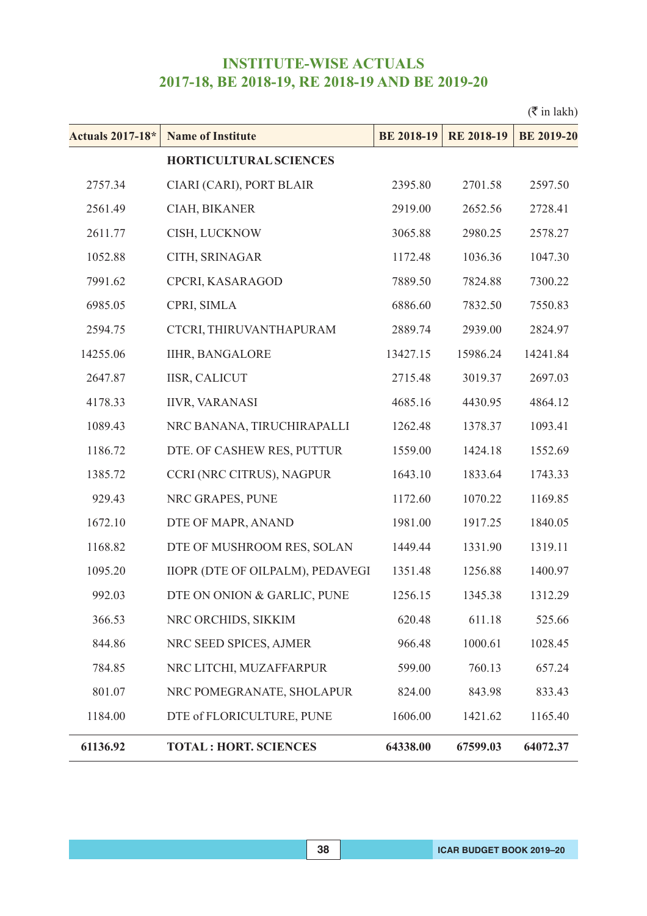# INSTITUTE-WISE ACTUALS
# 2017-18, BE 2018-19, RE 2018-19 AND BE 2019-20

(₹ in lakh)

| Actuals 2017-18* | Name of Institute | BE 2018-19 | RE 2018-19 | BE 2019-20 |
|---|---|---|---|---|
| | **HORTICULTURAL SCIENCES** | | | |
| 2757.34 | CIARI (CARI), PORT BLAIR | 2395.80 | 2701.58 | 2597.50 |
| 2561.49 | CIAH, BIKANER | 2919.00 | 2652.56 | 2728.41 |
| 2611.77 | CISH, LUCKNOW | 3065.88 | 2980.25 | 2578.27 |
| 1052.88 | CITH, SRINAGAR | 1172.48 | 1036.36 | 1047.30 |
| 7991.62 | CPCRI, KASARAGOD | 7889.50 | 7824.88 | 7300.22 |
| 6985.05 | CPRI, SIMLA | 6886.60 | 7832.50 | 7550.83 |
| 2594.75 | CTCRI, THIRUVANTHAPURAM | 2889.74 | 2939.00 | 2824.97 |
| 14255.06 | IIHR, BANGALORE | 13427.15 | 15986.24 | 14241.84 |
| 2647.87 | IISR, CALICUT | 2715.48 | 3019.37 | 2697.03 |
| 4178.33 | IIVR, VARANASI | 4685.16 | 4430.95 | 4864.12 |
| 1089.43 | NRC BANANA, TIRUCHIRAPALLI | 1262.48 | 1378.37 | 1093.41 |
| 1186.72 | DTE. OF CASHEW RES, PUTTUR | 1559.00 | 1424.18 | 1552.69 |
| 1385.72 | CCRI (NRC CITRUS), NAGPUR | 1643.10 | 1833.64 | 1743.33 |
| 929.43 | NRC GRAPES, PUNE | 1172.60 | 1070.22 | 1169.85 |
| 1672.10 | DTE OF MAPR, ANAND | 1981.00 | 1917.25 | 1840.05 |
| 1168.82 | DTE OF MUSHROOM RES, SOLAN | 1449.44 | 1331.90 | 1319.11 |
| 1095.20 | IIOPR (DTE OF OILPALM), PEDAVEGI | 1351.48 | 1256.88 | 1400.97 |
| 992.03 | DTE ON ONION & GARLIC, PUNE | 1256.15 | 1345.38 | 1312.29 |
| 366.53 | NRC ORCHIDS, SIKKIM | 620.48 | 611.18 | 525.66 |
| 844.86 | NRC SEED SPICES, AJMER | 966.48 | 1000.61 | 1028.45 |
| 784.85 | NRC LITCHI, MUZAFFARPUR | 599.00 | 760.13 | 657.24 |
| 801.07 | NRC POMEGRANATE, SHOLAPUR | 824.00 | 843.98 | 833.43 |
| 1184.00 | DTE of FLORICULTURE, PUNE | 1606.00 | 1421.62 | 1165.40 |
| **61136.92** | **TOTAL : HORT. SCIENCES** | **64338.00** | **67599.03** | **64072.37** |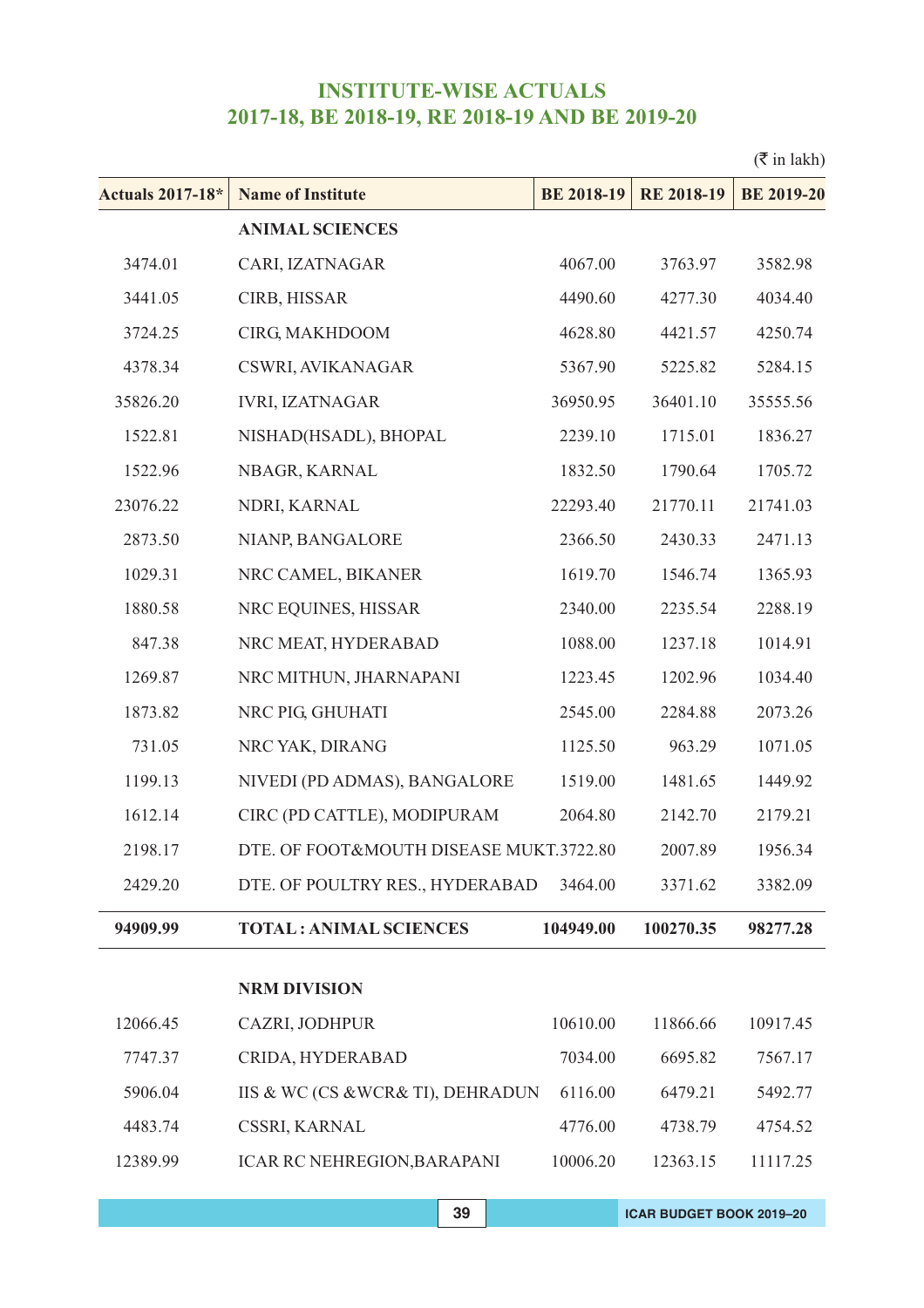## INSTITUTE-WISE ACTUALS
## 2017-18, BE 2018-19, RE 2018-19 AND BE 2019-20

(₹ in lakh)

| Actuals 2017-18* | Name of Institute | BE 2018-19 | RE 2018-19 | BE 2019-20 |
|---|---|---|---|---|
| | **ANIMAL SCIENCES** | | | |
| 3474.01 | CARI, IZATNAGAR | 4067.00 | 3763.97 | 3582.98 |
| 3441.05 | CIRB, HISSAR | 4490.60 | 4277.30 | 4034.40 |
| 3724.25 | CIRG, MAKHDOOM | 4628.80 | 4421.57 | 4250.74 |
| 4378.34 | CSWRI, AVIKANAGAR | 5367.90 | 5225.82 | 5284.15 |
| 35826.20 | IVRI, IZATNAGAR | 36950.95 | 36401.10 | 35555.56 |
| 1522.81 | NISHAD(HSADL), BHOPAL | 2239.10 | 1715.01 | 1836.27 |
| 1522.96 | NBAGR, KARNAL | 1832.50 | 1790.64 | 1705.72 |
| 23076.22 | NDRI, KARNAL | 22293.40 | 21770.11 | 21741.03 |
| 2873.50 | NIANP, BANGALORE | 2366.50 | 2430.33 | 2471.13 |
| 1029.31 | NRC CAMEL, BIKANER | 1619.70 | 1546.74 | 1365.93 |
| 1880.58 | NRC EQUINES, HISSAR | 2340.00 | 2235.54 | 2288.19 |
| 847.38 | NRC MEAT, HYDERABAD | 1088.00 | 1237.18 | 1014.91 |
| 1269.87 | NRC MITHUN, JHARNAPANI | 1223.45 | 1202.96 | 1034.40 |
| 1873.82 | NRC PIG, GHUHATI | 2545.00 | 2284.88 | 2073.26 |
| 731.05 | NRC YAK, DIRANG | 1125.50 | 963.29 | 1071.05 |
| 1199.13 | NIVEDI (PD ADMAS), BANGALORE | 1519.00 | 1481.65 | 1449.92 |
| 1612.14 | CIRC (PD CATTLE), MODIPURAM | 2064.80 | 2142.70 | 2179.21 |
| 2198.17 | DTE. OF FOOT&MOUTH DISEASE MUKT. | 3722.80 | 2007.89 | 1956.34 |
| 2429.20 | DTE. OF POULTRY RES., HYDERABAD | 3464.00 | 3371.62 | 3382.09 |
| **94909.99** | **TOTAL : ANIMAL SCIENCES** | **104949.00** | **100270.35** | **98277.28** |
| | **NRM DIVISION** | | | |
| 12066.45 | CAZRI, JODHPUR | 10610.00 | 11866.66 | 10917.45 |
| 7747.37 | CRIDA, HYDERABAD | 7034.00 | 6695.82 | 7567.17 |
| 5906.04 | IIS & WC (CS &WCR& TI), DEHRADUN | 6116.00 | 6479.21 | 5492.77 |
| 4483.74 | CSSRI, KARNAL | 4776.00 | 4738.79 | 4754.52 |
| 12389.99 | ICAR RC NEHREGION,BARAPANI | 10006.20 | 12363.15 | 11117.25 |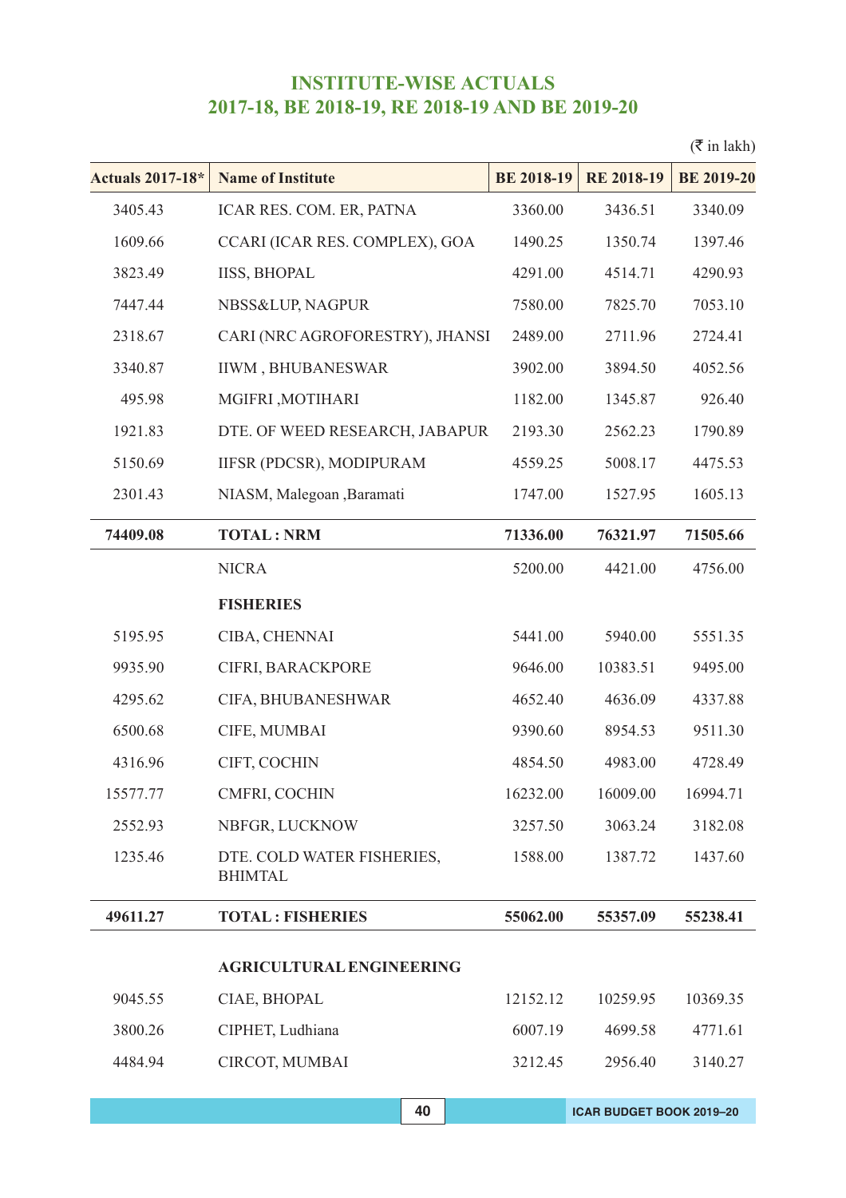## INSTITUTE-WISE ACTUALS
## 2017-18, BE 2018-19, RE 2018-19 AND BE 2019-20

(₹ in lakh)

| Actuals 2017-18* | Name of Institute | BE 2018-19 | RE 2018-19 | BE 2019-20 |
|---|---|---|---|---|
| 3405.43 | ICAR RES. COM. ER, PATNA | 3360.00 | 3436.51 | 3340.09 |
| 1609.66 | CCARI (ICAR RES. COMPLEX), GOA | 1490.25 | 1350.74 | 1397.46 |
| 3823.49 | IISS, BHOPAL | 4291.00 | 4514.71 | 4290.93 |
| 7447.44 | NBSS&LUP, NAGPUR | 7580.00 | 7825.70 | 7053.10 |
| 2318.67 | CARI (NRC AGROFORESTRY), JHANSI | 2489.00 | 2711.96 | 2724.41 |
| 3340.87 | IIWM , BHUBANESWAR | 3902.00 | 3894.50 | 4052.56 |
| 495.98 | MGIFRI ,MOTIHARI | 1182.00 | 1345.87 | 926.40 |
| 1921.83 | DTE. OF WEED RESEARCH, JABAPUR | 2193.30 | 2562.23 | 1790.89 |
| 5150.69 | IIFSR (PDCSR), MODIPURAM | 4559.25 | 5008.17 | 4475.53 |
| 2301.43 | NIASM, Malegoan ,Baramati | 1747.00 | 1527.95 | 1605.13 |
| **74409.08** | **TOTAL : NRM** | **71336.00** | **76321.97** | **71505.66** |
| | NICRA | 5200.00 | 4421.00 | 4756.00 |
| | **FISHERIES** | | | |
| 5195.95 | CIBA, CHENNAI | 5441.00 | 5940.00 | 5551.35 |
| 9935.90 | CIFRI, BARACKPORE | 9646.00 | 10383.51 | 9495.00 |
| 4295.62 | CIFA, BHUBANESHWAR | 4652.40 | 4636.09 | 4337.88 |
| 6500.68 | CIFE, MUMBAI | 9390.60 | 8954.53 | 9511.30 |
| 4316.96 | CIFT, COCHIN | 4854.50 | 4983.00 | 4728.49 |
| 15577.77 | CMFRI, COCHIN | 16232.00 | 16009.00 | 16994.71 |
| 2552.93 | NBFGR, LUCKNOW | 3257.50 | 3063.24 | 3182.08 |
| 1235.46 | DTE. COLD WATER FISHERIES, BHIMTAL | 1588.00 | 1387.72 | 1437.60 |
| **49611.27** | **TOTAL : FISHERIES** | **55062.00** | **55357.09** | **55238.41** |
| | **AGRICULTURAL ENGINEERING** | | | |
| 9045.55 | CIAE, BHOPAL | 12152.12 | 10259.95 | 10369.35 |
| 3800.26 | CIPHET, Ludhiana | 6007.19 | 4699.58 | 4771.61 |
| 4484.94 | CIRCOT, MUMBAI | 3212.45 | 2956.40 | 3140.27 |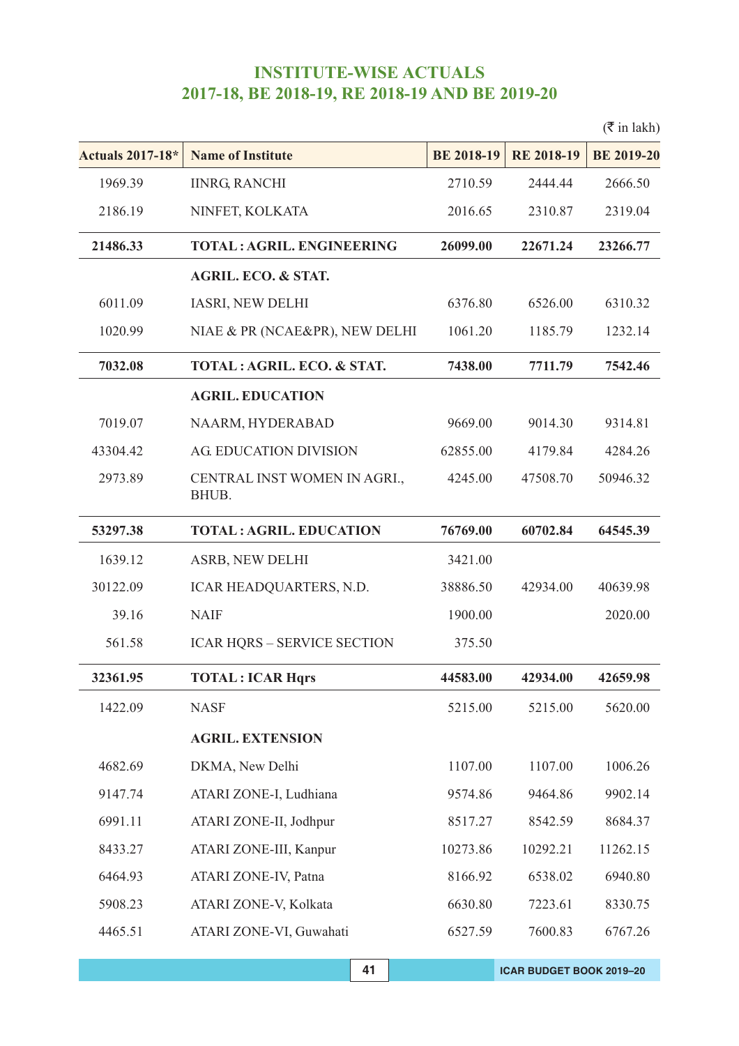## INSTITUTE-WISE ACTUALS
## 2017-18, BE 2018-19, RE 2018-19 AND BE 2019-20

(₹ in lakh)

| Actuals 2017-18* | Name of Institute | BE 2018-19 | RE 2018-19 | BE 2019-20 |
|---|---|---|---|---|
| 1969.39 | IINRG, RANCHI | 2710.59 | 2444.44 | 2666.50 |
| 2186.19 | NINFET, KOLKATA | 2016.65 | 2310.87 | 2319.04 |
| **21486.33** | **TOTAL : AGRIL. ENGINEERING** | **26099.00** | **22671.24** | **23266.77** |
| | **AGRIL. ECO. & STAT.** | | | |
| 6011.09 | IASRI, NEW DELHI | 6376.80 | 6526.00 | 6310.32 |
| 1020.99 | NIAE & PR (NCAE&PR), NEW DELHI | 1061.20 | 1185.79 | 1232.14 |
| **7032.08** | **TOTAL : AGRIL. ECO. & STAT.** | **7438.00** | **7711.79** | **7542.46** |
| | **AGRIL. EDUCATION** | | | |
| 7019.07 | NAARM, HYDERABAD | 9669.00 | 9014.30 | 9314.81 |
| 43304.42 | AG. EDUCATION DIVISION | 62855.00 | 4179.84 | 4284.26 |
| 2973.89 | CENTRAL INST WOMEN IN AGRI., BHUB. | 4245.00 | 47508.70 | 50946.32 |
| **53297.38** | **TOTAL : AGRIL. EDUCATION** | **76769.00** | **60702.84** | **64545.39** |
| 1639.12 | ASRB, NEW DELHI | 3421.00 | | |
| 30122.09 | ICAR HEADQUARTERS, N.D. | 38886.50 | 42934.00 | 40639.98 |
| 39.16 | NAIF | 1900.00 | | 2020.00 |
| 561.58 | ICAR HQRS – SERVICE SECTION | 375.50 | | |
| **32361.95** | **TOTAL : ICAR Hqrs** | **44583.00** | **42934.00** | **42659.98** |
| 1422.09 | NASF | 5215.00 | 5215.00 | 5620.00 |
| | **AGRIL. EXTENSION** | | | |
| 4682.69 | DKMA, New Delhi | 1107.00 | 1107.00 | 1006.26 |
| 9147.74 | ATARI ZONE-I, Ludhiana | 9574.86 | 9464.86 | 9902.14 |
| 6991.11 | ATARI ZONE-II, Jodhpur | 8517.27 | 8542.59 | 8684.37 |
| 8433.27 | ATARI ZONE-III, Kanpur | 10273.86 | 10292.21 | 11262.15 |
| 6464.93 | ATARI ZONE-IV, Patna | 8166.92 | 6538.02 | 6940.80 |
| 5908.23 | ATARI ZONE-V, Kolkata | 6630.80 | 7223.61 | 8330.75 |
| 4465.51 | ATARI ZONE-VI, Guwahati | 6527.59 | 7600.83 | 6767.26 |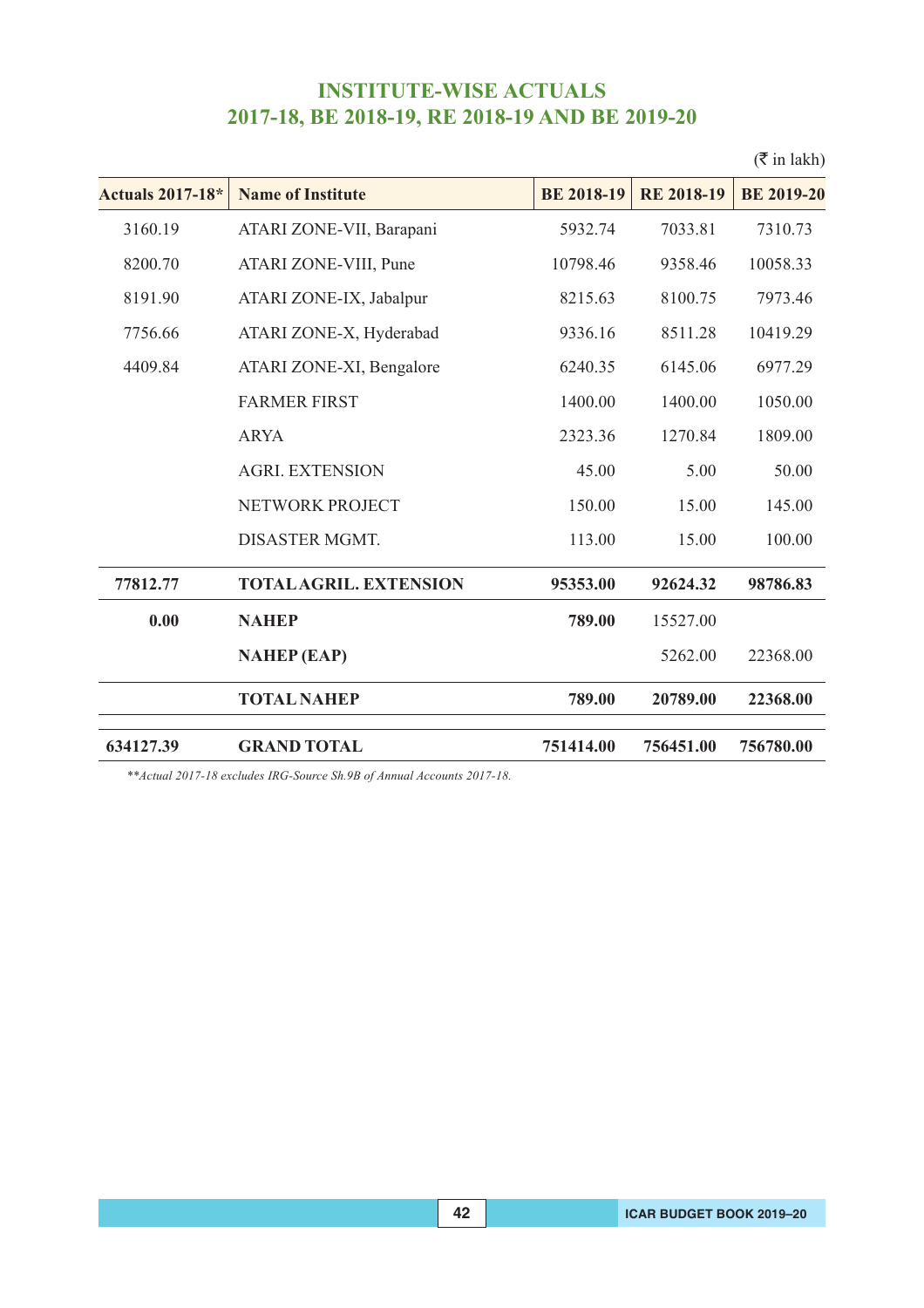## INSTITUTE-WISE ACTUALS 2017-18, BE 2018-19, RE 2018-19 AND BE 2019-20

(₹ in lakh)

| Actuals 2017-18* | Name of Institute | BE 2018-19 | RE 2018-19 | BE 2019-20 |
|---|---|---|---|---|
| 3160.19 | ATARI ZONE-VII, Barapani | 5932.74 | 7033.81 | 7310.73 |
| 8200.70 | ATARI ZONE-VIII, Pune | 10798.46 | 9358.46 | 10058.33 |
| 8191.90 | ATARI ZONE-IX, Jabalpur | 8215.63 | 8100.75 | 7973.46 |
| 7756.66 | ATARI ZONE-X, Hyderabad | 9336.16 | 8511.28 | 10419.29 |
| 4409.84 | ATARI ZONE-XI, Bengalore | 6240.35 | 6145.06 | 6977.29 |
| | FARMER FIRST | 1400.00 | 1400.00 | 1050.00 |
| | ARYA | 2323.36 | 1270.84 | 1809.00 |
| | AGRI. EXTENSION | 45.00 | 5.00 | 50.00 |
| | NETWORK PROJECT | 150.00 | 15.00 | 145.00 |
| | DISASTER MGMT. | 113.00 | 15.00 | 100.00 |
| **77812.77** | **TOTAL AGRIL. EXTENSION** | **95353.00** | **92624.32** | **98786.83** |
| **0.00** | **NAHEP** | **789.00** | 15527.00 | |
| | **NAHEP (EAP)** | | 5262.00 | 22368.00 |
| | **TOTAL NAHEP** | **789.00** | **20789.00** | **22368.00** |
| **634127.39** | **GRAND TOTAL** | **751414.00** | **756451.00** | **756780.00** |

*\*\*Actual 2017-18 excludes IRG-Source Sh.9B of Annual Accounts 2017-18.*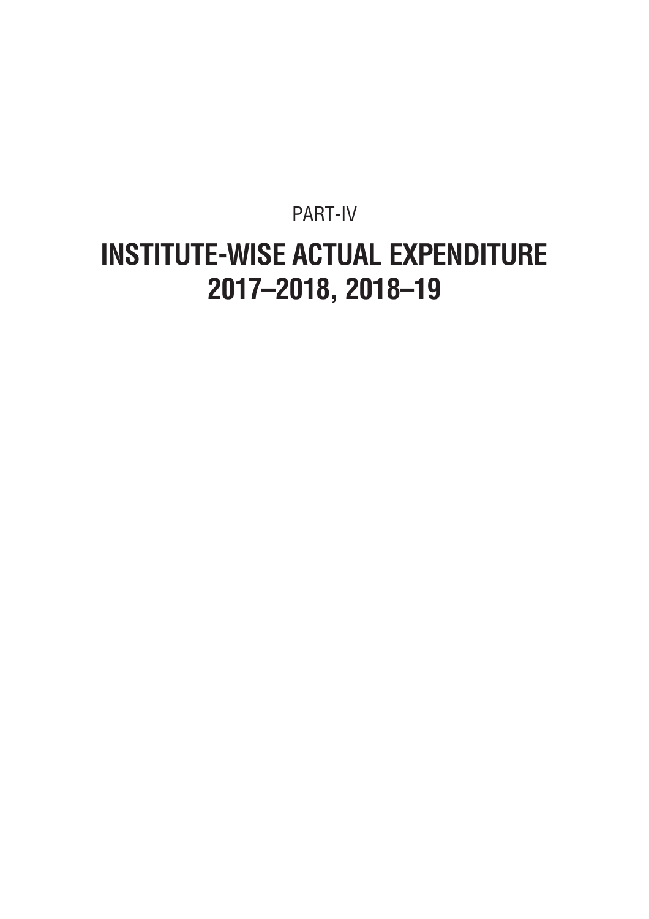PART-IV

# INSTITUTE-WISE ACTUAL EXPENDITURE 2017–2018, 2018–19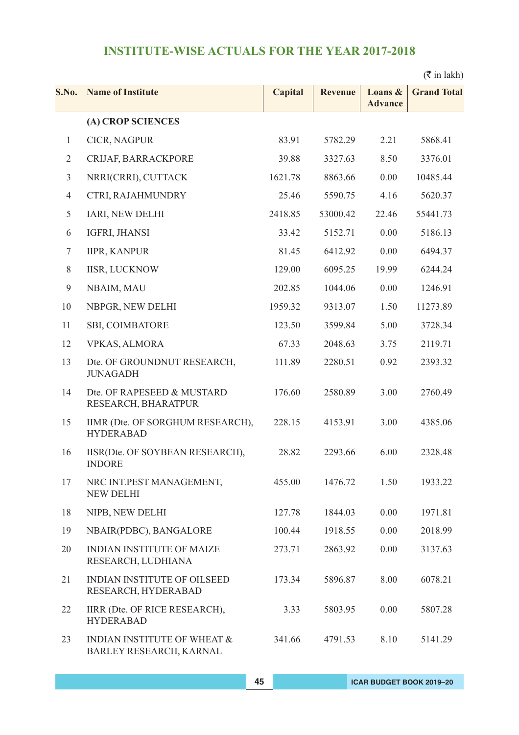## INSTITUTE-WISE ACTUALS FOR THE YEAR 2017-2018

(₹ in lakh)

| S.No. | Name of Institute | Capital | Revenue | Loans & Advance | Grand Total |
|---|---|---|---|---|---|
| | **(A) CROP SCIENCES** | | | | |
| 1 | CICR, NAGPUR | 83.91 | 5782.29 | 2.21 | 5868.41 |
| 2 | CRIJAF, BARRACKPORE | 39.88 | 3327.63 | 8.50 | 3376.01 |
| 3 | NRRI(CRRI), CUTTACK | 1621.78 | 8863.66 | 0.00 | 10485.44 |
| 4 | CTRI, RAJAHMUNDRY | 25.46 | 5590.75 | 4.16 | 5620.37 |
| 5 | IARI, NEW DELHI | 2418.85 | 53000.42 | 22.46 | 55441.73 |
| 6 | IGFRI, JHANSI | 33.42 | 5152.71 | 0.00 | 5186.13 |
| 7 | IIPR, KANPUR | 81.45 | 6412.92 | 0.00 | 6494.37 |
| 8 | IISR, LUCKNOW | 129.00 | 6095.25 | 19.99 | 6244.24 |
| 9 | NBAIM, MAU | 202.85 | 1044.06 | 0.00 | 1246.91 |
| 10 | NBPGR, NEW DELHI | 1959.32 | 9313.07 | 1.50 | 11273.89 |
| 11 | SBI, COIMBATORE | 123.50 | 3599.84 | 5.00 | 3728.34 |
| 12 | VPKAS, ALMORA | 67.33 | 2048.63 | 3.75 | 2119.71 |
| 13 | Dte. OF GROUNDNUT RESEARCH, JUNAGADH | 111.89 | 2280.51 | 0.92 | 2393.32 |
| 14 | Dte. OF RAPESEED & MUSTARD RESEARCH, BHARATPUR | 176.60 | 2580.89 | 3.00 | 2760.49 |
| 15 | IIMR (Dte. OF SORGHUM RESEARCH), HYDERABAD | 228.15 | 4153.91 | 3.00 | 4385.06 |
| 16 | IISR(Dte. OF SOYBEAN RESEARCH), INDORE | 28.82 | 2293.66 | 6.00 | 2328.48 |
| 17 | NRC INT.PEST MANAGEMENT, NEW DELHI | 455.00 | 1476.72 | 1.50 | 1933.22 |
| 18 | NIPB, NEW DELHI | 127.78 | 1844.03 | 0.00 | 1971.81 |
| 19 | NBAIR(PDBC), BANGALORE | 100.44 | 1918.55 | 0.00 | 2018.99 |
| 20 | INDIAN INSTITUTE OF MAIZE RESEARCH, LUDHIANA | 273.71 | 2863.92 | 0.00 | 3137.63 |
| 21 | INDIAN INSTITUTE OF OILSEED RESEARCH, HYDERABAD | 173.34 | 5896.87 | 8.00 | 6078.21 |
| 22 | IIRR (Dte. OF RICE RESEARCH), HYDERABAD | 3.33 | 5803.95 | 0.00 | 5807.28 |
| 23 | INDIAN INSTITUTE OF WHEAT & BARLEY RESEARCH, KARNAL | 341.66 | 4791.53 | 8.10 | 5141.29 |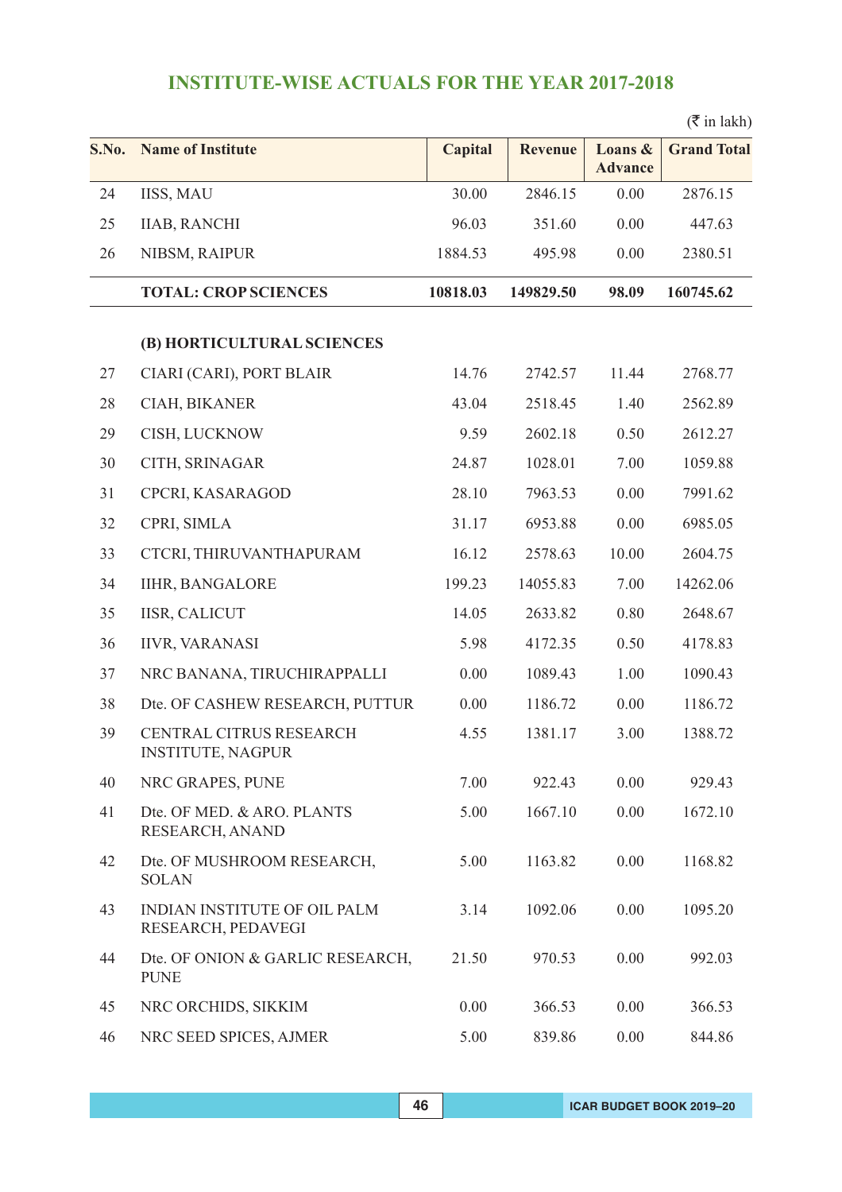## INSTITUTE-WISE ACTUALS FOR THE YEAR 2017-2018

(₹ in lakh)

| S.No. | Name of Institute | Capital | Revenue | Loans & Advance | Grand Total |
|---|---|---|---|---|---|
| 24 | IISS, MAU | 30.00 | 2846.15 | 0.00 | 2876.15 |
| 25 | IIAB, RANCHI | 96.03 | 351.60 | 0.00 | 447.63 |
| 26 | NIBSM, RAIPUR | 1884.53 | 495.98 | 0.00 | 2380.51 |
| | **TOTAL: CROP SCIENCES** | **10818.03** | **149829.50** | **98.09** | **160745.62** |
| | **(B) HORTICULTURAL SCIENCES** | | | | |
| 27 | CIARI (CARI), PORT BLAIR | 14.76 | 2742.57 | 11.44 | 2768.77 |
| 28 | CIAH, BIKANER | 43.04 | 2518.45 | 1.40 | 2562.89 |
| 29 | CISH, LUCKNOW | 9.59 | 2602.18 | 0.50 | 2612.27 |
| 30 | CITH, SRINAGAR | 24.87 | 1028.01 | 7.00 | 1059.88 |
| 31 | CPCRI, KASARAGOD | 28.10 | 7963.53 | 0.00 | 7991.62 |
| 32 | CPRI, SIMLA | 31.17 | 6953.88 | 0.00 | 6985.05 |
| 33 | CTCRI, THIRUVANTHAPURAM | 16.12 | 2578.63 | 10.00 | 2604.75 |
| 34 | IIHR, BANGALORE | 199.23 | 14055.83 | 7.00 | 14262.06 |
| 35 | IISR, CALICUT | 14.05 | 2633.82 | 0.80 | 2648.67 |
| 36 | IIVR, VARANASI | 5.98 | 4172.35 | 0.50 | 4178.83 |
| 37 | NRC BANANA, TIRUCHIRAPPALLI | 0.00 | 1089.43 | 1.00 | 1090.43 |
| 38 | Dte. OF CASHEW RESEARCH, PUTTUR | 0.00 | 1186.72 | 0.00 | 1186.72 |
| 39 | CENTRAL CITRUS RESEARCH INSTITUTE, NAGPUR | 4.55 | 1381.17 | 3.00 | 1388.72 |
| 40 | NRC GRAPES, PUNE | 7.00 | 922.43 | 0.00 | 929.43 |
| 41 | Dte. OF MED. & ARO. PLANTS RESEARCH, ANAND | 5.00 | 1667.10 | 0.00 | 1672.10 |
| 42 | Dte. OF MUSHROOM RESEARCH, SOLAN | 5.00 | 1163.82 | 0.00 | 1168.82 |
| 43 | INDIAN INSTITUTE OF OIL PALM RESEARCH, PEDAVEGI | 3.14 | 1092.06 | 0.00 | 1095.20 |
| 44 | Dte. OF ONION & GARLIC RESEARCH, PUNE | 21.50 | 970.53 | 0.00 | 992.03 |
| 45 | NRC ORCHIDS, SIKKIM | 0.00 | 366.53 | 0.00 | 366.53 |
| 46 | NRC SEED SPICES, AJMER | 5.00 | 839.86 | 0.00 | 844.86 |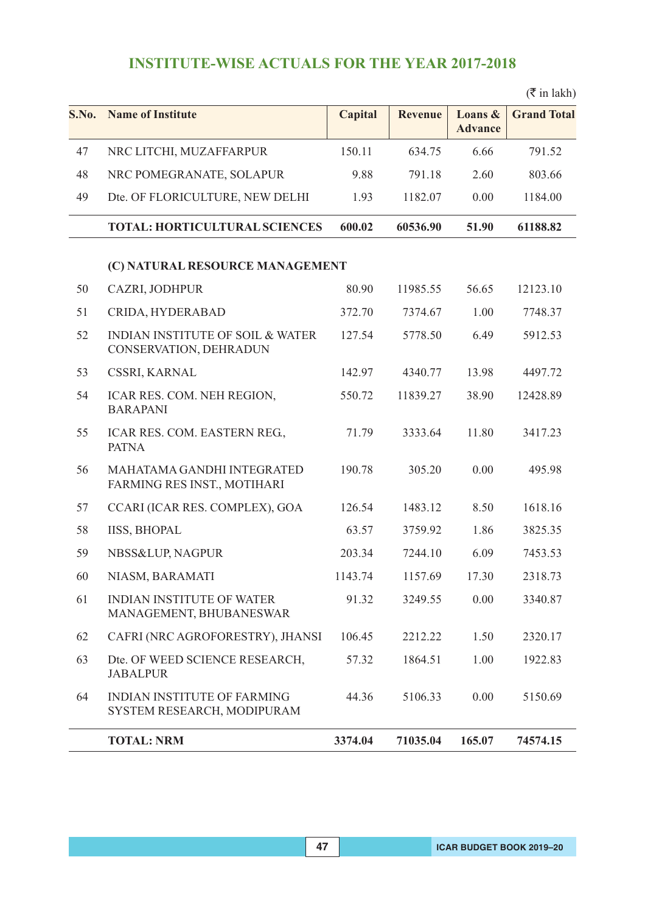## INSTITUTE-WISE ACTUALS FOR THE YEAR 2017-2018

(₹ in lakh)

| S.No. | Name of Institute | Capital | Revenue | Loans & Advance | Grand Total |
|---|---|---|---|---|---|
| 47 | NRC LITCHI, MUZAFFARPUR | 150.11 | 634.75 | 6.66 | 791.52 |
| 48 | NRC POMEGRANATE, SOLAPUR | 9.88 | 791.18 | 2.60 | 803.66 |
| 49 | Dte. OF FLORICULTURE, NEW DELHI | 1.93 | 1182.07 | 0.00 | 1184.00 |
| | **TOTAL: HORTICULTURAL SCIENCES** | **600.02** | **60536.90** | **51.90** | **61188.82** |
| | **(C) NATURAL RESOURCE MANAGEMENT** | | | | |
| 50 | CAZRI, JODHPUR | 80.90 | 11985.55 | 56.65 | 12123.10 |
| 51 | CRIDA, HYDERABAD | 372.70 | 7374.67 | 1.00 | 7748.37 |
| 52 | INDIAN INSTITUTE OF SOIL & WATER CONSERVATION, DEHRADUN | 127.54 | 5778.50 | 6.49 | 5912.53 |
| 53 | CSSRI, KARNAL | 142.97 | 4340.77 | 13.98 | 4497.72 |
| 54 | ICAR RES. COM. NEH REGION, BARAPANI | 550.72 | 11839.27 | 38.90 | 12428.89 |
| 55 | ICAR RES. COM. EASTERN REG., PATNA | 71.79 | 3333.64 | 11.80 | 3417.23 |
| 56 | MAHATAMA GANDHI INTEGRATED FARMING RES INST., MOTIHARI | 190.78 | 305.20 | 0.00 | 495.98 |
| 57 | CCARI (ICAR RES. COMPLEX), GOA | 126.54 | 1483.12 | 8.50 | 1618.16 |
| 58 | IISS, BHOPAL | 63.57 | 3759.92 | 1.86 | 3825.35 |
| 59 | NBSS&LUP, NAGPUR | 203.34 | 7244.10 | 6.09 | 7453.53 |
| 60 | NIASM, BARAMATI | 1143.74 | 1157.69 | 17.30 | 2318.73 |
| 61 | INDIAN INSTITUTE OF WATER MANAGEMENT, BHUBANESWAR | 91.32 | 3249.55 | 0.00 | 3340.87 |
| 62 | CAFRI (NRC AGROFORESTRY), JHANSI | 106.45 | 2212.22 | 1.50 | 2320.17 |
| 63 | Dte. OF WEED SCIENCE RESEARCH, JABALPUR | 57.32 | 1864.51 | 1.00 | 1922.83 |
| 64 | INDIAN INSTITUTE OF FARMING SYSTEM RESEARCH, MODIPURAM | 44.36 | 5106.33 | 0.00 | 5150.69 |
| | **TOTAL: NRM** | **3374.04** | **71035.04** | **165.07** | **74574.15** |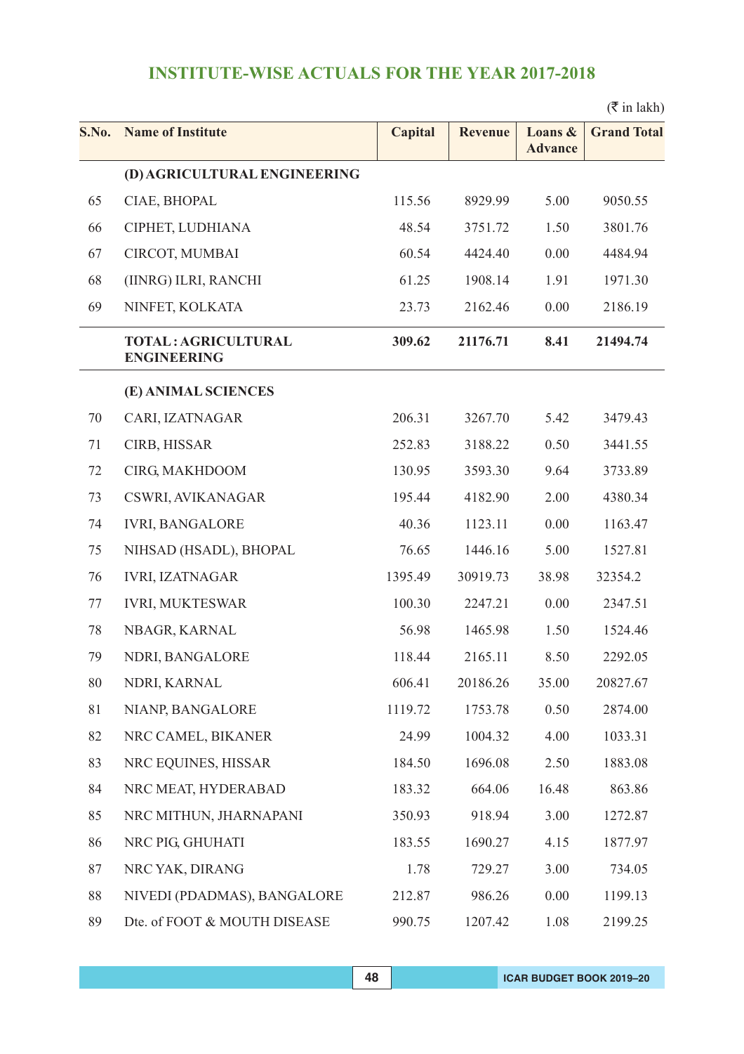## INSTITUTE-WISE ACTUALS FOR THE YEAR 2017-2018

(₹ in lakh)

| S.No. | Name of Institute | Capital | Revenue | Loans & Advance | Grand Total |
|---|---|---|---|---|---|
| | **(D) AGRICULTURAL ENGINEERING** | | | | |
| 65 | CIAE, BHOPAL | 115.56 | 8929.99 | 5.00 | 9050.55 |
| 66 | CIPHET, LUDHIANA | 48.54 | 3751.72 | 1.50 | 3801.76 |
| 67 | CIRCOT, MUMBAI | 60.54 | 4424.40 | 0.00 | 4484.94 |
| 68 | (IINRG) ILRI, RANCHI | 61.25 | 1908.14 | 1.91 | 1971.30 |
| 69 | NINFET, KOLKATA | 23.73 | 2162.46 | 0.00 | 2186.19 |
| | **TOTAL : AGRICULTURAL ENGINEERING** | **309.62** | **21176.71** | **8.41** | **21494.74** |
| | **(E) ANIMAL SCIENCES** | | | | |
| 70 | CARI, IZATNAGAR | 206.31 | 3267.70 | 5.42 | 3479.43 |
| 71 | CIRB, HISSAR | 252.83 | 3188.22 | 0.50 | 3441.55 |
| 72 | CIRG, MAKHDOOM | 130.95 | 3593.30 | 9.64 | 3733.89 |
| 73 | CSWRI, AVIKANAGAR | 195.44 | 4182.90 | 2.00 | 4380.34 |
| 74 | IVRI, BANGALORE | 40.36 | 1123.11 | 0.00 | 1163.47 |
| 75 | NIHSAD (HSADL), BHOPAL | 76.65 | 1446.16 | 5.00 | 1527.81 |
| 76 | IVRI, IZATNAGAR | 1395.49 | 30919.73 | 38.98 | 32354.2 |
| 77 | IVRI, MUKTESWAR | 100.30 | 2247.21 | 0.00 | 2347.51 |
| 78 | NBAGR, KARNAL | 56.98 | 1465.98 | 1.50 | 1524.46 |
| 79 | NDRI, BANGALORE | 118.44 | 2165.11 | 8.50 | 2292.05 |
| 80 | NDRI, KARNAL | 606.41 | 20186.26 | 35.00 | 20827.67 |
| 81 | NIANP, BANGALORE | 1119.72 | 1753.78 | 0.50 | 2874.00 |
| 82 | NRC CAMEL, BIKANER | 24.99 | 1004.32 | 4.00 | 1033.31 |
| 83 | NRC EQUINES, HISSAR | 184.50 | 1696.08 | 2.50 | 1883.08 |
| 84 | NRC MEAT, HYDERABAD | 183.32 | 664.06 | 16.48 | 863.86 |
| 85 | NRC MITHUN, JHARNAPANI | 350.93 | 918.94 | 3.00 | 1272.87 |
| 86 | NRC PIG, GHUHATI | 183.55 | 1690.27 | 4.15 | 1877.97 |
| 87 | NRC YAK, DIRANG | 1.78 | 729.27 | 3.00 | 734.05 |
| 88 | NIVEDI (PDADMAS), BANGALORE | 212.87 | 986.26 | 0.00 | 1199.13 |
| 89 | Dte. of FOOT & MOUTH DISEASE | 990.75 | 1207.42 | 1.08 | 2199.25 |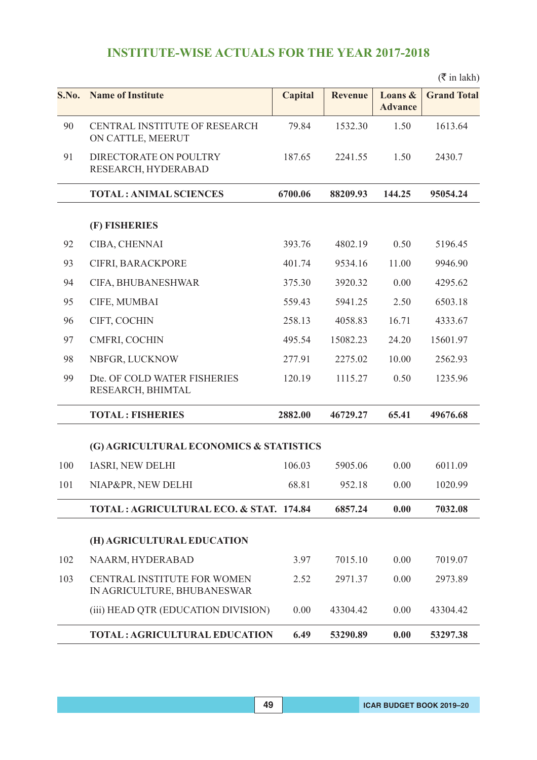## INSTITUTE-WISE ACTUALS FOR THE YEAR 2017-2018

(₹ in lakh)

| S.No. | Name of Institute | Capital | Revenue | Loans & Advance | Grand Total |
|---|---|---|---|---|---|
| 90 | CENTRAL INSTITUTE OF RESEARCH ON CATTLE, MEERUT | 79.84 | 1532.30 | 1.50 | 1613.64 |
| 91 | DIRECTORATE ON POULTRY RESEARCH, HYDERABAD | 187.65 | 2241.55 | 1.50 | 2430.7 |
| | **TOTAL : ANIMAL SCIENCES** | **6700.06** | **88209.93** | **144.25** | **95054.24** |
| | **(F) FISHERIES** | | | | |
| 92 | CIBA, CHENNAI | 393.76 | 4802.19 | 0.50 | 5196.45 |
| 93 | CIFRI, BARACKPORE | 401.74 | 9534.16 | 11.00 | 9946.90 |
| 94 | CIFA, BHUBANESHWAR | 375.30 | 3920.32 | 0.00 | 4295.62 |
| 95 | CIFE, MUMBAI | 559.43 | 5941.25 | 2.50 | 6503.18 |
| 96 | CIFT, COCHIN | 258.13 | 4058.83 | 16.71 | 4333.67 |
| 97 | CMFRI, COCHIN | 495.54 | 15082.23 | 24.20 | 15601.97 |
| 98 | NBFGR, LUCKNOW | 277.91 | 2275.02 | 10.00 | 2562.93 |
| 99 | Dte. OF COLD WATER FISHERIES RESEARCH, BHIMTAL | 120.19 | 1115.27 | 0.50 | 1235.96 |
| | **TOTAL : FISHERIES** | **2882.00** | **46729.27** | **65.41** | **49676.68** |
| | **(G) AGRICULTURAL ECONOMICS & STATISTICS** | | | | |
| 100 | IASRI, NEW DELHI | 106.03 | 5905.06 | 0.00 | 6011.09 |
| 101 | NIAP&PR, NEW DELHI | 68.81 | 952.18 | 0.00 | 1020.99 |
| | **TOTAL : AGRICULTURAL ECO. & STAT.** | **174.84** | **6857.24** | **0.00** | **7032.08** |
| | **(H) AGRICULTURAL EDUCATION** | | | | |
| 102 | NAARM, HYDERABAD | 3.97 | 7015.10 | 0.00 | 7019.07 |
| 103 | CENTRAL INSTITUTE FOR WOMEN IN AGRICULTURE, BHUBANESWAR | 2.52 | 2971.37 | 0.00 | 2973.89 |
| | (iii) HEAD QTR (EDUCATION DIVISION) | 0.00 | 43304.42 | 0.00 | 43304.42 |
| | **TOTAL : AGRICULTURAL EDUCATION** | **6.49** | **53290.89** | **0.00** | **53297.38** |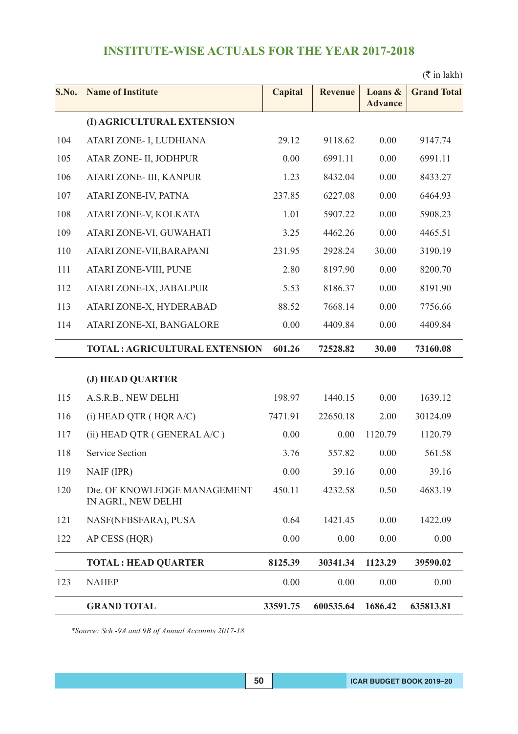## INSTITUTE-WISE ACTUALS FOR THE YEAR 2017-2018

(₹ in lakh)

| S.No. | Name of Institute | Capital | Revenue | Loans & Advance | Grand Total |
|---|---|---|---|---|---|
| | **(I) AGRICULTURAL EXTENSION** | | | | |
| 104 | ATARI ZONE- I, LUDHIANA | 29.12 | 9118.62 | 0.00 | 9147.74 |
| 105 | ATAR ZONE- II, JODHPUR | 0.00 | 6991.11 | 0.00 | 6991.11 |
| 106 | ATARI ZONE- III, KANPUR | 1.23 | 8432.04 | 0.00 | 8433.27 |
| 107 | ATARI ZONE-IV, PATNA | 237.85 | 6227.08 | 0.00 | 6464.93 |
| 108 | ATARI ZONE-V, KOLKATA | 1.01 | 5907.22 | 0.00 | 5908.23 |
| 109 | ATARI ZONE-VI, GUWAHATI | 3.25 | 4462.26 | 0.00 | 4465.51 |
| 110 | ATARI ZONE-VII,BARAPANI | 231.95 | 2928.24 | 30.00 | 3190.19 |
| 111 | ATARI ZONE-VIII, PUNE | 2.80 | 8197.90 | 0.00 | 8200.70 |
| 112 | ATARI ZONE-IX, JABALPUR | 5.53 | 8186.37 | 0.00 | 8191.90 |
| 113 | ATARI ZONE-X, HYDERABAD | 88.52 | 7668.14 | 0.00 | 7756.66 |
| 114 | ATARI ZONE-XI, BANGALORE | 0.00 | 4409.84 | 0.00 | 4409.84 |
| | **TOTAL : AGRICULTURAL EXTENSION** | **601.26** | **72528.82** | **30.00** | **73160.08** |
| | **(J) HEAD QUARTER** | | | | |
| 115 | A.S.R.B., NEW DELHI | 198.97 | 1440.15 | 0.00 | 1639.12 |
| 116 | (i) HEAD QTR ( HQR A/C) | 7471.91 | 22650.18 | 2.00 | 30124.09 |
| 117 | (ii) HEAD QTR ( GENERAL A/C ) | 0.00 | 0.00 | 1120.79 | 1120.79 |
| 118 | Service Section | 3.76 | 557.82 | 0.00 | 561.58 |
| 119 | NAIF (IPR) | 0.00 | 39.16 | 0.00 | 39.16 |
| 120 | Dte. OF KNOWLEDGE MANAGEMENT IN AGRI., NEW DELHI | 450.11 | 4232.58 | 0.50 | 4683.19 |
| 121 | NASF(NFBSFARA), PUSA | 0.64 | 1421.45 | 0.00 | 1422.09 |
| 122 | AP CESS (HQR) | 0.00 | 0.00 | 0.00 | 0.00 |
| | **TOTAL : HEAD QUARTER** | **8125.39** | **30341.34** | **1123.29** | **39590.02** |
| 123 | NAHEP | 0.00 | 0.00 | 0.00 | 0.00 |
| | **GRAND TOTAL** | **33591.75** | **600535.64** | **1686.42** | **635813.81** |

*\*Source: Sch -9A and 9B of Annual Accounts 2017-18*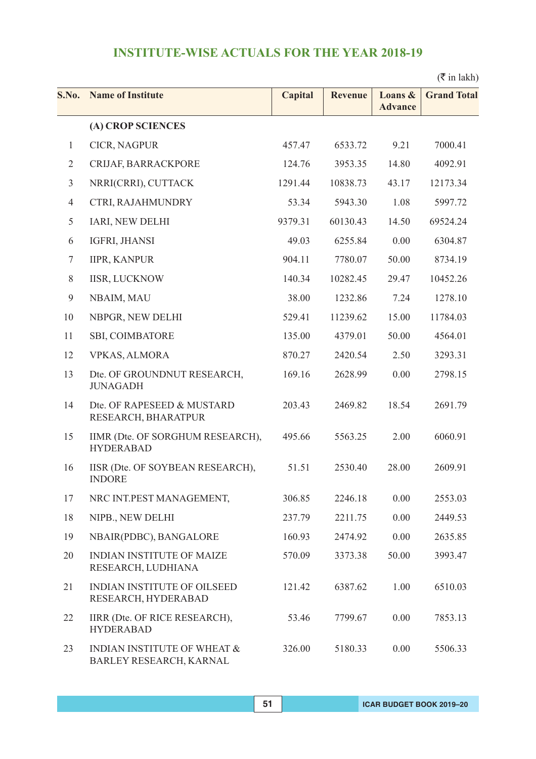## INSTITUTE-WISE ACTUALS FOR THE YEAR 2018-19

(₹ in lakh)

| S.No. | Name of Institute | Capital | Revenue | Loans & Advance | Grand Total |
|---|---|---|---|---|---|
| | **(A) CROP SCIENCES** | | | | |
| 1 | CICR, NAGPUR | 457.47 | 6533.72 | 9.21 | 7000.41 |
| 2 | CRIJAF, BARRACKPORE | 124.76 | 3953.35 | 14.80 | 4092.91 |
| 3 | NRRI(CRRI), CUTTACK | 1291.44 | 10838.73 | 43.17 | 12173.34 |
| 4 | CTRI, RAJAHMUNDRY | 53.34 | 5943.30 | 1.08 | 5997.72 |
| 5 | IARI, NEW DELHI | 9379.31 | 60130.43 | 14.50 | 69524.24 |
| 6 | IGFRI, JHANSI | 49.03 | 6255.84 | 0.00 | 6304.87 |
| 7 | IIPR, KANPUR | 904.11 | 7780.07 | 50.00 | 8734.19 |
| 8 | IISR, LUCKNOW | 140.34 | 10282.45 | 29.47 | 10452.26 |
| 9 | NBAIM, MAU | 38.00 | 1232.86 | 7.24 | 1278.10 |
| 10 | NBPGR, NEW DELHI | 529.41 | 11239.62 | 15.00 | 11784.03 |
| 11 | SBI, COIMBATORE | 135.00 | 4379.01 | 50.00 | 4564.01 |
| 12 | VPKAS, ALMORA | 870.27 | 2420.54 | 2.50 | 3293.31 |
| 13 | Dte. OF GROUNDNUT RESEARCH, JUNAGADH | 169.16 | 2628.99 | 0.00 | 2798.15 |
| 14 | Dte. OF RAPESEED & MUSTARD RESEARCH, BHARATPUR | 203.43 | 2469.82 | 18.54 | 2691.79 |
| 15 | IIMR (Dte. OF SORGHUM RESEARCH), HYDERABAD | 495.66 | 5563.25 | 2.00 | 6060.91 |
| 16 | IISR (Dte. OF SOYBEAN RESEARCH), INDORE | 51.51 | 2530.40 | 28.00 | 2609.91 |
| 17 | NRC INT.PEST MANAGEMENT, | 306.85 | 2246.18 | 0.00 | 2553.03 |
| 18 | NIPB., NEW DELHI | 237.79 | 2211.75 | 0.00 | 2449.53 |
| 19 | NBAIR(PDBC), BANGALORE | 160.93 | 2474.92 | 0.00 | 2635.85 |
| 20 | INDIAN INSTITUTE OF MAIZE RESEARCH, LUDHIANA | 570.09 | 3373.38 | 50.00 | 3993.47 |
| 21 | INDIAN INSTITUTE OF OILSEED RESEARCH, HYDERABAD | 121.42 | 6387.62 | 1.00 | 6510.03 |
| 22 | IIRR (Dte. OF RICE RESEARCH), HYDERABAD | 53.46 | 7799.67 | 0.00 | 7853.13 |
| 23 | INDIAN INSTITUTE OF WHEAT & BARLEY RESEARCH, KARNAL | 326.00 | 5180.33 | 0.00 | 5506.33 |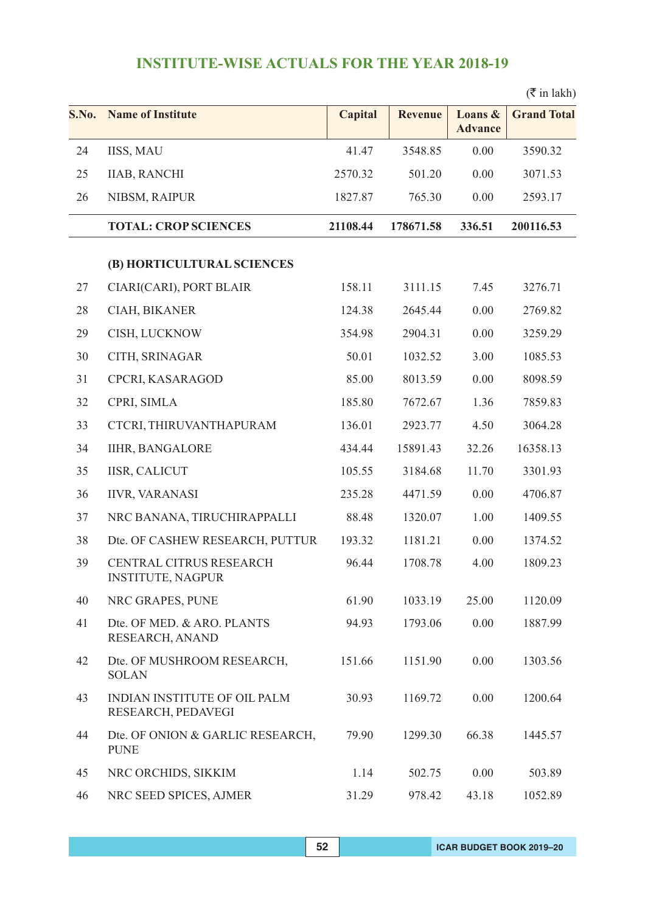## INSTITUTE-WISE ACTUALS FOR THE YEAR 2018-19

(₹ in lakh)

| S.No. | Name of Institute | Capital | Revenue | Loans & Advance | Grand Total |
|---|---|---|---|---|---|
| 24 | IISS, MAU | 41.47 | 3548.85 | 0.00 | 3590.32 |
| 25 | IIAB, RANCHI | 2570.32 | 501.20 | 0.00 | 3071.53 |
| 26 | NIBSM, RAIPUR | 1827.87 | 765.30 | 0.00 | 2593.17 |
| | **TOTAL: CROP SCIENCES** | **21108.44** | **178671.58** | **336.51** | **200116.53** |
| | **(B) HORTICULTURAL SCIENCES** | | | | |
| 27 | CIARI(CARI), PORT BLAIR | 158.11 | 3111.15 | 7.45 | 3276.71 |
| 28 | CIAH, BIKANER | 124.38 | 2645.44 | 0.00 | 2769.82 |
| 29 | CISH, LUCKNOW | 354.98 | 2904.31 | 0.00 | 3259.29 |
| 30 | CITH, SRINAGAR | 50.01 | 1032.52 | 3.00 | 1085.53 |
| 31 | CPCRI, KASARAGOD | 85.00 | 8013.59 | 0.00 | 8098.59 |
| 32 | CPRI, SIMLA | 185.80 | 7672.67 | 1.36 | 7859.83 |
| 33 | CTCRI, THIRUVANTHAPURAM | 136.01 | 2923.77 | 4.50 | 3064.28 |
| 34 | IIHR, BANGALORE | 434.44 | 15891.43 | 32.26 | 16358.13 |
| 35 | IISR, CALICUT | 105.55 | 3184.68 | 11.70 | 3301.93 |
| 36 | IIVR, VARANASI | 235.28 | 4471.59 | 0.00 | 4706.87 |
| 37 | NRC BANANA, TIRUCHIRAPPALLI | 88.48 | 1320.07 | 1.00 | 1409.55 |
| 38 | Dte. OF CASHEW RESEARCH, PUTTUR | 193.32 | 1181.21 | 0.00 | 1374.52 |
| 39 | CENTRAL CITRUS RESEARCH INSTITUTE, NAGPUR | 96.44 | 1708.78 | 4.00 | 1809.23 |
| 40 | NRC GRAPES, PUNE | 61.90 | 1033.19 | 25.00 | 1120.09 |
| 41 | Dte. OF MED. & ARO. PLANTS RESEARCH, ANAND | 94.93 | 1793.06 | 0.00 | 1887.99 |
| 42 | Dte. OF MUSHROOM RESEARCH, SOLAN | 151.66 | 1151.90 | 0.00 | 1303.56 |
| 43 | INDIAN INSTITUTE OF OIL PALM RESEARCH, PEDAVEGI | 30.93 | 1169.72 | 0.00 | 1200.64 |
| 44 | Dte. OF ONION & GARLIC RESEARCH, PUNE | 79.90 | 1299.30 | 66.38 | 1445.57 |
| 45 | NRC ORCHIDS, SIKKIM | 1.14 | 502.75 | 0.00 | 503.89 |
| 46 | NRC SEED SPICES, AJMER | 31.29 | 978.42 | 43.18 | 1052.89 |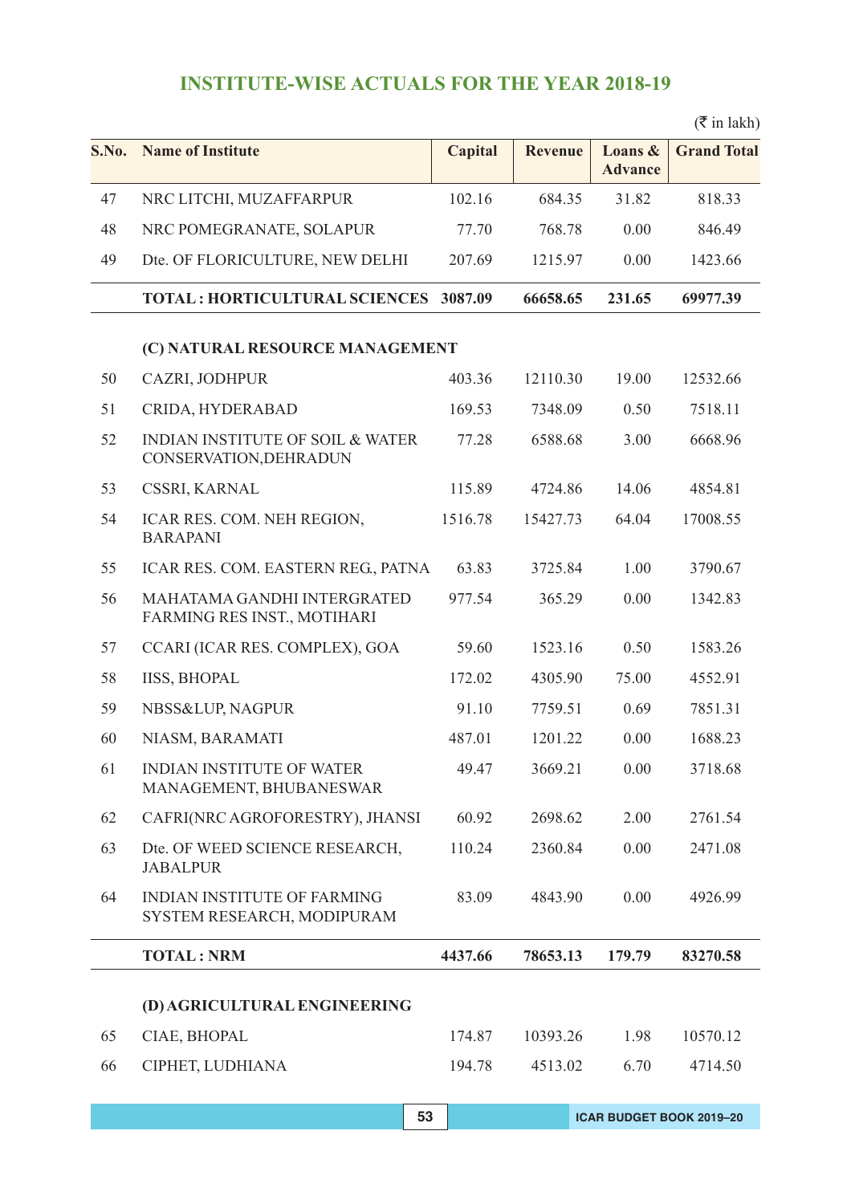## INSTITUTE-WISE ACTUALS FOR THE YEAR 2018-19

(₹ in lakh)

| S.No. | Name of Institute | Capital | Revenue | Loans & Advance | Grand Total |
|---|---|---|---|---|---|
| 47 | NRC LITCHI, MUZAFFARPUR | 102.16 | 684.35 | 31.82 | 818.33 |
| 48 | NRC POMEGRANATE, SOLAPUR | 77.70 | 768.78 | 0.00 | 846.49 |
| 49 | Dte. OF FLORICULTURE, NEW DELHI | 207.69 | 1215.97 | 0.00 | 1423.66 |
| | **TOTAL : HORTICULTURAL SCIENCES** | **3087.09** | **66658.65** | **231.65** | **69977.39** |
| | **(C) NATURAL RESOURCE MANAGEMENT** | | | | |
| 50 | CAZRI, JODHPUR | 403.36 | 12110.30 | 19.00 | 12532.66 |
| 51 | CRIDA, HYDERABAD | 169.53 | 7348.09 | 0.50 | 7518.11 |
| 52 | INDIAN INSTITUTE OF SOIL & WATER CONSERVATION,DEHRADUN | 77.28 | 6588.68 | 3.00 | 6668.96 |
| 53 | CSSRI, KARNAL | 115.89 | 4724.86 | 14.06 | 4854.81 |
| 54 | ICAR RES. COM. NEH REGION, BARAPANI | 1516.78 | 15427.73 | 64.04 | 17008.55 |
| 55 | ICAR RES. COM. EASTERN REG., PATNA | 63.83 | 3725.84 | 1.00 | 3790.67 |
| 56 | MAHATAMA GANDHI INTERGRATED FARMING RES INST., MOTIHARI | 977.54 | 365.29 | 0.00 | 1342.83 |
| 57 | CCARI (ICAR RES. COMPLEX), GOA | 59.60 | 1523.16 | 0.50 | 1583.26 |
| 58 | IISS, BHOPAL | 172.02 | 4305.90 | 75.00 | 4552.91 |
| 59 | NBSS&LUP, NAGPUR | 91.10 | 7759.51 | 0.69 | 7851.31 |
| 60 | NIASM, BARAMATI | 487.01 | 1201.22 | 0.00 | 1688.23 |
| 61 | INDIAN INSTITUTE OF WATER MANAGEMENT, BHUBANESWAR | 49.47 | 3669.21 | 0.00 | 3718.68 |
| 62 | CAFRI(NRC AGROFORESTRY), JHANSI | 60.92 | 2698.62 | 2.00 | 2761.54 |
| 63 | Dte. OF WEED SCIENCE RESEARCH, JABALPUR | 110.24 | 2360.84 | 0.00 | 2471.08 |
| 64 | INDIAN INSTITUTE OF FARMING SYSTEM RESEARCH, MODIPURAM | 83.09 | 4843.90 | 0.00 | 4926.99 |
| | **TOTAL : NRM** | **4437.66** | **78653.13** | **179.79** | **83270.58** |
| | **(D) AGRICULTURAL ENGINEERING** | | | | |
| 65 | CIAE, BHOPAL | 174.87 | 10393.26 | 1.98 | 10570.12 |
| 66 | CIPHET, LUDHIANA | 194.78 | 4513.02 | 6.70 | 4714.50 |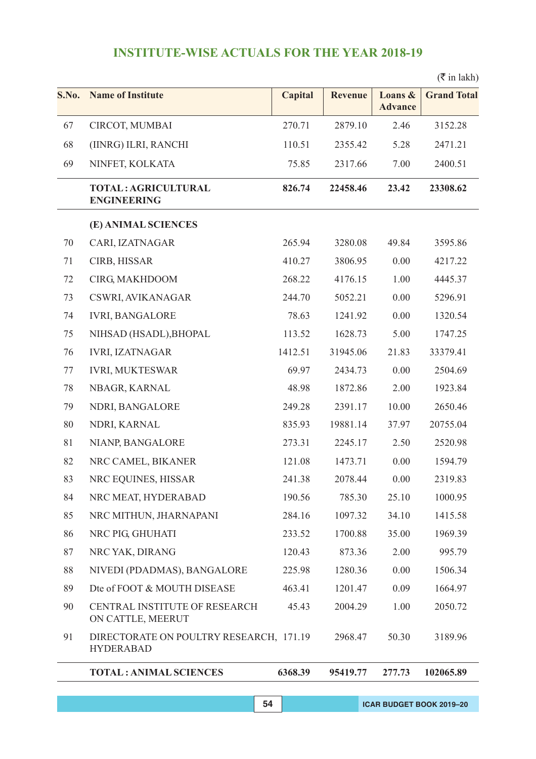## INSTITUTE-WISE ACTUALS FOR THE YEAR 2018-19

(₹ in lakh)

| S.No. | Name of Institute | Capital | Revenue | Loans & Advance | Grand Total |
|---|---|---|---|---|---|
| 67 | CIRCOT, MUMBAI | 270.71 | 2879.10 | 2.46 | 3152.28 |
| 68 | (IINRG) ILRI, RANCHI | 110.51 | 2355.42 | 5.28 | 2471.21 |
| 69 | NINFET, KOLKATA | 75.85 | 2317.66 | 7.00 | 2400.51 |
| | **TOTAL : AGRICULTURAL ENGINEERING** | **826.74** | **22458.46** | **23.42** | **23308.62** |
| | **(E) ANIMAL SCIENCES** | | | | |
| 70 | CARI, IZATNAGAR | 265.94 | 3280.08 | 49.84 | 3595.86 |
| 71 | CIRB, HISSAR | 410.27 | 3806.95 | 0.00 | 4217.22 |
| 72 | CIRG, MAKHDOOM | 268.22 | 4176.15 | 1.00 | 4445.37 |
| 73 | CSWRI, AVIKANAGAR | 244.70 | 5052.21 | 0.00 | 5296.91 |
| 74 | IVRI, BANGALORE | 78.63 | 1241.92 | 0.00 | 1320.54 |
| 75 | NIHSAD (HSADL),BHOPAL | 113.52 | 1628.73 | 5.00 | 1747.25 |
| 76 | IVRI, IZATNAGAR | 1412.51 | 31945.06 | 21.83 | 33379.41 |
| 77 | IVRI, MUKTESWAR | 69.97 | 2434.73 | 0.00 | 2504.69 |
| 78 | NBAGR, KARNAL | 48.98 | 1872.86 | 2.00 | 1923.84 |
| 79 | NDRI, BANGALORE | 249.28 | 2391.17 | 10.00 | 2650.46 |
| 80 | NDRI, KARNAL | 835.93 | 19881.14 | 37.97 | 20755.04 |
| 81 | NIANP, BANGALORE | 273.31 | 2245.17 | 2.50 | 2520.98 |
| 82 | NRC CAMEL, BIKANER | 121.08 | 1473.71 | 0.00 | 1594.79 |
| 83 | NRC EQUINES, HISSAR | 241.38 | 2078.44 | 0.00 | 2319.83 |
| 84 | NRC MEAT, HYDERABAD | 190.56 | 785.30 | 25.10 | 1000.95 |
| 85 | NRC MITHUN, JHARNAPANI | 284.16 | 1097.32 | 34.10 | 1415.58 |
| 86 | NRC PIG, GHUHATI | 233.52 | 1700.88 | 35.00 | 1969.39 |
| 87 | NRC YAK, DIRANG | 120.43 | 873.36 | 2.00 | 995.79 |
| 88 | NIVEDI (PDADMAS), BANGALORE | 225.98 | 1280.36 | 0.00 | 1506.34 |
| 89 | Dte of FOOT & MOUTH DISEASE | 463.41 | 1201.47 | 0.09 | 1664.97 |
| 90 | CENTRAL INSTITUTE OF RESEARCH ON CATTLE, MEERUT | 45.43 | 2004.29 | 1.00 | 2050.72 |
| 91 | DIRECTORATE ON POULTRY RESEARCH, HYDERABAD | 171.19 | 2968.47 | 50.30 | 3189.96 |
| | **TOTAL : ANIMAL SCIENCES** | **6368.39** | **95419.77** | **277.73** | **102065.89** |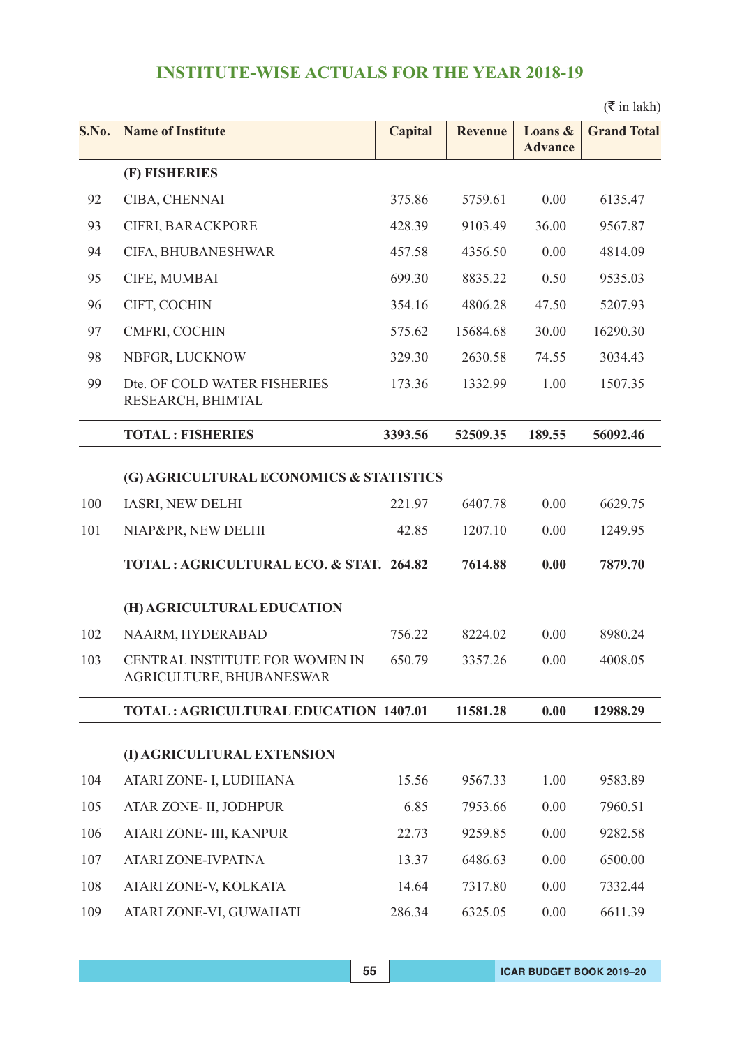## INSTITUTE-WISE ACTUALS FOR THE YEAR 2018-19

(₹ in lakh)

| S.No. | Name of Institute | Capital | Revenue | Loans & Advance | Grand Total |
|---|---|---|---|---|---|
| | **(F) FISHERIES** | | | | |
| 92 | CIBA, CHENNAI | 375.86 | 5759.61 | 0.00 | 6135.47 |
| 93 | CIFRI, BARACKPORE | 428.39 | 9103.49 | 36.00 | 9567.87 |
| 94 | CIFA, BHUBANESHWAR | 457.58 | 4356.50 | 0.00 | 4814.09 |
| 95 | CIFE, MUMBAI | 699.30 | 8835.22 | 0.50 | 9535.03 |
| 96 | CIFT, COCHIN | 354.16 | 4806.28 | 47.50 | 5207.93 |
| 97 | CMFRI, COCHIN | 575.62 | 15684.68 | 30.00 | 16290.30 |
| 98 | NBFGR, LUCKNOW | 329.30 | 2630.58 | 74.55 | 3034.43 |
| 99 | Dte. OF COLD WATER FISHERIES RESEARCH, BHIMTAL | 173.36 | 1332.99 | 1.00 | 1507.35 |
| | **TOTAL : FISHERIES** | **3393.56** | **52509.35** | **189.55** | **56092.46** |
| | **(G) AGRICULTURAL ECONOMICS & STATISTICS** | | | | |
| 100 | IASRI, NEW DELHI | 221.97 | 6407.78 | 0.00 | 6629.75 |
| 101 | NIAP&PR, NEW DELHI | 42.85 | 1207.10 | 0.00 | 1249.95 |
| | **TOTAL : AGRICULTURAL ECO. & STAT.** | **264.82** | **7614.88** | **0.00** | **7879.70** |
| | **(H) AGRICULTURAL EDUCATION** | | | | |
| 102 | NAARM, HYDERABAD | 756.22 | 8224.02 | 0.00 | 8980.24 |
| 103 | CENTRAL INSTITUTE FOR WOMEN IN AGRICULTURE, BHUBANESWAR | 650.79 | 3357.26 | 0.00 | 4008.05 |
| | **TOTAL : AGRICULTURAL EDUCATION** | **1407.01** | **11581.28** | **0.00** | **12988.29** |
| | **(I) AGRICULTURAL EXTENSION** | | | | |
| 104 | ATARI ZONE- I, LUDHIANA | 15.56 | 9567.33 | 1.00 | 9583.89 |
| 105 | ATAR ZONE- II, JODHPUR | 6.85 | 7953.66 | 0.00 | 7960.51 |
| 106 | ATARI ZONE- III, KANPUR | 22.73 | 9259.85 | 0.00 | 9282.58 |
| 107 | ATARI ZONE-IVPATNA | 13.37 | 6486.63 | 0.00 | 6500.00 |
| 108 | ATARI ZONE-V, KOLKATA | 14.64 | 7317.80 | 0.00 | 7332.44 |
| 109 | ATARI ZONE-VI, GUWAHATI | 286.34 | 6325.05 | 0.00 | 6611.39 |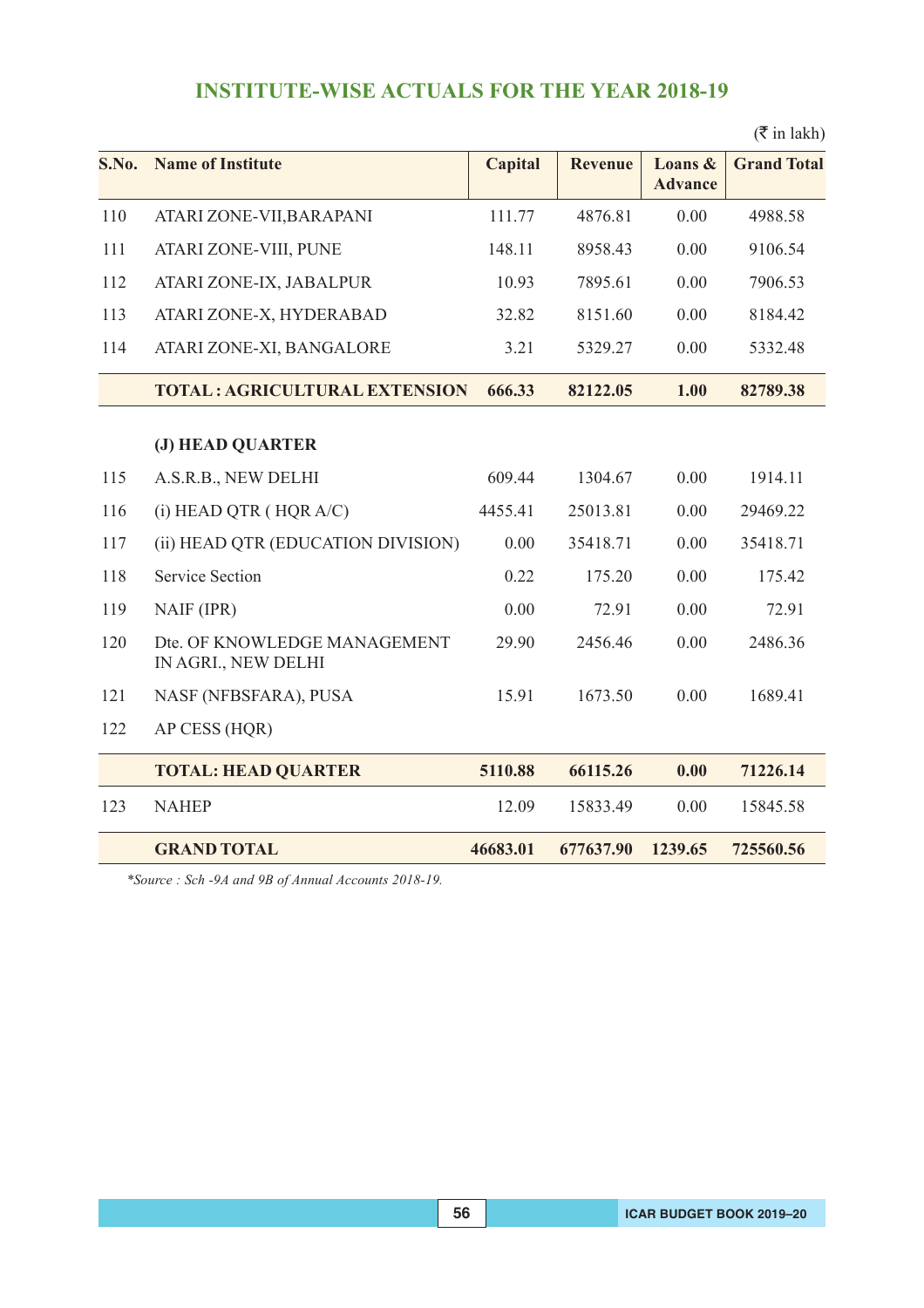## INSTITUTE-WISE ACTUALS FOR THE YEAR 2018-19

(₹ in lakh)

| S.No. | Name of Institute | Capital | Revenue | Loans & Advance | Grand Total |
|---|---|---|---|---|---|
| 110 | ATARI ZONE-VII,BARAPANI | 111.77 | 4876.81 | 0.00 | 4988.58 |
| 111 | ATARI ZONE-VIII, PUNE | 148.11 | 8958.43 | 0.00 | 9106.54 |
| 112 | ATARI ZONE-IX, JABALPUR | 10.93 | 7895.61 | 0.00 | 7906.53 |
| 113 | ATARI ZONE-X, HYDERABAD | 32.82 | 8151.60 | 0.00 | 8184.42 |
| 114 | ATARI ZONE-XI, BANGALORE | 3.21 | 5329.27 | 0.00 | 5332.48 |
| | **TOTAL : AGRICULTURAL EXTENSION** | **666.33** | **82122.05** | **1.00** | **82789.38** |
| | **(J) HEAD QUARTER** | | | | |
| 115 | A.S.R.B., NEW DELHI | 609.44 | 1304.67 | 0.00 | 1914.11 |
| 116 | (i) HEAD QTR ( HQR A/C) | 4455.41 | 25013.81 | 0.00 | 29469.22 |
| 117 | (ii) HEAD QTR (EDUCATION DIVISION) | 0.00 | 35418.71 | 0.00 | 35418.71 |
| 118 | Service Section | 0.22 | 175.20 | 0.00 | 175.42 |
| 119 | NAIF (IPR) | 0.00 | 72.91 | 0.00 | 72.91 |
| 120 | Dte. OF KNOWLEDGE MANAGEMENT IN AGRI., NEW DELHI | 29.90 | 2456.46 | 0.00 | 2486.36 |
| 121 | NASF (NFBSFARA), PUSA | 15.91 | 1673.50 | 0.00 | 1689.41 |
| 122 | AP CESS (HQR) | | | | |
| | **TOTAL: HEAD QUARTER** | **5110.88** | **66115.26** | **0.00** | **71226.14** |
| 123 | NAHEP | 12.09 | 15833.49 | 0.00 | 15845.58 |
| | **GRAND TOTAL** | **46683.01** | **677637.90** | **1239.65** | **725560.56** |

*\*Source : Sch -9A and 9B of Annual Accounts 2018-19.*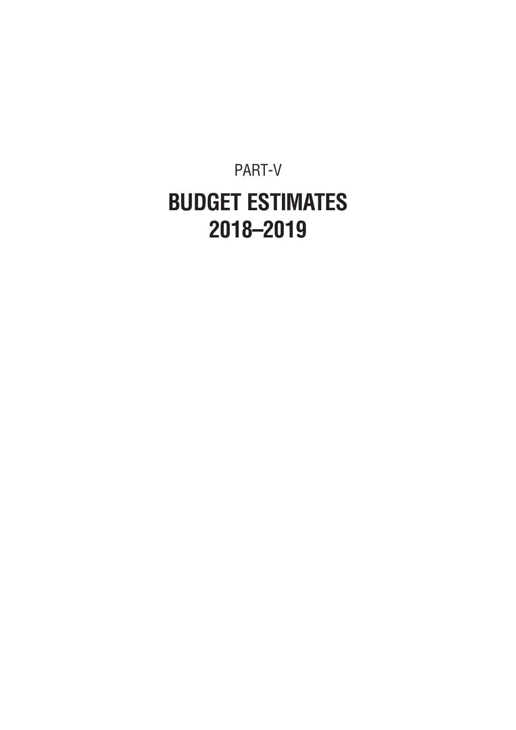PART-V

# BUDGET ESTIMATES 2018–2019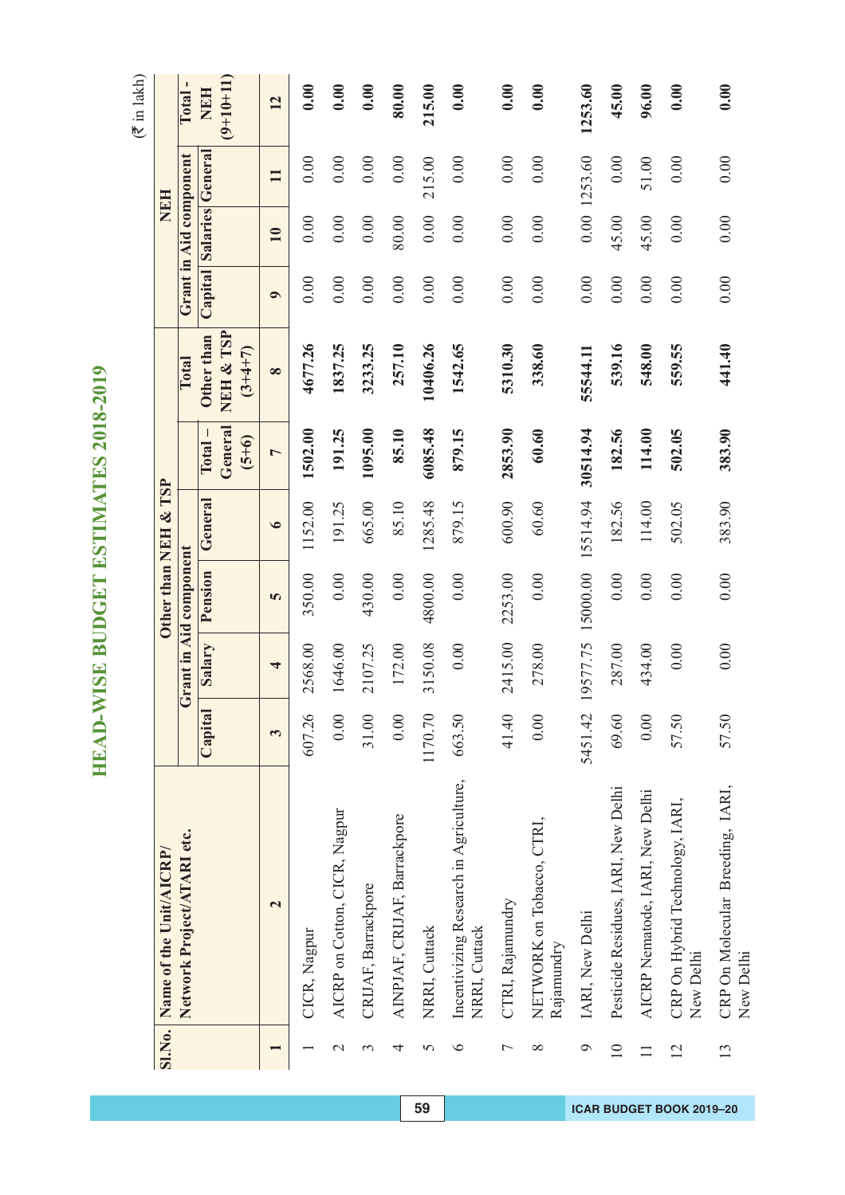# HEAD-WISE BUDGET ESTIMATES 2018-2019

(₹ in lakh)

| Sl.No. | Name of the Unit/AICRP/ Network Project/ATARI etc. | Other than NEH & TSP | | | | | | NEH | | | |
|---|---|---|---|---|---|---|---|---|---|---|---|
| | | Grant in Aid component | | | | Total – General (5+6) | Total Other than NEH & TSP (3+4+7) | Grant in Aid component | | | Total - NEH (9+10+11) |
| | | Capital | Salary | Pension | General | | | Capital | Salaries | General | |
| 1 | 2 | 3 | 4 | 5 | 6 | 7 | 8 | 9 | 10 | 11 | 12 |
| 1 | CICR, Nagpur | 607.26 | 2568.00 | 350.00 | 1152.00 | **1502.00** | **4677.26** | 0.00 | 0.00 | 0.00 | **0.00** |
| 2 | AICRP on Cotton, CICR, Nagpur | 0.00 | 1646.00 | 0.00 | 191.25 | **191.25** | **1837.25** | 0.00 | 0.00 | 0.00 | **0.00** |
| 3 | CRIJAF, Barrackpore | 31.00 | 2107.25 | 430.00 | 665.00 | **1095.00** | **3233.25** | 0.00 | 0.00 | 0.00 | **0.00** |
| 4 | AINPJAF, CRIJAF, Barrackpore | 0.00 | 172.00 | 0.00 | 85.10 | **85.10** | **257.10** | 0.00 | 80.00 | 0.00 | **80.00** |
| 5 | NRRI, Cuttack | 1170.70 | 3150.08 | 4800.00 | 1285.48 | **6085.48** | **10406.26** | 0.00 | 0.00 | 215.00 | **215.00** |
| 6 | Incentivizing Research in Agriculture, NRRI, Cuttack | 663.50 | 0.00 | 0.00 | 879.15 | **879.15** | **1542.65** | 0.00 | 0.00 | 0.00 | **0.00** |
| 7 | CTRI, Rajamundry | 41.40 | 2415.00 | 2253.00 | 600.90 | **2853.90** | **5310.30** | 0.00 | 0.00 | 0.00 | **0.00** |
| 8 | NETWORK on Tobacco, CTRI, Rajamundry | 0.00 | 278.00 | 0.00 | 60.60 | **60.60** | **338.60** | 0.00 | 0.00 | 0.00 | **0.00** |
| 9 | IARI, New Delhi | 5451.42 | 19577.75 | 15000.00 | 15514.94 | **30514.94** | **55544.11** | 0.00 | 0.00 | 1253.60 | **1253.60** |
| 10 | Pesticide Residues, IARI, New Delhi | 69.60 | 287.00 | 0.00 | 182.56 | **182.56** | **539.16** | 0.00 | 45.00 | 0.00 | **45.00** |
| 11 | AICRP Nematode, IARI, New Delhi | 0.00 | 434.00 | 0.00 | 114.00 | **114.00** | **548.00** | 0.00 | 45.00 | 51.00 | **96.00** |
| 12 | CRP On Hybrid Technology, IARI, New Delhi | 57.50 | 0.00 | 0.00 | 502.05 | **502.05** | **559.55** | 0.00 | 0.00 | 0.00 | **0.00** |
| 13 | CRP On Molecular Breeding, IARI, New Delhi | 57.50 | 0.00 | 0.00 | 383.90 | **383.90** | **441.40** | 0.00 | 0.00 | 0.00 | **0.00** |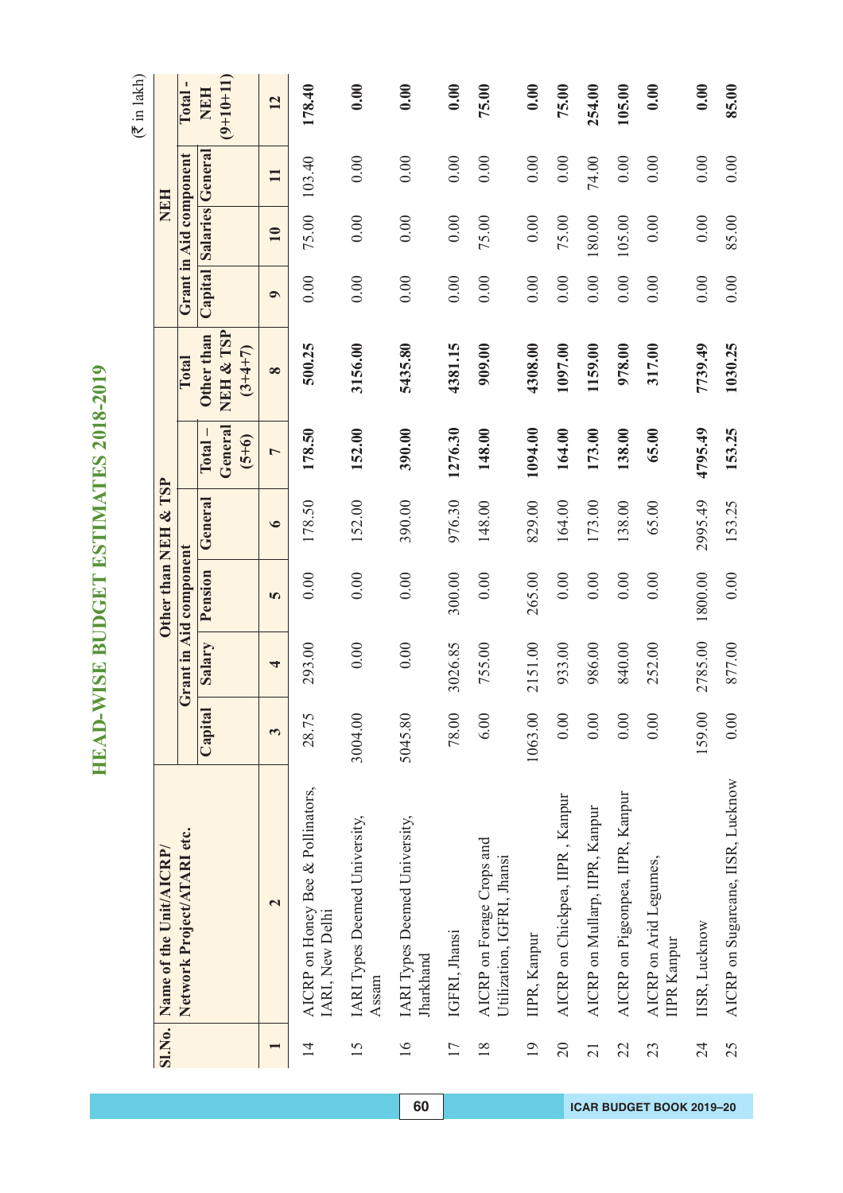# HEAD-WISE BUDGET ESTIMATES 2018-2019

(₹ in lakh)

| Sl.No. | Name of the Unit/AICRP/ Network Project/ATARI etc. | Other than NEH & TSP | | | | | | NEH | | | |
|---|---|---|---|---|---|---|---|---|---|---|---|
| | | Grant in Aid component | | | | Total – General (5+6) | Total Other than NEH & TSP (3+4+7) | Grant in Aid component | | | Total - NEH (9+10+11) |
| | | Capital | Salary | Pension | General | | | Capital | Salaries | General | |
| 1 | 2 | 3 | 4 | 5 | 6 | 7 | 8 | 9 | 10 | 11 | 12 |
| 14 | AICRP on Honey Bee & Pollinators, IARI, New Delhi | 28.75 | 293.00 | 0.00 | 178.50 | 178.50 | 500.25 | 0.00 | 75.00 | 103.40 | 178.40 |
| 15 | IARI Types Deemed University, Assam | 3004.00 | 0.00 | 0.00 | 152.00 | 152.00 | 3156.00 | 0.00 | 0.00 | 0.00 | 0.00 |
| 16 | IARI Types Deemed University, Jharkhand | 5045.80 | 0.00 | 0.00 | 390.00 | 390.00 | 5435.80 | 0.00 | 0.00 | 0.00 | 0.00 |
| 17 | IGFRI, Jhansi | 78.00 | 3026.85 | 300.00 | 976.30 | 1276.30 | 4381.15 | 0.00 | 0.00 | 0.00 | 0.00 |
| 18 | AICRP on Forage Crops and Utilization, IGFRI, Jhansi | 6.00 | 755.00 | 0.00 | 148.00 | 148.00 | 909.00 | 0.00 | 75.00 | 0.00 | 75.00 |
| 19 | IIPR, Kanpur | 1063.00 | 2151.00 | 265.00 | 829.00 | 1094.00 | 4308.00 | 0.00 | 0.00 | 0.00 | 0.00 |
| 20 | AICRP on Chickpea, IIPR , Kanpur | 0.00 | 933.00 | 0.00 | 164.00 | 164.00 | 1097.00 | 0.00 | 75.00 | 0.00 | 75.00 |
| 21 | AICRP on Mullarp, IIPR, Kanpur | 0.00 | 986.00 | 0.00 | 173.00 | 173.00 | 1159.00 | 0.00 | 180.00 | 74.00 | 254.00 |
| 22 | AICRP on Pigeonpea, IIPR, Kanpur | 0.00 | 840.00 | 0.00 | 138.00 | 138.00 | 978.00 | 0.00 | 105.00 | 0.00 | 105.00 |
| 23 | AICRP on Arid Legumes, IIPR Kanpur | 0.00 | 252.00 | 0.00 | 65.00 | 65.00 | 317.00 | 0.00 | 0.00 | 0.00 | 0.00 |
| 24 | IISR, Lucknow | 159.00 | 2785.00 | 1800.00 | 2995.49 | 4795.49 | 7739.49 | 0.00 | 0.00 | 0.00 | 0.00 |
| 25 | AICRP on Sugarcane, IISR, Lucknow | 0.00 | 877.00 | 0.00 | 153.25 | 153.25 | 1030.25 | 0.00 | 85.00 | 0.00 | 85.00 |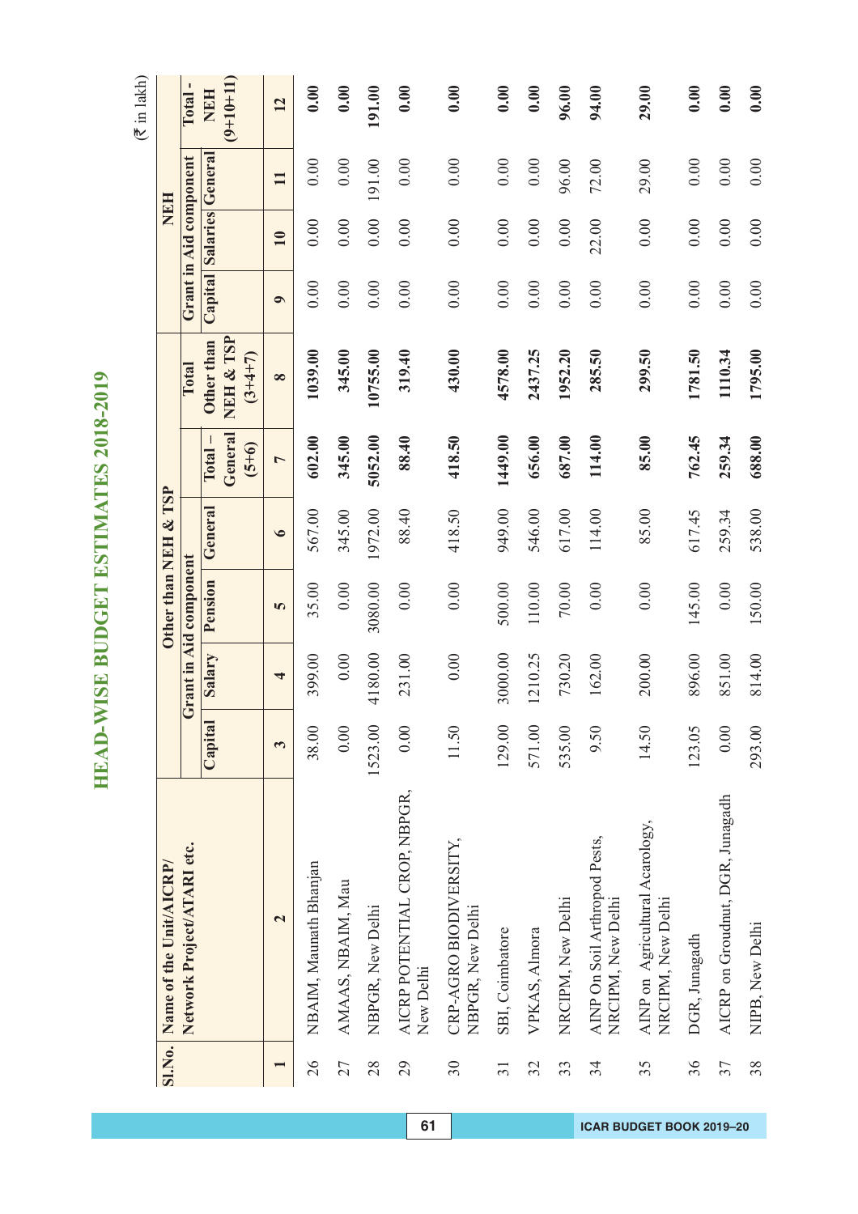# HEAD-WISE BUDGET ESTIMATES 2018-2019

(₹ in lakh)

| Sl.No. | Name of the Unit/AICRP/ Network Project/ATARI etc. | Other than NEH & TSP | | | | | | NEH | | | |
|---|---|---|---|---|---|---|---|---|---|---|---|
| | | Grant in Aid component | | | | Total – General (5+6) | Total Other than NEH & TSP (3+4+7) | Grant in Aid component | | | Total - NEH (9+10+11) |
| | | Capital | Salary | Pension | General | | | Capital | Salaries | General | |
| 1 | 2 | 3 | 4 | 5 | 6 | 7 | 8 | 9 | 10 | 11 | 12 |
| 26 | NBAIM, Maunath Bhanjan | 38.00 | 399.00 | 35.00 | 567.00 | **602.00** | **1039.00** | 0.00 | 0.00 | 0.00 | **0.00** |
| 27 | AMAAS, NBAIM, Mau | 0.00 | 0.00 | 0.00 | 345.00 | **345.00** | **345.00** | 0.00 | 0.00 | 0.00 | **0.00** |
| 28 | NBPGR, New Delhi | 1523.00 | 4180.00 | 3080.00 | 1972.00 | **5052.00** | **10755.00** | 0.00 | 0.00 | 191.00 | **191.00** |
| 29 | AICRP POTENTIAL CROP, NBPGR, New Delhi | 0.00 | 231.00 | 0.00 | 88.40 | **88.40** | **319.40** | 0.00 | 0.00 | 0.00 | **0.00** |
| 30 | CRP-AGRO BIODIVERSITY, NBPGR, New Delhi | 11.50 | 0.00 | 0.00 | 418.50 | **418.50** | **430.00** | 0.00 | 0.00 | 0.00 | **0.00** |
| 31 | SBI, Coimbatore | 129.00 | 3000.00 | 500.00 | 949.00 | **1449.00** | **4578.00** | 0.00 | 0.00 | 0.00 | **0.00** |
| 32 | VPKAS, Almora | 571.00 | 1210.25 | 110.00 | 546.00 | **656.00** | **2437.25** | 0.00 | 0.00 | 0.00 | **0.00** |
| 33 | NRCIPM, New Delhi | 535.00 | 730.20 | 70.00 | 617.00 | **687.00** | **1952.20** | 0.00 | 0.00 | 96.00 | **96.00** |
| 34 | AINP On Soil Arthropod Pests, NRCIPM, New Delhi | 9.50 | 162.00 | 0.00 | 114.00 | **114.00** | **285.50** | 0.00 | 22.00 | 72.00 | **94.00** |
| 35 | AINP on Agricultural Acarology, NRCIPM, New Delhi | 14.50 | 200.00 | 0.00 | 85.00 | **85.00** | **299.50** | 0.00 | 0.00 | 29.00 | **29.00** |
| 36 | DGR, Junagadh | 123.05 | 896.00 | 145.00 | 617.45 | **762.45** | **1781.50** | 0.00 | 0.00 | 0.00 | **0.00** |
| 37 | AICRP on Groudnut, DGR, Junagadh | 0.00 | 851.00 | 0.00 | 259.34 | **259.34** | **1110.34** | 0.00 | 0.00 | 0.00 | **0.00** |
| 38 | NIPB, New Delhi | 293.00 | 814.00 | 150.00 | 538.00 | **688.00** | **1795.00** | 0.00 | 0.00 | 0.00 | **0.00** |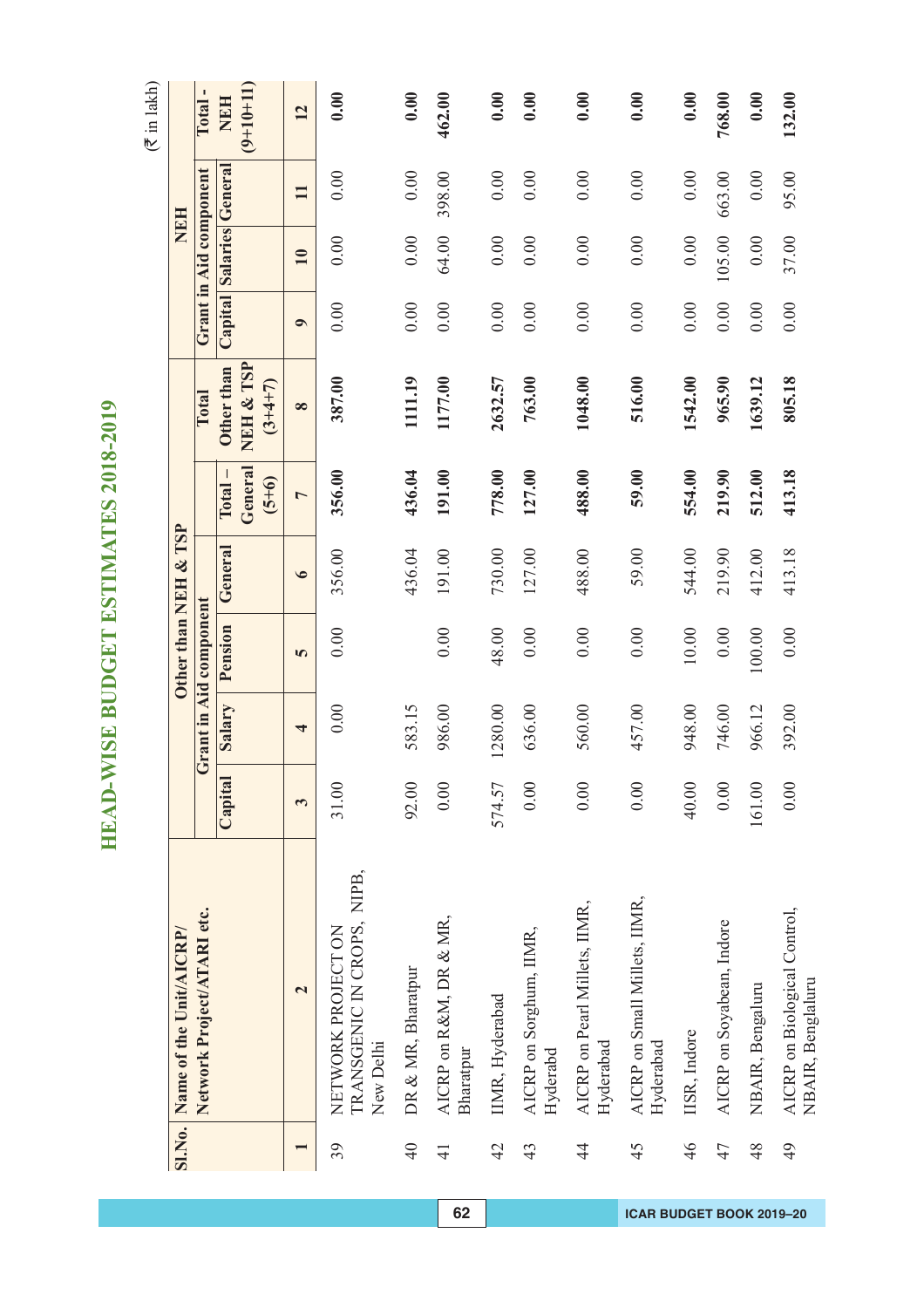# HEAD-WISE BUDGET ESTIMATES 2018-2019

(₹ in lakh)

| Sl.No. | Name of the Unit/AICRP/ Network Project/ATARI etc. | Other than NEH & TSP | | | | | | NEH | | | |
|---|---|---|---|---|---|---|---|---|---|---|---|
| | | Grant in Aid component | | | | | Total Other than NEH & TSP (3+4+7) | Grant in Aid component | | | Total - NEH (9+10+11) |
| | | Capital | Salary | Pension | General | Total – General (5+6) | | Capital | Salaries | General | |
| 1 | 2 | 3 | 4 | 5 | 6 | 7 | 8 | 9 | 10 | 11 | 12 |
| 39 | NETWORK PROJECT ON TRANSGENIC IN CROPS, NIPB, New Delhi | 31.00 | 0.00 | 0.00 | 356.00 | **356.00** | **387.00** | 0.00 | 0.00 | 0.00 | **0.00** |
| 40 | DR & MR, Bharatpur | 92.00 | 583.15 | | 436.04 | **436.04** | **1111.19** | 0.00 | 0.00 | 0.00 | **0.00** |
| 41 | AICRP on R&M, DR & MR, Bharatpur | 0.00 | 986.00 | 0.00 | 191.00 | **191.00** | **1177.00** | 0.00 | 64.00 | 398.00 | **462.00** |
| 42 | IIMR, Hyderabad | 574.57 | 1280.00 | 48.00 | 730.00 | **778.00** | **2632.57** | 0.00 | 0.00 | 0.00 | **0.00** |
| 43 | AICRP on Sorghum, IIMR, Hyderabd | 0.00 | 636.00 | 0.00 | 127.00 | **127.00** | **763.00** | 0.00 | 0.00 | 0.00 | **0.00** |
| 44 | AICRP on Pearl Millets, IIMR, Hyderabad | 0.00 | 560.00 | 0.00 | 488.00 | **488.00** | **1048.00** | 0.00 | 0.00 | 0.00 | **0.00** |
| 45 | AICRP on Small Millets, IIMR, Hyderabad | 0.00 | 457.00 | 0.00 | 59.00 | **59.00** | **516.00** | 0.00 | 0.00 | 0.00 | **0.00** |
| 46 | IISR, Indore | 40.00 | 948.00 | 10.00 | 544.00 | **554.00** | **1542.00** | 0.00 | 0.00 | 0.00 | **0.00** |
| 47 | AICRP on Soyabean, Indore | 0.00 | 746.00 | 0.00 | 219.90 | **219.90** | **965.90** | 0.00 | 105.00 | 663.00 | **768.00** |
| 48 | NBAIR, Bengaluru | 161.00 | 966.12 | 100.00 | 412.00 | **512.00** | **1639.12** | 0.00 | 0.00 | 0.00 | **0.00** |
| 49 | AICRP on Biological Control, NBAIR, Benglaluru | 0.00 | 392.00 | 0.00 | 413.18 | **413.18** | **805.18** | 0.00 | 37.00 | 95.00 | **132.00** |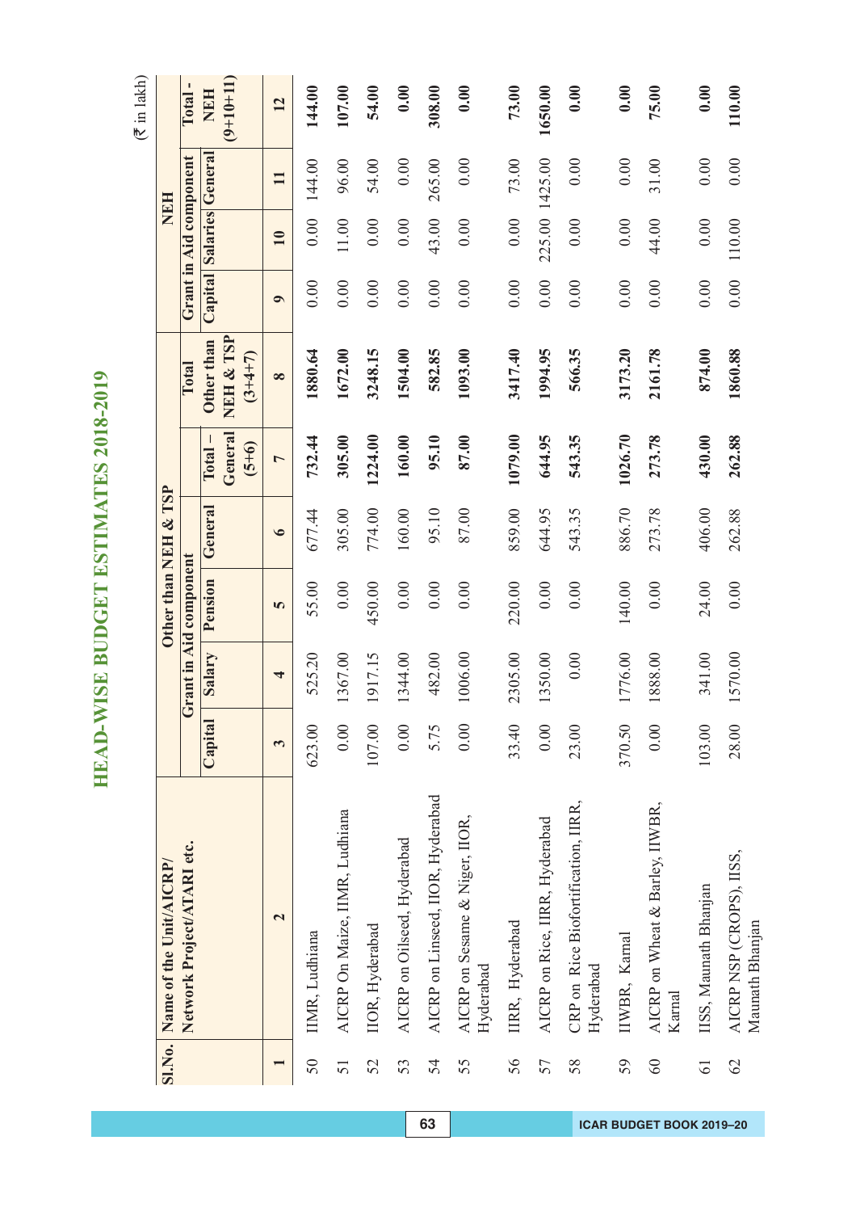# HEAD-WISE BUDGET ESTIMATES 2018-2019

(₹ in lakh)

| Sl.No. | Name of the Unit/AICRP/ Network Project/ATARI etc. | Other than NEH & TSP | | | | | | NEH | | | |
|---|---|---|---|---|---|---|---|---|---|---|---|
| | | Grant in Aid component | | | | Total – General (5+6) | Total Other than NEH & TSP (3+4+7) | Grant in Aid component | | | Total - NEH (9+10+11) |
| | | Capital | Salary | Pension | General | | | Capital | Salaries | General | |
| 1 | 2 | 3 | 4 | 5 | 6 | 7 | 8 | 9 | 10 | 11 | 12 |
| 50 | IIMR, Ludhiana | 623.00 | 525.20 | 55.00 | 677.44 | **732.44** | **1880.64** | 0.00 | 0.00 | 144.00 | **144.00** |
| 51 | AICRP On Maize, IIMR, Ludhiana | 0.00 | 1367.00 | 0.00 | 305.00 | **305.00** | **1672.00** | 0.00 | 11.00 | 96.00 | **107.00** |
| 52 | IIOR, Hyderabad | 107.00 | 1917.15 | 450.00 | 774.00 | **1224.00** | **3248.15** | 0.00 | 0.00 | 54.00 | **54.00** |
| 53 | AICRP on Oilseed, Hyderabad | 0.00 | 1344.00 | 0.00 | 160.00 | **160.00** | **1504.00** | 0.00 | 0.00 | 0.00 | **0.00** |
| 54 | AICRP on Linseed, IIOR, Hyderabad | 5.75 | 482.00 | 0.00 | 95.10 | **95.10** | **582.85** | 0.00 | 43.00 | 265.00 | **308.00** |
| 55 | AICRP on Sesame & Niger, IIOR, Hyderabad | 0.00 | 1006.00 | 0.00 | 87.00 | **87.00** | **1093.00** | 0.00 | 0.00 | 0.00 | **0.00** |
| 56 | IIRR, Hyderabad | 33.40 | 2305.00 | 220.00 | 859.00 | **1079.00** | **3417.40** | 0.00 | 0.00 | 73.00 | **73.00** |
| 57 | AICRP on Rice, IIRR, Hyderabad | 0.00 | 1350.00 | 0.00 | 644.95 | **644.95** | **1994.95** | 0.00 | 225.00 | 1425.00 | **1650.00** |
| 58 | CRP on Rice Biofortification, IIRR, Hyderabad | 23.00 | 0.00 | 0.00 | 543.35 | **543.35** | **566.35** | 0.00 | 0.00 | 0.00 | **0.00** |
| 59 | IIWBR, Karnal | 370.50 | 1776.00 | 140.00 | 886.70 | **1026.70** | **3173.20** | 0.00 | 0.00 | 0.00 | **0.00** |
| 60 | AICRP on Wheat & Barley, IIWBR, Karnal | 0.00 | 1888.00 | 0.00 | 273.78 | **273.78** | **2161.78** | 0.00 | 44.00 | 31.00 | **75.00** |
| 61 | IISS, Maunath Bhanjan | 103.00 | 341.00 | 24.00 | 406.00 | **430.00** | **874.00** | 0.00 | 0.00 | 0.00 | **0.00** |
| 62 | AICRP NSP (CROPS), IISS, Maunath Bhanjan | 28.00 | 1570.00 | 0.00 | 262.88 | **262.88** | **1860.88** | 0.00 | 110.00 | 0.00 | **110.00** |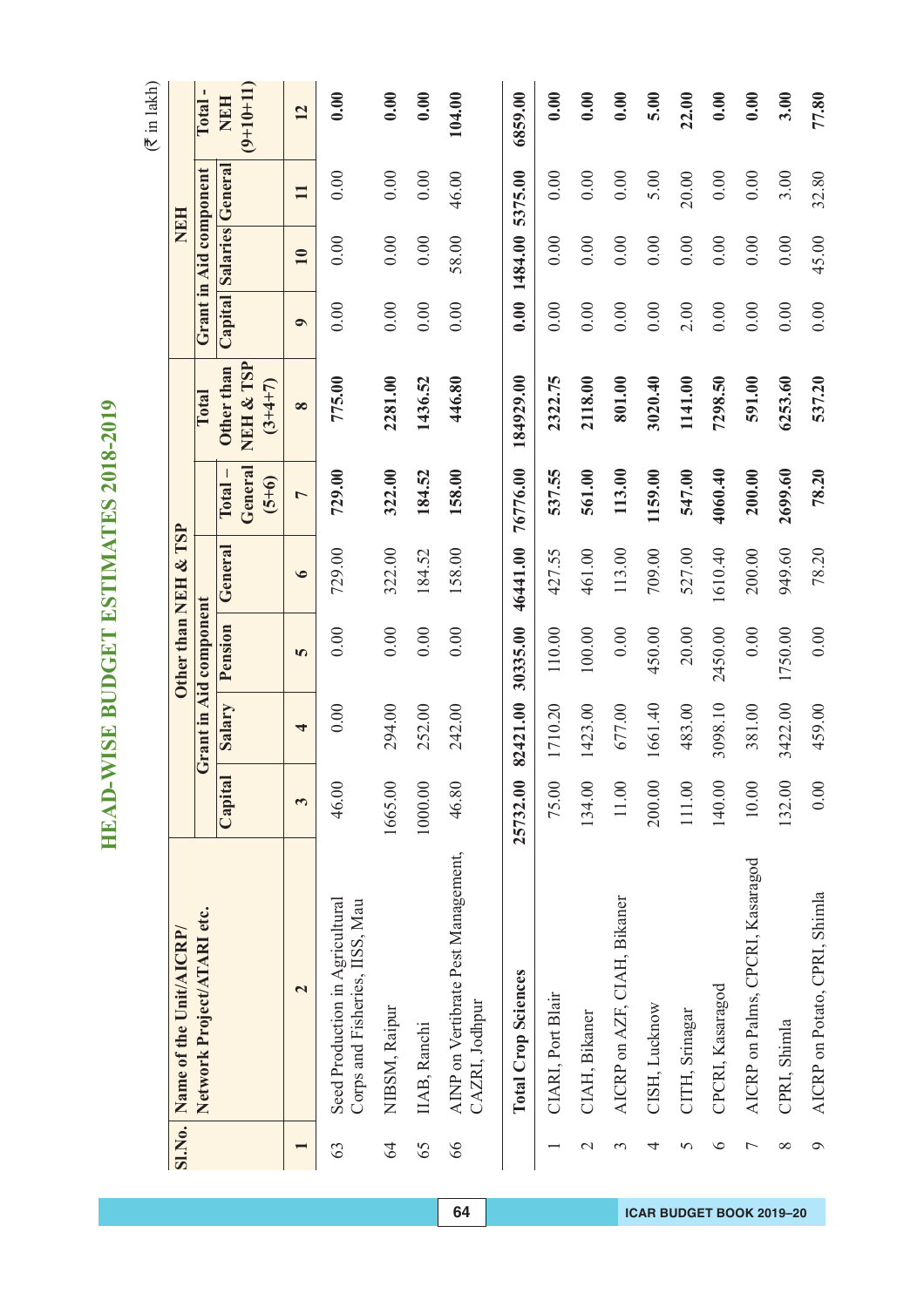# HEAD-WISE BUDGET ESTIMATES 2018-2019

(₹ in lakh)

| Sl.No. | Name of the Unit/AICRP/ Network Project/ATARI etc. | Other than NEH & TSP | | | | | | NEH | | | |
|---|---|---|---|---|---|---|---|---|---|---|---|
| | | Grant in Aid component | | | | | Total Other than NEH & TSP (3+4+7) | Grant in Aid component | | | Total - NEH (9+10+11) |
| | | Capital | Salary | Pension | General | Total – General (5+6) | | Capital | Salaries | General | |
| 1 | 2 | 3 | 4 | 5 | 6 | 7 | 8 | 9 | 10 | 11 | 12 |
| 63 | Seed Production in Agricultural Corps and Fisheries, IISS, Mau | 46.00 | 0.00 | 0.00 | 729.00 | **729.00** | **775.00** | 0.00 | 0.00 | 0.00 | **0.00** |
| 64 | NIBSM, Raipur | 1665.00 | 294.00 | 0.00 | 322.00 | **322.00** | **2281.00** | 0.00 | 0.00 | 0.00 | **0.00** |
| 65 | IIAB, Ranchi | 1000.00 | 252.00 | 0.00 | 184.52 | **184.52** | **1436.52** | 0.00 | 0.00 | 0.00 | **0.00** |
| 66 | AINP on Vertibrate Pest Management, CAZRI, Jodhpur | 46.80 | 242.00 | 0.00 | 158.00 | **158.00** | **446.80** | 0.00 | 58.00 | 46.00 | **104.00** |
| | **Total Crop Sciences** | **25732.00** | **82421.00** | **30335.00** | **46441.00** | **76776.00** | **184929.00** | **0.00** | **1484.00** | **5375.00** | **6859.00** |
| 1 | CIARI, Port Blair | 75.00 | 1710.20 | 110.00 | 427.55 | **537.55** | **2322.75** | 0.00 | 0.00 | 0.00 | **0.00** |
| 2 | CIAH, Bikaner | 134.00 | 1423.00 | 100.00 | 461.00 | **561.00** | **2118.00** | 0.00 | 0.00 | 0.00 | **0.00** |
| 3 | AICRP on AZF, CIAH, Bikaner | 11.00 | 677.00 | 0.00 | 113.00 | **113.00** | **801.00** | 0.00 | 0.00 | 0.00 | **0.00** |
| 4 | CISH, Lucknow | 200.00 | 1661.40 | 450.00 | 709.00 | **1159.00** | **3020.40** | 0.00 | 0.00 | 5.00 | **5.00** |
| 5 | CITH, Srinagar | 111.00 | 483.00 | 20.00 | 527.00 | **547.00** | **1141.00** | 2.00 | 0.00 | 20.00 | **22.00** |
| 6 | CPCRI, Kasaragod | 140.00 | 3098.10 | 2450.00 | 1610.40 | **4060.40** | **7298.50** | 0.00 | 0.00 | 0.00 | **0.00** |
| 7 | AICRP on Palms, CPCRI, Kasaragod | 10.00 | 381.00 | 0.00 | 200.00 | **200.00** | **591.00** | 0.00 | 0.00 | 0.00 | **0.00** |
| 8 | CPRI, Shimla | 132.00 | 3422.00 | 1750.00 | 949.60 | **2699.60** | **6253.60** | 0.00 | 0.00 | 3.00 | **3.00** |
| 9 | AICRP on Potato, CPRI, Shimla | 0.00 | 459.00 | 0.00 | 78.20 | **78.20** | **537.20** | 0.00 | 45.00 | 32.80 | **77.80** |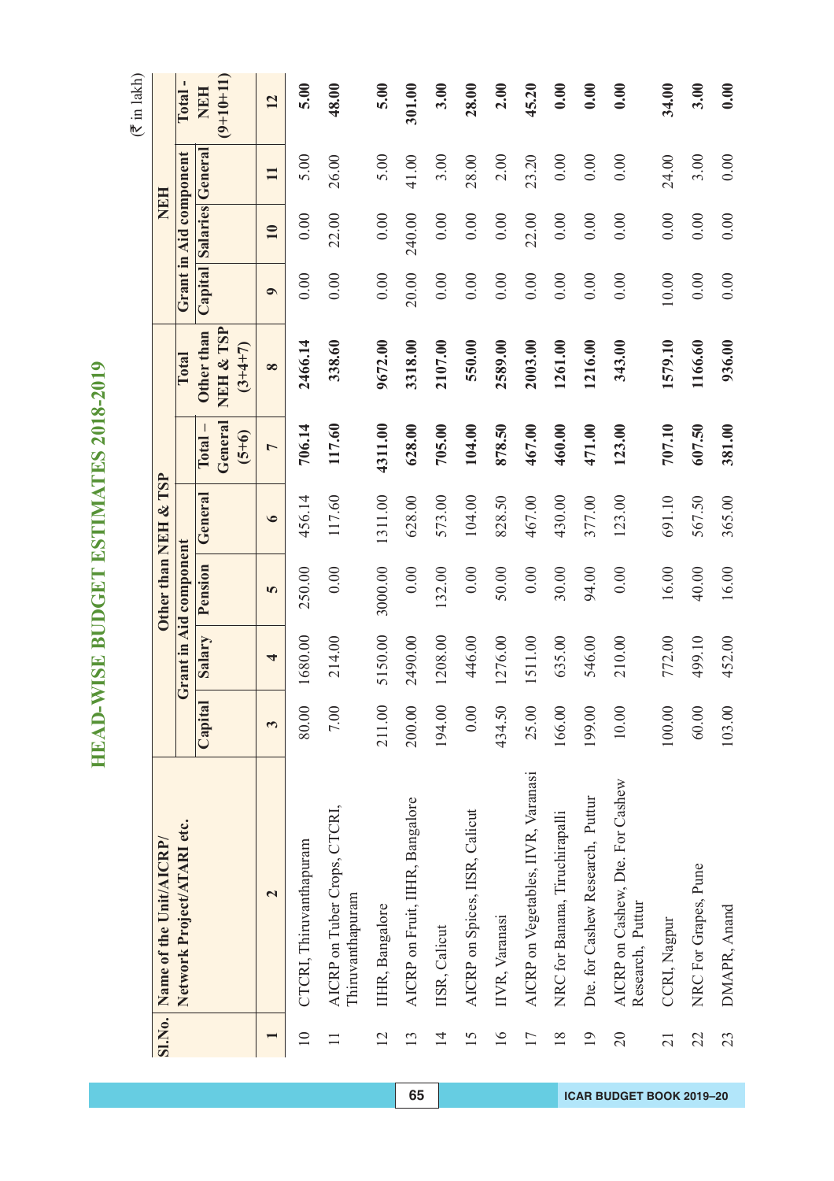# HEAD-WISE BUDGET ESTIMATES 2018-2019

(₹ in lakh)

| Sl.No. | Name of the Unit/AICRP/ Network Project/ATARI etc. | Other than NEH & TSP | | | | | | NEH | | | |
|---|---|---|---|---|---|---|---|---|---|---|---|
| | | Grant in Aid component | | | | Total – General (5+6) | Total Other than NEH & TSP (3+4+7) | Grant in Aid component | | | Total - NEH (9+10+11) |
| | | Capital | Salary | Pension | General | | | Capital | Salaries | General | |
| 1 | 2 | 3 | 4 | 5 | 6 | 7 | 8 | 9 | 10 | 11 | 12 |
| 10 | CTCRI, Thiruvanthapuram | 80.00 | 1680.00 | 250.00 | 456.14 | **706.14** | **2466.14** | 0.00 | 0.00 | 5.00 | **5.00** |
| 11 | AICRP on Tuber Crops, CTCRI, Thiruvanthapuram | 7.00 | 214.00 | 0.00 | 117.60 | **117.60** | **338.60** | 0.00 | 22.00 | 26.00 | **48.00** |
| 12 | IIHR, Bangalore | 211.00 | 5150.00 | 3000.00 | 1311.00 | **4311.00** | **9672.00** | 0.00 | 0.00 | 5.00 | **5.00** |
| 13 | AICRP on Fruit, IIHR, Bangalore | 200.00 | 2490.00 | 0.00 | 628.00 | **628.00** | **3318.00** | 20.00 | 240.00 | 41.00 | **301.00** |
| 14 | IISR, Calicut | 194.00 | 1208.00 | 132.00 | 573.00 | **705.00** | **2107.00** | 0.00 | 0.00 | 3.00 | **3.00** |
| 15 | AICRP on Spices, IISR, Calicut | 0.00 | 446.00 | 0.00 | 104.00 | **104.00** | **550.00** | 0.00 | 0.00 | 28.00 | **28.00** |
| 16 | IIVR, Varanasi | 434.50 | 1276.00 | 50.00 | 828.50 | **878.50** | **2589.00** | 0.00 | 0.00 | 2.00 | **2.00** |
| 17 | AICRP on Vegetables, IIVR, Varanasi | 25.00 | 1511.00 | 0.00 | 467.00 | **467.00** | **2003.00** | 0.00 | 22.00 | 23.20 | **45.20** |
| 18 | NRC for Banana, Tiruchirapalli | 166.00 | 635.00 | 30.00 | 430.00 | **460.00** | **1261.00** | 0.00 | 0.00 | 0.00 | **0.00** |
| 19 | Dte. for Cashew Research, Puttur | 199.00 | 546.00 | 94.00 | 377.00 | **471.00** | **1216.00** | 0.00 | 0.00 | 0.00 | **0.00** |
| 20 | AICRP on Cashew, Dte. For Cashew Research, Puttur | 10.00 | 210.00 | 0.00 | 123.00 | **123.00** | **343.00** | 0.00 | 0.00 | 0.00 | **0.00** |
| 21 | CCRI, Nagpur | 100.00 | 772.00 | 16.00 | 691.10 | **707.10** | **1579.10** | 10.00 | 0.00 | 24.00 | **34.00** |
| 22 | NRC For Grapes, Pune | 60.00 | 499.10 | 40.00 | 567.50 | **607.50** | **1166.60** | 0.00 | 0.00 | 3.00 | **3.00** |
| 23 | DMAPR, Anand | 103.00 | 452.00 | 16.00 | 365.00 | **381.00** | **936.00** | 0.00 | 0.00 | 0.00 | **0.00** |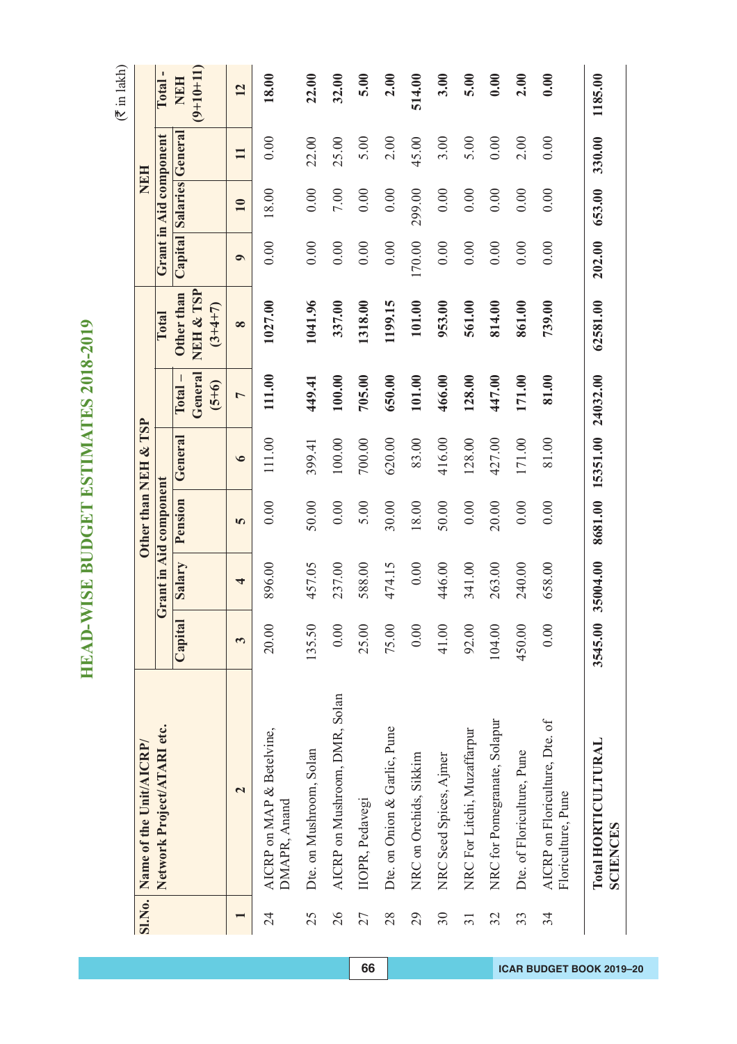# HEAD-WISE BUDGET ESTIMATES 2018-2019

(₹ in lakh)

| Sl.No. | Name of the Unit/AICRP/ Network Project/ATARI etc. | Other than NEH & TSP | | | | | | NEH | | | |
|---|---|---|---|---|---|---|---|---|---|---|---|
| | | Grant in Aid component | | | | | Total Other than NEH & TSP (3+4+7) | Grant in Aid component | | | Total - NEH (9+10+11) |
| | | Capital | Salary | Pension | General | Total – General (5+6) | | Capital | Salaries | General | |
| 1 | 2 | 3 | 4 | 5 | 6 | 7 | 8 | 9 | 10 | 11 | 12 |
| 24 | AICRP on MAP & Betelvine, DMAPR, Anand | 20.00 | 896.00 | 0.00 | 111.00 | **111.00** | **1027.00** | 0.00 | 18.00 | 0.00 | **18.00** |
| 25 | Dte. on Mushroom, Solan | 135.50 | 457.05 | 50.00 | 399.41 | **449.41** | **1041.96** | 0.00 | 0.00 | 22.00 | **22.00** |
| 26 | AICRP on Mushroom, DMR, Solan | 0.00 | 237.00 | 0.00 | 100.00 | **100.00** | **337.00** | 0.00 | 7.00 | 25.00 | **32.00** |
| 27 | IIOPR, Pedavegi | 25.00 | 588.00 | 5.00 | 700.00 | **705.00** | **1318.00** | 0.00 | 0.00 | 5.00 | **5.00** |
| 28 | Dte. on Onion & Garlic, Pune | 75.00 | 474.15 | 30.00 | 620.00 | **650.00** | **1199.15** | 0.00 | 0.00 | 2.00 | **2.00** |
| 29 | NRC on Orchids, Sikkim | 0.00 | 0.00 | 18.00 | 83.00 | **101.00** | **101.00** | 170.00 | 299.00 | 45.00 | **514.00** |
| 30 | NRC Seed Spices, Ajmer | 41.00 | 446.00 | 50.00 | 416.00 | **466.00** | **953.00** | 0.00 | 0.00 | 3.00 | **3.00** |
| 31 | NRC For Litchi, Muzaffarpur | 92.00 | 341.00 | 0.00 | 128.00 | **128.00** | **561.00** | 0.00 | 0.00 | 5.00 | **5.00** |
| 32 | NRC for Pomegranate, Solapur | 104.00 | 263.00 | 20.00 | 427.00 | **447.00** | **814.00** | 0.00 | 0.00 | 0.00 | **0.00** |
| 33 | Dte. of Floriculture, Pune | 450.00 | 240.00 | 0.00 | 171.00 | **171.00** | **861.00** | 0.00 | 0.00 | 2.00 | **2.00** |
| 34 | AICRP on Floriculture, Dte. of Floriculture, Pune | 0.00 | 658.00 | 0.00 | 81.00 | **81.00** | **739.00** | 0.00 | 0.00 | 0.00 | **0.00** |
| | **Total HORTICULTURAL SCIENCES** | **3545.00** | **35004.00** | **8681.00** | **15351.00** | **24032.00** | **62581.00** | **202.00** | **653.00** | **330.00** | **1185.00** |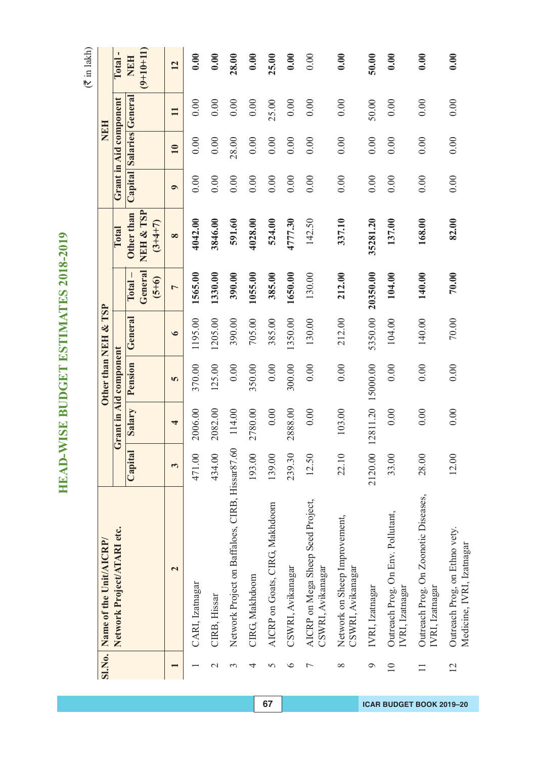# HEAD-WISE BUDGET ESTIMATES 2018-2019

(₹ in lakh)

| Sl.No. | Name of the Unit/AICRP/ Network Project/ATARI etc. | Other than NEH & TSP | | | | | Total Other than NEH & TSP (3+4+7) | NEH | | | Total - NEH (9+10+11) |
|---|---|---|---|---|---|---|---|---|---|---|---|
| | | Grant in Aid component | | | | | | Grant in Aid component | | | |
| | | Capital | Salary | Pension | General | Total – General (5+6) | | Capital | Salaries | General | |
| 1 | 2 | 3 | 4 | 5 | 6 | 7 | 8 | 9 | 10 | 11 | 12 |
| 1 | CARI, Izatnagar | 471.00 | 2006.00 | 370.00 | 1195.00 | **1565.00** | **4042.00** | 0.00 | 0.00 | 0.00 | **0.00** |
| 2 | CIRB, Hissar | 434.00 | 2082.00 | 125.00 | 1205.00 | **1330.00** | **3846.00** | 0.00 | 0.00 | 0.00 | **0.00** |
| 3 | Network Project on Baffaloes, CIRB, Hissar | 87.60 | 114.00 | 0.00 | 390.00 | **390.00** | **591.60** | 0.00 | 28.00 | 0.00 | **28.00** |
| 4 | CIRG, Makhdoom | 193.00 | 2780.00 | 350.00 | 705.00 | **1055.00** | **4028.00** | 0.00 | 0.00 | 0.00 | **0.00** |
| 5 | AICRP on Goats, CIRG, Makhdoom | 139.00 | 0.00 | 0.00 | 385.00 | **385.00** | **524.00** | 0.00 | 0.00 | 25.00 | **25.00** |
| 6 | CSWRI, Avikanagar | 239.30 | 2888.00 | 300.00 | 1350.00 | **1650.00** | **4777.30** | 0.00 | 0.00 | 0.00 | **0.00** |
| 7 | AICRP on Mega Sheep Seed Project, CSWRI, Avikanagar | 12.50 | 0.00 | 0.00 | 130.00 | 130.00 | 142.50 | 0.00 | 0.00 | 0.00 | 0.00 |
| 8 | Network on Sheep Improvement, CSWRI, Avikanagar | 22.10 | 103.00 | 0.00 | 212.00 | **212.00** | **337.10** | 0.00 | 0.00 | 0.00 | **0.00** |
| 9 | IVRI, Izatnagar | 2120.00 | 12811.20 | 15000.00 | 5350.00 | **20350.00** | **35281.20** | 0.00 | 0.00 | 50.00 | **50.00** |
| 10 | Outreach Prog. On Env. Pollutant, IVRI, Izatnagar | 33.00 | 0.00 | 0.00 | 104.00 | **104.00** | **137.00** | 0.00 | 0.00 | 0.00 | **0.00** |
| 11 | Outreach Prog. On Zoonotic Diseases, IVRI, Izatnagar | 28.00 | 0.00 | 0.00 | 140.00 | **140.00** | **168.00** | 0.00 | 0.00 | 0.00 | **0.00** |
| 12 | Outreach Prog, on Ethno vety. Medicine, IVRI, Izatnagar | 12.00 | 0.00 | 0.00 | 70.00 | **70.00** | **82.00** | 0.00 | 0.00 | 0.00 | **0.00** |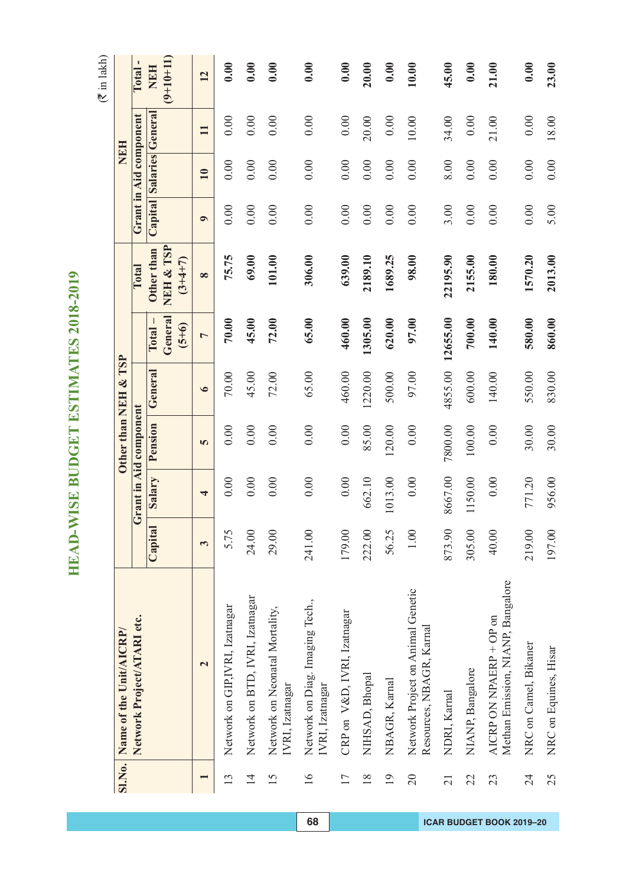# HEAD-WISE BUDGET ESTIMATES 2018-2019

(₹ in lakh)

| Sl.No. | Name of the Unit/AICRP/ Network Project/ATARI etc. | Other than NEH & TSP | | | | | | NEH | | | |
|---|---|---|---|---|---|---|---|---|---|---|---|
| | | Grant in Aid component | | | | Total – General (5+6) | Total Other than NEH & TSP (3+4+7) | Grant in Aid component | | | Total - NEH (9+10+11) |
| | | Capital | Salary | Pension | General | | | Capital | Salaries | General | |
| 1 | 2 | 3 | 4 | 5 | 6 | 7 | 8 | 9 | 10 | 11 | 12 |
| 13 | Network on GIP,IVRI, Izatnagar | 5.75 | 0.00 | 0.00 | 70.00 | **70.00** | **75.75** | 0.00 | 0.00 | 0.00 | **0.00** |
| 14 | Network on BTD, IVRI, Izatnagar | 24.00 | 0.00 | 0.00 | 45.00 | **45.00** | **69.00** | 0.00 | 0.00 | 0.00 | **0.00** |
| 15 | Network on Neonatal Mortality, IVRI, Izatnagar | 29.00 | 0.00 | 0.00 | 72.00 | **72.00** | **101.00** | 0.00 | 0.00 | 0.00 | **0.00** |
| 16 | Network on Diag. Imaging Tech., IVRI, Izatnagar | 241.00 | 0.00 | 0.00 | 65.00 | **65.00** | **306.00** | 0.00 | 0.00 | 0.00 | **0.00** |
| 17 | CRP on V&D, IVRI, Izatnagar | 179.00 | 0.00 | 0.00 | 460.00 | **460.00** | **639.00** | 0.00 | 0.00 | 0.00 | **0.00** |
| 18 | NIHSAD, Bhopal | 222.00 | 662.10 | 85.00 | 1220.00 | **1305.00** | **2189.10** | 0.00 | 0.00 | 20.00 | **20.00** |
| 19 | NBAGR, Karnal | 56.25 | 1013.00 | 120.00 | 500.00 | **620.00** | **1689.25** | 0.00 | 0.00 | 0.00 | **0.00** |
| 20 | Network Project on Animal Genetic Resources, NBAGR, Karnal | 1.00 | 0.00 | 0.00 | 97.00 | **97.00** | **98.00** | 0.00 | 0.00 | 10.00 | **10.00** |
| 21 | NDRI, Karnal | 873.90 | 8667.00 | 7800.00 | 4855.00 | **12655.00** | **22195.90** | 3.00 | 8.00 | 34.00 | **45.00** |
| 22 | NIANP, Bangalore | 305.00 | 1150.00 | 100.00 | 600.00 | **700.00** | **2155.00** | 0.00 | 0.00 | 0.00 | **0.00** |
| 23 | AICRP ON NPAERP + OP on Methan Emission, NIANP, Bangalore | 40.00 | 0.00 | 0.00 | 140.00 | **140.00** | **180.00** | 0.00 | 0.00 | 21.00 | **21.00** |
| 24 | NRC on Camel, Bikaner | 219.00 | 771.20 | 30.00 | 550.00 | **580.00** | **1570.20** | 0.00 | 0.00 | 0.00 | **0.00** |
| 25 | NRC on Equines, Hisar | 197.00 | 956.00 | 30.00 | 830.00 | **860.00** | **2013.00** | 5.00 | 0.00 | 18.00 | **23.00** |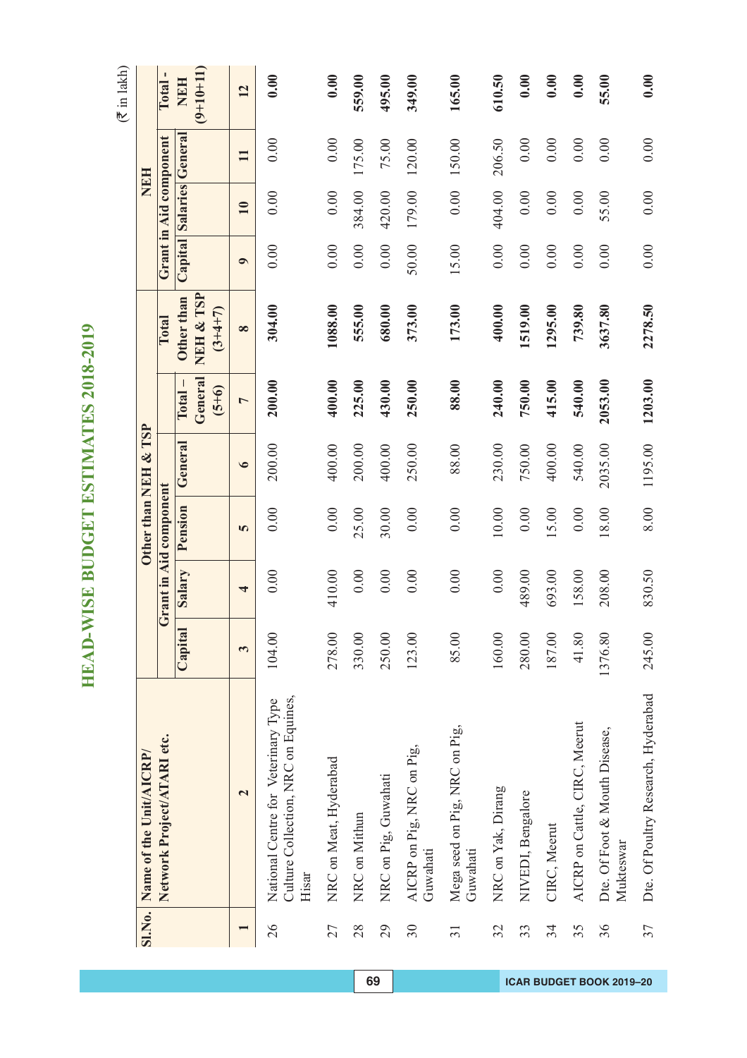# HEAD-WISE BUDGET ESTIMATES 2018-2019

(₹ in lakh)

| Sl.No. | Name of the Unit/AICRP/ Network Project/ATARI etc. | Other than NEH & TSP | | | | | | NEH | | | |
|---|---|---|---|---|---|---|---|---|---|---|---|
| | | Grant in Aid component | | | | | Total Other than NEH & TSP (3+4+7) | Grant in Aid component | | | Total - NEH (9+10+11) |
| | | Capital | Salary | Pension | General | Total – General (5+6) | | Capital | Salaries | General | |
| 1 | 2 | 3 | 4 | 5 | 6 | 7 | 8 | 9 | 10 | 11 | 12 |
| 26 | National Centre for Veterinary Type Culture Collection, NRC on Equines, Hisar | 104.00 | 0.00 | 0.00 | 200.00 | **200.00** | **304.00** | 0.00 | 0.00 | 0.00 | **0.00** |
| 27 | NRC on Meat, Hyderabad | 278.00 | 410.00 | 0.00 | 400.00 | **400.00** | **1088.00** | 0.00 | 0.00 | 0.00 | **0.00** |
| 28 | NRC on Mithun | 330.00 | 0.00 | 25.00 | 200.00 | **225.00** | **555.00** | 0.00 | 384.00 | 175.00 | **559.00** |
| 29 | NRC on Pig, Guwahati | 250.00 | 0.00 | 30.00 | 400.00 | **430.00** | **680.00** | 0.00 | 420.00 | 75.00 | **495.00** |
| 30 | AICRP on Pig, NRC on Pig, Guwahati | 123.00 | 0.00 | 0.00 | 250.00 | **250.00** | **373.00** | 50.00 | 179.00 | 120.00 | **349.00** |
| 31 | Mega seed on Pig, NRC on Pig, Guwahati | 85.00 | 0.00 | 0.00 | 88.00 | **88.00** | **173.00** | 15.00 | 0.00 | 150.00 | **165.00** |
| 32 | NRC on Yak, Dirang | 160.00 | 0.00 | 10.00 | 230.00 | **240.00** | **400.00** | 0.00 | 404.00 | 206.50 | **610.50** |
| 33 | NIVEDI, Bengalore | 280.00 | 489.00 | 0.00 | 750.00 | **750.00** | **1519.00** | 0.00 | 0.00 | 0.00 | **0.00** |
| 34 | CIRC, Meerut | 187.00 | 693.00 | 15.00 | 400.00 | **415.00** | **1295.00** | 0.00 | 0.00 | 0.00 | **0.00** |
| 35 | AICRP on Cattle, CIRC, Meerut | 41.80 | 158.00 | 0.00 | 540.00 | **540.00** | **739.80** | 0.00 | 0.00 | 0.00 | **0.00** |
| 36 | Dte. Of Foot & Mouth Disease, Mukteswar | 1376.80 | 208.00 | 18.00 | 2035.00 | **2053.00** | **3637.80** | 0.00 | 55.00 | 0.00 | **55.00** |
| 37 | Dte. Of Poultry Research, Hyderabad | 245.00 | 830.50 | 8.00 | 1195.00 | **1203.00** | **2278.50** | 0.00 | 0.00 | 0.00 | **0.00** |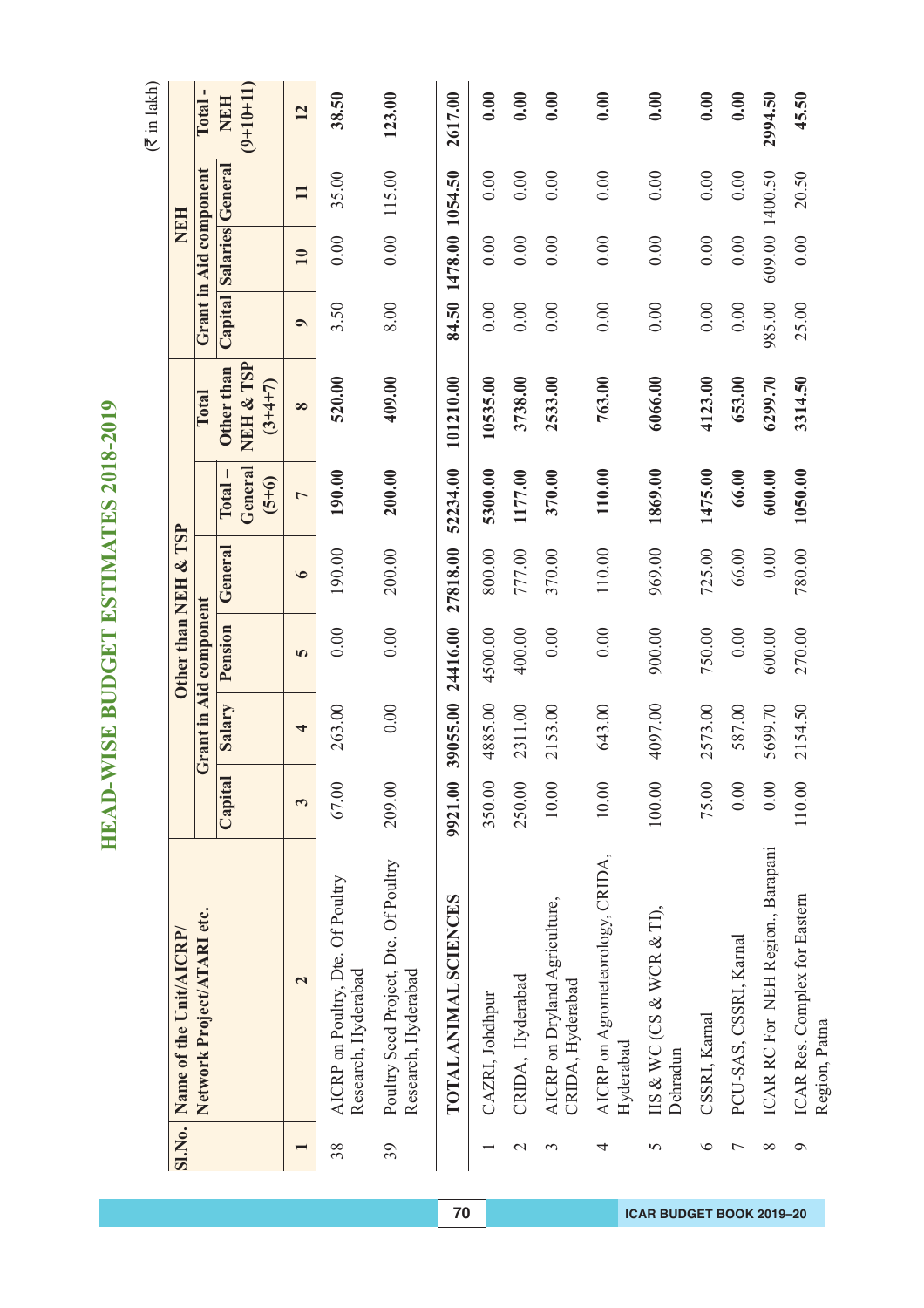# HEAD-WISE BUDGET ESTIMATES 2018-2019

(₹ in lakh)

| Sl.No. | Name of the Unit/AICRP/ Network Project/ATARI etc. | Other than NEH & TSP | | | | | | NEH | | | |
|---|---|---|---|---|---|---|---|---|---|---|---|
| | | Grant in Aid component | | | | | Total Other than NEH & TSP (3+4+7) | Grant in Aid component | | | Total - NEH (9+10+11) |
| | | Capital | Salary | Pension | General | Total – General (5+6) | | Capital | Salaries | General | |
| 1 | 2 | 3 | 4 | 5 | 6 | 7 | 8 | 9 | 10 | 11 | 12 |
| 38 | AICRP on Poultry, Dte. Of Poultry Research, Hyderabad | 67.00 | 263.00 | 0.00 | 190.00 | **190.00** | **520.00** | 3.50 | 0.00 | 35.00 | **38.50** |
| 39 | Poultry Seed Project, Dte. Of Poultry Research, Hyderabad | 209.00 | 0.00 | 0.00 | 200.00 | **200.00** | **409.00** | 8.00 | 0.00 | 115.00 | **123.00** |
| | **TOTAL ANIMAL SCIENCES** | **9921.00** | **39055.00** | **24416.00** | **27818.00** | **52234.00** | **101210.00** | **84.50** | **1478.00** | **1054.50** | **2617.00** |
| 1 | CAZRI, Johdhpur | 350.00 | 4885.00 | 4500.00 | 800.00 | **5300.00** | **10535.00** | 0.00 | 0.00 | 0.00 | **0.00** |
| 2 | CRIDA, Hyderabad | 250.00 | 2311.00 | 400.00 | 777.00 | **1177.00** | **3738.00** | 0.00 | 0.00 | 0.00 | **0.00** |
| 3 | AICRP on Dryland Agriculture, CRIDA, Hyderabad | 10.00 | 2153.00 | 0.00 | 370.00 | **370.00** | **2533.00** | 0.00 | 0.00 | 0.00 | **0.00** |
| 4 | AICRP on Agrometeorology, CRIDA, Hyderabad | 10.00 | 643.00 | 0.00 | 110.00 | **110.00** | **763.00** | 0.00 | 0.00 | 0.00 | **0.00** |
| 5 | IIS & WC (CS & WCR & TI), Dehradun | 100.00 | 4097.00 | 900.00 | 969.00 | **1869.00** | **6066.00** | 0.00 | 0.00 | 0.00 | **0.00** |
| 6 | CSSRI, Karnal | 75.00 | 2573.00 | 750.00 | 725.00 | **1475.00** | **4123.00** | 0.00 | 0.00 | 0.00 | **0.00** |
| 7 | PCU-SAS, CSSRI, Karnal | 0.00 | 587.00 | 0.00 | 66.00 | **66.00** | **653.00** | 0.00 | 0.00 | 0.00 | **0.00** |
| 8 | ICAR RC For NEH Region., Barapani | 0.00 | 5699.70 | 600.00 | 0.00 | **600.00** | **6299.70** | 985.00 | 609.00 | 1400.50 | **2994.50** |
| 9 | ICAR Res. Complex for Eastern Region, Patna | 110.00 | 2154.50 | 270.00 | 780.00 | **1050.00** | **3314.50** | 25.00 | 0.00 | 20.50 | **45.50** |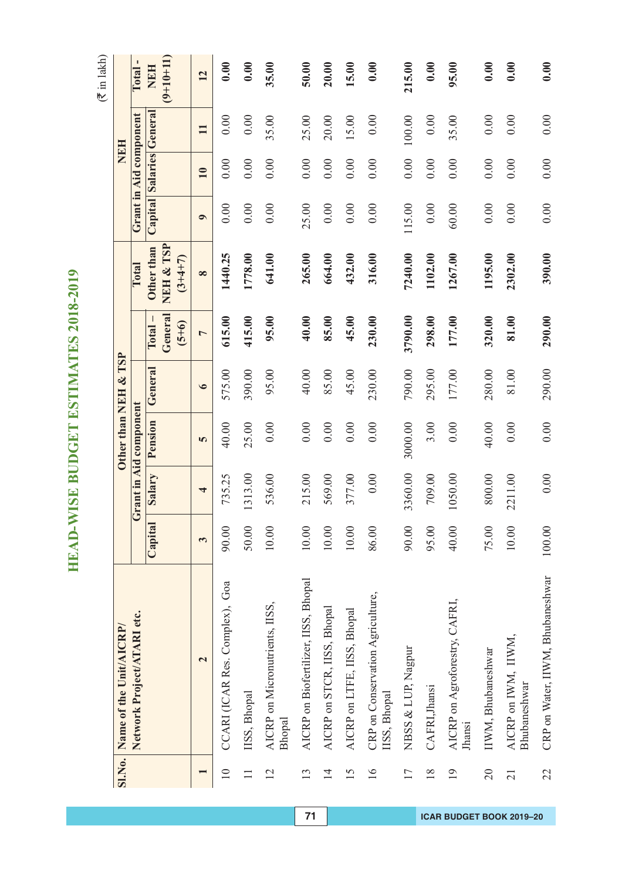# HEAD-WISE BUDGET ESTIMATES 2018-2019

(₹ in lakh)

| Sl.No. | Name of the Unit/AICRP/ Network Project/ATARI etc. | Other than NEH & TSP | | | | | | NEH | | | |
|---|---|---|---|---|---|---|---|---|---|---|---|
| | | Grant in Aid component | | | | | Total Other than NEH & TSP (3+4+7) | Grant in Aid component | | | Total - NEH (9+10+11) |
| | | Capital | Salary | Pension | General | Total – General (5+6) | | Capital | Salaries | General | |
| 1 | 2 | 3 | 4 | 5 | 6 | 7 | 8 | 9 | 10 | 11 | 12 |
| 10 | CCARI (ICAR Res. Complex), Goa | 90.00 | 735.25 | 40.00 | 575.00 | **615.00** | **1440.25** | 0.00 | 0.00 | 0.00 | **0.00** |
| 11 | IISS, Bhopal | 50.00 | 1313.00 | 25.00 | 390.00 | **415.00** | **1778.00** | 0.00 | 0.00 | 0.00 | **0.00** |
| 12 | AICRP on Micronutrients, IISS, Bhopal | 10.00 | 536.00 | 0.00 | 95.00 | **95.00** | **641.00** | 0.00 | 0.00 | 35.00 | **35.00** |
| 13 | AICRP on Biofertilizer, IISS, Bhopal | 10.00 | 215.00 | 0.00 | 40.00 | **40.00** | **265.00** | 25.00 | 0.00 | 25.00 | **50.00** |
| 14 | AICRP on STCR, IISS, Bhopal | 10.00 | 569.00 | 0.00 | 85.00 | **85.00** | **664.00** | 0.00 | 0.00 | 20.00 | **20.00** |
| 15 | AICRP on LTFE, IISS, Bhopal | 10.00 | 377.00 | 0.00 | 45.00 | **45.00** | **432.00** | 0.00 | 0.00 | 15.00 | **15.00** |
| 16 | CRP on Conservation Agriculture, IISS, Bhopal | 86.00 | 0.00 | 0.00 | 230.00 | **230.00** | **316.00** | 0.00 | 0.00 | 0.00 | **0.00** |
| 17 | NBSS & LUP, Nagpur | 90.00 | 3360.00 | 3000.00 | 790.00 | **3790.00** | **7240.00** | 115.00 | 0.00 | 100.00 | **215.00** |
| 18 | CAFRI,Jhansi | 95.00 | 709.00 | 3.00 | 295.00 | **298.00** | **1102.00** | 0.00 | 0.00 | 0.00 | **0.00** |
| 19 | AICRP on Agroforestry, CAFRI, Jhansi | 40.00 | 1050.00 | 0.00 | 177.00 | **177.00** | **1267.00** | 60.00 | 0.00 | 35.00 | **95.00** |
| 20 | IIWM, Bhubaneshwar | 75.00 | 800.00 | 40.00 | 280.00 | **320.00** | **1195.00** | 0.00 | 0.00 | 0.00 | **0.00** |
| 21 | AICRP on IWM, IIWM, Bhubaneshwar | 10.00 | 2211.00 | 0.00 | 81.00 | **81.00** | **2302.00** | 0.00 | 0.00 | 0.00 | **0.00** |
| 22 | CRP on Water, IIWM, Bhubaneshwar | 100.00 | 0.00 | 0.00 | 290.00 | **290.00** | **390.00** | 0.00 | 0.00 | 0.00 | **0.00** |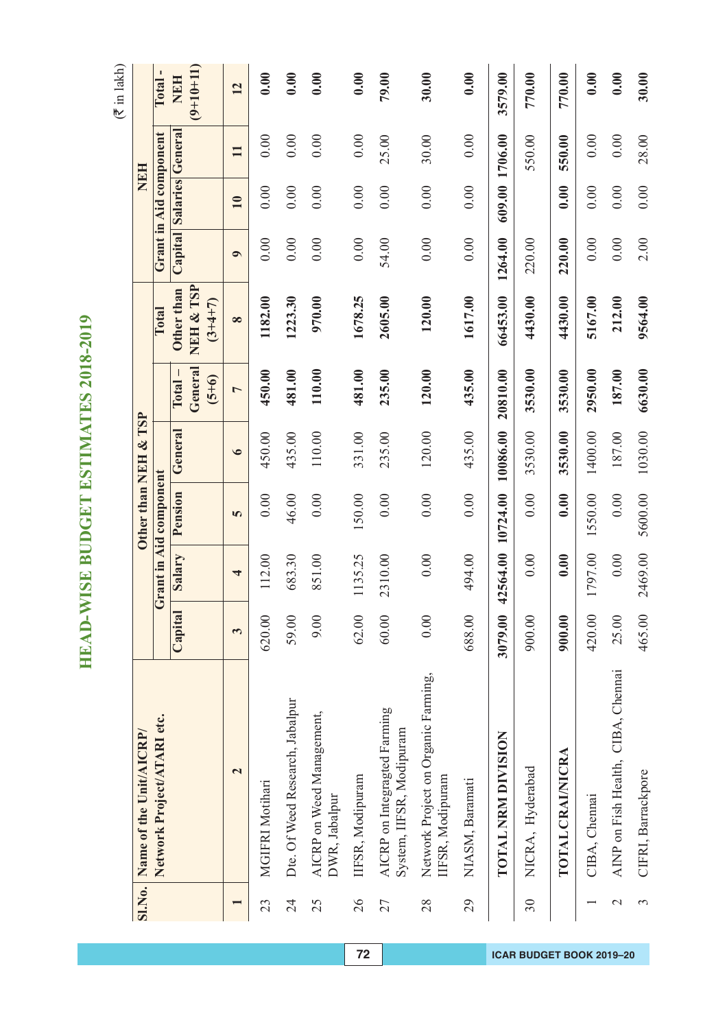# HEAD-WISE BUDGET ESTIMATES 2018-2019

(₹ in lakh)

| Sl.No. | Name of the Unit/AICRP/ Network Project/ATARI etc. | Other than NEH & TSP | | | | | Total Other than NEH & TSP (3+4+7) | NEH | | | Total - NEH (9+10+11) |
|---|---|---|---|---|---|---|---|---|---|---|---|
| | | Grant in Aid component | | | | Total – General (5+6) | | Grant in Aid component | | | |
| | | Capital | Salary | Pension | General | | | Capital | Salaries | General | |
| 1 | 2 | 3 | 4 | 5 | 6 | 7 | 8 | 9 | 10 | 11 | 12 |
| 23 | MGIFRI Motihari | 620.00 | 112.00 | 0.00 | 450.00 | 450.00 | 1182.00 | 0.00 | 0.00 | 0.00 | 0.00 |
| 24 | Dte. Of Weed Research, Jabalpur | 59.00 | 683.30 | 46.00 | 435.00 | 481.00 | 1223.30 | 0.00 | 0.00 | 0.00 | 0.00 |
| 25 | AICRP on Weed Management, DWR, Jabalpur | 9.00 | 851.00 | 0.00 | 110.00 | 110.00 | 970.00 | 0.00 | 0.00 | 0.00 | 0.00 |
| 26 | IIFSR, Modipuram | 62.00 | 1135.25 | 150.00 | 331.00 | 481.00 | 1678.25 | 0.00 | 0.00 | 0.00 | 0.00 |
| 27 | AICRP on Integragted Farming System, IIFSR, Modipuram | 60.00 | 2310.00 | 0.00 | 235.00 | 235.00 | 2605.00 | 54.00 | 0.00 | 25.00 | 79.00 |
| 28 | Network Project on Organic Farming, IIFSR, Modipuram | 0.00 | 0.00 | 0.00 | 120.00 | 120.00 | 120.00 | 0.00 | 0.00 | 30.00 | 30.00 |
| 29 | NIASM, Baramati | 688.00 | 494.00 | 0.00 | 435.00 | 435.00 | 1617.00 | 0.00 | 0.00 | 0.00 | 0.00 |
| | **TOTAL NRM DIVISION** | **3079.00** | **42564.00** | **10724.00** | **10086.00** | **20810.00** | **66453.00** | **1264.00** | **609.00** | **1706.00** | **3579.00** |
| 30 | NICRA, Hyderabad | 900.00 | 0.00 | 0.00 | 3530.00 | 3530.00 | 4430.00 | 220.00 | | 550.00 | 770.00 |
| | **TOTAL CRAI/NICRA** | **900.00** | **0.00** | **0.00** | **3530.00** | **3530.00** | **4430.00** | **220.00** | **0.00** | **550.00** | **770.00** |
| 1 | CIBA, Chennai | 420.00 | 1797.00 | 1550.00 | 1400.00 | 2950.00 | 5167.00 | 0.00 | 0.00 | 0.00 | 0.00 |
| 2 | AINP on Fish Health, CIBA, Chennai | 25.00 | 0.00 | 0.00 | 187.00 | 187.00 | 212.00 | 0.00 | 0.00 | 0.00 | 0.00 |
| 3 | CIFRI, Barrackpore | 465.00 | 2469.00 | 5600.00 | 1030.00 | 6630.00 | 9564.00 | 2.00 | 0.00 | 28.00 | 30.00 |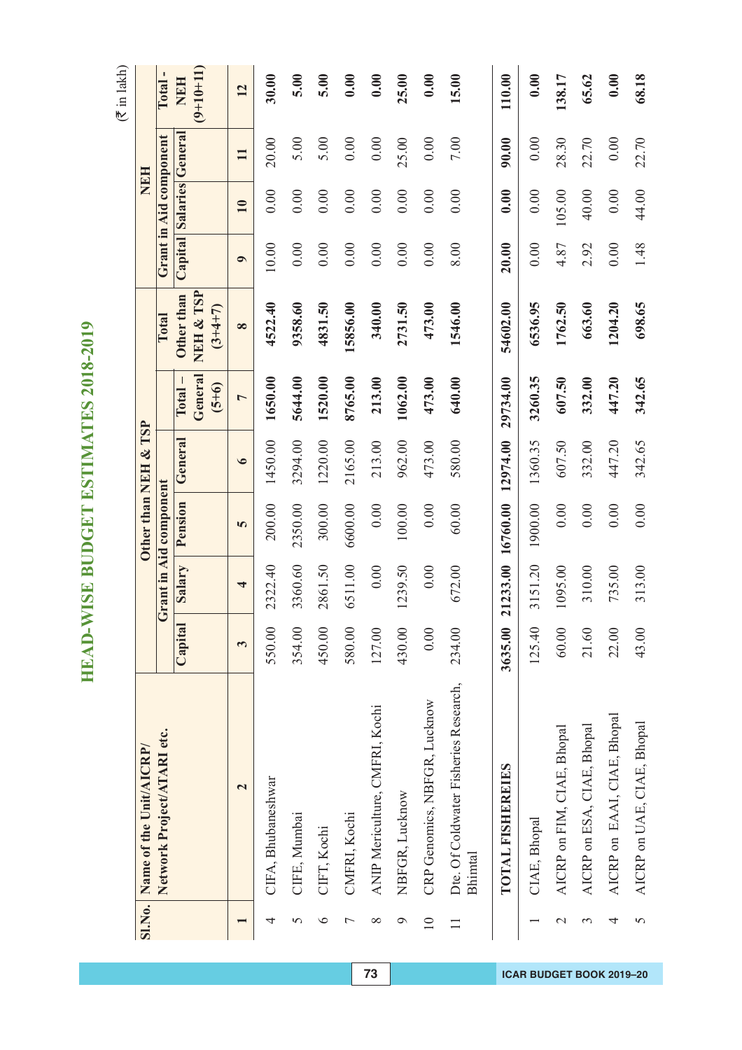# HEAD-WISE BUDGET ESTIMATES 2018-2019

(₹ in lakh)

| Sl.No. | Name of the Unit/AICRP/ Network Project/ATARI etc. | Other than NEH & TSP | | | | | Total Other than NEH & TSP (3+4+7) | NEH | | | Total - NEH (9+10+11) |
|---|---|---|---|---|---|---|---|---|---|---|---|
| | | Grant in Aid component | | | | | | Grant in Aid component | | | |
| | | Capital | Salary | Pension | General | Total – General (5+6) | | Capital | Salaries | General | |
| 1 | 2 | 3 | 4 | 5 | 6 | 7 | 8 | 9 | 10 | 11 | 12 |
| 4 | CIFA, Bhubaneshwar | 550.00 | 2322.40 | 200.00 | 1450.00 | **1650.00** | **4522.40** | 10.00 | 0.00 | 20.00 | **30.00** |
| 5 | CIFE, Mumbai | 354.00 | 3360.60 | 2350.00 | 3294.00 | **5644.00** | **9358.60** | 0.00 | 0.00 | 5.00 | **5.00** |
| 6 | CIFT, Kochi | 450.00 | 2861.50 | 300.00 | 1220.00 | **1520.00** | **4831.50** | 0.00 | 0.00 | 5.00 | **5.00** |
| 7 | CMFRI, Kochi | 580.00 | 6511.00 | 6600.00 | 2165.00 | **8765.00** | **15856.00** | 0.00 | 0.00 | 0.00 | **0.00** |
| 8 | ANIP Mericulture, CMFRI, Kochi | 127.00 | 0.00 | 0.00 | 213.00 | **213.00** | **340.00** | 0.00 | 0.00 | 0.00 | **0.00** |
| 9 | NBFGR, Lucknow | 430.00 | 1239.50 | 100.00 | 962.00 | **1062.00** | **2731.50** | 0.00 | 0.00 | 25.00 | **25.00** |
| 10 | CRP Genomics, NBFGR, Lucknow | 0.00 | 0.00 | 0.00 | 473.00 | **473.00** | **473.00** | 0.00 | 0.00 | 0.00 | **0.00** |
| 11 | Dte. Of Coldwater Fisheries Research, Bhimtal | 234.00 | 672.00 | 60.00 | 580.00 | **640.00** | **1546.00** | 8.00 | 0.00 | 7.00 | **15.00** |
| | **TOTAL FISHEREIES** | **3635.00** | **21233.00** | **16760.00** | **12974.00** | **29734.00** | **54602.00** | **20.00** | **0.00** | **90.00** | **110.00** |
| 1 | CIAE, Bhopal | 125.40 | 3151.20 | 1900.00 | 1360.35 | **3260.35** | **6536.95** | 0.00 | 0.00 | 0.00 | **0.00** |
| 2 | AICRP on FIM, CIAE, Bhopal | 60.00 | 1095.00 | 0.00 | 607.50 | **607.50** | **1762.50** | 4.87 | 105.00 | 28.30 | **138.17** |
| 3 | AICRP on ESA, CIAE, Bhopal | 21.60 | 310.00 | 0.00 | 332.00 | **332.00** | **663.60** | 2.92 | 40.00 | 22.70 | **65.62** |
| 4 | AICRP on EAAI, CIAE, Bhopal | 22.00 | 735.00 | 0.00 | 447.20 | **447.20** | **1204.20** | 0.00 | 0.00 | 0.00 | **0.00** |
| 5 | AICRP on UAE, CIAE, Bhopal | 43.00 | 313.00 | 0.00 | 342.65 | **342.65** | **698.65** | 1.48 | 44.00 | 22.70 | **68.18** |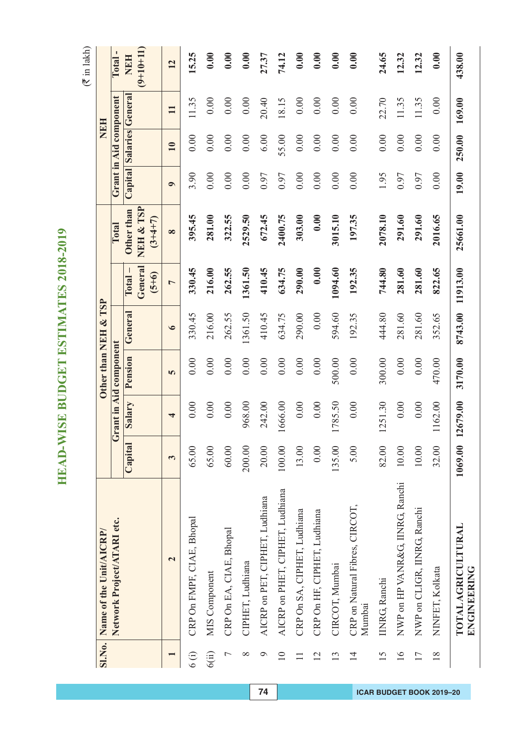# HEAD-WISE BUDGET ESTIMATES 2018-2019

(₹ in lakh)

| Sl.No. | Name of the Unit/AICRP/ Network Project/ATARI etc. | Other than NEH & TSP | | | | | | NEH | | | |
|---|---|---|---|---|---|---|---|---|---|---|---|
| | | Grant in Aid component | | | | Total – General (5+6) | Total Other than NEH & TSP (3+4+7) | Grant in Aid component | | | Total - NEH (9+10+11) |
| | | Capital | Salary | Pension | General | | | Capital | Salaries | General | |
| 1 | 2 | 3 | 4 | 5 | 6 | 7 | 8 | 9 | 10 | 11 | 12 |
| 6 (i) | CRP On FMPF, CIAE, Bhopal | 65.00 | 0.00 | 0.00 | 330.45 | 330.45 | 395.45 | 3.90 | 0.00 | 11.35 | 15.25 |
| 6(ii) | MIS Component | 65.00 | 0.00 | 0.00 | 216.00 | 216.00 | 281.00 | 0.00 | 0.00 | 0.00 | 0.00 |
| 7 | CRP On EA, CIAE, Bhopal | 60.00 | 0.00 | 0.00 | 262.55 | 262.55 | 322.55 | 0.00 | 0.00 | 0.00 | 0.00 |
| 8 | CIPHET, Ludhiana | 200.00 | 968.00 | 0.00 | 1361.50 | 1361.50 | 2529.50 | 0.00 | 0.00 | 0.00 | 0.00 |
| 9 | AICRP on PET, CIPHET, Ludhiana | 20.00 | 242.00 | 0.00 | 410.45 | 410.45 | 672.45 | 0.97 | 6.00 | 20.40 | 27.37 |
| 10 | AICRP on PHET, CIPHET, Ludhiana | 100.00 | 1666.00 | 0.00 | 634.75 | 634.75 | 2400.75 | 0.97 | 55.00 | 18.15 | 74.12 |
| 11 | CRP On SA, CIPHET, Ludhiana | 13.00 | 0.00 | 0.00 | 290.00 | 290.00 | 303.00 | 0.00 | 0.00 | 0.00 | 0.00 |
| 12 | CRP On HF, CIPHET, Ludhiana | 0.00 | 0.00 | 0.00 | 0.00 | 0.00 | 0.00 | 0.00 | 0.00 | 0.00 | 0.00 |
| 13 | CIRCOT, Mumbai | 135.00 | 1785.50 | 500.00 | 594.60 | 1094.60 | 3015.10 | 0.00 | 0.00 | 0.00 | 0.00 |
| 14 | CRP on Natural Fibres, CIRCOT, Mumbai | 5.00 | 0.00 | 0.00 | 192.35 | 192.35 | 197.35 | 0.00 | 0.00 | 0.00 | 0.00 |
| 15 | IINRG, Ranchi | 82.00 | 1251.30 | 300.00 | 444.80 | 744.80 | 2078.10 | 1.95 | 0.00 | 22.70 | 24.65 |
| 16 | NWP on HP VANR&G, IINRG, Ranchi | 10.00 | 0.00 | 0.00 | 281.60 | 281.60 | 291.60 | 0.97 | 0.00 | 11.35 | 12.32 |
| 17 | NWP on CLIGR, IINRG, Ranchi | 10.00 | 0.00 | 0.00 | 281.60 | 281.60 | 291.60 | 0.97 | 0.00 | 11.35 | 12.32 |
| 18 | NINFET, Kolkata | 32.00 | 1162.00 | 470.00 | 352.65 | 822.65 | 2016.65 | 0.00 | 0.00 | 0.00 | 0.00 |
| | **TOTAL AGRICULTURAL ENGINEERING** | **1069.00** | **12679.00** | **3170.00** | **8743.00** | **11913.00** | **25661.00** | **19.00** | **250.00** | **169.00** | **438.00** |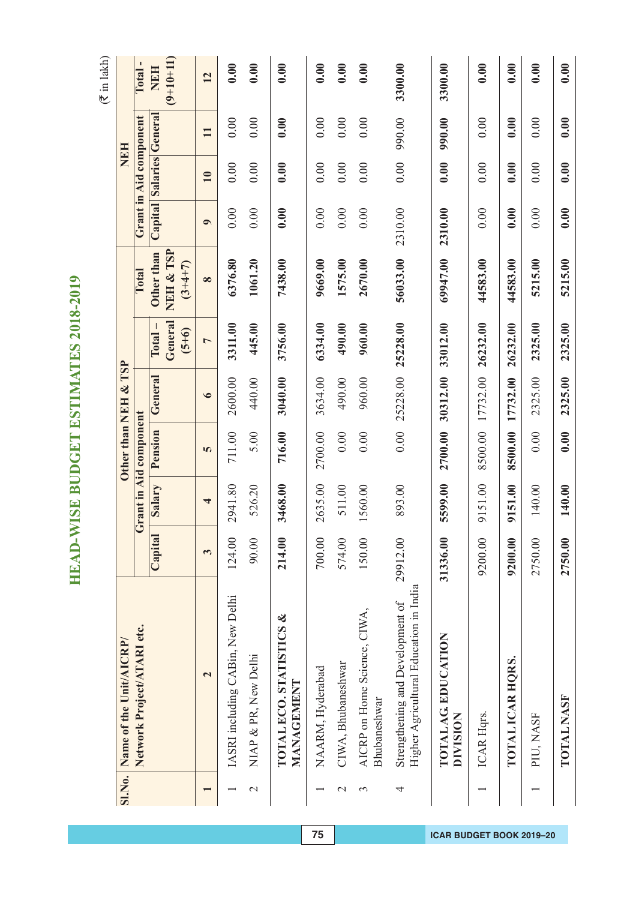# HEAD-WISE BUDGET ESTIMATES 2018-2019

(₹ in lakh)

| Sl.No. | Name of the Unit/AICRP/ Network Project/ATARI etc. | Other than NEH & TSP | | | | | | NEH | | | |
|---|---|---|---|---|---|---|---|---|---|---|---|
| | | Grant in Aid component | | | | | | Grant in Aid component | | | |
| | | Capital | Salary | Pension | General | Total – General (5+6) | Total Other than NEH & TSP (3+4+7) | Capital | Salaries | General | Total - NEH (9+10+11) |
| 1 | 2 | 3 | 4 | 5 | 6 | 7 | 8 | 9 | 10 | 11 | 12 |
| 1 | IASRI including CABin, New Delhi | 124.00 | 2941.80 | 711.00 | 2600.00 | 3311.00 | 6376.80 | 0.00 | 0.00 | 0.00 | 0.00 |
| 2 | NIAP & PR, New Delhi | 90.00 | 526.20 | 5.00 | 440.00 | 445.00 | 1061.20 | 0.00 | 0.00 | 0.00 | 0.00 |
| | **TOTAL ECO. STATISTICS & MANAGEMENT** | **214.00** | **3468.00** | **716.00** | **3040.00** | **3756.00** | **7438.00** | **0.00** | **0.00** | **0.00** | **0.00** |
| 1 | NAARM, Hyderabad | 700.00 | 2635.00 | 2700.00 | 3634.00 | 6334.00 | 9669.00 | 0.00 | 0.00 | 0.00 | 0.00 |
| 2 | CIWA, Bhubaneshwar | 574.00 | 511.00 | 0.00 | 490.00 | 490.00 | 1575.00 | 0.00 | 0.00 | 0.00 | 0.00 |
| 3 | AICRP on Home Science, CIWA, Bhubaneshwar | 150.00 | 1560.00 | 0.00 | 960.00 | 960.00 | 2670.00 | 0.00 | 0.00 | 0.00 | 0.00 |
| 4 | Strengthening and Development of Higher Agricultural Education in India | 29912.00 | 893.00 | 0.00 | 25228.00 | 25228.00 | 56033.00 | 2310.00 | 0.00 | 990.00 | 3300.00 |
| | **TOTAL AG. EDUCATION DIVISION** | **31336.00** | **5599.00** | **2700.00** | **30312.00** | **33012.00** | **69947.00** | **2310.00** | **0.00** | **990.00** | **3300.00** |
| 1 | ICAR Hqrs. | 9200.00 | 9151.00 | 8500.00 | 17732.00 | 26232.00 | 44583.00 | 0.00 | 0.00 | 0.00 | 0.00 |
| | **TOTAL ICAR HQRS.** | **9200.00** | **9151.00** | **8500.00** | **17732.00** | **26232.00** | **44583.00** | **0.00** | **0.00** | **0.00** | **0.00** |
| 1 | PIU, NASF | 2750.00 | 140.00 | 0.00 | 2325.00 | 2325.00 | 5215.00 | 0.00 | 0.00 | 0.00 | 0.00 |
| | **TOTAL NASF** | **2750.00** | **140.00** | **0.00** | **2325.00** | **2325.00** | **5215.00** | **0.00** | **0.00** | **0.00** | **0.00** |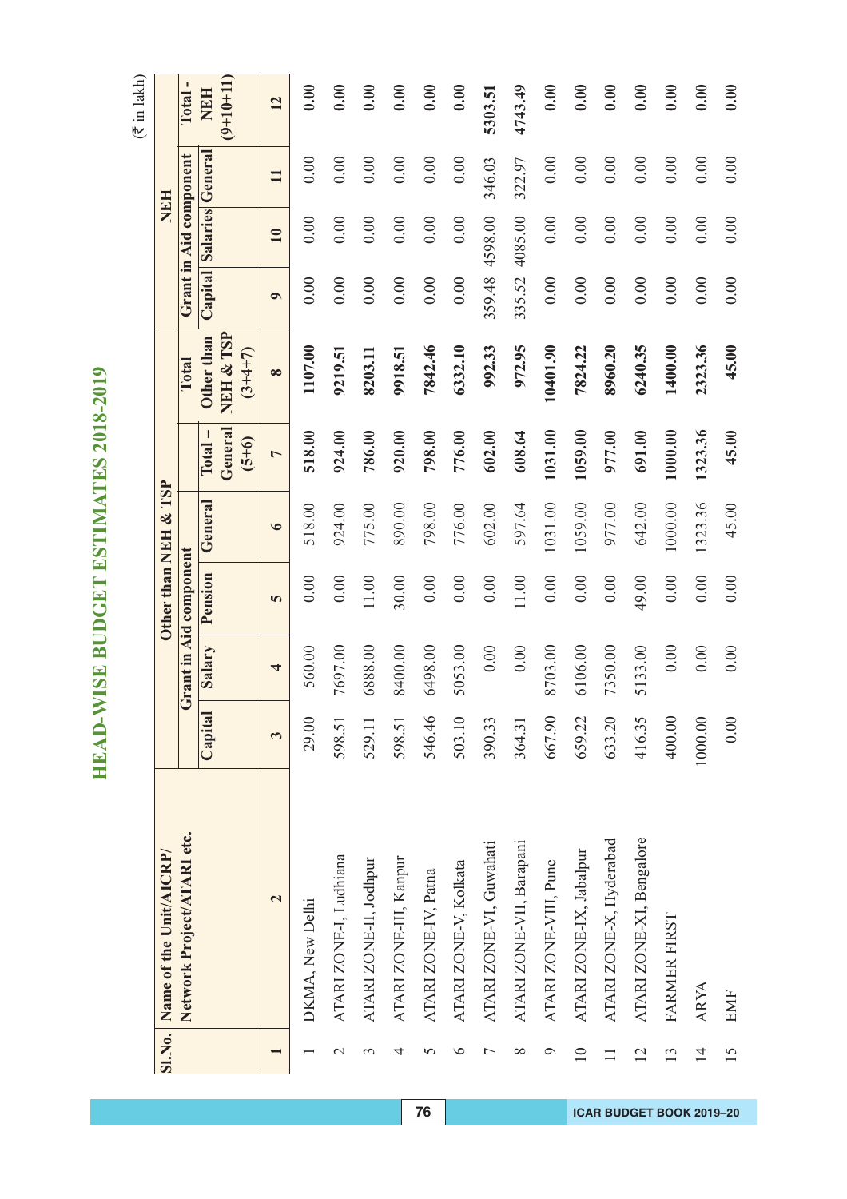# HEAD-WISE BUDGET ESTIMATES 2018-2019

(₹ in lakh)

| Sl.No. | Name of the Unit/AICRP/ Network Project/ATARI etc. | Other than NEH & TSP | | | | | | NEH | | | |
|---|---|---|---|---|---|---|---|---|---|---|---|
| | | Grant in Aid component | | | | Total – General (5+6) | Total Other than NEH & TSP (3+4+7) | Grant in Aid component | | | Total - NEH (9+10+11) |
| | | Capital | Salary | Pension | General | | | Capital | Salaries | General | |
| 1 | 2 | 3 | 4 | 5 | 6 | 7 | 8 | 9 | 10 | 11 | 12 |
| 1 | DKMA, New Delhi | 29.00 | 560.00 | 0.00 | 518.00 | **518.00** | **1107.00** | 0.00 | 0.00 | 0.00 | **0.00** |
| 2 | ATARI ZONE-I, Ludhiana | 598.51 | 7697.00 | 0.00 | 924.00 | **924.00** | **9219.51** | 0.00 | 0.00 | 0.00 | **0.00** |
| 3 | ATARI ZONE-II, Jodhpur | 529.11 | 6888.00 | 11.00 | 775.00 | **786.00** | **8203.11** | 0.00 | 0.00 | 0.00 | **0.00** |
| 4 | ATARI ZONE-III, Kanpur | 598.51 | 8400.00 | 30.00 | 890.00 | **920.00** | **9918.51** | 0.00 | 0.00 | 0.00 | **0.00** |
| 5 | ATARI ZONE-IV, Patna | 546.46 | 6498.00 | 0.00 | 798.00 | **798.00** | **7842.46** | 0.00 | 0.00 | 0.00 | **0.00** |
| 6 | ATARI ZONE-V, Kolkata | 503.10 | 5053.00 | 0.00 | 776.00 | **776.00** | **6332.10** | 0.00 | 0.00 | 0.00 | **0.00** |
| 7 | ATARI ZONE-VI, Guwahati | 390.33 | 0.00 | 0.00 | 602.00 | **602.00** | **992.33** | 359.48 | 4598.00 | 346.03 | **5303.51** |
| 8 | ATARI ZONE-VII, Barapani | 364.31 | 0.00 | 11.00 | 597.64 | **608.64** | **972.95** | 335.52 | 4085.00 | 322.97 | **4743.49** |
| 9 | ATARI ZONE-VIII, Pune | 667.90 | 8703.00 | 0.00 | 1031.00 | **1031.00** | **10401.90** | 0.00 | 0.00 | 0.00 | **0.00** |
| 10 | ATARI ZONE-IX, Jabalpur | 659.22 | 6106.00 | 0.00 | 1059.00 | **1059.00** | **7824.22** | 0.00 | 0.00 | 0.00 | **0.00** |
| 11 | ATARI ZONE-X, Hyderabad | 633.20 | 7350.00 | 0.00 | 977.00 | **977.00** | **8960.20** | 0.00 | 0.00 | 0.00 | **0.00** |
| 12 | ATARI ZONE-XI, Bengalore | 416.35 | 5133.00 | 49.00 | 642.00 | **691.00** | **6240.35** | 0.00 | 0.00 | 0.00 | **0.00** |
| 13 | FARMER FIRST | 400.00 | 0.00 | 0.00 | 1000.00 | **1000.00** | **1400.00** | 0.00 | 0.00 | 0.00 | **0.00** |
| 14 | ARYA | 1000.00 | 0.00 | 0.00 | 1323.36 | **1323.36** | **2323.36** | 0.00 | 0.00 | 0.00 | **0.00** |
| 15 | EMF | 0.00 | 0.00 | 0.00 | 45.00 | **45.00** | **45.00** | 0.00 | 0.00 | 0.00 | **0.00** |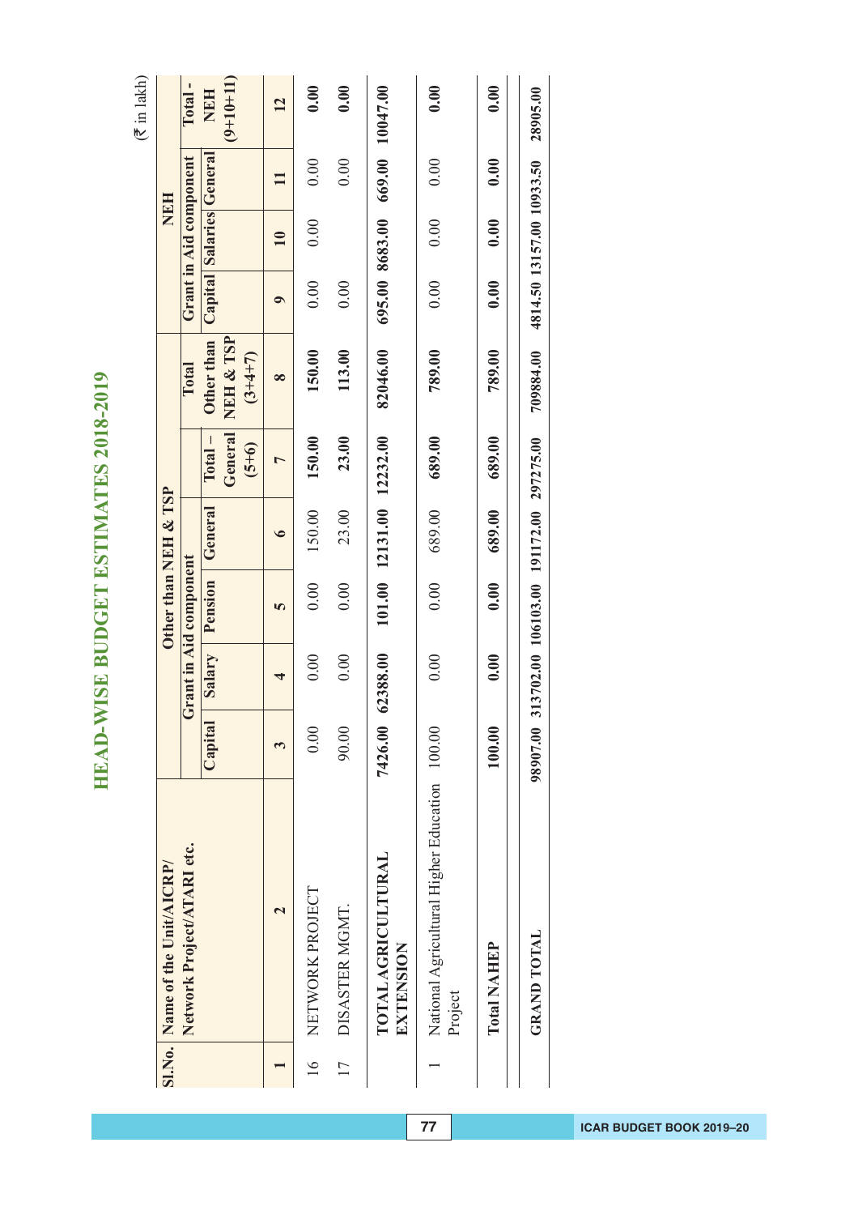# HEAD-WISE BUDGET ESTIMATES 2018-2019

(₹ in lakh)

| Sl.No. | Name of the Unit/AICRP/ Network Project/ATARI etc. | Other than NEH & TSP | | | | | | NEH | | | |
|---|---|---|---|---|---|---|---|---|---|---|---|
| | | Grant in Aid component | | | | | Total Other than NEH & TSP (3+4+7) | Grant in Aid component | | | Total - NEH (9+10+11) |
| | | Capital | Salary | Pension | General | Total – General (5+6) | | Capital | Salaries | General | |
| 1 | 2 | 3 | 4 | 5 | 6 | 7 | 8 | 9 | 10 | 11 | 12 |
| 16 | NETWORK PROJECT | 0.00 | 0.00 | 0.00 | 150.00 | 150.00 | 150.00 | 0.00 | 0.00 | 0.00 | 0.00 |
| 17 | DISASTER MGMT. | 90.00 | 0.00 | 0.00 | 23.00 | 23.00 | 113.00 | 0.00 | | 0.00 | 0.00 |
| | **TOTAL AGRICULTURAL EXTENSION** | **7426.00** | **62388.00** | **101.00** | **12131.00** | **12232.00** | **82046.00** | **695.00** | **8683.00** | **669.00** | **10047.00** |
| 1 | National Agricultural Higher Education Project | 100.00 | 0.00 | 0.00 | 689.00 | 689.00 | 789.00 | 0.00 | 0.00 | 0.00 | 0.00 |
| | **Total NAHEP** | **100.00** | **0.00** | **0.00** | **689.00** | **689.00** | **789.00** | **0.00** | **0.00** | **0.00** | **0.00** |
| | **GRAND TOTAL** | **98907.00** | **313702.00** | **106103.00** | **191172.00** | **297275.00** | **709884.00** | **4814.50** | **13157.00** | **10933.50** | **28905.00** |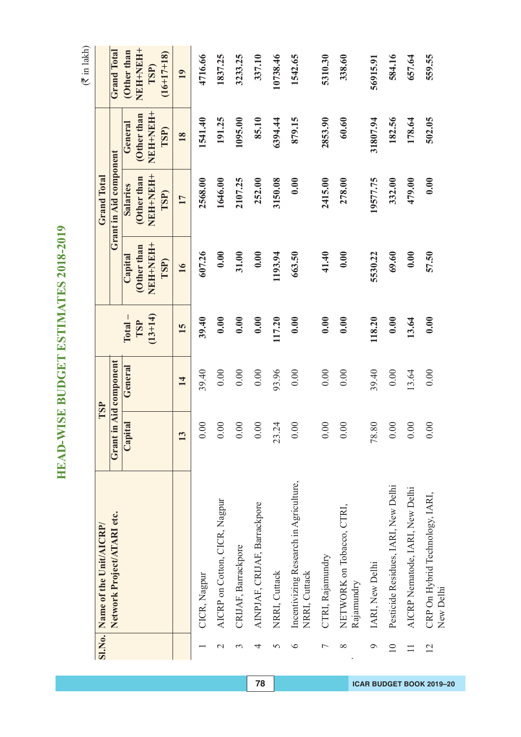# HEAD-WISE BUDGET ESTIMATES 2018-2019

(₹ in lakh)

| Sl.No. | Name of the Unit/AICRP/ Network Project/ATARI etc. | TSP | | | Grand Total | | | |
|---|---|---|---|---|---|---|---|---|
| | | Grant in Aid component | | Total – TSP (13+14) | Grant in Aid component | | | Grand Total (Other than NEH+NEH+ TSP) (16+17+18) |
| | | Capital | General | | Capital (Other than NEH+NEH+ TSP) | Salaries (Other than NEH+NEH+ TSP) | General (Other than NEH+NEH+ TSP) | |
| | | 13 | 14 | 15 | 16 | 17 | 18 | 19 |
| 1 | CICR, Nagpur | 0.00 | 39.40 | 39.40 | 607.26 | 2568.00 | 1541.40 | 4716.66 |
| 2 | AICRP on Cotton, CICR, Nagpur | 0.00 | 0.00 | 0.00 | 0.00 | 1646.00 | 191.25 | 1837.25 |
| 3 | CRIJAF, Barrackpore | 0.00 | 0.00 | 0.00 | 31.00 | 2107.25 | 1095.00 | 3233.25 |
| 4 | AINPJAF, CRIJAF, Barrackpore | 0.00 | 0.00 | 0.00 | 0.00 | 252.00 | 85.10 | 337.10 |
| 5 | NRRI, Cuttack | 23.24 | 93.96 | 117.20 | 1193.94 | 3150.08 | 6394.44 | 10738.46 |
| 6 | Incentivizing Research in Agriculture, NRRI, Cuttack | 0.00 | 0.00 | 0.00 | 663.50 | 0.00 | 879.15 | 1542.65 |
| 7 | CTRI, Rajamundry | 0.00 | 0.00 | 0.00 | 41.40 | 2415.00 | 2853.90 | 5310.30 |
| 8 | NETWORK on Tobacco, CTRI, Rajamundry | 0.00 | 0.00 | 0.00 | 0.00 | 278.00 | 60.60 | 338.60 |
| 9 | IARI, New Delhi | 78.80 | 39.40 | 118.20 | 5530.22 | 19577.75 | 31807.94 | 56915.91 |
| 10 | Pesticide Residues, IARI, New Delhi | 0.00 | 0.00 | 0.00 | 69.60 | 332.00 | 182.56 | 584.16 |
| 11 | AICRP Nematode, IARI, New Delhi | 0.00 | 13.64 | 13.64 | 0.00 | 479.00 | 178.64 | 657.64 |
| 12 | CRP On Hybrid Technology, IARI, New Delhi | 0.00 | 0.00 | 0.00 | 57.50 | 0.00 | 502.05 | 559.55 |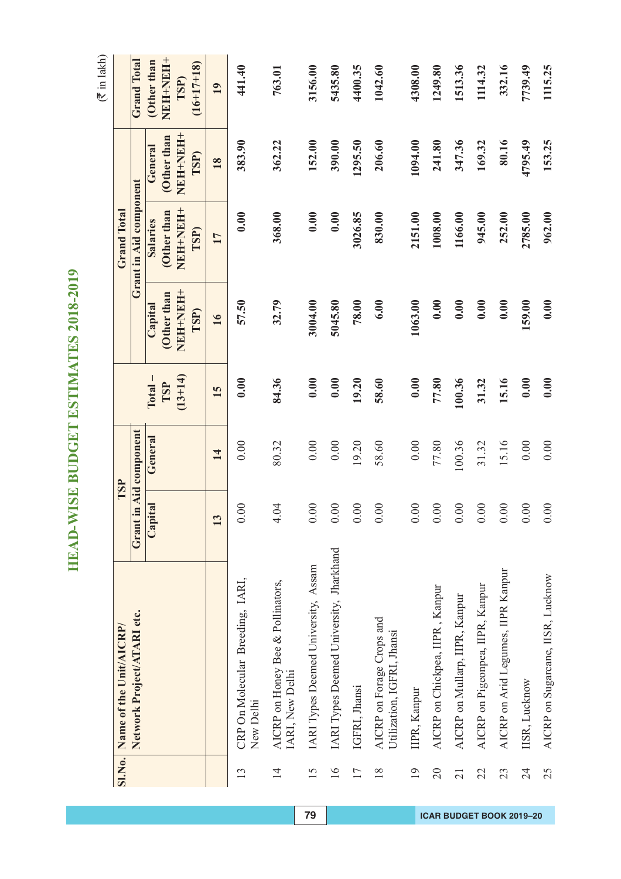# HEAD-WISE BUDGET ESTIMATES 2018-2019

(₹ in lakh)

| Sl.No. | Name of the Unit/AICRP/ Network Project/ATARI etc. | TSP | | | Grand Total | | | |
|---|---|---|---|---|---|---|---|---|
| | | Grant in Aid component | | Total – TSP (13+14) | Grant in Aid component | | | Grand Total (Other than NEH+NEH+ TSP) (16+17+18) |
| | | Capital | General | | Capital (Other than NEH+NEH+ TSP) | Salaries (Other than NEH+NEH+ TSP) | General (Other than NEH+NEH+ TSP) | |
| | | 13 | 14 | 15 | 16 | 17 | 18 | 19 |
| 13 | CRP On Molecular Breeding, IARI, New Delhi | 0.00 | 0.00 | 0.00 | 57.50 | 0.00 | 383.90 | 441.40 |
| 14 | AICRP on Honey Bee & Pollinators, IARI, New Delhi | 4.04 | 80.32 | 84.36 | 32.79 | 368.00 | 362.22 | 763.01 |
| 15 | IARI Types Deemed University, Assam | 0.00 | 0.00 | 0.00 | 3004.00 | 0.00 | 152.00 | 3156.00 |
| 16 | IARI Types Deemed University, Jharkhand | 0.00 | 0.00 | 0.00 | 5045.80 | 0.00 | 390.00 | 5435.80 |
| 17 | IGFRI, Jhansi | 0.00 | 19.20 | 19.20 | 78.00 | 3026.85 | 1295.50 | 4400.35 |
| 18 | AICRP on Forage Crops and Utilization, IGFRI, Jhansi | 0.00 | 58.60 | 58.60 | 6.00 | 830.00 | 206.60 | 1042.60 |
| 19 | IIPR, Kanpur | 0.00 | 0.00 | 0.00 | 1063.00 | 2151.00 | 1094.00 | 4308.00 |
| 20 | AICRP on Chickpea, IIPR, Kanpur | 0.00 | 77.80 | 77.80 | 0.00 | 1008.00 | 241.80 | 1249.80 |
| 21 | AICRP on Mullarp, IIPR, Kanpur | 0.00 | 100.36 | 100.36 | 0.00 | 1166.00 | 347.36 | 1513.36 |
| 22 | AICRP on Pigeonpea, IIPR, Kanpur | 0.00 | 31.32 | 31.32 | 0.00 | 945.00 | 169.32 | 1114.32 |
| 23 | AICRP on Arid Legumes, IIPR Kanpur | 0.00 | 15.16 | 15.16 | 0.00 | 252.00 | 80.16 | 332.16 |
| 24 | IISR, Lucknow | 0.00 | 0.00 | 0.00 | 159.00 | 2785.00 | 4795.49 | 7739.49 |
| 25 | AICRP on Sugarcane, IISR, Lucknow | 0.00 | 0.00 | 0.00 | 0.00 | 962.00 | 153.25 | 1115.25 |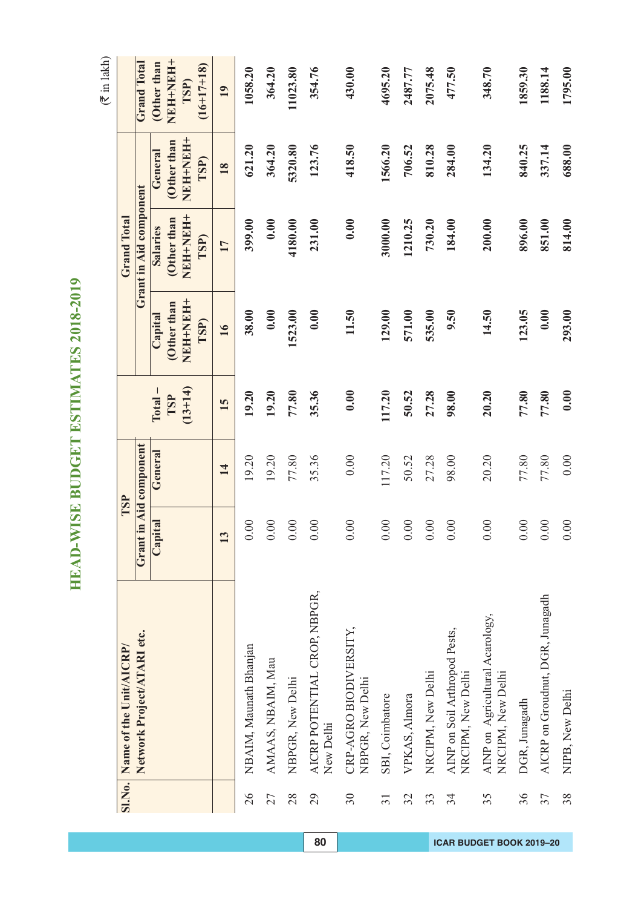# HEAD-WISE BUDGET ESTIMATES 2018-2019

(₹ in lakh)

| Sl.No. | Name of the Unit/AICRP/ Network Project/ATARI etc. | TSP | | | Grand Total | | | |
|---|---|---|---|---|---|---|---|---|
| | | Grant in Aid component | | Total – TSP (13+14) | Grant in Aid component | | | Grand Total (Other than NEH+NEH+ TSP) (16+17+18) |
| | | Capital | General | | Capital (Other than NEH+NEH+ TSP) | Salaries (Other than NEH+NEH+ TSP) | General (Other than NEH+NEH+ TSP) | |
| | | 13 | 14 | 15 | 16 | 17 | 18 | 19 |
| 26 | NBAIM, Maunath Bhanjan | 0.00 | 19.20 | 19.20 | 38.00 | 399.00 | 621.20 | 1058.20 |
| 27 | AMAAS, NBAIM, Mau | 0.00 | 19.20 | 19.20 | 0.00 | 0.00 | 364.20 | 364.20 |
| 28 | NBPGR, New Delhi | 0.00 | 77.80 | 77.80 | 1523.00 | 4180.00 | 5320.80 | 11023.80 |
| 29 | AICRP POTENTIAL CROP, NBPGR, New Delhi | 0.00 | 35.36 | 35.36 | 0.00 | 231.00 | 123.76 | 354.76 |
| 30 | CRP-AGRO BIODIVERSITY, NBPGR, New Delhi | 0.00 | 0.00 | 0.00 | 11.50 | 0.00 | 418.50 | 430.00 |
| 31 | SBI, Coimbatore | 0.00 | 117.20 | 117.20 | 129.00 | 3000.00 | 1566.20 | 4695.20 |
| 32 | VPKAS, Almora | 0.00 | 50.52 | 50.52 | 571.00 | 1210.25 | 706.52 | 2487.77 |
| 33 | NRCIPM, New Delhi | 0.00 | 27.28 | 27.28 | 535.00 | 730.20 | 810.28 | 2075.48 |
| 34 | AINP on Soil Arthropod Pests, NRCIPM, New Delhi | 0.00 | 98.00 | 98.00 | 9.50 | 184.00 | 284.00 | 477.50 |
| 35 | AINP on Agricultural Acarology, NRCIPM, New Delhi | 0.00 | 20.20 | 20.20 | 14.50 | 200.00 | 134.20 | 348.70 |
| 36 | DGR, Junagadh | 0.00 | 77.80 | 77.80 | 123.05 | 896.00 | 840.25 | 1859.30 |
| 37 | AICRP on Groudnut, DGR, Junagadh | 0.00 | 77.80 | 77.80 | 0.00 | 851.00 | 337.14 | 1188.14 |
| 38 | NIPB, New Delhi | 0.00 | 0.00 | 0.00 | 293.00 | 814.00 | 688.00 | 1795.00 |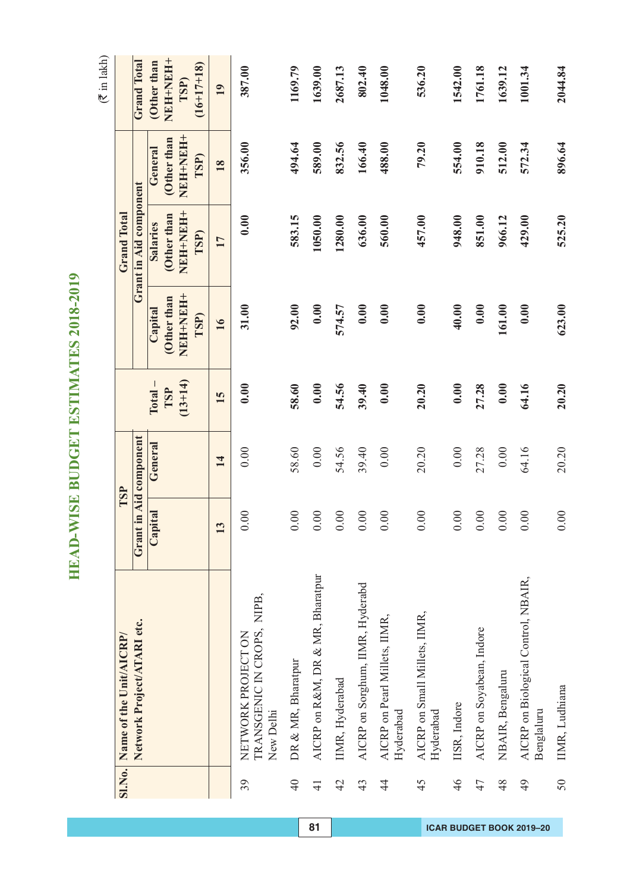# HEAD-WISE BUDGET ESTIMATES 2018-2019

(₹ in lakh)

| Sl.No. | Name of the Unit/AICRP/ Network Project/ATARI etc. | TSP | | | Grand Total | | | |
|---|---|---|---|---|---|---|---|---|
| | | Grant in Aid component | | Total – TSP (13+14) | Grant in Aid component | | | Grand Total (Other than NEH+NEH+ TSP) (16+17+18) |
| | | Capital | General | | Capital (Other than NEH+NEH+ TSP) | Salaries (Other than NEH+NEH+ TSP) | General (Other than NEH+NEH+ TSP) | |
| | | 13 | 14 | 15 | 16 | 17 | 18 | 19 |
| 39 | NETWORK PROJECT ON TRANSGENIC IN CROPS, NIPB, New Delhi | 0.00 | 0.00 | 0.00 | 31.00 | 0.00 | 356.00 | 387.00 |
| 40 | DR & MR, Bharatpur | 0.00 | 58.60 | 58.60 | 92.00 | 583.15 | 494.64 | 1169.79 |
| 41 | AICRP on R&M, DR & MR, Bharatpur | 0.00 | 0.00 | 0.00 | 0.00 | 1050.00 | 589.00 | 1639.00 |
| 42 | IIMR, Hyderabad | 0.00 | 54.56 | 54.56 | 574.57 | 1280.00 | 832.56 | 2687.13 |
| 43 | AICRP on Sorghum, IIMR, Hyderabd | 0.00 | 39.40 | 39.40 | 0.00 | 636.00 | 166.40 | 802.40 |
| 44 | AICRP on Pearl Millets, IIMR, Hyderabad | 0.00 | 0.00 | 0.00 | 0.00 | 560.00 | 488.00 | 1048.00 |
| 45 | AICRP on Small Millets, IIMR, Hyderabad | 0.00 | 20.20 | 20.20 | 0.00 | 457.00 | 79.20 | 536.20 |
| 46 | IISR, Indore | 0.00 | 0.00 | 0.00 | 40.00 | 948.00 | 554.00 | 1542.00 |
| 47 | AICRP on Soyabean, Indore | 0.00 | 27.28 | 27.28 | 0.00 | 851.00 | 910.18 | 1761.18 |
| 48 | NBAIR, Bengaluru | 0.00 | 0.00 | 0.00 | 161.00 | 966.12 | 512.00 | 1639.12 |
| 49 | AICRP on Biological Control, NBAIR, Benglaluru | 0.00 | 64.16 | 64.16 | 0.00 | 429.00 | 572.34 | 1001.34 |
| 50 | IIMR, Ludhiana | 0.00 | 20.20 | 20.20 | 623.00 | 525.20 | 896.64 | 2044.84 |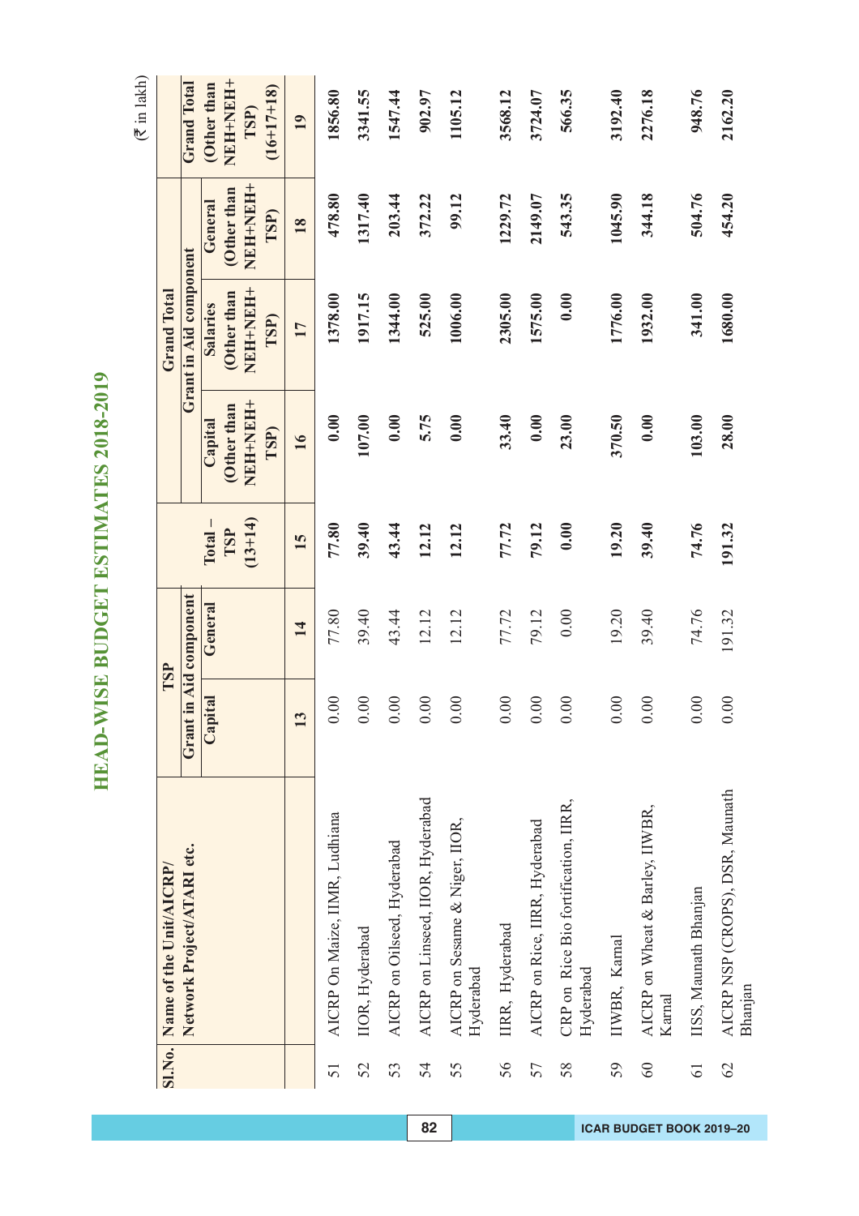# HEAD-WISE BUDGET ESTIMATES 2018-2019

(₹ in lakh)

| Sl.No. | Name of the Unit/AICRP/ Network Project/ATARI etc. | TSP | | | Grand Total | | | |
|---|---|---|---|---|---|---|---|---|
| | | Grant in Aid component | | Total – TSP (13+14) | Grant in Aid component | | | Grand Total (Other than NEH+NEH+ TSP) (16+17+18) |
| | | Capital | General | | Capital (Other than NEH+NEH+ TSP) | Salaries (Other than NEH+NEH+ TSP) | General (Other than NEH+NEH+ TSP) | |
| | | 13 | 14 | 15 | 16 | 17 | 18 | 19 |
| 51 | AICRP On Maize, IIMR, Ludhiana | 0.00 | 77.80 | 77.80 | 0.00 | 1378.00 | 478.80 | 1856.80 |
| 52 | IIOR, Hyderabad | 0.00 | 39.40 | 39.40 | 107.00 | 1917.15 | 1317.40 | 3341.55 |
| 53 | AICRP on Oilseed, Hyderabad | 0.00 | 43.44 | 43.44 | 0.00 | 1344.00 | 203.44 | 1547.44 |
| 54 | AICRP on Linseed, IIOR, Hyderabad | 0.00 | 12.12 | 12.12 | 5.75 | 525.00 | 372.22 | 902.97 |
| 55 | AICRP on Sesame & Niger, IIOR, Hyderabad | 0.00 | 12.12 | 12.12 | 0.00 | 1006.00 | 99.12 | 1105.12 |
| 56 | IIRR, Hyderabad | 0.00 | 77.72 | 77.72 | 33.40 | 2305.00 | 1229.72 | 3568.12 |
| 57 | AICRP on Rice, IIRR, Hyderabad | 0.00 | 79.12 | 79.12 | 0.00 | 1575.00 | 2149.07 | 3724.07 |
| 58 | CRP on Rice Bio fortification, IIRR, Hyderabad | 0.00 | 0.00 | 0.00 | 23.00 | 0.00 | 543.35 | 566.35 |
| 59 | IIWBR, Karnal | 0.00 | 19.20 | 19.20 | 370.50 | 1776.00 | 1045.90 | 3192.40 |
| 60 | AICRP on Wheat & Barley, IIWBR, Karnal | 0.00 | 39.40 | 39.40 | 0.00 | 1932.00 | 344.18 | 2276.18 |
| 61 | IISS, Maunath Bhanjan | 0.00 | 74.76 | 74.76 | 103.00 | 341.00 | 504.76 | 948.76 |
| 62 | AICRP NSP (CROPS), DSR, Maunath Bhanjan | 0.00 | 191.32 | 191.32 | 28.00 | 1680.00 | 454.20 | 2162.20 |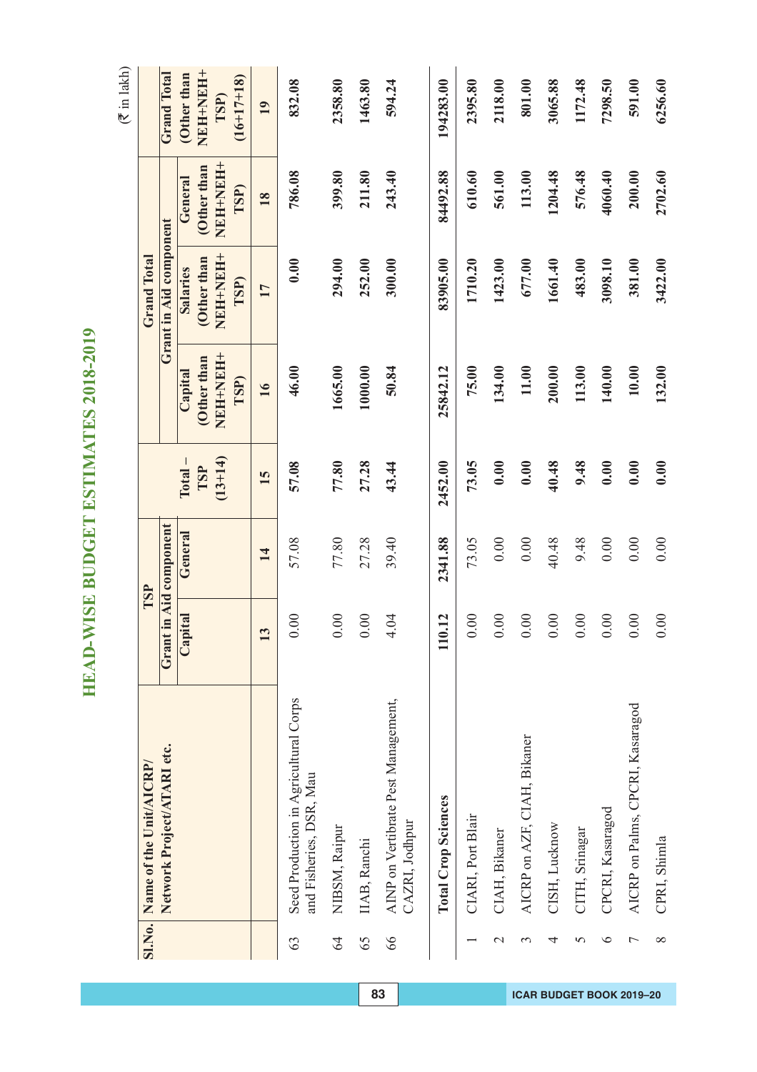# HEAD-WISE BUDGET ESTIMATES 2018-2019

(₹ in lakh)

| Sl.No. | Name of the Unit/AICRP/ Network Project/ATARI etc. | TSP Grant in Aid component | | | Grand Total Grant in Aid component | | | Grand Total (Other than NEH+NEH+ TSP) (16+17+18) |
|---|---|---|---|---|---|---|---|---|
| | | Capital | General | Total – TSP (13+14) | Capital (Other than NEH+NEH+ TSP) | Salaries (Other than NEH+NEH+ TSP) | General (Other than NEH+NEH+ TSP) | |
| | | 13 | 14 | 15 | 16 | 17 | 18 | 19 |
| 63 | Seed Production in Agricultural Corps and Fisheries, DSR, Mau | 0.00 | 57.08 | 57.08 | 46.00 | 0.00 | 786.08 | 832.08 |
| 64 | NIBSM, Raipur | 0.00 | 77.80 | 77.80 | 1665.00 | 294.00 | 399.80 | 2358.80 |
| 65 | IIAB, Ranchi | 0.00 | 27.28 | 27.28 | 1000.00 | 252.00 | 211.80 | 1463.80 |
| 66 | AINP on Vertibrate Pest Management, CAZRI, Jodhpur | 4.04 | 39.40 | 43.44 | 50.84 | 300.00 | 243.40 | 594.24 |
| | **Total Crop Sciences** | **110.12** | **2341.88** | **2452.00** | **25842.12** | **83905.00** | **84492.88** | **194283.00** |
| 1 | CIARI, Port Blair | 0.00 | 73.05 | 73.05 | 75.00 | 1710.20 | 610.60 | 2395.80 |
| 2 | CIAH, Bikaner | 0.00 | 0.00 | 0.00 | 134.00 | 1423.00 | 561.00 | 2118.00 |
| 3 | AICRP on AZF, CIAH, Bikaner | 0.00 | 0.00 | 0.00 | 11.00 | 677.00 | 113.00 | 801.00 |
| 4 | CISH, Lucknow | 0.00 | 40.48 | 40.48 | 200.00 | 1661.40 | 1204.48 | 3065.88 |
| 5 | CITH, Srinagar | 0.00 | 9.48 | 9.48 | 113.00 | 483.00 | 576.48 | 1172.48 |
| 6 | CPCRI, Kasaragod | 0.00 | 0.00 | 0.00 | 140.00 | 3098.10 | 4060.40 | 7298.50 |
| 7 | AICRP on Palms, CPCRI, Kasaragod | 0.00 | 0.00 | 0.00 | 10.00 | 381.00 | 200.00 | 591.00 |
| 8 | CPRI, Shimla | 0.00 | 0.00 | 0.00 | 132.00 | 3422.00 | 2702.60 | 6256.60 |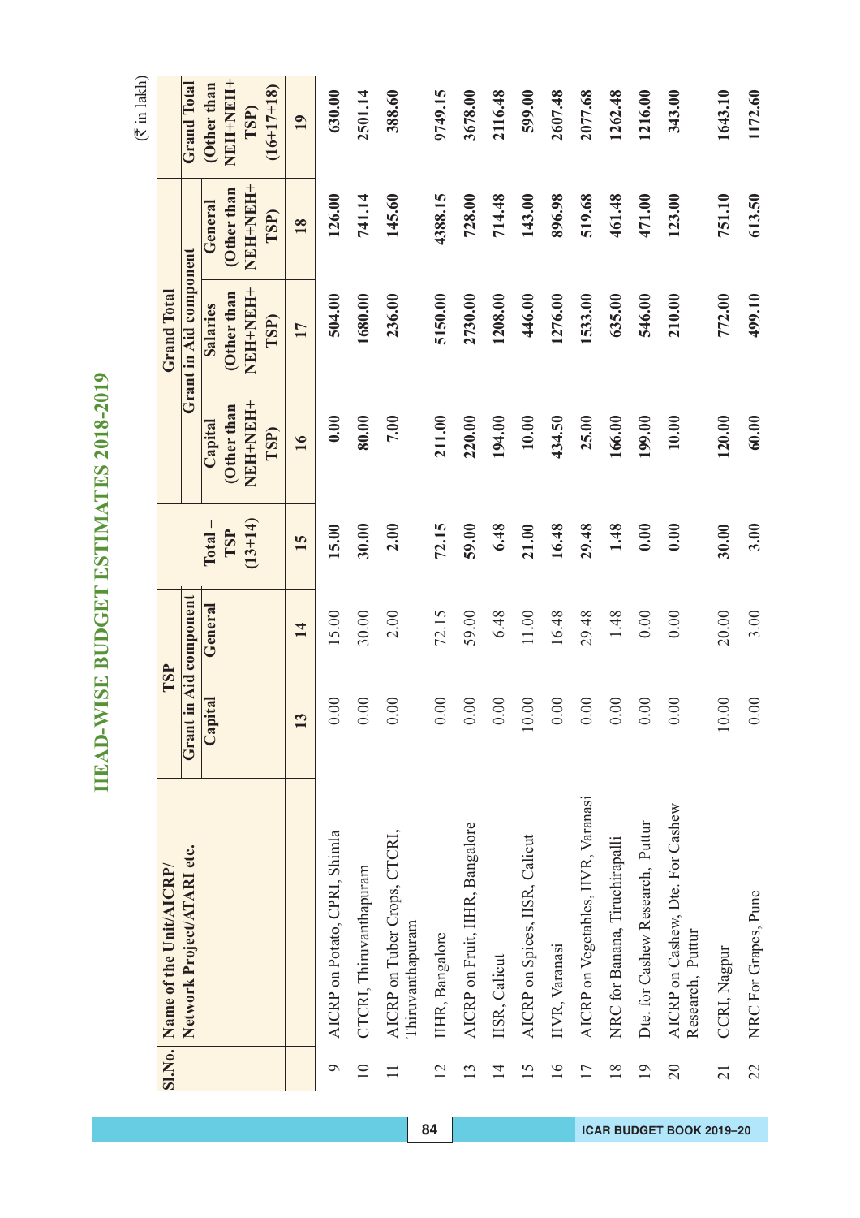# HEAD-WISE BUDGET ESTIMATES 2018-2019

(₹ in lakh)

| Sl.No. | Name of the Unit/AICRP/ Network Project/ATARI etc. | TSP | | | Grand Total | | | |
|---|---|---|---|---|---|---|---|---|
| | | Grant in Aid component | | Total – TSP (13+14) | Grant in Aid component | | | Grand Total (Other than NEH+NEH+ TSP) (16+17+18) |
| | | Capital | General | | Capital (Other than NEH+NEH+ TSP) | Salaries (Other than NEH+NEH+ TSP) | General (Other than NEH+NEH+ TSP) | |
| | | 13 | 14 | 15 | 16 | 17 | 18 | 19 |
| 9 | AICRP on Potato, CPRI, Shimla | 0.00 | 15.00 | 15.00 | 0.00 | 504.00 | 126.00 | 630.00 |
| 10 | CTCRI, Thiruvanthapuram | 0.00 | 30.00 | 30.00 | 80.00 | 1680.00 | 741.14 | 2501.14 |
| 11 | AICRP on Tuber Crops, CTCRI, Thiruvanthapuram | 0.00 | 2.00 | 2.00 | 7.00 | 236.00 | 145.60 | 388.60 |
| 12 | IIHR, Bangalore | 0.00 | 72.15 | 72.15 | 211.00 | 5150.00 | 4388.15 | 9749.15 |
| 13 | AICRP on Fruit, IIHR, Bangalore | 0.00 | 59.00 | 59.00 | 220.00 | 2730.00 | 728.00 | 3678.00 |
| 14 | IISR, Calicut | 0.00 | 6.48 | 6.48 | 194.00 | 1208.00 | 714.48 | 2116.48 |
| 15 | AICRP on Spices, IISR, Calicut | 10.00 | 11.00 | 21.00 | 10.00 | 446.00 | 143.00 | 599.00 |
| 16 | IIVR, Varanasi | 0.00 | 16.48 | 16.48 | 434.50 | 1276.00 | 896.98 | 2607.48 |
| 17 | AICRP on Vegetables, IIVR, Varanasi | 0.00 | 29.48 | 29.48 | 25.00 | 1533.00 | 519.68 | 2077.68 |
| 18 | NRC for Banana, Tiruchirapalli | 0.00 | 1.48 | 1.48 | 166.00 | 635.00 | 461.48 | 1262.48 |
| 19 | Dte. for Cashew Research, Puttur | 0.00 | 0.00 | 0.00 | 199.00 | 546.00 | 471.00 | 1216.00 |
| 20 | AICRP on Cashew, Dte. For Cashew Research, Puttur | 0.00 | 0.00 | 0.00 | 10.00 | 210.00 | 123.00 | 343.00 |
| 21 | CCRI, Nagpur | 10.00 | 20.00 | 30.00 | 120.00 | 772.00 | 751.10 | 1643.10 |
| 22 | NRC For Grapes, Pune | 0.00 | 3.00 | 3.00 | 60.00 | 499.10 | 613.50 | 1172.60 |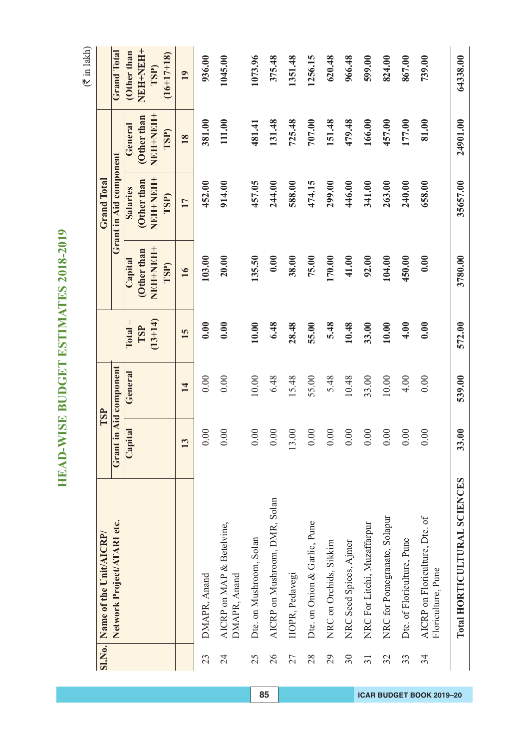# HEAD-WISE BUDGET ESTIMATES 2018-2019

(₹ in lakh)

| Sl.No. | Name of the Unit/AICRP/ Network Project/ATARI etc. | TSP | | | Grand Total | | | |
|---|---|---|---|---|---|---|---|---|
| | | Grant in Aid component | | Total – TSP (13+14) | Grant in Aid component | | | Grand Total (Other than NEH+NEH+ TSP) (16+17+18) |
| | | Capital | General | | Capital (Other than NEH+NEH+ TSP) | Salaries (Other than NEH+NEH+ TSP) | General (Other than NEH+NEH+ TSP) | |
| | | 13 | 14 | 15 | 16 | 17 | 18 | 19 |
| 23 | DMAPR, Anand | 0.00 | 0.00 | 0.00 | 103.00 | 452.00 | 381.00 | 936.00 |
| 24 | AICRP on MAP & Betelvine, DMAPR, Anand | 0.00 | 0.00 | 0.00 | 20.00 | 914.00 | 111.00 | 1045.00 |
| 25 | Dte. on Mushroom, Solan | 0.00 | 10.00 | 10.00 | 135.50 | 457.05 | 481.41 | 1073.96 |
| 26 | AICRP on Mushroom, DMR, Solan | 0.00 | 6.48 | 6.48 | 0.00 | 244.00 | 131.48 | 375.48 |
| 27 | IIOPR, Pedavegi | 13.00 | 15.48 | 28.48 | 38.00 | 588.00 | 725.48 | 1351.48 |
| 28 | Dte. on Onion & Garlic, Pune | 0.00 | 55.00 | 55.00 | 75.00 | 474.15 | 707.00 | 1256.15 |
| 29 | NRC on Orchids, Sikkim | 0.00 | 5.48 | 5.48 | 170.00 | 299.00 | 151.48 | 620.48 |
| 30 | NRC Seed Spices, Ajmer | 0.00 | 10.48 | 10.48 | 41.00 | 446.00 | 479.48 | 966.48 |
| 31 | NRC For Litchi, Muzaffarpur | 0.00 | 33.00 | 33.00 | 92.00 | 341.00 | 166.00 | 599.00 |
| 32 | NRC for Pomegranate, Solapur | 0.00 | 10.00 | 10.00 | 104.00 | 263.00 | 457.00 | 824.00 |
| 33 | Dte. of Floriculture, Pune | 0.00 | 4.00 | 4.00 | 450.00 | 240.00 | 177.00 | 867.00 |
| 34 | AICRP on Floriculture, Dte. of Floriculture, Pune | 0.00 | 0.00 | 0.00 | 0.00 | 658.00 | 81.00 | 739.00 |
| | **Total HORTICULTURAL SCIENCES** | **33.00** | **539.00** | **572.00** | **3780.00** | **35657.00** | **24901.00** | **64338.00** |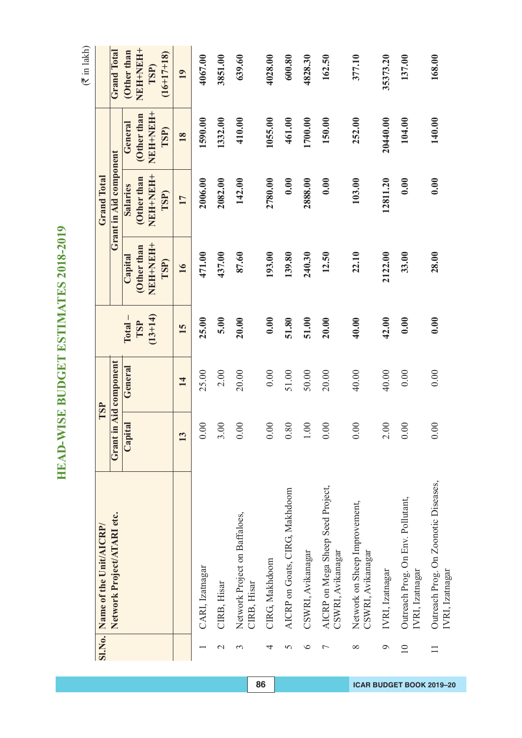# HEAD-WISE BUDGET ESTIMATES 2018-2019

(₹ in lakh)

| Sl.No. | Name of the Unit/AICRP/ Network Project/ATARI etc. | TSP | | | Grand Total | | | |
|---|---|---|---|---|---|---|---|---|
| | | Grant in Aid component | | Total – TSP (13+14) | Grant in Aid component | | | Grand Total (Other than NEH+NEH+ TSP) (16+17+18) |
| | | Capital | General | | Capital (Other than NEH+NEH+ TSP) | Salaries (Other than NEH+NEH+ TSP) | General (Other than NEH+NEH+ TSP) | |
| | | 13 | 14 | 15 | 16 | 17 | 18 | 19 |
| 1 | CARI, Izatnagar | 0.00 | 25.00 | 25.00 | 471.00 | 2006.00 | 1590.00 | 4067.00 |
| 2 | CIRB, Hisar | 3.00 | 2.00 | 5.00 | 437.00 | 2082.00 | 1332.00 | 3851.00 |
| 3 | Network Project on Baffaloes, CIRB, Hisar | 0.00 | 20.00 | 20.00 | 87.60 | 142.00 | 410.00 | 639.60 |
| 4 | CIRG, Makhdoom | 0.00 | 0.00 | 0.00 | 193.00 | 2780.00 | 1055.00 | 4028.00 |
| 5 | AICRP on Goats, CIRG, Makhdoom | 0.80 | 51.00 | 51.80 | 139.80 | 0.00 | 461.00 | 600.80 |
| 6 | CSWRI, Avikanagar | 1.00 | 50.00 | 51.00 | 240.30 | 2888.00 | 1700.00 | 4828.30 |
| 7 | AICRP on Mega Sheep Seed Project, CSWRI, Avikanagar | 0.00 | 20.00 | 20.00 | 12.50 | 0.00 | 150.00 | 162.50 |
| 8 | Network on Sheep Improvement, CSWRI, Avikanagar | 0.00 | 40.00 | 40.00 | 22.10 | 103.00 | 252.00 | 377.10 |
| 9 | IVRI, Izatnagar | 2.00 | 40.00 | 42.00 | 2122.00 | 12811.20 | 20440.00 | 35373.20 |
| 10 | Outreach Prog. On Env. Pollutant, IVRI, Izatnagar | 0.00 | 0.00 | 0.00 | 33.00 | 0.00 | 104.00 | 137.00 |
| 11 | Outreach Prog. On Zoonotic Diseases, IVRI, Izatnagar | 0.00 | 0.00 | 0.00 | 28.00 | 0.00 | 140.00 | 168.00 |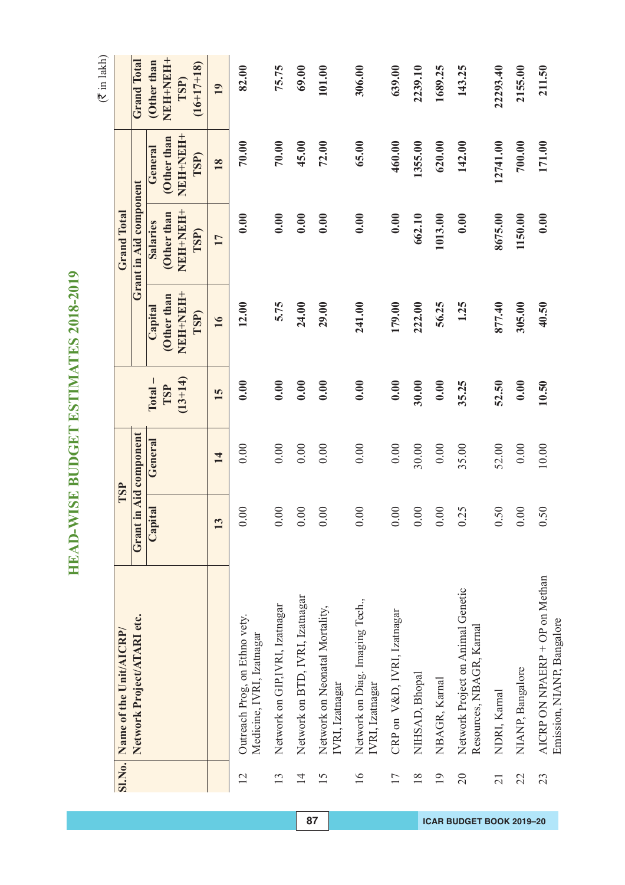# HEAD-WISE BUDGET ESTIMATES 2018-2019

(₹ in lakh)

| Sl.No. | Name of the Unit/AICRP/ Network Project/ATARI etc. | TSP | | | Grand Total | | | |
|---|---|---|---|---|---|---|---|---|
| | | Grant in Aid component | | Total – TSP (13+14) | Grant in Aid component | | | Grand Total (Other than NEH+NEH+ TSP) (16+17+18) |
| | | Capital | General | | Capital (Other than NEH+NEH+ TSP) | Salaries (Other than NEH+NEH+ TSP) | General (Other than NEH+NEH+ TSP) | |
| | | 13 | 14 | 15 | 16 | 17 | 18 | 19 |
| 12 | Outreach Prog. on Ethno vety. Medicine, IVRI, Izatnagar | 0.00 | 0.00 | **0.00** | **12.00** | **0.00** | **70.00** | **82.00** |
| 13 | Network on GIP,IVRI, Izatnagar | 0.00 | 0.00 | **0.00** | **5.75** | **0.00** | **70.00** | **75.75** |
| 14 | Network on BTD, IVRI, Izatnagar | 0.00 | 0.00 | **0.00** | **24.00** | **0.00** | **45.00** | **69.00** |
| 15 | Network on Neonatal Mortality, IVRI, Izatnagar | 0.00 | 0.00 | **0.00** | **29.00** | **0.00** | **72.00** | **101.00** |
| 16 | Network on Diag. Imaging Tech., IVRI, Izatnagar | 0.00 | 0.00 | **0.00** | **241.00** | **0.00** | **65.00** | **306.00** |
| 17 | CRP on V&D, IVRI, Izatnagar | 0.00 | 0.00 | **0.00** | **179.00** | **0.00** | **460.00** | **639.00** |
| 18 | NIHSAD, Bhopal | 0.00 | 30.00 | **30.00** | **222.00** | **662.10** | **1355.00** | **2239.10** |
| 19 | NBAGR, Karnal | 0.00 | 0.00 | **0.00** | **56.25** | **1013.00** | **620.00** | **1689.25** |
| 20 | Network Project on Animal Genetic Resources, NBAGR, Karnal | 0.25 | 35.00 | **35.25** | **1.25** | **0.00** | **142.00** | **143.25** |
| 21 | NDRI, Karnal | 0.50 | 52.00 | **52.50** | **877.40** | **8675.00** | **12741.00** | **22293.40** |
| 22 | NIANP, Bangalore | 0.00 | 0.00 | **0.00** | **305.00** | **1150.00** | **700.00** | **2155.00** |
| 23 | AICRP ON NPAERP + OP on Methan Emission, NIANP, Bangalore | 0.50 | 10.00 | **10.50** | **40.50** | **0.00** | **171.00** | **211.50** |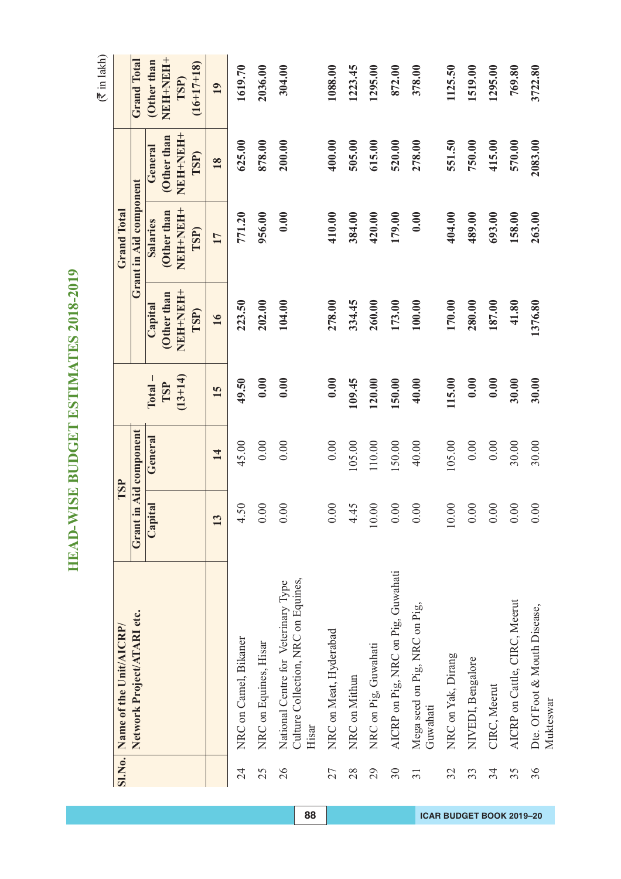# HEAD-WISE BUDGET ESTIMATES 2018-2019

(₹ in lakh)

| Sl.No. | Name of the Unit/AICRP/ Network Project/ATARI etc. | TSP | | | Grand Total | | | |
|---|---|---|---|---|---|---|---|---|
| | | Grant in Aid component | | Total – TSP (13+14) | Grant in Aid component | | | Grand Total (Other than NEH+NEH+ TSP) (16+17+18) |
| | | Capital | General | | Capital (Other than NEH+NEH+ TSP) | Salaries (Other than NEH+NEH+ TSP) | General (Other than NEH+NEH+ TSP) | |
| | | 13 | 14 | 15 | 16 | 17 | 18 | 19 |
| 24 | NRC on Camel, Bikaner | 4.50 | 45.00 | 49.50 | 223.50 | 771.20 | 625.00 | 1619.70 |
| 25 | NRC on Equines, Hisar | 0.00 | 0.00 | 0.00 | 202.00 | 956.00 | 878.00 | 2036.00 |
| 26 | National Centre for Veterinary Type Culture Collection, NRC on Equines, Hisar | 0.00 | 0.00 | 0.00 | 104.00 | 0.00 | 200.00 | 304.00 |
| 27 | NRC on Meat, Hyderabad | 0.00 | 0.00 | 0.00 | 278.00 | 410.00 | 400.00 | 1088.00 |
| 28 | NRC on Mithun | 4.45 | 105.00 | 109.45 | 334.45 | 384.00 | 505.00 | 1223.45 |
| 29 | NRC on Pig, Guwahati | 10.00 | 110.00 | 120.00 | 260.00 | 420.00 | 615.00 | 1295.00 |
| 30 | AICRP on Pig, NRC on Pig, Guwahati | 0.00 | 150.00 | 150.00 | 173.00 | 179.00 | 520.00 | 872.00 |
| 31 | Mega seed on Pig, NRC on Pig, Guwahati | 0.00 | 40.00 | 40.00 | 100.00 | 0.00 | 278.00 | 378.00 |
| 32 | NRC on Yak, Dirang | 10.00 | 105.00 | 115.00 | 170.00 | 404.00 | 551.50 | 1125.50 |
| 33 | NIVEDI, Bengalore | 0.00 | 0.00 | 0.00 | 280.00 | 489.00 | 750.00 | 1519.00 |
| 34 | CIRC, Meerut | 0.00 | 0.00 | 0.00 | 187.00 | 693.00 | 415.00 | 1295.00 |
| 35 | AICRP on Cattle, CIRC, Meerut | 0.00 | 30.00 | 30.00 | 41.80 | 158.00 | 570.00 | 769.80 |
| 36 | Dte. Of Foot & Mouth Disease, Mukteswar | 0.00 | 30.00 | 30.00 | 1376.80 | 263.00 | 2083.00 | 3722.80 |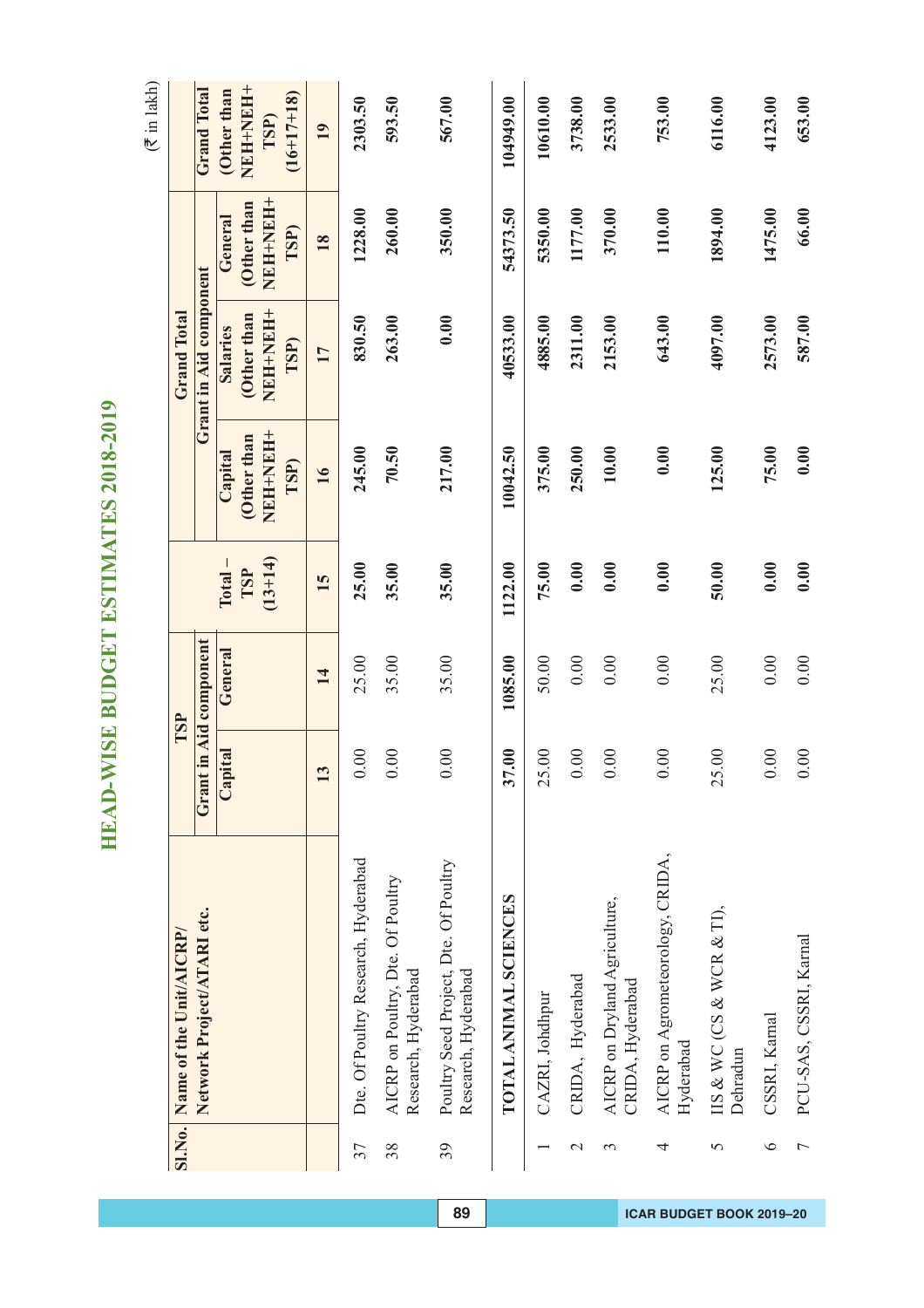# HEAD-WISE BUDGET ESTIMATES 2018-2019

(₹ in lakh)

| Sl.No. | Name of the Unit/AICRP/ Network Project/ATARI etc. | TSP | | | Grand Total | | | |
|---|---|---|---|---|---|---|---|---|
| | | Grant in Aid component | | Total – TSP (13+14) | Grant in Aid component | | | Grand Total (Other than NEH+NEH+ TSP) (16+17+18) |
| | | Capital | General | | Capital (Other than NEH+NEH+ TSP) | Salaries (Other than NEH+NEH+ TSP) | General (Other than NEH+NEH+ TSP) | |
| | | 13 | 14 | 15 | 16 | 17 | 18 | 19 |
| 37 | Dte. Of Poultry Research, Hyderabad | 0.00 | 25.00 | 25.00 | 245.00 | 830.50 | 1228.00 | 2303.50 |
| 38 | AICRP on Poultry, Dte. Of Poultry Research, Hyderabad | 0.00 | 35.00 | 35.00 | 70.50 | 263.00 | 260.00 | 593.50 |
| 39 | Poultry Seed Project, Dte. Of Poultry Research, Hyderabad | 0.00 | 35.00 | 35.00 | 217.00 | 0.00 | 350.00 | 567.00 |
| | **TOTAL ANIMAL SCIENCES** | **37.00** | **1085.00** | **1122.00** | **10042.50** | **40533.00** | **54373.50** | **104949.00** |
| 1 | CAZRI, Johdhpur | 25.00 | 50.00 | 75.00 | 375.00 | 4885.00 | 5350.00 | 10610.00 |
| 2 | CRIDA, Hyderabad | 0.00 | 0.00 | 0.00 | 250.00 | 2311.00 | 1177.00 | 3738.00 |
| 3 | AICRP on Dryland Agriculture, CRIDA, Hyderabad | 0.00 | 0.00 | 0.00 | 10.00 | 2153.00 | 370.00 | 2533.00 |
| 4 | AICRP on Agrometeorology, CRIDA, Hyderabad | 0.00 | 0.00 | 0.00 | 0.00 | 643.00 | 110.00 | 753.00 |
| 5 | IIS & WC (CS & WCR & TI), Dehradun | 25.00 | 25.00 | 50.00 | 125.00 | 4097.00 | 1894.00 | 6116.00 |
| 6 | CSSRI, Karnal | 0.00 | 0.00 | 0.00 | 75.00 | 2573.00 | 1475.00 | 4123.00 |
| 7 | PCU-SAS, CSSRI, Karnal | 0.00 | 0.00 | 0.00 | 0.00 | 587.00 | 66.00 | 653.00 |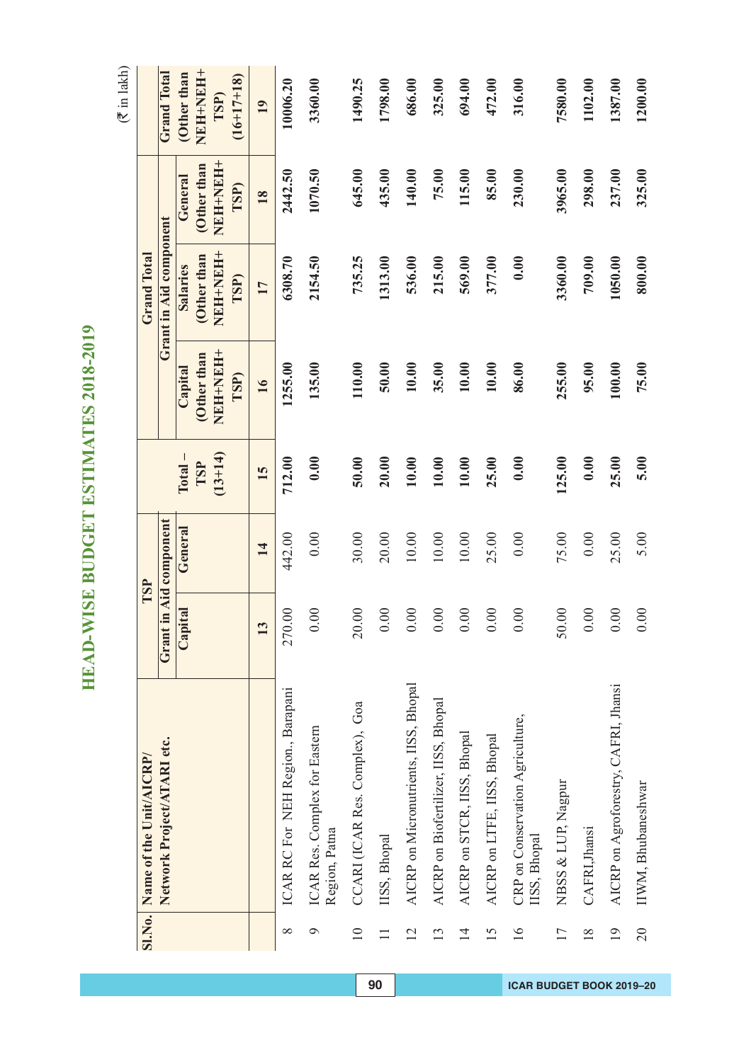# HEAD-WISE BUDGET ESTIMATES 2018-2019

(₹ in lakh)

| Sl.No. | Name of the Unit/AICRP/ Network Project/ATARI etc. | TSP Grant in Aid component | | | Grand Total Grant in Aid component | | | Grand Total |
|---|---|---|---|---|---|---|---|---|
| | | Capital | General | Total – TSP (13+14) | Capital (Other than NEH+NEH+ TSP) | Salaries (Other than NEH+NEH+ TSP) | General (Other than NEH+NEH+ TSP) | (Other than NEH+NEH+ TSP) (16+17+18) |
| | | 13 | 14 | 15 | 16 | 17 | 18 | 19 |
| 8 | ICAR RC For NEH Region., Barapani | 270.00 | 442.00 | 712.00 | 1255.00 | 6308.70 | 2442.50 | 10006.20 |
| 9 | ICAR Res. Complex for Eastern Region, Patna | 0.00 | 0.00 | 0.00 | 135.00 | 2154.50 | 1070.50 | 3360.00 |
| 10 | CCARI (ICAR Res. Complex), Goa | 20.00 | 30.00 | 50.00 | 110.00 | 735.25 | 645.00 | 1490.25 |
| 11 | IISS, Bhopal | 0.00 | 20.00 | 20.00 | 50.00 | 1313.00 | 435.00 | 1798.00 |
| 12 | AICRP on Micronutrients, IISS, Bhopal | 0.00 | 10.00 | 10.00 | 10.00 | 536.00 | 140.00 | 686.00 |
| 13 | AICRP on Biofertilizer, IISS, Bhopal | 0.00 | 10.00 | 10.00 | 35.00 | 215.00 | 75.00 | 325.00 |
| 14 | AICRP on STCR, IISS, Bhopal | 0.00 | 10.00 | 10.00 | 10.00 | 569.00 | 115.00 | 694.00 |
| 15 | AICRP on LTFE, IISS, Bhopal | 0.00 | 25.00 | 25.00 | 10.00 | 377.00 | 85.00 | 472.00 |
| 16 | CRP on Conservation Agriculture, IISS, Bhopal | 0.00 | 0.00 | 0.00 | 86.00 | 0.00 | 230.00 | 316.00 |
| 17 | NBSS & LUP, Nagpur | 50.00 | 75.00 | 125.00 | 255.00 | 3360.00 | 3965.00 | 7580.00 |
| 18 | CAFRI,Jhansi | 0.00 | 0.00 | 0.00 | 95.00 | 709.00 | 298.00 | 1102.00 |
| 19 | AICRP on Agroforestry, CAFRI, Jhansi | 0.00 | 25.00 | 25.00 | 100.00 | 1050.00 | 237.00 | 1387.00 |
| 20 | IIWM, Bhubaneshwar | 0.00 | 5.00 | 5.00 | 75.00 | 800.00 | 325.00 | 1200.00 |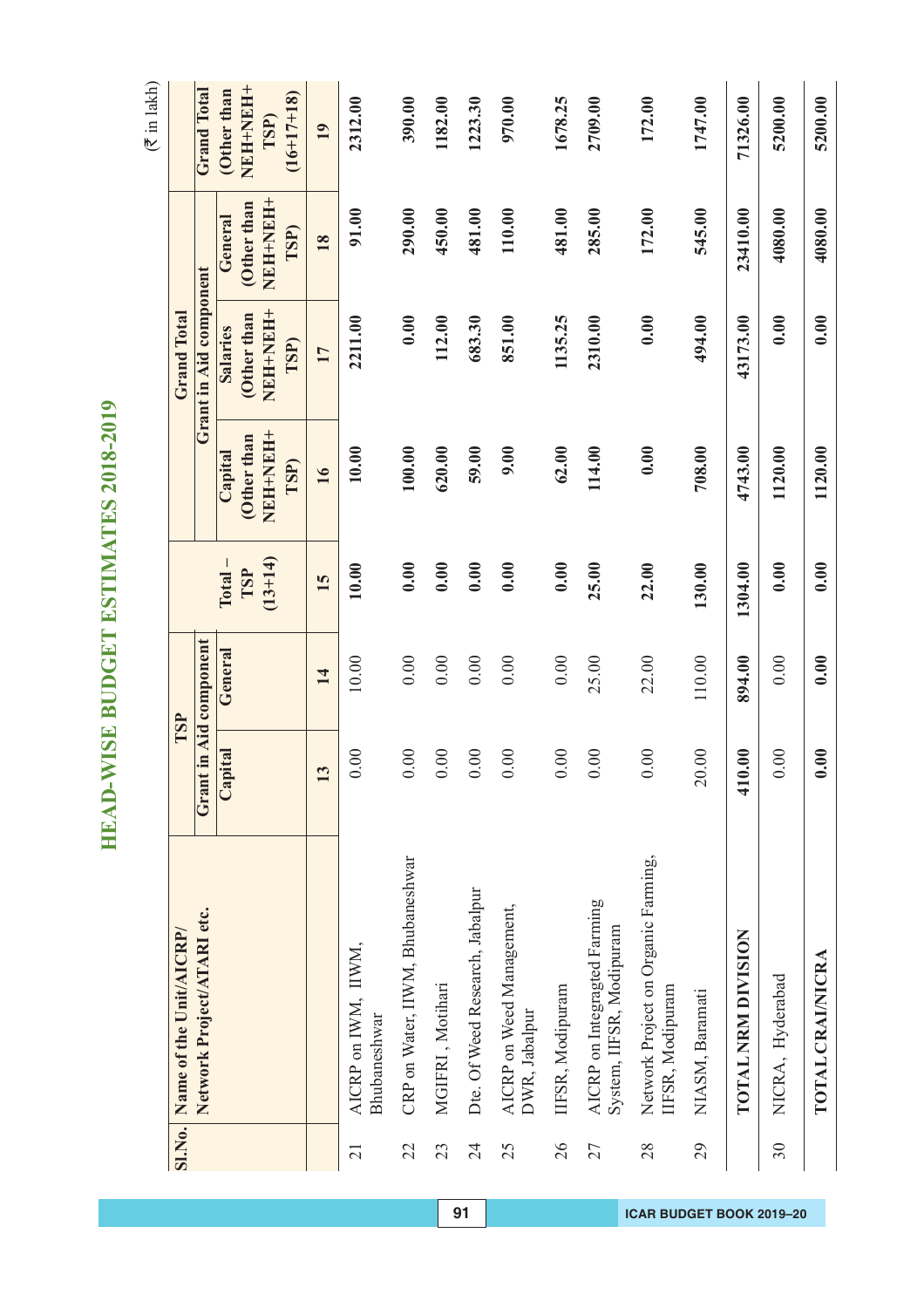# HEAD-WISE BUDGET ESTIMATES 2018-2019

(₹ in lakh)

| Sl.No. | Name of the Unit/AICRP/ Network Project/ATARI etc. | TSP | | | Grand Total | | | |
|---|---|---|---|---|---|---|---|---|
| | | Grant in Aid component | | Total – TSP (13+14) | Grant in Aid component | | | Grand Total (Other than NEH+NEH+ TSP) (16+17+18) |
| | | Capital | General | | Capital (Other than NEH+NEH+ TSP) | Salaries (Other than NEH+NEH+ TSP) | General (Other than NEH+NEH+ TSP) | |
| | | 13 | 14 | 15 | 16 | 17 | 18 | 19 |
| 21 | AICRP on IWM, IIWM, Bhubaneshwar | 0.00 | 10.00 | 10.00 | 10.00 | 2211.00 | 91.00 | 2312.00 |
| 22 | CRP on Water, IIWM, Bhubaneshwar | 0.00 | 0.00 | 0.00 | 100.00 | 0.00 | 290.00 | 390.00 |
| 23 | MGIFRI , Motihari | 0.00 | 0.00 | 0.00 | 620.00 | 112.00 | 450.00 | 1182.00 |
| 24 | Dte. Of Weed Research, Jabalpur | 0.00 | 0.00 | 0.00 | 59.00 | 683.30 | 481.00 | 1223.30 |
| 25 | AICRP on Weed Management, DWR, Jabalpur | 0.00 | 0.00 | 0.00 | 9.00 | 851.00 | 110.00 | 970.00 |
| 26 | IIFSR, Modipuram | 0.00 | 0.00 | 0.00 | 62.00 | 1135.25 | 481.00 | 1678.25 |
| 27 | AICRP on Integragted Farming System, IIFSR, Modipuram | 0.00 | 25.00 | 25.00 | 114.00 | 2310.00 | 285.00 | 2709.00 |
| 28 | Network Project on Organic Farming, IIFSR, Modipuram | 0.00 | 22.00 | 22.00 | 0.00 | 0.00 | 172.00 | 172.00 |
| 29 | NIASM, Baramati | 20.00 | 110.00 | 130.00 | 708.00 | 494.00 | 545.00 | 1747.00 |
| | **TOTAL NRM DIVISION** | **410.00** | **894.00** | **1304.00** | **4743.00** | **43173.00** | **23410.00** | **71326.00** |
| 30 | NICRA, Hyderabad | 0.00 | 0.00 | 0.00 | 1120.00 | 0.00 | 4080.00 | 5200.00 |
| | **TOTAL CRAI/NICRA** | **0.00** | **0.00** | **0.00** | **1120.00** | **0.00** | **4080.00** | **5200.00** |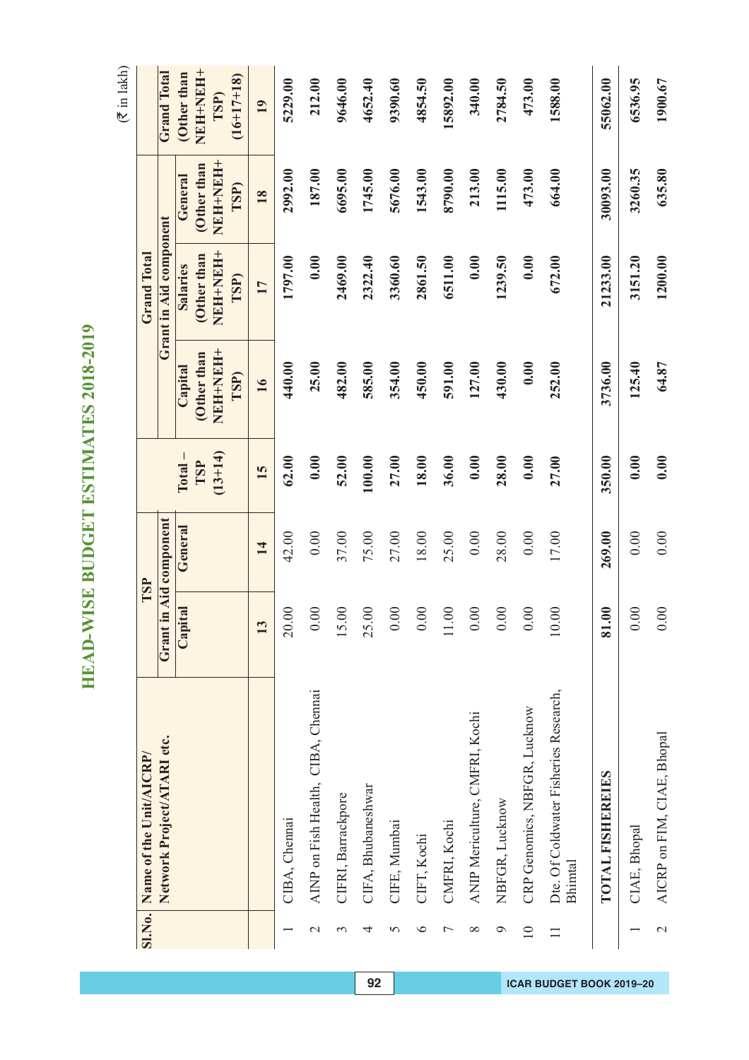# HEAD-WISE BUDGET ESTIMATES 2018-2019

(₹ in lakh)

| Sl.No. | Name of the Unit/AICRP/ Network Project/ATARI etc. | TSP Grant in Aid component Capital | TSP Grant in Aid component General | Total – TSP (13+14) | Grand Total Grant in Aid component Capital (Other than NEH+NEH+ TSP) | Grand Total Grant in Aid component Salaries (Other than NEH+NEH+ TSP) | Grand Total Grant in Aid component General (Other than NEH+NEH+ TSP) | Grand Total (Other than NEH+NEH+ TSP) (16+17+18) |
|---|---|---|---|---|---|---|---|---|
| | | 13 | 14 | 15 | 16 | 17 | 18 | 19 |
| 1 | CIBA, Chennai | 20.00 | 42.00 | 62.00 | 440.00 | 1797.00 | 2992.00 | 5229.00 |
| 2 | AINP on Fish Health, CIBA, Chennai | 0.00 | 0.00 | 0.00 | 25.00 | 0.00 | 187.00 | 212.00 |
| 3 | CIFRI, Barrackpore | 15.00 | 37.00 | 52.00 | 482.00 | 2469.00 | 6695.00 | 9646.00 |
| 4 | CIFA, Bhubaneshwar | 25.00 | 75.00 | 100.00 | 585.00 | 2322.40 | 1745.00 | 4652.40 |
| 5 | CIFE, Mumbai | 0.00 | 27.00 | 27.00 | 354.00 | 3360.60 | 5676.00 | 9390.60 |
| 6 | CIFT, Kochi | 0.00 | 18.00 | 18.00 | 450.00 | 2861.50 | 1543.00 | 4854.50 |
| 7 | CMFRI, Kochi | 11.00 | 25.00 | 36.00 | 591.00 | 6511.00 | 8790.00 | 15892.00 |
| 8 | ANIP Mericulture, CMFRI, Kochi | 0.00 | 0.00 | 0.00 | 127.00 | 0.00 | 213.00 | 340.00 |
| 9 | NBFGR, Lucknow | 0.00 | 28.00 | 28.00 | 430.00 | 1239.50 | 1115.00 | 2784.50 |
| 10 | CRP Genomics, NBFGR, Lucknow | 0.00 | 0.00 | 0.00 | 0.00 | 0.00 | 473.00 | 473.00 |
| 11 | Dte. Of Coldwater Fisheries Research, Bhimtal | 10.00 | 17.00 | 27.00 | 252.00 | 672.00 | 664.00 | 1588.00 |
| | **TOTAL FISHEREIES** | **81.00** | **269.00** | **350.00** | **3736.00** | **21233.00** | **30093.00** | **55062.00** |
| 1 | CIAE, Bhopal | 0.00 | 0.00 | 0.00 | 125.40 | 3151.20 | 3260.35 | 6536.95 |
| 2 | AICRP on FIM, CIAE, Bhopal | 0.00 | 0.00 | 0.00 | 64.87 | 1200.00 | 635.80 | 1900.67 |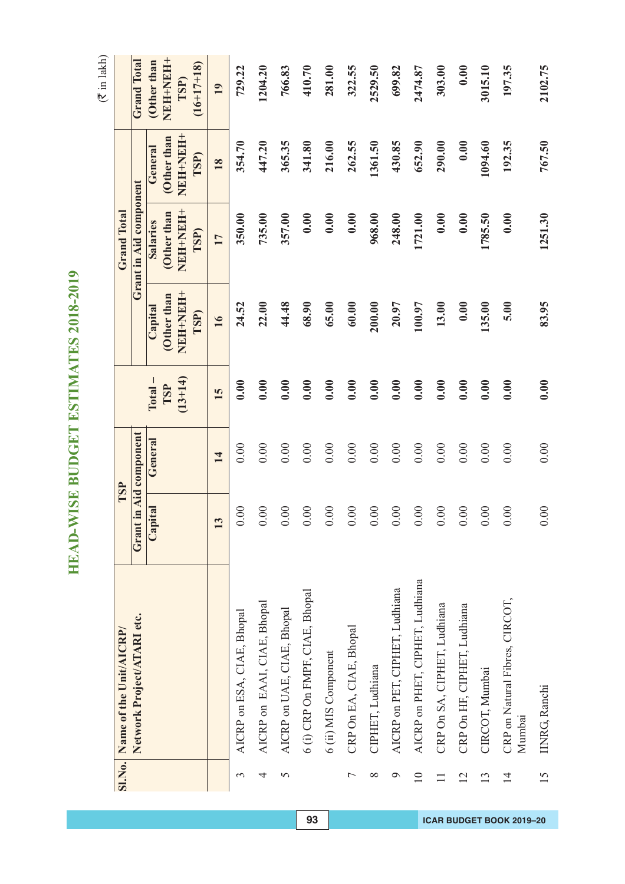# HEAD-WISE BUDGET ESTIMATES 2018-2019

(₹ in lakh)

| Sl.No. | Name of the Unit/AICRP/ Network Project/ATARI etc. | TSP | | | Grand Total | | | |
|---|---|---|---|---|---|---|---|---|
| | | Grant in Aid component | | Total – TSP (13+14) | Grant in Aid component | | | Grand Total (Other than NEH+NEH+ TSP) (16+17+18) |
| | | Capital | General | | Capital (Other than NEH+NEH+ TSP) | Salaries (Other than NEH+NEH+ TSP) | General (Other than NEH+NEH+ TSP) | |
| | | 13 | 14 | 15 | 16 | 17 | 18 | 19 |
| 3 | AICRP on ESA, CIAE, Bhopal | 0.00 | 0.00 | 0.00 | 24.52 | 350.00 | 354.70 | 729.22 |
| 4 | AICRP on EAAI, CIAE, Bhopal | 0.00 | 0.00 | 0.00 | 22.00 | 735.00 | 447.20 | 1204.20 |
| 5 | AICRP on UAE, CIAE, Bhopal | 0.00 | 0.00 | 0.00 | 44.48 | 357.00 | 365.35 | 766.83 |
| | 6 (i) CRP On FMPF, CIAE, Bhopal | 0.00 | 0.00 | 0.00 | 68.90 | 0.00 | 341.80 | 410.70 |
| | 6 (ii) MIS Component | 0.00 | 0.00 | 0.00 | 65.00 | 0.00 | 216.00 | 281.00 |
| 7 | CRP On EA, CIAE, Bhopal | 0.00 | 0.00 | 0.00 | 60.00 | 0.00 | 262.55 | 322.55 |
| 8 | CIPHET, Ludhiana | 0.00 | 0.00 | 0.00 | 200.00 | 968.00 | 1361.50 | 2529.50 |
| 9 | AICRP on PET, CIPHET, Ludhiana | 0.00 | 0.00 | 0.00 | 20.97 | 248.00 | 430.85 | 699.82 |
| 10 | AICRP on PHET, CIPHET, Ludhiana | 0.00 | 0.00 | 0.00 | 100.97 | 1721.00 | 652.90 | 2474.87 |
| 11 | CRP On SA, CIPHET, Ludhiana | 0.00 | 0.00 | 0.00 | 13.00 | 0.00 | 290.00 | 303.00 |
| 12 | CRP On HF, CIPHET, Ludhiana | 0.00 | 0.00 | 0.00 | 0.00 | 0.00 | 0.00 | 0.00 |
| 13 | CIRCOT, Mumbai | 0.00 | 0.00 | 0.00 | 135.00 | 1785.50 | 1094.60 | 3015.10 |
| 14 | CRP on Natural Fibres, CIRCOT, Mumbai | 0.00 | 0.00 | 0.00 | 5.00 | 0.00 | 192.35 | 197.35 |
| 15 | IINRG, Ranchi | 0.00 | 0.00 | 0.00 | 83.95 | 1251.30 | 767.50 | 2102.75 |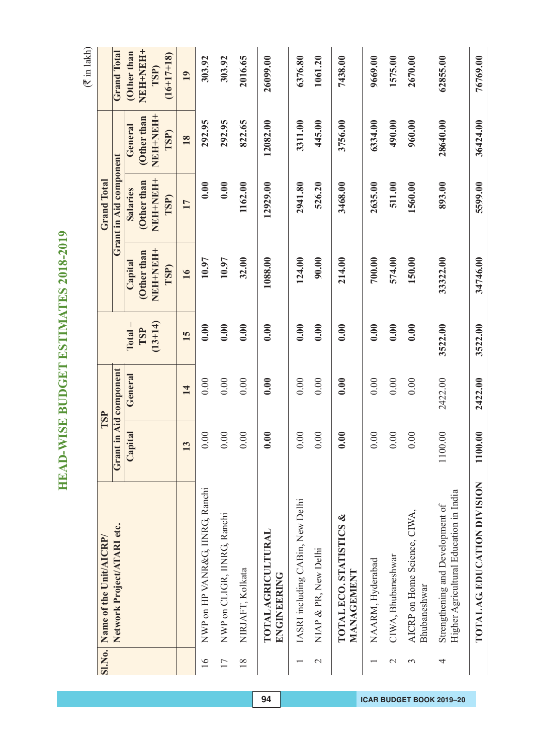# HEAD-WISE BUDGET ESTIMATES 2018-2019

(₹ in lakh)

| Sl.No. | Name of the Unit/AICRP/ Network Project/ATARI etc. | TSP | | | Grand Total | | | Grand Total (Other than NEH+NEH+ TSP) (16+17+18) |
|---|---|---|---|---|---|---|---|---|
| | | Grant in Aid component | | Total – TSP (13+14) | Grant in Aid component | | | |
| | | Capital | General | | Capital (Other than NEH+NEH+ TSP) | Salaries (Other than NEH+NEH+ TSP) | General (Other than NEH+NEH+ TSP) | |
| | | 13 | 14 | 15 | 16 | 17 | 18 | 19 |
| 16 | NWP on HP VANR&G, IINRG, Ranchi | 0.00 | 0.00 | 0.00 | 10.97 | 0.00 | 292.95 | 303.92 |
| 17 | NWP on CLIGR, IINRG, Ranchi | 0.00 | 0.00 | 0.00 | 10.97 | 0.00 | 292.95 | 303.92 |
| 18 | NIRJAFT, Kolkata | 0.00 | 0.00 | 0.00 | 32.00 | 1162.00 | 822.65 | 2016.65 |
| | **TOTAL AGRICULTURAL ENGINEERING** | **0.00** | **0.00** | **0.00** | **1088.00** | **12929.00** | **12082.00** | **26099.00** |
| 1 | IASRI including CABin, New Delhi | 0.00 | 0.00 | 0.00 | 124.00 | 2941.80 | 3311.00 | 6376.80 |
| 2 | NIAP & PR, New Delhi | 0.00 | 0.00 | 0.00 | 90.00 | 526.20 | 445.00 | 1061.20 |
| | **TOTAL ECO. STATISTICS & MANAGEMENT** | **0.00** | **0.00** | **0.00** | **214.00** | **3468.00** | **3756.00** | **7438.00** |
| 1 | NAARM, Hyderabad | 0.00 | 0.00 | 0.00 | 700.00 | 2635.00 | 6334.00 | 9669.00 |
| 2 | CIWA, Bhubaneshwar | 0.00 | 0.00 | 0.00 | 574.00 | 511.00 | 490.00 | 1575.00 |
| 3 | AICRP on Home Science, CIWA, Bhubaneshwar | 0.00 | 0.00 | 0.00 | 150.00 | 1560.00 | 960.00 | 2670.00 |
| 4 | Strengthening and Development of Higher Agricultural Education in India | 1100.00 | 2422.00 | 3522.00 | 33322.00 | 893.00 | 28640.00 | 62855.00 |
| | **TOTAL AG. EDUCATION DIVISION** | **1100.00** | **2422.00** | **3522.00** | **34746.00** | **5599.00** | **36424.00** | **76769.00** |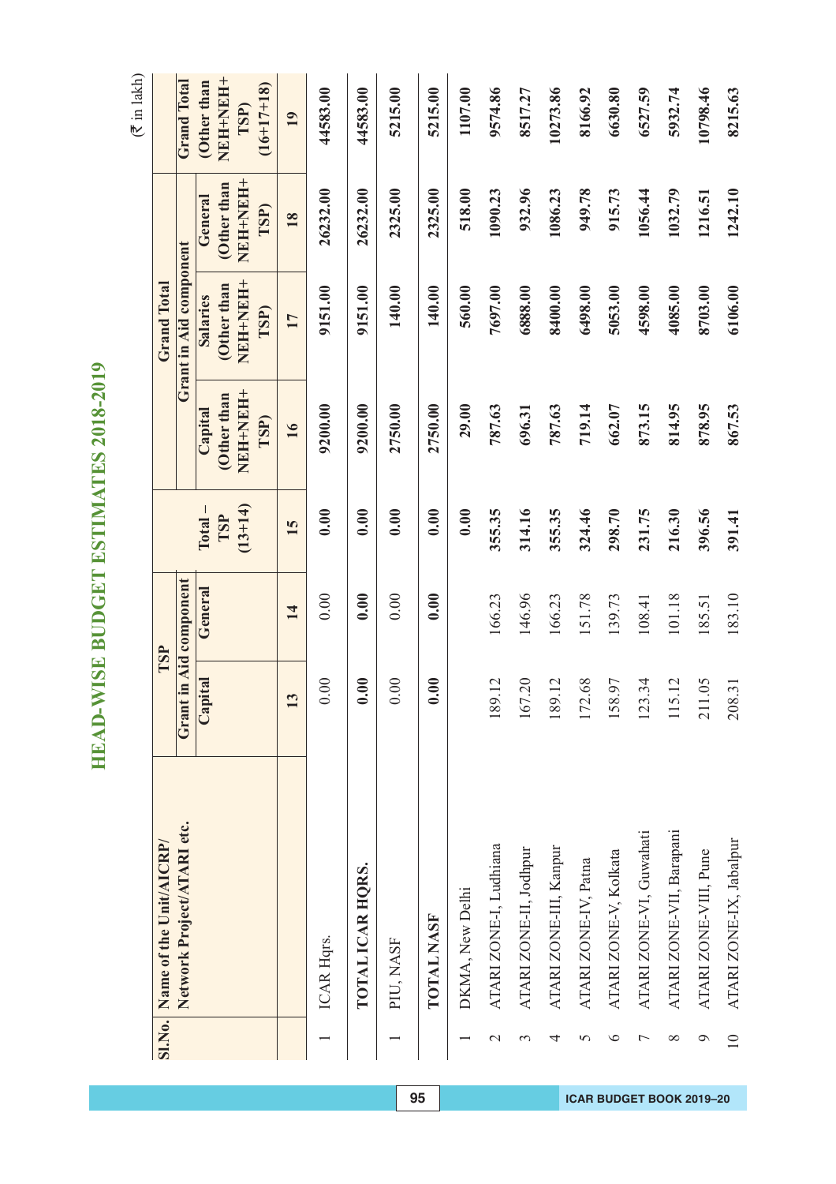# HEAD-WISE BUDGET ESTIMATES 2018-2019

(₹ in lakh)

| Sl.No. | Name of the Unit/AICRP/ Network Project/ATARI etc. | TSP | | | Grand Total | | | |
|---|---|---|---|---|---|---|---|---|
| | | Grant in Aid component | | Total – TSP (13+14) | Grant in Aid component | | | Grand Total (Other than NEH+NEH+ TSP) (16+17+18) |
| | | Capital | General | | Capital (Other than NEH+NEH+ TSP) | Salaries (Other than NEH+NEH+ TSP) | General (Other than NEH+NEH+ TSP) | |
| | | 13 | 14 | 15 | 16 | 17 | 18 | 19 |
| 1 | ICAR Hqrs. | 0.00 | 0.00 | 0.00 | 9200.00 | 9151.00 | 26232.00 | 44583.00 |
| | **TOTAL ICAR HQRS.** | **0.00** | **0.00** | **0.00** | **9200.00** | **9151.00** | **26232.00** | **44583.00** |
| 1 | PIU, NASF | 0.00 | 0.00 | 0.00 | 2750.00 | 140.00 | 2325.00 | 5215.00 |
| | **TOTAL NASF** | **0.00** | **0.00** | **0.00** | **2750.00** | **140.00** | **2325.00** | **5215.00** |
| 1 | DKMA, New Delhi | | | 0.00 | 29.00 | 560.00 | 518.00 | 1107.00 |
| 2 | ATARI ZONE-I, Ludhiana | 189.12 | 166.23 | 355.35 | 787.63 | 7697.00 | 1090.23 | 9574.86 |
| 3 | ATARI ZONE-II, Jodhpur | 167.20 | 146.96 | 314.16 | 696.31 | 6888.00 | 932.96 | 8517.27 |
| 4 | ATARI ZONE-III, Kanpur | 189.12 | 166.23 | 355.35 | 787.63 | 8400.00 | 1086.23 | 10273.86 |
| 5 | ATARI ZONE-IV, Patna | 172.68 | 151.78 | 324.46 | 719.14 | 6498.00 | 949.78 | 8166.92 |
| 6 | ATARI ZONE-V, Kolkata | 158.97 | 139.73 | 298.70 | 662.07 | 5053.00 | 915.73 | 6630.80 |
| 7 | ATARI ZONE-VI, Guwahati | 123.34 | 108.41 | 231.75 | 873.15 | 4598.00 | 1056.44 | 6527.59 |
| 8 | ATARI ZONE-VII, Barapani | 115.12 | 101.18 | 216.30 | 814.95 | 4085.00 | 1032.79 | 5932.74 |
| 9 | ATARI ZONE-VIII, Pune | 211.05 | 185.51 | 396.56 | 878.95 | 8703.00 | 1216.51 | 10798.46 |
| 10 | ATARI ZONE-IX, Jabalpur | 208.31 | 183.10 | 391.41 | 867.53 | 6106.00 | 1242.10 | 8215.63 |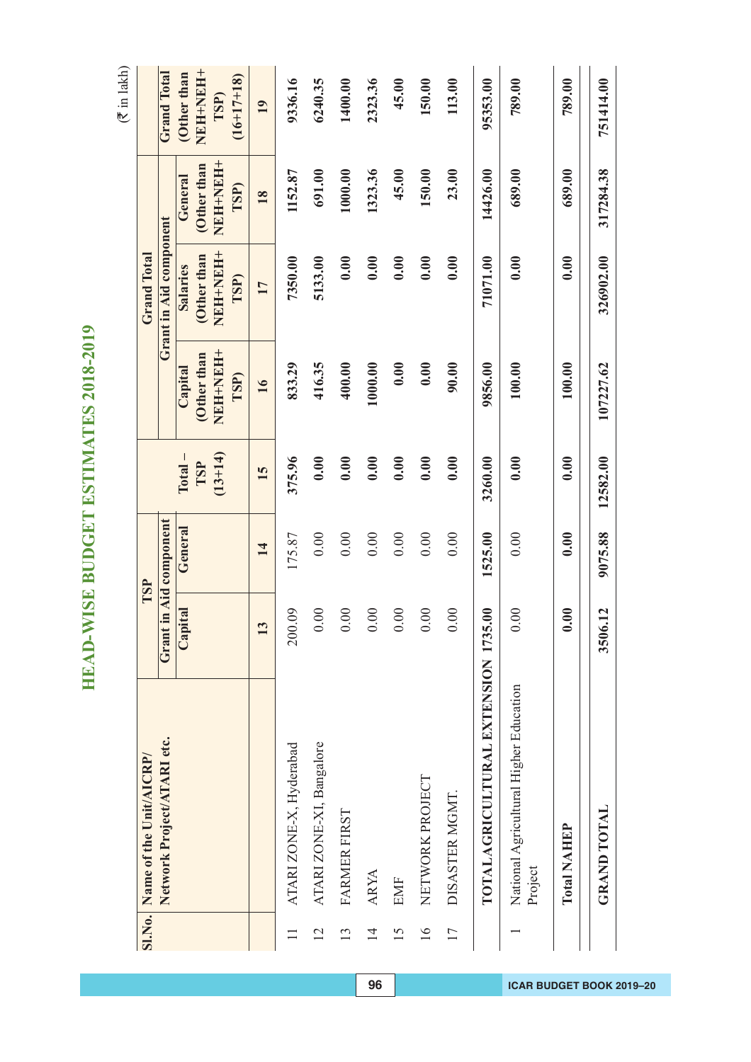# HEAD-WISE BUDGET ESTIMATES 2018-2019

(₹ in lakh)

| Sl.No. | Name of the Unit/AICRP/ Network Project/ATARI etc. | TSP Grant in Aid component | | | Grand Total Grant in Aid component | | | Grand Total |
|---|---|---|---|---|---|---|---|---|
| | | Capital | General | Total – TSP (13+14) | Capital (Other than NEH+NEH+ TSP) | Salaries (Other than NEH+NEH+ TSP) | General (Other than NEH+NEH+ TSP) | (Other than NEH+NEH+ TSP) (16+17+18) |
| | | 13 | 14 | 15 | 16 | 17 | 18 | 19 |
| 11 | ATARI ZONE-X, Hyderabad | 200.09 | 175.87 | 375.96 | 833.29 | 7350.00 | 1152.87 | 9336.16 |
| 12 | ATARI ZONE-XI, Bangalore | 0.00 | 0.00 | 0.00 | 416.35 | 5133.00 | 691.00 | 6240.35 |
| 13 | FARMER FIRST | 0.00 | 0.00 | 0.00 | 400.00 | 0.00 | 1000.00 | 1400.00 |
| 14 | ARYA | 0.00 | 0.00 | 0.00 | 1000.00 | 0.00 | 1323.36 | 2323.36 |
| 15 | EMF | 0.00 | 0.00 | 0.00 | 0.00 | 0.00 | 45.00 | 45.00 |
| 16 | NETWORK PROJECT | 0.00 | 0.00 | 0.00 | 0.00 | 0.00 | 150.00 | 150.00 |
| 17 | DISASTER MGMT. | 0.00 | 0.00 | 0.00 | 90.00 | 0.00 | 23.00 | 113.00 |
| | **TOTAL AGRICULTURAL EXTENSION** | **1735.00** | **1525.00** | **3260.00** | **9856.00** | **71071.00** | **14426.00** | **95353.00** |
| 1 | National Agricultural Higher Education Project | 0.00 | 0.00 | 0.00 | 100.00 | 0.00 | 689.00 | 789.00 |
| | **Total NAHEP** | **0.00** | **0.00** | **0.00** | **100.00** | **0.00** | **689.00** | **789.00** |
| | **GRAND TOTAL** | **3506.12** | **9075.88** | **12582.00** | **107227.62** | **326902.00** | **317284.38** | **751414.00** |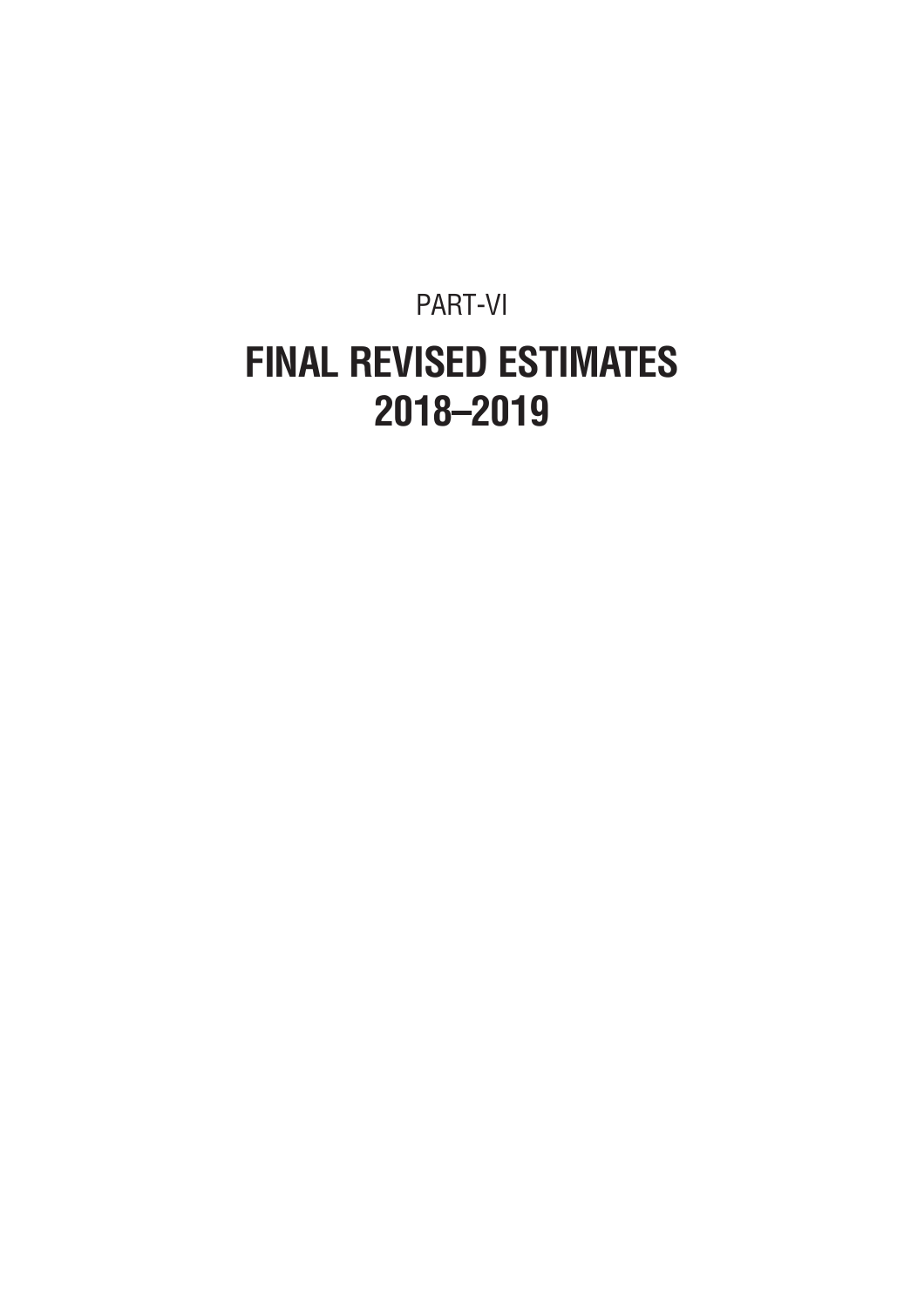PART-VI

# FINAL REVISED ESTIMATES 2018–2019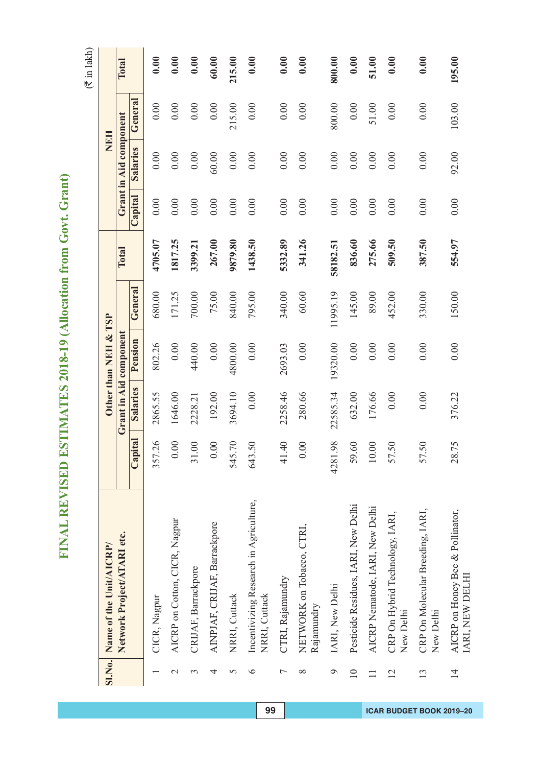# FINAL REVISED ESTIMATES 2018-19 (Allocation from Govt. Grant)

(₹ in lakh)

| Sl.No. | Name of the Unit/AICRP/ Network Project/ATARI etc. | Other than NEH & TSP | | | | | NEH | | | |
|---|---|---|---|---|---|---|---|---|---|---|
| | | Grant in Aid component | | | | Total | Grant in Aid component | | | Total |
| | | Capital | Salaries | Pension | General | | Capital | Salaries | General | |
| 1 | CICR, Nagpur | 357.26 | 2865.55 | 802.26 | 680.00 | **4705.07** | 0.00 | 0.00 | 0.00 | **0.00** |
| 2 | AICRP on Cotton, CICR, Nagpur | 0.00 | 1646.00 | 0.00 | 171.25 | **1817.25** | 0.00 | 0.00 | 0.00 | **0.00** |
| 3 | CRIJAF, Barrackpore | 31.00 | 2228.21 | 440.00 | 700.00 | **3399.21** | 0.00 | 0.00 | 0.00 | **0.00** |
| 4 | AINPJAF, CRIJAF, Barrackpore | 0.00 | 192.00 | 0.00 | 75.00 | **267.00** | 0.00 | 60.00 | 0.00 | **60.00** |
| 5 | NRRI, Cuttack | 545.70 | 3694.10 | 4800.00 | 840.00 | **9879.80** | 0.00 | 0.00 | 215.00 | **215.00** |
| 6 | Incentivizing Research in Agriculture, NRRI, Cuttack | 643.50 | 0.00 | 0.00 | 795.00 | **1438.50** | 0.00 | 0.00 | 0.00 | **0.00** |
| 7 | CTRI, Rajamundry | 41.40 | 2258.46 | 2693.03 | 340.00 | **5332.89** | 0.00 | 0.00 | 0.00 | **0.00** |
| 8 | NETWORK on Tobacco, CTRI, Rajamundry | 0.00 | 280.66 | 0.00 | 60.60 | **341.26** | 0.00 | 0.00 | 0.00 | **0.00** |
| 9 | IARI, New Delhi | 4281.98 | 22585.34 | 19320.00 | 11995.19 | **58182.51** | 0.00 | 0.00 | 800.00 | **800.00** |
| 10 | Pesticide Residues, IARI, New Delhi | 59.60 | 632.00 | 0.00 | 145.00 | **836.60** | 0.00 | 0.00 | 0.00 | **0.00** |
| 11 | AICRP Nematode, IARI, New Delhi | 10.00 | 176.66 | 0.00 | 89.00 | **275.66** | 0.00 | 0.00 | 51.00 | **51.00** |
| 12 | CRP On Hybrid Technology, IARI, New Delhi | 57.50 | 0.00 | 0.00 | 452.00 | **509.50** | 0.00 | 0.00 | 0.00 | **0.00** |
| 13 | CRP On Molecular Breeding, IARI, New Delhi | 57.50 | 0.00 | 0.00 | 330.00 | **387.50** | 0.00 | 0.00 | 0.00 | **0.00** |
| 14 | AICRP on Honey Bee & Pollinator, IARI, NEW DELHI | 28.75 | 376.22 | 0.00 | 150.00 | **554.97** | 0.00 | 92.00 | 103.00 | **195.00** |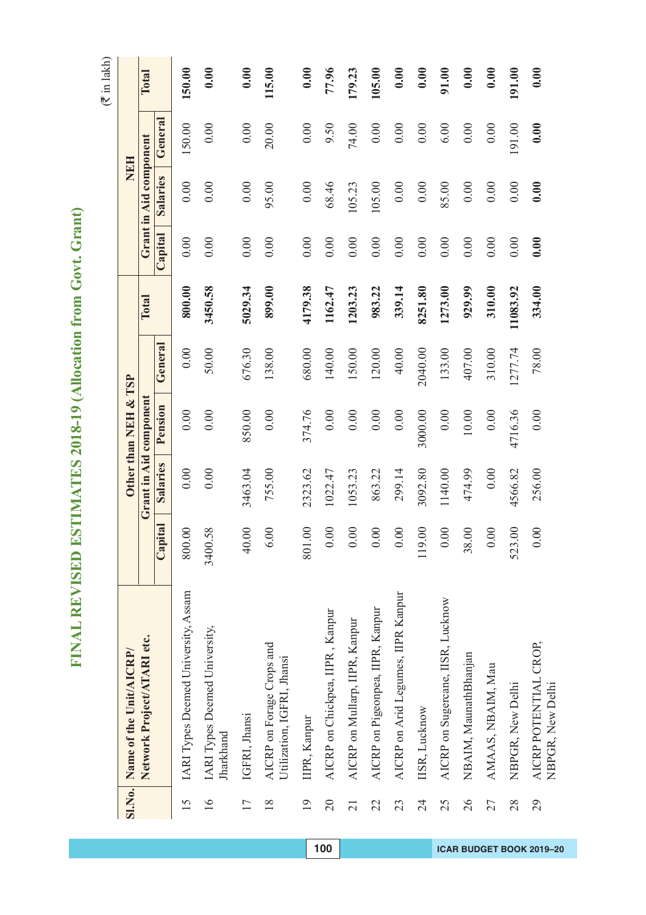# FINAL REVISED ESTIMATES 2018-19 (Allocation from Govt. Grant)

(₹ in lakh)

| Sl.No. | Name of the Unit/AICRP/ Network Project/ATARI etc. | Other than NEH & TSP | | | | | NEH | | | |
|---|---|---|---|---|---|---|---|---|---|---|
| | | Grant in Aid component | | | | Total | Grant in Aid component | | | Total |
| | | Capital | Salaries | Pension | General | | Capital | Salaries | General | |
| 15 | IARI Types Deemed University, Assam | 800.00 | 0.00 | 0.00 | 0.00 | **800.00** | 0.00 | 0.00 | 150.00 | **150.00** |
| 16 | IARI Types Deemed University, Jharkhand | 3400.58 | 0.00 | 0.00 | 50.00 | **3450.58** | 0.00 | 0.00 | 0.00 | **0.00** |
| 17 | IGFRI, Jhansi | 40.00 | 3463.04 | 850.00 | 676.30 | **5029.34** | 0.00 | 0.00 | 0.00 | **0.00** |
| 18 | AICRP on Forage Crops and Utilization, IGFRI, Jhansi | 6.00 | 755.00 | 0.00 | 138.00 | **899.00** | 0.00 | 95.00 | 20.00 | **115.00** |
| 19 | IIPR, Kanpur | 801.00 | 2323.62 | 374.76 | 680.00 | **4179.38** | 0.00 | 0.00 | 0.00 | **0.00** |
| 20 | AICRP on Chickpea, IIPR , Kanpur | 0.00 | 1022.47 | 0.00 | 140.00 | **1162.47** | 0.00 | 68.46 | 9.50 | **77.96** |
| 21 | AICRP on Mullarp, IIPR, Kanpur | 0.00 | 1053.23 | 0.00 | 150.00 | **1203.23** | 0.00 | 105.23 | 74.00 | **179.23** |
| 22 | AICRP on Pigeonpea, IIPR, Kanpur | 0.00 | 863.22 | 0.00 | 120.00 | **983.22** | 0.00 | 105.00 | 0.00 | **105.00** |
| 23 | AICRP on Arid Legumes, IIPR Kanpur | 0.00 | 299.14 | 0.00 | 40.00 | **339.14** | 0.00 | 0.00 | 0.00 | **0.00** |
| 24 | IISR, Lucknow | 119.00 | 3092.80 | 3000.00 | 2040.00 | **8251.80** | 0.00 | 0.00 | 0.00 | **0.00** |
| 25 | AICRP on Sugercane, IISR, Lucknow | 0.00 | 1140.00 | 0.00 | 133.00 | **1273.00** | 0.00 | 85.00 | 6.00 | **91.00** |
| 26 | NBAIM, MaunathBhanjan | 38.00 | 474.99 | 10.00 | 407.00 | **929.99** | 0.00 | 0.00 | 0.00 | **0.00** |
| 27 | AMAAS, NBAIM, Mau | 0.00 | 0.00 | 0.00 | 310.00 | **310.00** | 0.00 | 0.00 | 0.00 | **0.00** |
| 28 | NBPGR, New Delhi | 523.00 | 4566.82 | 4716.36 | 1277.74 | **11083.92** | 0.00 | 0.00 | 191.00 | **191.00** |
| 29 | AICRP POTENTIAL CROP, NBPGR, New Delhi | 0.00 | 256.00 | 0.00 | 78.00 | **334.00** | **0.00** | **0.00** | **0.00** | **0.00** |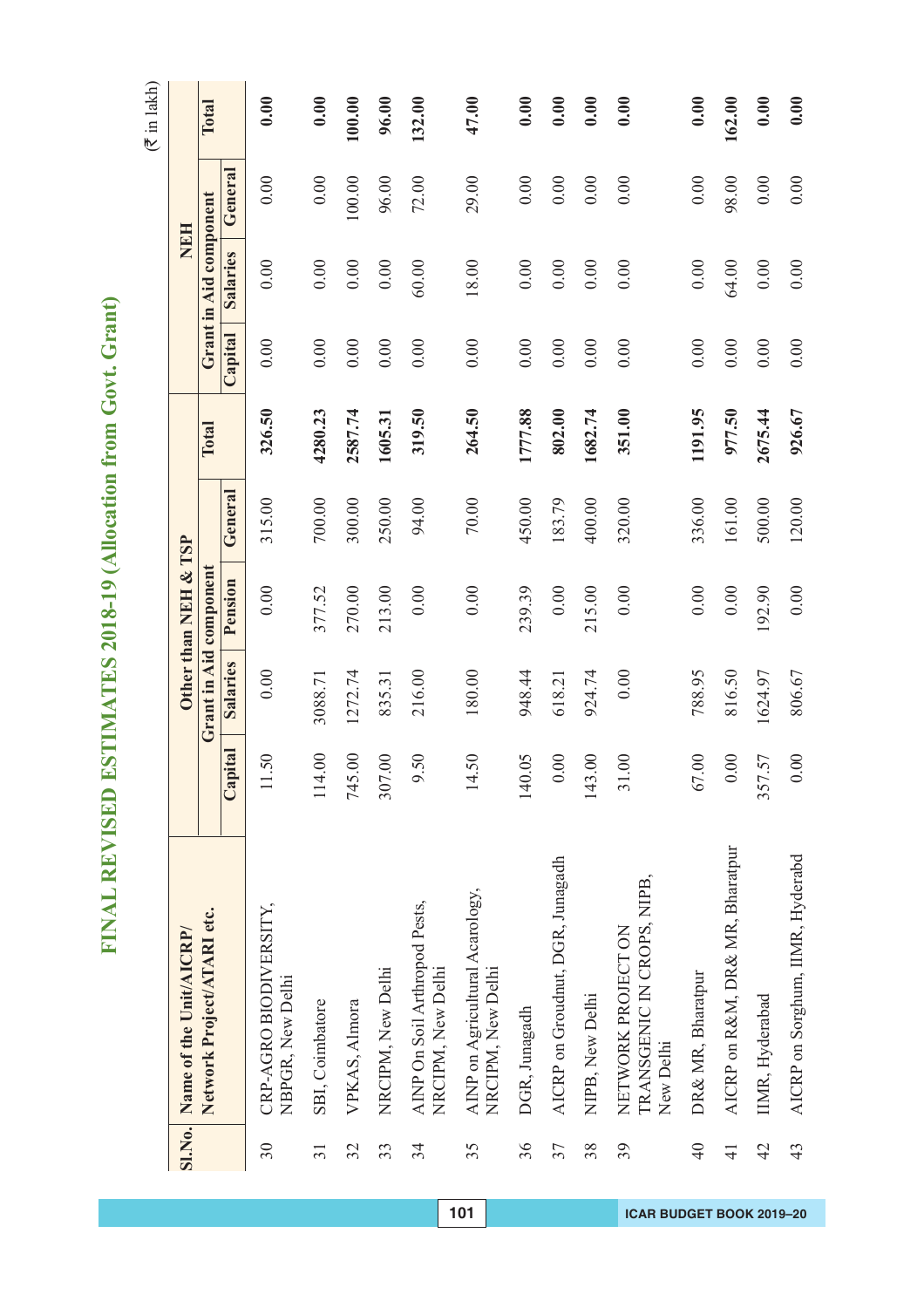# FINAL REVISED ESTIMATES 2018-19 (Allocation from Govt. Grant)

(₹ in lakh)

| Sl.No. | Name of the Unit/AICRP/ Network Project/ATARI etc. | Other than NEH & TSP | | | | | NEH | | | |
|---|---|---|---|---|---|---|---|---|---|---|
| | | Grant in Aid component | | | | Total | Grant in Aid component | | | Total |
| | | Capital | Salaries | Pension | General | | Capital | Salaries | General | |
| 30 | CRP-AGRO BIODIVERSITY, NBPGR, New Delhi | 11.50 | 0.00 | 0.00 | 315.00 | **326.50** | 0.00 | 0.00 | 0.00 | **0.00** |
| 31 | SBI, Coimbatore | 114.00 | 3088.71 | 377.52 | 700.00 | **4280.23** | 0.00 | 0.00 | 0.00 | **0.00** |
| 32 | VPKAS, Almora | 745.00 | 1272.74 | 270.00 | 300.00 | **2587.74** | 0.00 | 0.00 | 100.00 | **100.00** |
| 33 | NRCIPM, New Delhi | 307.00 | 835.31 | 213.00 | 250.00 | **1605.31** | 0.00 | 0.00 | 96.00 | **96.00** |
| 34 | AINP On Soil Arthropod Pests, NRCIPM, New Delhi | 9.50 | 216.00 | 0.00 | 94.00 | **319.50** | 0.00 | 60.00 | 72.00 | **132.00** |
| 35 | AINP on Agricultural Acarology, NRCIPM, New Delhi | 14.50 | 180.00 | 0.00 | 70.00 | **264.50** | 0.00 | 18.00 | 29.00 | **47.00** |
| 36 | DGR, Junagadh | 140.05 | 948.44 | 239.39 | 450.00 | **1777.88** | 0.00 | 0.00 | 0.00 | **0.00** |
| 37 | AICRP on Groudnut, DGR, Junagadh | 0.00 | 618.21 | 0.00 | 183.79 | **802.00** | 0.00 | 0.00 | 0.00 | **0.00** |
| 38 | NIPB, New Delhi | 143.00 | 924.74 | 215.00 | 400.00 | **1682.74** | 0.00 | 0.00 | 0.00 | **0.00** |
| 39 | NETWORK PROJECT ON TRANSGENIC IN CROPS, NIPB, New Delhi | 31.00 | 0.00 | 0.00 | 320.00 | **351.00** | 0.00 | 0.00 | 0.00 | **0.00** |
| 40 | DR& MR, Bharatpur | 67.00 | 788.95 | 0.00 | 336.00 | **1191.95** | 0.00 | 0.00 | 0.00 | **0.00** |
| 41 | AICRP on R&M, DR& MR, Bharatpur | 0.00 | 816.50 | 0.00 | 161.00 | **977.50** | 0.00 | 64.00 | 98.00 | **162.00** |
| 42 | IIMR, Hyderabad | 357.57 | 1624.97 | 192.90 | 500.00 | **2675.44** | 0.00 | 0.00 | 0.00 | **0.00** |
| 43 | AICRP on Sorghum, IIMR, Hyderabd | 0.00 | 806.67 | 0.00 | 120.00 | **926.67** | 0.00 | 0.00 | 0.00 | **0.00** |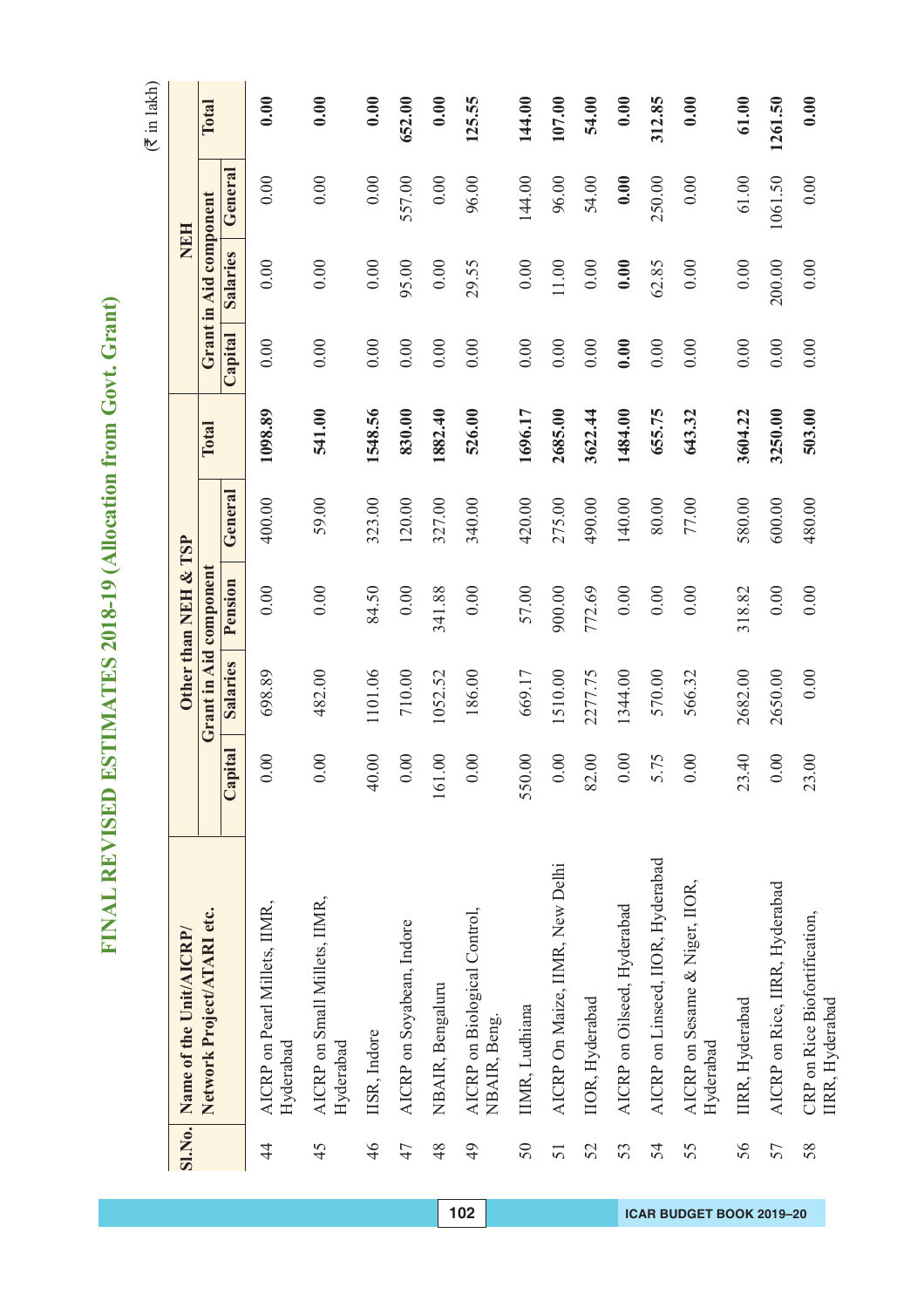# FINAL REVISED ESTIMATES 2018-19 (Allocation from Govt. Grant)

(₹ in lakh)

| Sl.No. | Name of the Unit/AICRP/ Network Project/ATARI etc. | Other than NEH & TSP | | | | | NEH | | | |
|---|---|---|---|---|---|---|---|---|---|---|
| | | Grant in Aid component | | | | Total | Grant in Aid component | | | Total |
| | | Capital | Salaries | Pension | General | | Capital | Salaries | General | |
| 44 | AICRP on Pearl Millets, IIMR, Hyderabad | 0.00 | 698.89 | 0.00 | 400.00 | **1098.89** | 0.00 | 0.00 | 0.00 | **0.00** |
| 45 | AICRP on Small Millets, IIMR, Hyderabad | 0.00 | 482.00 | 0.00 | 59.00 | **541.00** | 0.00 | 0.00 | 0.00 | **0.00** |
| 46 | IISR, Indore | 40.00 | 1101.06 | 84.50 | 323.00 | **1548.56** | 0.00 | 0.00 | 0.00 | **0.00** |
| 47 | AICRP on Soyabean, Indore | 0.00 | 710.00 | 0.00 | 120.00 | **830.00** | 0.00 | 95.00 | 557.00 | **652.00** |
| 48 | NBAIR, Bengaluru | 161.00 | 1052.52 | 341.88 | 327.00 | **1882.40** | 0.00 | 0.00 | 0.00 | **0.00** |
| 49 | AICRP on Biological Control, NBAIR, Beng. | 0.00 | 186.00 | 0.00 | 340.00 | **526.00** | 0.00 | 29.55 | 96.00 | **125.55** |
| 50 | IIMR, Ludhiana | 550.00 | 669.17 | 57.00 | 420.00 | **1696.17** | 0.00 | 0.00 | 144.00 | **144.00** |
| 51 | AICRP On Maize, IIMR, New Delhi | 0.00 | 1510.00 | 900.00 | 275.00 | **2685.00** | 0.00 | 11.00 | 96.00 | **107.00** |
| 52 | IIOR, Hyderabad | 82.00 | 2277.75 | 772.69 | 490.00 | **3622.44** | 0.00 | 0.00 | 54.00 | **54.00** |
| 53 | AICRP on Oilseed, Hyderabad | 0.00 | 1344.00 | 0.00 | 140.00 | **1484.00** | **0.00** | **0.00** | **0.00** | **0.00** |
| 54 | AICRP on Linseed, IIOR, Hyderabad | 5.75 | 570.00 | 0.00 | 80.00 | **655.75** | 0.00 | 62.85 | 250.00 | **312.85** |
| 55 | AICRP on Sesame & Niger, IIOR, Hyderabad | 0.00 | 566.32 | 0.00 | 77.00 | **643.32** | 0.00 | 0.00 | 0.00 | **0.00** |
| 56 | IIRR, Hyderabad | 23.40 | 2682.00 | 318.82 | 580.00 | **3604.22** | 0.00 | 0.00 | 61.00 | **61.00** |
| 57 | AICRP on Rice, IIRR, Hyderabad | 0.00 | 2650.00 | 0.00 | 600.00 | **3250.00** | 0.00 | 200.00 | 1061.50 | **1261.50** |
| 58 | CRP on Rice Biofortification, IIRR, Hyderabad | 23.00 | 0.00 | 0.00 | 480.00 | **503.00** | 0.00 | 0.00 | 0.00 | **0.00** |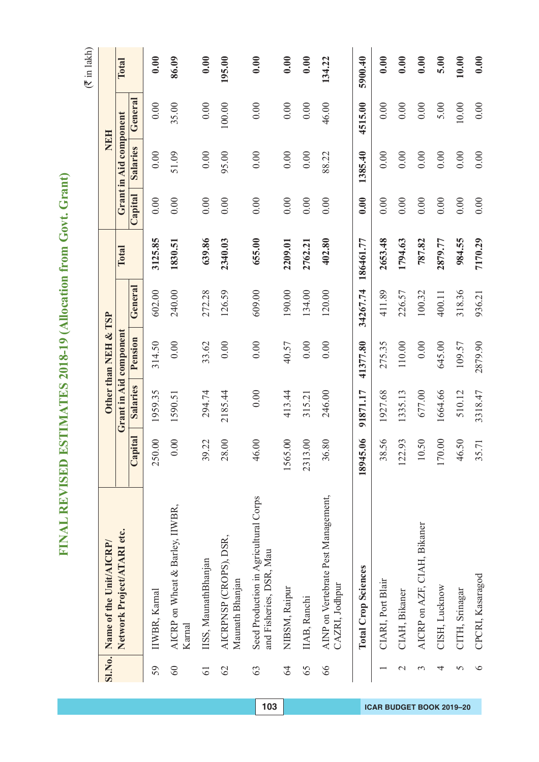# FINAL REVISED ESTIMATES 2018-19 (Allocation from Govt. Grant)

(₹ in lakh)

| Sl.No. | Name of the Unit/AICRP/ Network Project/ATARI etc. | Other than NEH & TSP | | | | | NEH | | | |
|---|---|---|---|---|---|---|---|---|---|---|
| | | Grant in Aid component | | | | Total | Grant in Aid component | | | Total |
| | | Capital | Salaries | Pension | General | | Capital | Salaries | General | |
| 59 | IIWBR, Karnal | 250.00 | 1959.35 | 314.50 | 602.00 | **3125.85** | 0.00 | 0.00 | 0.00 | **0.00** |
| 60 | AICRP on Wheat & Barley, IIWBR, Karnal | 0.00 | 1590.51 | 0.00 | 240.00 | **1830.51** | 0.00 | 51.09 | 35.00 | **86.09** |
| 61 | IISS, MaunathBhanjan | 39.22 | 294.74 | 33.62 | 272.28 | **639.86** | 0.00 | 0.00 | 0.00 | **0.00** |
| 62 | AICRPNSP (CROPS), DSR, Maunath Bhanjan | 28.00 | 2185.44 | 0.00 | 126.59 | **2340.03** | 0.00 | 95.00 | 100.00 | **195.00** |
| 63 | Seed Production in Agricultural Corps and Fisheries, DSR, Mau | 46.00 | 0.00 | 0.00 | 609.00 | **655.00** | 0.00 | 0.00 | 0.00 | **0.00** |
| 64 | NIBSM, Raipur | 1565.00 | 413.44 | 40.57 | 190.00 | **2209.01** | 0.00 | 0.00 | 0.00 | **0.00** |
| 65 | IIAB, Ranchi | 2313.00 | 315.21 | 0.00 | 134.00 | **2762.21** | 0.00 | 0.00 | 0.00 | **0.00** |
| 66 | AINP on Vertebrate Pest Management, CAZRI, Jodhpur | 36.80 | 246.00 | 0.00 | 120.00 | **402.80** | 0.00 | 88.22 | 46.00 | **134.22** |
| | **Total Crop Sciences** | **18945.06** | **91871.17** | **41377.80** | **34267.74** | **186461.77** | **0.00** | **1385.40** | **4515.00** | **5900.40** |
| 1 | CIARI, Port Blair | 38.56 | 1927.68 | 275.35 | 411.89 | **2653.48** | 0.00 | 0.00 | 0.00 | **0.00** |
| 2 | CIAH, Bikaner | 122.93 | 1335.13 | 110.00 | 226.57 | **1794.63** | 0.00 | 0.00 | 0.00 | **0.00** |
| 3 | AICRP on AZF, CIAH, Bikaner | 10.50 | 677.00 | 0.00 | 100.32 | **787.82** | 0.00 | 0.00 | 0.00 | **0.00** |
| 4 | CISH, Lucknow | 170.00 | 1664.66 | 645.00 | 400.11 | **2879.77** | 0.00 | 0.00 | 5.00 | **5.00** |
| 5 | CITH, Srinagar | 46.50 | 510.12 | 109.57 | 318.36 | **984.55** | 0.00 | 0.00 | 10.00 | **10.00** |
| 6 | CPCRI, Kasaragod | 35.71 | 3318.47 | 2879.90 | 936.21 | **7170.29** | 0.00 | 0.00 | 0.00 | **0.00** |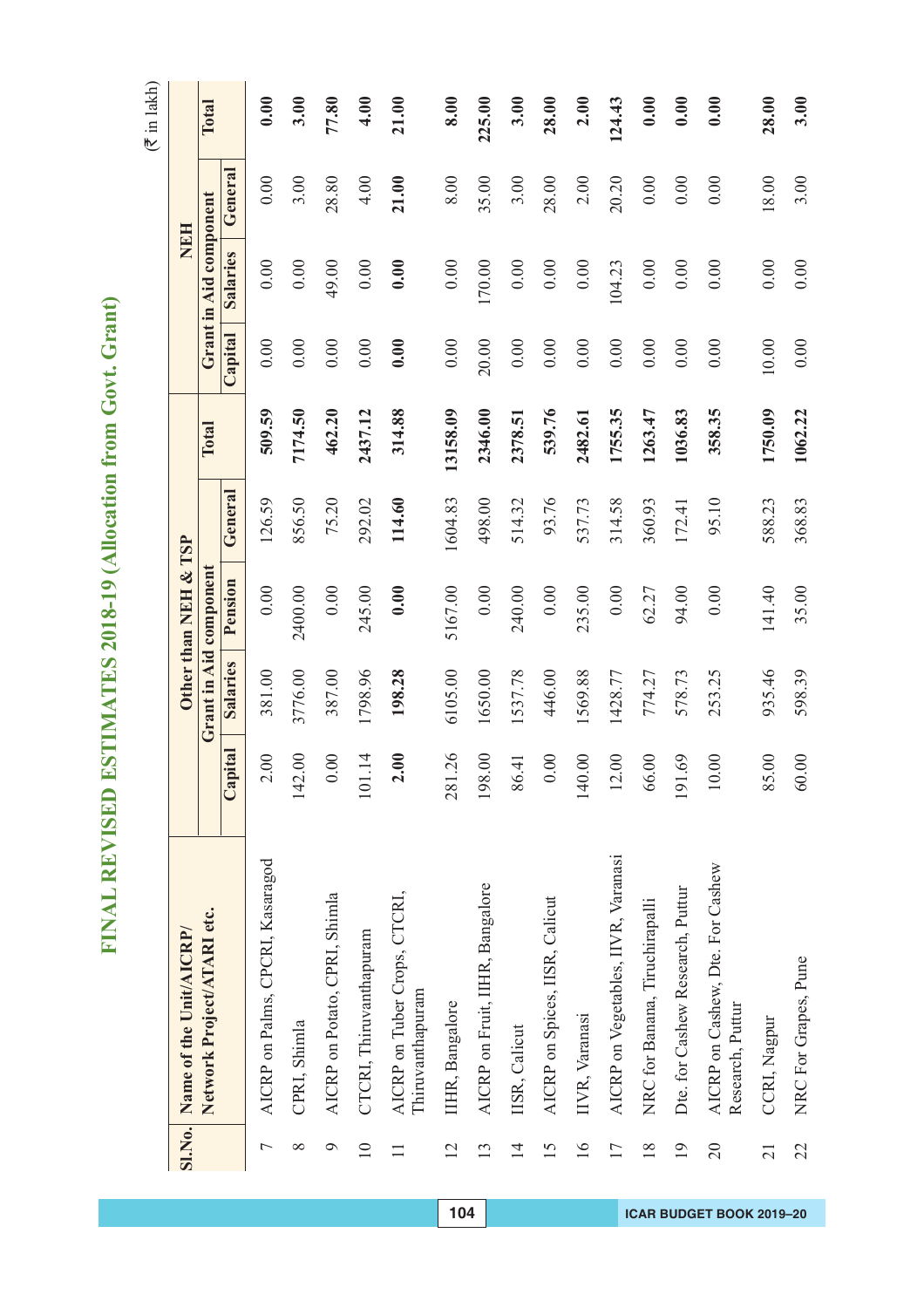# FINAL REVISED ESTIMATES 2018-19 (Allocation from Govt. Grant)

(₹ in lakh)

| Sl.No. | Name of the Unit/AICRP/ Network Project/ATARI etc. | Other than NEH & TSP | | | | | NEH | | | |
|---|---|---|---|---|---|---|---|---|---|---|
| | | Grant in Aid component | | | | Total | Grant in Aid component | | | Total |
| | | Capital | Salaries | Pension | General | | Capital | Salaries | General | |
| 7 | AICRP on Palms, CPCRI, Kasaragod | 2.00 | 381.00 | 0.00 | 126.59 | **509.59** | 0.00 | 0.00 | 0.00 | **0.00** |
| 8 | CPRI, Shimla | 142.00 | 3776.00 | 2400.00 | 856.50 | **7174.50** | 0.00 | 0.00 | 3.00 | **3.00** |
| 9 | AICRP on Potato, CPRI, Shimla | 0.00 | 387.00 | 0.00 | 75.20 | **462.20** | 0.00 | 49.00 | 28.80 | **77.80** |
| 10 | CTCRI, Thiruvanthapuram | 101.14 | 1798.96 | 245.00 | 292.02 | **2437.12** | 0.00 | 0.00 | 4.00 | **4.00** |
| 11 | AICRP on Tuber Crops, CTCRI, Thiruvanthapuram | **2.00** | **198.28** | **0.00** | **114.60** | **314.88** | **0.00** | **0.00** | **21.00** | **21.00** |
| 12 | IIHR, Bangalore | 281.26 | 6105.00 | 5167.00 | 1604.83 | **13158.09** | 0.00 | 0.00 | 8.00 | **8.00** |
| 13 | AICRP on Fruit, IIHR, Bangalore | 198.00 | 1650.00 | 0.00 | 498.00 | **2346.00** | 20.00 | 170.00 | 35.00 | **225.00** |
| 14 | IISR, Calicut | 86.41 | 1537.78 | 240.00 | 514.32 | **2378.51** | 0.00 | 0.00 | 3.00 | **3.00** |
| 15 | AICRP on Spices, IISR, Calicut | 0.00 | 446.00 | 0.00 | 93.76 | **539.76** | 0.00 | 0.00 | 28.00 | **28.00** |
| 16 | IIVR, Varanasi | 140.00 | 1569.88 | 235.00 | 537.73 | **2482.61** | 0.00 | 0.00 | 2.00 | **2.00** |
| 17 | AICRP on Vegetables, IIVR, Varanasi | 12.00 | 1428.77 | 0.00 | 314.58 | **1755.35** | 0.00 | 104.23 | 20.20 | **124.43** |
| 18 | NRC for Banana, Tiruchirapalli | 66.00 | 774.27 | 62.27 | 360.93 | **1263.47** | 0.00 | 0.00 | 0.00 | **0.00** |
| 19 | Dte. for Cashew Research, Puttur | 191.69 | 578.73 | 94.00 | 172.41 | **1036.83** | 0.00 | 0.00 | 0.00 | **0.00** |
| 20 | AICRP on Cashew, Dte. For Cashew Research, Puttur | 10.00 | 253.25 | 0.00 | 95.10 | **358.35** | 0.00 | 0.00 | 0.00 | **0.00** |
| 21 | CCRI, Nagpur | 85.00 | 935.46 | 141.40 | 588.23 | **1750.09** | 10.00 | 0.00 | 18.00 | **28.00** |
| 22 | NRC For Grapes, Pune | 60.00 | 598.39 | 35.00 | 368.83 | **1062.22** | 0.00 | 0.00 | 3.00 | **3.00** |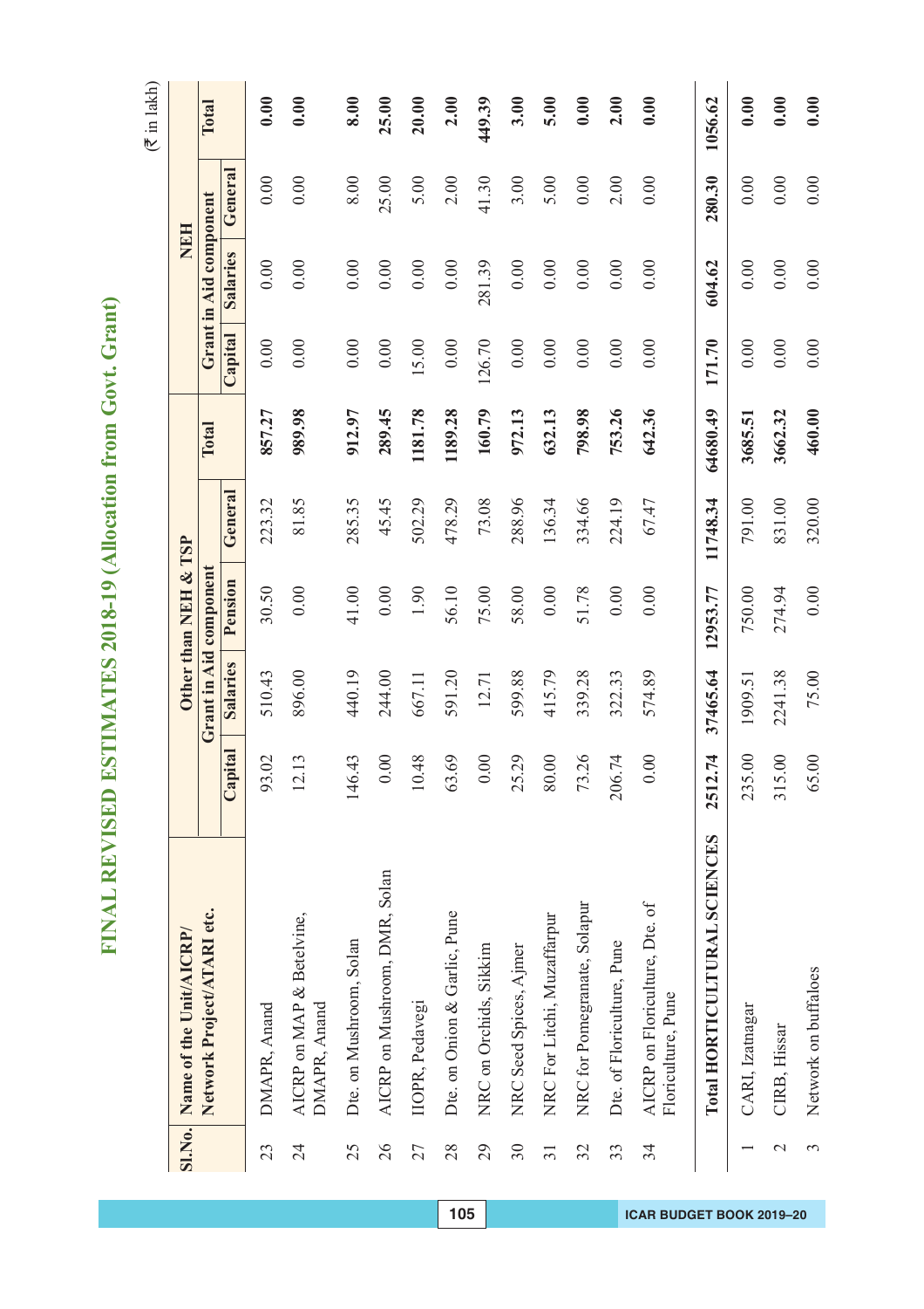# FINAL REVISED ESTIMATES 2018-19 (Allocation from Govt. Grant)

(₹ in lakh)

| Sl.No. | Name of the Unit/AICRP/ Network Project/ATARI etc. | Other than NEH & TSP | | | | | NEH | | | |
|---|---|---|---|---|---|---|---|---|---|---|
| | | Grant in Aid component | | | | Total | Grant in Aid component | | | Total |
| | | Capital | Salaries | Pension | General | | Capital | Salaries | General | |
| 23 | DMAPR, Anand | 93.02 | 510.43 | 30.50 | 223.32 | **857.27** | 0.00 | 0.00 | 0.00 | **0.00** |
| 24 | AICRP on MAP & Betelvine, DMAPR, Anand | 12.13 | 896.00 | 0.00 | 81.85 | **989.98** | 0.00 | 0.00 | 0.00 | **0.00** |
| 25 | Dte. on Mushroom, Solan | 146.43 | 440.19 | 41.00 | 285.35 | **912.97** | 0.00 | 0.00 | 8.00 | **8.00** |
| 26 | AICRP on Mushroom, DMR, Solan | 0.00 | 244.00 | 0.00 | 45.45 | **289.45** | 0.00 | 0.00 | 25.00 | **25.00** |
| 27 | IIOPR, Pedavegi | 10.48 | 667.11 | 1.90 | 502.29 | **1181.78** | 15.00 | 0.00 | 5.00 | **20.00** |
| 28 | Dte. on Onion & Garlic, Pune | 63.69 | 591.20 | 56.10 | 478.29 | **1189.28** | 0.00 | 0.00 | 2.00 | **2.00** |
| 29 | NRC on Orchids, Sikkim | 0.00 | 12.71 | 75.00 | 73.08 | **160.79** | 126.70 | 281.39 | 41.30 | **449.39** |
| 30 | NRC Seed Spices, Ajmer | 25.29 | 599.88 | 58.00 | 288.96 | **972.13** | 0.00 | 0.00 | 3.00 | **3.00** |
| 31 | NRC For Litchi, Muzaffarpur | 80.00 | 415.79 | 0.00 | 136.34 | **632.13** | 0.00 | 0.00 | 5.00 | **5.00** |
| 32 | NRC for Pomegranate, Solapur | 73.26 | 339.28 | 51.78 | 334.66 | **798.98** | 0.00 | 0.00 | 0.00 | **0.00** |
| 33 | Dte. of Floriculture, Pune | 206.74 | 322.33 | 0.00 | 224.19 | **753.26** | 0.00 | 0.00 | 2.00 | **2.00** |
| 34 | AICRP on Floriculture, Dte. of Floriculture, Pune | 0.00 | 574.89 | 0.00 | 67.47 | **642.36** | 0.00 | 0.00 | 0.00 | **0.00** |
| | **Total HORTICULTURAL SCIENCES** | **2512.74** | **37465.64** | **12953.77** | **11748.34** | **64680.49** | **171.70** | **604.62** | **280.30** | **1056.62** |
| 1 | CARI, Izatnagar | 235.00 | 1909.51 | 750.00 | 791.00 | **3685.51** | 0.00 | 0.00 | 0.00 | **0.00** |
| 2 | CIRB, Hissar | 315.00 | 2241.38 | 274.94 | 831.00 | **3662.32** | 0.00 | 0.00 | 0.00 | **0.00** |
| 3 | Network on buffaloes | 65.00 | 75.00 | 0.00 | 320.00 | **460.00** | 0.00 | 0.00 | 0.00 | **0.00** |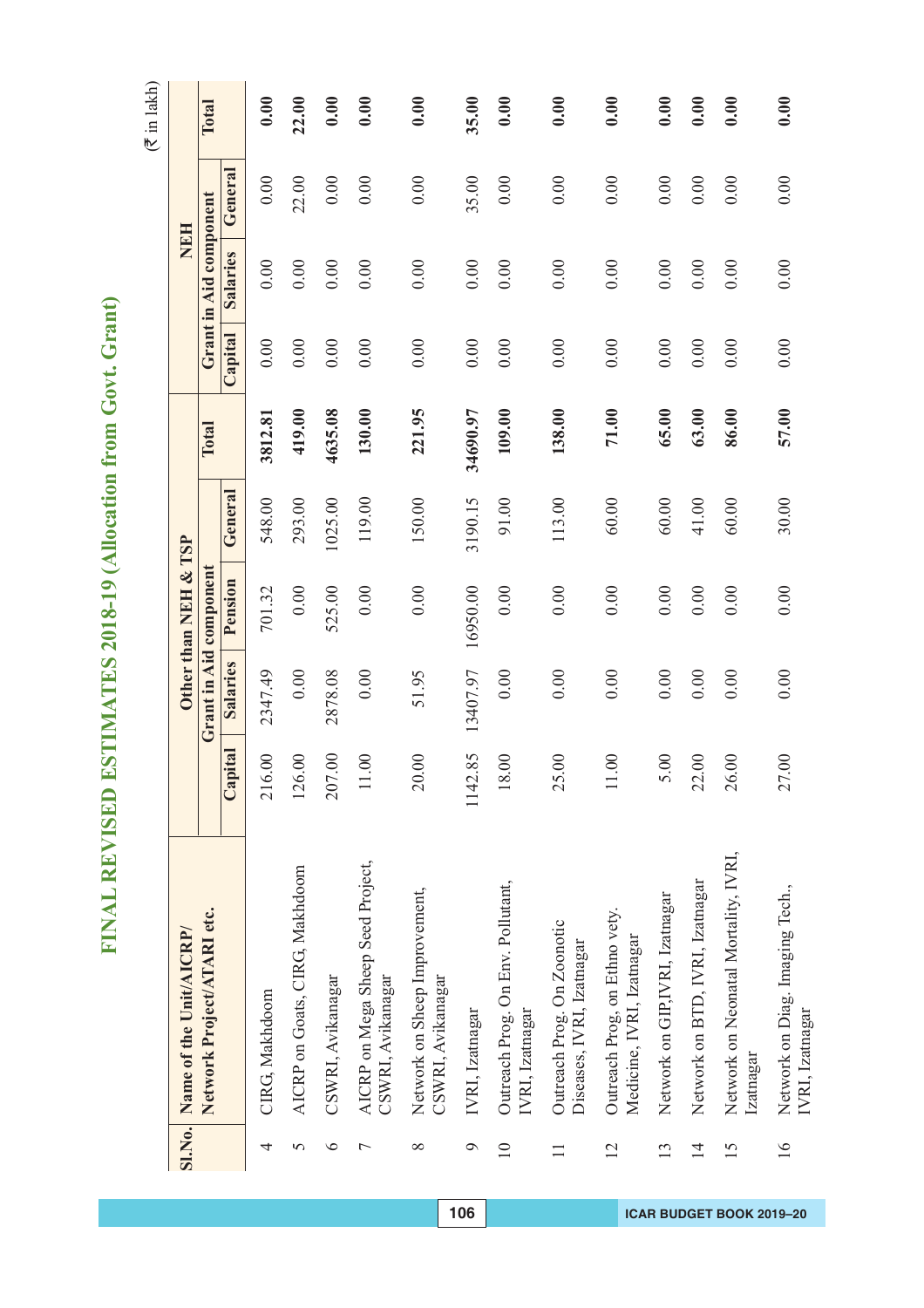# FINAL REVISED ESTIMATES 2018-19 (Allocation from Govt. Grant)

(₹ in lakh)

| Sl.No. | Name of the Unit/AICRP/ Network Project/ATARI etc. | Other than NEH & TSP | | | | | NEH | | | |
|---|---|---|---|---|---|---|---|---|---|---|
| | | Grant in Aid component | | | | Total | Grant in Aid component | | | Total |
| | | Capital | Salaries | Pension | General | | Capital | Salaries | General | |
| 4 | CIRG, Makhdoom | 216.00 | 2347.49 | 701.32 | 548.00 | **3812.81** | 0.00 | 0.00 | 0.00 | **0.00** |
| 5 | AICRP on Goats, CIRG, Makhdoom | 126.00 | 0.00 | 0.00 | 293.00 | **419.00** | 0.00 | 0.00 | 22.00 | **22.00** |
| 6 | CSWRI, Avikanagar | 207.00 | 2878.08 | 525.00 | 1025.00 | **4635.08** | 0.00 | 0.00 | 0.00 | **0.00** |
| 7 | AICRP on Mega Sheep Seed Project, CSWRI, Avikanagar | 11.00 | 0.00 | 0.00 | 119.00 | **130.00** | 0.00 | 0.00 | 0.00 | **0.00** |
| 8 | Network on Sheep Improvement, CSWRI, Avikanagar | 20.00 | 51.95 | 0.00 | 150.00 | **221.95** | 0.00 | 0.00 | 0.00 | **0.00** |
| 9 | IVRI, Izatnagar | 1142.85 | 13407.97 | 16950.00 | 3190.15 | **34690.97** | 0.00 | 0.00 | 35.00 | **35.00** |
| 10 | Outreach Prog. On Env. Pollutant, IVRI, Izatnagar | 18.00 | 0.00 | 0.00 | 91.00 | **109.00** | 0.00 | 0.00 | 0.00 | **0.00** |
| 11 | Outreach Prog. On Zoonotic Diseases, IVRI, Izatnagar | 25.00 | 0.00 | 0.00 | 113.00 | **138.00** | 0.00 | 0.00 | 0.00 | **0.00** |
| 12 | Outreach Prog, on Ethno vety. Medicine, IVRI, Izatnagar | 11.00 | 0.00 | 0.00 | 60.00 | **71.00** | 0.00 | 0.00 | 0.00 | **0.00** |
| 13 | Network on GIP,IVRI, Izatnagar | 5.00 | 0.00 | 0.00 | 60.00 | **65.00** | 0.00 | 0.00 | 0.00 | **0.00** |
| 14 | Network on BTD, IVRI, Izatnagar | 22.00 | 0.00 | 0.00 | 41.00 | **63.00** | 0.00 | 0.00 | 0.00 | **0.00** |
| 15 | Network on Neonatal Mortality, IVRI, Izatnagar | 26.00 | 0.00 | 0.00 | 60.00 | **86.00** | 0.00 | 0.00 | 0.00 | **0.00** |
| 16 | Network on Diag. Imaging Tech., IVRI, Izatnagar | 27.00 | 0.00 | 0.00 | 30.00 | **57.00** | 0.00 | 0.00 | 0.00 | **0.00** |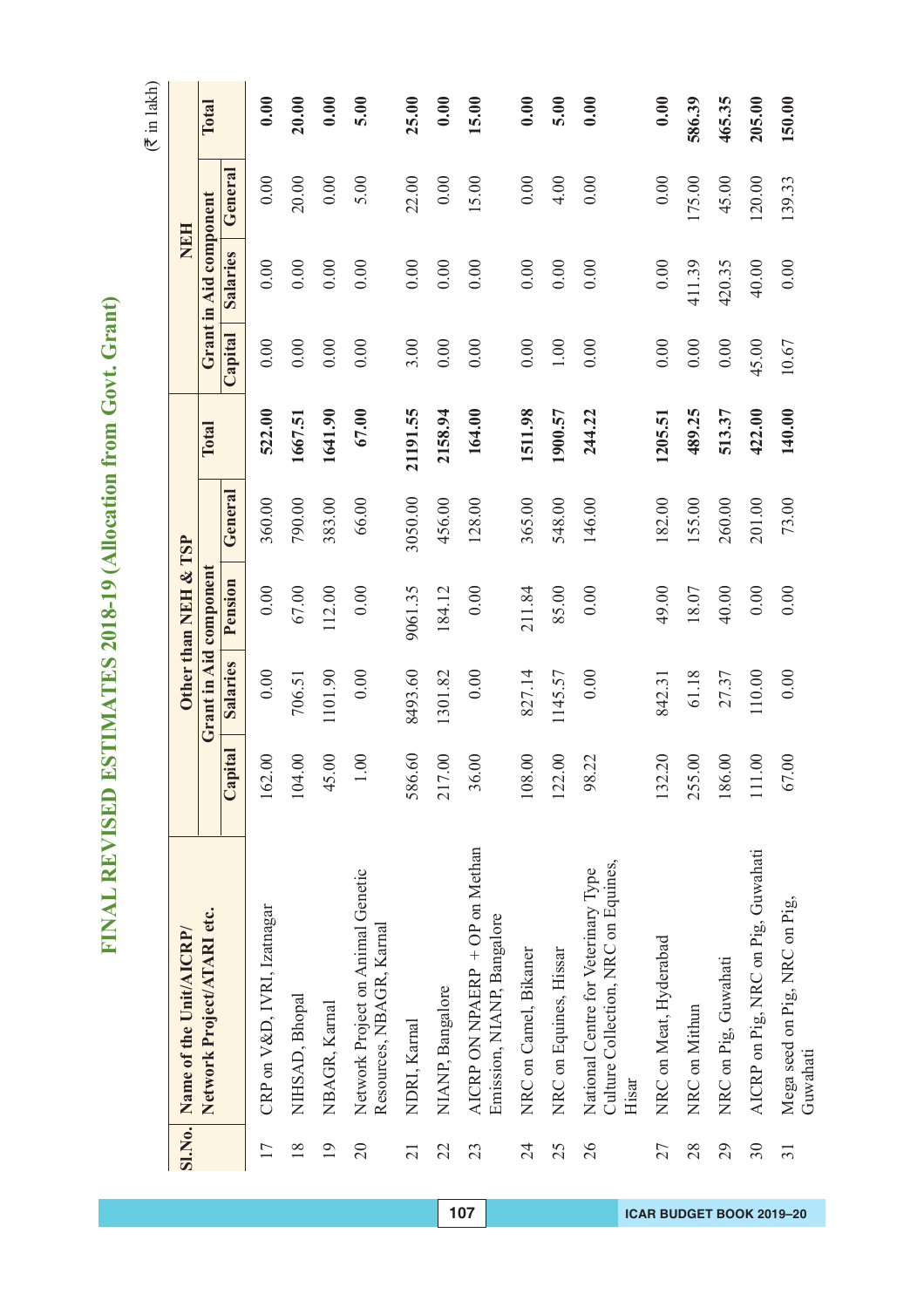# FINAL REVISED ESTIMATES 2018-19 (Allocation from Govt. Grant)

(₹ in lakh)

| Sl.No. | Name of the Unit/AICRP/ Network Project/ATARI etc. | Other than NEH & TSP | | | | | NEH | | | |
|---|---|---|---|---|---|---|---|---|---|---|
| | | Grant in Aid component | | | | Total | Grant in Aid component | | | Total |
| | | Capital | Salaries | Pension | General | | Capital | Salaries | General | |
| 17 | CRP on V&D, IVRI, Izatnagar | 162.00 | 0.00 | 0.00 | 360.00 | **522.00** | 0.00 | 0.00 | 0.00 | **0.00** |
| 18 | NIHSAD, Bhopal | 104.00 | 706.51 | 67.00 | 790.00 | **1667.51** | 0.00 | 0.00 | 20.00 | **20.00** |
| 19 | NBAGR, Karnal | 45.00 | 1101.90 | 112.00 | 383.00 | **1641.90** | 0.00 | 0.00 | 0.00 | **0.00** |
| 20 | Network Project on Animal Genetic Resources, NBAGR, Karnal | 1.00 | 0.00 | 0.00 | 66.00 | **67.00** | 0.00 | 0.00 | 5.00 | **5.00** |
| 21 | NDRI, Karnal | 586.60 | 8493.60 | 9061.35 | 3050.00 | **21191.55** | 3.00 | 0.00 | 22.00 | **25.00** |
| 22 | NIANP, Bangalore | 217.00 | 1301.82 | 184.12 | 456.00 | **2158.94** | 0.00 | 0.00 | 0.00 | **0.00** |
| 23 | AICRP ON NPAERP + OP on Methan Emission, NIANP, Bangalore | 36.00 | 0.00 | 0.00 | 128.00 | **164.00** | 0.00 | 0.00 | 15.00 | **15.00** |
| 24 | NRC on Camel, Bikaner | 108.00 | 827.14 | 211.84 | 365.00 | **1511.98** | 0.00 | 0.00 | 0.00 | **0.00** |
| 25 | NRC on Equines, Hissar | 122.00 | 1145.57 | 85.00 | 548.00 | **1900.57** | 1.00 | 0.00 | 4.00 | **5.00** |
| 26 | National Centre for Veterinary Type Culture Collection, NRC on Equines, Hisar | 98.22 | 0.00 | 0.00 | 146.00 | **244.22** | 0.00 | 0.00 | 0.00 | **0.00** |
| 27 | NRC on Meat, Hyderabad | 132.20 | 842.31 | 49.00 | 182.00 | **1205.51** | 0.00 | 0.00 | 0.00 | **0.00** |
| 28 | NRC on Mithun | 255.00 | 61.18 | 18.07 | 155.00 | **489.25** | 0.00 | 411.39 | 175.00 | **586.39** |
| 29 | NRC on Pig, Guwahati | 186.00 | 27.37 | 40.00 | 260.00 | **513.37** | 0.00 | 420.35 | 45.00 | **465.35** |
| 30 | AICRP on Pig, NRC on Pig, Guwahati | 111.00 | 110.00 | 0.00 | 201.00 | **422.00** | 45.00 | 40.00 | 120.00 | **205.00** |
| 31 | Mega seed on Pig, NRC on Pig, Guwahati | 67.00 | 0.00 | 0.00 | 73.00 | **140.00** | 10.67 | 0.00 | 139.33 | **150.00** |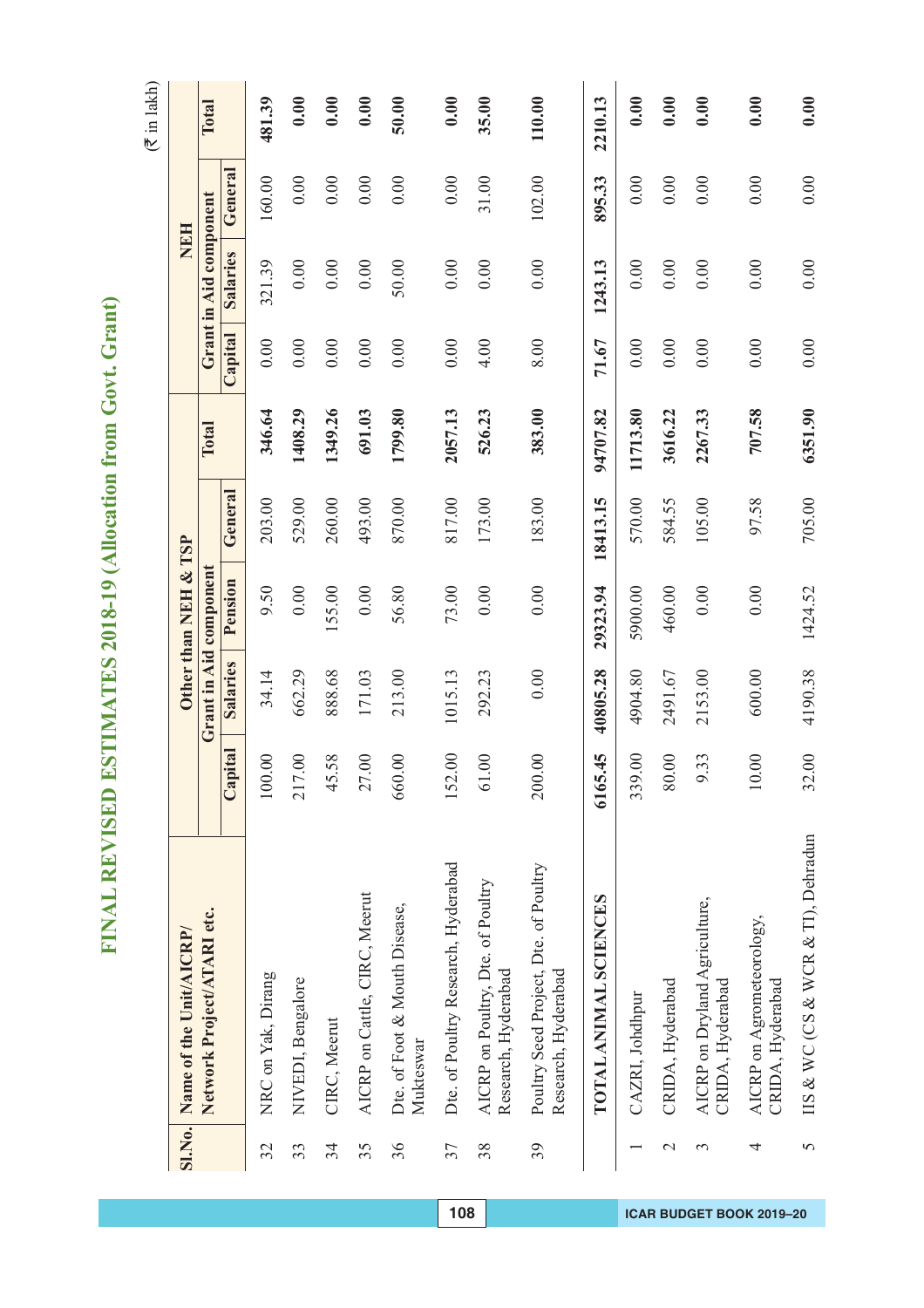# FINAL REVISED ESTIMATES 2018-19 (Allocation from Govt. Grant)

(₹ in lakh)

| Sl.No. | Name of the Unit/AICRP/ Network Project/ATARI etc. | Other than NEH & TSP | | | | | NEH | | | |
|---|---|---|---|---|---|---|---|---|---|---|
| | | Grant in Aid component | | | | Total | Grant in Aid component | | | Total |
| | | Capital | Salaries | Pension | General | | Capital | Salaries | General | |
| 32 | NRC on Yak, Dirang | 100.00 | 34.14 | 9.50 | 203.00 | **346.64** | 0.00 | 321.39 | 160.00 | **481.39** |
| 33 | NIVEDI, Bengalore | 217.00 | 662.29 | 0.00 | 529.00 | **1408.29** | 0.00 | 0.00 | 0.00 | **0.00** |
| 34 | CIRC, Meerut | 45.58 | 888.68 | 155.00 | 260.00 | **1349.26** | 0.00 | 0.00 | 0.00 | **0.00** |
| 35 | AICRP on Cattle, CIRC, Meerut | 27.00 | 171.03 | 0.00 | 493.00 | **691.03** | 0.00 | 0.00 | 0.00 | **0.00** |
| 36 | Dte. of Foot & Mouth Disease, Mukteswar | 660.00 | 213.00 | 56.80 | 870.00 | **1799.80** | 0.00 | 50.00 | 0.00 | **50.00** |
| 37 | Dte. of Poultry Research, Hyderabad | 152.00 | 1015.13 | 73.00 | 817.00 | **2057.13** | 0.00 | 0.00 | 0.00 | **0.00** |
| 38 | AICRP on Poultry, Dte. of Poultry Research, Hyderabad | 61.00 | 292.23 | 0.00 | 173.00 | **526.23** | 4.00 | 0.00 | 31.00 | **35.00** |
| 39 | Poultry Seed Project, Dte. of Poultry Research, Hyderabad | 200.00 | 0.00 | 0.00 | 183.00 | **383.00** | 8.00 | 0.00 | 102.00 | **110.00** |
| | **TOTAL ANIMAL SCIENCES** | **6165.45** | **40805.28** | **29323.94** | **18413.15** | **94707.82** | **71.67** | **1243.13** | **895.33** | **2210.13** |
| 1 | CAZRI, Johdhpur | 339.00 | 4904.80 | 5900.00 | 570.00 | **11713.80** | 0.00 | 0.00 | 0.00 | **0.00** |
| 2 | CRIDA, Hyderabad | 80.00 | 2491.67 | 460.00 | 584.55 | **3616.22** | 0.00 | 0.00 | 0.00 | **0.00** |
| 3 | AICRP on Dryland Agriculture, CRIDA, Hyderabad | 9.33 | 2153.00 | 0.00 | 105.00 | **2267.33** | 0.00 | 0.00 | 0.00 | **0.00** |
| 4 | AICRP on Agrometeorology, CRIDA, Hyderabad | 10.00 | 600.00 | 0.00 | 97.58 | **707.58** | 0.00 | 0.00 | 0.00 | **0.00** |
| 5 | IIS & WC (CS & WCR & TI), Dehradun | 32.00 | 4190.38 | 1424.52 | 705.00 | **6351.90** | 0.00 | 0.00 | 0.00 | **0.00** |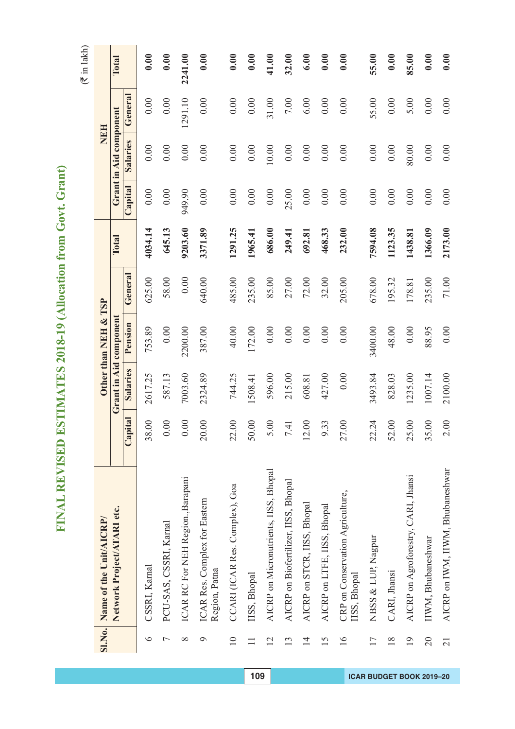# FINAL REVISED ESTIMATES 2018-19 (Allocation from Govt. Grant)

(₹ in lakh)

| Sl.No. | Name of the Unit/AICRP/ Network Project/ATARI etc. | Other than NEH & TSP | | | | | NEH | | | |
|---|---|---|---|---|---|---|---|---|---|---|
| | | Grant in Aid component | | | | Total | Grant in Aid component | | | Total |
| | | Capital | Salaries | Pension | General | | Capital | Salaries | General | |
| 6 | CSSRI, Karnal | 38.00 | 2617.25 | 753.89 | 625.00 | **4034.14** | 0.00 | 0.00 | 0.00 | **0.00** |
| 7 | PCU-SAS, CSSRI, Karnal | 0.00 | 587.13 | 0.00 | 58.00 | **645.13** | 0.00 | 0.00 | 0.00 | **0.00** |
| 8 | ICAR RC For NEH Region.,Barapani | 0.00 | 7003.60 | 2200.00 | 0.00 | **9203.60** | 949.90 | 0.00 | 1291.10 | **2241.00** |
| 9 | ICAR Res. Complex for Eastern Region, Patna | 20.00 | 2324.89 | 387.00 | 640.00 | **3371.89** | 0.00 | 0.00 | 0.00 | **0.00** |
| 10 | CCARI (ICAR Res. Complex), Goa | 22.00 | 744.25 | 40.00 | 485.00 | **1291.25** | 0.00 | 0.00 | 0.00 | **0.00** |
| 11 | IISS, Bhopal | 50.00 | 1508.41 | 172.00 | 235.00 | **1965.41** | 0.00 | 0.00 | 0.00 | **0.00** |
| 12 | AICRP on Micronutrients, IISS, Bhopal | 5.00 | 596.00 | 0.00 | 85.00 | **686.00** | 0.00 | 10.00 | 31.00 | **41.00** |
| 13 | AICRP on Biofertilizer, IISS, Bhopal | 7.41 | 215.00 | 0.00 | 27.00 | **249.41** | 25.00 | 0.00 | 7.00 | **32.00** |
| 14 | AICRP on STCR, IISS, Bhopal | 12.00 | 608.81 | 0.00 | 72.00 | **692.81** | 0.00 | 0.00 | 6.00 | **6.00** |
| 15 | AICRP on LTFE, IISS, Bhopal | 9.33 | 427.00 | 0.00 | 32.00 | **468.33** | 0.00 | 0.00 | 0.00 | **0.00** |
| 16 | CRP on Conservation Agriculture, IISS, Bhopal | 27.00 | 0.00 | 0.00 | 205.00 | **232.00** | 0.00 | 0.00 | 0.00 | **0.00** |
| 17 | NBSS & LUP, Nagpur | 22.24 | 3493.84 | 3400.00 | 678.00 | **7594.08** | 0.00 | 0.00 | 55.00 | **55.00** |
| 18 | CARI, Jhansi | 52.00 | 828.03 | 48.00 | 195.32 | **1123.35** | 0.00 | 0.00 | 0.00 | **0.00** |
| 19 | AICRP on Agroforestry, CARI, Jhansi | 25.00 | 1235.00 | 0.00 | 178.81 | **1438.81** | 0.00 | 80.00 | 5.00 | **85.00** |
| 20 | IIWM, Bhubaneshwar | 35.00 | 1007.14 | 88.95 | 235.00 | **1366.09** | 0.00 | 0.00 | 0.00 | **0.00** |
| 21 | AICRP on IWM, IIWM, Bhubaneshwar | 2.00 | 2100.00 | 0.00 | 71.00 | **2173.00** | 0.00 | 0.00 | 0.00 | **0.00** |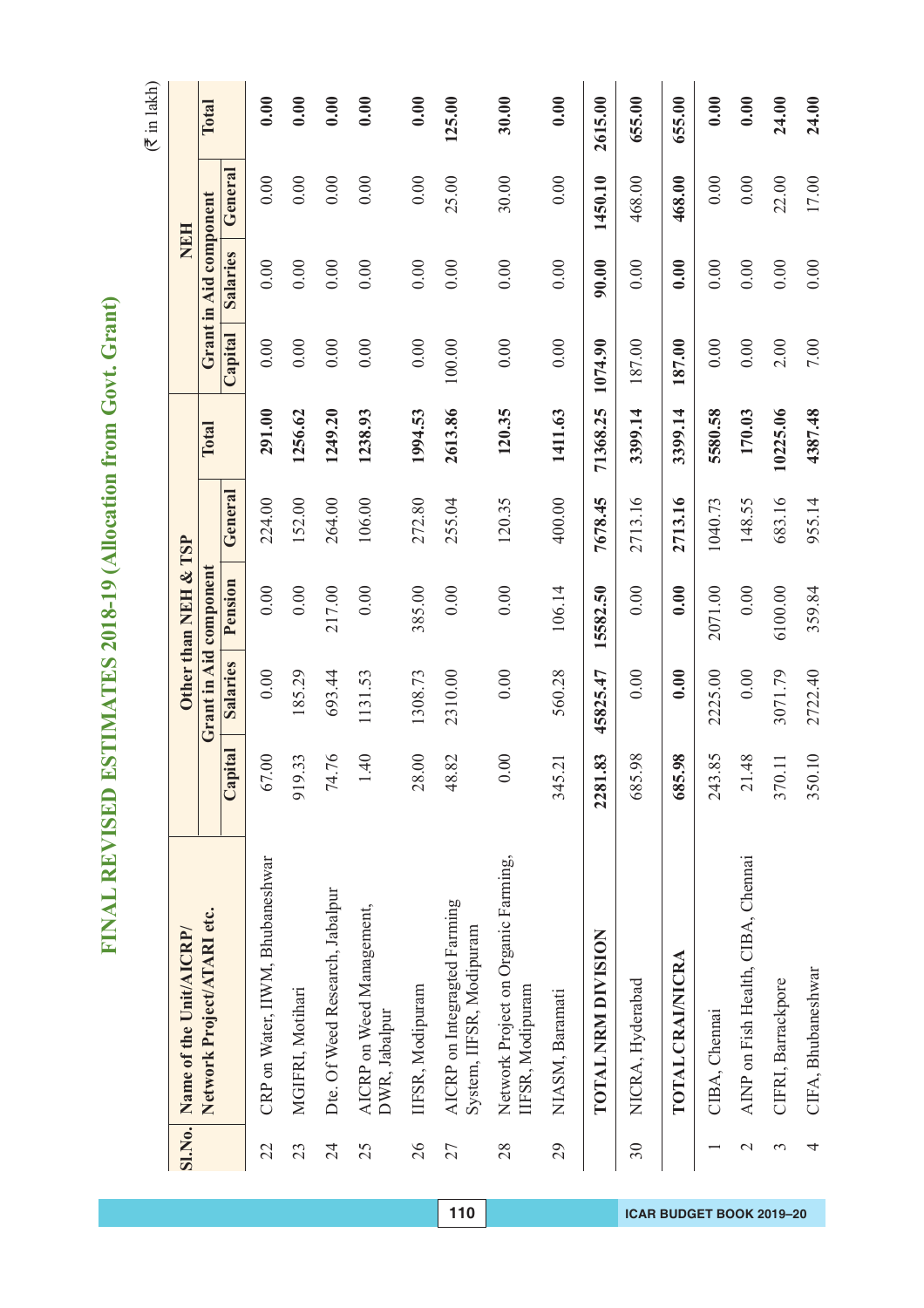# FINAL REVISED ESTIMATES 2018-19 (Allocation from Govt. Grant)

(₹ in lakh)

| Sl.No. | Name of the Unit/AICRP/ Network Project/ATARI etc. | Other than NEH & TSP | | | | | NEH | | | |
|---|---|---|---|---|---|---|---|---|---|---|
| | | Grant in Aid component | | | | Total | Grant in Aid component | | | Total |
| | | Capital | Salaries | Pension | General | | Capital | Salaries | General | |
| 22 | CRP on Water, IIWM, Bhubaneshwar | 67.00 | 0.00 | 0.00 | 224.00 | **291.00** | 0.00 | 0.00 | 0.00 | **0.00** |
| 23 | MGIFRI, Motihari | 919.33 | 185.29 | 0.00 | 152.00 | **1256.62** | 0.00 | 0.00 | 0.00 | **0.00** |
| 24 | Dte. Of Weed Research, Jabalpur | 74.76 | 693.44 | 217.00 | 264.00 | **1249.20** | 0.00 | 0.00 | 0.00 | **0.00** |
| 25 | AICRP on Weed Management, DWR, Jabalpur | 1.40 | 1131.53 | 0.00 | 106.00 | **1238.93** | 0.00 | 0.00 | 0.00 | **0.00** |
| 26 | IIFSR, Modipuram | 28.00 | 1308.73 | 385.00 | 272.80 | **1994.53** | 0.00 | 0.00 | 0.00 | **0.00** |
| 27 | AICRP on Integragted Farming System, IIFSR, Modipuram | 48.82 | 2310.00 | 0.00 | 255.04 | **2613.86** | 100.00 | 0.00 | 25.00 | **125.00** |
| 28 | Network Project on Organic Farming, IIFSR, Modipuram | 0.00 | 0.00 | 0.00 | 120.35 | **120.35** | 0.00 | 0.00 | 30.00 | **30.00** |
| 29 | NIASM, Baramati | 345.21 | 560.28 | 106.14 | 400.00 | **1411.63** | 0.00 | 0.00 | 0.00 | **0.00** |
| | **TOTAL NRM DIVISION** | **2281.83** | **45825.47** | **15582.50** | **7678.45** | **71368.25** | **1074.90** | **90.00** | **1450.10** | **2615.00** |
| 30 | NICRA, Hyderabad | 685.98 | 0.00 | 0.00 | 2713.16 | **3399.14** | 187.00 | 0.00 | 468.00 | **655.00** |
| | **TOTAL CRAI/NICRA** | **685.98** | **0.00** | **0.00** | **2713.16** | **3399.14** | **187.00** | **0.00** | **468.00** | **655.00** |
| 1 | CIBA, Chennai | 243.85 | 2225.00 | 2071.00 | 1040.73 | **5580.58** | 0.00 | 0.00 | 0.00 | **0.00** |
| 2 | AINP on Fish Health, CIBA, Chennai | 21.48 | 0.00 | 0.00 | 148.55 | **170.03** | 0.00 | 0.00 | 0.00 | **0.00** |
| 3 | CIFRI, Barrackpore | 370.11 | 3071.79 | 6100.00 | 683.16 | **10225.06** | 2.00 | 0.00 | 22.00 | **24.00** |
| 4 | CIFA, Bhubaneshwar | 350.10 | 2722.40 | 359.84 | 955.14 | **4387.48** | 7.00 | 0.00 | 17.00 | **24.00** |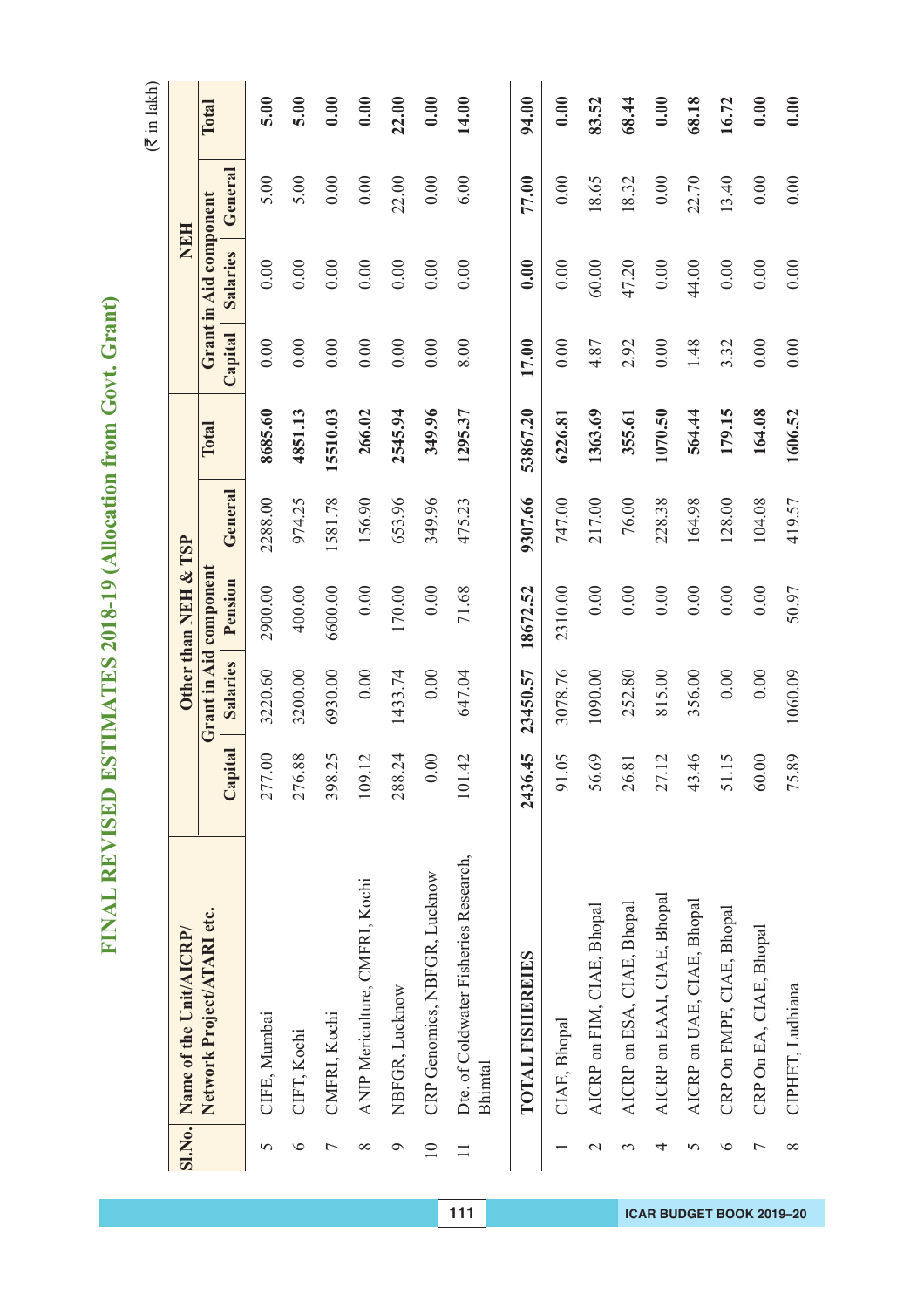# FINAL REVISED ESTIMATES 2018-19 (Allocation from Govt. Grant)

(₹ in lakh)

| Sl.No. | Name of the Unit/AICRP/ Network Project/ATARI etc. | Other than NEH & TSP | | | | | NEH | | | |
|---|---|---|---|---|---|---|---|---|---|---|
| | | Grant in Aid component | | | | Total | Grant in Aid component | | | Total |
| | | Capital | Salaries | Pension | General | | Capital | Salaries | General | |
| 5 | CIFE, Mumbai | 277.00 | 3220.60 | 2900.00 | 2288.00 | **8685.60** | 0.00 | 0.00 | 5.00 | **5.00** |
| 6 | CIFT, Kochi | 276.88 | 3200.00 | 400.00 | 974.25 | **4851.13** | 0.00 | 0.00 | 5.00 | **5.00** |
| 7 | CMFRI, Kochi | 398.25 | 6930.00 | 6600.00 | 1581.78 | **15510.03** | 0.00 | 0.00 | 0.00 | **0.00** |
| 8 | ANIP Mericulture, CMFRI, Kochi | 109.12 | 0.00 | 0.00 | 156.90 | **266.02** | 0.00 | 0.00 | 0.00 | **0.00** |
| 9 | NBFGR, Lucknow | 288.24 | 1433.74 | 170.00 | 653.96 | **2545.94** | 0.00 | 0.00 | 22.00 | **22.00** |
| 10 | CRP Genomics, NBFGR, Lucknow | 0.00 | 0.00 | 0.00 | 349.96 | **349.96** | 0.00 | 0.00 | 0.00 | **0.00** |
| 11 | Dte. of Coldwater Fisheries Research, Bhimtal | 101.42 | 647.04 | 71.68 | 475.23 | **1295.37** | 8.00 | 0.00 | 6.00 | **14.00** |
| | **TOTAL FISHEREIES** | **2436.45** | **23450.57** | **18672.52** | **9307.66** | **53867.20** | **17.00** | **0.00** | **77.00** | **94.00** |
| 1 | CIAE, Bhopal | 91.05 | 3078.76 | 2310.00 | 747.00 | **6226.81** | 0.00 | 0.00 | 0.00 | **0.00** |
| 2 | AICRP on FIM, CIAE, Bhopal | 56.69 | 1090.00 | 0.00 | 217.00 | **1363.69** | 4.87 | 60.00 | 18.65 | **83.52** |
| 3 | AICRP on ESA, CIAE, Bhopal | 26.81 | 252.80 | 0.00 | 76.00 | **355.61** | 2.92 | 47.20 | 18.32 | **68.44** |
| 4 | AICRP on EAAI, CIAE, Bhopal | 27.12 | 815.00 | 0.00 | 228.38 | **1070.50** | 0.00 | 0.00 | 0.00 | **0.00** |
| 5 | AICRP on UAE, CIAE, Bhopal | 43.46 | 356.00 | 0.00 | 164.98 | **564.44** | 1.48 | 44.00 | 22.70 | **68.18** |
| 6 | CRP On FMPF, CIAE, Bhopal | 51.15 | 0.00 | 0.00 | 128.00 | **179.15** | 3.32 | 0.00 | 13.40 | **16.72** |
| 7 | CRP On EA, CIAE, Bhopal | 60.00 | 0.00 | 0.00 | 104.08 | **164.08** | 0.00 | 0.00 | 0.00 | **0.00** |
| 8 | CIPHET, Ludhiana | 75.89 | 1060.09 | 50.97 | 419.57 | **1606.52** | 0.00 | 0.00 | 0.00 | **0.00** |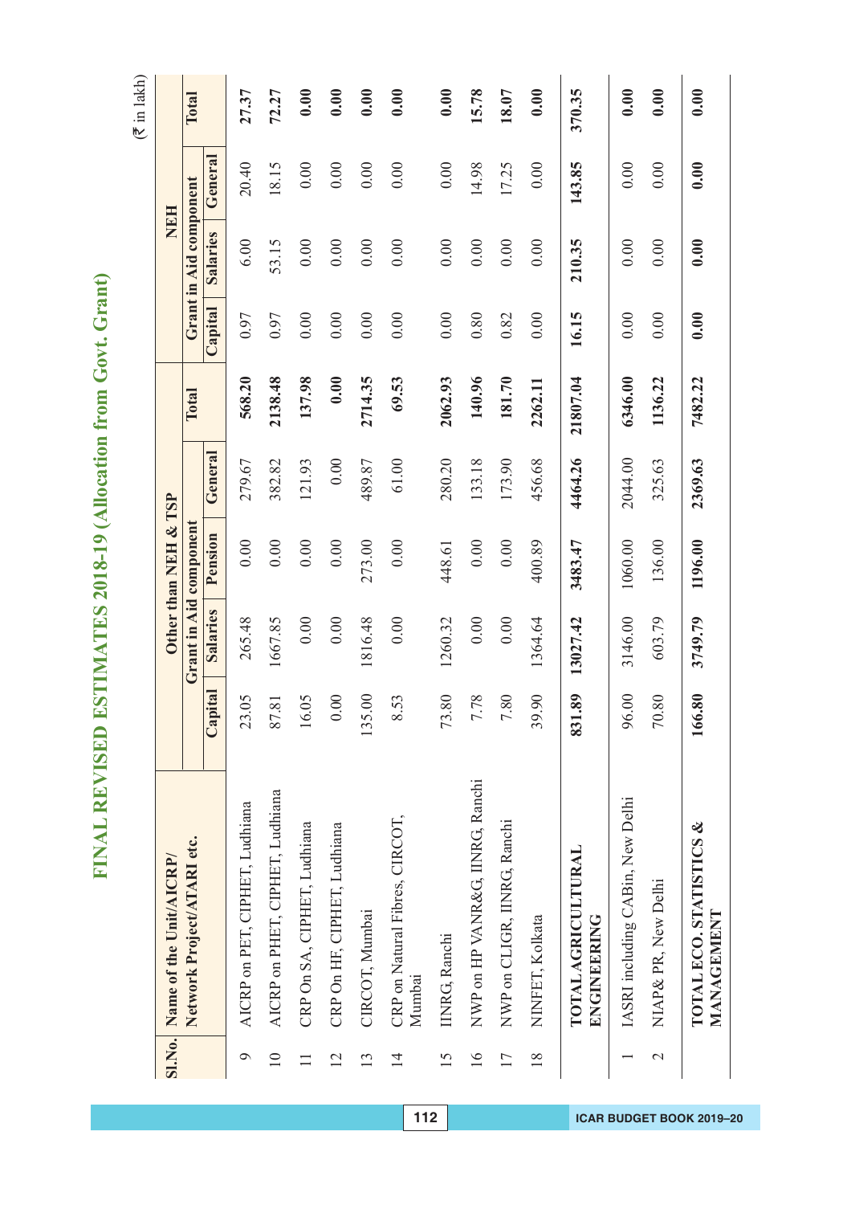# FINAL REVISED ESTIMATES 2018-19 (Allocation from Govt. Grant)

(₹ in lakh)

| Sl.No. | Name of the Unit/AICRP/ Network Project/ATARI etc. | Other than NEH & TSP | | | | | NEH | | | |
|---|---|---|---|---|---|---|---|---|---|---|
| | | Grant in Aid component | | | | Total | Grant in Aid component | | | Total |
| | | Capital | Salaries | Pension | General | | Capital | Salaries | General | |
| 9 | AICRP on PET, CIPHET, Ludhiana | 23.05 | 265.48 | 0.00 | 279.67 | **568.20** | 0.97 | 6.00 | 20.40 | **27.37** |
| 10 | AICRP on PHET, CIPHET, Ludhiana | 87.81 | 1667.85 | 0.00 | 382.82 | **2138.48** | 0.97 | 53.15 | 18.15 | **72.27** |
| 11 | CRP On SA, CIPHET, Ludhiana | 16.05 | 0.00 | 0.00 | 121.93 | **137.98** | 0.00 | 0.00 | 0.00 | **0.00** |
| 12 | CRP On HF, CIPHET, Ludhiana | 0.00 | 0.00 | 0.00 | 0.00 | **0.00** | 0.00 | 0.00 | 0.00 | **0.00** |
| 13 | CIRCOT, Mumbai | 135.00 | 1816.48 | 273.00 | 489.87 | **2714.35** | 0.00 | 0.00 | 0.00 | **0.00** |
| 14 | CRP on Natural Fibres, CIRCOT, Mumbai | 8.53 | 0.00 | 0.00 | 61.00 | **69.53** | 0.00 | 0.00 | 0.00 | **0.00** |
| 15 | IINRG, Ranchi | 73.80 | 1260.32 | 448.61 | 280.20 | **2062.93** | 0.00 | 0.00 | 0.00 | **0.00** |
| 16 | NWP on HP VANR&G, IINRG, Ranchi | 7.78 | 0.00 | 0.00 | 133.18 | **140.96** | 0.80 | 0.00 | 14.98 | **15.78** |
| 17 | NWP on CLIGR, IINRG, Ranchi | 7.80 | 0.00 | 0.00 | 173.90 | **181.70** | 0.82 | 0.00 | 17.25 | **18.07** |
| 18 | NINFET, Kolkata | 39.90 | 1364.64 | 400.89 | 456.68 | **2262.11** | 0.00 | 0.00 | 0.00 | **0.00** |
| | **TOTAL AGRICULTURAL ENGINEERING** | **831.89** | **13027.42** | **3483.47** | **4464.26** | **21807.04** | **16.15** | **210.35** | **143.85** | **370.35** |
| 1 | IASRI including CABin, New Delhi | 96.00 | 3146.00 | 1060.00 | 2044.00 | **6346.00** | 0.00 | 0.00 | 0.00 | **0.00** |
| 2 | NIAP& PR, New Delhi | 70.80 | 603.79 | 136.00 | 325.63 | **1136.22** | 0.00 | 0.00 | 0.00 | **0.00** |
| | **TOTAL ECO. STATISTICS & MANAGEMENT** | **166.80** | **3749.79** | **1196.00** | **2369.63** | **7482.22** | **0.00** | **0.00** | **0.00** | **0.00** |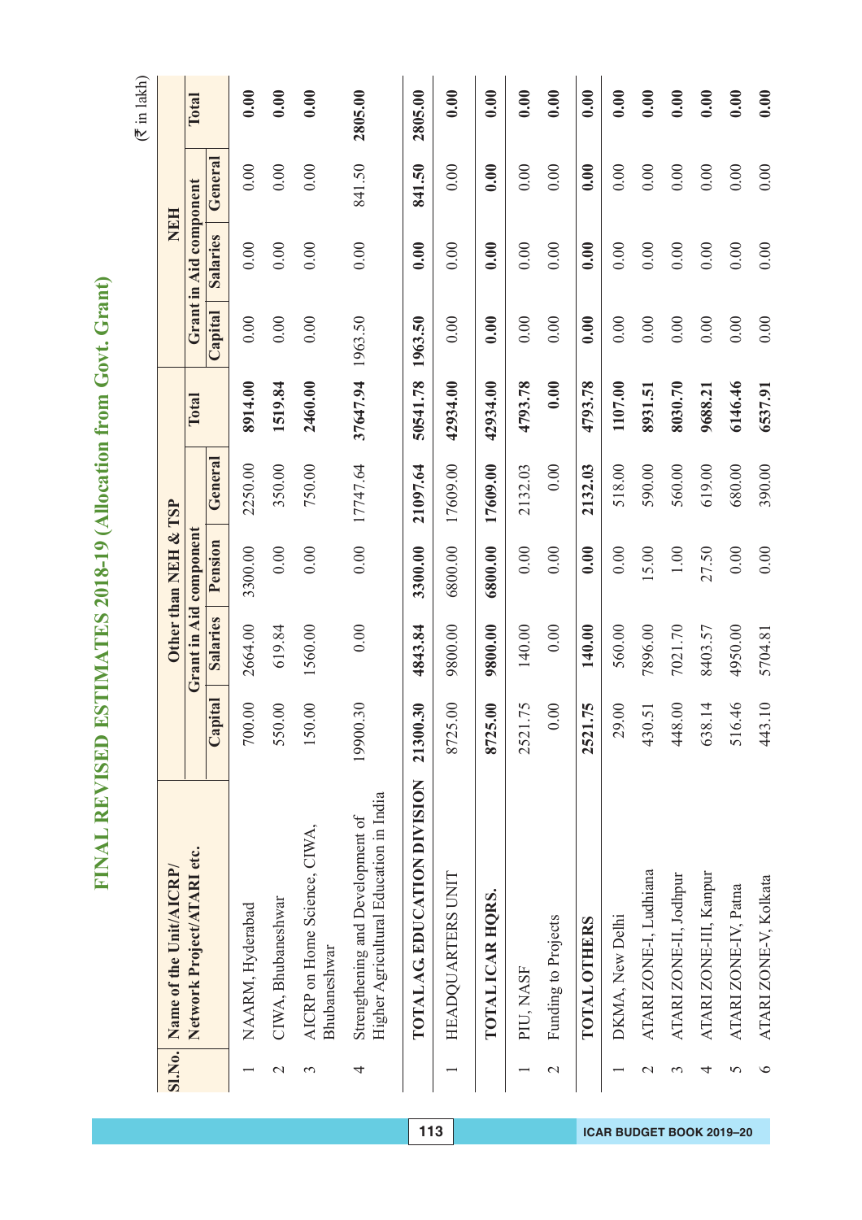# FINAL REVISED ESTIMATES 2018-19 (Allocation from Govt. Grant)

(₹ in lakh)

| Sl.No. | Name of the Unit/AICRP/ Network Project/ATARI etc. | Other than NEH & TSP | | | | | NEH | | | |
|---|---|---|---|---|---|---|---|---|---|---|
| | | Grant in Aid component | | | | Total | Grant in Aid component | | | Total |
| | | Capital | Salaries | Pension | General | | Capital | Salaries | General | |
| 1 | NAARM, Hyderabad | 700.00 | 2664.00 | 3300.00 | 2250.00 | **8914.00** | 0.00 | 0.00 | 0.00 | **0.00** |
| 2 | CIWA, Bhubaneshwar | 550.00 | 619.84 | 0.00 | 350.00 | **1519.84** | 0.00 | 0.00 | 0.00 | **0.00** |
| 3 | AICRP on Home Science, CIWA, Bhubaneshwar | 150.00 | 1560.00 | 0.00 | 750.00 | **2460.00** | 0.00 | 0.00 | 0.00 | **0.00** |
| 4 | Strengthening and Development of Higher Agricultural Education in India | 19900.30 | 0.00 | 0.00 | 17747.64 | **37647.94** | 1963.50 | 0.00 | 841.50 | **2805.00** |
| | **TOTAL AG. EDUCATION DIVISION** | **21300.30** | **4843.84** | **3300.00** | **21097.64** | **50541.78** | **1963.50** | **0.00** | **841.50** | **2805.00** |
| 1 | HEADQUARTERS UNIT | 8725.00 | 9800.00 | 6800.00 | 17609.00 | **42934.00** | 0.00 | 0.00 | 0.00 | **0.00** |
| | **TOTAL ICAR HQRS.** | **8725.00** | **9800.00** | **6800.00** | **17609.00** | **42934.00** | **0.00** | **0.00** | **0.00** | **0.00** |
| 1 | PIU, NASF | 2521.75 | 140.00 | 0.00 | 2132.03 | **4793.78** | 0.00 | 0.00 | 0.00 | **0.00** |
| 2 | Funding to Projects | 0.00 | 0.00 | 0.00 | 0.00 | **0.00** | 0.00 | 0.00 | 0.00 | **0.00** |
| | **TOTAL OTHERS** | **2521.75** | **140.00** | **0.00** | **2132.03** | **4793.78** | **0.00** | **0.00** | **0.00** | **0.00** |
| 1 | DKMA, New Delhi | 29.00 | 560.00 | 0.00 | 518.00 | **1107.00** | 0.00 | 0.00 | 0.00 | **0.00** |
| 2 | ATARI ZONE-I, Ludhiana | 430.51 | 7896.00 | 15.00 | 590.00 | **8931.51** | 0.00 | 0.00 | 0.00 | **0.00** |
| 3 | ATARI ZONE-II, Jodhpur | 448.00 | 7021.70 | 1.00 | 560.00 | **8030.70** | 0.00 | 0.00 | 0.00 | **0.00** |
| 4 | ATARI ZONE-III, Kanpur | 638.14 | 8403.57 | 27.50 | 619.00 | **9688.21** | 0.00 | 0.00 | 0.00 | **0.00** |
| 5 | ATARI ZONE-IV, Patna | 516.46 | 4950.00 | 0.00 | 680.00 | **6146.46** | 0.00 | 0.00 | 0.00 | **0.00** |
| 6 | ATARI ZONE-V, Kolkata | 443.10 | 5704.81 | 0.00 | 390.00 | **6537.91** | 0.00 | 0.00 | 0.00 | **0.00** |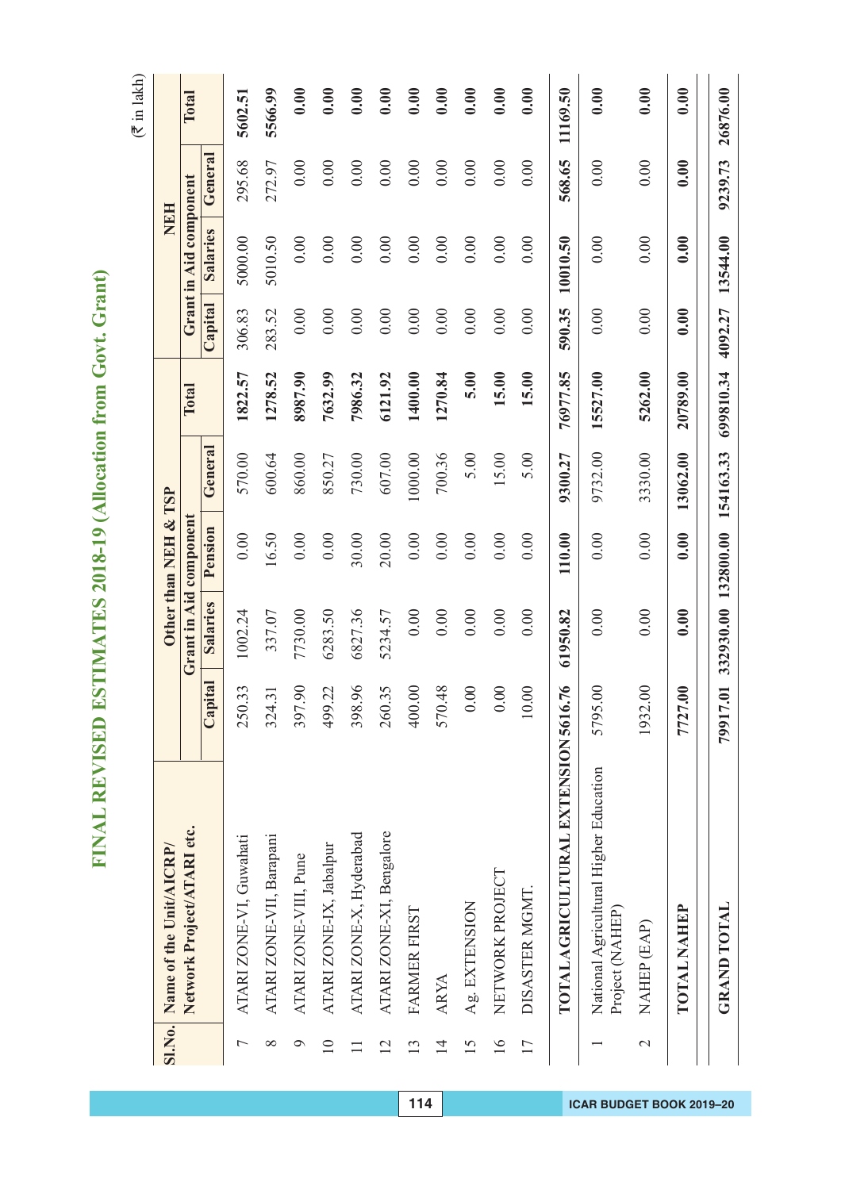# FINAL REVISED ESTIMATES 2018-19 (Allocation from Govt. Grant)

(₹ in lakh)

| Sl.No. | Name of the Unit/AICRP/ Network Project/ATARI etc. | Other than NEH & TSP | | | | | NEH | | | |
|---|---|---|---|---|---|---|---|---|---|---|
| | | Grant in Aid component | | | | Total | Grant in Aid component | | | Total |
| | | Capital | Salaries | Pension | General | | Capital | Salaries | General | |
| 7 | ATARI ZONE-VI, Guwahati | 250.33 | 1002.24 | 0.00 | 570.00 | **1822.57** | 306.83 | 5000.00 | 295.68 | **5602.51** |
| 8 | ATARI ZONE-VII, Barapani | 324.31 | 337.07 | 16.50 | 600.64 | **1278.52** | 283.52 | 5010.50 | 272.97 | **5566.99** |
| 9 | ATARI ZONE-VIII, Pune | 397.90 | 7730.00 | 0.00 | 860.00 | **8987.90** | 0.00 | 0.00 | 0.00 | **0.00** |
| 10 | ATARI ZONE-IX, Jabalpur | 499.22 | 6283.50 | 0.00 | 850.27 | **7632.99** | 0.00 | 0.00 | 0.00 | **0.00** |
| 11 | ATARI ZONE-X, Hyderabad | 398.96 | 6827.36 | 30.00 | 730.00 | **7986.32** | 0.00 | 0.00 | 0.00 | **0.00** |
| 12 | ATARI ZONE-XI, Bengalore | 260.35 | 5234.57 | 20.00 | 607.00 | **6121.92** | 0.00 | 0.00 | 0.00 | **0.00** |
| 13 | FARMER FIRST | 400.00 | 0.00 | 0.00 | 1000.00 | **1400.00** | 0.00 | 0.00 | 0.00 | **0.00** |
| 14 | ARYA | 570.48 | 0.00 | 0.00 | 700.36 | **1270.84** | 0.00 | 0.00 | 0.00 | **0.00** |
| 15 | Ag. EXTENSION | 0.00 | 0.00 | 0.00 | 5.00 | **5.00** | 0.00 | 0.00 | 0.00 | **0.00** |
| 16 | NETWORK PROJECT | 0.00 | 0.00 | 0.00 | 15.00 | **15.00** | 0.00 | 0.00 | 0.00 | **0.00** |
| 17 | DISASTER MGMT. | 10.00 | 0.00 | 0.00 | 5.00 | **15.00** | 0.00 | 0.00 | 0.00 | **0.00** |
| | **TOTAL AGRICULTURAL EXTENSION** | **5616.76** | **61950.82** | **110.00** | **9300.27** | **76977.85** | **590.35** | **10010.50** | **568.65** | **11169.50** |
| 1 | National Agricultural Higher Education Project (NAHEP) | 5795.00 | 0.00 | 0.00 | 9732.00 | **15527.00** | 0.00 | 0.00 | 0.00 | **0.00** |
| 2 | NAHEP (EAP) | 1932.00 | 0.00 | 0.00 | 3330.00 | **5262.00** | 0.00 | 0.00 | 0.00 | **0.00** |
| | **TOTAL NAHEP** | **7727.00** | **0.00** | **0.00** | **13062.00** | **20789.00** | **0.00** | **0.00** | **0.00** | **0.00** |
| | **GRAND TOTAL** | **79917.01** | **332930.00** | **132800.00** | **154163.33** | **699810.34** | **4092.27** | **13544.00** | **9239.73** | **26876.00** |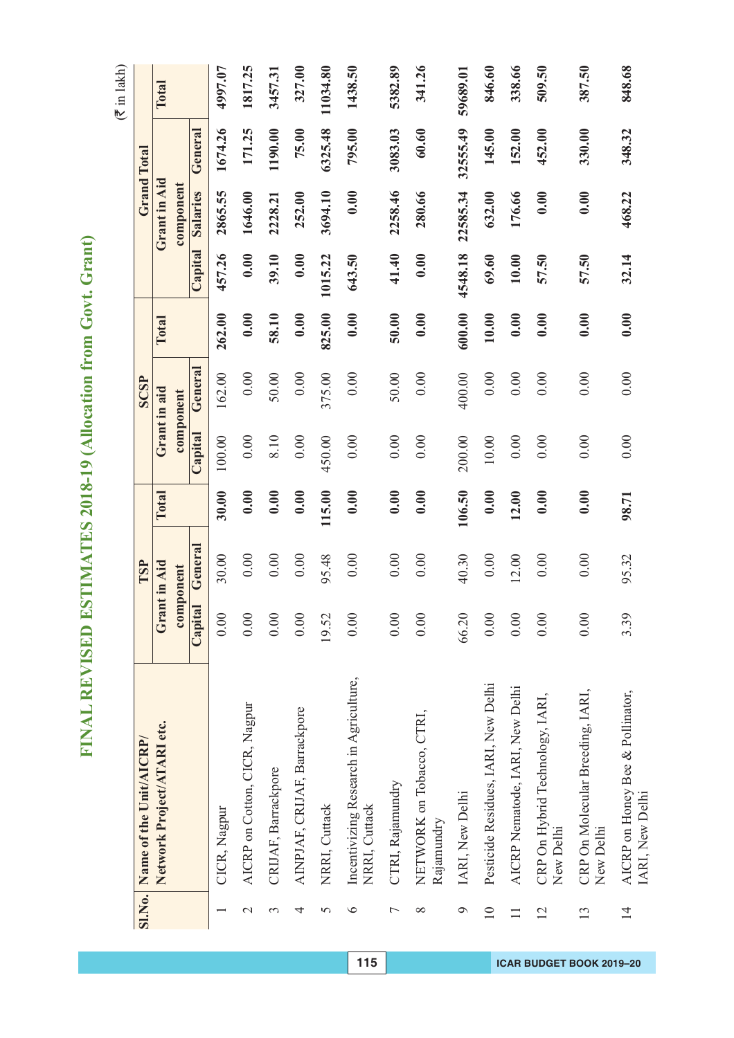# FINAL REVISED ESTIMATES 2018-19 (Allocation from Govt. Grant)

(₹ in lakh)

| Sl.No. | Name of the Unit/AICRP/ Network Project/ATARI etc. | TSP | | | SCSP | | | Grand Total | | | |
|---|---|---|---|---|---|---|---|---|---|---|---|
| | | Grant in Aid component | | Total | Grant in aid component | | Total | Grant in Aid component | | | Total |
| | | Capital | General | | Capital | General | | Capital | Salaries | General | |
| 1 | CICR, Nagpur | 0.00 | 30.00 | 30.00 | 100.00 | 162.00 | 262.00 | 457.26 | 2865.55 | 1674.26 | 4997.07 |
| 2 | AICRP on Cotton, CICR, Nagpur | 0.00 | 0.00 | 0.00 | 0.00 | 0.00 | 0.00 | 0.00 | 1646.00 | 171.25 | 1817.25 |
| 3 | CRIJAF, Barrackpore | 0.00 | 0.00 | 0.00 | 8.10 | 50.00 | 58.10 | 39.10 | 2228.21 | 1190.00 | 3457.31 |
| 4 | AINPJAF, CRIJAF, Barrackpore | 0.00 | 0.00 | 0.00 | 0.00 | 0.00 | 0.00 | 0.00 | 252.00 | 75.00 | 327.00 |
| 5 | NRRI, Cuttack | 19.52 | 95.48 | 115.00 | 450.00 | 375.00 | 825.00 | 1015.22 | 3694.10 | 6325.48 | 11034.80 |
| 6 | Incentivizing Research in Agriculture, NRRI, Cuttack | 0.00 | 0.00 | 0.00 | 0.00 | 0.00 | 0.00 | 643.50 | 0.00 | 795.00 | 1438.50 |
| 7 | CTRI, Rajamundry | 0.00 | 0.00 | 0.00 | 0.00 | 50.00 | 50.00 | 41.40 | 2258.46 | 3083.03 | 5382.89 |
| 8 | NETWORK on Tobacco, CTRI, Rajamundry | 0.00 | 0.00 | 0.00 | 0.00 | 0.00 | 0.00 | 0.00 | 280.66 | 60.60 | 341.26 |
| 9 | IARI, New Delhi | 66.20 | 40.30 | 106.50 | 200.00 | 400.00 | 600.00 | 4548.18 | 22585.34 | 32555.49 | 59689.01 |
| 10 | Pesticide Residues, IARI, New Delhi | 0.00 | 0.00 | 0.00 | 10.00 | 0.00 | 10.00 | 69.60 | 632.00 | 145.00 | 846.60 |
| 11 | AICRP Nematode, IARI, New Delhi | 0.00 | 12.00 | 12.00 | 0.00 | 0.00 | 0.00 | 10.00 | 176.66 | 152.00 | 338.66 |
| 12 | CRP On Hybrid Technology, IARI, New Delhi | 0.00 | 0.00 | 0.00 | 0.00 | 0.00 | 0.00 | 57.50 | 0.00 | 452.00 | 509.50 |
| 13 | CRP On Molecular Breeding, IARI, New Delhi | 0.00 | 0.00 | 0.00 | 0.00 | 0.00 | 0.00 | 57.50 | 0.00 | 330.00 | 387.50 |
| 14 | AICRP on Honey Bee & Pollinator, IARI, New Delhi | 3.39 | 95.32 | 98.71 | 0.00 | 0.00 | 0.00 | 32.14 | 468.22 | 348.32 | 848.68 |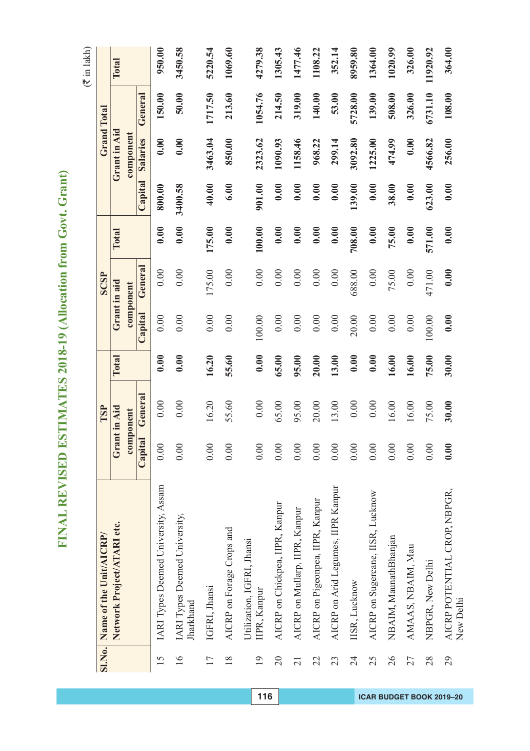# FINAL REVISED ESTIMATES 2018-19 (Allocation from Govt. Grant)

(₹ in lakh)

| Sl.No. | Name of the Unit/AICRP/ Network Project/ATARI etc. | TSP | | | SCSP | | | Grand Total | | | |
|---|---|---|---|---|---|---|---|---|---|---|---|
| | | Grant in Aid component | | Total | Grant in aid component | | Total | Grant in Aid component | | | Total |
| | | Capital | General | | Capital | General | | Capital | Salaries | General | |
| 15 | IARI Types Deemed University, Assam | 0.00 | 0.00 | **0.00** | 0.00 | 0.00 | **0.00** | **800.00** | **0.00** | **150.00** | **950.00** |
| 16 | IARI Types Deemed University, Jharkhand | 0.00 | 0.00 | **0.00** | 0.00 | 0.00 | **0.00** | **3400.58** | **0.00** | **50.00** | **3450.58** |
| 17 | IGFRI, Jhansi | 0.00 | 16.20 | **16.20** | 0.00 | 175.00 | **175.00** | **40.00** | **3463.04** | **1717.50** | **5220.54** |
| 18 | AICRP on Forage Crops and Utilization, IGFRI, Jhansi | 0.00 | 55.60 | **55.60** | 0.00 | 0.00 | **0.00** | **6.00** | **850.00** | **213.60** | **1069.60** |
| 19 | IIPR, Kanpur | 0.00 | 0.00 | **0.00** | 100.00 | 0.00 | **100.00** | **901.00** | **2323.62** | **1054.76** | **4279.38** |
| 20 | AICRP on Chickpea, IIPR, Kanpur | 0.00 | 65.00 | **65.00** | 0.00 | 0.00 | **0.00** | **0.00** | **1090.93** | **214.50** | **1305.43** |
| 21 | AICRP on Mullarp, IIPR, Kanpur | 0.00 | 95.00 | **95.00** | 0.00 | 0.00 | **0.00** | **0.00** | **1158.46** | **319.00** | **1477.46** |
| 22 | AICRP on Pigeonpea, IIPR, Kanpur | 0.00 | 20.00 | **20.00** | 0.00 | 0.00 | **0.00** | **0.00** | **968.22** | **140.00** | **1108.22** |
| 23 | AICRP on Arid Legumes, IIPR Kanpur | 0.00 | 13.00 | **13.00** | 0.00 | 0.00 | **0.00** | **0.00** | **299.14** | **53.00** | **352.14** |
| 24 | IISR, Lucknow | 0.00 | 0.00 | **0.00** | 20.00 | 688.00 | **708.00** | **139.00** | **3092.80** | **5728.00** | **8959.80** |
| 25 | AICRP on Sugercane, IISR, Lucknow | 0.00 | 0.00 | **0.00** | 0.00 | 0.00 | **0.00** | **0.00** | **1225.00** | **139.00** | **1364.00** |
| 26 | NBAIM, MaunathBhanjan | 0.00 | 16.00 | **16.00** | 0.00 | 75.00 | **75.00** | **38.00** | **474.99** | **508.00** | **1020.99** |
| 27 | AMAAS, NBAIM, Mau | 0.00 | 16.00 | **16.00** | 0.00 | 0.00 | **0.00** | **0.00** | **0.00** | **326.00** | **326.00** |
| 28 | NBPGR, New Delhi | 0.00 | 75.00 | **75.00** | 100.00 | 471.00 | **571.00** | **623.00** | **4566.82** | **6731.10** | **11920.92** |
| 29 | AICRP POTENTIAL CROP, NBPGR, New Delhi | **0.00** | **30.00** | **30.00** | **0.00** | **0.00** | **0.00** | **0.00** | **256.00** | **108.00** | **364.00** |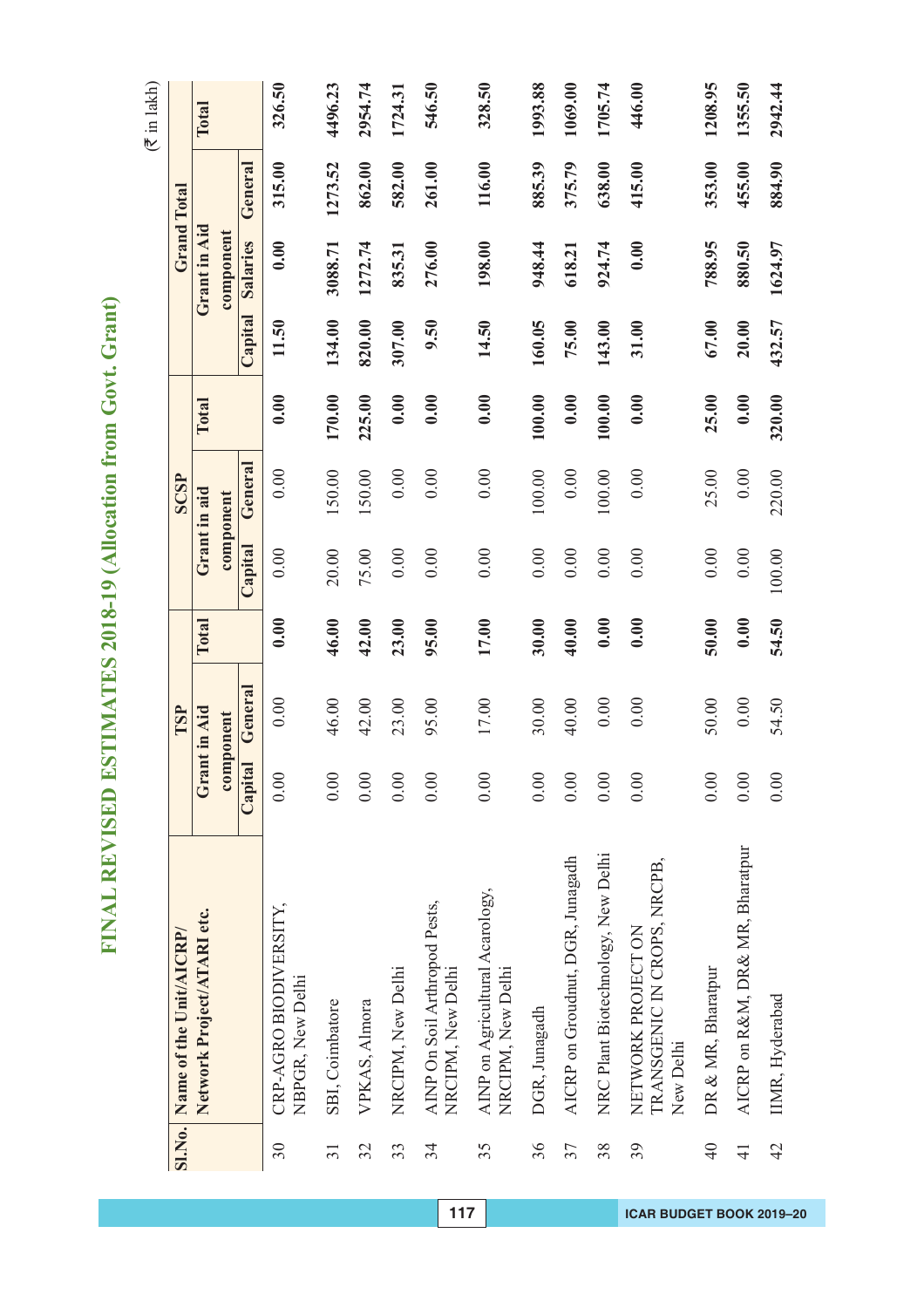# FINAL REVISED ESTIMATES 2018-19 (Allocation from Govt. Grant)

(₹ in lakh)

| Sl.No. | Name of the Unit/AICRP/ Network Project/ATARI etc. | TSP | | | SCSP | | | Grand Total | | | |
|---|---|---|---|---|---|---|---|---|---|---|---|
| | | Grant in Aid component | | Total | Grant in aid component | | Total | Capital | Grant in Aid component | | Total |
| | | Capital | General | | Capital | General | | | Salaries | General | |
| 30 | CRP-AGRO BIODIVERSITY, NBPGR, New Delhi | 0.00 | 0.00 | 0.00 | 0.00 | 0.00 | 0.00 | 11.50 | 0.00 | 315.00 | 326.50 |
| 31 | SBI, Coimbatore | 0.00 | 46.00 | 46.00 | 20.00 | 150.00 | 170.00 | 134.00 | 3088.71 | 1273.52 | 4496.23 |
| 32 | VPKAS, Almora | 0.00 | 42.00 | 42.00 | 75.00 | 150.00 | 225.00 | 820.00 | 1272.74 | 862.00 | 2954.74 |
| 33 | NRCIPM, New Delhi | 0.00 | 23.00 | 23.00 | 0.00 | 0.00 | 0.00 | 307.00 | 835.31 | 582.00 | 1724.31 |
| 34 | AINP On Soil Arthropod Pests, NRCIPM, New Delhi | 0.00 | 95.00 | 95.00 | 0.00 | 0.00 | 0.00 | 9.50 | 276.00 | 261.00 | 546.50 |
| 35 | AINP on Agricultural Acarology, NRCIPM, New Delhi | 0.00 | 17.00 | 17.00 | 0.00 | 0.00 | 0.00 | 14.50 | 198.00 | 116.00 | 328.50 |
| 36 | DGR, Junagadh | 0.00 | 30.00 | 30.00 | 0.00 | 100.00 | 100.00 | 160.05 | 948.44 | 885.39 | 1993.88 |
| 37 | AICRP on Groudnut, DGR, Junagadh | 0.00 | 40.00 | 40.00 | 0.00 | 0.00 | 0.00 | 75.00 | 618.21 | 375.79 | 1069.00 |
| 38 | NRC Plant Biotechnology, New Delhi | 0.00 | 0.00 | 0.00 | 0.00 | 100.00 | 100.00 | 143.00 | 924.74 | 638.00 | 1705.74 |
| 39 | NETWORK PROJECT ON TRANSGENIC IN CROPS, NRCPB, New Delhi | 0.00 | 0.00 | 0.00 | 0.00 | 0.00 | 0.00 | 31.00 | 0.00 | 415.00 | 446.00 |
| 40 | DR & MR, Bharatpur | 0.00 | 50.00 | 50.00 | 0.00 | 25.00 | 25.00 | 67.00 | 788.95 | 353.00 | 1208.95 |
| 41 | AICRP on R&M, DR& MR, Bharatpur | 0.00 | 0.00 | 0.00 | 0.00 | 0.00 | 0.00 | 20.00 | 880.50 | 455.00 | 1355.50 |
| 42 | IIMR, Hyderabad | 0.00 | 54.50 | 54.50 | 100.00 | 220.00 | 320.00 | 432.57 | 1624.97 | 884.90 | 2942.44 |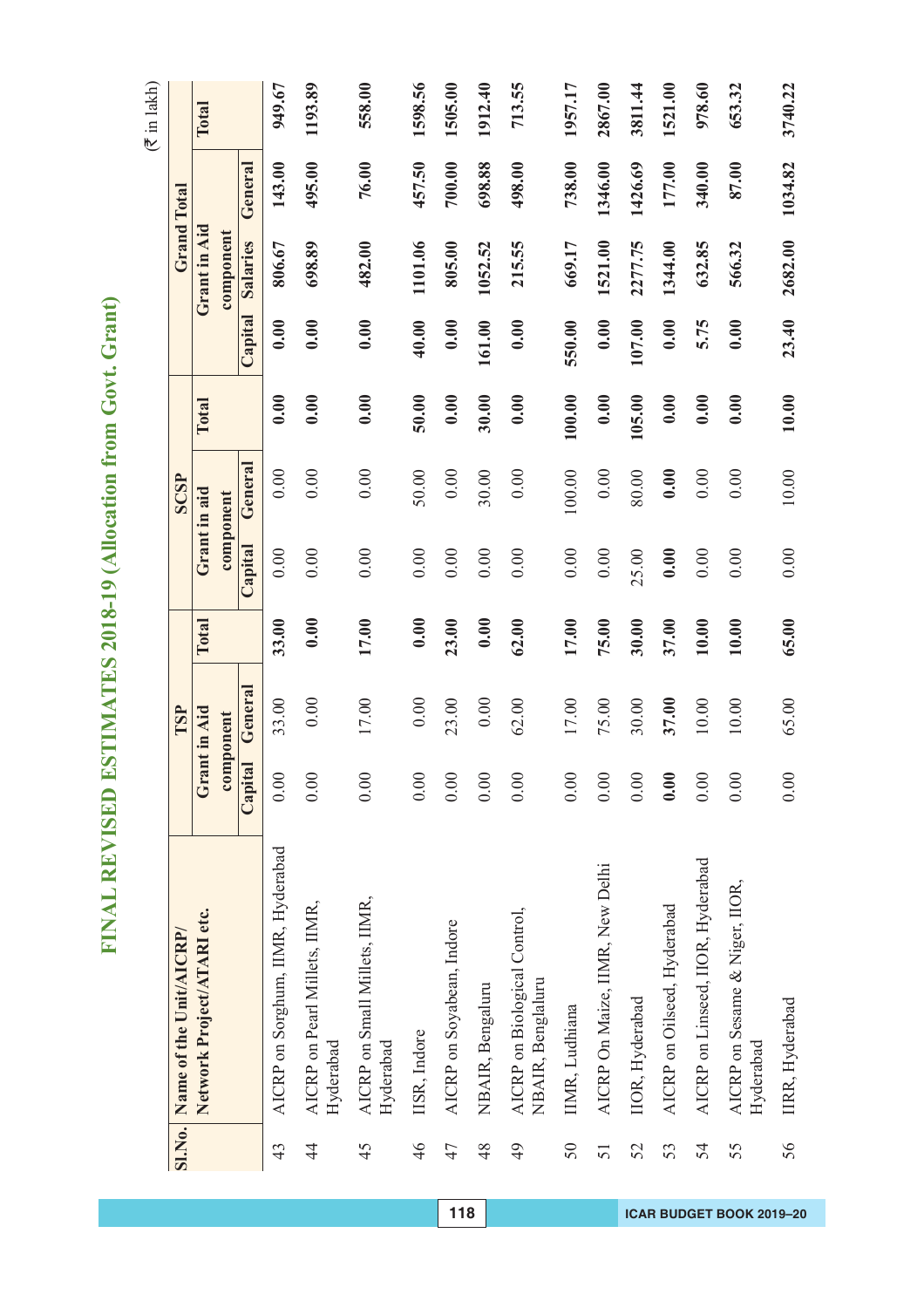# FINAL REVISED ESTIMATES 2018-19 (Allocation from Govt. Grant)

(₹ in lakh)

| Sl.No. | Name of the Unit/AICRP/ Network Project/ATARI etc. | TSP | | | SCSP | | | Grand Total | | | |
|---|---|---|---|---|---|---|---|---|---|---|---|
| | | Grant in Aid component | | Total | Grant in aid component | | Total | Grant in Aid component | | | Total |
| | | Capital | General | | Capital | General | | Capital | Salaries | General | |
| 43 | AICRP on Sorghum, IIMR, Hyderabad | 0.00 | 33.00 | 33.00 | 0.00 | 0.00 | 0.00 | 0.00 | 806.67 | 143.00 | 949.67 |
| 44 | AICRP on Pearl Millets, IIMR, Hyderabad | 0.00 | 0.00 | 0.00 | 0.00 | 0.00 | 0.00 | 0.00 | 698.89 | 495.00 | 1193.89 |
| 45 | AICRP on Small Millets, IIMR, Hyderabad | 0.00 | 17.00 | 17.00 | 0.00 | 0.00 | 0.00 | 0.00 | 482.00 | 76.00 | 558.00 |
| 46 | IISR, Indore | 0.00 | 0.00 | 0.00 | 0.00 | 50.00 | 50.00 | 40.00 | 1101.06 | 457.50 | 1598.56 |
| 47 | AICRP on Soyabean, Indore | 0.00 | 23.00 | 23.00 | 0.00 | 0.00 | 0.00 | 0.00 | 805.00 | 700.00 | 1505.00 |
| 48 | NBAIR, Bengaluru | 0.00 | 0.00 | 0.00 | 0.00 | 30.00 | 30.00 | 161.00 | 1052.52 | 698.88 | 1912.40 |
| 49 | AICRP on Biological Control, NBAIR, Bengaluru | 0.00 | 62.00 | 62.00 | 0.00 | 0.00 | 0.00 | 0.00 | 215.55 | 498.00 | 713.55 |
| 50 | IIMR, Ludhiana | 0.00 | 17.00 | 17.00 | 0.00 | 100.00 | 100.00 | 550.00 | 669.17 | 738.00 | 1957.17 |
| 51 | AICRP On Maize, IIMR, New Delhi | 0.00 | 75.00 | 75.00 | 0.00 | 0.00 | 0.00 | 0.00 | 1521.00 | 1346.00 | 2867.00 |
| 52 | IIOR, Hyderabad | 0.00 | 30.00 | 30.00 | 25.00 | 80.00 | 105.00 | 107.00 | 2277.75 | 1426.69 | 3811.44 |
| 53 | AICRP on Oilseed, Hyderabad | 0.00 | 37.00 | 37.00 | 0.00 | 0.00 | 0.00 | 0.00 | 1344.00 | 177.00 | 1521.00 |
| 54 | AICRP on Linseed, IIOR, Hyderabad | 0.00 | 10.00 | 10.00 | 0.00 | 0.00 | 0.00 | 5.75 | 632.85 | 340.00 | 978.60 |
| 55 | AICRP on Sesame & Niger, IIOR, Hyderabad | 0.00 | 10.00 | 10.00 | 0.00 | 0.00 | 0.00 | 0.00 | 566.32 | 87.00 | 653.32 |
| 56 | IIRR, Hyderabad | 0.00 | 65.00 | 65.00 | 0.00 | 10.00 | 10.00 | 23.40 | 2682.00 | 1034.82 | 3740.22 |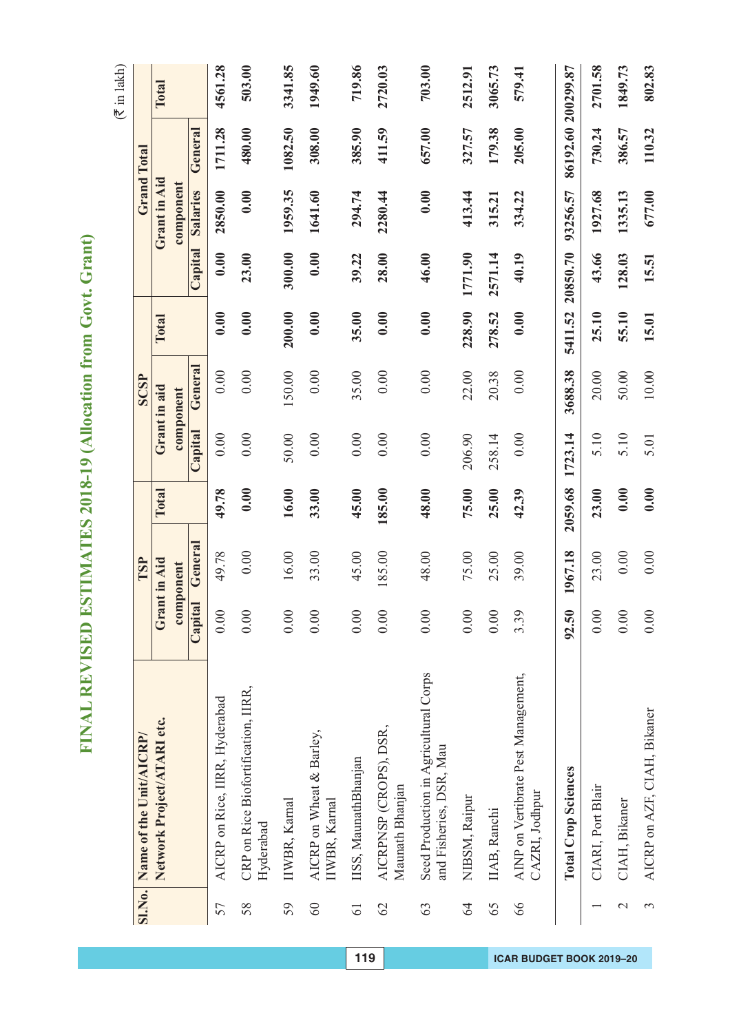# FINAL REVISED ESTIMATES 2018-19 (Allocation from Govt. Grant)

(₹ in lakh)

| Sl.No. | Name of the Unit/AICRP/ Network Project/ATARI etc. | TSP | | | SCSP | | | Grand Total | | | |
|---|---|---|---|---|---|---|---|---|---|---|---|
| | | Grant in Aid component | | Total | Grant in aid component | | Total | Capital | Grant in Aid component | | Total |
| | | Capital | General | | Capital | General | | | Salaries | General | |
| 57 | AICRP on Rice, IIRR, Hyderabad | 0.00 | 49.78 | **49.78** | 0.00 | 0.00 | **0.00** | **0.00** | **2850.00** | **1711.28** | **4561.28** |
| 58 | CRP on Rice Biofortification, IIRR, Hyderabad | 0.00 | 0.00 | **0.00** | 0.00 | 0.00 | **0.00** | **23.00** | **0.00** | **480.00** | **503.00** |
| 59 | IIWBR, Karnal | 0.00 | 16.00 | **16.00** | 50.00 | 150.00 | **200.00** | **300.00** | **1959.35** | **1082.50** | **3341.85** |
| 60 | AICRP on Wheat & Barley, IIWBR, Karnal | 0.00 | 33.00 | **33.00** | 0.00 | 0.00 | **0.00** | **0.00** | **1641.60** | **308.00** | **1949.60** |
| 61 | IISS, MaunathBhanjan | 0.00 | 45.00 | **45.00** | 0.00 | 35.00 | **35.00** | **39.22** | **294.74** | **385.90** | **719.86** |
| 62 | AICRPNSP (CROPS), DSR, Maunath Bhanjan | 0.00 | 185.00 | **185.00** | 0.00 | 0.00 | **0.00** | **28.00** | **2280.44** | **411.59** | **2720.03** |
| 63 | Seed Production in Agricultural Corps and Fisheries, DSR, Mau | 0.00 | 48.00 | **48.00** | 0.00 | 0.00 | **0.00** | **46.00** | **0.00** | **657.00** | **703.00** |
| 64 | NIBSM, Raipur | 0.00 | 75.00 | **75.00** | 206.90 | 22.00 | **228.90** | **1771.90** | **413.44** | **327.57** | **2512.91** |
| 65 | IIAB, Ranchi | 0.00 | 25.00 | **25.00** | 258.14 | 20.38 | **278.52** | **2571.14** | **315.21** | **179.38** | **3065.73** |
| 66 | AINP on Vertibrate Pest Management, CAZRI, Jodhpur | 3.39 | 39.00 | **42.39** | 0.00 | 0.00 | **0.00** | **40.19** | **334.22** | **205.00** | **579.41** |
| | **Total Crop Sciences** | **92.50** | **1967.18** | **2059.68** | **1723.14** | **3688.38** | **5411.52** | **20850.70** | **93256.57** | **86192.60** | **200299.87** |
| 1 | CIARI, Port Blair | 0.00 | 23.00 | **23.00** | 5.10 | 20.00 | **25.10** | **43.66** | **1927.68** | **730.24** | **2701.58** |
| 2 | CIAH, Bikaner | 0.00 | 0.00 | **0.00** | 5.10 | 50.00 | **55.10** | **128.03** | **1335.13** | **386.57** | **1849.73** |
| 3 | AICRP on AZF, CIAH, Bikaner | 0.00 | 0.00 | **0.00** | 5.01 | 10.00 | **15.01** | **15.51** | **677.00** | **110.32** | **802.83** |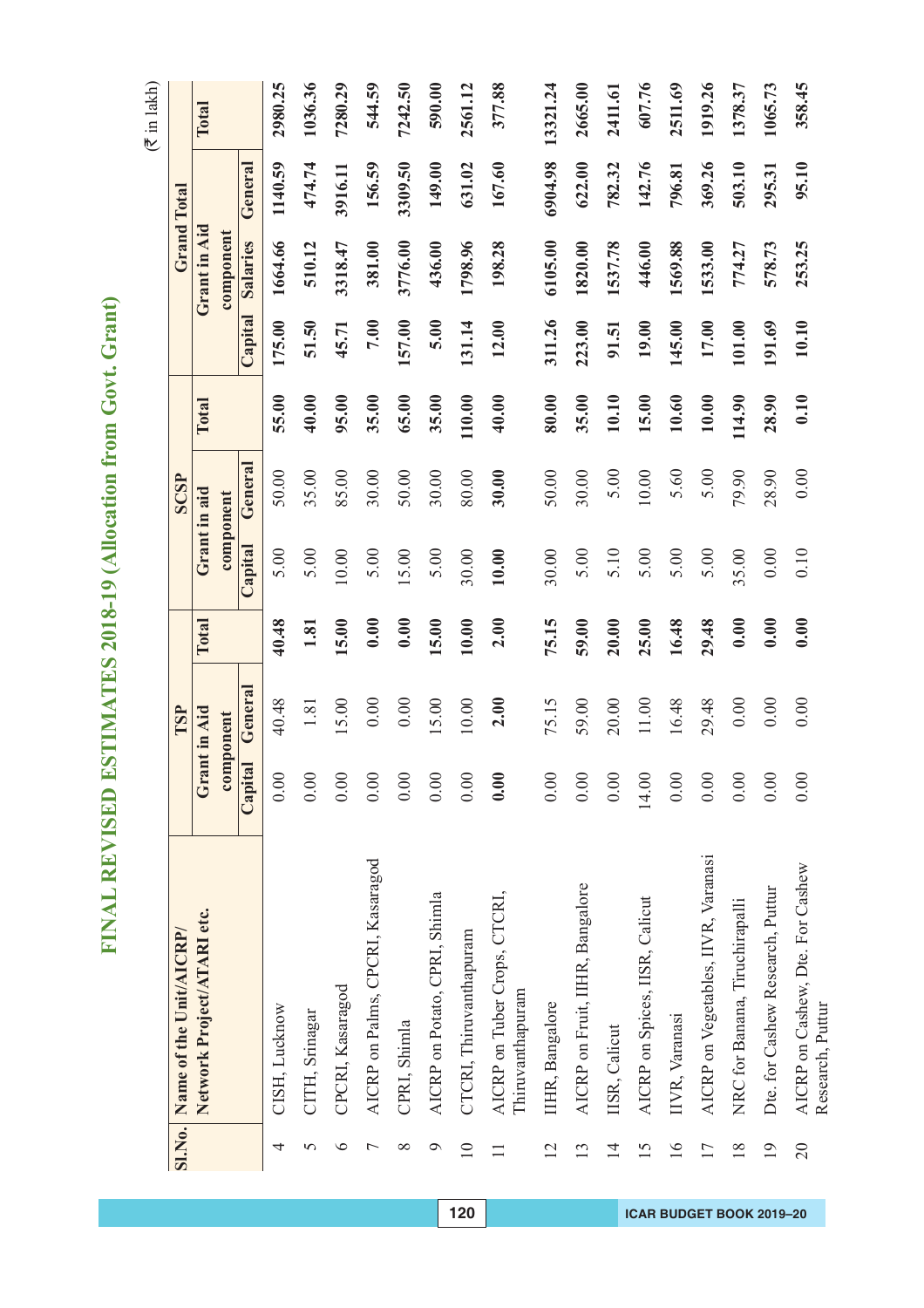# FINAL REVISED ESTIMATES 2018-19 (Allocation from Govt. Grant)

(₹ in lakh)

| Sl.No. | Name of the Unit/AICRP/ Network Project/ATARI etc. | TSP | | | SCSP | | | Grand Total | | | |
|---|---|---|---|---|---|---|---|---|---|---|---|
| | | Grant in Aid component | | Total | Grant in aid component | | Total | Grant in Aid component | | | Total |
| | | Capital | General | | Capital | General | | Capital | Salaries | General | |
| 4 | CISH, Lucknow | 0.00 | 40.48 | 40.48 | 5.00 | 50.00 | 55.00 | 175.00 | 1664.66 | 1140.59 | 2980.25 |
| 5 | CITH, Srinagar | 0.00 | 1.81 | 1.81 | 5.00 | 35.00 | 40.00 | 51.50 | 510.12 | 474.74 | 1036.36 |
| 6 | CPCRI, Kasaragod | 0.00 | 15.00 | 15.00 | 10.00 | 85.00 | 95.00 | 45.71 | 3318.47 | 3916.11 | 7280.29 |
| 7 | AICRP on Palms, CPCRI, Kasaragod | 0.00 | 0.00 | 0.00 | 5.00 | 30.00 | 35.00 | 7.00 | 381.00 | 156.59 | 544.59 |
| 8 | CPRI, Shimla | 0.00 | 0.00 | 0.00 | 15.00 | 50.00 | 65.00 | 157.00 | 3776.00 | 3309.50 | 7242.50 |
| 9 | AICRP on Potato, CPRI, Shimla | 0.00 | 15.00 | 15.00 | 5.00 | 30.00 | 35.00 | 5.00 | 436.00 | 149.00 | 590.00 |
| 10 | CTCRI, Thiruvanthapuram | 0.00 | 10.00 | 10.00 | 30.00 | 80.00 | 110.00 | 131.14 | 1798.96 | 631.02 | 2561.12 |
| 11 | AICRP on Tuber Crops, CTCRI, Thiruvanthapuram | 0.00 | 2.00 | 2.00 | 10.00 | 30.00 | 40.00 | 12.00 | 198.28 | 167.60 | 377.88 |
| 12 | IIHR, Bangalore | 0.00 | 75.15 | 75.15 | 30.00 | 50.00 | 80.00 | 311.26 | 6105.00 | 6904.98 | 13321.24 |
| 13 | AICRP on Fruit, IIHR, Bangalore | 0.00 | 59.00 | 59.00 | 5.00 | 30.00 | 35.00 | 223.00 | 1820.00 | 622.00 | 2665.00 |
| 14 | IISR, Calicut | 0.00 | 20.00 | 20.00 | 5.10 | 5.00 | 10.10 | 91.51 | 1537.78 | 782.32 | 2411.61 |
| 15 | AICRP on Spices, IISR, Calicut | 14.00 | 11.00 | 25.00 | 5.00 | 10.00 | 15.00 | 19.00 | 446.00 | 142.76 | 607.76 |
| 16 | IIVR, Varanasi | 0.00 | 16.48 | 16.48 | 5.00 | 5.60 | 10.60 | 145.00 | 1569.88 | 796.81 | 2511.69 |
| 17 | AICRP on Vegetables, IIVR, Varanasi | 0.00 | 29.48 | 29.48 | 5.00 | 5.00 | 10.00 | 17.00 | 1533.00 | 369.26 | 1919.26 |
| 18 | NRC for Banana, Tiruchirapalli | 0.00 | 0.00 | 0.00 | 35.00 | 79.90 | 114.90 | 101.00 | 774.27 | 503.10 | 1378.37 |
| 19 | Dte. for Cashew Research, Puttur | 0.00 | 0.00 | 0.00 | 0.00 | 28.90 | 28.90 | 191.69 | 578.73 | 295.31 | 1065.73 |
| 20 | AICRP on Cashew, Dte. For Cashew Research, Puttur | 0.00 | 0.00 | 0.00 | 0.10 | 0.00 | 0.10 | 10.10 | 253.25 | 95.10 | 358.45 |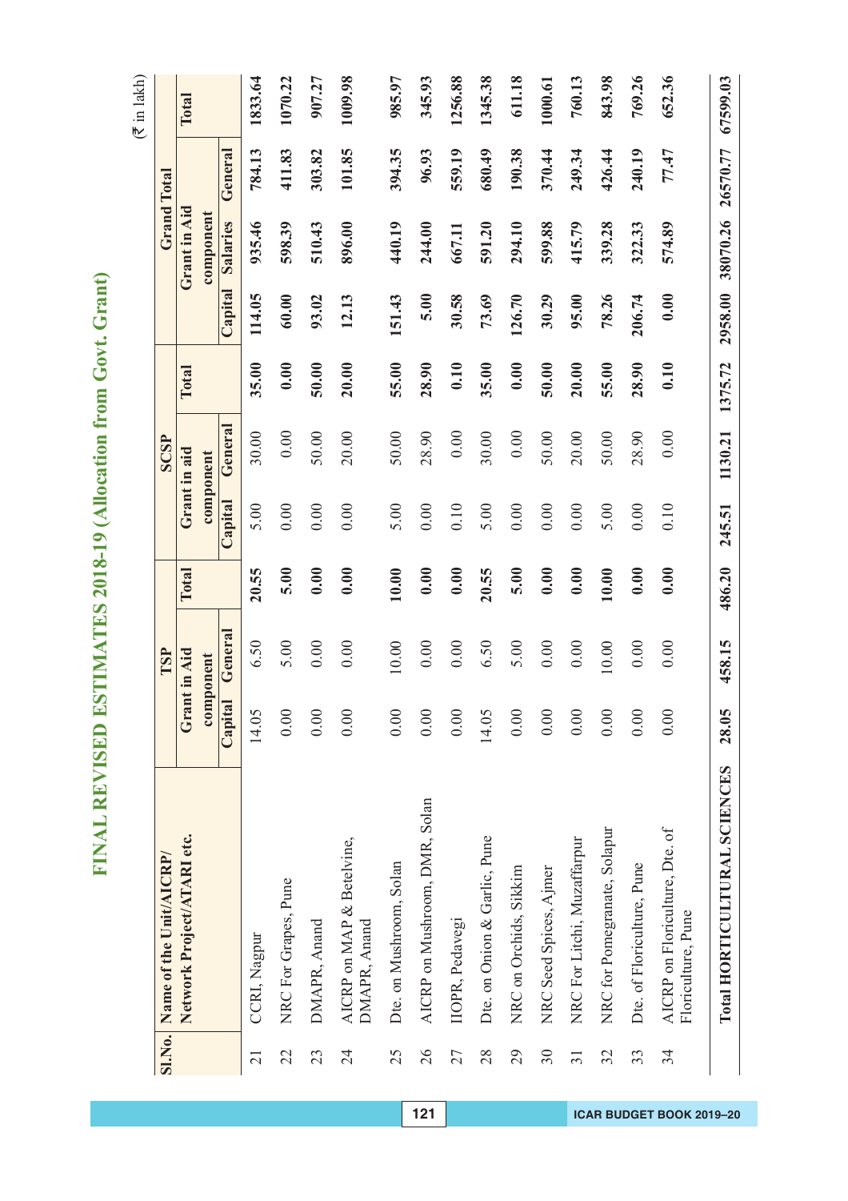# FINAL REVISED ESTIMATES 2018-19 (Allocation from Govt. Grant)

(₹ in lakh)

| Sl.No. | Name of the Unit/AICRP/ Network Project/ATARI etc. | TSP | | | SCSP | | | Grand Total | | | |
|---|---|---|---|---|---|---|---|---|---|---|---|
| | | Grant in Aid component | | Total | Grant in aid component | | Total | Grant in Aid component | | | Total |
| | | Capital | General | | Capital | General | | Capital | Salaries | General | |
| 21 | CCRI, Nagpur | 14.05 | 6.50 | 20.55 | 5.00 | 30.00 | 35.00 | 114.05 | 935.46 | 784.13 | 1833.64 |
| 22 | NRC For Grapes, Pune | 0.00 | 5.00 | 5.00 | 0.00 | 0.00 | 0.00 | 60.00 | 598.39 | 411.83 | 1070.22 |
| 23 | DMAPR, Anand | 0.00 | 0.00 | 0.00 | 0.00 | 50.00 | 50.00 | 93.02 | 510.43 | 303.82 | 907.27 |
| 24 | AICRP on MAP & Betelvine, DMAPR, Anand | 0.00 | 0.00 | 0.00 | 0.00 | 20.00 | 20.00 | 12.13 | 896.00 | 101.85 | 1009.98 |
| 25 | Dte. on Mushroom, Solan | 0.00 | 10.00 | 10.00 | 5.00 | 50.00 | 55.00 | 151.43 | 440.19 | 394.35 | 985.97 |
| 26 | AICRP on Mushroom, DMR, Solan | 0.00 | 0.00 | 0.00 | 0.00 | 28.90 | 28.90 | 5.00 | 244.00 | 96.93 | 345.93 |
| 27 | IIOPR, Pedavegi | 0.00 | 0.00 | 0.00 | 0.10 | 0.00 | 0.10 | 30.58 | 667.11 | 559.19 | 1256.88 |
| 28 | Dte. on Onion & Garlic, Pune | 14.05 | 6.50 | 20.55 | 5.00 | 30.00 | 35.00 | 73.69 | 591.20 | 680.49 | 1345.38 |
| 29 | NRC on Orchids, Sikkim | 0.00 | 5.00 | 5.00 | 0.00 | 0.00 | 0.00 | 126.70 | 294.10 | 190.38 | 611.18 |
| 30 | NRC Seed Spices, Ajmer | 0.00 | 0.00 | 0.00 | 0.00 | 50.00 | 50.00 | 30.29 | 599.88 | 370.44 | 1000.61 |
| 31 | NRC For Litchi, Muzaffarpur | 0.00 | 0.00 | 0.00 | 0.00 | 20.00 | 20.00 | 95.00 | 415.79 | 249.34 | 760.13 |
| 32 | NRC for Pomegranate, Solapur | 0.00 | 10.00 | 10.00 | 5.00 | 50.00 | 55.00 | 78.26 | 339.28 | 426.44 | 843.98 |
| 33 | Dte. of Floriculture, Pune | 0.00 | 0.00 | 0.00 | 0.00 | 28.90 | 28.90 | 206.74 | 322.33 | 240.19 | 769.26 |
| 34 | AICRP on Floriculture, Dte. of Floriculture, Pune | 0.00 | 0.00 | 0.00 | 0.10 | 0.00 | 0.10 | 0.00 | 574.89 | 77.47 | 652.36 |
| | **Total HORTICULTURAL SCIENCES** | **28.05** | **458.15** | **486.20** | **245.51** | **1130.21** | **1375.72** | **2958.00** | **38070.26** | **26570.77** | **67599.03** |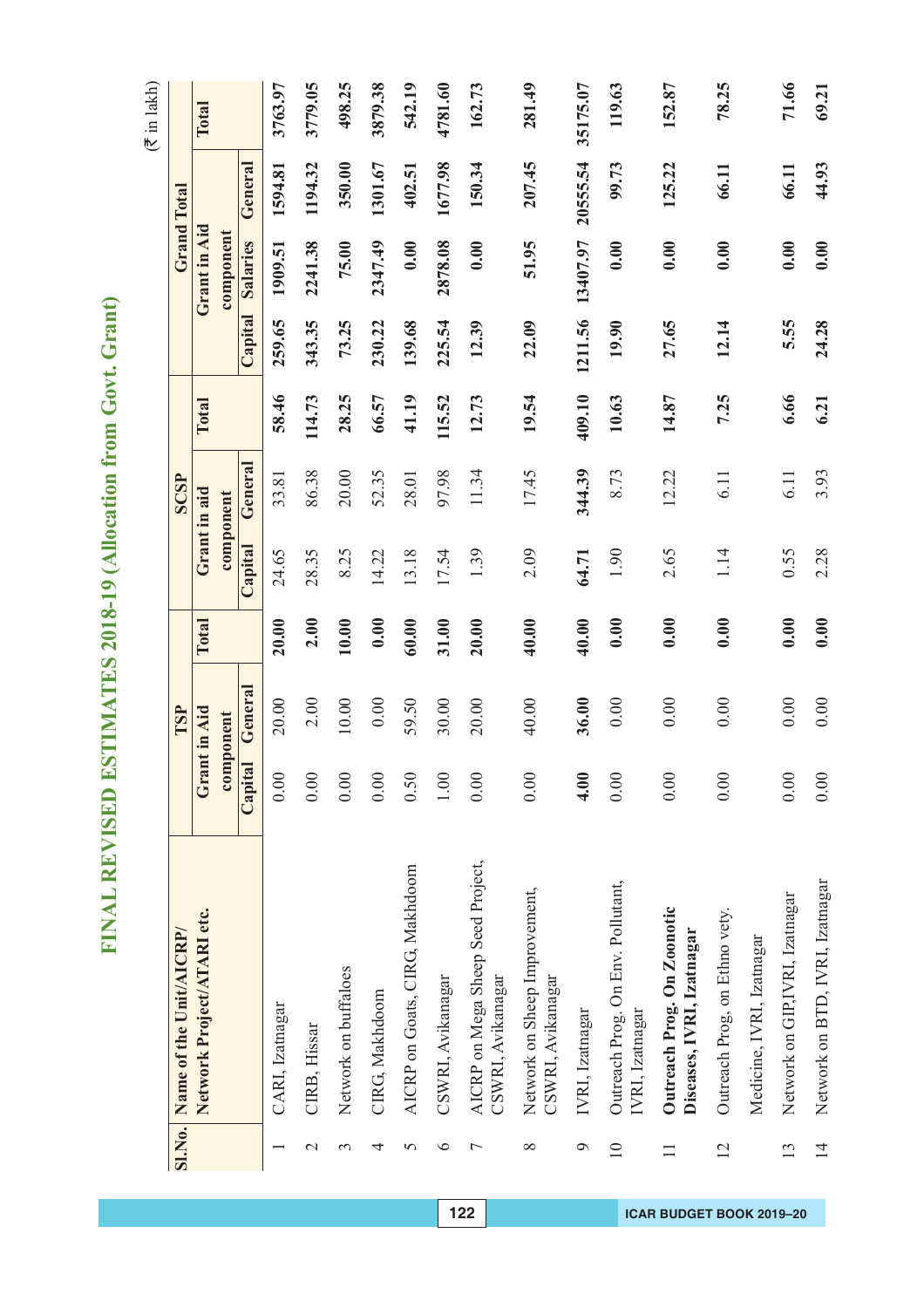# FINAL REVISED ESTIMATES 2018-19 (Allocation from Govt. Grant)

(₹ in lakh)

| Sl.No. | Name of the Unit/AICRP/ Network Project/ATARI etc. | TSP | | | SCSP | | | Grand Total | | | |
|---|---|---|---|---|---|---|---|---|---|---|---|
| | | Grant in Aid component | | Total | Grant in aid component | | Total | Grant in Aid component | | | Total |
| | | Capital | General | | Capital | General | | Capital | Salaries | General | |
| 1 | CARI, Izatnagar | 0.00 | 20.00 | **20.00** | 24.65 | 33.81 | **58.46** | **259.65** | **1909.51** | **1594.81** | **3763.97** |
| 2 | CIRB, Hissar | 0.00 | 2.00 | **2.00** | 28.35 | 86.38 | **114.73** | **343.35** | **2241.38** | **1194.32** | **3779.05** |
| 3 | Network on buffaloes | 0.00 | 10.00 | **10.00** | 8.25 | 20.00 | **28.25** | **73.25** | **75.00** | **350.00** | **498.25** |
| 4 | CIRG, Makhdoom | 0.00 | 0.00 | **0.00** | 14.22 | 52.35 | **66.57** | **230.22** | **2347.49** | **1301.67** | **3879.38** |
| 5 | AICRP on Goats, CIRG, Makhdoom | 0.50 | 59.50 | **60.00** | 13.18 | 28.01 | **41.19** | **139.68** | **0.00** | **402.51** | **542.19** |
| 6 | CSWRI, Avikanagar | 1.00 | 30.00 | **31.00** | 17.54 | 97.98 | **115.52** | **225.54** | **2878.08** | **1677.98** | **4781.60** |
| 7 | AICRP on Mega Sheep Seed Project, CSWRI, Avikanagar | 0.00 | 20.00 | **20.00** | 1.39 | 11.34 | **12.73** | **12.39** | **0.00** | **150.34** | **162.73** |
| 8 | Network on Sheep Improvement, CSWRI, Avikanagar | 0.00 | 40.00 | **40.00** | 2.09 | 17.45 | **19.54** | **22.09** | **51.95** | **207.45** | **281.49** |
| 9 | IVRI, Izatnagar | **4.00** | **36.00** | **40.00** | **64.71** | **344.39** | **409.10** | **1211.56** | **13407.97** | **20555.54** | **35175.07** |
| 10 | Outreach Prog. On Env. Pollutant, IVRI, Izatnagar | 0.00 | 0.00 | **0.00** | 1.90 | 8.73 | **10.63** | **19.90** | **0.00** | **99.73** | **119.63** |
| 11 | **Outreach Prog. On Zoonotic Diseases, IVRI, Izatnagar** | 0.00 | 0.00 | **0.00** | 2.65 | 12.22 | **14.87** | **27.65** | **0.00** | **125.22** | **152.87** |
| 12 | Outreach Prog. on Ethno vety. Medicine, IVRI, Izatnagar | 0.00 | 0.00 | **0.00** | 1.14 | 6.11 | **7.25** | **12.14** | **0.00** | **66.11** | **78.25** |
| 13 | Network on GIP,IVRI, Izatnagar | 0.00 | 0.00 | **0.00** | 0.55 | 6.11 | **6.66** | **5.55** | **0.00** | **66.11** | **71.66** |
| 14 | Network on BTD, IVRI, Izatnagar | 0.00 | 0.00 | **0.00** | 2.28 | 3.93 | **6.21** | **24.28** | **0.00** | **44.93** | **69.21** |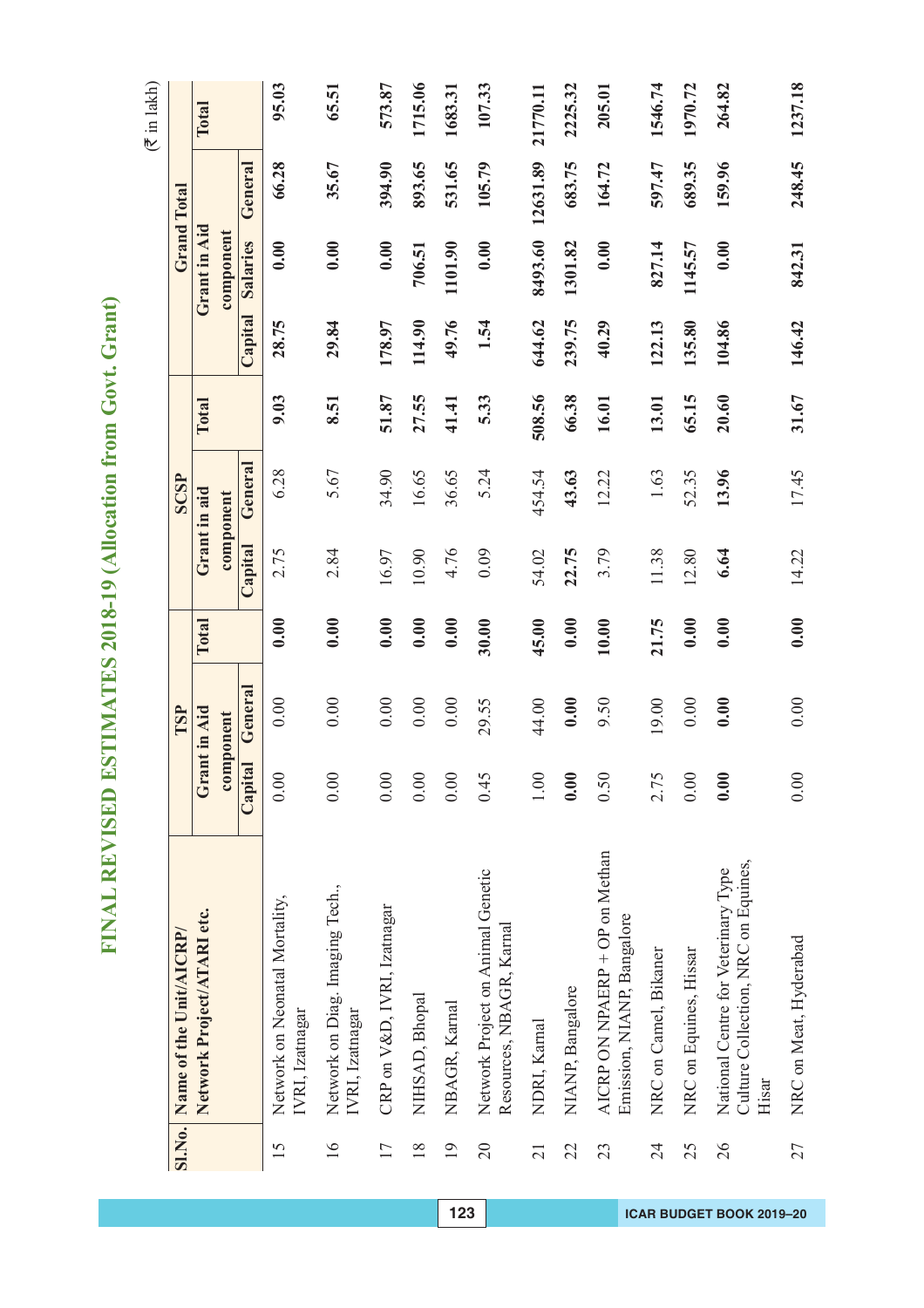# FINAL REVISED ESTIMATES 2018-19 (Allocation from Govt. Grant)

(₹ in lakh)

| Sl.No. | Name of the Unit/AICRP/ Network Project/ATARI etc. | TSP | | | SCSP | | | Grand Total | | | |
|---|---|---|---|---|---|---|---|---|---|---|---|
| | | Grant in Aid component | | Total | Grant in aid component | | Total | Capital | Grant in Aid component | | Total |
| | | Capital | General | | Capital | General | | | Salaries | General | |
| 15 | Network on Neonatal Mortality, IVRI, Izatnagar | 0.00 | 0.00 | 0.00 | 2.75 | 6.28 | 9.03 | 28.75 | 0.00 | 66.28 | 95.03 |
| 16 | Network on Diag. Imaging Tech., IVRI, Izatnagar | 0.00 | 0.00 | 0.00 | 2.84 | 5.67 | 8.51 | 29.84 | 0.00 | 35.67 | 65.51 |
| 17 | CRP on V&D, IVRI, Izatnagar | 0.00 | 0.00 | 0.00 | 16.97 | 34.90 | 51.87 | 178.97 | 0.00 | 394.90 | 573.87 |
| 18 | NIHSAD, Bhopal | 0.00 | 0.00 | 0.00 | 10.90 | 16.65 | 27.55 | 114.90 | 706.51 | 893.65 | 1715.06 |
| 19 | NBAGR, Karnal | 0.00 | 0.00 | 0.00 | 4.76 | 36.65 | 41.41 | 49.76 | 1101.90 | 531.65 | 1683.31 |
| 20 | Network Project on Animal Genetic Resources, NBAGR, Karnal | 0.45 | 29.55 | 30.00 | 0.09 | 5.24 | 5.33 | 1.54 | 0.00 | 105.79 | 107.33 |
| 21 | NDRI, Karnal | 1.00 | 44.00 | 45.00 | 54.02 | 454.54 | 508.56 | 644.62 | 8493.60 | 12631.89 | 21770.11 |
| 22 | NIANP, Bangalore | 0.00 | 0.00 | 0.00 | 22.75 | 43.63 | 66.38 | 239.75 | 1301.82 | 683.75 | 2225.32 |
| 23 | AICRP ON NPAERP + OP on Methan Emission, NIANP, Bangalore | 0.50 | 9.50 | 10.00 | 3.79 | 12.22 | 16.01 | 40.29 | 0.00 | 164.72 | 205.01 |
| 24 | NRC on Camel, Bikaner | 2.75 | 19.00 | 21.75 | 11.38 | 1.63 | 13.01 | 122.13 | 827.14 | 597.47 | 1546.74 |
| 25 | NRC on Equines, Hissar | 0.00 | 0.00 | 0.00 | 12.80 | 52.35 | 65.15 | 135.80 | 1145.57 | 689.35 | 1970.72 |
| 26 | National Centre for Veterinary Type Culture Collection, NRC on Equines, Hisar | 0.00 | 0.00 | 0.00 | 6.64 | 13.96 | 20.60 | 104.86 | 0.00 | 159.96 | 264.82 |
| 27 | NRC on Meat, Hyderabad | 0.00 | 0.00 | 0.00 | 14.22 | 17.45 | 31.67 | 146.42 | 842.31 | 248.45 | 1237.18 |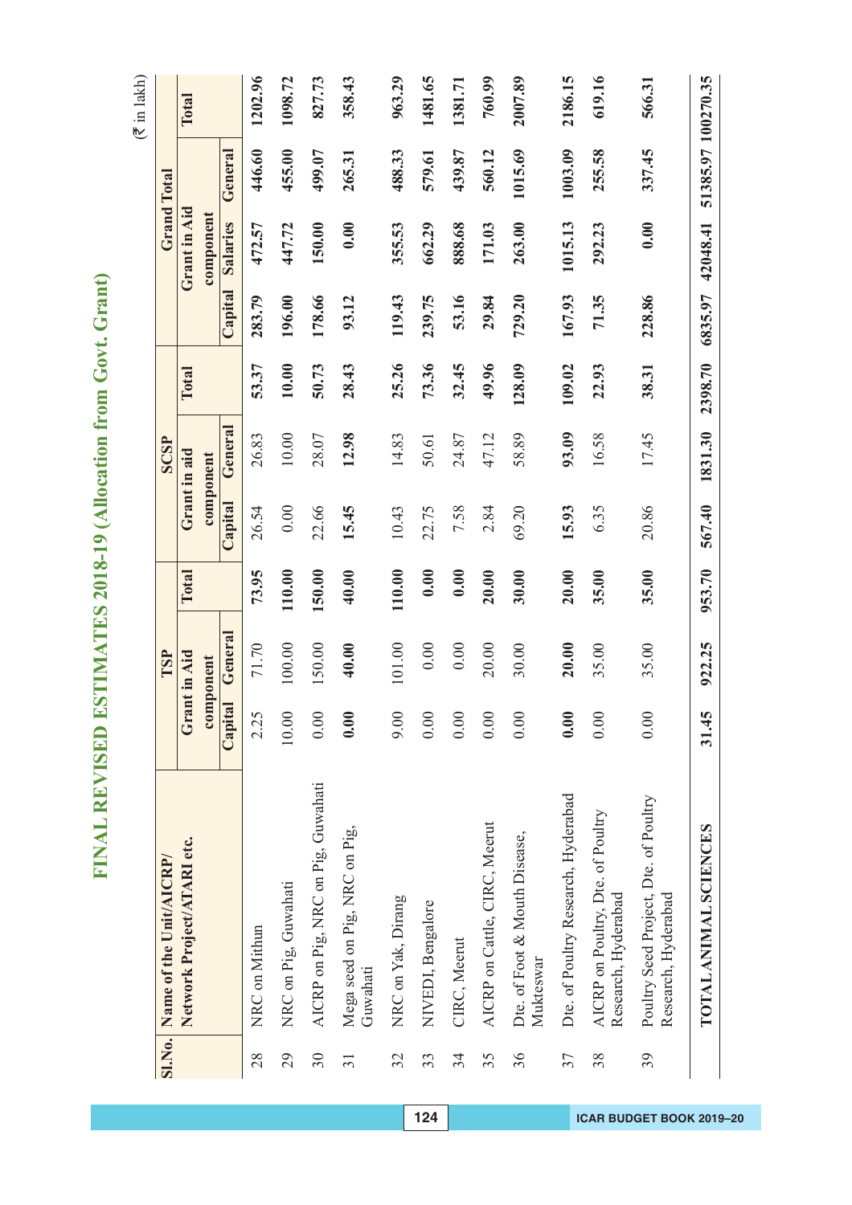# FINAL REVISED ESTIMATES 2018-19 (Allocation from Govt. Grant)

(₹ in lakh)

| Sl.No. | Name of the Unit/AICRP/ Network Project/ATARI etc. | TSP | | | SCSP | | | Grand Total | | | |
|---|---|---|---|---|---|---|---|---|---|---|---|
| | | Grant in Aid component | | Total | Grant in aid component | | Total | Grant in Aid component | | | Total |
| | | Capital | General | | Capital | General | | Capital | Salaries | General | |
| 28 | NRC on Mithun | 2.25 | 71.70 | 73.95 | 26.54 | 26.83 | 53.37 | 283.79 | 472.57 | 446.60 | 1202.96 |
| 29 | NRC on Pig, Guwahati | 10.00 | 100.00 | 110.00 | 0.00 | 10.00 | 10.00 | 196.00 | 447.72 | 455.00 | 1098.72 |
| 30 | AICRP on Pig, NRC on Pig, Guwahati | 0.00 | 150.00 | 150.00 | 22.66 | 28.07 | 50.73 | 178.66 | 150.00 | 499.07 | 827.73 |
| 31 | Mega seed on Pig, NRC on Pig, Guwahati | 0.00 | 40.00 | 40.00 | 15.45 | 12.98 | 28.43 | 93.12 | 0.00 | 265.31 | 358.43 |
| 32 | NRC on Yak, Dirang | 9.00 | 101.00 | 110.00 | 10.43 | 14.83 | 25.26 | 119.43 | 355.53 | 488.33 | 963.29 |
| 33 | NIVEDI, Bengalore | 0.00 | 0.00 | 0.00 | 22.75 | 50.61 | 73.36 | 239.75 | 662.29 | 579.61 | 1481.65 |
| 34 | CIRC, Meerut | 0.00 | 0.00 | 0.00 | 7.58 | 24.87 | 32.45 | 53.16 | 888.68 | 439.87 | 1381.71 |
| 35 | AICRP on Cattle, CIRC, Meerut | 0.00 | 20.00 | 20.00 | 2.84 | 47.12 | 49.96 | 29.84 | 171.03 | 560.12 | 760.99 |
| 36 | Dte. of Foot & Mouth Disease, Mukteswar | 0.00 | 30.00 | 30.00 | 69.20 | 58.89 | 128.09 | 729.20 | 263.00 | 1015.69 | 2007.89 |
| 37 | Dte. of Poultry Research, Hyderabad | 0.00 | 20.00 | 20.00 | 15.93 | 93.09 | 109.02 | 167.93 | 1015.13 | 1003.09 | 2186.15 |
| 38 | AICRP on Poultry, Dte. of Poultry Research, Hyderabad | 0.00 | 35.00 | 35.00 | 6.35 | 16.58 | 22.93 | 71.35 | 292.23 | 255.58 | 619.16 |
| 39 | Poultry Seed Project, Dte. of Poultry Research, Hyderabad | 0.00 | 35.00 | 35.00 | 20.86 | 17.45 | 38.31 | 228.86 | 0.00 | 337.45 | 566.31 |
| | **TOTAL ANIMAL SCIENCES** | **31.45** | **922.25** | **953.70** | **567.40** | **1831.30** | **2398.70** | **6835.97** | **42048.41** | **51385.97** | **100270.35** |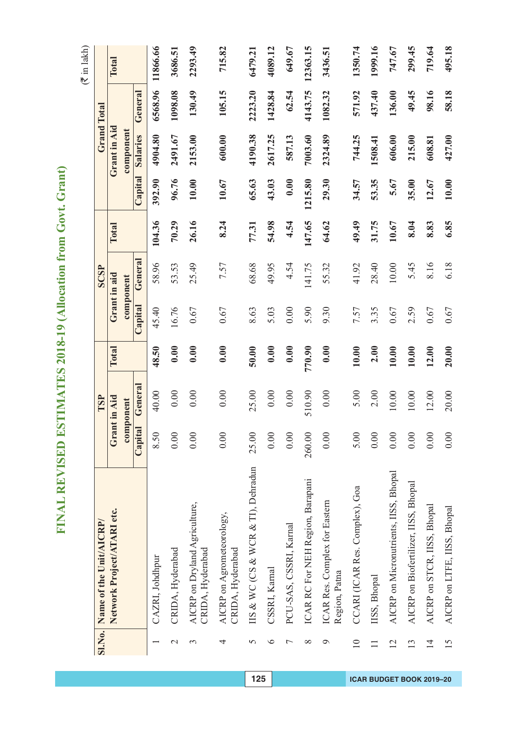# FINAL REVISED ESTIMATES 2018-19 (Allocation from Govt. Grant)

(₹ in lakh)

| Sl.No. | Name of the Unit/AICRP/ Network Project/ATARI etc. | TSP | | | SCSP | | | Grand Total | | | |
|---|---|---|---|---|---|---|---|---|---|---|---|
| | | Grant in Aid component | | Total | Grant in aid component | | Total | Grant in Aid component | | | Total |
| | | Capital | General | | Capital | General | | Capital | Salaries | General | |
| 1 | CAZRI, Johdhpur | 8.50 | 40.00 | 48.50 | 45.40 | 58.96 | 104.36 | 392.90 | 4904.80 | 6568.96 | 11866.66 |
| 2 | CRIDA, Hyderabad | 0.00 | 0.00 | 0.00 | 16.76 | 53.53 | 70.29 | 96.76 | 2491.67 | 1098.08 | 3686.51 |
| 3 | AICRP on Dryland Agriculture, CRIDA, Hyderabad | 0.00 | 0.00 | 0.00 | 0.67 | 25.49 | 26.16 | 10.00 | 2153.00 | 130.49 | 2293.49 |
| 4 | AICRP on Agrometeorology, CRIDA, Hyderabad | 0.00 | 0.00 | 0.00 | 0.67 | 7.57 | 8.24 | 10.67 | 600.00 | 105.15 | 715.82 |
| 5 | IIS & WC (CS & WCR & TI), Dehradun | 25.00 | 25.00 | 50.00 | 8.63 | 68.68 | 77.31 | 65.63 | 4190.38 | 2223.20 | 6479.21 |
| 6 | CSSRI, Karnal | 0.00 | 0.00 | 0.00 | 5.03 | 49.95 | 54.98 | 43.03 | 2617.25 | 1428.84 | 4089.12 |
| 7 | PCU-SAS, CSSRI, Karnal | 0.00 | 0.00 | 0.00 | 0.00 | 4.54 | 4.54 | 0.00 | 587.13 | 62.54 | 649.67 |
| 8 | ICAR RC For NEH Region, Barapani | 260.00 | 510.90 | 770.90 | 5.90 | 141.75 | 147.65 | 1215.80 | 7003.60 | 4143.75 | 12363.15 |
| 9 | ICAR Res. Complex for Eastern Region, Patna | 0.00 | 0.00 | 0.00 | 9.30 | 55.32 | 64.62 | 29.30 | 2324.89 | 1082.32 | 3436.51 |
| 10 | CCARI (ICAR Res. Complex), Goa | 5.00 | 5.00 | 10.00 | 7.57 | 41.92 | 49.49 | 34.57 | 744.25 | 571.92 | 1350.74 |
| 11 | IISS, Bhopal | 0.00 | 2.00 | 2.00 | 3.35 | 28.40 | 31.75 | 53.35 | 1508.41 | 437.40 | 1999.16 |
| 12 | AICRP on Micronutrients, IISS, Bhopal | 0.00 | 10.00 | 10.00 | 0.67 | 10.00 | 10.67 | 5.67 | 606.00 | 136.00 | 747.67 |
| 13 | AICRP on Biofertilizer, IISS, Bhopal | 0.00 | 10.00 | 10.00 | 2.59 | 5.45 | 8.04 | 35.00 | 215.00 | 49.45 | 299.45 |
| 14 | AICRP on STCR, IISS, Bhopal | 0.00 | 12.00 | 12.00 | 0.67 | 8.16 | 8.83 | 12.67 | 608.81 | 98.16 | 719.64 |
| 15 | AICRP on LTFE, IISS, Bhopal | 0.00 | 20.00 | 20.00 | 0.67 | 6.18 | 6.85 | 10.00 | 427.00 | 58.18 | 495.18 |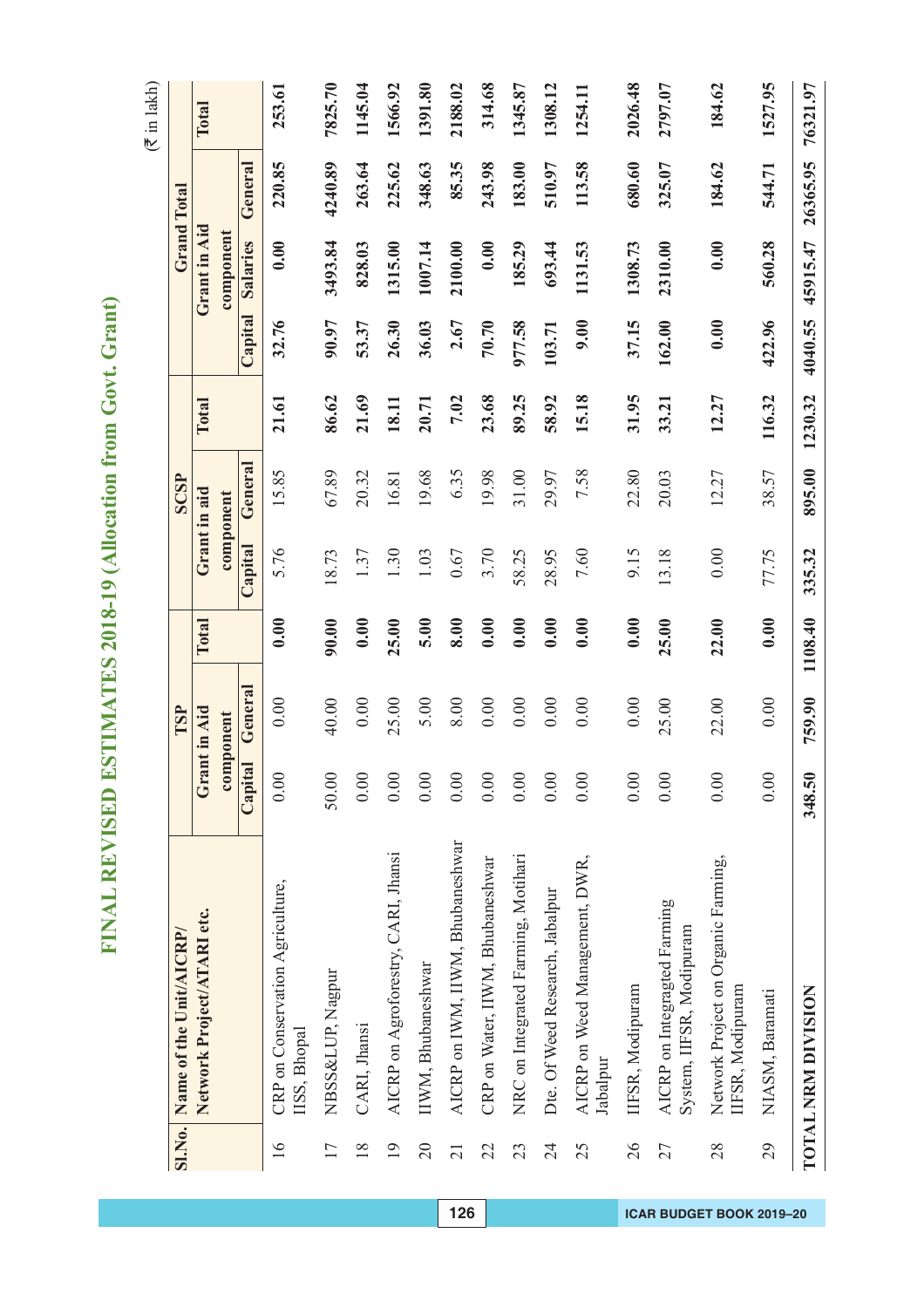# FINAL REVISED ESTIMATES 2018-19 (Allocation from Govt. Grant)

(₹ in lakh)

| Sl.No. | Name of the Unit/AICRP/ Network Project/ATARI etc. | TSP | | | SCSP | | | Grand Total | | | |
|---|---|---|---|---|---|---|---|---|---|---|---|
| | | Grant in Aid component | | Total | Grant in aid component | | Total | Grant in Aid component | | | Total |
| | | Capital | General | | Capital | General | | Capital | Salaries | General | |
| 16 | CRP on Conservation Agriculture, IISS, Bhopal | 0.00 | 0.00 | 0.00 | 5.76 | 15.85 | 21.61 | 32.76 | 0.00 | 220.85 | 253.61 |
| 17 | NBSS&LUP, Nagpur | 50.00 | 40.00 | 90.00 | 18.73 | 67.89 | 86.62 | 90.97 | 3493.84 | 4240.89 | 7825.70 |
| 18 | CARI, Jhansi | 0.00 | 0.00 | 0.00 | 1.37 | 20.32 | 21.69 | 53.37 | 828.03 | 263.64 | 1145.04 |
| 19 | AICRP on Agroforestry, CARI, Jhansi | 0.00 | 25.00 | 25.00 | 1.30 | 16.81 | 18.11 | 26.30 | 1315.00 | 225.62 | 1566.92 |
| 20 | IIWM, Bhubaneshwar | 0.00 | 5.00 | 5.00 | 1.03 | 19.68 | 20.71 | 36.03 | 1007.14 | 348.63 | 1391.80 |
| 21 | AICRP on IWM, IIWM, Bhubaneshwar | 0.00 | 8.00 | 8.00 | 0.67 | 6.35 | 7.02 | 2.67 | 2100.00 | 85.35 | 2188.02 |
| 22 | CRP on Water, IIWM, Bhubaneshwar | 0.00 | 0.00 | 0.00 | 3.70 | 19.98 | 23.68 | 70.70 | 0.00 | 243.98 | 314.68 |
| 23 | NRC on Integrated Farming, Motihari | 0.00 | 0.00 | 0.00 | 58.25 | 31.00 | 89.25 | 977.58 | 185.29 | 183.00 | 1345.87 |
| 24 | Dte. Of Weed Research, Jabalpur | 0.00 | 0.00 | 0.00 | 28.95 | 29.97 | 58.92 | 103.71 | 693.44 | 510.97 | 1308.12 |
| 25 | AICRP on Weed Management, DWR, Jabalpur | 0.00 | 0.00 | 0.00 | 7.60 | 7.58 | 15.18 | 9.00 | 1131.53 | 113.58 | 1254.11 |
| 26 | IIFSR, Modipuram | 0.00 | 0.00 | 0.00 | 9.15 | 22.80 | 31.95 | 37.15 | 1308.73 | 680.60 | 2026.48 |
| 27 | AICRP on Integragted Farming System, IIFSR, Modipuram | 0.00 | 25.00 | 25.00 | 13.18 | 20.03 | 33.21 | 162.00 | 2310.00 | 325.07 | 2797.07 |
| 28 | Network Project on Organic Farming, IIFSR, Modipuram | 0.00 | 22.00 | 22.00 | 0.00 | 12.27 | 12.27 | 0.00 | 0.00 | 184.62 | 184.62 |
| 29 | NIASM, Baramati | 0.00 | 0.00 | 0.00 | 77.75 | 38.57 | 116.32 | 422.96 | 560.28 | 544.71 | 1527.95 |
| **TOTAL NRM DIVISION** | | **348.50** | **759.90** | **1108.40** | **335.32** | **895.00** | **1230.32** | **4040.55** | **45915.47** | **26365.95** | **76321.97** |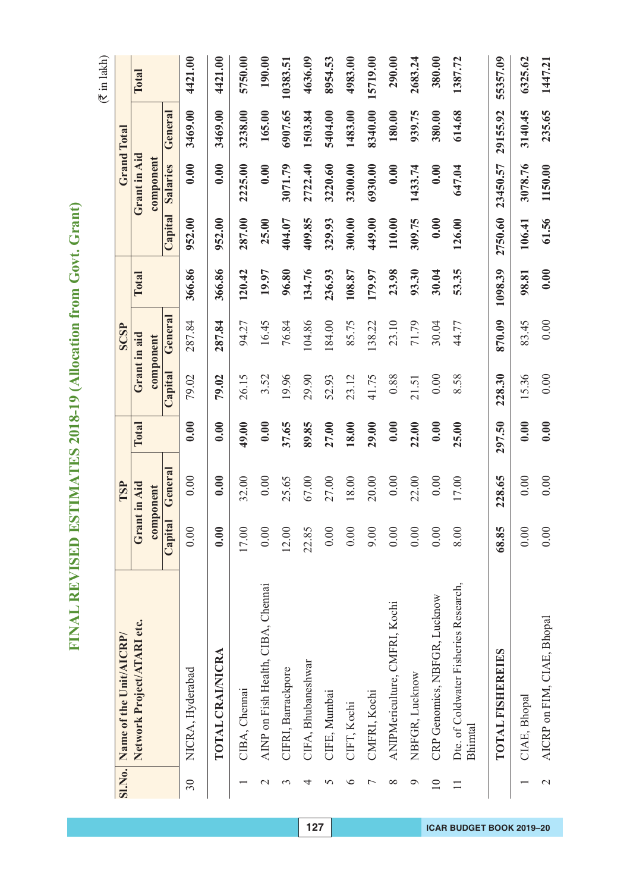# FINAL REVISED ESTIMATES 2018-19 (Allocation from Govt. Grant)

(₹ in lakh)

| Sl.No. | Name of the Unit/AICRP/ Network Project/ATARI etc. | TSP | | | SCSP | | | Grand Total | | | |
|---|---|---|---|---|---|---|---|---|---|---|---|
| | | Grant in Aid component | | Total | Grant in aid component | | Total | Grant in Aid component | | | Total |
| | | Capital | General | | Capital | General | | Capital | Salaries | General | |
| 30 | NICRA, Hyderabad | 0.00 | 0.00 | 0.00 | 79.02 | 287.84 | 366.86 | 952.00 | 0.00 | 3469.00 | 4421.00 |
| | **TOTAL CRAI/NICRA** | **0.00** | **0.00** | **0.00** | **79.02** | **287.84** | **366.86** | **952.00** | **0.00** | **3469.00** | **4421.00** |
| 1 | CIBA, Chennai | 17.00 | 32.00 | 49.00 | 26.15 | 94.27 | 120.42 | 287.00 | 2225.00 | 3238.00 | 5750.00 |
| 2 | AINP on Fish Health, CIBA, Chennai | 0.00 | 0.00 | 0.00 | 3.52 | 16.45 | 19.97 | 25.00 | 0.00 | 165.00 | 190.00 |
| 3 | CIFRI, Barrackpore | 12.00 | 25.65 | 37.65 | 19.96 | 76.84 | 96.80 | 404.07 | 3071.79 | 6907.65 | 10383.51 |
| 4 | CIFA, Bhubaneshwar | 22.85 | 67.00 | 89.85 | 29.90 | 104.86 | 134.76 | 409.85 | 2722.40 | 1503.84 | 4636.09 |
| 5 | CIFE, Mumbai | 0.00 | 27.00 | 27.00 | 52.93 | 184.00 | 236.93 | 329.93 | 3220.60 | 5404.00 | 8954.53 |
| 6 | CIFT, Kochi | 0.00 | 18.00 | 18.00 | 23.12 | 85.75 | 108.87 | 300.00 | 3200.00 | 1483.00 | 4983.00 |
| 7 | CMFRI, Kochi | 9.00 | 20.00 | 29.00 | 41.75 | 138.22 | 179.97 | 449.00 | 6930.00 | 8340.00 | 15719.00 |
| 8 | ANIPMericulture, CMFRI, Kochi | 0.00 | 0.00 | 0.00 | 0.88 | 23.10 | 23.98 | 110.00 | 0.00 | 180.00 | 290.00 |
| 9 | NBFGR, Lucknow | 0.00 | 22.00 | 22.00 | 21.51 | 71.79 | 93.30 | 309.75 | 1433.74 | 939.75 | 2683.24 |
| 10 | CRP Genomics, NBFGR, Lucknow | 0.00 | 0.00 | 0.00 | 0.00 | 30.04 | 30.04 | 0.00 | 0.00 | 380.00 | 380.00 |
| 11 | Dte. of Coldwater Fisheries Research, Bhimtal | 8.00 | 17.00 | 25.00 | 8.58 | 44.77 | 53.35 | 126.00 | 647.04 | 614.68 | 1387.72 |
| | **TOTAL FISHEREIES** | **68.85** | **228.65** | **297.50** | **228.30** | **870.09** | **1098.39** | **2750.60** | **23450.57** | **29155.92** | **55357.09** |
| 1 | CIAE, Bhopal | 0.00 | 0.00 | 0.00 | 15.36 | 83.45 | 98.81 | 106.41 | 3078.76 | 3140.45 | 6325.62 |
| 2 | AICRP on FIM, CIAE, Bhopal | 0.00 | 0.00 | 0.00 | 0.00 | 0.00 | 0.00 | 61.56 | 1150.00 | 235.65 | 1447.21 |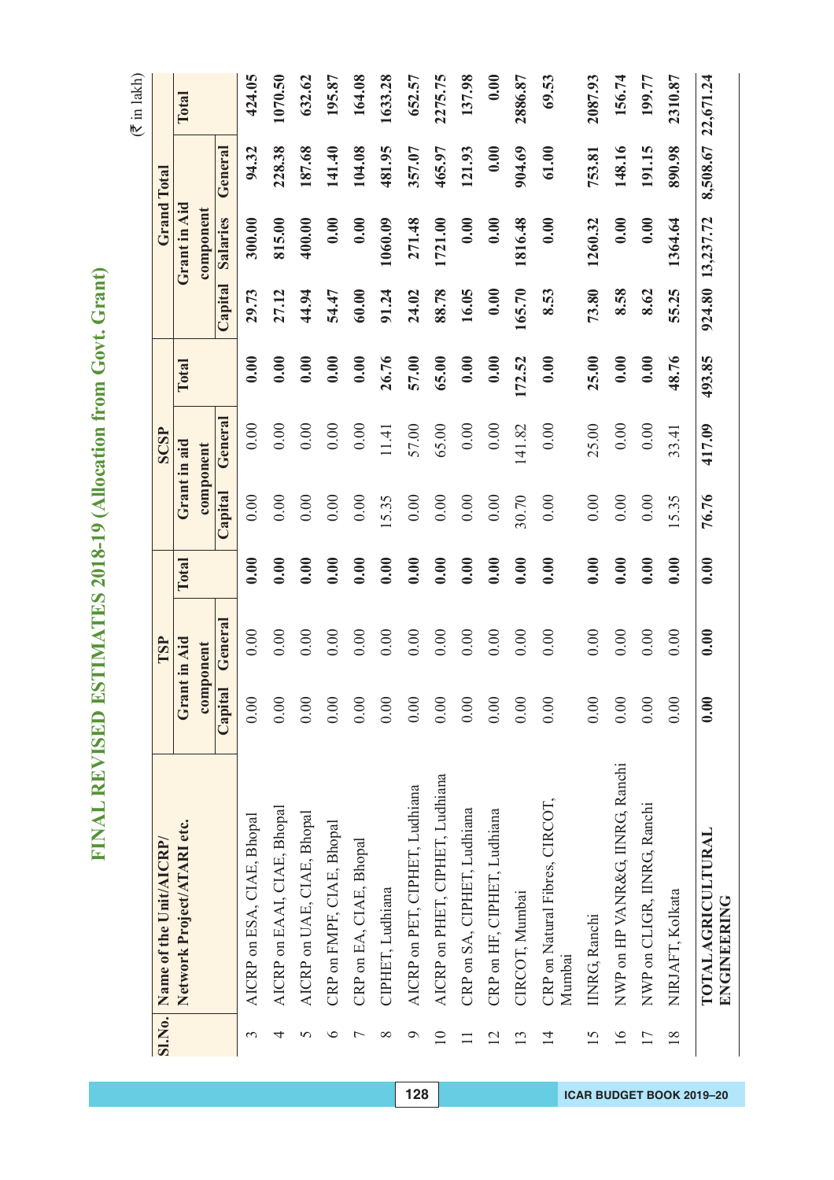# FINAL REVISED ESTIMATES 2018-19 (Allocation from Govt. Grant)

(₹ in lakh)

| Sl.No. | Name of the Unit/AICRP/ Network Project/ATARI etc. | TSP | | | SCSP | | | Grand Total | | | |
|---|---|---|---|---|---|---|---|---|---|---|---|
| | | Grant in Aid component | | Total | Grant in aid component | | Total | Grant in Aid component | | | Total |
| | | Capital | General | | Capital | General | | Capital | Salaries | General | |
| 3 | AICRP on ESA, CIAE, Bhopal | 0.00 | 0.00 | 0.00 | 0.00 | 0.00 | 0.00 | 29.73 | 300.00 | 94.32 | 424.05 |
| 4 | AICRP on EAAI, CIAE, Bhopal | 0.00 | 0.00 | 0.00 | 0.00 | 0.00 | 0.00 | 27.12 | 815.00 | 228.38 | 1070.50 |
| 5 | AICRP on UAE, CIAE, Bhopal | 0.00 | 0.00 | 0.00 | 0.00 | 0.00 | 0.00 | 44.94 | 400.00 | 187.68 | 632.62 |
| 6 | CRP on FMPF, CIAE, Bhopal | 0.00 | 0.00 | 0.00 | 0.00 | 0.00 | 0.00 | 54.47 | 0.00 | 141.40 | 195.87 |
| 7 | CRP on EA, CIAE, Bhopal | 0.00 | 0.00 | 0.00 | 0.00 | 0.00 | 0.00 | 60.00 | 0.00 | 104.08 | 164.08 |
| 8 | CIPHET, Ludhiana | 0.00 | 0.00 | 0.00 | 15.35 | 11.41 | 26.76 | 91.24 | 1060.09 | 481.95 | 1633.28 |
| 9 | AICRP on PET, CIPHET, Ludhiana | 0.00 | 0.00 | 0.00 | 0.00 | 57.00 | 57.00 | 24.02 | 271.48 | 357.07 | 652.57 |
| 10 | AICRP on PHET, CIPHET, Ludhiana | 0.00 | 0.00 | 0.00 | 0.00 | 65.00 | 65.00 | 88.78 | 1721.00 | 465.97 | 2275.75 |
| 11 | CRP on SA, CIPHET, Ludhiana | 0.00 | 0.00 | 0.00 | 0.00 | 0.00 | 0.00 | 16.05 | 0.00 | 121.93 | 137.98 |
| 12 | CRP on HF, CIPHET, Ludhiana | 0.00 | 0.00 | 0.00 | 0.00 | 0.00 | 0.00 | 0.00 | 0.00 | 0.00 | 0.00 |
| 13 | CIRCOT, Mumbai | 0.00 | 0.00 | 0.00 | 30.70 | 141.82 | 172.52 | 165.70 | 1816.48 | 904.69 | 2886.87 |
| 14 | CRP on Natural Fibres, CIRCOT, Mumbai | 0.00 | 0.00 | 0.00 | 0.00 | 0.00 | 0.00 | 8.53 | 0.00 | 61.00 | 69.53 |
| 15 | IINRG, Ranchi | 0.00 | 0.00 | 0.00 | 0.00 | 25.00 | 25.00 | 73.80 | 1260.32 | 753.81 | 2087.93 |
| 16 | NWP on HP VANR&G, IINRG, Ranchi | 0.00 | 0.00 | 0.00 | 0.00 | 0.00 | 0.00 | 8.58 | 0.00 | 148.16 | 156.74 |
| 17 | NWP on CLIGR, IINRG, Ranchi | 0.00 | 0.00 | 0.00 | 0.00 | 0.00 | 0.00 | 8.62 | 0.00 | 191.15 | 199.77 |
| 18 | NIRJAFT, Kolkata | 0.00 | 0.00 | 0.00 | 15.35 | 33.41 | 48.76 | 55.25 | 1364.64 | 890.98 | 2310.87 |
| | **TOTAL AGRICULTURAL ENGINEERING** | **0.00** | **0.00** | **0.00** | **76.76** | **417.09** | **493.85** | **924.80** | **13,237.72** | **8,508.67** | **22,671.24** |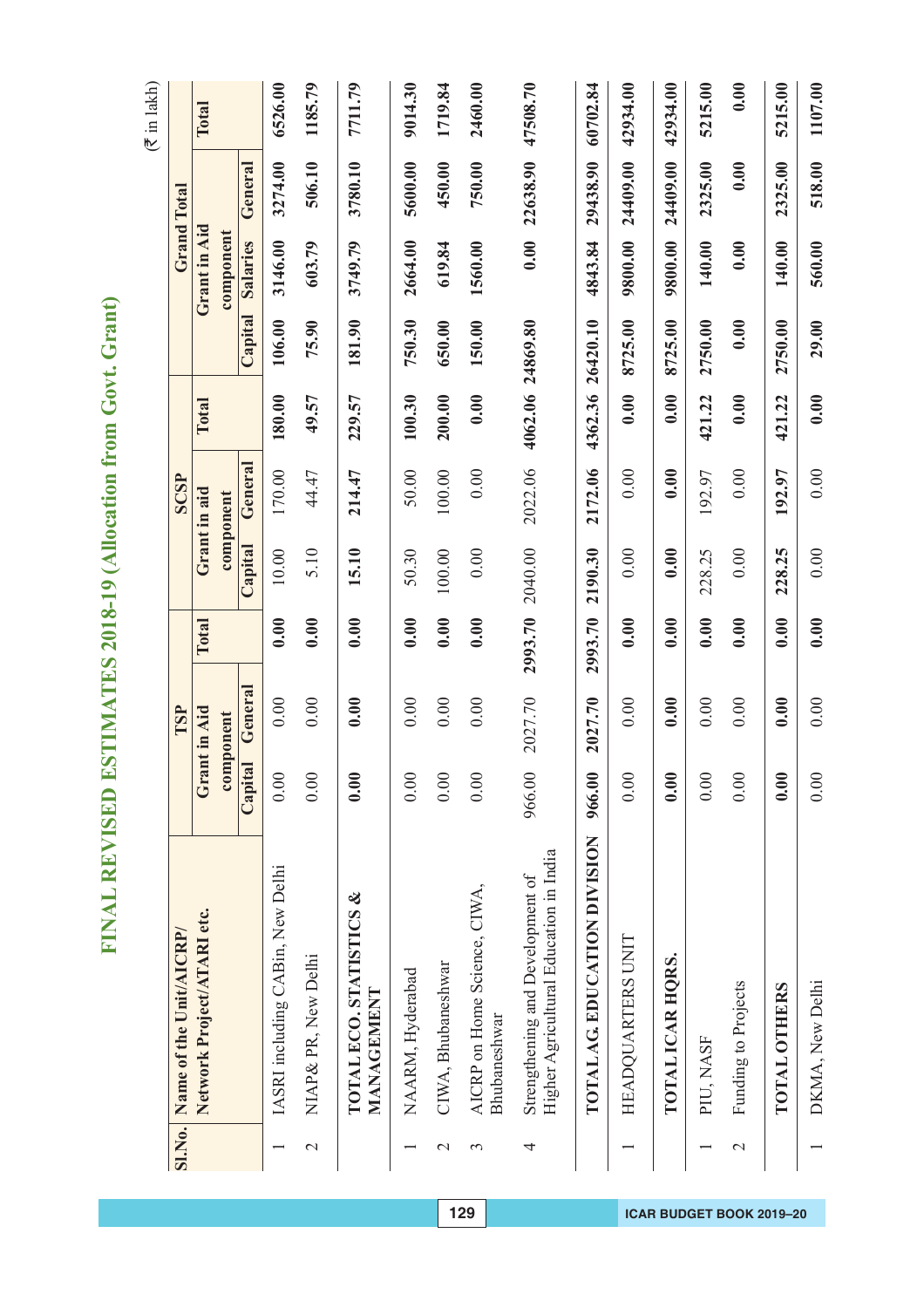# FINAL REVISED ESTIMATES 2018-19 (Allocation from Govt. Grant)

(₹ in lakh)

| Sl.No. | Name of the Unit/AICRP/ Network Project/ATARI etc. | TSP | | | SCSP | | | Grand Total | | | |
|---|---|---|---|---|---|---|---|---|---|---|---|
| | | Grant in Aid component | | Total | Grant in aid component | | Total | Grant in Aid component | | | Total |
| | | Capital | General | | Capital | General | | Capital | Salaries | General | |
| 1 | IASRI including CABin, New Delhi | 0.00 | 0.00 | 0.00 | 10.00 | 170.00 | 180.00 | 106.00 | 3146.00 | 3274.00 | 6526.00 |
| 2 | NIAP& PR, New Delhi | 0.00 | 0.00 | 0.00 | 5.10 | 44.47 | 49.57 | 75.90 | 603.79 | 506.10 | 1185.79 |
| | **TOTAL ECO. STATISTICS & MANAGEMENT** | **0.00** | **0.00** | **0.00** | **15.10** | **214.47** | **229.57** | **181.90** | **3749.79** | **3780.10** | **7711.79** |
| 1 | NAARM, Hyderabad | 0.00 | 0.00 | 0.00 | 50.30 | 50.00 | 100.30 | 750.30 | 2664.00 | 5600.00 | 9014.30 |
| 2 | CIWA, Bhubaneshwar | 0.00 | 0.00 | 0.00 | 100.00 | 100.00 | 200.00 | 650.00 | 619.84 | 450.00 | 1719.84 |
| 3 | AICRP on Home Science, CIWA, Bhubaneshwar | 0.00 | 0.00 | 0.00 | 0.00 | 0.00 | 0.00 | 150.00 | 1560.00 | 750.00 | 2460.00 |
| 4 | Strengthening and Development of Higher Agricultural Education in India | 966.00 | 2027.70 | 2993.70 | 2040.00 | 2022.06 | 4062.06 | 24869.80 | 0.00 | 22638.90 | 47508.70 |
| | **TOTAL AG. EDUCATION DIVISION** | **966.00** | **2027.70** | **2993.70** | **2190.30** | **2172.06** | **4362.36** | **26420.10** | **4843.84** | **29438.90** | **60702.84** |
| 1 | HEADQUARTERS UNIT | 0.00 | 0.00 | 0.00 | 0.00 | 0.00 | 0.00 | 8725.00 | 9800.00 | 24409.00 | 42934.00 |
| | **TOTAL ICAR HQRS.** | **0.00** | **0.00** | **0.00** | **0.00** | **0.00** | **0.00** | **8725.00** | **9800.00** | **24409.00** | **42934.00** |
| 1 | PIU, NASF | 0.00 | 0.00 | 0.00 | 228.25 | 192.97 | 421.22 | 2750.00 | 140.00 | 2325.00 | 5215.00 |
| 2 | Funding to Projects | 0.00 | 0.00 | 0.00 | 0.00 | 0.00 | 0.00 | 0.00 | 0.00 | 0.00 | 0.00 |
| | **TOTAL OTHERS** | **0.00** | **0.00** | **0.00** | **228.25** | **192.97** | **421.22** | **2750.00** | **140.00** | **2325.00** | **5215.00** |
| 1 | DKMA, New Delhi | 0.00 | 0.00 | 0.00 | 0.00 | 0.00 | 0.00 | 29.00 | 560.00 | 518.00 | 1107.00 |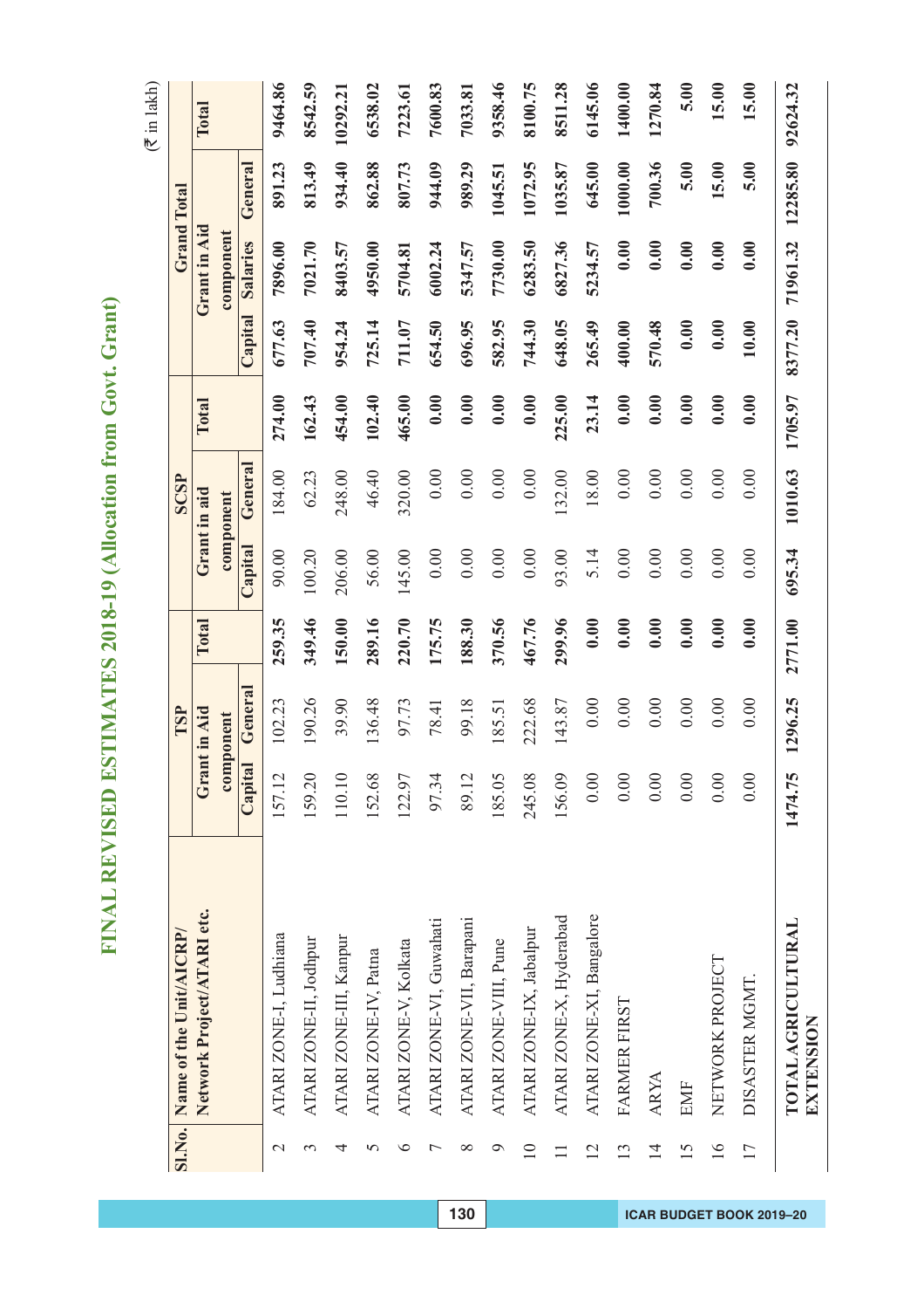# FINAL REVISED ESTIMATES 2018-19 (Allocation from Govt. Grant)

(₹ in lakh)

| Sl.No. | Name of the Unit/AICRP/ Network Project/ATARI etc. | TSP | | | SCSP | | | Grand Total | | | |
|---|---|---|---|---|---|---|---|---|---|---|---|
| | | Grant in Aid component | | Total | Grant in aid component | | Total | Grant in Aid component | | | Total |
| | | Capital | General | | Capital | General | | Capital | Salaries | General | |
| 2 | ATARI ZONE-I, Ludhiana | 157.12 | 102.23 | 259.35 | 90.00 | 184.00 | 274.00 | 677.63 | 7896.00 | 891.23 | 9464.86 |
| 3 | ATARI ZONE-II, Jodhpur | 159.20 | 190.26 | 349.46 | 100.20 | 62.23 | 162.43 | 707.40 | 7021.70 | 813.49 | 8542.59 |
| 4 | ATARI ZONE-III, Kanpur | 110.10 | 39.90 | 150.00 | 206.00 | 248.00 | 454.00 | 954.24 | 8403.57 | 934.40 | 10292.21 |
| 5 | ATARI ZONE-IV, Patna | 152.68 | 136.48 | 289.16 | 56.00 | 46.40 | 102.40 | 725.14 | 4950.00 | 862.88 | 6538.02 |
| 6 | ATARI ZONE-V, Kolkata | 122.97 | 97.73 | 220.70 | 145.00 | 320.00 | 465.00 | 711.07 | 5704.81 | 807.73 | 7223.61 |
| 7 | ATARI ZONE-VI, Guwahati | 97.34 | 78.41 | 175.75 | 0.00 | 0.00 | 0.00 | 654.50 | 6002.24 | 944.09 | 7600.83 |
| 8 | ATARI ZONE-VII, Barapani | 89.12 | 99.18 | 188.30 | 0.00 | 0.00 | 0.00 | 696.95 | 5347.57 | 989.29 | 7033.81 |
| 9 | ATARI ZONE-VIII, Pune | 185.05 | 185.51 | 370.56 | 0.00 | 0.00 | 0.00 | 582.95 | 7730.00 | 1045.51 | 9358.46 |
| 10 | ATARI ZONE-IX, Jabalpur | 245.08 | 222.68 | 467.76 | 0.00 | 0.00 | 0.00 | 744.30 | 6283.50 | 1072.95 | 8100.75 |
| 11 | ATARI ZONE-X, Hyderabad | 156.09 | 143.87 | 299.96 | 93.00 | 132.00 | 225.00 | 648.05 | 6827.36 | 1035.87 | 8511.28 |
| 12 | ATARI ZONE-XI, Bangalore | 0.00 | 0.00 | 0.00 | 5.14 | 18.00 | 23.14 | 265.49 | 5234.57 | 645.00 | 6145.06 |
| 13 | FARMER FIRST | 0.00 | 0.00 | 0.00 | 0.00 | 0.00 | 0.00 | 400.00 | 0.00 | 1000.00 | 1400.00 |
| 14 | ARYA | 0.00 | 0.00 | 0.00 | 0.00 | 0.00 | 0.00 | 570.48 | 0.00 | 700.36 | 1270.84 |
| 15 | EMF | 0.00 | 0.00 | 0.00 | 0.00 | 0.00 | 0.00 | 0.00 | 0.00 | 5.00 | 5.00 |
| 16 | NETWORK PROJECT | 0.00 | 0.00 | 0.00 | 0.00 | 0.00 | 0.00 | 0.00 | 0.00 | 15.00 | 15.00 |
| 17 | DISASTER MGMT. | 0.00 | 0.00 | 0.00 | 0.00 | 0.00 | 0.00 | 10.00 | 0.00 | 5.00 | 15.00 |
| | **TOTAL AGRICULTURAL EXTENSION** | **1474.75** | **1296.25** | **2771.00** | **695.34** | **1010.63** | **1705.97** | **8377.20** | **71961.32** | **12285.80** | **92624.32** |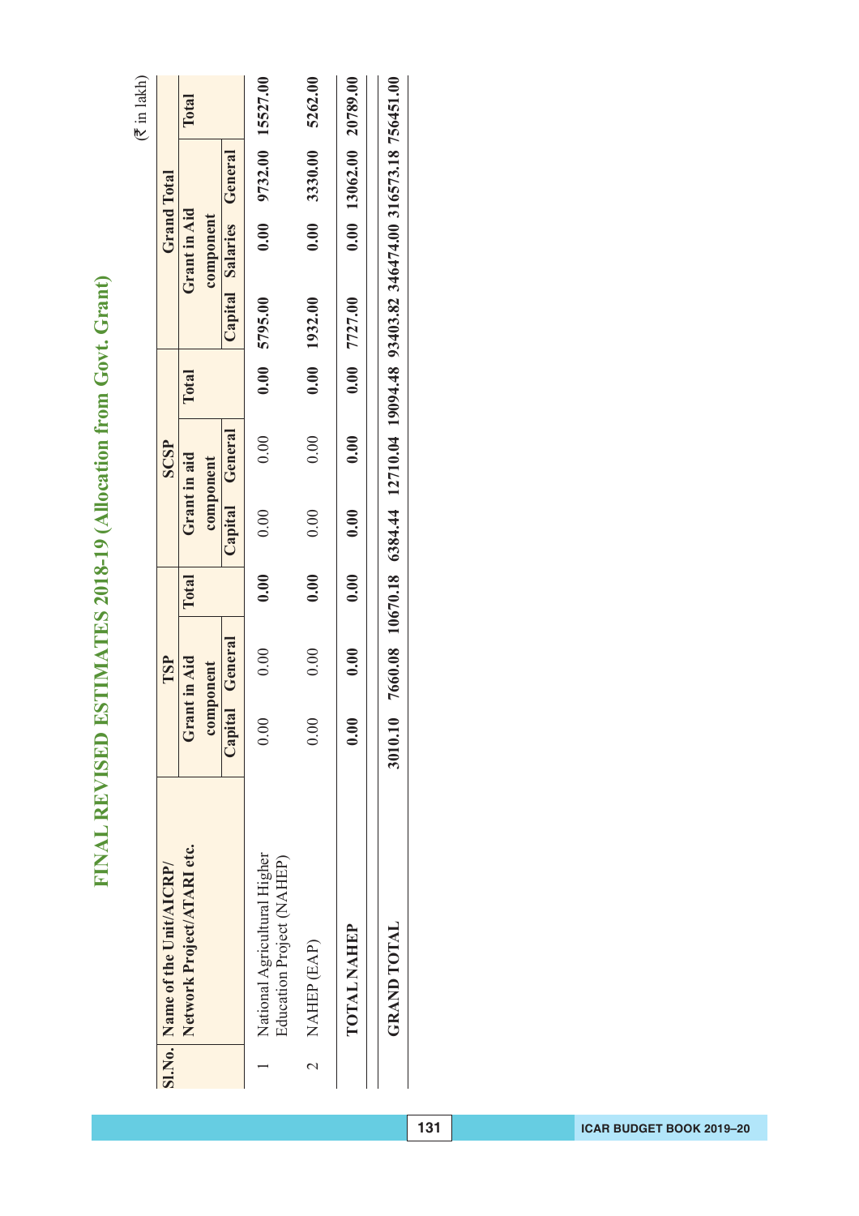# FINAL REVISED ESTIMATES 2018-19 (Allocation from Govt. Grant)

(₹ in lakh)

| Sl.No. | Name of the Unit/AICRP/ Network Project/ATARI etc. | TSP | | | SCSP | | | Grand Total | | | |
|---|---|---|---|---|---|---|---|---|---|---|---|
| | | Grant in Aid component | | Total | Grant in aid component | | Total | Grant in Aid component | | | Total |
| | | Capital | General | | Capital | General | | Capital | Salaries | General | |
| 1 | National Agricultural Higher Education Project (NAHEP) | 0.00 | 0.00 | 0.00 | 0.00 | 0.00 | 0.00 | 5795.00 | 0.00 | 9732.00 | 15527.00 |
| 2 | NAHEP (EAP) | 0.00 | 0.00 | 0.00 | 0.00 | 0.00 | 0.00 | 1932.00 | 0.00 | 3330.00 | 5262.00 |
| | **TOTAL NAHEP** | **0.00** | **0.00** | **0.00** | **0.00** | **0.00** | **0.00** | **7727.00** | **0.00** | **13062.00** | **20789.00** |
| | **GRAND TOTAL** | **3010.10** | **7660.08** | **10670.18** | **6384.44** | **12710.04** | **19094.48** | **93403.82** | **346474.00** | **316573.18** | **756451.00** |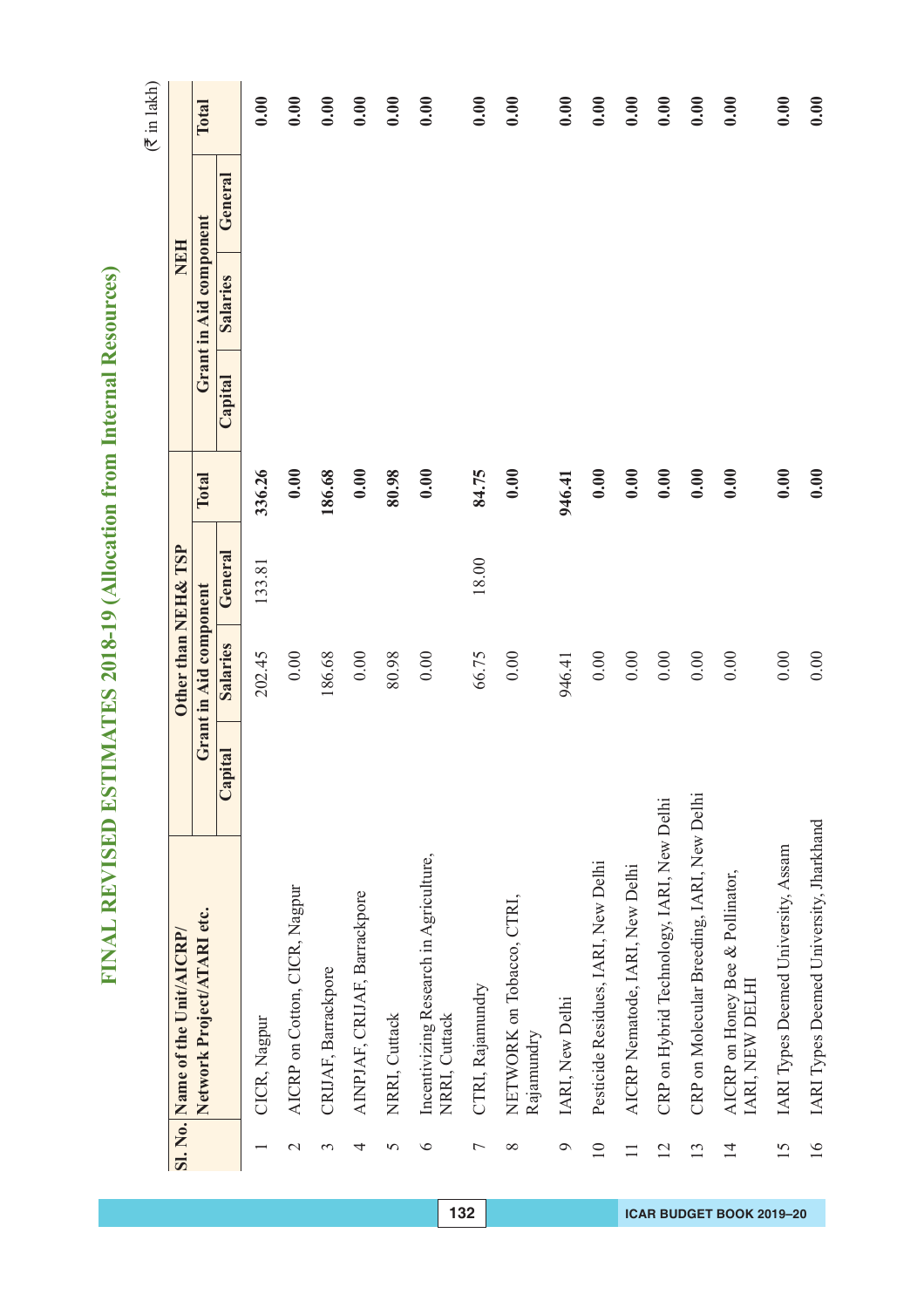# FINAL REVISED ESTIMATES 2018-19 (Allocation from Internal Resources)

(₹ in lakh)

| Sl. No. | Name of the Unit/AICRP/ Network Project/ATARI etc. | Other than NEH& TSP | | | | NEH | | | |
|---|---|---|---|---|---|---|---|---|---|
| | | Grant in Aid component | | | Total | Grant in Aid component | | | Total |
| | | Capital | Salaries | General | | Capital | Salaries | General | |
| 1 | CICR, Nagpur | | 202.45 | 133.81 | 336.26 | | | | 0.00 |
| 2 | AICRP on Cotton, CICR, Nagpur | | 0.00 | | 0.00 | | | | 0.00 |
| 3 | CRIJAF, Barrackpore | | 186.68 | | 186.68 | | | | 0.00 |
| 4 | AINPJAF, CRIJAF, Barrackpore | | 0.00 | | 0.00 | | | | 0.00 |
| 5 | NRRI, Cuttack | | 80.98 | | 80.98 | | | | 0.00 |
| 6 | Incentivizing Research in Agriculture, NRRI, Cuttack | | 0.00 | | 0.00 | | | | 0.00 |
| 7 | CTRI, Rajamundry | | 66.75 | 18.00 | 84.75 | | | | 0.00 |
| 8 | NETWORK on Tobacco, CTRI, Rajamundry | | 0.00 | | 0.00 | | | | 0.00 |
| 9 | IARI, New Delhi | | 946.41 | | 946.41 | | | | 0.00 |
| 10 | Pesticide Residues, IARI, New Delhi | | 0.00 | | 0.00 | | | | 0.00 |
| 11 | AICRP Nematode, IARI, New Delhi | | 0.00 | | 0.00 | | | | 0.00 |
| 12 | CRP on Hybrid Technology, IARI, New Delhi | | 0.00 | | 0.00 | | | | 0.00 |
| 13 | CRP on Molecular Breeding, IARI, New Delhi | | 0.00 | | 0.00 | | | | 0.00 |
| 14 | AICRP on Honey Bee & Pollinator, IARI, NEW DELHI | | 0.00 | | 0.00 | | | | 0.00 |
| 15 | IARI Types Deemed University, Assam | | 0.00 | | 0.00 | | | | 0.00 |
| 16 | IARI Types Deemed University, Jharkhand | | 0.00 | | 0.00 | | | | 0.00 |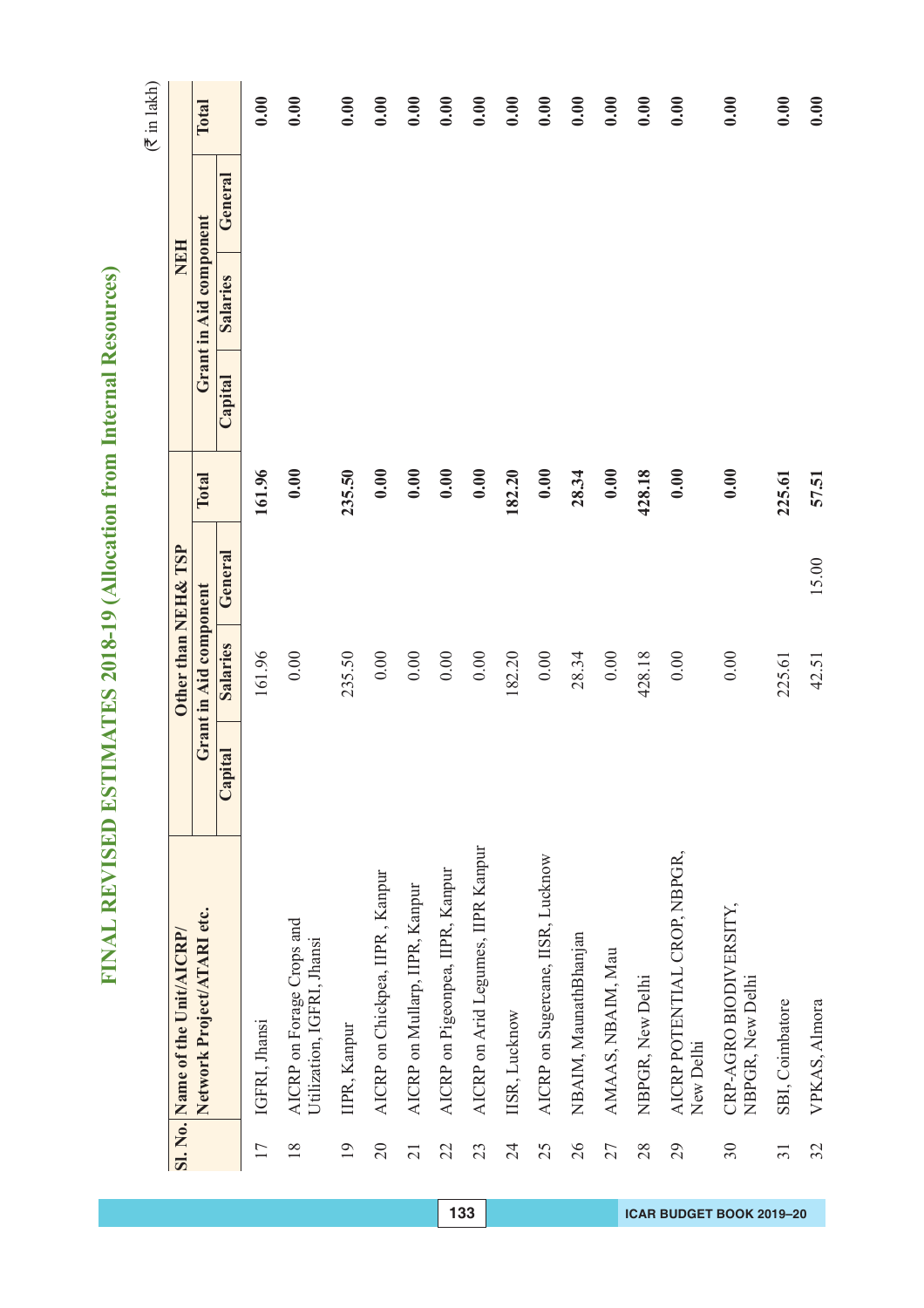# FINAL REVISED ESTIMATES 2018-19 (Allocation from Internal Resources)

(₹ in lakh)

| Sl. No. | Name of the Unit/AICRP/ Network Project/ATARI etc. | Other than NEH& TSP | | | | NEH | | | |
|---|---|---|---|---|---|---|---|---|---|
| | | Grant in Aid component | | | Total | Grant in Aid component | | | Total |
| | | Capital | Salaries | General | | Capital | Salaries | General | |
| 17 | IGFRI, Jhansi | | 161.96 | | 161.96 | | | | 0.00 |
| 18 | AICRP on Forage Crops and Utilization, IGFRI, Jhansi | | 0.00 | | 0.00 | | | | 0.00 |
| 19 | IIPR, Kanpur | | 235.50 | | 235.50 | | | | 0.00 |
| 20 | AICRP on Chickpea, IIPR , Kanpur | | 0.00 | | 0.00 | | | | 0.00 |
| 21 | AICRP on Mullarp, IIPR, Kanpur | | 0.00 | | 0.00 | | | | 0.00 |
| 22 | AICRP on Pigeonpea, IIPR, Kanpur | | 0.00 | | 0.00 | | | | 0.00 |
| 23 | AICRP on Arid Legumes, IIPR Kanpur | | 0.00 | | 0.00 | | | | 0.00 |
| 24 | IISR, Lucknow | | 182.20 | | 182.20 | | | | 0.00 |
| 25 | AICRP on Sugercane, IISR, Lucknow | | 0.00 | | 0.00 | | | | 0.00 |
| 26 | NBAIM, MaunathBhanjan | | 28.34 | | 28.34 | | | | 0.00 |
| 27 | AMAAS, NBAIM, Mau | | 0.00 | | 0.00 | | | | 0.00 |
| 28 | NBPGR, New Delhi | | 428.18 | | 428.18 | | | | 0.00 |
| 29 | AICRP POTENTIAL CROP, NBPGR, New Delhi | | 0.00 | | 0.00 | | | | 0.00 |
| 30 | CRP-AGRO BIODIVERSITY, NBPGR, New Delhi | | 0.00 | | 0.00 | | | | 0.00 |
| 31 | SBI, Coimbatore | | 225.61 | | 225.61 | | | | 0.00 |
| 32 | VPKAS, Almora | | 42.51 | 15.00 | 57.51 | | | | 0.00 |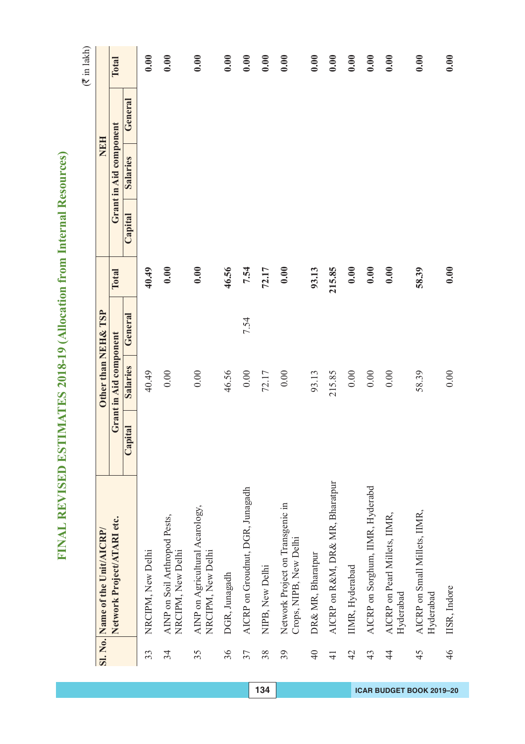# FINAL REVISED ESTIMATES 2018-19 (Allocation from Internal Resources)

(₹ in lakh)

| Sl. No. | Name of the Unit/AICRP/ Network Project/ATARI etc. | Other than NEH& TSP | | | | NEH | | | |
|---|---|---|---|---|---|---|---|---|---|
| | | Grant in Aid component | | | Total | Grant in Aid component | | | Total |
| | | Capital | Salaries | General | | Capital | Salaries | General | |
| 33 | NRCIPM, New Delhi | | 40.49 | | 40.49 | | | | 0.00 |
| 34 | AINP on Soil Arthropod Pests, NRCIPM, New Delhi | | 0.00 | | 0.00 | | | | 0.00 |
| 35 | AINP on Agricultural Acarology, NRCIPM, New Delhi | | 0.00 | | 0.00 | | | | 0.00 |
| 36 | DGR, Junagadh | | 46.56 | | 46.56 | | | | 0.00 |
| 37 | AICRP on Groudnut, DGR, Junagadh | | 0.00 | 7.54 | 7.54 | | | | 0.00 |
| 38 | NIPB, New Delhi | | 72.17 | | 72.17 | | | | 0.00 |
| 39 | Network Project on Transgenic in Crops, NIPB, New Delhi | | 0.00 | | 0.00 | | | | 0.00 |
| 40 | DR& MR, Bharatpur | | 93.13 | | 93.13 | | | | 0.00 |
| 41 | AICRP on R&M, DR& MR, Bharatpur | | 215.85 | | 215.85 | | | | 0.00 |
| 42 | IIMR, Hyderabad | | 0.00 | | 0.00 | | | | 0.00 |
| 43 | AICRP on Sorghum, IIMR, Hyderabd | | 0.00 | | 0.00 | | | | 0.00 |
| 44 | AICRP on Pearl Millets, IIMR, Hyderabad | | 0.00 | | 0.00 | | | | 0.00 |
| 45 | AICRP on Small Millets, IIMR, Hyderabad | | 58.39 | | 58.39 | | | | 0.00 |
| 46 | IISR, Indore | | 0.00 | | 0.00 | | | | 0.00 |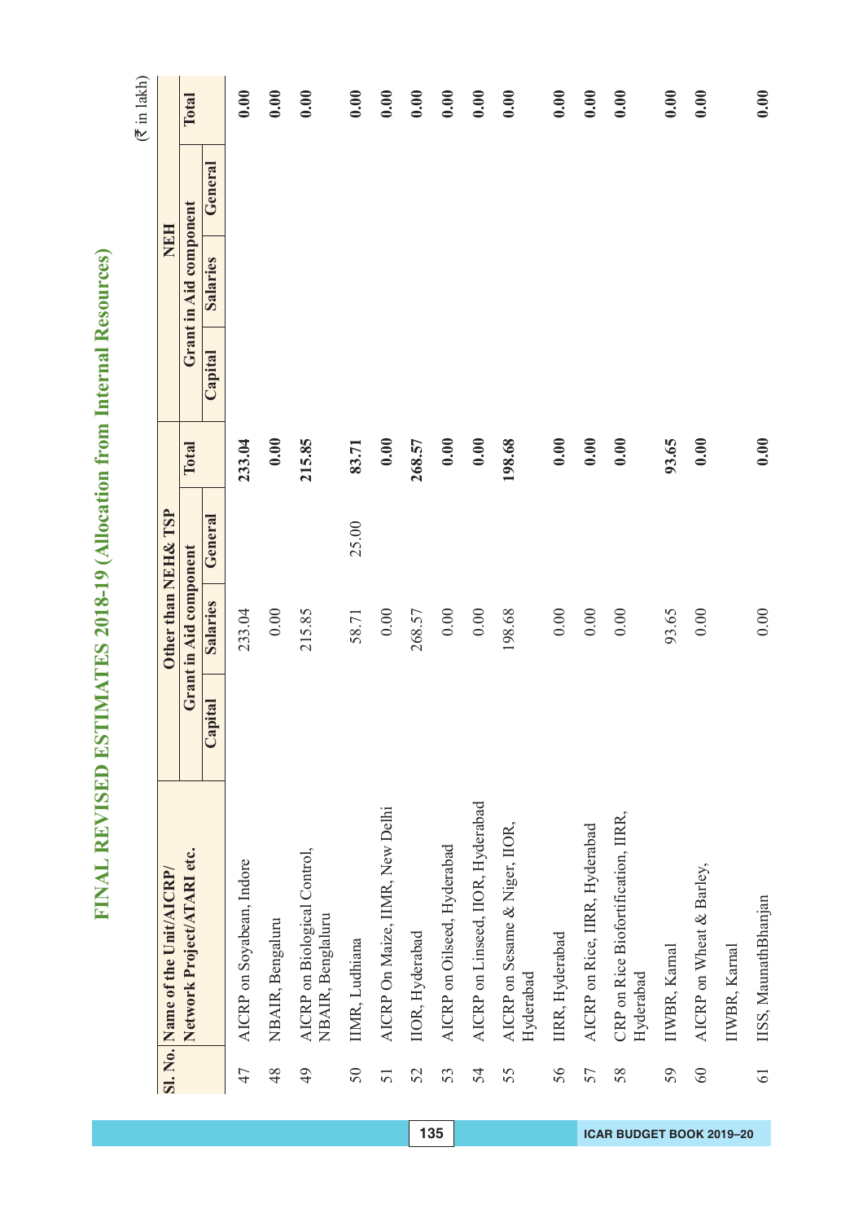# FINAL REVISED ESTIMATES 2018-19 (Allocation from Internal Resources)

(₹ in lakh)

| Sl. No. | Name of the Unit/AICRP/ Network Project/ATARI etc. | Other than NEH& TSP | | | | NEH | | | |
|---|---|---|---|---|---|---|---|---|---|
| | | Grant in Aid component | | | Total | Grant in Aid component | | | Total |
| | | Capital | Salaries | General | | Capital | Salaries | General | |
| 47 | AICRP on Soyabean, Indore | | 233.04 | | 233.04 | | | | 0.00 |
| 48 | NBAIR, Bengaluru | | 0.00 | | 0.00 | | | | 0.00 |
| 49 | AICRP on Biological Control, NBAIR, Benglaluru | | 215.85 | | 215.85 | | | | 0.00 |
| 50 | IIMR, Ludhiana | | 58.71 | 25.00 | 83.71 | | | | 0.00 |
| 51 | AICRP On Maize, IIMR, New Delhi | | 0.00 | | 0.00 | | | | 0.00 |
| 52 | IIOR, Hyderabad | | 268.57 | | 268.57 | | | | 0.00 |
| 53 | AICRP on Oilseed, Hyderabad | | 0.00 | | 0.00 | | | | 0.00 |
| 54 | AICRP on Linseed, IIOR, Hyderabad | | 0.00 | | 0.00 | | | | 0.00 |
| 55 | AICRP on Sesame & Niger, IIOR, Hyderabad | | 198.68 | | 198.68 | | | | 0.00 |
| 56 | IIRR, Hyderabad | | 0.00 | | 0.00 | | | | 0.00 |
| 57 | AICRP on Rice, IIRR, Hyderabad | | 0.00 | | 0.00 | | | | 0.00 |
| 58 | CRP on Rice Biofortification, IIRR, Hyderabad | | 0.00 | | 0.00 | | | | 0.00 |
| 59 | IIWBR, Karnal | | 93.65 | | 93.65 | | | | 0.00 |
| 60 | AICRP on Wheat & Barley, IIWBR, Karnal | | 0.00 | | 0.00 | | | | 0.00 |
| 61 | IISS, MaunathBhanjan | | 0.00 | | 0.00 | | | | 0.00 |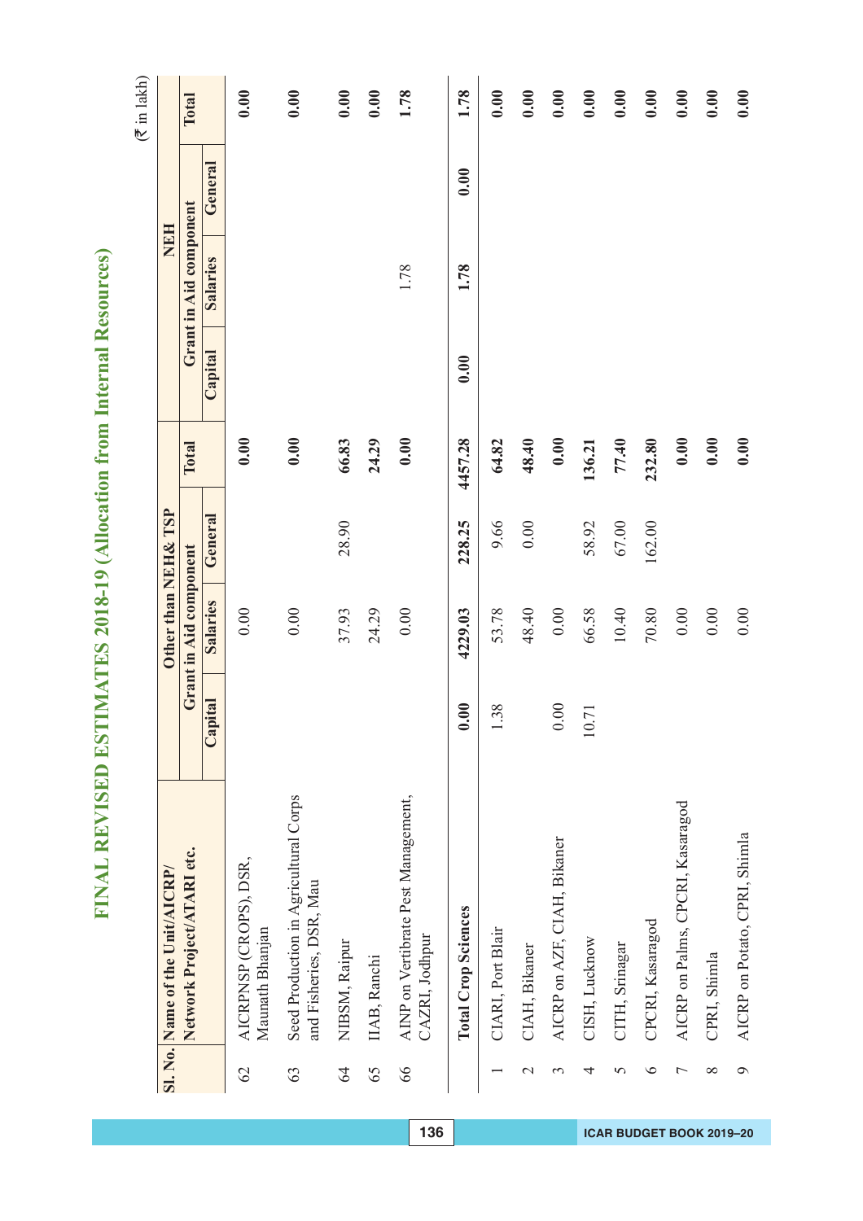# FINAL REVISED ESTIMATES 2018-19 (Allocation from Internal Resources)

(₹ in lakh)

| Sl. No. | Name of the Unit/AICRP/ Network Project/ATARI etc. | Other than NEH& TSP | | | | NEH | | | |
|---|---|---|---|---|---|---|---|---|---|
| | | Grant in Aid component | | | Total | Grant in Aid component | | | Total |
| | | Capital | Salaries | General | | Capital | Salaries | General | |
| 62 | AICRPNSP (CROPS), DSR, Maunath Bhanjan | | 0.00 | | **0.00** | | | | **0.00** |
| 63 | Seed Production in Agricultural Corps and Fisheries, DSR, Mau | | 0.00 | | **0.00** | | | | **0.00** |
| 64 | NIBSM, Raipur | | 37.93 | 28.90 | **66.83** | | | | **0.00** |
| 65 | IIAB, Ranchi | | 24.29 | | **24.29** | | | | **0.00** |
| 66 | AINP on Vertibrate Pest Management, CAZRI, Jodhpur | | 0.00 | | **0.00** | | 1.78 | | **1.78** |
| | **Total Crop Sciences** | **0.00** | **4229.03** | **228.25** | **4457.28** | **0.00** | **1.78** | **0.00** | **1.78** |
| 1 | CIARI, Port Blair | 1.38 | 53.78 | 9.66 | **64.82** | | | | **0.00** |
| 2 | CIAH, Bikaner | | 48.40 | 0.00 | **48.40** | | | | **0.00** |
| 3 | AICRP on AZF, CIAH, Bikaner | 0.00 | 0.00 | | **0.00** | | | | **0.00** |
| 4 | CISH, Lucknow | 10.71 | 66.58 | 58.92 | **136.21** | | | | **0.00** |
| 5 | CITH, Srinagar | | 10.40 | 67.00 | **77.40** | | | | **0.00** |
| 6 | CPCRI, Kasaragod | | 70.80 | 162.00 | **232.80** | | | | **0.00** |
| 7 | AICRP on Palms, CPCRI, Kasaragod | | 0.00 | | **0.00** | | | | **0.00** |
| 8 | CPRI, Shimla | | 0.00 | | **0.00** | | | | **0.00** |
| 9 | AICRP on Potato, CPRI, Shimla | | 0.00 | | **0.00** | | | | **0.00** |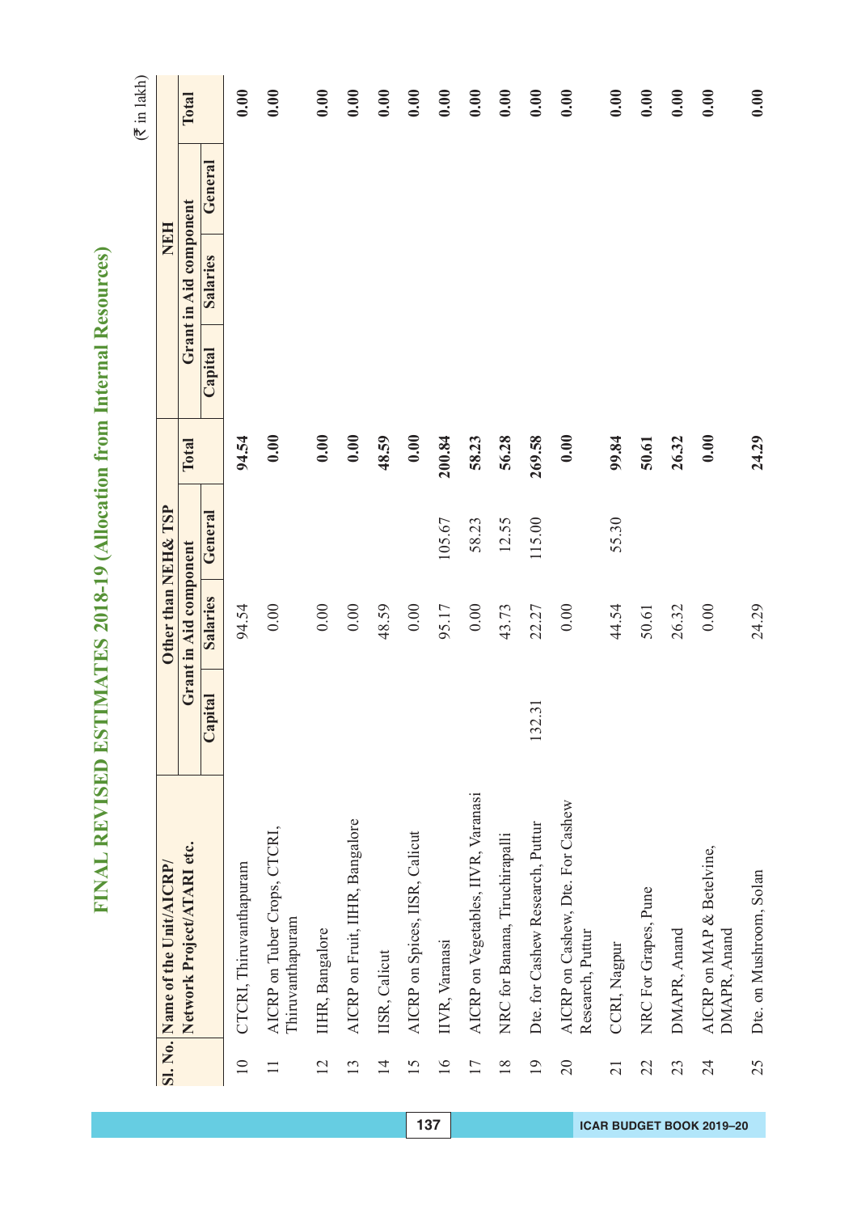# FINAL REVISED ESTIMATES 2018-19 (Allocation from Internal Resources)

(₹ in lakh)

| Sl. No. | Name of the Unit/AICRP/ Network Project/ATARI etc. | Other than NEH& TSP | | | | NEH | | | |
|---|---|---|---|---|---|---|---|---|---|
| | | Grant in Aid component | | | Total | Grant in Aid component | | | Total |
| | | Capital | Salaries | General | | Capital | Salaries | General | |
| 10 | CTCRI, Thiruvanthapuram | | 94.54 | | 94.54 | | | | 0.00 |
| 11 | AICRP on Tuber Crops, CTCRI, Thiruvanthapuram | | 0.00 | | 0.00 | | | | 0.00 |
| 12 | IIHR, Bangalore | | 0.00 | | 0.00 | | | | 0.00 |
| 13 | AICRP on Fruit, IIHR, Bangalore | | 0.00 | | 0.00 | | | | 0.00 |
| 14 | IISR, Calicut | | 48.59 | | 48.59 | | | | 0.00 |
| 15 | AICRP on Spices, IISR, Calicut | | 0.00 | | 0.00 | | | | 0.00 |
| 16 | IIVR, Varanasi | | 95.17 | 105.67 | 200.84 | | | | 0.00 |
| 17 | AICRP on Vegetables, IIVR, Varanasi | | 0.00 | 58.23 | 58.23 | | | | 0.00 |
| 18 | NRC for Banana, Tiruchirapalli | | 43.73 | 12.55 | 56.28 | | | | 0.00 |
| 19 | Dte. for Cashew Research, Puttur | 132.31 | 22.27 | 115.00 | 269.58 | | | | 0.00 |
| 20 | AICRP on Cashew, Dte. For Cashew Research, Puttur | | 0.00 | | 0.00 | | | | 0.00 |
| 21 | CCRI, Nagpur | | 44.54 | 55.30 | 99.84 | | | | 0.00 |
| 22 | NRC For Grapes, Pune | | 50.61 | | 50.61 | | | | 0.00 |
| 23 | DMAPR, Anand | | 26.32 | | 26.32 | | | | 0.00 |
| 24 | AICRP on MAP & Betelvine, DMAPR, Anand | | 0.00 | | 0.00 | | | | 0.00 |
| 25 | Dte. on Mushroom, Solan | | 24.29 | | 24.29 | | | | 0.00 |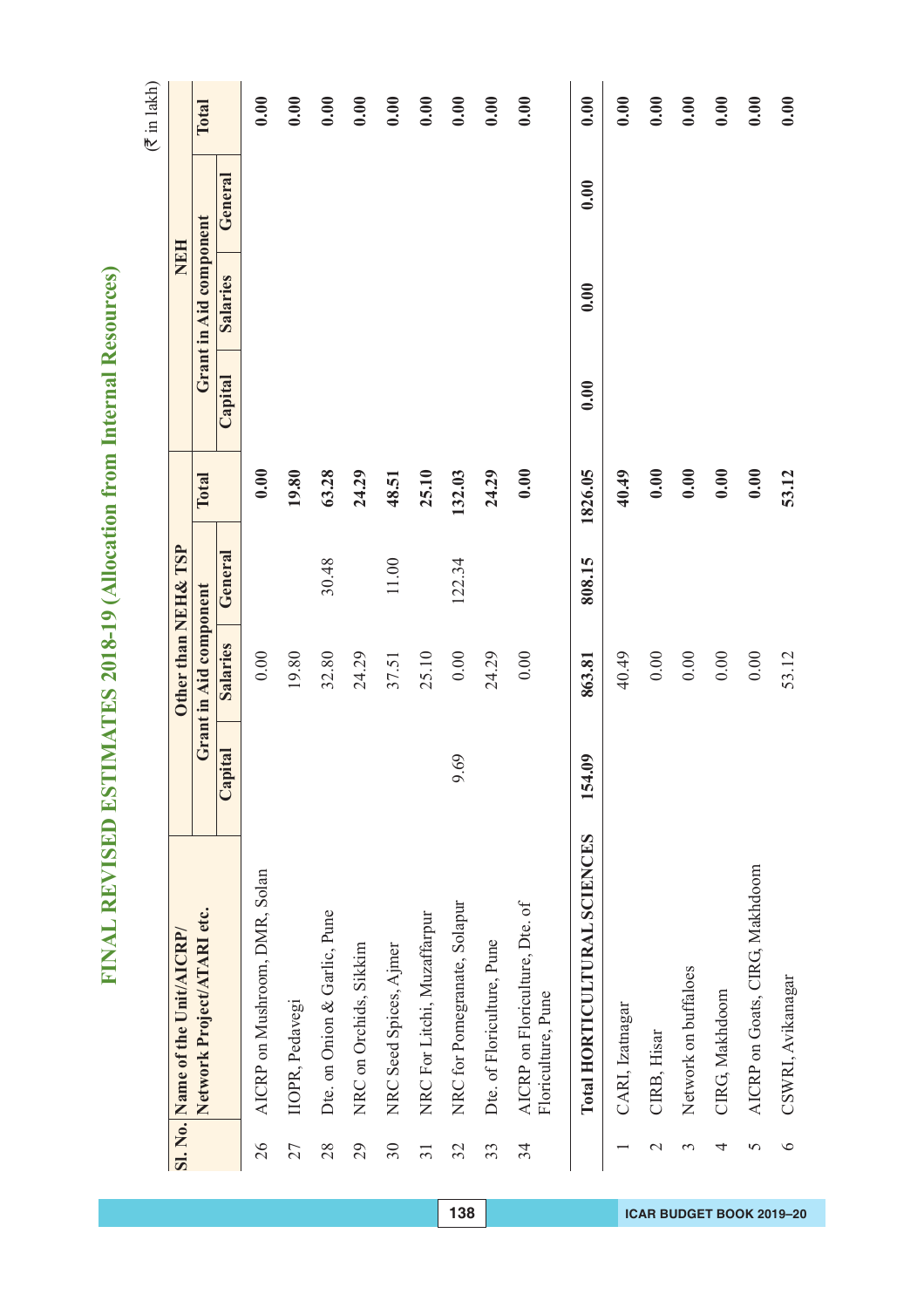# FINAL REVISED ESTIMATES 2018-19 (Allocation from Internal Resources)

(₹ in lakh)

| Sl. No. | Name of the Unit/AICRP/ Network Project/ATARI etc. | Other than NEH& TSP | | | | NEH | | | |
|---|---|---|---|---|---|---|---|---|---|
| | | Grant in Aid component | | | Total | Grant in Aid component | | | Total |
| | | Capital | Salaries | General | | Capital | Salaries | General | |
| 26 | AICRP on Mushroom, DMR, Solan | | 0.00 | | 0.00 | | | | 0.00 |
| 27 | IIOPR, Pedavegi | | 19.80 | | 19.80 | | | | 0.00 |
| 28 | Dte. on Onion & Garlic, Pune | | 32.80 | 30.48 | 63.28 | | | | 0.00 |
| 29 | NRC on Orchids, Sikkim | | 24.29 | | 24.29 | | | | 0.00 |
| 30 | NRC Seed Spices, Ajmer | | 37.51 | 11.00 | 48.51 | | | | 0.00 |
| 31 | NRC For Litchi, Muzaffarpur | | 25.10 | | 25.10 | | | | 0.00 |
| 32 | NRC for Pomegranate, Solapur | 9.69 | 0.00 | 122.34 | 132.03 | | | | 0.00 |
| 33 | Dte. of Floriculture, Pune | | 24.29 | | 24.29 | | | | 0.00 |
| 34 | AICRP on Floriculture, Dte. of Floriculture, Pune | | 0.00 | | 0.00 | | | | 0.00 |
| | **Total HORTICULTURAL SCIENCES** | **154.09** | **863.81** | **808.15** | **1826.05** | **0.00** | **0.00** | **0.00** | **0.00** |
| 1 | CARI, Izatnagar | | 40.49 | | 40.49 | | | | 0.00 |
| 2 | CIRB, Hisar | | 0.00 | | 0.00 | | | | 0.00 |
| 3 | Network on buffaloes | | 0.00 | | 0.00 | | | | 0.00 |
| 4 | CIRG, Makhdoom | | 0.00 | | 0.00 | | | | 0.00 |
| 5 | AICRP on Goats, CIRG, Makhdoom | | 0.00 | | 0.00 | | | | 0.00 |
| 6 | CSWRI, Avikanagar | | 53.12 | | 53.12 | | | | 0.00 |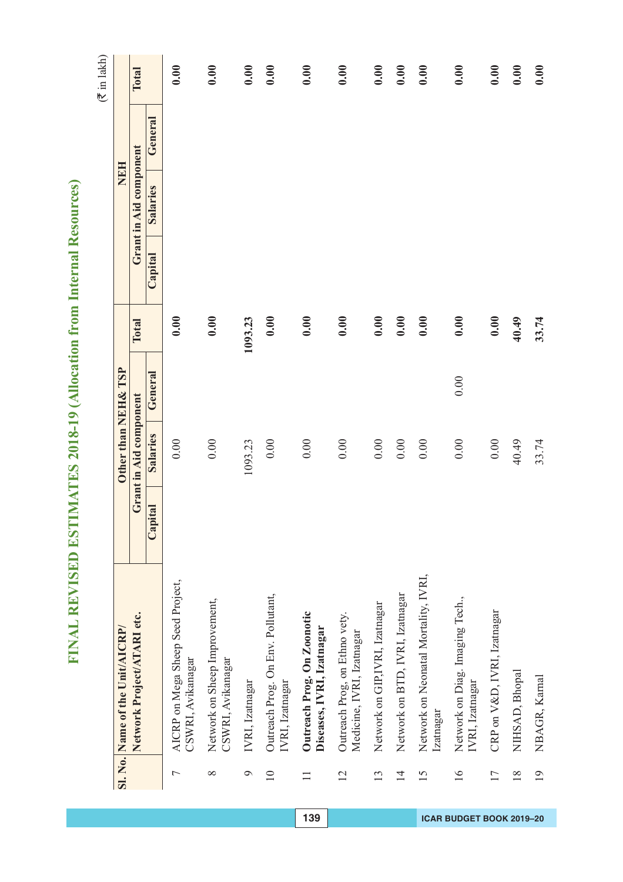# FINAL REVISED ESTIMATES 2018-19 (Allocation from Internal Resources)

(₹ in lakh)

| Sl. No. | Name of the Unit/AICRP/ Network Project/ATARI etc. | Other than NEH& TSP | | | | NEH | | | |
|---|---|---|---|---|---|---|---|---|---|
| | | Grant in Aid component | | | Total | Grant in Aid component | | | Total |
| | | Capital | Salaries | General | | Capital | Salaries | General | |
| 7 | AICRP on Mega Sheep Seed Project, CSWRI, Avikanagar | | 0.00 | | 0.00 | | | | 0.00 |
| 8 | Network on Sheep Improvement, CSWRI, Avikanagar | | 0.00 | | 0.00 | | | | 0.00 |
| 9 | IVRI, Izatnagar | | 1093.23 | | 1093.23 | | | | 0.00 |
| 10 | Outreach Prog. On Env. Pollutant, IVRI, Izatnagar | | 0.00 | | 0.00 | | | | 0.00 |
| 11 | **Outreach Prog. On Zoonotic Diseases, IVRI, Izatnagar** | | 0.00 | | 0.00 | | | | 0.00 |
| 12 | Outreach Prog. on Ethno vety. Medicine, IVRI, Izatnagar | | 0.00 | | 0.00 | | | | 0.00 |
| 13 | Network on GIP,IVRI, Izatnagar | | 0.00 | | 0.00 | | | | 0.00 |
| 14 | Network on BTD, IVRI, Izatnagar | | 0.00 | | 0.00 | | | | 0.00 |
| 15 | Network on Neonatal Mortality, IVRI, Izatnagar | | 0.00 | | 0.00 | | | | 0.00 |
| 16 | Network on Diag. Imaging Tech., IVRI, Izatnagar | | 0.00 | 0.00 | 0.00 | | | | 0.00 |
| 17 | CRP on V&D, IVRI, Izatnagar | | 0.00 | | 0.00 | | | | 0.00 |
| 18 | NIHSAD, Bhopal | | 40.49 | | 40.49 | | | | 0.00 |
| 19 | NBAGR, Karnal | | 33.74 | | 33.74 | | | | 0.00 |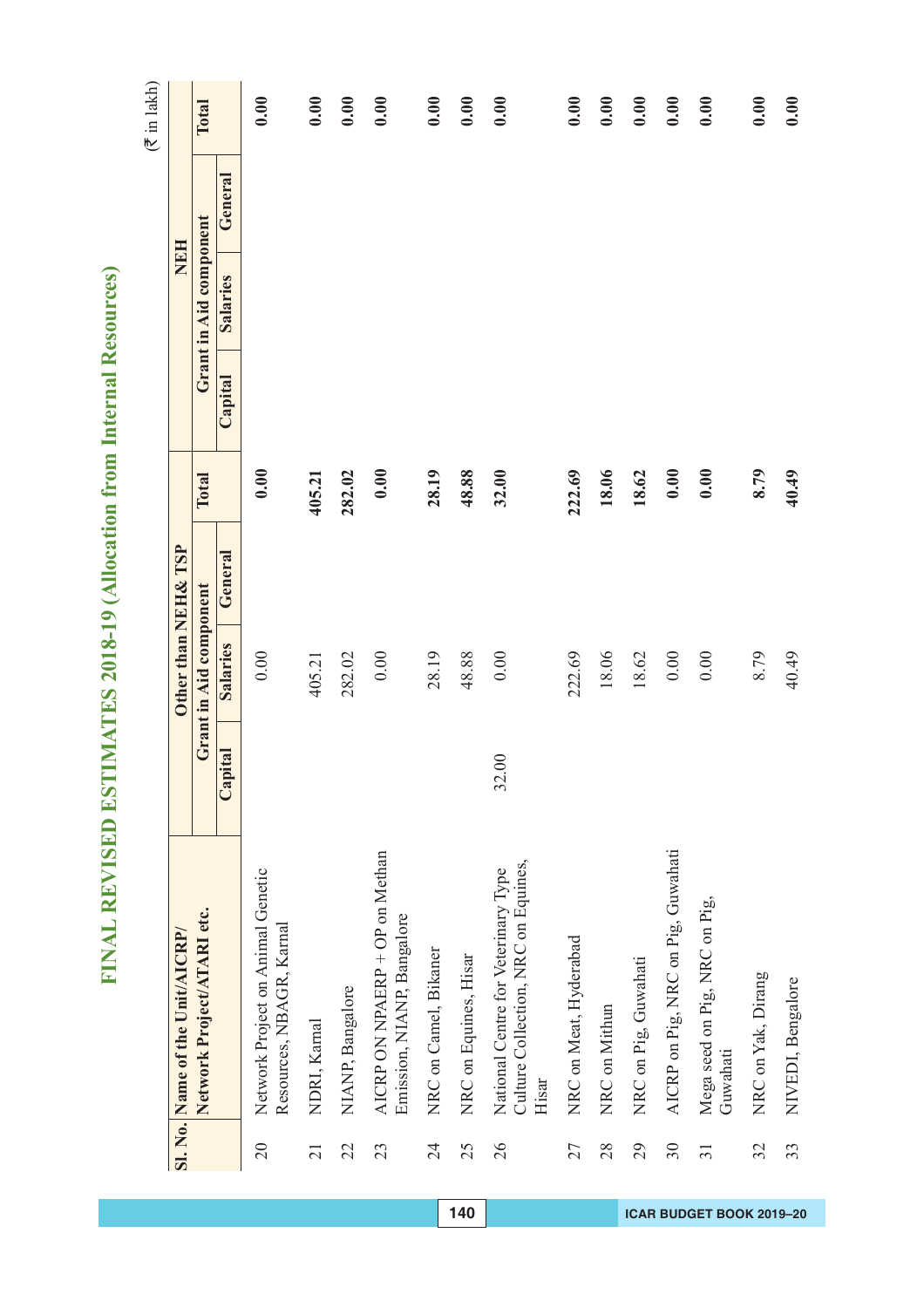# FINAL REVISED ESTIMATES 2018-19 (Allocation from Internal Resources)

(₹ in lakh)

| Sl. No. | Name of the Unit/AICRP/ Network Project/ATARI etc. | Other than NEH& TSP | | | | NEH | | | |
|---|---|---|---|---|---|---|---|---|---|
| | | Grant in Aid component | | | Total | Grant in Aid component | | | Total |
| | | Capital | Salaries | General | | Capital | Salaries | General | |
| 20 | Network Project on Animal Genetic Resources, NBAGR, Karnal | | 0.00 | | 0.00 | | | | 0.00 |
| 21 | NDRI, Karnal | | 405.21 | | 405.21 | | | | 0.00 |
| 22 | NIANP, Bangalore | | 282.02 | | 282.02 | | | | 0.00 |
| 23 | AICRP ON NPAERP + OP on Methan Emission, NIANP, Bangalore | | 0.00 | | 0.00 | | | | 0.00 |
| 24 | NRC on Camel, Bikaner | | 28.19 | | 28.19 | | | | 0.00 |
| 25 | NRC on Equines, Hisar | | 48.88 | | 48.88 | | | | 0.00 |
| 26 | National Centre for Veterinary Type Culture Collection, NRC on Equines, Hisar | 32.00 | 0.00 | | 32.00 | | | | 0.00 |
| 27 | NRC on Meat, Hyderabad | | 222.69 | | 222.69 | | | | 0.00 |
| 28 | NRC on Mithun | | 18.06 | | 18.06 | | | | 0.00 |
| 29 | NRC on Pig, Guwahati | | 18.62 | | 18.62 | | | | 0.00 |
| 30 | AICRP on Pig, NRC on Pig, Guwahati | | 0.00 | | 0.00 | | | | 0.00 |
| 31 | Mega seed on Pig, NRC on Pig, Guwahati | | 0.00 | | 0.00 | | | | 0.00 |
| 32 | NRC on Yak, Dirang | | 8.79 | | 8.79 | | | | 0.00 |
| 33 | NIVEDI, Bengalore | | 40.49 | | 40.49 | | | | 0.00 |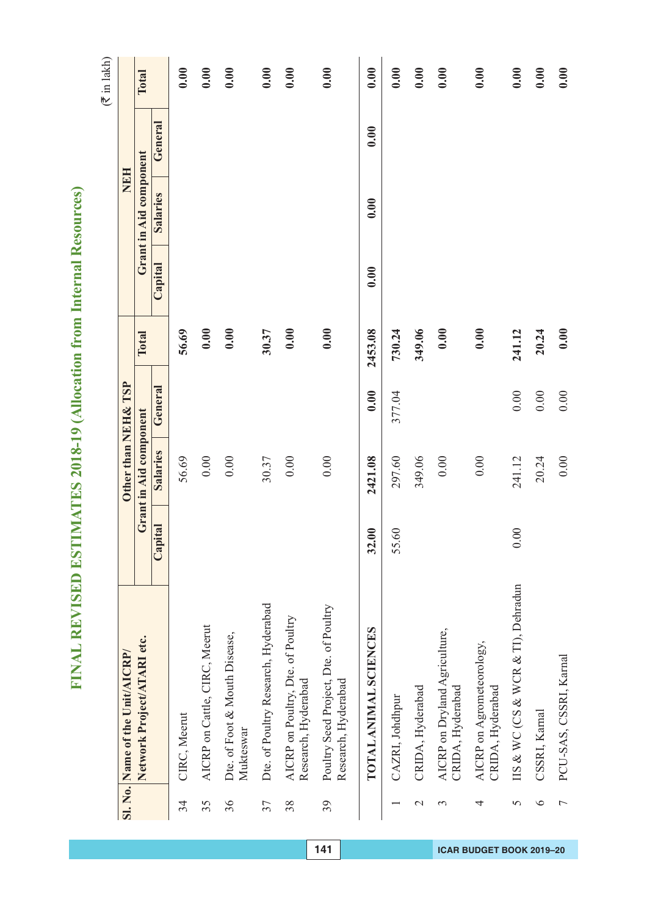# FINAL REVISED ESTIMATES 2018-19 (Allocation from Internal Resources)

(₹ in lakh)

| Sl. No. | Name of the Unit/AICRP/ Network Project/ATARI etc. | Other than NEH& TSP | | | | NEH | | | |
|---|---|---|---|---|---|---|---|---|---|
| | | Grant in Aid component | | | Total | Grant in Aid component | | | Total |
| | | Capital | Salaries | General | | Capital | Salaries | General | |
| 34 | CIRC, Meerut | | 56.69 | | 56.69 | | | | 0.00 |
| 35 | AICRP on Cattle, CIRC, Meerut | | 0.00 | | 0.00 | | | | 0.00 |
| 36 | Dte. of Foot & Mouth Disease, Mukteswar | | 0.00 | | 0.00 | | | | 0.00 |
| 37 | Dte. of Poultry Research, Hyderabad | | 30.37 | | 30.37 | | | | 0.00 |
| 38 | AICRP on Poultry, Dte. of Poultry Research, Hyderabad | | 0.00 | | 0.00 | | | | 0.00 |
| 39 | Poultry Seed Project, Dte. of Poultry Research, Hyderabad | | 0.00 | | 0.00 | | | | 0.00 |
| | **TOTAL ANIMAL SCIENCES** | **32.00** | **2421.08** | **0.00** | **2453.08** | **0.00** | **0.00** | **0.00** | **0.00** |
| 1 | CAZRI, Jodhpur | 55.60 | 297.60 | 377.04 | 730.24 | | | | 0.00 |
| 2 | CRIDA, Hyderabad | | 349.06 | | 349.06 | | | | 0.00 |
| 3 | AICRP on Dryland Agriculture, CRIDA, Hyderabad | | 0.00 | | 0.00 | | | | 0.00 |
| 4 | AICRP on Agrometeorology, CRIDA, Hyderabad | | 0.00 | | 0.00 | | | | 0.00 |
| 5 | IIS & WC (CS & WCR & TI), Dehradun | 0.00 | 241.12 | 0.00 | 241.12 | | | | 0.00 |
| 6 | CSSRI, Karnal | | 20.24 | 0.00 | 20.24 | | | | 0.00 |
| 7 | PCU-SAS, CSSRI, Karnal | | 0.00 | 0.00 | 0.00 | | | | 0.00 |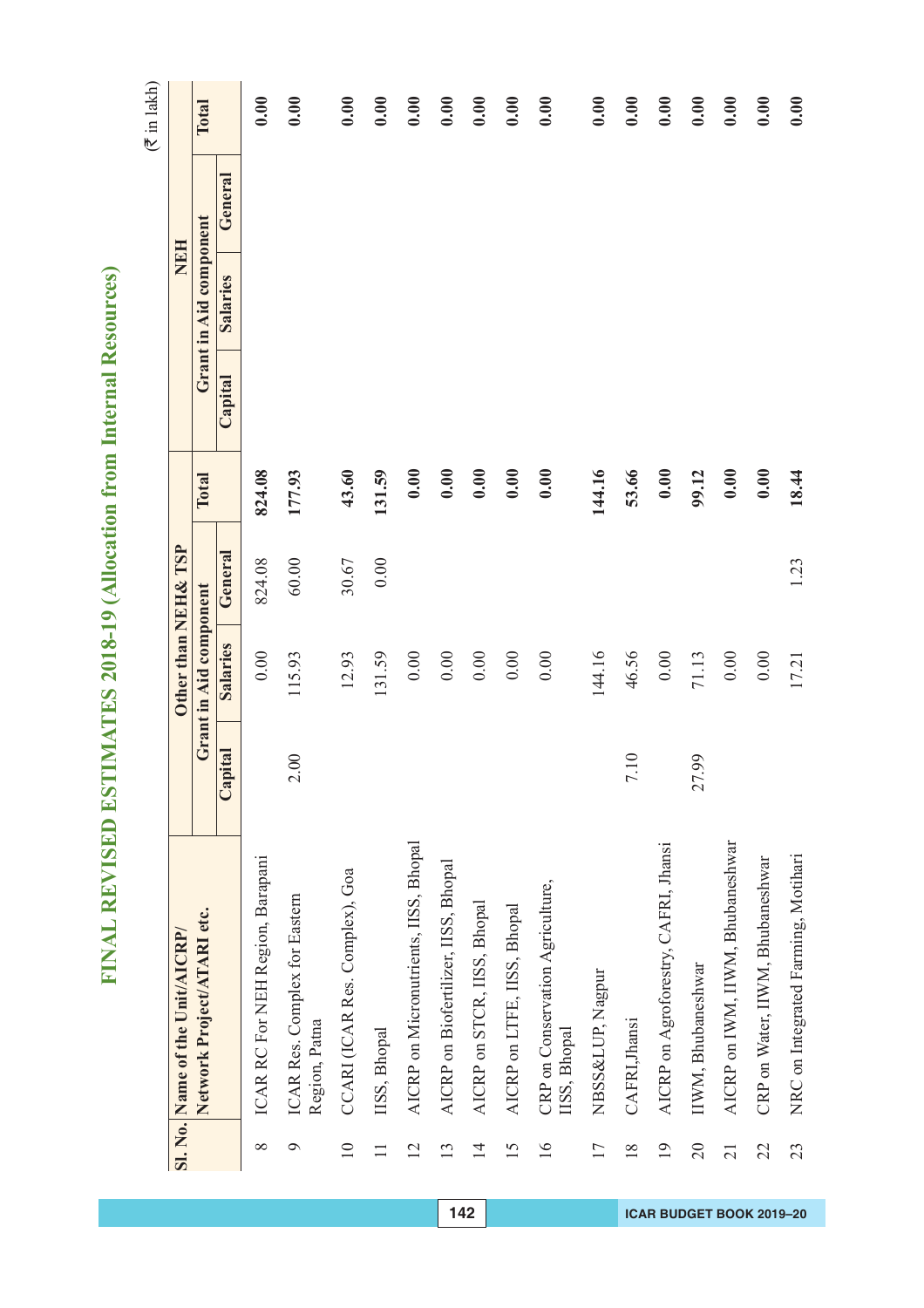# FINAL REVISED ESTIMATES 2018-19 (Allocation from Internal Resources)

(₹ in lakh)

| Sl. No. | Name of the Unit/AICRP/ Network Project/ATARI etc. | Other than NEH& TSP | | | | NEH | | | |
|---|---|---|---|---|---|---|---|---|---|
| | | Grant in Aid component | | | Total | Grant in Aid component | | | Total |
| | | Capital | Salaries | General | | Capital | Salaries | General | |
| 8 | ICAR RC For NEH Region, Barapani | | 0.00 | 824.08 | 824.08 | | | | 0.00 |
| 9 | ICAR Res. Complex for Eastern Region, Patna | 2.00 | 115.93 | 60.00 | 177.93 | | | | 0.00 |
| 10 | CCARI (ICAR Res. Complex), Goa | | 12.93 | 30.67 | 43.60 | | | | 0.00 |
| 11 | IISS, Bhopal | | 131.59 | 0.00 | 131.59 | | | | 0.00 |
| 12 | AICRP on Micronutrients, IISS, Bhopal | | 0.00 | | 0.00 | | | | 0.00 |
| 13 | AICRP on Biofertilizer, IISS, Bhopal | | 0.00 | | 0.00 | | | | 0.00 |
| 14 | AICRP on STCR, IISS, Bhopal | | 0.00 | | 0.00 | | | | 0.00 |
| 15 | AICRP on LTFE, IISS, Bhopal | | 0.00 | | 0.00 | | | | 0.00 |
| 16 | CRP on Conservation Agriculture, IISS, Bhopal | | 0.00 | | 0.00 | | | | 0.00 |
| 17 | NBSS&LUP, Nagpur | | 144.16 | | 144.16 | | | | 0.00 |
| 18 | CAFRI,Jhansi | 7.10 | 46.56 | | 53.66 | | | | 0.00 |
| 19 | AICRP on Agroforestry, CAFRI, Jhansi | | 0.00 | | 0.00 | | | | 0.00 |
| 20 | IIWM, Bhubaneshwar | 27.99 | 71.13 | | 99.12 | | | | 0.00 |
| 21 | AICRP on IWM, IIWM, Bhubaneshwar | | 0.00 | | 0.00 | | | | 0.00 |
| 22 | CRP on Water, IIWM, Bhubaneshwar | | 0.00 | | 0.00 | | | | 0.00 |
| 23 | NRC on Integrated Farming, Motihari | | 17.21 | 1.23 | 18.44 | | | | 0.00 |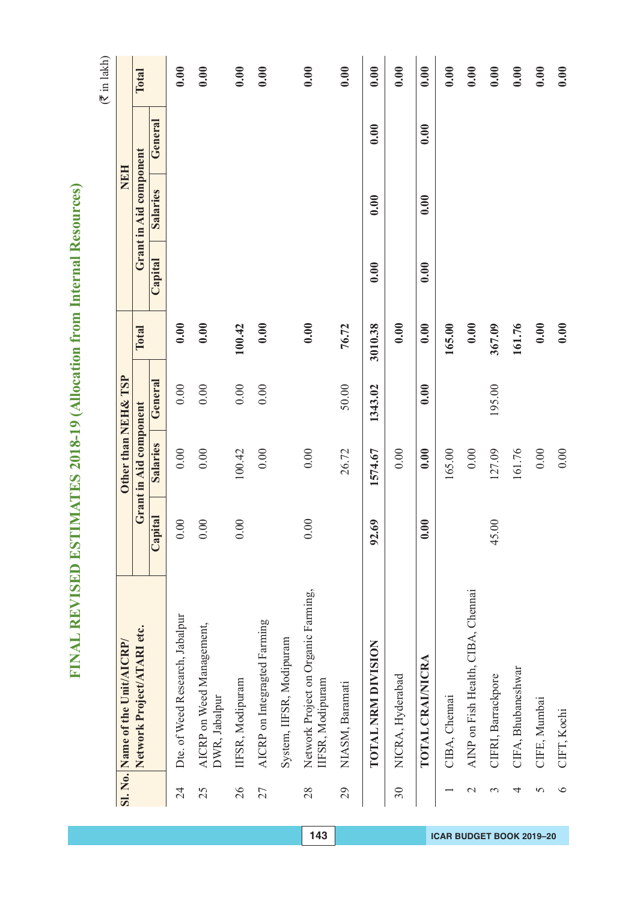# FINAL REVISED ESTIMATES 2018-19 (Allocation from Internal Resources)

(₹ in lakh)

| Sl. No. | Name of the Unit/AICRP/ Network Project/ATARI etc. | Other than NEH& TSP | | | | NEH | | | |
|---|---|---|---|---|---|---|---|---|---|
| | | Grant in Aid component | | | Total | Grant in Aid component | | | Total |
| | | Capital | Salaries | General | | Capital | Salaries | General | |
| 24 | Dte. of Weed Research, Jabalpur | 0.00 | 0.00 | 0.00 | 0.00 | | | | 0.00 |
| 25 | AICRP on Weed Management, DWR, Jabalpur | 0.00 | 0.00 | 0.00 | 0.00 | | | | 0.00 |
| 26 | IIFSR, Modipuram | 0.00 | 100.42 | 0.00 | 100.42 | | | | 0.00 |
| 27 | AICRP on Integragted Farming System, IIFSR, Modipuram | | 0.00 | 0.00 | 0.00 | | | | 0.00 |
| 28 | Network Project on Organic Farming, IIFSR, Modipuram | 0.00 | 0.00 | | 0.00 | | | | 0.00 |
| 29 | NIASM, Baramati | | 26.72 | 50.00 | 76.72 | | | | 0.00 |
| | **TOTAL NRM DIVISION** | **92.69** | **1574.67** | **1343.02** | **3010.38** | **0.00** | **0.00** | **0.00** | **0.00** |
| 30 | NICRA, Hyderabad | | 0.00 | | 0.00 | | | | 0.00 |
| | **TOTAL CRAI/NICRA** | **0.00** | **0.00** | **0.00** | **0.00** | **0.00** | **0.00** | **0.00** | **0.00** |
| 1 | CIBA, Chennai | | 165.00 | | 165.00 | | | | 0.00 |
| 2 | AINP on Fish Health, CIBA, Chennai | | 0.00 | | 0.00 | | | | 0.00 |
| 3 | CIFRI, Barrackpore | 45.00 | 127.09 | 195.00 | 367.09 | | | | 0.00 |
| 4 | CIFA, Bhubaneshwar | | 161.76 | | 161.76 | | | | 0.00 |
| 5 | CIFE, Mumbai | | 0.00 | | 0.00 | | | | 0.00 |
| 6 | CIFT, Kochi | | 0.00 | | 0.00 | | | | 0.00 |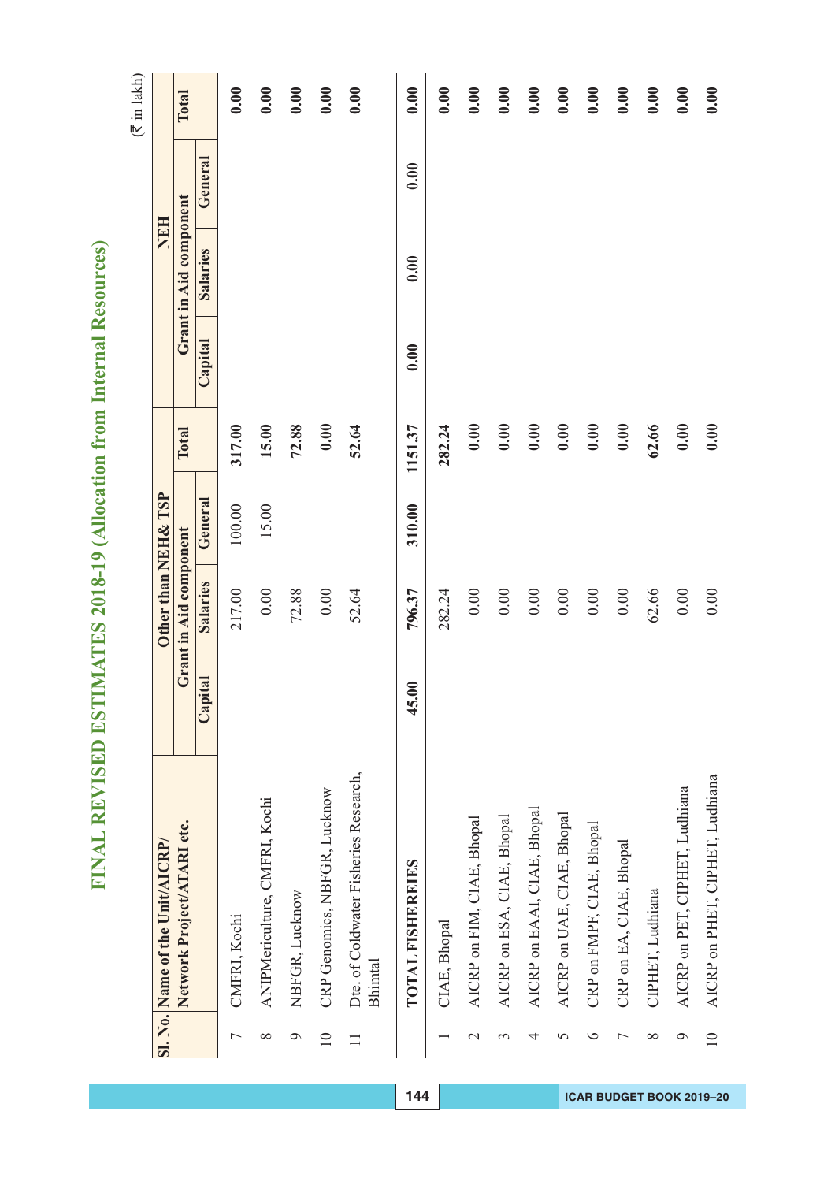# FINAL REVISED ESTIMATES 2018-19 (Allocation from Internal Resources)

(₹ in lakh)

| Sl. No. | Name of the Unit/AICRP/ Network Project/ATARI etc. | Other than NEH& TSP | | | | NEH | | | |
|---|---|---|---|---|---|---|---|---|---|
| | | Grant in Aid component | | | Total | Grant in Aid component | | | Total |
| | | Capital | Salaries | General | | Capital | Salaries | General | |
| 7 | CMFRI, Kochi | | 217.00 | 100.00 | **317.00** | | | | **0.00** |
| 8 | ANIPMericulture, CMFRI, Kochi | | 0.00 | 15.00 | **15.00** | | | | **0.00** |
| 9 | NBFGR, Lucknow | | 72.88 | | **72.88** | | | | **0.00** |
| 10 | CRP Genomics, NBFGR, Lucknow | | 0.00 | | **0.00** | | | | **0.00** |
| 11 | Dte. of Coldwater Fisheries Research, Bhimtal | | 52.64 | | **52.64** | | | | **0.00** |
| | **TOTAL FISHEREIES** | **45.00** | **796.37** | **310.00** | **1151.37** | **0.00** | **0.00** | **0.00** | **0.00** |
| 1 | CIAE, Bhopal | | 282.24 | | **282.24** | | | | **0.00** |
| 2 | AICRP on FIM, CIAE, Bhopal | | 0.00 | | **0.00** | | | | **0.00** |
| 3 | AICRP on ESA, CIAE, Bhopal | | 0.00 | | **0.00** | | | | **0.00** |
| 4 | AICRP on EAAI, CIAE, Bhopal | | 0.00 | | **0.00** | | | | **0.00** |
| 5 | AICRP on UAE, CIAE, Bhopal | | 0.00 | | **0.00** | | | | **0.00** |
| 6 | CRP on FMPF, CIAE, Bhopal | | 0.00 | | **0.00** | | | | **0.00** |
| 7 | CRP on EA, CIAE, Bhopal | | 0.00 | | **0.00** | | | | **0.00** |
| 8 | CIPHET, Ludhiana | | 62.66 | | **62.66** | | | | **0.00** |
| 9 | AICRP on PET, CIPHET, Ludhiana | | 0.00 | | **0.00** | | | | **0.00** |
| 10 | AICRP on PHET, CIPHET, Ludhiana | | 0.00 | | **0.00** | | | | **0.00** |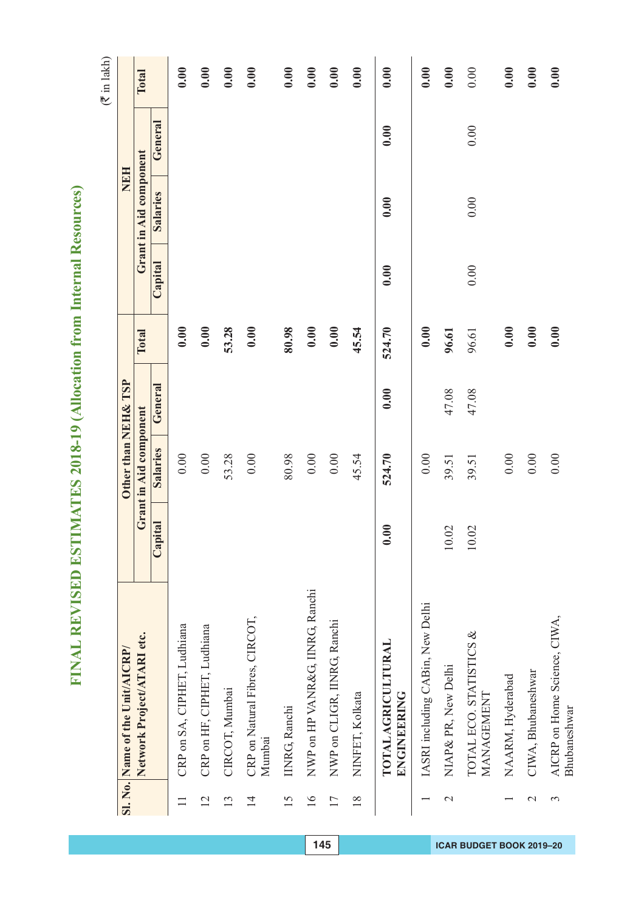# FINAL REVISED ESTIMATES 2018-19 (Allocation from Internal Resources)

(₹ in lakh)

| Sl. No. | Name of the Unit/AICRP/ Network Project/ATARI etc. | Other than NEH& TSP | | | | NEH | | | |
|---|---|---|---|---|---|---|---|---|---|
| | | Grant in Aid component | | | Total | Grant in Aid component | | | Total |
| | | Capital | Salaries | General | | Capital | Salaries | General | |
| 11 | CRP on SA, CIPHET, Ludhiana | | 0.00 | | 0.00 | | | | 0.00 |
| 12 | CRP on HF, CIPHET, Ludhiana | | 0.00 | | 0.00 | | | | 0.00 |
| 13 | CIRCOT, Mumbai | | 53.28 | | 53.28 | | | | 0.00 |
| 14 | CRP on Natural Fibres, CIRCOT, Mumbai | | 0.00 | | 0.00 | | | | 0.00 |
| 15 | IINRG, Ranchi | | 80.98 | | 80.98 | | | | 0.00 |
| 16 | NWP on HP VANR&G, IINRG, Ranchi | | 0.00 | | 0.00 | | | | 0.00 |
| 17 | NWP on CLIGR, IINRG, Ranchi | | 0.00 | | 0.00 | | | | 0.00 |
| 18 | NINFET, Kolkata | | 45.54 | | 45.54 | | | | 0.00 |
| | **TOTAL AGRICULTURAL ENGINEERING** | **0.00** | **524.70** | **0.00** | **524.70** | **0.00** | **0.00** | **0.00** | **0.00** |
| 1 | IASRI including CABin, New Delhi | | 0.00 | | 0.00 | | | | 0.00 |
| 2 | NIAP& PR, New Delhi | 10.02 | 39.51 | 47.08 | 96.61 | | | | 0.00 |
| | TOTAL ECO. STATISTICS & MANAGEMENT | 10.02 | 39.51 | 47.08 | 96.61 | 0.00 | 0.00 | 0.00 | 0.00 |
| 1 | NAARM, Hyderabad | | 0.00 | | 0.00 | | | | 0.00 |
| 2 | CIWA, Bhubaneshwar | | 0.00 | | 0.00 | | | | 0.00 |
| 3 | AICRP on Home Science, CIWA, Bhubaneshwar | | 0.00 | | 0.00 | | | | 0.00 |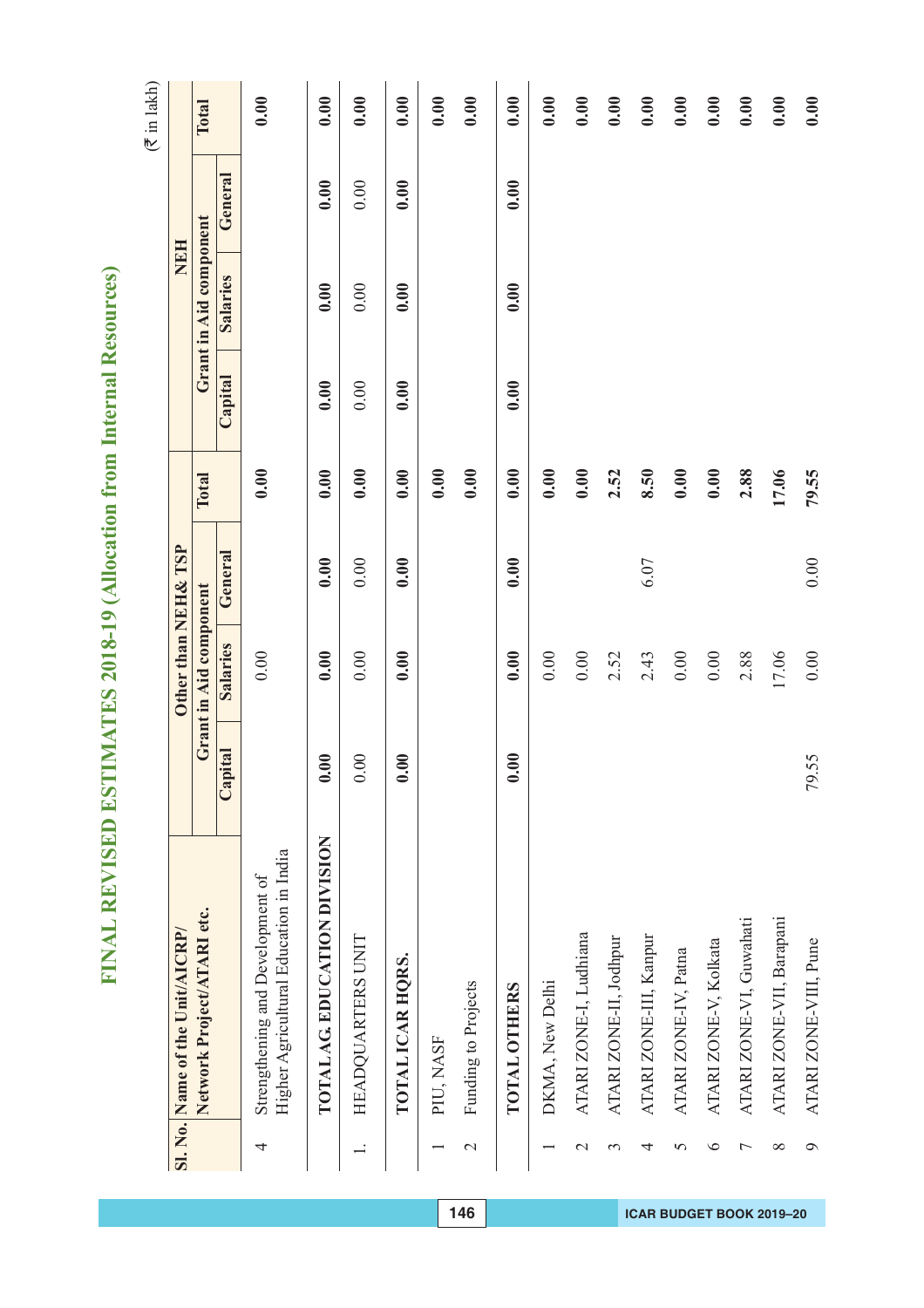# FINAL REVISED ESTIMATES 2018-19 (Allocation from Internal Resources)

(₹ in lakh)

| Sl. No. | Name of the Unit/AICRP/ Network Project/ATARI etc. | Other than NEH& TSP | | | | NEH | | | |
|---|---|---|---|---|---|---|---|---|---|
| | | Grant in Aid component | | | Total | Grant in Aid component | | | Total |
| | | Capital | Salaries | General | | Capital | Salaries | General | |
| 4 | Strengthening and Development of Higher Agricultural Education in India | | 0.00 | | 0.00 | | | | 0.00 |
| | **TOTAL AG. EDUCATION DIVISION** | **0.00** | **0.00** | **0.00** | **0.00** | **0.00** | **0.00** | **0.00** | **0.00** |
| 1. | HEADQUARTERS UNIT | 0.00 | 0.00 | 0.00 | **0.00** | 0.00 | 0.00 | 0.00 | **0.00** |
| | **TOTAL ICAR HQRS.** | **0.00** | **0.00** | **0.00** | **0.00** | **0.00** | **0.00** | **0.00** | **0.00** |
| 1 | PIU, NASF | | | | **0.00** | | | | **0.00** |
| 2 | Funding to Projects | | | | **0.00** | | | | **0.00** |
| | **TOTAL OTHERS** | **0.00** | **0.00** | **0.00** | **0.00** | **0.00** | **0.00** | **0.00** | **0.00** |
| 1 | DKMA, New Delhi | | 0.00 | | **0.00** | | | | **0.00** |
| 2 | ATARI ZONE-I, Ludhiana | | 0.00 | | **0.00** | | | | **0.00** |
| 3 | ATARI ZONE-II, Jodhpur | | 2.52 | | **2.52** | | | | **0.00** |
| 4 | ATARI ZONE-III, Kanpur | | 2.43 | 6.07 | **8.50** | | | | **0.00** |
| 5 | ATARI ZONE-IV, Patna | | 0.00 | | **0.00** | | | | **0.00** |
| 6 | ATARI ZONE-V, Kolkata | | 0.00 | | **0.00** | | | | **0.00** |
| 7 | ATARI ZONE-VI, Guwahati | | 2.88 | | **2.88** | | | | **0.00** |
| 8 | ATARI ZONE-VII, Barapani | | 17.06 | | **17.06** | | | | **0.00** |
| 9 | ATARI ZONE-VIII, Pune | 79.55 | 0.00 | 0.00 | **79.55** | | | | **0.00** |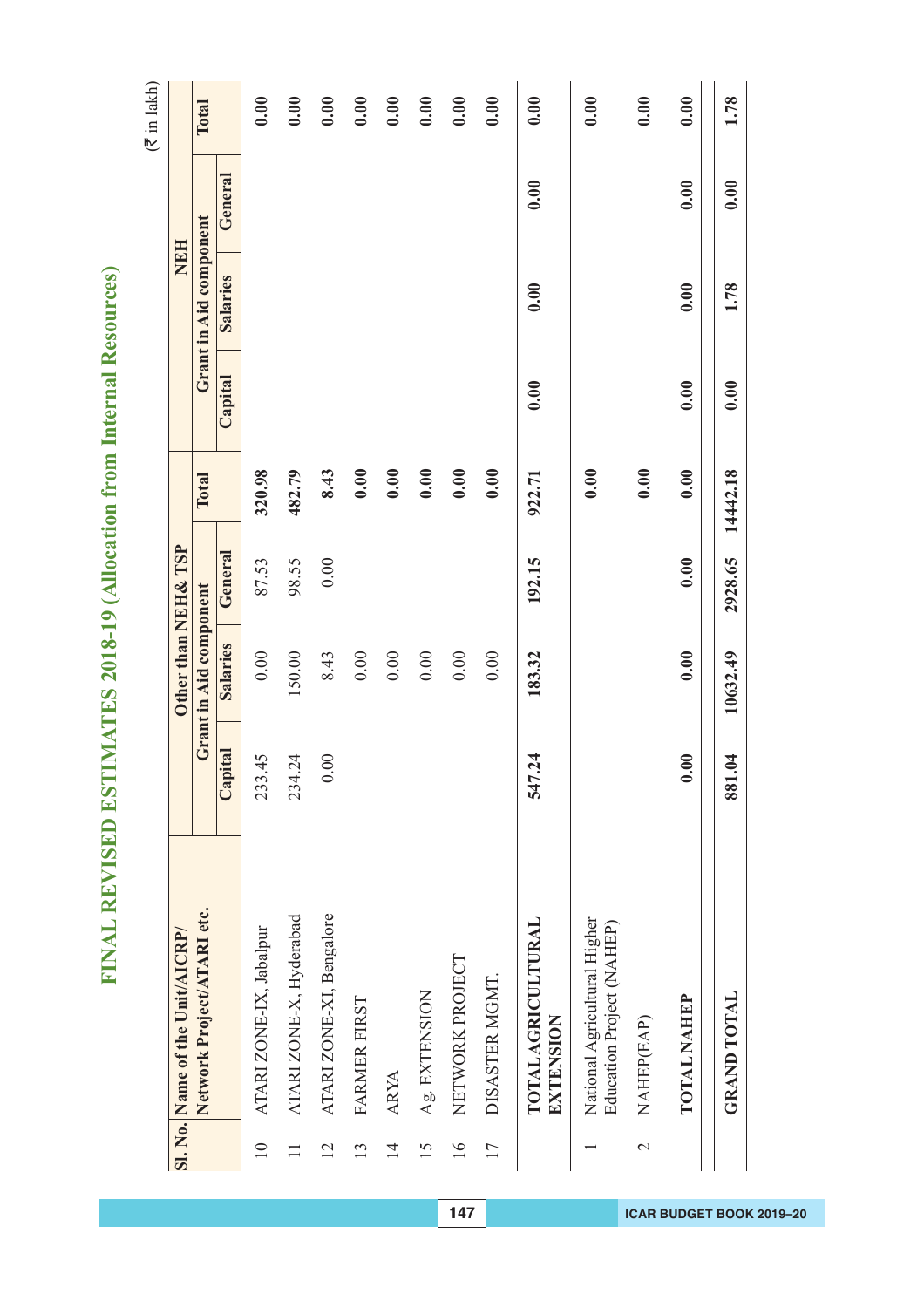# FINAL REVISED ESTIMATES 2018-19 (Allocation from Internal Resources)

(₹ in lakh)

| Sl. No. | Name of the Unit/AICRP/ Network Project/ATARI etc. | Other than NEH& TSP | | | | NEH | | | |
|---|---|---|---|---|---|---|---|---|---|
| | | Grant in Aid component | | | Total | Grant in Aid component | | | Total |
| | | Capital | Salaries | General | | Capital | Salaries | General | |
| 10 | ATARI ZONE-IX, Jabalpur | 233.45 | 0.00 | 87.53 | 320.98 | | | | 0.00 |
| 11 | ATARI ZONE-X, Hyderabad | 234.24 | 150.00 | 98.55 | 482.79 | | | | 0.00 |
| 12 | ATARI ZONE-XI, Bengalore | 0.00 | 8.43 | 0.00 | 8.43 | | | | 0.00 |
| 13 | FARMER FIRST | | 0.00 | | 0.00 | | | | 0.00 |
| 14 | ARYA | | 0.00 | | 0.00 | | | | 0.00 |
| 15 | Ag. EXTENSION | | 0.00 | | 0.00 | | | | 0.00 |
| 16 | NETWORK PROJECT | | 0.00 | | 0.00 | | | | 0.00 |
| 17 | DISASTER MGMT. | | 0.00 | | 0.00 | | | | 0.00 |
| | **TOTAL AGRICULTURAL EXTENSION** | **547.24** | **183.32** | **192.15** | **922.71** | **0.00** | **0.00** | **0.00** | **0.00** |
| 1 | National Agricultural Higher Education Project (NAHEP) | | | | 0.00 | | | | 0.00 |
| 2 | NAHEP(EAP) | | | | 0.00 | | | | 0.00 |
| | **TOTAL NAHEP** | **0.00** | **0.00** | **0.00** | **0.00** | **0.00** | **0.00** | **0.00** | **0.00** |
| | **GRAND TOTAL** | **881.04** | **10632.49** | **2928.65** | **14442.18** | **0.00** | **1.78** | **0.00** | **1.78** |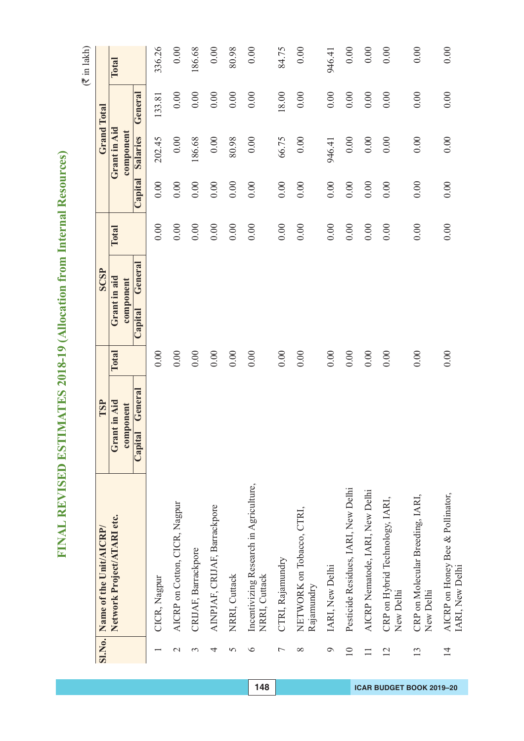# FINAL REVISED ESTIMATES 2018-19 (Allocation from Internal Resources)

(₹ in lakh)

| Sl.No. | Name of the Unit/AICRP/ Network Project/ATARI etc. | TSP | | | SCSP | | | Grand Total | | | |
|---|---|---|---|---|---|---|---|---|---|---|---|
| | | Grant in Aid component | | Total | Grant in aid component | | Total | Grant in Aid component | | | Total |
| | | Capital | General | | Capital | General | | Capital | Salaries | General | |
| 1 | CICR, Nagpur | | | 0.00 | | | 0.00 | 0.00 | 202.45 | 133.81 | 336.26 |
| 2 | AICRP on Cotton, CICR, Nagpur | | | 0.00 | | | 0.00 | 0.00 | 0.00 | 0.00 | 0.00 |
| 3 | CRIJAF, Barrackpore | | | 0.00 | | | 0.00 | 0.00 | 186.68 | 0.00 | 186.68 |
| 4 | AINPJAF, CRIJAF, Barrackpore | | | 0.00 | | | 0.00 | 0.00 | 0.00 | 0.00 | 0.00 |
| 5 | NRRI, Cuttack | | | 0.00 | | | 0.00 | 0.00 | 80.98 | 0.00 | 80.98 |
| 6 | Incentivizing Research in Agriculture, NRRI, Cuttack | | | 0.00 | | | 0.00 | 0.00 | 0.00 | 0.00 | 0.00 |
| 7 | CTRI, Rajamundry | | | 0.00 | | | 0.00 | 0.00 | 66.75 | 18.00 | 84.75 |
| 8 | NETWORK on Tobacco, CTRI, Rajamundry | | | 0.00 | | | 0.00 | 0.00 | 0.00 | 0.00 | 0.00 |
| 9 | IARI, New Delhi | | | 0.00 | | | 0.00 | 0.00 | 946.41 | 0.00 | 946.41 |
| 10 | Pesticide Residues, IARI, New Delhi | | | 0.00 | | | 0.00 | 0.00 | 0.00 | 0.00 | 0.00 |
| 11 | AICRP Nematode, IARI, New Delhi | | | 0.00 | | | 0.00 | 0.00 | 0.00 | 0.00 | 0.00 |
| 12 | CRP on Hybrid Technology, IARI, New Delhi | | | 0.00 | | | 0.00 | 0.00 | 0.00 | 0.00 | 0.00 |
| 13 | CRP on Molecular Breeding, IARI, New Delhi | | | 0.00 | | | 0.00 | 0.00 | 0.00 | 0.00 | 0.00 |
| 14 | AICRP on Honey Bee & Pollinator, IARI, New Delhi | | | 0.00 | | | 0.00 | 0.00 | 0.00 | 0.00 | 0.00 |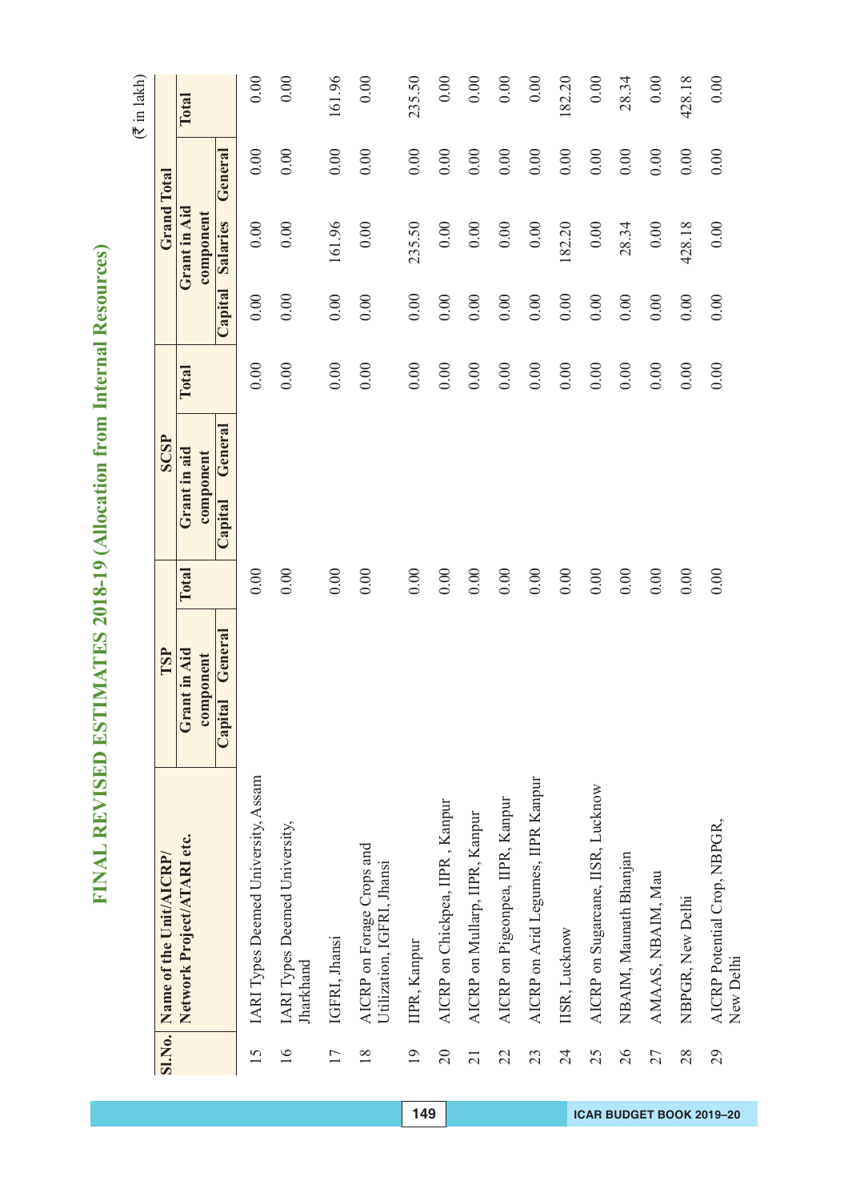# FINAL REVISED ESTIMATES 2018-19 (Allocation from Internal Resources)

(₹ in lakh)

| Sl.No. | Name of the Unit/AICRP/ Network Project/ATARI etc. | TSP | | | SCSP | | | Grand Total | | | |
|---|---|---|---|---|---|---|---|---|---|---|---|
| | | Grant in Aid component | | Total | Grant in aid component | | Total | Grant in Aid component | | | Total |
| | | Capital | General | | Capital | General | | Capital | Salaries | General | |
| 15 | IARI Types Deemed University, Assam | | | 0.00 | | | 0.00 | 0.00 | 0.00 | 0.00 | 0.00 |
| 16 | IARI Types Deemed University, Jharkhand | | | 0.00 | | | 0.00 | 0.00 | 0.00 | 0.00 | 0.00 |
| 17 | IGFRI, Jhansi | | | 0.00 | | | 0.00 | 0.00 | 161.96 | 0.00 | 161.96 |
| 18 | AICRP on Forage Crops and Utilization, IGFRI, Jhansi | | | 0.00 | | | 0.00 | 0.00 | 0.00 | 0.00 | 0.00 |
| 19 | IIPR, Kanpur | | | 0.00 | | | 0.00 | 0.00 | 235.50 | 0.00 | 235.50 |
| 20 | AICRP on Chickpea, IIPR , Kanpur | | | 0.00 | | | 0.00 | 0.00 | 0.00 | 0.00 | 0.00 |
| 21 | AICRP on Mullarp, IIPR, Kanpur | | | 0.00 | | | 0.00 | 0.00 | 0.00 | 0.00 | 0.00 |
| 22 | AICRP on Pigeonpea, IIPR, Kanpur | | | 0.00 | | | 0.00 | 0.00 | 0.00 | 0.00 | 0.00 |
| 23 | AICRP on Arid Legumes, IIPR Kanpur | | | 0.00 | | | 0.00 | 0.00 | 0.00 | 0.00 | 0.00 |
| 24 | IISR, Lucknow | | | 0.00 | | | 0.00 | 0.00 | 182.20 | 0.00 | 182.20 |
| 25 | AICRP on Sugarcane, IISR, Lucknow | | | 0.00 | | | 0.00 | 0.00 | 0.00 | 0.00 | 0.00 |
| 26 | NBAIM, Maunath Bhanjan | | | 0.00 | | | 0.00 | 0.00 | 28.34 | 0.00 | 28.34 |
| 27 | AMAAS, NBAIM, Mau | | | 0.00 | | | 0.00 | 0.00 | 0.00 | 0.00 | 0.00 |
| 28 | NBPGR, New Delhi | | | 0.00 | | | 0.00 | 0.00 | 428.18 | 0.00 | 428.18 |
| 29 | AICRP Potential Crop, NBPGR, New Delhi | | | 0.00 | | | 0.00 | 0.00 | 0.00 | 0.00 | 0.00 |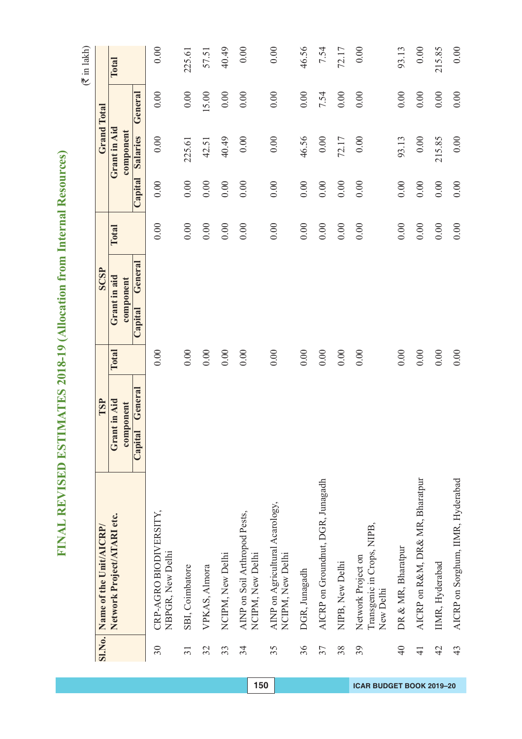# FINAL REVISED ESTIMATES 2018-19 (Allocation from Internal Resources)

(₹ in lakh)

| Sl.No. | Name of the Unit/AICRP/ Network Project/ATARI etc. | TSP | | | SCSP | | | Grand Total | | | |
|---|---|---|---|---|---|---|---|---|---|---|---|
| | | Grant in Aid component | | Total | Grant in aid component | | Total | Grant in Aid component | | | Total |
| | | Capital | General | | Capital | General | | Capital | Salaries | General | |
| 30 | CRP-AGRO BIODIVERSITY, NBPGR, New Delhi | | | 0.00 | | | 0.00 | 0.00 | 0.00 | 0.00 | 0.00 |
| 31 | SBI, Coimbatore | | | 0.00 | | | 0.00 | 0.00 | 225.61 | 0.00 | 225.61 |
| 32 | VPKAS, Almora | | | 0.00 | | | 0.00 | 0.00 | 42.51 | 15.00 | 57.51 |
| 33 | NCIPM, New Delhi | | | 0.00 | | | 0.00 | 0.00 | 40.49 | 0.00 | 40.49 |
| 34 | AINP on Soil Arthropod Pests, NCIPM, New Delhi | | | 0.00 | | | 0.00 | 0.00 | 0.00 | 0.00 | 0.00 |
| 35 | AINP on Agricultural Acarology, NCIPM, New Delhi | | | 0.00 | | | 0.00 | 0.00 | 0.00 | 0.00 | 0.00 |
| 36 | DGR, Junagadh | | | 0.00 | | | 0.00 | 0.00 | 46.56 | 0.00 | 46.56 |
| 37 | AICRP on Groundnut, DGR, Junagadh | | | 0.00 | | | 0.00 | 0.00 | 0.00 | 7.54 | 7.54 |
| 38 | NIPB, New Delhi | | | 0.00 | | | 0.00 | 0.00 | 72.17 | 0.00 | 72.17 |
| 39 | Network Project on Transgenic in Crops, NIPB, New Delhi | | | 0.00 | | | 0.00 | 0.00 | 0.00 | 0.00 | 0.00 |
| 40 | DR & MR, Bharatpur | | | 0.00 | | | 0.00 | 0.00 | 93.13 | 0.00 | 93.13 |
| 41 | AICRP on R&M, DR& MR, Bharatpur | | | 0.00 | | | 0.00 | 0.00 | 0.00 | 0.00 | 0.00 |
| 42 | IIMR, Hyderabad | | | 0.00 | | | 0.00 | 0.00 | 215.85 | 0.00 | 215.85 |
| 43 | AICRP on Sorghum, IIMR, Hyderabad | | | 0.00 | | | 0.00 | 0.00 | 0.00 | 0.00 | 0.00 |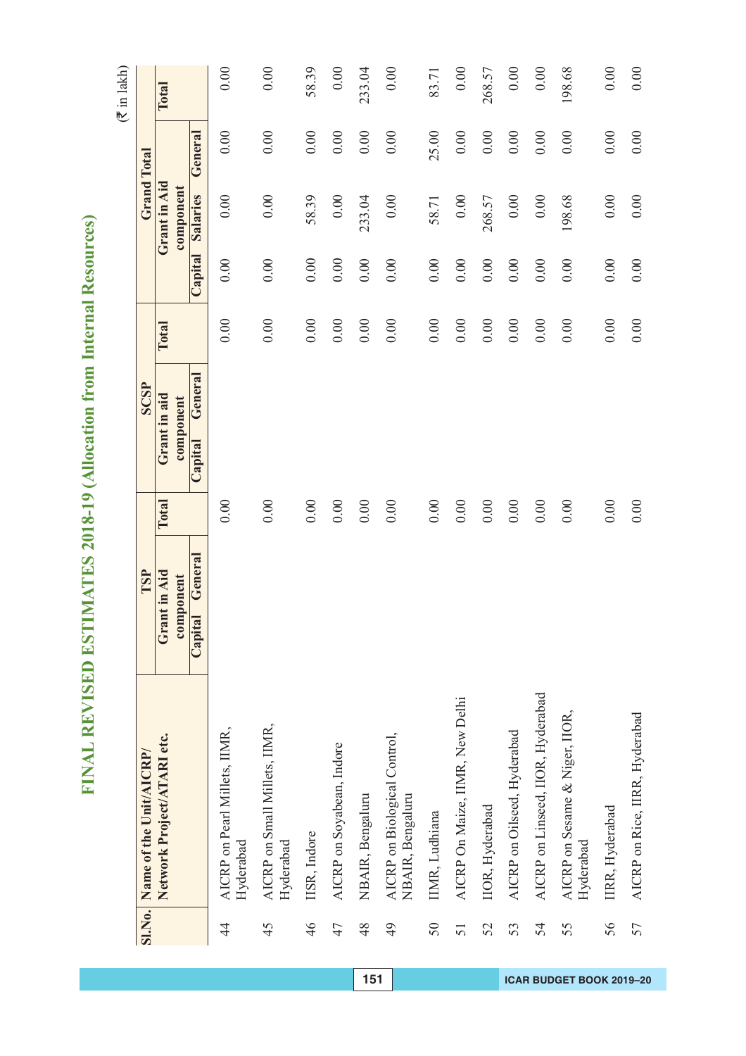# FINAL REVISED ESTIMATES 2018-19 (Allocation from Internal Resources)

(₹ in lakh)

| Sl.No. | Name of the Unit/AICRP/ Network Project/ATARI etc. | TSP | | | SCSP | | | Grand Total | | | |
|---|---|---|---|---|---|---|---|---|---|---|---|
| | | Grant in Aid component | | Total | Grant in aid component | | Total | Grant in Aid component | | | Total |
| | | Capital | General | | Capital | General | | Capital | Salaries | General | |
| 44 | AICRP on Pearl Millets, IIMR, Hyderabad | | | 0.00 | | | 0.00 | 0.00 | 0.00 | 0.00 | 0.00 |
| 45 | AICRP on Small Millets, IIMR, Hyderabad | | | 0.00 | | | 0.00 | 0.00 | 0.00 | 0.00 | 0.00 |
| 46 | IISR, Indore | | | 0.00 | | | 0.00 | 0.00 | 58.39 | 0.00 | 58.39 |
| 47 | AICRP on Soyabean, Indore | | | 0.00 | | | 0.00 | 0.00 | 0.00 | 0.00 | 0.00 |
| 48 | NBAIR, Bengaluru | | | 0.00 | | | 0.00 | 0.00 | 233.04 | 0.00 | 233.04 |
| 49 | AICRP on Biological Control, NBAIR, Bengaluru | | | 0.00 | | | 0.00 | 0.00 | 0.00 | 0.00 | 0.00 |
| 50 | IIMR, Ludhiana | | | 0.00 | | | 0.00 | 0.00 | 58.71 | 25.00 | 83.71 |
| 51 | AICRP On Maize, IIMR, New Delhi | | | 0.00 | | | 0.00 | 0.00 | 0.00 | 0.00 | 0.00 |
| 52 | IIOR, Hyderabad | | | 0.00 | | | 0.00 | 0.00 | 268.57 | 0.00 | 268.57 |
| 53 | AICRP on Oilseed, Hyderabad | | | 0.00 | | | 0.00 | 0.00 | 0.00 | 0.00 | 0.00 |
| 54 | AICRP on Linseed, IIOR, Hyderabad | | | 0.00 | | | 0.00 | 0.00 | 0.00 | 0.00 | 0.00 |
| 55 | AICRP on Sesame & Niger, IIOR, Hyderabad | | | 0.00 | | | 0.00 | 0.00 | 198.68 | 0.00 | 198.68 |
| 56 | IIRR, Hyderabad | | | 0.00 | | | 0.00 | 0.00 | 0.00 | 0.00 | 0.00 |
| 57 | AICRP on Rice, IIRR, Hyderabad | | | 0.00 | | | 0.00 | 0.00 | 0.00 | 0.00 | 0.00 |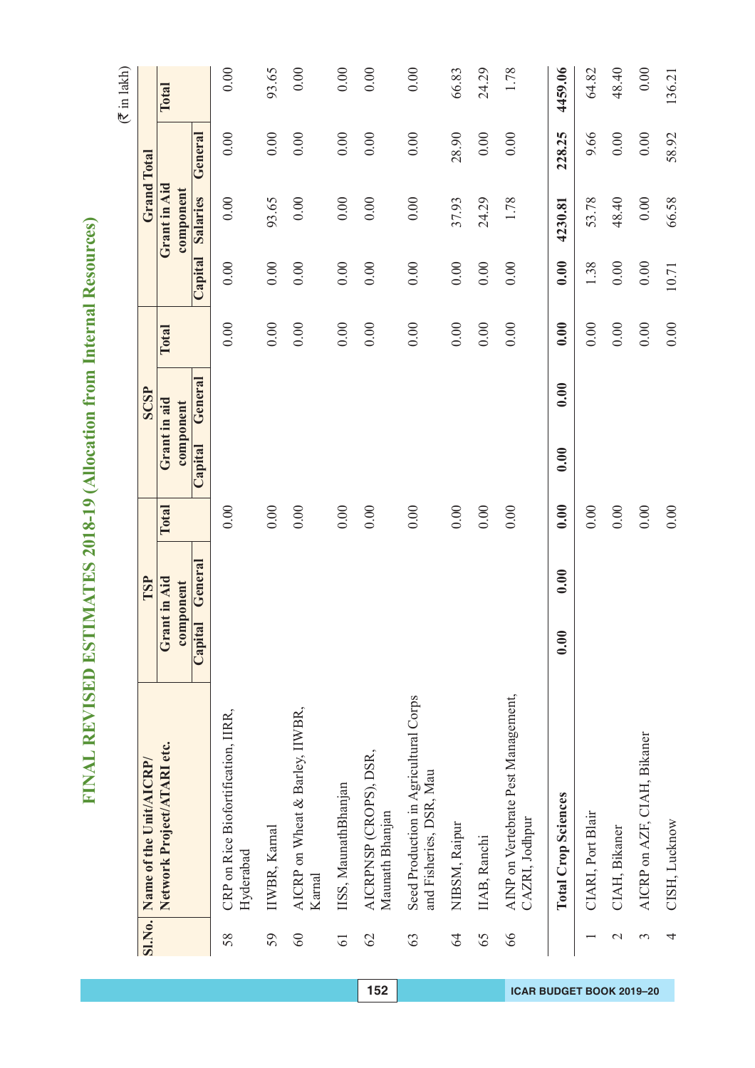# FINAL REVISED ESTIMATES 2018-19 (Allocation from Internal Resources)

(₹ in lakh)

| Sl.No. | Name of the Unit/AICRP/ Network Project/ATARI etc. | TSP | | | SCSP | | | Grand Total | | | |
|---|---|---|---|---|---|---|---|---|---|---|---|
| | | Grant in Aid component | | Total | Grant in aid component | | Total | Grant in Aid component | | | Total |
| | | Capital | General | | Capital | General | | Capital | Salaries | General | |
| 58 | CRP on Rice Biofortification, IIRR, Hyderabad | | | 0.00 | | | 0.00 | 0.00 | 0.00 | 0.00 | 0.00 |
| 59 | IIWBR, Karnal | | | 0.00 | | | 0.00 | 0.00 | 93.65 | 0.00 | 93.65 |
| 60 | AICRP on Wheat & Barley, IIWBR, Karnal | | | 0.00 | | | 0.00 | 0.00 | 0.00 | 0.00 | 0.00 |
| 61 | IISS, MaunathBhanjan | | | 0.00 | | | 0.00 | 0.00 | 0.00 | 0.00 | 0.00 |
| 62 | AICRPNSP (CROPS), DSR, Maunath Bhanjan | | | 0.00 | | | 0.00 | 0.00 | 0.00 | 0.00 | 0.00 |
| 63 | Seed Production in Agricultural Corps and Fisheries, DSR, Mau | | | 0.00 | | | 0.00 | 0.00 | 0.00 | 0.00 | 0.00 |
| 64 | NIBSM, Raipur | | | 0.00 | | | 0.00 | 0.00 | 37.93 | 28.90 | 66.83 |
| 65 | IIAB, Ranchi | | | 0.00 | | | 0.00 | 0.00 | 24.29 | 0.00 | 24.29 |
| 66 | AINP on Vertebrate Pest Management, CAZRI, Jodhpur | | | 0.00 | | | 0.00 | 0.00 | 1.78 | 0.00 | 1.78 |
| | **Total Crop Sciences** | **0.00** | **0.00** | **0.00** | **0.00** | **0.00** | **0.00** | **0.00** | **4230.81** | **228.25** | **4459.06** |
| 1 | CIARI, Port Blair | | | 0.00 | | | 0.00 | 1.38 | 53.78 | 9.66 | 64.82 |
| 2 | CIAH, Bikaner | | | 0.00 | | | 0.00 | 0.00 | 48.40 | 0.00 | 48.40 |
| 3 | AICRP on AZF, CIAH, Bikaner | | | 0.00 | | | 0.00 | 0.00 | 0.00 | 0.00 | 0.00 |
| 4 | CISH, Lucknow | | | 0.00 | | | 0.00 | 10.71 | 66.58 | 58.92 | 136.21 |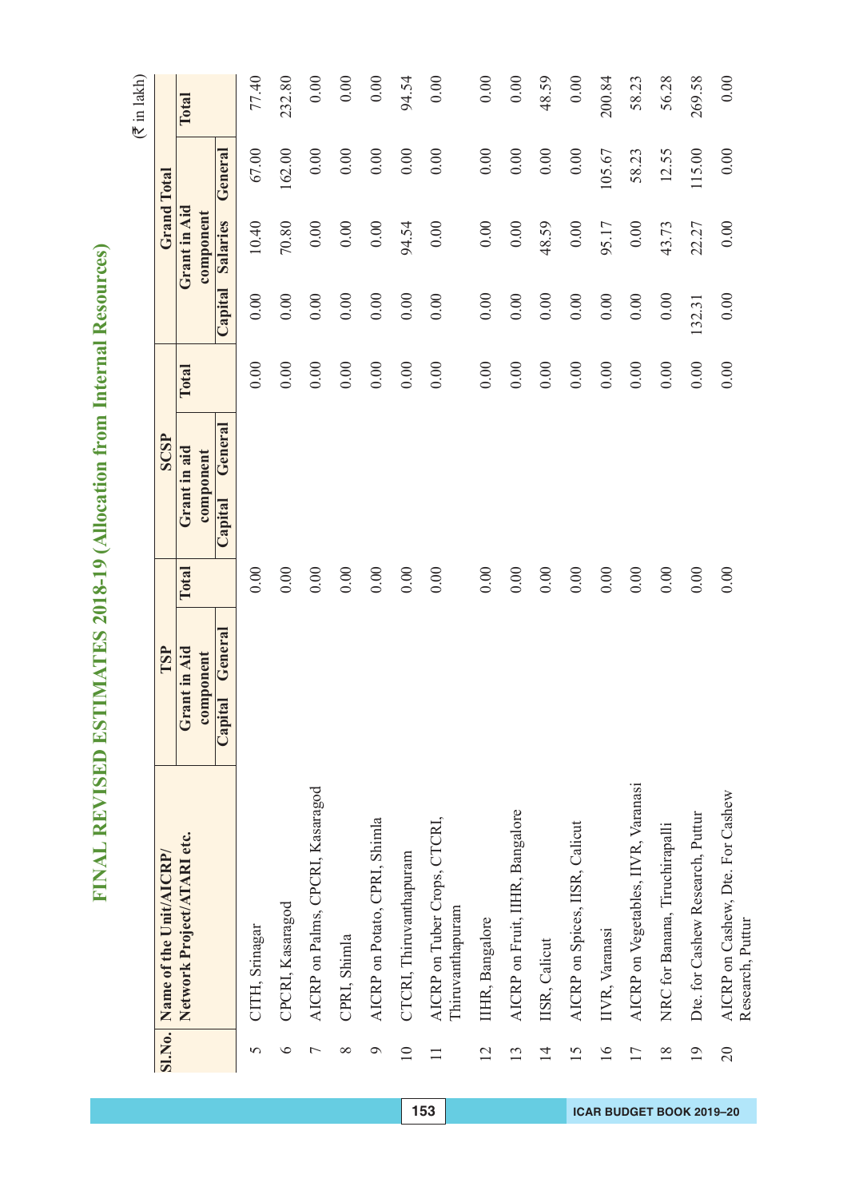# FINAL REVISED ESTIMATES 2018-19 (Allocation from Internal Resources)

(₹ in lakh)

| Sl.No. | Name of the Unit/AICRP/ Network Project/ATARI etc. | TSP | | | SCSP | | | Grand Total | | | |
|---|---|---|---|---|---|---|---|---|---|---|---|
| | | Grant in Aid component | | Total | Grant in aid component | | Total | Grant in Aid component | | | Total |
| | | Capital | General | | Capital | General | | Capital | Salaries | General | |
| 5 | CITH, Srinagar | | | 0.00 | | | 0.00 | 0.00 | 10.40 | 67.00 | 77.40 |
| 6 | CPCRI, Kasaragod | | | 0.00 | | | 0.00 | 0.00 | 70.80 | 162.00 | 232.80 |
| 7 | AICRP on Palms, CPCRI, Kasaragod | | | 0.00 | | | 0.00 | 0.00 | 0.00 | 0.00 | 0.00 |
| 8 | CPRI, Shimla | | | 0.00 | | | 0.00 | 0.00 | 0.00 | 0.00 | 0.00 |
| 9 | AICRP on Potato, CPRI, Shimla | | | 0.00 | | | 0.00 | 0.00 | 0.00 | 0.00 | 0.00 |
| 10 | CTCRI, Thiruvanthapuram | | | 0.00 | | | 0.00 | 0.00 | 94.54 | 0.00 | 94.54 |
| 11 | AICRP on Tuber Crops, CTCRI, Thiruvanthapuram | | | 0.00 | | | 0.00 | 0.00 | 0.00 | 0.00 | 0.00 |
| 12 | IIHR, Bangalore | | | 0.00 | | | 0.00 | 0.00 | 0.00 | 0.00 | 0.00 |
| 13 | AICRP on Fruit, IIHR, Bangalore | | | 0.00 | | | 0.00 | 0.00 | 0.00 | 0.00 | 0.00 |
| 14 | IISR, Calicut | | | 0.00 | | | 0.00 | 0.00 | 48.59 | 0.00 | 48.59 |
| 15 | AICRP on Spices, IISR, Calicut | | | 0.00 | | | 0.00 | 0.00 | 0.00 | 0.00 | 0.00 |
| 16 | IIVR, Varanasi | | | 0.00 | | | 0.00 | 0.00 | 95.17 | 105.67 | 200.84 |
| 17 | AICRP on Vegetables, IIVR, Varanasi | | | 0.00 | | | 0.00 | 0.00 | 0.00 | 58.23 | 58.23 |
| 18 | NRC for Banana, Tiruchirapalli | | | 0.00 | | | 0.00 | 0.00 | 43.73 | 12.55 | 56.28 |
| 19 | Dte. for Cashew Research, Puttur | | | 0.00 | | | 0.00 | 132.31 | 22.27 | 115.00 | 269.58 |
| 20 | AICRP on Cashew, Dte. For Cashew Research, Puttur | | | 0.00 | | | 0.00 | 0.00 | 0.00 | 0.00 | 0.00 |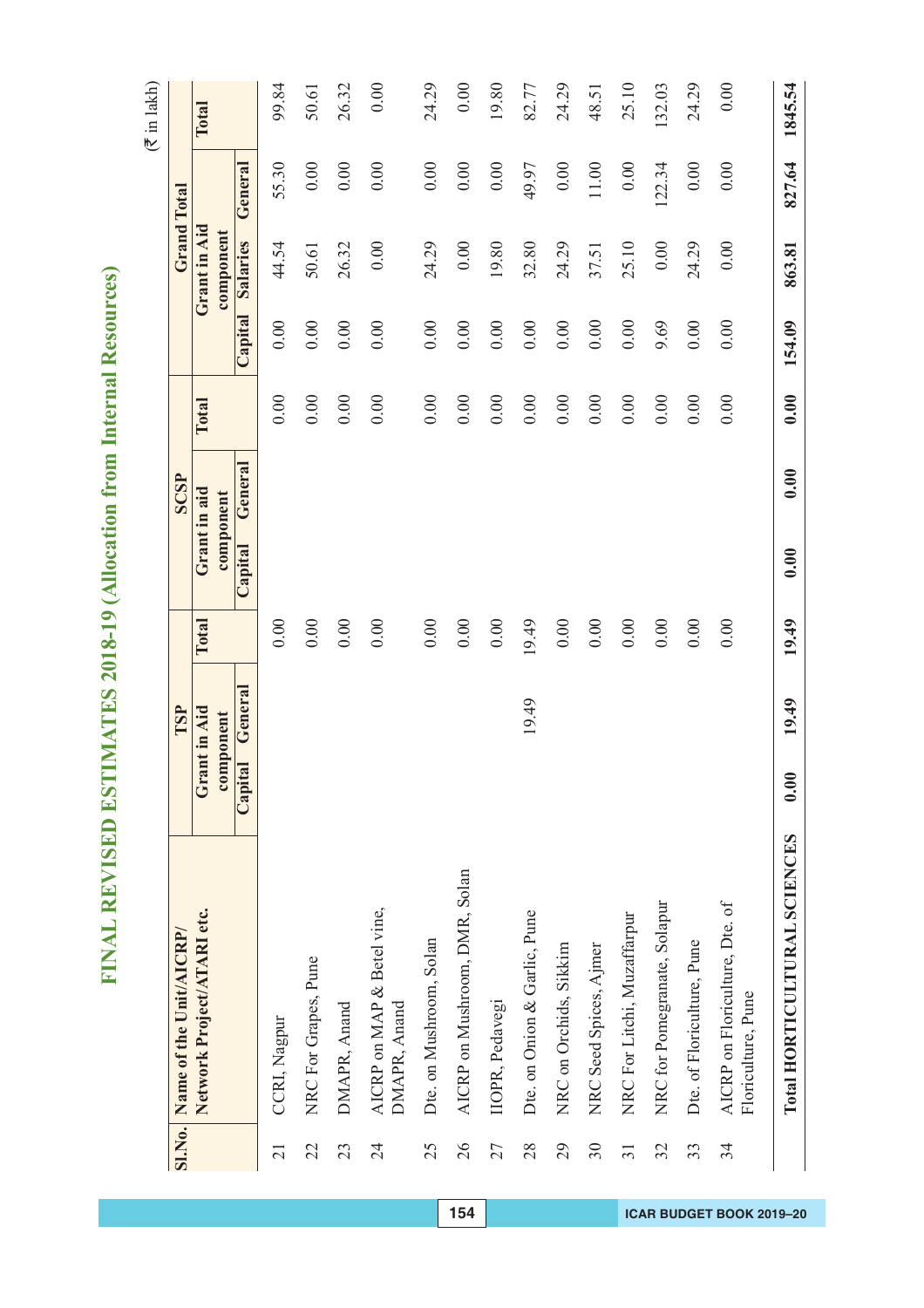# FINAL REVISED ESTIMATES 2018-19 (Allocation from Internal Resources)

(₹ in lakh)

| Sl.No. | Name of the Unit/AICRP/ Network Project/ATARI etc. | TSP | | | SCSP | | | Grand Total | | | |
|---|---|---|---|---|---|---|---|---|---|---|---|
| | | Grant in Aid component | | Total | Grant in aid component | | Total | Grant in Aid component | | | Total |
| | | Capital | General | | Capital | General | | Capital | Salaries | General | |
| 21 | CCRI, Nagpur | | | 0.00 | | | 0.00 | 0.00 | 44.54 | 55.30 | 99.84 |
| 22 | NRC For Grapes, Pune | | | 0.00 | | | 0.00 | 0.00 | 50.61 | 0.00 | 50.61 |
| 23 | DMAPR, Anand | | | 0.00 | | | 0.00 | 0.00 | 26.32 | 0.00 | 26.32 |
| 24 | AICRP on MAP & Betel vine, DMAPR, Anand | | | 0.00 | | | 0.00 | 0.00 | 0.00 | 0.00 | 0.00 |
| 25 | Dte. on Mushroom, Solan | | | 0.00 | | | 0.00 | 0.00 | 24.29 | 0.00 | 24.29 |
| 26 | AICRP on Mushroom, DMR, Solan | | | 0.00 | | | 0.00 | 0.00 | 0.00 | 0.00 | 0.00 |
| 27 | IIOPR, Pedavegi | | | 0.00 | | | 0.00 | 0.00 | 19.80 | 0.00 | 19.80 |
| 28 | Dte. on Onion & Garlic, Pune | | 19.49 | 19.49 | | | 0.00 | 0.00 | 32.80 | 49.97 | 82.77 |
| 29 | NRC on Orchids, Sikkim | | | 0.00 | | | 0.00 | 0.00 | 24.29 | 0.00 | 24.29 |
| 30 | NRC Seed Spices, Ajmer | | | 0.00 | | | 0.00 | 0.00 | 37.51 | 11.00 | 48.51 |
| 31 | NRC For Litchi, Muzaffarpur | | | 0.00 | | | 0.00 | 0.00 | 25.10 | 0.00 | 25.10 |
| 32 | NRC for Pomegranate, Solapur | | | 0.00 | | | 0.00 | 9.69 | 0.00 | 122.34 | 132.03 |
| 33 | Dte. of Floriculture, Pune | | | 0.00 | | | 0.00 | 0.00 | 24.29 | 0.00 | 24.29 |
| 34 | AICRP on Floriculture, Dte. of Floriculture, Pune | | | 0.00 | | | 0.00 | 0.00 | 0.00 | 0.00 | 0.00 |
| | **Total HORTICULTURAL SCIENCES** | **0.00** | **19.49** | **19.49** | **0.00** | **0.00** | **0.00** | **154.09** | **863.81** | **827.64** | **1845.54** |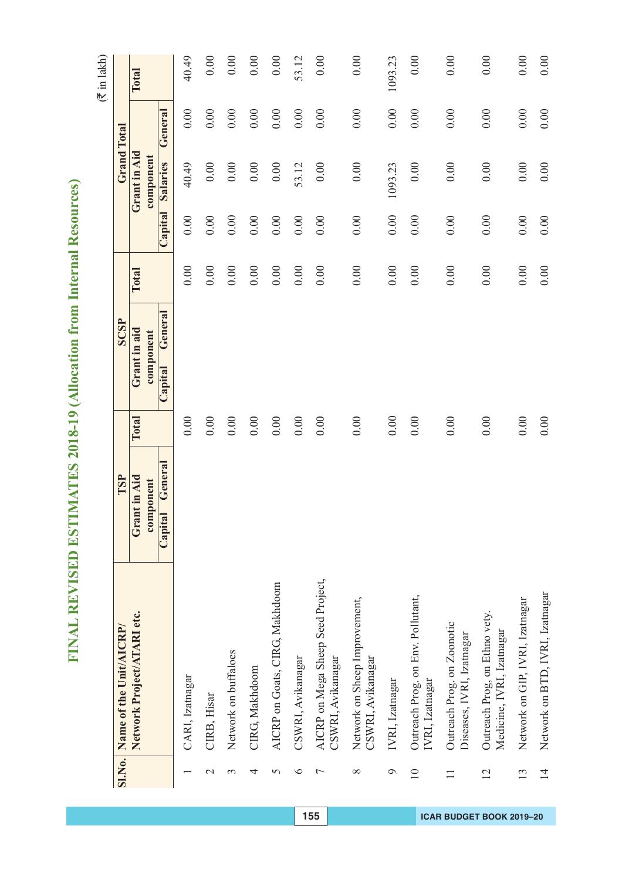# FINAL REVISED ESTIMATES 2018-19 (Allocation from Internal Resources)

(₹ in lakh)

| Sl.No. | Name of the Unit/AICRP/ Network Project/ATARI etc. | TSP | | | SCSP | | | Grand Total | | | |
|---|---|---|---|---|---|---|---|---|---|---|---|
| | | Grant in Aid component | | Total | Grant in aid component | | Total | Grant in Aid component | | | Total |
| | | Capital | General | | Capital | General | | Capital | Salaries | General | |
| 1 | CARI, Izatnagar | | | 0.00 | | | 0.00 | 0.00 | 40.49 | 0.00 | 40.49 |
| 2 | CIRB, Hisar | | | 0.00 | | | 0.00 | 0.00 | 0.00 | 0.00 | 0.00 |
| 3 | Network on buffaloes | | | 0.00 | | | 0.00 | 0.00 | 0.00 | 0.00 | 0.00 |
| 4 | CIRG, Makhdoom | | | 0.00 | | | 0.00 | 0.00 | 0.00 | 0.00 | 0.00 |
| 5 | AICRP on Goats, CIRG, Makhdoom | | | 0.00 | | | 0.00 | 0.00 | 0.00 | 0.00 | 0.00 |
| 6 | CSWRI, Avikanagar | | | 0.00 | | | 0.00 | 0.00 | 53.12 | 0.00 | 53.12 |
| 7 | AICRP on Mega Sheep Seed Project, CSWRI, Avikanagar | | | 0.00 | | | 0.00 | 0.00 | 0.00 | 0.00 | 0.00 |
| 8 | Network on Sheep Improvement, CSWRI, Avikanagar | | | 0.00 | | | 0.00 | 0.00 | 0.00 | 0.00 | 0.00 |
| 9 | IVRI, Izatnagar | | | 0.00 | | | 0.00 | 0.00 | 1093.23 | 0.00 | 1093.23 |
| 10 | Outreach Prog. on Env. Pollutant, IVRI, Izatnagar | | | 0.00 | | | 0.00 | 0.00 | 0.00 | 0.00 | 0.00 |
| 11 | Outreach Prog. on Zoonotic Diseases, IVRI, Izatnagar | | | 0.00 | | | 0.00 | 0.00 | 0.00 | 0.00 | 0.00 |
| 12 | Outreach Prog. on Ethno vety. Medicine, IVRI, Izatnagar | | | 0.00 | | | 0.00 | 0.00 | 0.00 | 0.00 | 0.00 |
| 13 | Network on GIP, IVRI, Izatnagar | | | 0.00 | | | 0.00 | 0.00 | 0.00 | 0.00 | 0.00 |
| 14 | Network on BTD, IVRI, Izatnagar | | | 0.00 | | | 0.00 | 0.00 | 0.00 | 0.00 | 0.00 |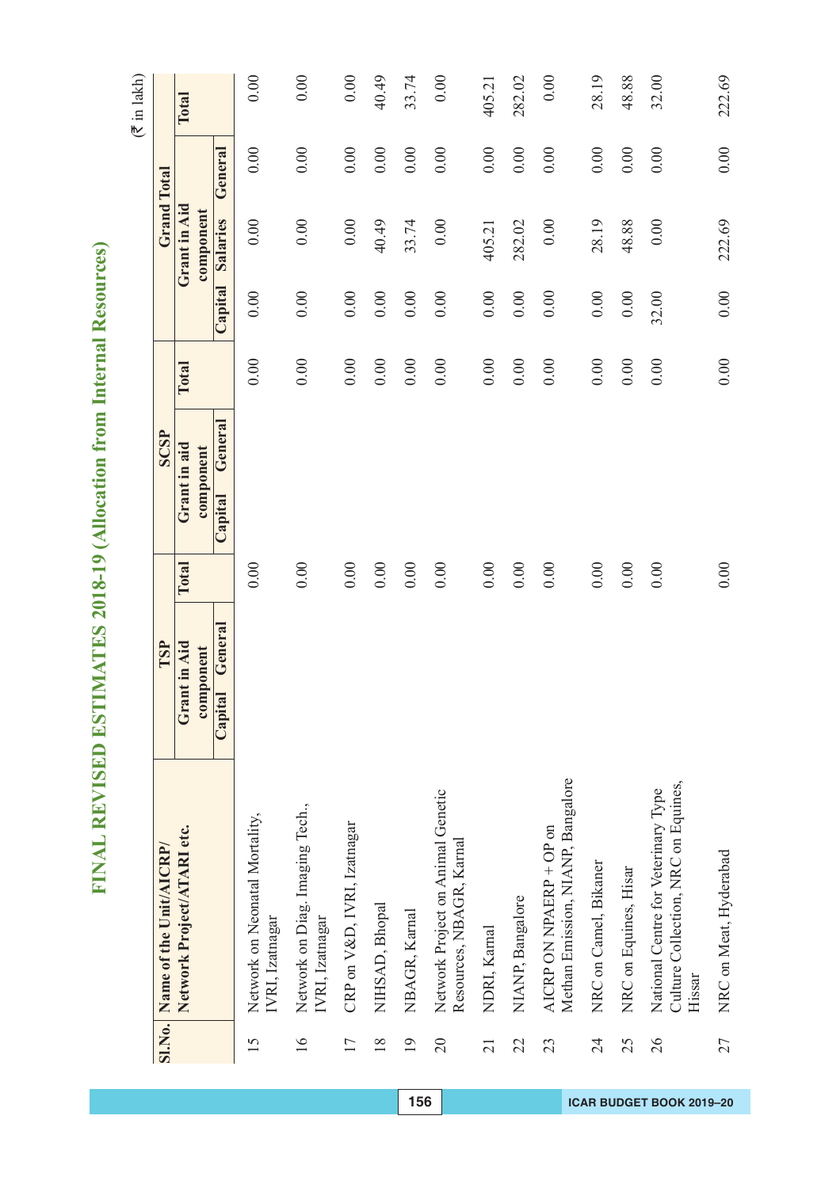# FINAL REVISED ESTIMATES 2018-19 (Allocation from Internal Resources)

(₹ in lakh)

| Sl.No. | Name of the Unit/AICRP/ Network Project/ATARI etc. | TSP | | | SCSP | | | Grand Total | | | |
|---|---|---|---|---|---|---|---|---|---|---|---|
| | | Grant in Aid component | | Total | Grant in aid component | | Total | Grant in Aid component | | | Total |
| | | Capital | General | | Capital | General | | Capital | Salaries | General | |
| 15 | Network on Neonatal Mortality, IVRI, Izatnagar | | | 0.00 | | | 0.00 | 0.00 | 0.00 | 0.00 | 0.00 |
| 16 | Network on Diag. Imaging Tech., IVRI, Izatnagar | | | 0.00 | | | 0.00 | 0.00 | 0.00 | 0.00 | 0.00 |
| 17 | CRP on V&D, IVRI, Izatnagar | | | 0.00 | | | 0.00 | 0.00 | 0.00 | 0.00 | 0.00 |
| 18 | NIHSAD, Bhopal | | | 0.00 | | | 0.00 | 0.00 | 40.49 | 0.00 | 40.49 |
| 19 | NBAGR, Karnal | | | 0.00 | | | 0.00 | 0.00 | 33.74 | 0.00 | 33.74 |
| 20 | Network Project on Animal Genetic Resources, NBAGR, Karnal | | | 0.00 | | | 0.00 | 0.00 | 0.00 | 0.00 | 0.00 |
| 21 | NDRI, Karnal | | | 0.00 | | | 0.00 | 0.00 | 405.21 | 0.00 | 405.21 |
| 22 | NIANP, Bangalore | | | 0.00 | | | 0.00 | 0.00 | 282.02 | 0.00 | 282.02 |
| 23 | AICRP ON NPAERP + OP on Methan Emission, NIANP, Bangalore | | | 0.00 | | | 0.00 | 0.00 | 0.00 | 0.00 | 0.00 |
| 24 | NRC on Camel, Bikaner | | | 0.00 | | | 0.00 | 0.00 | 28.19 | 0.00 | 28.19 |
| 25 | NRC on Equines, Hisar | | | 0.00 | | | 0.00 | 0.00 | 48.88 | 0.00 | 48.88 |
| 26 | National Centre for Veterinary Type Culture Collection, NRC on Equines, Hissar | | | 0.00 | | | 0.00 | 32.00 | 0.00 | 0.00 | 32.00 |
| 27 | NRC on Meat, Hyderabad | | | 0.00 | | | 0.00 | 0.00 | 222.69 | 0.00 | 222.69 |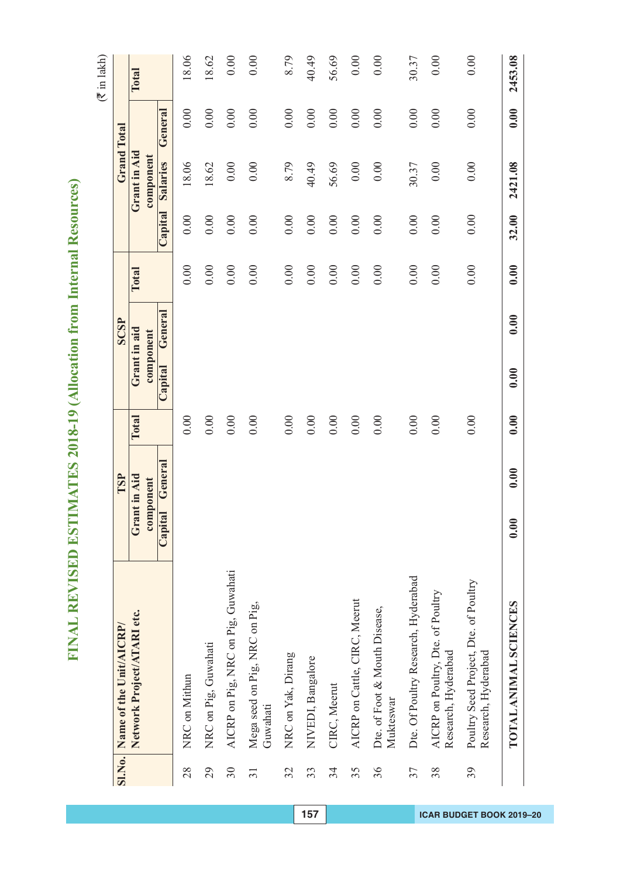# FINAL REVISED ESTIMATES 2018-19 (Allocation from Internal Resources)

(₹ in lakh)

| Sl.No. | Name of the Unit/AICRP/ Network Project/ATARI etc. | TSP | | | SCSP | | | Grand Total | | | |
|---|---|---|---|---|---|---|---|---|---|---|---|
| | | Grant in Aid component | | Total | Grant in aid component | | Total | Grant in Aid component | | | Total |
| | | Capital | General | | Capital | General | | Capital | Salaries | General | |
| 28 | NRC on Mithun | | | 0.00 | | | 0.00 | 0.00 | 18.06 | 0.00 | 18.06 |
| 29 | NRC on Pig, Guwahati | | | 0.00 | | | 0.00 | 0.00 | 18.62 | 0.00 | 18.62 |
| 30 | AICRP on Pig, NRC on Pig, Guwahati | | | 0.00 | | | 0.00 | 0.00 | 0.00 | 0.00 | 0.00 |
| 31 | Mega seed on Pig, NRC on Pig, Guwahati | | | 0.00 | | | 0.00 | 0.00 | 0.00 | 0.00 | 0.00 |
| 32 | NRC on Yak, Dirang | | | 0.00 | | | 0.00 | 0.00 | 8.79 | 0.00 | 8.79 |
| 33 | NIVEDI, Bangalore | | | 0.00 | | | 0.00 | 0.00 | 40.49 | 0.00 | 40.49 |
| 34 | CIRC, Meerut | | | 0.00 | | | 0.00 | 0.00 | 56.69 | 0.00 | 56.69 |
| 35 | AICRP on Cattle, CIRC, Meerut | | | 0.00 | | | 0.00 | 0.00 | 0.00 | 0.00 | 0.00 |
| 36 | Dte. of Foot & Mouth Disease, Mukteswar | | | 0.00 | | | 0.00 | 0.00 | 0.00 | 0.00 | 0.00 |
| 37 | Dte. Of Poultry Research, Hyderabad | | | 0.00 | | | 0.00 | 0.00 | 30.37 | 0.00 | 30.37 |
| 38 | AICRP on Poultry, Dte. of Poultry Research, Hyderabad | | | 0.00 | | | 0.00 | 0.00 | 0.00 | 0.00 | 0.00 |
| 39 | Poultry Seed Project, Dte. of Poultry Research, Hyderabad | | | 0.00 | | | 0.00 | 0.00 | 0.00 | 0.00 | 0.00 |
| | **TOTAL ANIMAL SCIENCES** | **0.00** | **0.00** | **0.00** | **0.00** | **0.00** | **0.00** | **32.00** | **2421.08** | **0.00** | **2453.08** |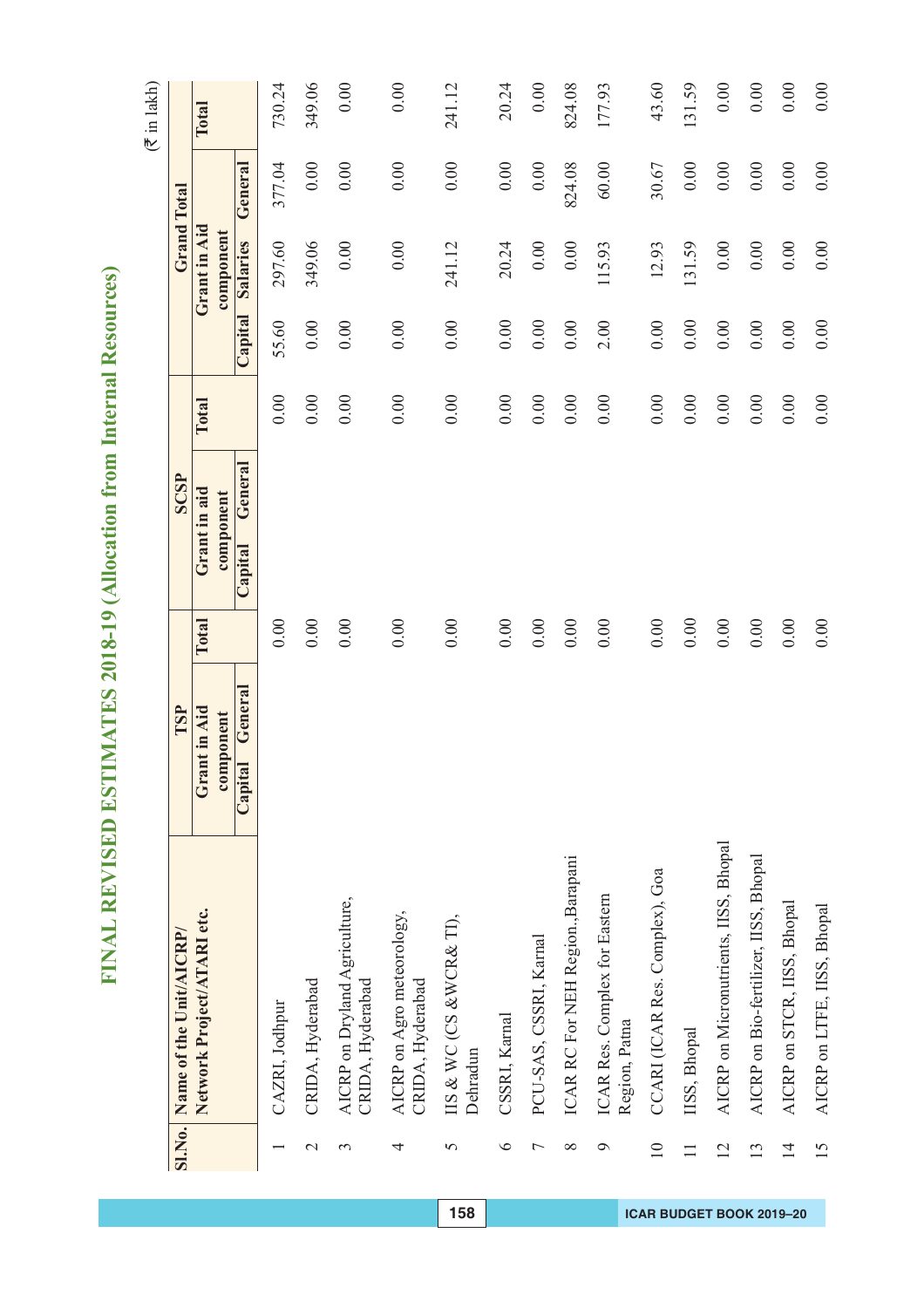# FINAL REVISED ESTIMATES 2018-19 (Allocation from Internal Resources)

(₹ in lakh)

| Sl.No. | Name of the Unit/AICRP/ Network Project/ATARI etc. | TSP | | Total | SCSP | | Total | Grand Total | | | Total |
|---|---|---|---|---|---|---|---|---|---|---|---|
| | | Grant in Aid component | | | Grant in aid component | | | Grant in Aid component | | | |
| | | Capital | General | | Capital | General | | Capital | Salaries | General | |
| 1 | CAZRI, Jodhpur | | | 0.00 | | | 0.00 | 55.60 | 297.60 | 377.04 | 730.24 |
| 2 | CRIDA, Hyderabad | | | 0.00 | | | 0.00 | 0.00 | 349.06 | 0.00 | 349.06 |
| 3 | AICRP on Dryland Agriculture, CRIDA, Hyderabad | | | 0.00 | | | 0.00 | 0.00 | 0.00 | 0.00 | 0.00 |
| 4 | AICRP on Agro meteorology, CRIDA, Hyderabad | | | 0.00 | | | 0.00 | 0.00 | 0.00 | 0.00 | 0.00 |
| 5 | IIS & WC (CS &WCR& TI), Dehradun | | | 0.00 | | | 0.00 | 0.00 | 241.12 | 0.00 | 241.12 |
| 6 | CSSRI, Karnal | | | 0.00 | | | 0.00 | 0.00 | 20.24 | 0.00 | 20.24 |
| 7 | PCU-SAS, CSSRI, Karnal | | | 0.00 | | | 0.00 | 0.00 | 0.00 | 0.00 | 0.00 |
| 8 | ICAR RC For NEH Region.,Barapani | | | 0.00 | | | 0.00 | 0.00 | 0.00 | 824.08 | 824.08 |
| 9 | ICAR Res. Complex for Eastern Region, Patna | | | 0.00 | | | 0.00 | 2.00 | 115.93 | 60.00 | 177.93 |
| 10 | CCARI (ICAR Res. Complex), Goa | | | 0.00 | | | 0.00 | 0.00 | 12.93 | 30.67 | 43.60 |
| 11 | IISS, Bhopal | | | 0.00 | | | 0.00 | 0.00 | 131.59 | 0.00 | 131.59 |
| 12 | AICRP on Micronutrients, IISS, Bhopal | | | 0.00 | | | 0.00 | 0.00 | 0.00 | 0.00 | 0.00 |
| 13 | AICRP on Bio-fertilizer, IISS, Bhopal | | | 0.00 | | | 0.00 | 0.00 | 0.00 | 0.00 | 0.00 |
| 14 | AICRP on STCR, IISS, Bhopal | | | 0.00 | | | 0.00 | 0.00 | 0.00 | 0.00 | 0.00 |
| 15 | AICRP on LTFE, IISS, Bhopal | | | 0.00 | | | 0.00 | 0.00 | 0.00 | 0.00 | 0.00 |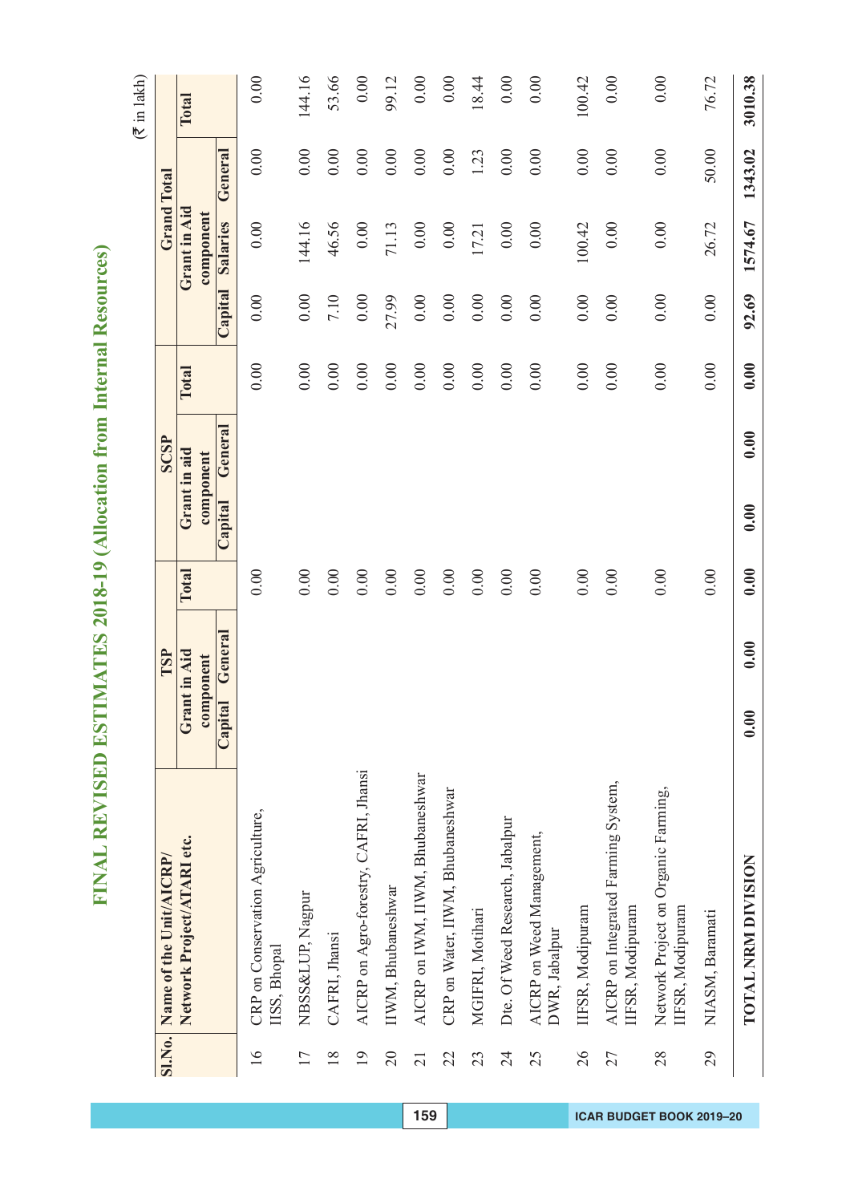# FINAL REVISED ESTIMATES 2018-19 (Allocation from Internal Resources)

(₹ in lakh)

| Sl.No. | Name of the Unit/AICRP/ Network Project/ATARI etc. | TSP | | | SCSP | | | Grand Total | | | |
|---|---|---|---|---|---|---|---|---|---|---|---|
| | | Grant in Aid component | | Total | Grant in aid component | | Total | Grant in Aid component | | | Total |
| | | Capital | General | | Capital | General | | Capital | Salaries | General | |
| 16 | CRP on Conservation Agriculture, IISS, Bhopal | | | 0.00 | | | 0.00 | 0.00 | 0.00 | 0.00 | 0.00 |
| 17 | NBSS&LUP, Nagpur | | | 0.00 | | | 0.00 | 0.00 | 144.16 | 0.00 | 144.16 |
| 18 | CAFRI, Jhansi | | | 0.00 | | | 0.00 | 7.10 | 46.56 | 0.00 | 53.66 |
| 19 | AICRP on Agro-forestry, CAFRI, Jhansi | | | 0.00 | | | 0.00 | 0.00 | 0.00 | 0.00 | 0.00 |
| 20 | IIWM, Bhubaneshwar | | | 0.00 | | | 0.00 | 27.99 | 71.13 | 0.00 | 99.12 |
| 21 | AICRP on IWM, IIWM, Bhubaneshwar | | | 0.00 | | | 0.00 | 0.00 | 0.00 | 0.00 | 0.00 |
| 22 | CRP on Water, IIWM, Bhubaneshwar | | | 0.00 | | | 0.00 | 0.00 | 0.00 | 0.00 | 0.00 |
| 23 | MGIFRI, Motihari | | | 0.00 | | | 0.00 | 0.00 | 17.21 | 1.23 | 18.44 |
| 24 | Dte. Of Weed Research, Jabalpur | | | 0.00 | | | 0.00 | 0.00 | 0.00 | 0.00 | 0.00 |
| 25 | AICRP on Weed Management, DWR, Jabalpur | | | 0.00 | | | 0.00 | 0.00 | 0.00 | 0.00 | 0.00 |
| 26 | IIFSR, Modipuram | | | 0.00 | | | 0.00 | 0.00 | 100.42 | 0.00 | 100.42 |
| 27 | AICRP on Integrated Farming System, IIFSR, Modipuram | | | 0.00 | | | 0.00 | 0.00 | 0.00 | 0.00 | 0.00 |
| 28 | Network Project on Organic Farming, IIFSR, Modipuram | | | 0.00 | | | 0.00 | 0.00 | 0.00 | 0.00 | 0.00 |
| 29 | NIASM, Baramati | | | 0.00 | | | 0.00 | 0.00 | 26.72 | 50.00 | 76.72 |
| | **TOTAL NRM DIVISION** | **0.00** | **0.00** | **0.00** | **0.00** | **0.00** | **0.00** | **92.69** | **1574.67** | **1343.02** | **3010.38** |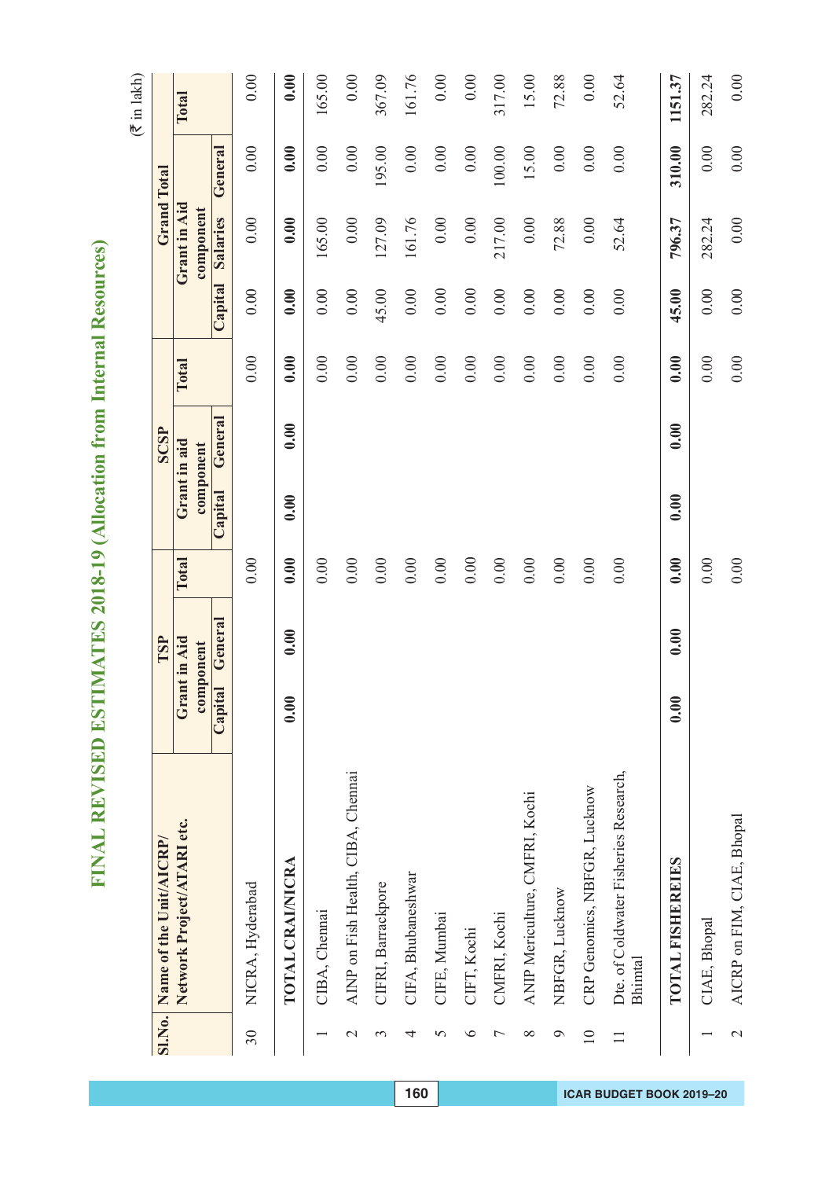# FINAL REVISED ESTIMATES 2018-19 (Allocation from Internal Resources)

(₹ in lakh)

| Sl.No. | Name of the Unit/AICRP/ Network Project/ATARI etc. | TSP | | | SCSP | | | Grand Total | | | |
|---|---|---|---|---|---|---|---|---|---|---|---|
| | | Grant in Aid component | | Total | Grant in aid component | | Total | Grant in Aid component | | | Total |
| | | Capital | General | | Capital | General | | Capital | Salaries | General | |
| 30 | NICRA, Hyderabad | | | 0.00 | | | 0.00 | 0.00 | 0.00 | 0.00 | 0.00 |
| | **TOTAL CRAI/NICRA** | **0.00** | **0.00** | **0.00** | **0.00** | **0.00** | **0.00** | **0.00** | **0.00** | **0.00** | **0.00** |
| 1 | CIBA, Chennai | | | 0.00 | | | 0.00 | 0.00 | 165.00 | 0.00 | 165.00 |
| 2 | AINP on Fish Health, CIBA, Chennai | | | 0.00 | | | 0.00 | 0.00 | 0.00 | 0.00 | 0.00 |
| 3 | CIFRI, Barrackpore | | | 0.00 | | | 0.00 | 45.00 | 127.09 | 195.00 | 367.09 |
| 4 | CIFA, Bhubaneshwar | | | 0.00 | | | 0.00 | 0.00 | 161.76 | 0.00 | 161.76 |
| 5 | CIFE, Mumbai | | | 0.00 | | | 0.00 | 0.00 | 0.00 | 0.00 | 0.00 |
| 6 | CIFT, Kochi | | | 0.00 | | | 0.00 | 0.00 | 0.00 | 0.00 | 0.00 |
| 7 | CMFRI, Kochi | | | 0.00 | | | 0.00 | 0.00 | 217.00 | 100.00 | 317.00 |
| 8 | ANIP Mericulture, CMFRI, Kochi | | | 0.00 | | | 0.00 | 0.00 | 0.00 | 15.00 | 15.00 |
| 9 | NBFGR, Lucknow | | | 0.00 | | | 0.00 | 0.00 | 72.88 | 0.00 | 72.88 |
| 10 | CRP Genomics, NBFGR, Lucknow | | | 0.00 | | | 0.00 | 0.00 | 0.00 | 0.00 | 0.00 |
| 11 | Dte. of Coldwater Fisheries Research, Bhimtal | | | 0.00 | | | 0.00 | 0.00 | 52.64 | 0.00 | 52.64 |
| | **TOTAL FISHEREIES** | **0.00** | **0.00** | **0.00** | **0.00** | **0.00** | **0.00** | **45.00** | **796.37** | **310.00** | **1151.37** |
| 1 | CIAE, Bhopal | | | 0.00 | | | 0.00 | 0.00 | 282.24 | 0.00 | 282.24 |
| 2 | AICRP on FIM, CIAE, Bhopal | | | 0.00 | | | 0.00 | 0.00 | 0.00 | 0.00 | 0.00 |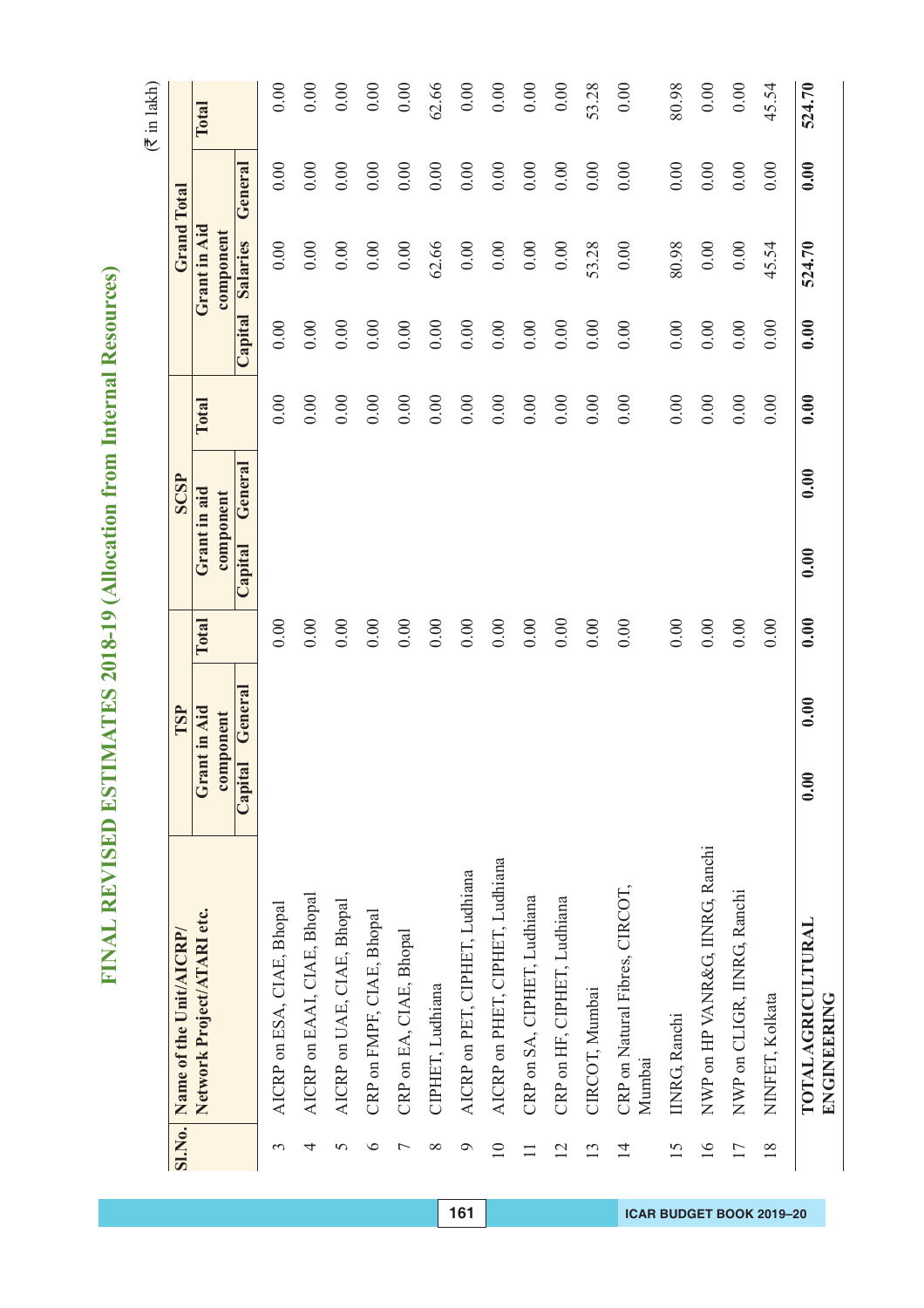# FINAL REVISED ESTIMATES 2018-19 (Allocation from Internal Resources)

(₹ in lakh)

| Sl.No. | Name of the Unit/AICRP/ Network Project/ATARI etc. | TSP | | | SCSP | | | Grand Total | | | |
|---|---|---|---|---|---|---|---|---|---|---|---|
| | | Grant in Aid component | | Total | Grant in aid component | | Total | Grant in Aid component | | | Total |
| | | Capital | General | | Capital | General | | Capital | Salaries | General | |
| 3 | AICRP on ESA, CIAE, Bhopal | | | 0.00 | | | 0.00 | 0.00 | 0.00 | 0.00 | 0.00 |
| 4 | AICRP on EAAI, CIAE, Bhopal | | | 0.00 | | | 0.00 | 0.00 | 0.00 | 0.00 | 0.00 |
| 5 | AICRP on UAE, CIAE, Bhopal | | | 0.00 | | | 0.00 | 0.00 | 0.00 | 0.00 | 0.00 |
| 6 | CRP on FMPF, CIAE, Bhopal | | | 0.00 | | | 0.00 | 0.00 | 0.00 | 0.00 | 0.00 |
| 7 | CRP on EA, CIAE, Bhopal | | | 0.00 | | | 0.00 | 0.00 | 0.00 | 0.00 | 0.00 |
| 8 | CIPHET, Ludhiana | | | 0.00 | | | 0.00 | 0.00 | 62.66 | 0.00 | 62.66 |
| 9 | AICRP on PET, CIPHET, Ludhiana | | | 0.00 | | | 0.00 | 0.00 | 0.00 | 0.00 | 0.00 |
| 10 | AICRP on PHET, CIPHET, Ludhiana | | | 0.00 | | | 0.00 | 0.00 | 0.00 | 0.00 | 0.00 |
| 11 | CRP on SA, CIPHET, Ludhiana | | | 0.00 | | | 0.00 | 0.00 | 0.00 | 0.00 | 0.00 |
| 12 | CRP on HF, CIPHET, Ludhiana | | | 0.00 | | | 0.00 | 0.00 | 0.00 | 0.00 | 0.00 |
| 13 | CIRCOT, Mumbai | | | 0.00 | | | 0.00 | 0.00 | 53.28 | 0.00 | 53.28 |
| 14 | CRP on Natural Fibres, CIRCOT, Mumbai | | | 0.00 | | | 0.00 | 0.00 | 0.00 | 0.00 | 0.00 |
| 15 | IINRG, Ranchi | | | 0.00 | | | 0.00 | 0.00 | 80.98 | 0.00 | 80.98 |
| 16 | NWP on HP VANR&G, IINRG, Ranchi | | | 0.00 | | | 0.00 | 0.00 | 0.00 | 0.00 | 0.00 |
| 17 | NWP on CLIGR, IINRG, Ranchi | | | 0.00 | | | 0.00 | 0.00 | 0.00 | 0.00 | 0.00 |
| 18 | NINFET, Kolkata | | | 0.00 | | | 0.00 | 0.00 | 45.54 | 0.00 | 45.54 |
| | **TOTAL AGRICULTURAL ENGINEERING** | **0.00** | **0.00** | **0.00** | **0.00** | **0.00** | **0.00** | **0.00** | **524.70** | **0.00** | **524.70** |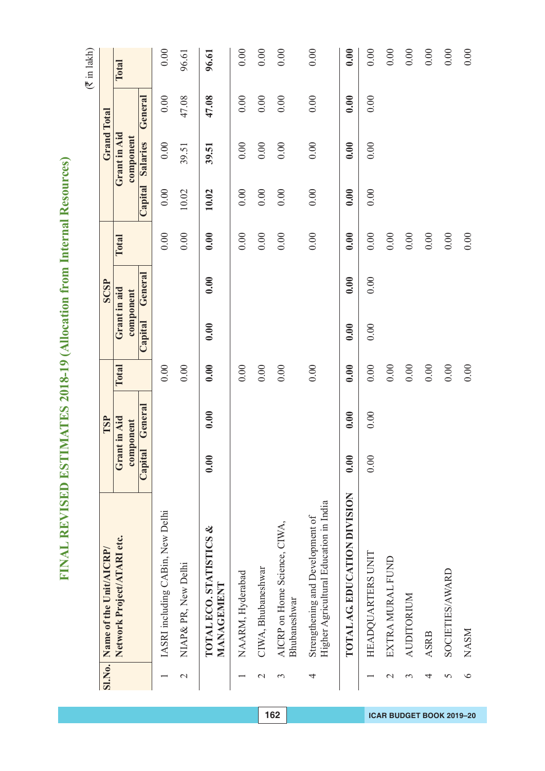# FINAL REVISED ESTIMATES 2018-19 (Allocation from Internal Resources)

(₹ in lakh)

| Sl.No. | Name of the Unit/AICRP/ Network Project/ATARI etc. | TSP | | | SCSP | | | Grand Total | | | |
|---|---|---|---|---|---|---|---|---|---|---|---|
| | | Grant in Aid component | | Total | Grant in aid component | | Total | Grant in Aid component | | | Total |
| | | Capital | General | | Capital | General | | Capital | Salaries | General | |
| 1 | IASRI including CABin, New Delhi | | | 0.00 | | | 0.00 | 0.00 | 0.00 | 0.00 | 0.00 |
| 2 | NIAP& PR, New Delhi | | | 0.00 | | | 0.00 | 10.02 | 39.51 | 47.08 | 96.61 |
| | **TOTAL ECO. STATISTICS & MANAGEMENT** | **0.00** | **0.00** | **0.00** | **0.00** | **0.00** | **0.00** | **10.02** | **39.51** | **47.08** | **96.61** |
| 1 | NAARM, Hyderabad | | | 0.00 | | | 0.00 | 0.00 | 0.00 | 0.00 | 0.00 |
| 2 | CIWA, Bhubaneshwar | | | 0.00 | | | 0.00 | 0.00 | 0.00 | 0.00 | 0.00 |
| 3 | AICRP on Home Science, CIWA, Bhubaneshwar | | | 0.00 | | | 0.00 | 0.00 | 0.00 | 0.00 | 0.00 |
| 4 | Strengthening and Development of Higher Agricultural Education in India | | | 0.00 | | | 0.00 | 0.00 | 0.00 | 0.00 | 0.00 |
| | **TOTAL AG. EDUCATION DIVISION** | **0.00** | **0.00** | **0.00** | **0.00** | **0.00** | **0.00** | **0.00** | **0.00** | **0.00** | **0.00** |
| 1 | HEADQUARTERS UNIT | 0.00 | 0.00 | 0.00 | 0.00 | 0.00 | 0.00 | 0.00 | 0.00 | 0.00 | 0.00 |
| 2 | EXTRA MURAL FUND | | | 0.00 | | | 0.00 | | | | 0.00 |
| 3 | AUDITORIUM | | | 0.00 | | | 0.00 | | | | 0.00 |
| 4 | ASRB | | | 0.00 | | | 0.00 | | | | 0.00 |
| 5 | SOCIETIES/AWARD | | | 0.00 | | | 0.00 | | | | 0.00 |
| 6 | NASM | | | 0.00 | | | 0.00 | | | | 0.00 |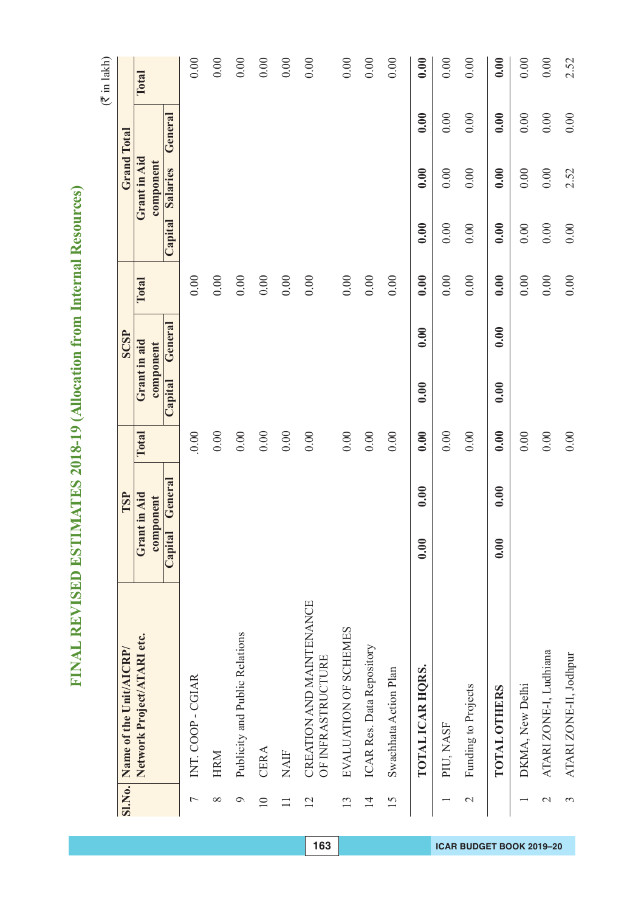# FINAL REVISED ESTIMATES 2018-19 (Allocation from Internal Resources)

(₹ in lakh)

| Sl.No. | Name of the Unit/AICRP/ Network Project/ATARI etc. | TSP | | | SCSP | | | Grand Total | | | |
|---|---|---|---|---|---|---|---|---|---|---|---|
| | | Grant in Aid component | | Total | Grant in aid component | | Total | Grant in Aid component | | | Total |
| | | Capital | General | | Capital | General | | Capital | Salaries | General | |
| 7 | INT. COOP - CGIAR | | | 0.00 | | | 0.00 | | | | 0.00 |
| 8 | HRM | | | 0.00 | | | 0.00 | | | | 0.00 |
| 9 | Publicity and Public Relations | | | 0.00 | | | 0.00 | | | | 0.00 |
| 10 | CERA | | | 0.00 | | | 0.00 | | | | 0.00 |
| 11 | NAIF | | | 0.00 | | | 0.00 | | | | 0.00 |
| 12 | CREATION AND MAINTENANCE OF INFRASTRUCTURE | | | 0.00 | | | 0.00 | | | | 0.00 |
| 13 | EVALUATION OF SCHEMES | | | 0.00 | | | 0.00 | | | | 0.00 |
| 14 | ICAR Res. Data Repository | | | 0.00 | | | 0.00 | | | | 0.00 |
| 15 | Swachhata Action Plan | | | 0.00 | | | 0.00 | | | | 0.00 |
| | **TOTAL ICAR HQRS.** | **0.00** | **0.00** | **0.00** | **0.00** | **0.00** | **0.00** | **0.00** | **0.00** | **0.00** | **0.00** |
| 1 | PIU, NASF | | | 0.00 | | | 0.00 | 0.00 | 0.00 | 0.00 | 0.00 |
| 2 | Funding to Projects | | | 0.00 | | | 0.00 | 0.00 | 0.00 | 0.00 | 0.00 |
| | **TOTAL OTHERS** | **0.00** | **0.00** | **0.00** | **0.00** | **0.00** | **0.00** | **0.00** | **0.00** | **0.00** | **0.00** |
| 1 | DKMA, New Delhi | | | 0.00 | | | 0.00 | 0.00 | 0.00 | 0.00 | 0.00 |
| 2 | ATARI ZONE-I, Ludhiana | | | 0.00 | | | 0.00 | 0.00 | 0.00 | 0.00 | 0.00 |
| 3 | ATARI ZONE-II, Jodhpur | | | 0.00 | | | 0.00 | 0.00 | 2.52 | 0.00 | 2.52 |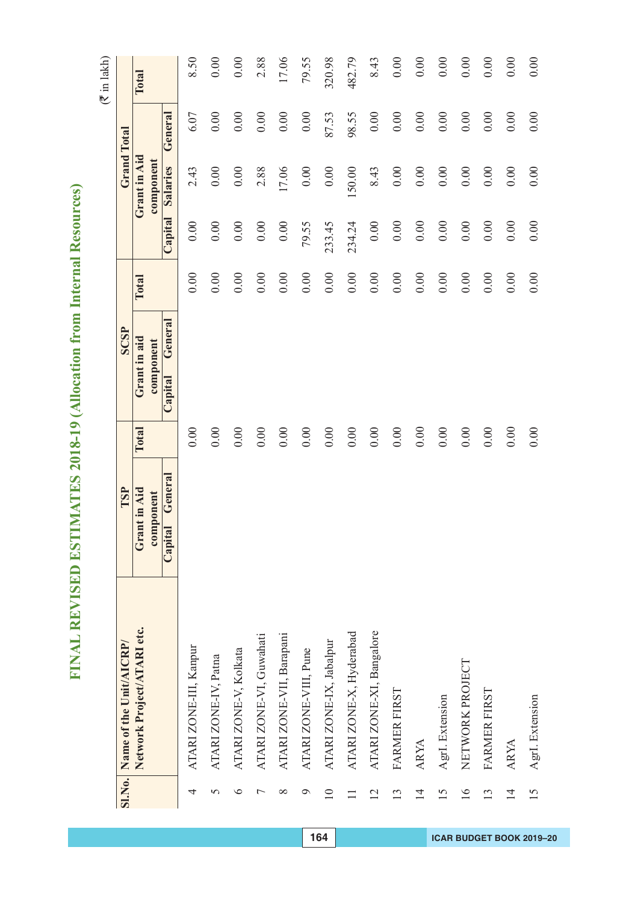# FINAL REVISED ESTIMATES 2018-19 (Allocation from Internal Resources)

(₹ in lakh)

| Sl.No. | Name of the Unit/AICRP/ Network Project/ATARI etc. | TSP | | | SCSP | | | Grand Total | | | |
|---|---|---|---|---|---|---|---|---|---|---|---|
| | | Grant in Aid component | | Total | Grant in aid component | | Total | Grant in Aid component | | | Total |
| | | Capital | General | | Capital | General | | Capital | Salaries | General | |
| 4 | ATARI ZONE-III, Kanpur | | | 0.00 | | | 0.00 | 0.00 | 2.43 | 6.07 | 8.50 |
| 5 | ATARI ZONE-IV, Patna | | | 0.00 | | | 0.00 | 0.00 | 0.00 | 0.00 | 0.00 |
| 6 | ATARI ZONE-V, Kolkata | | | 0.00 | | | 0.00 | 0.00 | 0.00 | 0.00 | 0.00 |
| 7 | ATARI ZONE-VI, Guwahati | | | 0.00 | | | 0.00 | 0.00 | 2.88 | 0.00 | 2.88 |
| 8 | ATARI ZONE-VII, Barapani | | | 0.00 | | | 0.00 | 0.00 | 17.06 | 0.00 | 17.06 |
| 9 | ATARI ZONE-VIII, Pune | | | 0.00 | | | 0.00 | 79.55 | 0.00 | 0.00 | 79.55 |
| 10 | ATARI ZONE-IX, Jabalpur | | | 0.00 | | | 0.00 | 233.45 | 0.00 | 87.53 | 320.98 |
| 11 | ATARI ZONE-X, Hyderabad | | | 0.00 | | | 0.00 | 234.24 | 150.00 | 98.55 | 482.79 |
| 12 | ATARI ZONE-XI, Bangalore | | | 0.00 | | | 0.00 | 0.00 | 8.43 | 0.00 | 8.43 |
| 13 | FARMER FIRST | | | 0.00 | | | 0.00 | 0.00 | 0.00 | 0.00 | 0.00 |
| 14 | ARYA | | | 0.00 | | | 0.00 | 0.00 | 0.00 | 0.00 | 0.00 |
| 15 | Agrl. Extension | | | 0.00 | | | 0.00 | 0.00 | 0.00 | 0.00 | 0.00 |
| 16 | NETWORK PROJECT | | | 0.00 | | | 0.00 | 0.00 | 0.00 | 0.00 | 0.00 |
| 13 | FARMER FIRST | | | 0.00 | | | 0.00 | 0.00 | 0.00 | 0.00 | 0.00 |
| 14 | ARYA | | | 0.00 | | | 0.00 | 0.00 | 0.00 | 0.00 | 0.00 |
| 15 | Agrl. Extension | | | 0.00 | | | 0.00 | 0.00 | 0.00 | 0.00 | 0.00 |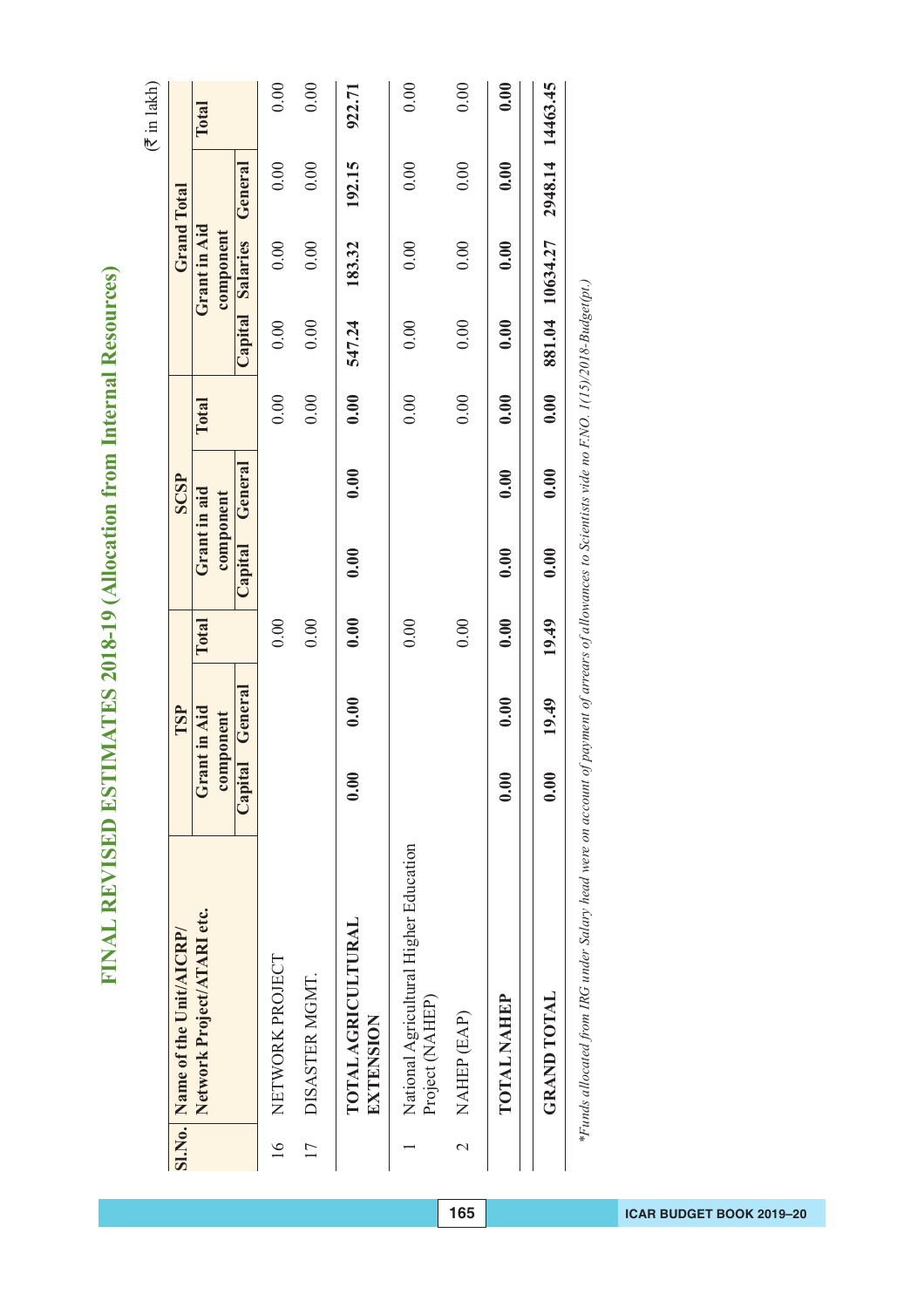# FINAL REVISED ESTIMATES 2018-19 (Allocation from Internal Resources)

(₹ in lakh)

| Sl.No. | Name of the Unit/AICRP/ Network Project/ATARI etc. | TSP | | | SCSP | | | Grand Total | | | |
|---|---|---|---|---|---|---|---|---|---|---|---|
| | | Grant in Aid component | | Total | Grant in aid component | | Total | Grant in Aid component | | | Total |
| | | Capital | General | | Capital | General | | Capital | Salaries | General | |
| 16 | NETWORK PROJECT | | | 0.00 | | | 0.00 | 0.00 | 0.00 | 0.00 | 0.00 |
| 17 | DISASTER MGMT. | | | 0.00 | | | 0.00 | 0.00 | 0.00 | 0.00 | 0.00 |
| | **TOTAL AGRICULTURAL EXTENSION** | **0.00** | **0.00** | **0.00** | **0.00** | **0.00** | **0.00** | **547.24** | **183.32** | **192.15** | **922.71** |
| 1 | National Agricultural Higher Education Project (NAHEP) | | | 0.00 | | | 0.00 | 0.00 | 0.00 | 0.00 | 0.00 |
| 2 | NAHEP (EAP) | | | 0.00 | | | 0.00 | 0.00 | 0.00 | 0.00 | 0.00 |
| | **TOTAL NAHEP** | **0.00** | **0.00** | **0.00** | **0.00** | **0.00** | **0.00** | **0.00** | **0.00** | **0.00** | **0.00** |
| | **GRAND TOTAL** | **0.00** | **19.49** | **19.49** | **0.00** | **0.00** | **0.00** | **881.04** | **10634.27** | **2948.14** | **14463.45** |

*Funds allocated from IRG under Salary head were on account of payment of arrears of allowances to Scientists vide no F.NO. 1(15)/2018-Budget(pt.)*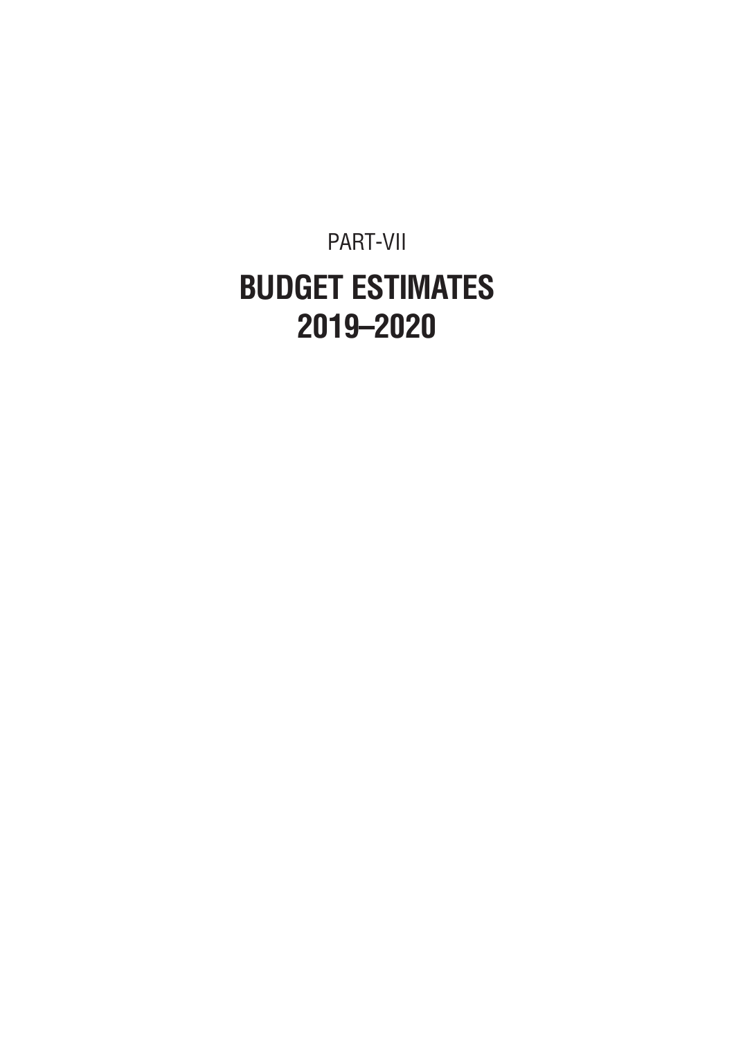PART-VII

# BUDGET ESTIMATES 2019–2020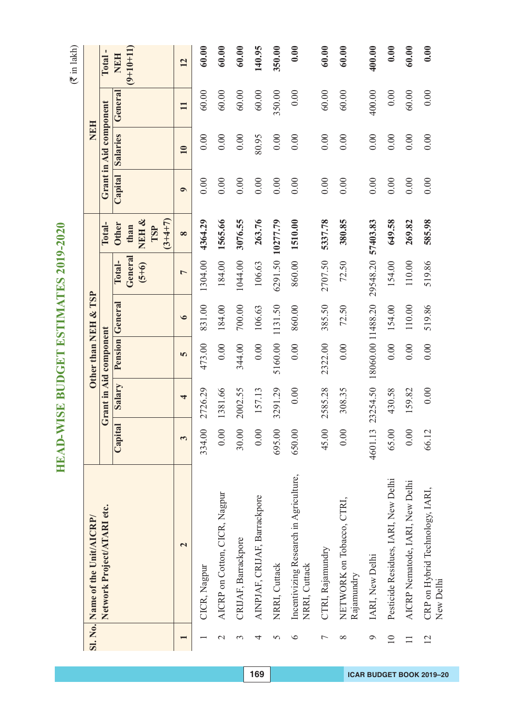# HEAD-WISE BUDGET ESTIMATES 2019-2020

(₹ in lakh)

| Sl. No. | Name of the Unit/AICRP/ Network Project/ATARI etc. | Other than NEH & TSP | | | | | | NEH | | | |
|---|---|---|---|---|---|---|---|---|---|---|---|
| | | Grant in Aid component | | | | | | Grant in Aid component | | | |
| | | Capital | Salary | Pension | General | Total-General (5+6) | Total-Other than NEH & TSP (3+4+7) | Capital | Salaries | General | Total - NEH (9+10+11) |
| 1 | 2 | 3 | 4 | 5 | 6 | 7 | 8 | 9 | 10 | 11 | 12 |
| 1 | CICR, Nagpur | 334.00 | 2726.29 | 473.00 | 831.00 | 1304.00 | **4364.29** | 0.00 | 0.00 | 60.00 | **60.00** |
| 2 | AICRP on Cotton, CICR, Nagpur | 0.00 | 1381.66 | 0.00 | 184.00 | 184.00 | **1565.66** | 0.00 | 0.00 | 60.00 | **60.00** |
| 3 | CRIJAF, Barrackpore | 30.00 | 2002.55 | 344.00 | 700.00 | 1044.00 | **3076.55** | 0.00 | 0.00 | 60.00 | **60.00** |
| 4 | AINPJAF, CRIJAF, Barrackpore | 0.00 | 157.13 | 0.00 | 106.63 | 106.63 | **263.76** | 0.00 | 80.95 | 60.00 | **140.95** |
| 5 | NRRI, Cuttack | 695.00 | 3291.29 | 5160.00 | 1131.50 | 6291.50 | **10277.79** | 0.00 | 0.00 | 350.00 | **350.00** |
| 6 | Incentivizing Research in Agriculture, NRRI, Cuttack | 650.00 | 0.00 | 0.00 | 860.00 | 860.00 | **1510.00** | 0.00 | 0.00 | 0.00 | **0.00** |
| 7 | CTRI, Rajamundry | 45.00 | 2585.28 | 2322.00 | 385.50 | 2707.50 | **5337.78** | 0.00 | 0.00 | 60.00 | **60.00** |
| 8 | NETWORK on Tobacco, CTRI, Rajamundry | 0.00 | 308.35 | 0.00 | 72.50 | 72.50 | **380.85** | 0.00 | 0.00 | 60.00 | **60.00** |
| 9 | IARI, New Delhi | 4601.13 | 23254.50 | 18060.00 | 11488.20 | 29548.20 | **57403.83** | 0.00 | 0.00 | 400.00 | **400.00** |
| 10 | Pesticide Residues, IARI, New Delhi | 65.00 | 430.58 | 0.00 | 154.00 | 154.00 | **649.58** | 0.00 | 0.00 | 0.00 | **0.00** |
| 11 | AICRP Nematode, IARI, New Delhi | 0.00 | 159.82 | 0.00 | 110.00 | 110.00 | **269.82** | 0.00 | 0.00 | 60.00 | **60.00** |
| 12 | CRP on Hybrid Technology, IARI, New Delhi | 66.12 | 0.00 | 0.00 | 519.86 | 519.86 | **585.98** | 0.00 | 0.00 | 0.00 | **0.00** |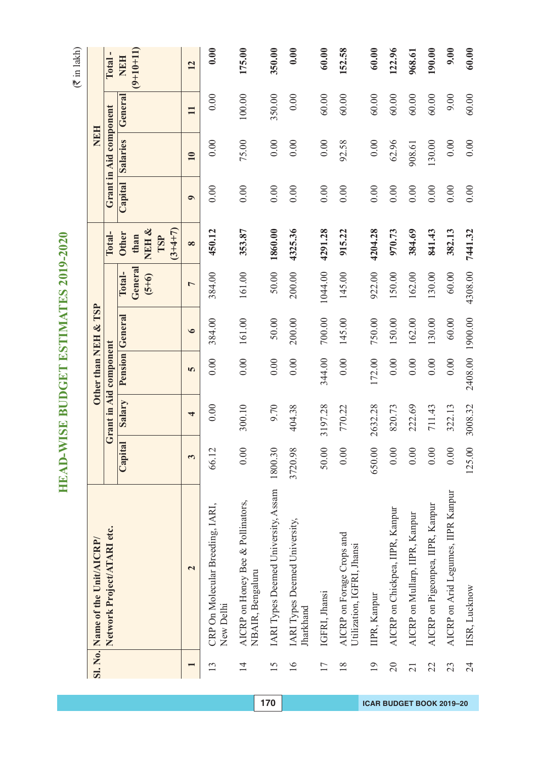# HEAD-WISE BUDGET ESTIMATES 2019-2020

(₹ in lakh)

| Sl. No. | Name of the Unit/AICRP/ Network Project/ATARI etc. | Other than NEH & TSP | | | | | | NEH | | | |
|---|---|---|---|---|---|---|---|---|---|---|---|
| | | Grant in Aid component | | | | | | Grant in Aid component | | | |
| | | Capital | Salary | Pension | General | Total-General (5+6) | Total-Other than NEH & TSP (3+4+7) | Capital | Salaries | General | Total - NEH (9+10+11) |
| 1 | 2 | 3 | 4 | 5 | 6 | 7 | 8 | 9 | 10 | 11 | 12 |
| 13 | CRP On Molecular Breeding, IARI, New Delhi | 66.12 | 0.00 | 0.00 | 384.00 | 384.00 | **450.12** | 0.00 | 0.00 | 0.00 | **0.00** |
| 14 | AICRP on Honey Bee & Pollinators, NBAIR, Bengaluru | 0.00 | 300.10 | 0.00 | 161.00 | 161.00 | **353.87** | 0.00 | 75.00 | 100.00 | **175.00** |
| 15 | IARI Types Deemed University, Assam | 1800.30 | 9.70 | 0.00 | 50.00 | 50.00 | **1860.00** | 0.00 | 0.00 | 350.00 | **350.00** |
| 16 | IARI Types Deemed University, Jharkhand | 3720.98 | 404.38 | 0.00 | 200.00 | 200.00 | **4325.36** | 0.00 | 0.00 | 0.00 | **0.00** |
| 17 | IGFRI, Jhansi | 50.00 | 3197.28 | 344.00 | 700.00 | 1044.00 | **4291.28** | 0.00 | 0.00 | 60.00 | **60.00** |
| 18 | AICRP on Forage Crops and Utilization, IGFRI, Jhansi | 0.00 | 770.22 | 0.00 | 145.00 | 145.00 | **915.22** | 0.00 | 92.58 | 60.00 | **152.58** |
| 19 | IIPR, Kanpur | 650.00 | 2632.28 | 172.00 | 750.00 | 922.00 | **4204.28** | 0.00 | 0.00 | 60.00 | **60.00** |
| 20 | AICRP on Chickpea, IIPR, Kanpur | 0.00 | 820.73 | 0.00 | 150.00 | 150.00 | **970.73** | 0.00 | 62.96 | 60.00 | **122.96** |
| 21 | AICRP on Mullarp, IIPR, Kanpur | 0.00 | 222.69 | 0.00 | 162.00 | 162.00 | **384.69** | 0.00 | 908.61 | 60.00 | **968.61** |
| 22 | AICRP on Pigeonpea, IIPR, Kanpur | 0.00 | 711.43 | 0.00 | 130.00 | 130.00 | **841.43** | 0.00 | 130.00 | 60.00 | **190.00** |
| 23 | AICRP on Arid Legumes, IIPR Kanpur | 0.00 | 322.13 | 0.00 | 60.00 | 60.00 | **382.13** | 0.00 | 0.00 | 9.00 | **9.00** |
| 24 | IISR, Lucknow | 125.00 | 3008.32 | 2408.00 | 1900.00 | 4308.00 | **7441.32** | 0.00 | 0.00 | 60.00 | **60.00** |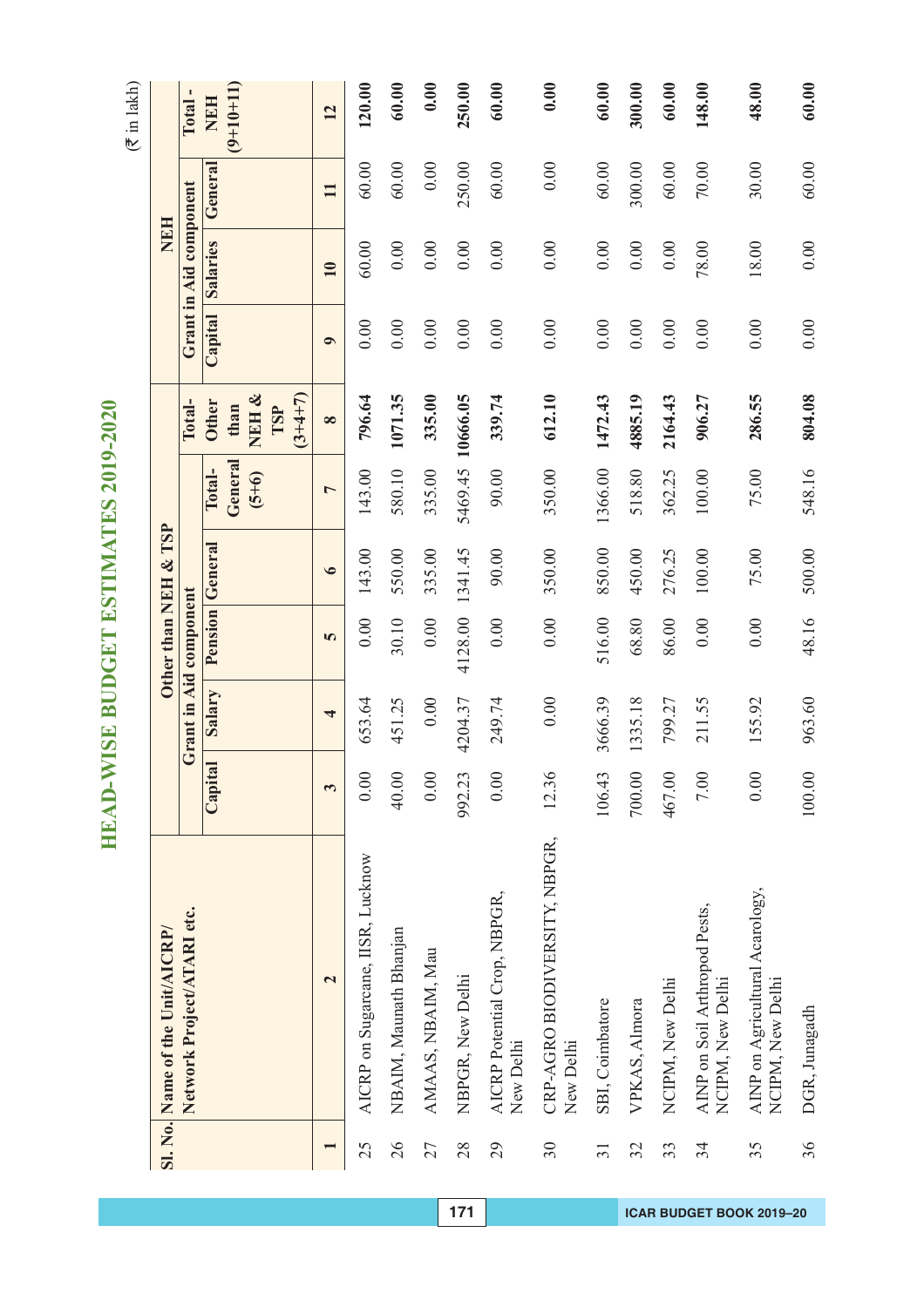# HEAD-WISE BUDGET ESTIMATES 2019-2020

(₹ in lakh)

| Sl. No. | Name of the Unit/AICRP/ Network Project/ATARI etc. | Other than NEH & TSP | | | | | | NEH | | | |
|---|---|---|---|---|---|---|---|---|---|---|---|
| | | Grant in Aid component | | | | | | Grant in Aid component | | | |
| | | Capital | Salary | Pension | General | Total-General (5+6) | Total-Other than NEH & TSP (3+4+7) | Capital | Salaries | General | Total - NEH (9+10+11) |
| 1 | 2 | 3 | 4 | 5 | 6 | 7 | 8 | 9 | 10 | 11 | 12 |
| 25 | AICRP on Sugarcane, IISR, Lucknow | 0.00 | 653.64 | 0.00 | 143.00 | 143.00 | **796.64** | 0.00 | 60.00 | 60.00 | **120.00** |
| 26 | NBAIM, Maunath Bhanjan | 40.00 | 451.25 | 30.10 | 550.00 | 580.10 | **1071.35** | 0.00 | 0.00 | 60.00 | **60.00** |
| 27 | AMAAS, NBAIM, Mau | 0.00 | 0.00 | 0.00 | 335.00 | 335.00 | **335.00** | 0.00 | 0.00 | 0.00 | **0.00** |
| 28 | NBPGR, New Delhi | 992.23 | 4204.37 | 4128.00 | 1341.45 | 5469.45 | **10666.05** | 0.00 | 0.00 | 250.00 | **250.00** |
| 29 | AICRP Potential Crop, NBPGR, New Delhi | 0.00 | 249.74 | 0.00 | 90.00 | 90.00 | **339.74** | 0.00 | 0.00 | 60.00 | **60.00** |
| 30 | CRP-AGRO BIODIVERSITY, NBPGR, New Delhi | 12.36 | 0.00 | 0.00 | 350.00 | 350.00 | **612.10** | 0.00 | 0.00 | 0.00 | **0.00** |
| 31 | SBI, Coimbatore | 106.43 | 3666.39 | 516.00 | 850.00 | 1366.00 | **1472.43** | 0.00 | 0.00 | 60.00 | **60.00** |
| 32 | VPKAS, Almora | 700.00 | 1335.18 | 68.80 | 450.00 | 518.80 | **4885.19** | 0.00 | 0.00 | 300.00 | **300.00** |
| 33 | NCIPM, New Delhi | 467.00 | 799.27 | 86.00 | 276.25 | 362.25 | **2164.43** | 0.00 | 0.00 | 60.00 | **60.00** |
| 34 | AINP on Soil Arthropod Pests, NCIPM, New Delhi | 7.00 | 211.55 | 0.00 | 100.00 | 100.00 | **906.27** | 0.00 | 78.00 | 70.00 | **148.00** |
| 35 | AINP on Agricultural Acarology, NCIPM, New Delhi | 0.00 | 155.92 | 0.00 | 75.00 | 75.00 | **286.55** | 0.00 | 18.00 | 30.00 | **48.00** |
| 36 | DGR, Junagadh | 100.00 | 963.60 | 48.16 | 500.00 | 548.16 | **804.08** | 0.00 | 0.00 | 60.00 | **60.00** |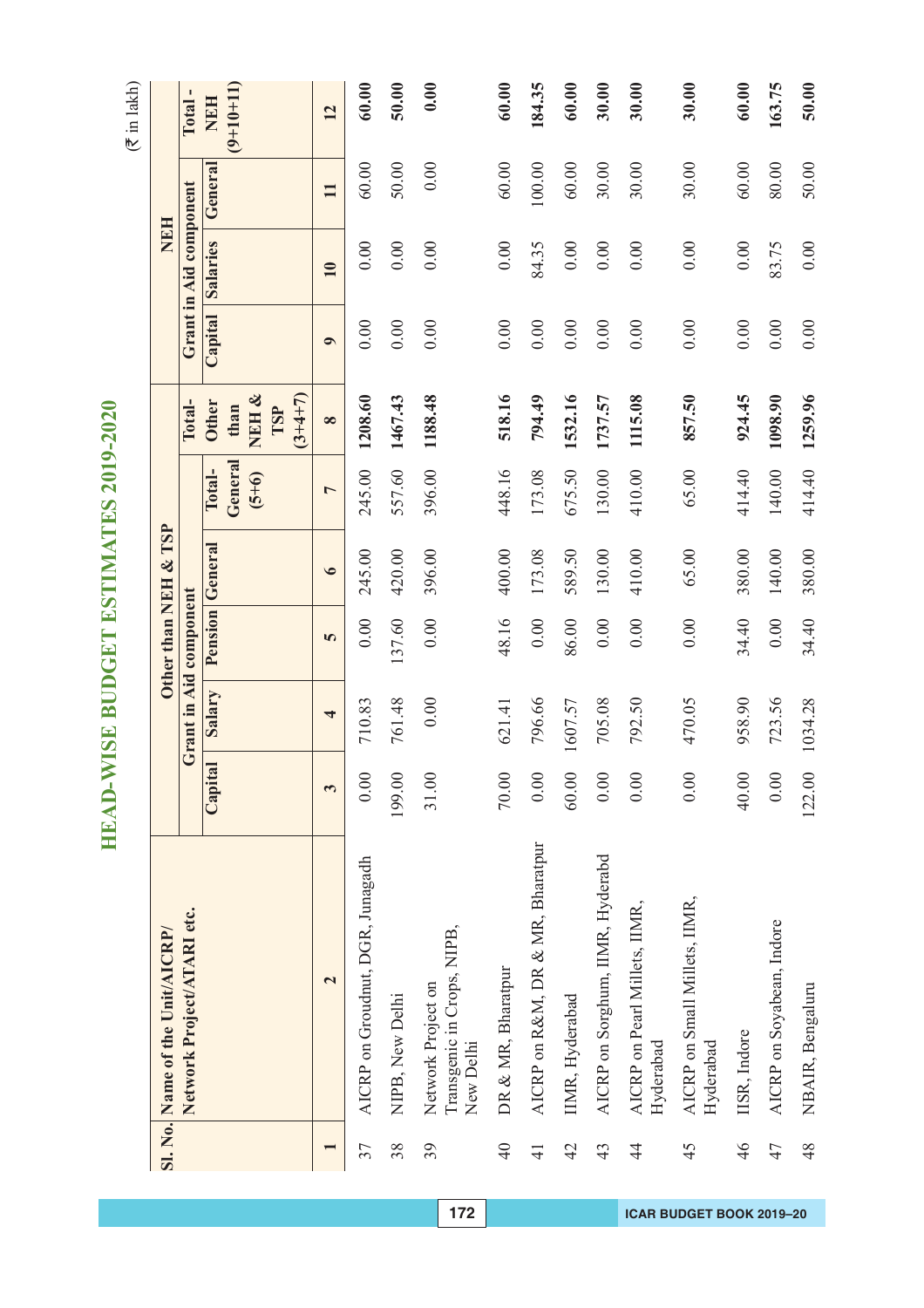# HEAD-WISE BUDGET ESTIMATES 2019-2020

(₹ in lakh)

| Sl. No. | Name of the Unit/AICRP/ Network Project/ATARI etc. | Other than NEH & TSP | | | | | | NEH | | | |
|---|---|---|---|---|---|---|---|---|---|---|---|
| | | Grant in Aid component | | | | | Total- Other than NEH & TSP (3+4+7) | Grant in Aid component | | | Total - NEH (9+10+11) |
| | | Capital | Salary | Pension | General | Total- General (5+6) | | Capital | Salaries | General | |
| 1 | 2 | 3 | 4 | 5 | 6 | 7 | 8 | 9 | 10 | 11 | 12 |
| 37 | AICRP on Groudnut, DGR, Junagadh | 0.00 | 710.83 | 0.00 | 245.00 | 245.00 | **1208.60** | 0.00 | 0.00 | 60.00 | **60.00** |
| 38 | NIPB, New Delhi | 199.00 | 761.48 | 137.60 | 420.00 | 557.60 | **1467.43** | 0.00 | 0.00 | 50.00 | **50.00** |
| 39 | Network Project on Transgenic in Crops, NIPB, New Delhi | 31.00 | 0.00 | 0.00 | 396.00 | 396.00 | **1188.48** | 0.00 | 0.00 | 0.00 | **0.00** |
| 40 | DR & MR, Bharatpur | 70.00 | 621.41 | 48.16 | 400.00 | 448.16 | **518.16** | 0.00 | 0.00 | 60.00 | **60.00** |
| 41 | AICRP on R&M, DR & MR, Bharatpur | 0.00 | 796.66 | 0.00 | 173.08 | 173.08 | **794.49** | 0.00 | 84.35 | 100.00 | **184.35** |
| 42 | IIMR, Hyderabad | 60.00 | 1607.57 | 86.00 | 589.50 | 675.50 | **1532.16** | 0.00 | 0.00 | 60.00 | **60.00** |
| 43 | AICRP on Sorghum, IIMR, Hyderabd | 0.00 | 705.08 | 0.00 | 130.00 | 130.00 | **1737.57** | 0.00 | 0.00 | 30.00 | **30.00** |
| 44 | AICRP on Pearl Millets, IIMR, Hyderabad | 0.00 | 792.50 | 0.00 | 410.00 | 410.00 | **1115.08** | 0.00 | 0.00 | 30.00 | **30.00** |
| 45 | AICRP on Small Millets, IIMR, Hyderabad | 0.00 | 470.05 | 0.00 | 65.00 | 65.00 | **857.50** | 0.00 | 0.00 | 30.00 | **30.00** |
| 46 | IISR, Indore | 40.00 | 958.90 | 34.40 | 380.00 | 414.40 | **924.45** | 0.00 | 0.00 | 60.00 | **60.00** |
| 47 | AICRP on Soyabean, Indore | 0.00 | 723.56 | 0.00 | 140.00 | 140.00 | **1098.90** | 0.00 | 83.75 | 80.00 | **163.75** |
| 48 | NBAIR, Bengaluru | 122.00 | 1034.28 | 34.40 | 380.00 | 414.40 | **1259.96** | 0.00 | 0.00 | 50.00 | **50.00** |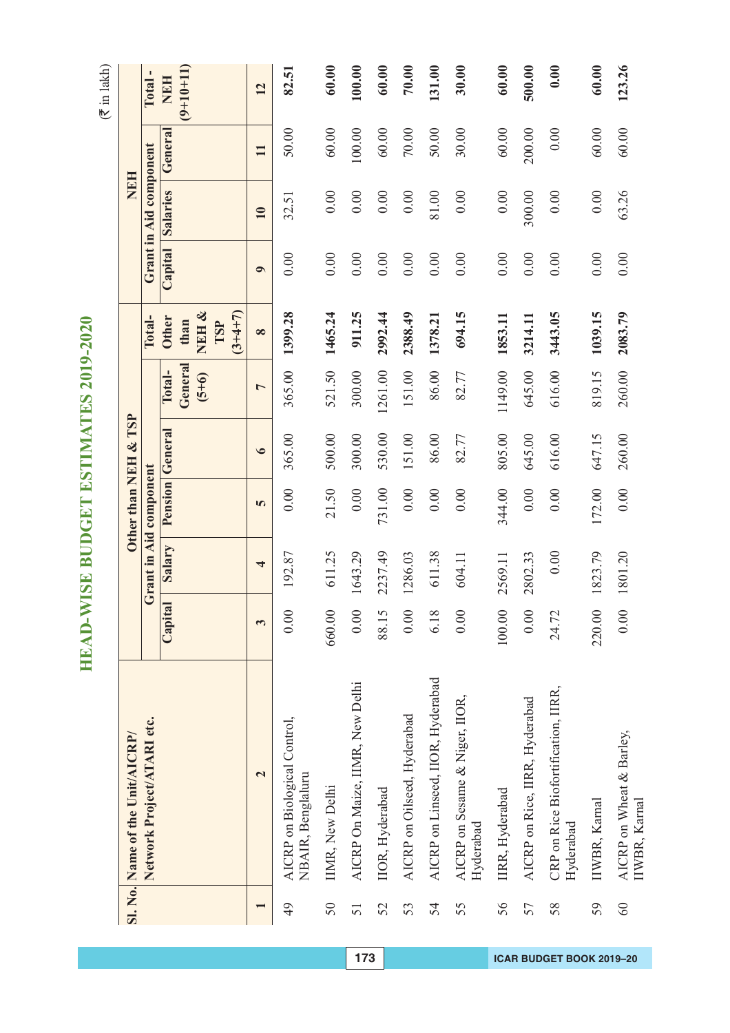# HEAD-WISE BUDGET ESTIMATES 2019-2020

(₹ in lakh)

| Sl. No. | Name of the Unit/AICRP/ Network Project/ATARI etc. | Other than NEH & TSP | | | | | | NEH | | | |
|---|---|---|---|---|---|---|---|---|---|---|---|
| | | Grant in Aid component | | | | | Total- Other than NEH & TSP (3+4+7) | Grant in Aid component | | | Total - NEH (9+10+11) |
| | | Capital | Salary | Pension | General | Total- General (5+6) | | Capital | Salaries | General | |
| 1 | 2 | 3 | 4 | 5 | 6 | 7 | 8 | 9 | 10 | 11 | 12 |
| 49 | AICRP on Biological Control, NBAIR, Bengaluru | 0.00 | 192.87 | 0.00 | 365.00 | 365.00 | **1399.28** | 0.00 | 32.51 | 50.00 | **82.51** |
| 50 | IIMR, New Delhi | 660.00 | 611.25 | 21.50 | 500.00 | 521.50 | **1465.24** | 0.00 | 0.00 | 60.00 | **60.00** |
| 51 | AICRP On Maize, IIMR, New Delhi | 0.00 | 1643.29 | 0.00 | 300.00 | 300.00 | **911.25** | 0.00 | 0.00 | 100.00 | **100.00** |
| 52 | IIOR, Hyderabad | 88.15 | 2237.49 | 731.00 | 530.00 | 1261.00 | **2992.44** | 0.00 | 0.00 | 60.00 | **60.00** |
| 53 | AICRP on Oilseed, Hyderabad | 0.00 | 1286.03 | 0.00 | 151.00 | 151.00 | **2388.49** | 0.00 | 0.00 | 70.00 | **70.00** |
| 54 | AICRP on Linseed, IIOR, Hyderabad | 6.18 | 611.38 | 0.00 | 86.00 | 86.00 | **1378.21** | 0.00 | 81.00 | 50.00 | **131.00** |
| 55 | AICRP on Sesame & Niger, IIOR, Hyderabad | 0.00 | 604.11 | 0.00 | 82.77 | 82.77 | **694.15** | 0.00 | 0.00 | 30.00 | **30.00** |
| 56 | IIRR, Hyderabad | 100.00 | 2569.11 | 344.00 | 805.00 | 1149.00 | **1853.11** | 0.00 | 0.00 | 60.00 | **60.00** |
| 57 | AICRP on Rice, IIRR, Hyderabad | 0.00 | 2802.33 | 0.00 | 645.00 | 645.00 | **3214.11** | 0.00 | 300.00 | 200.00 | **500.00** |
| 58 | CRP on Rice Biofortification, IIRR, Hyderabad | 24.72 | 0.00 | 0.00 | 616.00 | 616.00 | **3443.05** | 0.00 | 0.00 | 0.00 | **0.00** |
| 59 | IIWBR, Karnal | 220.00 | 1823.79 | 172.00 | 647.15 | 819.15 | **1039.15** | 0.00 | 0.00 | 60.00 | **60.00** |
| 60 | AICRP on Wheat & Barley, IIWBR, Karnal | 0.00 | 1801.20 | 0.00 | 260.00 | 260.00 | **2083.79** | 0.00 | 63.26 | 60.00 | **123.26** |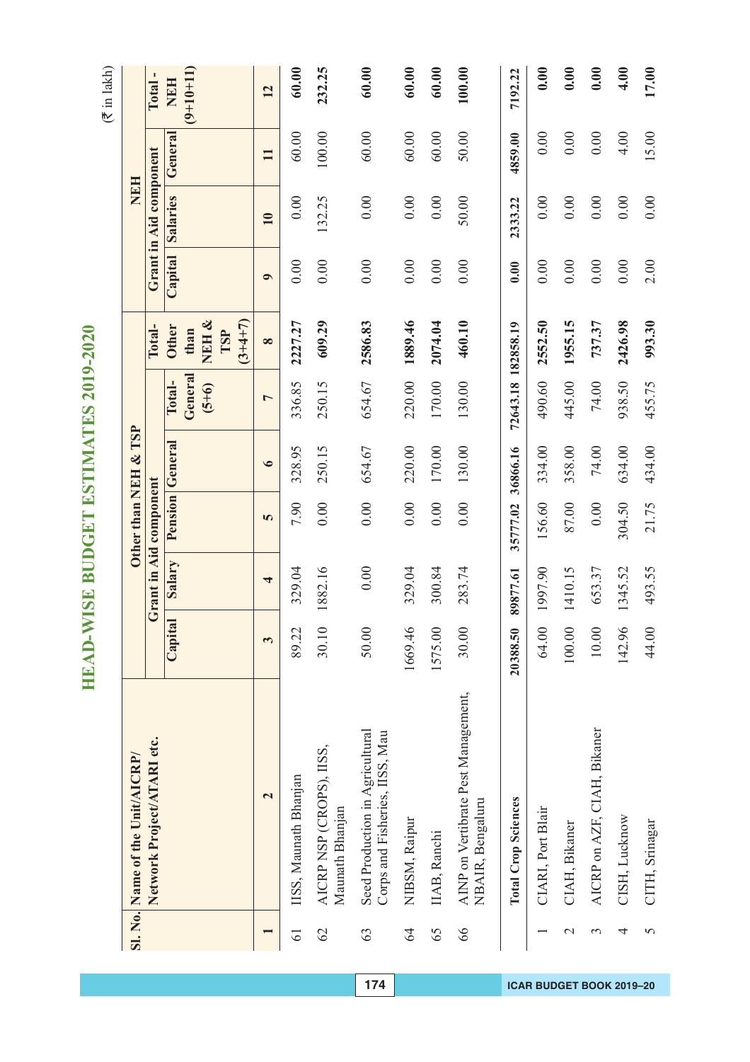# HEAD-WISE BUDGET ESTIMATES 2019-2020

(₹ in lakh)

| Sl. No. | Name of the Unit/AICRP/ Network Project/ATARI etc. | Other than NEH & TSP | | | | | | NEH | | | |
|---|---|---|---|---|---|---|---|---|---|---|---|
| | | Grant in Aid component | | | | | | Grant in Aid component | | | |
| | | Capital | Salary | Pension | General | Total-General (5+6) | Total-Other than NEH & TSP (3+4+7) | Capital | Salaries | General | Total - NEH (9+10+11) |
| 1 | 2 | 3 | 4 | 5 | 6 | 7 | 8 | 9 | 10 | 11 | 12 |
| 61 | IISS, Maunath Bhanjan | 89.22 | 329.04 | 7.90 | 328.95 | 336.85 | **2227.27** | 0.00 | 0.00 | 60.00 | **60.00** |
| 62 | AICRP NSP (CROPS), IISS, Maunath Bhanjan | 30.10 | 1882.16 | 0.00 | 250.15 | 250.15 | **609.29** | 0.00 | 132.25 | 100.00 | **232.25** |
| 63 | Seed Production in Agricultural Corps and Fisheries, IISS, Mau | 50.00 | 0.00 | 0.00 | 654.67 | 654.67 | **2586.83** | 0.00 | 0.00 | 60.00 | **60.00** |
| 64 | NIBSM, Raipur | 1669.46 | 329.04 | 0.00 | 220.00 | 220.00 | **1889.46** | 0.00 | 0.00 | 60.00 | **60.00** |
| 65 | IIAB, Ranchi | 1575.00 | 300.84 | 0.00 | 170.00 | 170.00 | **2074.04** | 0.00 | 0.00 | 60.00 | **60.00** |
| 66 | AINP on Vertibrate Pest Management, NBAIR, Bengaluru | 30.00 | 283.74 | 0.00 | 130.00 | 130.00 | **460.10** | 0.00 | 50.00 | 50.00 | **100.00** |
| | **Total Crop Sciences** | **20388.50** | **89877.61** | **35777.02** | **36866.16** | **72643.18** | **182858.19** | **0.00** | **2333.22** | **4859.00** | **7192.22** |
| 1 | CIARI, Port Blair | 64.00 | 1997.90 | 156.60 | 334.00 | 490.60 | **2552.50** | 0.00 | 0.00 | 0.00 | **0.00** |
| 2 | CIAH, Bikaner | 100.00 | 1410.15 | 87.00 | 358.00 | 445.00 | **1955.15** | 0.00 | 0.00 | 0.00 | **0.00** |
| 3 | AICRP on AZF, CIAH, Bikaner | 10.00 | 653.37 | 0.00 | 74.00 | 74.00 | **737.37** | 0.00 | 0.00 | 0.00 | **0.00** |
| 4 | CISH, Lucknow | 142.96 | 1345.52 | 304.50 | 634.00 | 938.50 | **2426.98** | 0.00 | 0.00 | 4.00 | **4.00** |
| 5 | CITH, Srinagar | 44.00 | 493.55 | 21.75 | 434.00 | 455.75 | **993.30** | 2.00 | 0.00 | 15.00 | **17.00** |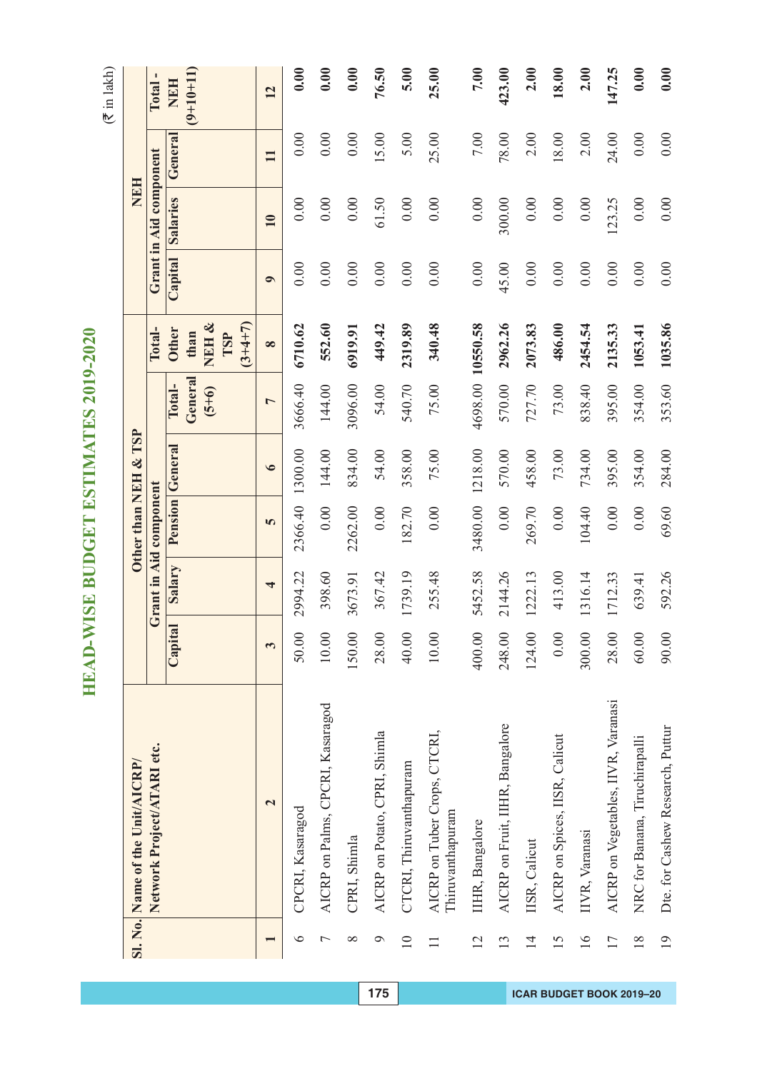# HEAD-WISE BUDGET ESTIMATES 2019-2020

(₹ in lakh)

| Sl. No. | Name of the Unit/AICRP/ Network Project/ATARI etc. | Other than NEH & TSP | | | | | | NEH | | | |
|---|---|---|---|---|---|---|---|---|---|---|---|
| | | Grant in Aid component | | | | | | Grant in Aid component | | | |
| | | Capital | Salary | Pension | General | Total-General (5+6) | Total-Other than NEH & TSP (3+4+7) | Capital | Salaries | General | Total - NEH (9+10+11) |
| 1 | 2 | 3 | 4 | 5 | 6 | 7 | 8 | 9 | 10 | 11 | 12 |
| 6 | CPCRI, Kasaragod | 50.00 | 2994.22 | 2366.40 | 1300.00 | 3666.40 | 6710.62 | 0.00 | 0.00 | 0.00 | 0.00 |
| 7 | AICRP on Palms, CPCRI, Kasaragod | 10.00 | 398.60 | 0.00 | 144.00 | 144.00 | 552.60 | 0.00 | 0.00 | 0.00 | 0.00 |
| 8 | CPRI, Shimla | 150.00 | 3673.91 | 2262.00 | 834.00 | 3096.00 | 6919.91 | 0.00 | 0.00 | 0.00 | 0.00 |
| 9 | AICRP on Potato, CPRI, Shimla | 28.00 | 367.42 | 0.00 | 54.00 | 54.00 | 449.42 | 0.00 | 61.50 | 15.00 | 76.50 |
| 10 | CTCRI, Thiruvanthapuram | 40.00 | 1739.19 | 182.70 | 358.00 | 540.70 | 2319.89 | 0.00 | 0.00 | 5.00 | 5.00 |
| 11 | AICRP on Tuber Crops, CTCRI, Thiruvanthapuram | 10.00 | 255.48 | 0.00 | 75.00 | 75.00 | 340.48 | 0.00 | 0.00 | 25.00 | 25.00 |
| 12 | IIHR, Bangalore | 400.00 | 5452.58 | 3480.00 | 1218.00 | 4698.00 | 10550.58 | 0.00 | 0.00 | 7.00 | 7.00 |
| 13 | AICRP on Fruit, IIHR, Bangalore | 248.00 | 2144.26 | 0.00 | 570.00 | 570.00 | 2962.26 | 45.00 | 300.00 | 78.00 | 423.00 |
| 14 | IISR, Calicut | 124.00 | 1222.13 | 269.70 | 458.00 | 727.70 | 2073.83 | 0.00 | 0.00 | 2.00 | 2.00 |
| 15 | AICRP on Spices, IISR, Calicut | 0.00 | 413.00 | 0.00 | 73.00 | 73.00 | 486.00 | 0.00 | 0.00 | 18.00 | 18.00 |
| 16 | IIVR, Varanasi | 300.00 | 1316.14 | 104.40 | 734.00 | 838.40 | 2454.54 | 0.00 | 0.00 | 2.00 | 2.00 |
| 17 | AICRP on Vegetables, IIVR, Varanasi | 28.00 | 1712.33 | 0.00 | 395.00 | 395.00 | 2135.33 | 0.00 | 123.25 | 24.00 | 147.25 |
| 18 | NRC for Banana, Tiruchirapalli | 60.00 | 639.41 | 0.00 | 354.00 | 354.00 | 1053.41 | 0.00 | 0.00 | 0.00 | 0.00 |
| 19 | Dte. for Cashew Research, Puttur | 90.00 | 592.26 | 69.60 | 284.00 | 353.60 | 1035.86 | 0.00 | 0.00 | 0.00 | 0.00 |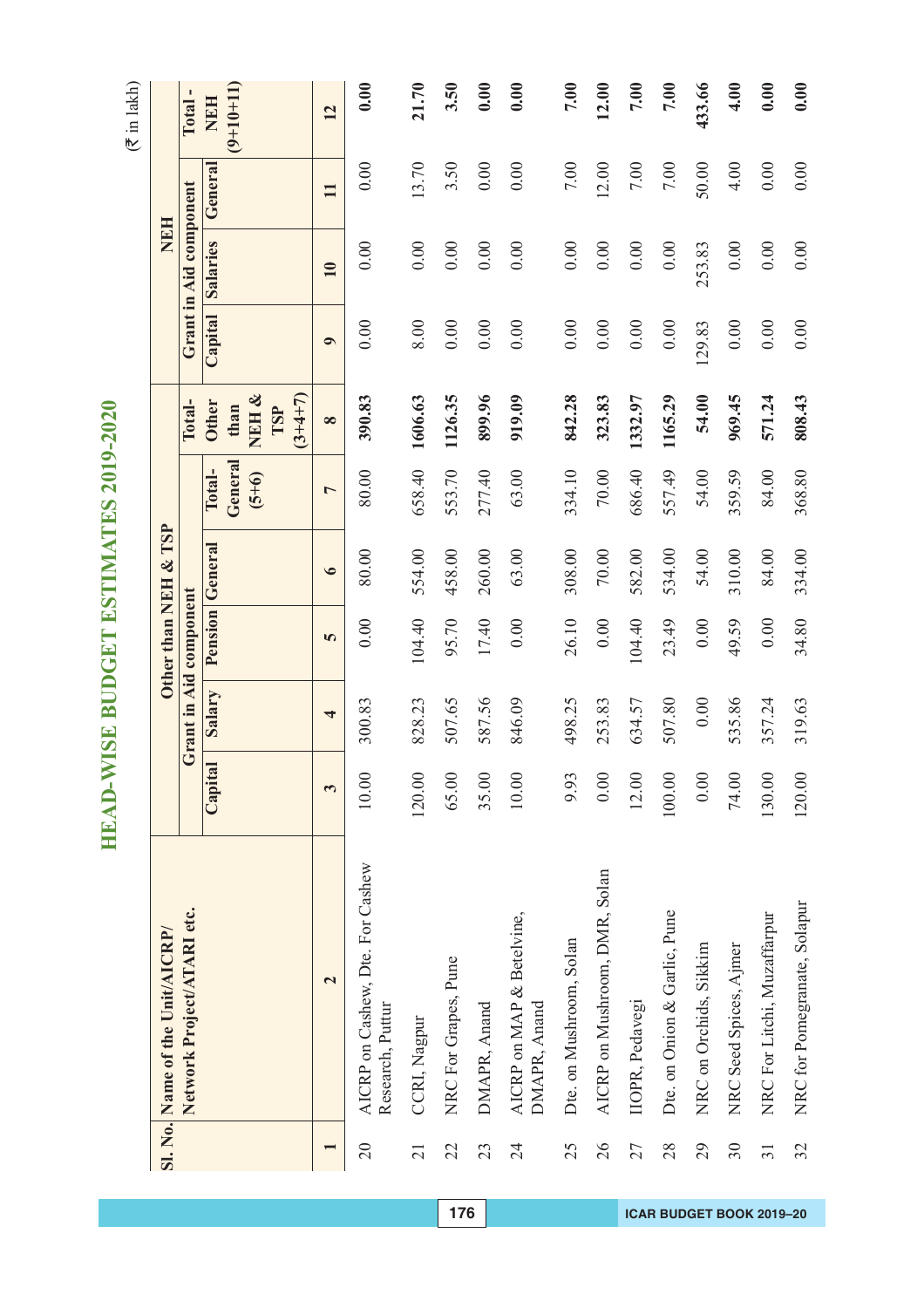# HEAD-WISE BUDGET ESTIMATES 2019-2020

(₹ in lakh)

| Sl. No. | Name of the Unit/AICRP/ Network Project/ATARI etc. | Other than NEH & TSP | | | | | Total- Other than NEH & TSP (3+4+7) | NEH | | | Total - NEH (9+10+11) |
|---|---|---|---|---|---|---|---|---|---|---|---|
| | | Grant in Aid component | | | | | | Grant in Aid component | | | |
| | | Capital | Salary | Pension | General | Total- General (5+6) | | Capital | Salaries | General | |
| 1 | 2 | 3 | 4 | 5 | 6 | 7 | 8 | 9 | 10 | 11 | 12 |
| 20 | AICRP on Cashew, Dte. For Cashew Research, Puttur | 10.00 | 300.83 | 0.00 | 80.00 | 80.00 | 390.83 | 0.00 | 0.00 | 0.00 | 0.00 |
| 21 | CCRI, Nagpur | 120.00 | 828.23 | 104.40 | 554.00 | 658.40 | 1606.63 | 8.00 | 0.00 | 13.70 | 21.70 |
| 22 | NRC For Grapes, Pune | 65.00 | 507.65 | 95.70 | 458.00 | 553.70 | 1126.35 | 0.00 | 0.00 | 3.50 | 3.50 |
| 23 | DMAPR, Anand | 35.00 | 587.56 | 17.40 | 260.00 | 277.40 | 899.96 | 0.00 | 0.00 | 0.00 | 0.00 |
| 24 | AICRP on MAP & Betelvine, DMAPR, Anand | 10.00 | 846.09 | 0.00 | 63.00 | 63.00 | 919.09 | 0.00 | 0.00 | 0.00 | 0.00 |
| 25 | Dte. on Mushroom, Solan | 9.93 | 498.25 | 26.10 | 308.00 | 334.10 | 842.28 | 0.00 | 0.00 | 7.00 | 7.00 |
| 26 | AICRP on Mushroom, DMR, Solan | 0.00 | 253.83 | 0.00 | 70.00 | 70.00 | 323.83 | 0.00 | 0.00 | 12.00 | 12.00 |
| 27 | IIOPR, Pedavegi | 12.00 | 634.57 | 104.40 | 582.00 | 686.40 | 1332.97 | 0.00 | 0.00 | 7.00 | 7.00 |
| 28 | Dte. on Onion & Garlic, Pune | 100.00 | 507.80 | 23.49 | 534.00 | 557.49 | 1165.29 | 0.00 | 0.00 | 7.00 | 7.00 |
| 29 | NRC on Orchids, Sikkim | 0.00 | 0.00 | 0.00 | 54.00 | 54.00 | 54.00 | 129.83 | 253.83 | 50.00 | 433.66 |
| 30 | NRC Seed Spices, Ajmer | 74.00 | 535.86 | 49.59 | 310.00 | 359.59 | 969.45 | 0.00 | 0.00 | 4.00 | 4.00 |
| 31 | NRC For Litchi, Muzaffarpur | 130.00 | 357.24 | 0.00 | 84.00 | 84.00 | 571.24 | 0.00 | 0.00 | 0.00 | 0.00 |
| 32 | NRC for Pomegranate, Solapur | 120.00 | 319.63 | 34.80 | 334.00 | 368.80 | 808.43 | 0.00 | 0.00 | 0.00 | 0.00 |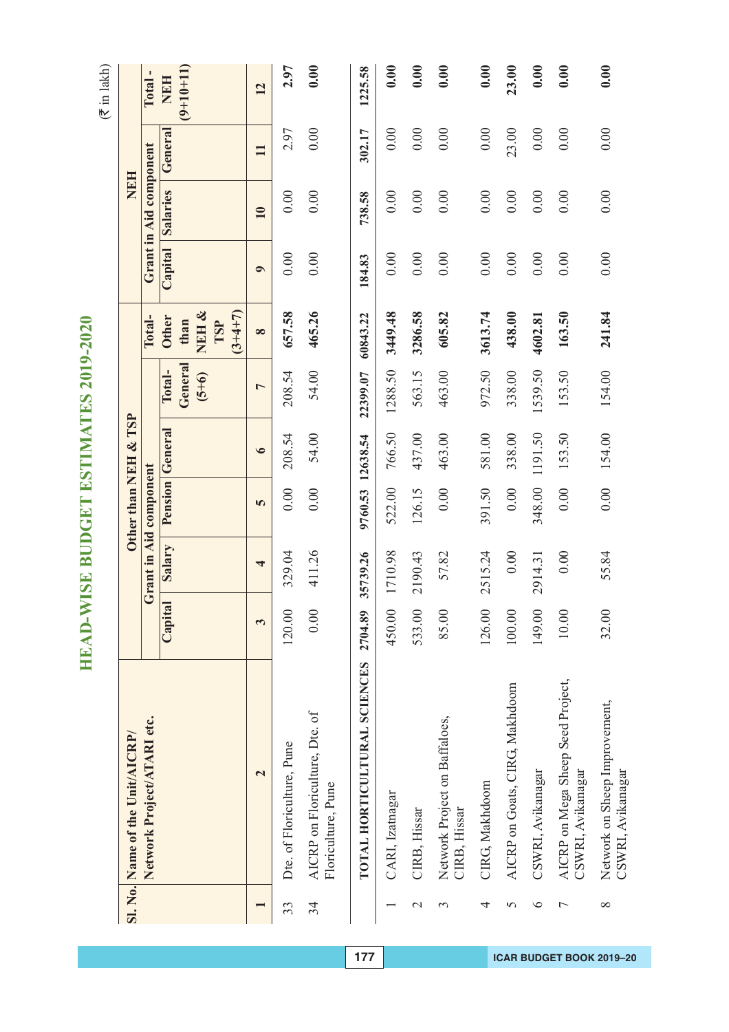# HEAD-WISE BUDGET ESTIMATES 2019-2020

(₹ in lakh)

| Sl. No. | Name of the Unit/AICRP/ Network Project/ATARI etc. | Other than NEH & TSP | | | | | | NEH | | | |
|---|---|---|---|---|---|---|---|---|---|---|---|
| | | Grant in Aid component | | | | | | Grant in Aid component | | | |
| | | Capital | Salary | Pension | General | Total-General (5+6) | Total-Other than NEH & TSP (3+4+7) | Capital | Salaries | General | Total - NEH (9+10+11) |
| 1 | 2 | 3 | 4 | 5 | 6 | 7 | 8 | 9 | 10 | 11 | 12 |
| 33 | Dte. of Floriculture, Pune | 120.00 | 329.04 | 0.00 | 208.54 | 208.54 | **657.58** | 0.00 | 0.00 | 2.97 | **2.97** |
| 34 | AICRP on Floriculture, Dte. of Floriculture, Pune | 0.00 | 411.26 | 0.00 | 54.00 | 54.00 | **465.26** | 0.00 | 0.00 | 0.00 | **0.00** |
| | **TOTAL HORTICULTURAL SCIENCES** | **2704.89** | **35739.26** | **9760.53** | **12638.54** | **22399.07** | **60843.22** | **184.83** | **738.58** | **302.17** | **1225.58** |
| 1 | CARI, Izatnagar | 450.00 | 1710.98 | 522.00 | 766.50 | 1288.50 | **3449.48** | 0.00 | 0.00 | 0.00 | **0.00** |
| 2 | CIRB, Hissar | 533.00 | 2190.43 | 126.15 | 437.00 | 563.15 | **3286.58** | 0.00 | 0.00 | 0.00 | **0.00** |
| 3 | Network Project on Baffaloes, CIRB, Hissar | 85.00 | 57.82 | 0.00 | 463.00 | 463.00 | **605.82** | 0.00 | 0.00 | 0.00 | **0.00** |
| 4 | CIRG, Makhdoom | 126.00 | 2515.24 | 391.50 | 581.00 | 972.50 | **3613.74** | 0.00 | 0.00 | 0.00 | **0.00** |
| 5 | AICRP on Goats, CIRG, Makhdoom | 100.00 | 0.00 | 0.00 | 338.00 | 338.00 | **438.00** | 0.00 | 0.00 | 23.00 | **23.00** |
| 6 | CSWRI, Avikanagar | 149.00 | 2914.31 | 348.00 | 1191.50 | 1539.50 | **4602.81** | 0.00 | 0.00 | 0.00 | **0.00** |
| 7 | AICRP on Mega Sheep Seed Project, CSWRI, Avikanagar | 10.00 | 0.00 | 0.00 | 153.50 | 153.50 | **163.50** | 0.00 | 0.00 | 0.00 | **0.00** |
| 8 | Network on Sheep Improvement, CSWRI, Avikanagar | 32.00 | 55.84 | 0.00 | 154.00 | 154.00 | **241.84** | 0.00 | 0.00 | 0.00 | **0.00** |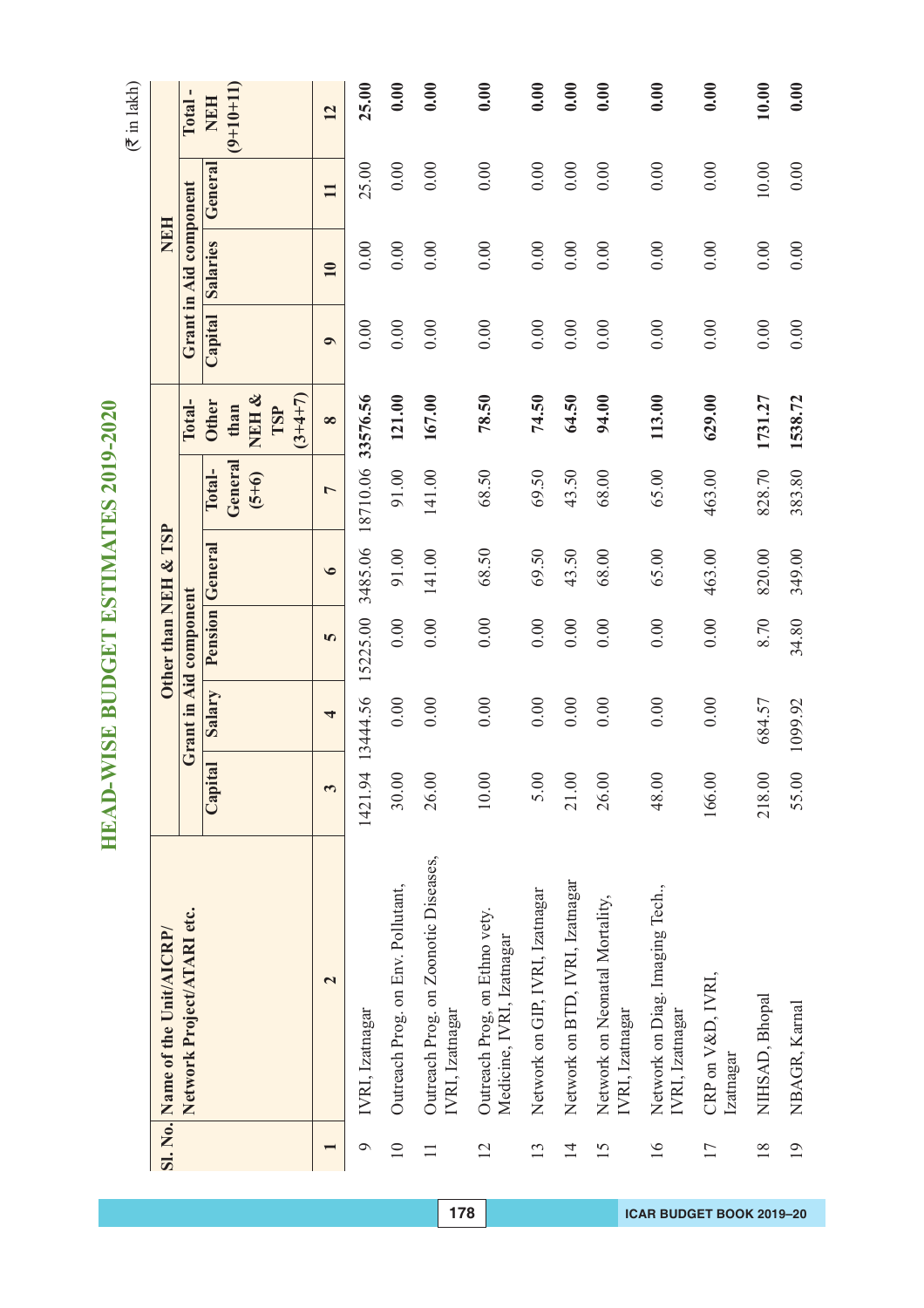# HEAD-WISE BUDGET ESTIMATES 2019-2020

(₹ in lakh)

| Sl. No. | Name of the Unit/AICRP/ Network Project/ATARI etc. | Other than NEH & TSP | | | | | | NEH | | | |
|---|---|---|---|---|---|---|---|---|---|---|---|
| | | Grant in Aid component | | | | | Total- Other than NEH & TSP (3+4+7) | Grant in Aid component | | | Total - NEH (9+10+11) |
| | | Capital | Salary | Pension | General | Total- General (5+6) | | Capital | Salaries | General | |
| 1 | 2 | 3 | 4 | 5 | 6 | 7 | 8 | 9 | 10 | 11 | 12 |
| 9 | IVRI, Izatnagar | 1421.94 | 13444.56 | 15225.00 | 3485.06 | 18710.06 | **33576.56** | 0.00 | 0.00 | 25.00 | **25.00** |
| 10 | Outreach Prog. on Env. Pollutant, | 30.00 | 0.00 | 0.00 | 91.00 | 91.00 | **121.00** | 0.00 | 0.00 | 0.00 | **0.00** |
| 11 | Outreach Prog. on Zoonotic Diseases, IVRI, Izatnagar | 26.00 | 0.00 | 0.00 | 141.00 | 141.00 | **167.00** | 0.00 | 0.00 | 0.00 | **0.00** |
| 12 | Outreach Prog. on Ethno vety. Medicine, IVRI, Izatnagar | 10.00 | 0.00 | 0.00 | 68.50 | 68.50 | **78.50** | 0.00 | 0.00 | 0.00 | **0.00** |
| 13 | Network on GIP, IVRI, Izatnagar | 5.00 | 0.00 | 0.00 | 69.50 | 69.50 | **74.50** | 0.00 | 0.00 | 0.00 | **0.00** |
| 14 | Network on BTD, IVRI, Izatnagar | 21.00 | 0.00 | 0.00 | 43.50 | 43.50 | **64.50** | 0.00 | 0.00 | 0.00 | **0.00** |
| 15 | Network on Neonatal Mortality, IVRI, Izatnagar | 26.00 | 0.00 | 0.00 | 68.00 | 68.00 | **94.00** | 0.00 | 0.00 | 0.00 | **0.00** |
| 16 | Network on Diag. Imaging Tech., IVRI, Izatnagar | 48.00 | 0.00 | 0.00 | 65.00 | 65.00 | **113.00** | 0.00 | 0.00 | 0.00 | **0.00** |
| 17 | CRP on V&D, IVRI, Izatnagar | 166.00 | 0.00 | 0.00 | 463.00 | 463.00 | **629.00** | 0.00 | 0.00 | 0.00 | **0.00** |
| 18 | NIHSAD, Bhopal | 218.00 | 684.57 | 8.70 | 820.00 | 828.70 | **1731.27** | 0.00 | 0.00 | 10.00 | **10.00** |
| 19 | NBAGR, Karnal | 55.00 | 1099.92 | 34.80 | 349.00 | 383.80 | **1538.72** | 0.00 | 0.00 | 0.00 | **0.00** |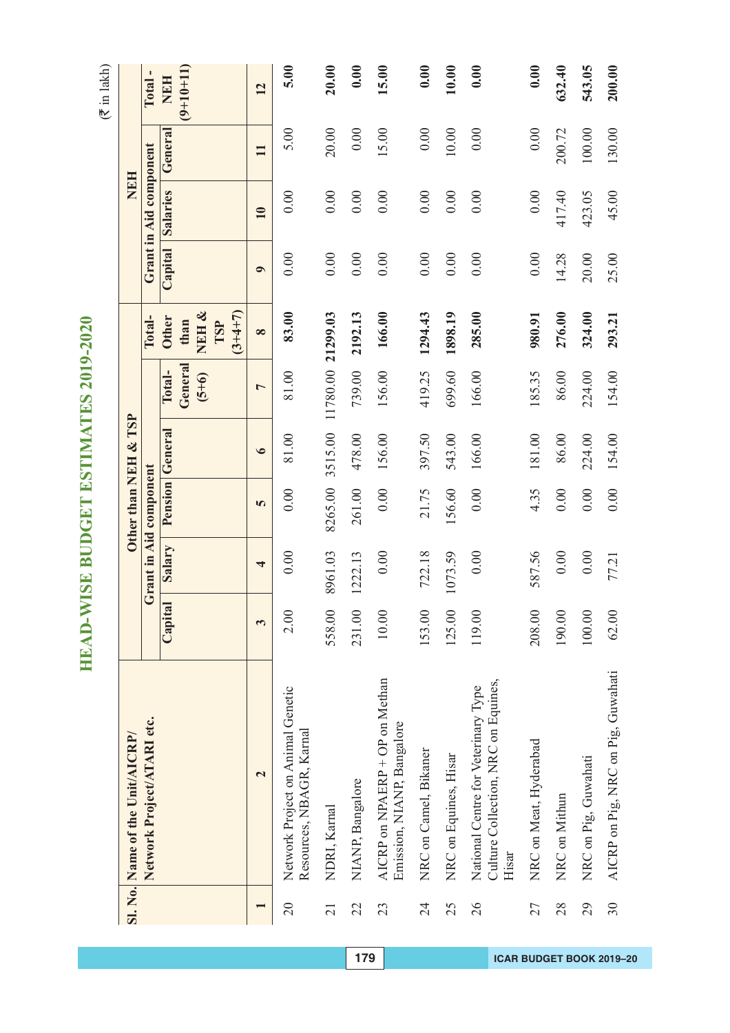# HEAD-WISE BUDGET ESTIMATES 2019-2020

(₹ in lakh)

| Sl. No. | Name of the Unit/AICRP/ Network Project/ATARI etc. | Other than NEH & TSP | | | | | | NEH | | | |
|---|---|---|---|---|---|---|---|---|---|---|---|
| | | Grant in Aid component | | | | | | Grant in Aid component | | | |
| | | Capital | Salary | Pension | General | Total-General (5+6) | Total-Other than NEH & TSP (3+4+7) | Capital | Salaries | General | Total - NEH (9+10+11) |
| 1 | 2 | 3 | 4 | 5 | 6 | 7 | 8 | 9 | 10 | 11 | 12 |
| 20 | Network Project on Animal Genetic Resources, NBAGR, Karnal | 2.00 | 0.00 | 0.00 | 81.00 | 81.00 | **83.00** | 0.00 | 0.00 | 5.00 | **5.00** |
| 21 | NDRI, Karnal | 558.00 | 8961.03 | 8265.00 | 3515.00 | 11780.00 | **21299.03** | 0.00 | 0.00 | 20.00 | **20.00** |
| 22 | NIANP, Bangalore | 231.00 | 1222.13 | 261.00 | 478.00 | 739.00 | **2192.13** | 0.00 | 0.00 | 0.00 | **0.00** |
| 23 | AICRP on NPAERP + OP on Methan Emission, NIANP, Bangalore | 10.00 | 0.00 | 0.00 | 156.00 | 156.00 | **166.00** | 0.00 | 0.00 | 15.00 | **15.00** |
| 24 | NRC on Camel, Bikaner | 153.00 | 722.18 | 21.75 | 397.50 | 419.25 | **1294.43** | 0.00 | 0.00 | 0.00 | **0.00** |
| 25 | NRC on Equines, Hisar | 125.00 | 1073.59 | 156.60 | 543.00 | 699.60 | **1898.19** | 0.00 | 0.00 | 10.00 | **10.00** |
| 26 | National Centre for Veterinary Type Culture Collection, NRC on Equines, Hisar | 119.00 | 0.00 | 0.00 | 166.00 | 166.00 | **285.00** | 0.00 | 0.00 | 0.00 | **0.00** |
| 27 | NRC on Meat, Hyderabad | 208.00 | 587.56 | 4.35 | 181.00 | 185.35 | **980.91** | 0.00 | 0.00 | 0.00 | **0.00** |
| 28 | NRC on Mithun | 190.00 | 0.00 | 0.00 | 86.00 | 86.00 | **276.00** | 14.28 | 417.40 | 200.72 | **632.40** |
| 29 | NRC on Pig, Guwahati | 100.00 | 0.00 | 0.00 | 224.00 | 224.00 | **324.00** | 20.00 | 423.05 | 100.00 | **543.05** |
| 30 | AICRP on Pig, NRC on Pig, Guwahati | 62.00 | 77.21 | 0.00 | 154.00 | 154.00 | **293.21** | 25.00 | 45.00 | 130.00 | **200.00** |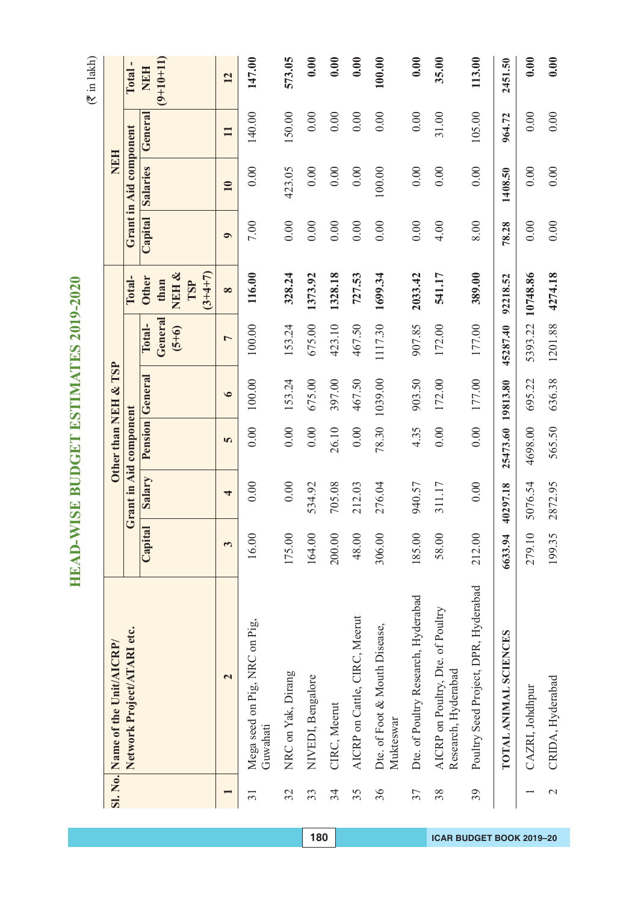# HEAD-WISE BUDGET ESTIMATES 2019-2020

(₹ in lakh)

| Sl. No. | Name of the Unit/AICRP/ Network Project/ATARI etc. | Other than NEH & TSP | | | | | | NEH | | | |
|---|---|---|---|---|---|---|---|---|---|---|---|
| | | Grant in Aid component | | | | | | Grant in Aid component | | | |
| | | Capital | Salary | Pension | General | Total-General (5+6) | Total-Other than NEH & TSP (3+4+7) | Capital | Salaries | General | Total - NEH (9+10+11) |
| 1 | 2 | 3 | 4 | 5 | 6 | 7 | 8 | 9 | 10 | 11 | 12 |
| 31 | Mega seed on Pig, NRC on Pig, Guwahati | 16.00 | 0.00 | 0.00 | 100.00 | 100.00 | 116.00 | 7.00 | 0.00 | 140.00 | 147.00 |
| 32 | NRC on Yak, Dirang | 175.00 | 0.00 | 0.00 | 153.24 | 153.24 | 328.24 | 0.00 | 423.05 | 150.00 | 573.05 |
| 33 | NIVEDI, Bengalore | 164.00 | 534.92 | 0.00 | 675.00 | 675.00 | 1373.92 | 0.00 | 0.00 | 0.00 | 0.00 |
| 34 | CIRC, Meerut | 200.00 | 705.08 | 26.10 | 397.00 | 423.10 | 1328.18 | 0.00 | 0.00 | 0.00 | 0.00 |
| 35 | AICRP on Cattle, CIRC, Meerut | 48.00 | 212.03 | 0.00 | 467.50 | 467.50 | 727.53 | 0.00 | 0.00 | 0.00 | 0.00 |
| 36 | Dte. of Foot & Mouth Disease, Mukteswar | 306.00 | 276.04 | 78.30 | 1039.00 | 1117.30 | 1699.34 | 0.00 | 100.00 | 0.00 | 100.00 |
| 37 | Dte. of Poultry Research, Hyderabad | 185.00 | 940.57 | 4.35 | 903.50 | 907.85 | 2033.42 | 0.00 | 0.00 | 0.00 | 0.00 |
| 38 | AICRP on Poultry, Dte. of Poultry Research, Hyderabad | 58.00 | 311.17 | 0.00 | 172.00 | 172.00 | 541.17 | 4.00 | 0.00 | 31.00 | 35.00 |
| 39 | Poultry Seed Project, DPR, Hyderabad | 212.00 | 0.00 | 0.00 | 177.00 | 177.00 | 389.00 | 8.00 | 0.00 | 105.00 | 113.00 |
| | **TOTAL ANIMAL SCIENCES** | **6633.94** | **40297.18** | **25473.60** | **19813.80** | **45287.40** | **92218.52** | **78.28** | **1408.50** | **964.72** | **2451.50** |
| 1 | CAZRI, Johdhpur | 279.10 | 5076.54 | 4698.00 | 695.22 | 5393.22 | 10748.86 | 0.00 | 0.00 | 0.00 | 0.00 |
| 2 | CRIDA, Hyderabad | 199.35 | 2872.95 | 565.50 | 636.38 | 1201.88 | 4274.18 | 0.00 | 0.00 | 0.00 | 0.00 |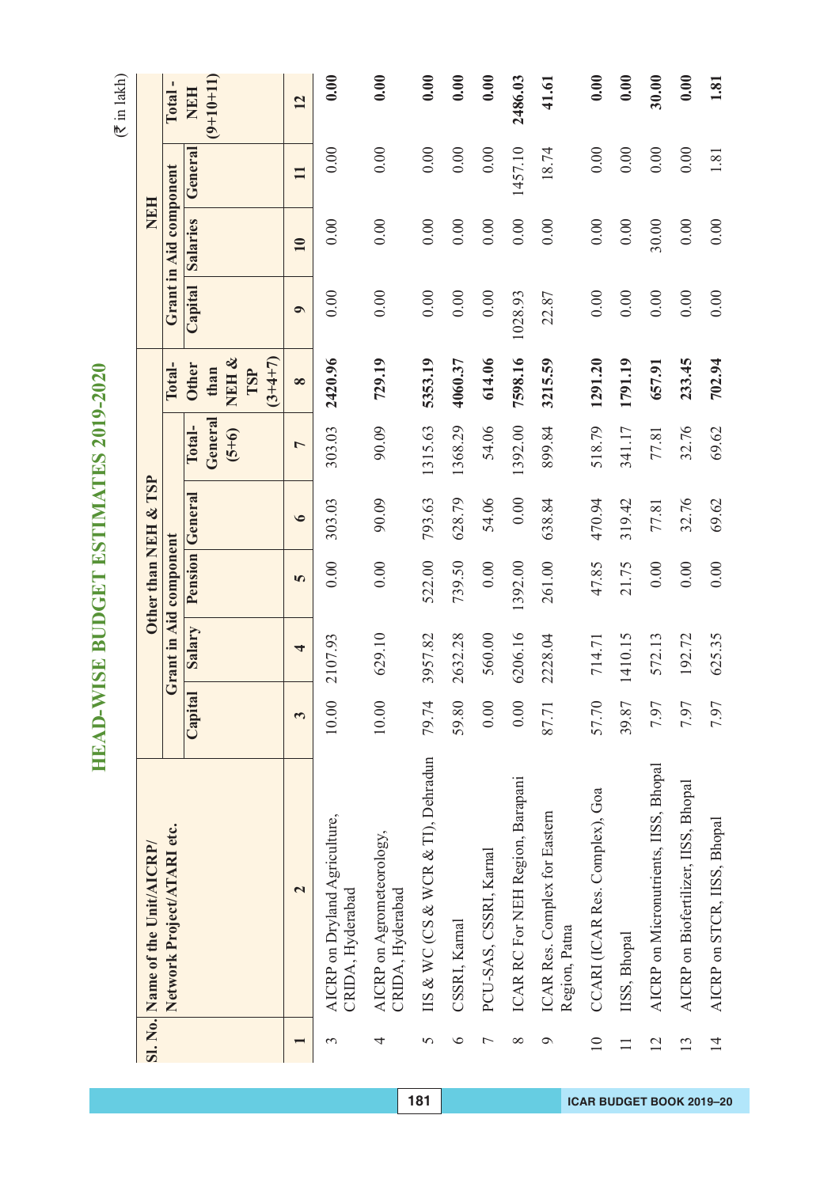# HEAD-WISE BUDGET ESTIMATES 2019-2020

(₹ in lakh)

| Sl. No. | Name of the Unit/AICRP/ Network Project/ATARI etc. | Other than NEH & TSP | | | | | | NEH | | | |
|---|---|---|---|---|---|---|---|---|---|---|---|
| | | Grant in Aid component | | | | | | Grant in Aid component | | | |
| | | Capital | Salary | Pension | General | Total-General (5+6) | Total-Other than NEH & TSP (3+4+7) | Capital | Salaries | General | Total - NEH (9+10+11) |
| 1 | 2 | 3 | 4 | 5 | 6 | 7 | 8 | 9 | 10 | 11 | 12 |
| 3 | AICRP on Dryland Agriculture, CRIDA, Hyderabad | 10.00 | 2107.93 | 0.00 | 303.03 | 303.03 | 2420.96 | 0.00 | 0.00 | 0.00 | 0.00 |
| 4 | AICRP on Agrometeorology, CRIDA, Hyderabad | 10.00 | 629.10 | 0.00 | 90.09 | 90.09 | 729.19 | 0.00 | 0.00 | 0.00 | 0.00 |
| 5 | IIS & WC (CS & WCR & TI), Dehradun | 79.74 | 3957.82 | 522.00 | 793.63 | 1315.63 | 5353.19 | 0.00 | 0.00 | 0.00 | 0.00 |
| 6 | CSSRI, Karnal | 59.80 | 2632.28 | 739.50 | 628.79 | 1368.29 | 4060.37 | 0.00 | 0.00 | 0.00 | 0.00 |
| 7 | PCU-SAS, CSSRI, Karnal | 0.00 | 560.00 | 0.00 | 54.06 | 54.06 | 614.06 | 0.00 | 0.00 | 0.00 | 0.00 |
| 8 | ICAR RC For NEH Region, Barapani | 0.00 | 6206.16 | 1392.00 | 0.00 | 1392.00 | 7598.16 | 1028.93 | 0.00 | 1457.10 | 2486.03 |
| 9 | ICAR Res. Complex for Eastern Region, Patna | 87.71 | 2228.04 | 261.00 | 638.84 | 899.84 | 3215.59 | 22.87 | 0.00 | 18.74 | 41.61 |
| 10 | CCARI (ICAR Res. Complex), Goa | 57.70 | 714.71 | 47.85 | 470.94 | 518.79 | 1291.20 | 0.00 | 0.00 | 0.00 | 0.00 |
| 11 | IISS, Bhopal | 39.87 | 1410.15 | 21.75 | 319.42 | 341.17 | 1791.19 | 0.00 | 0.00 | 0.00 | 0.00 |
| 12 | AICRP on Micronutrients, IISS, Bhopal | 7.97 | 572.13 | 0.00 | 77.81 | 77.81 | 657.91 | 0.00 | 30.00 | 0.00 | 30.00 |
| 13 | AICRP on Biofertilizer, IISS, Bhopal | 7.97 | 192.72 | 0.00 | 32.76 | 32.76 | 233.45 | 0.00 | 0.00 | 0.00 | 0.00 |
| 14 | AICRP on STCR, IISS, Bhopal | 7.97 | 625.35 | 0.00 | 69.62 | 69.62 | 702.94 | 0.00 | 0.00 | 1.81 | 1.81 |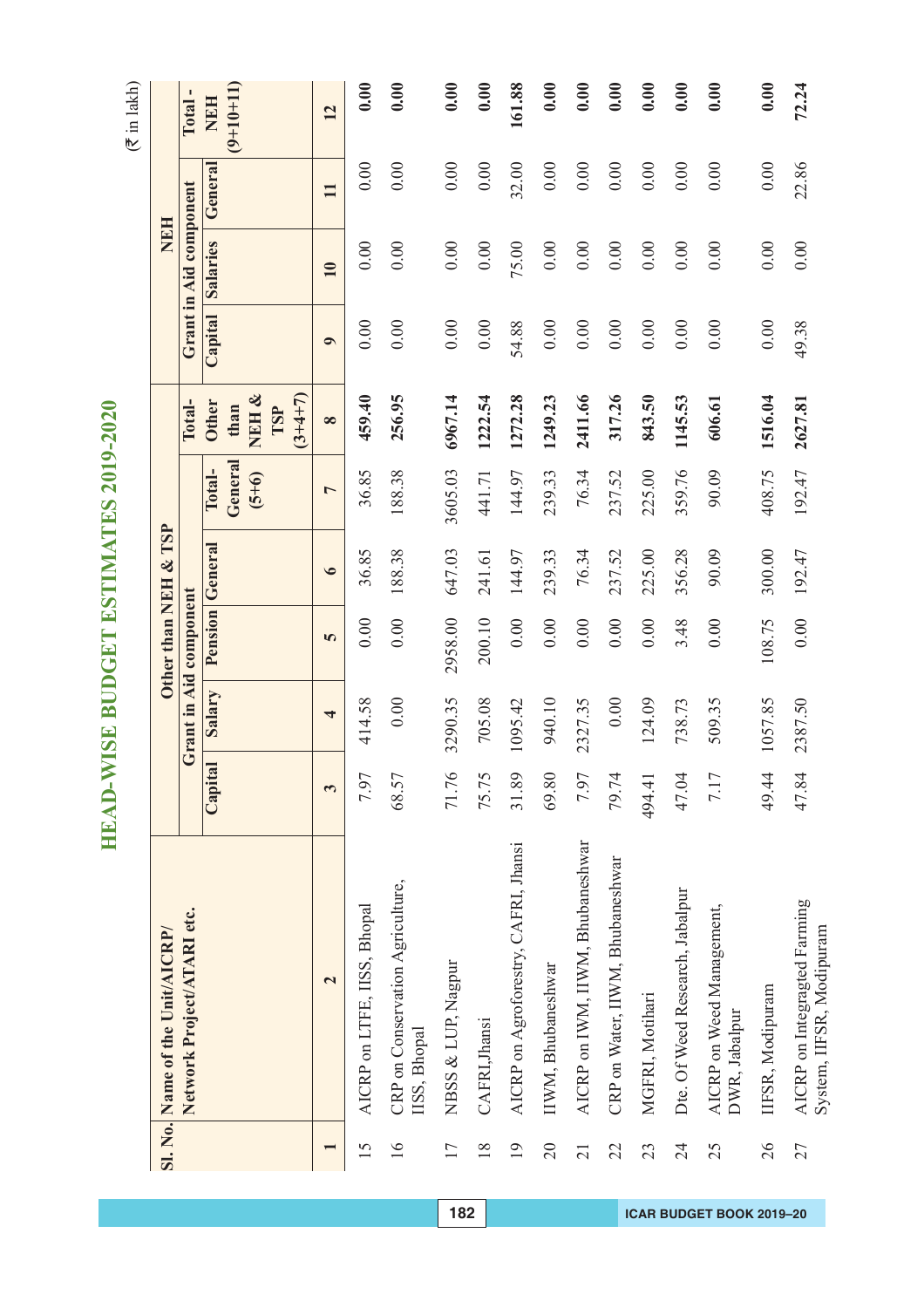# HEAD-WISE BUDGET ESTIMATES 2019-2020

(₹ in lakh)

| Sl. No. | Name of the Unit/AICRP/ Network Project/ATARI etc. | Other than NEH & TSP | | | | | | NEH | | | |
|---|---|---|---|---|---|---|---|---|---|---|---|
| | | Grant in Aid component | | | | | Total- Other than NEH & TSP (3+4+7) | Grant in Aid component | | | Total - NEH (9+10+11) |
| | | Capital | Salary | Pension | General | Total- General (5+6) | | Capital | Salaries | General | |
| 1 | 2 | 3 | 4 | 5 | 6 | 7 | 8 | 9 | 10 | 11 | 12 |
| 15 | AICRP on LTFE, IISS, Bhopal | 7.97 | 414.58 | 0.00 | 36.85 | 36.85 | **459.40** | 0.00 | 0.00 | 0.00 | **0.00** |
| 16 | CRP on Conservation Agriculture, IISS, Bhopal | 68.57 | 0.00 | 0.00 | 188.38 | 188.38 | **256.95** | 0.00 | 0.00 | 0.00 | **0.00** |
| 17 | NBSS & LUP, Nagpur | 71.76 | 3290.35 | 2958.00 | 647.03 | 3605.03 | **6967.14** | 0.00 | 0.00 | 0.00 | **0.00** |
| 18 | CAFRI,Jhansi | 75.75 | 705.08 | 200.10 | 241.61 | 441.71 | **1222.54** | 0.00 | 0.00 | 0.00 | **0.00** |
| 19 | AICRP on Agroforestry, CAFRI, Jhansi | 31.89 | 1095.42 | 0.00 | 144.97 | 144.97 | **1272.28** | 54.88 | 75.00 | 32.00 | **161.88** |
| 20 | IIWM, Bhubaneshwar | 69.80 | 940.10 | 0.00 | 239.33 | 239.33 | **1249.23** | 0.00 | 0.00 | 0.00 | **0.00** |
| 21 | AICRP on IWM, IIWM, Bhubaneshwar | 7.97 | 2327.35 | 0.00 | 76.34 | 76.34 | **2411.66** | 0.00 | 0.00 | 0.00 | **0.00** |
| 22 | CRP on Water, IIWM, Bhubaneshwar | 79.74 | 0.00 | 0.00 | 237.52 | 237.52 | **317.26** | 0.00 | 0.00 | 0.00 | **0.00** |
| 23 | MGFRI, Motihari | 494.41 | 124.09 | 0.00 | 225.00 | 225.00 | **843.50** | 0.00 | 0.00 | 0.00 | **0.00** |
| 24 | Dte. Of Weed Research, Jabalpur | 47.04 | 738.73 | 3.48 | 356.28 | 359.76 | **1145.53** | 0.00 | 0.00 | 0.00 | **0.00** |
| 25 | AICRP on Weed Management, DWR, Jabalpur | 7.17 | 509.35 | 0.00 | 90.09 | 90.09 | **606.61** | 0.00 | 0.00 | 0.00 | **0.00** |
| 26 | IIFSR, Modipuram | 49.44 | 1057.85 | 108.75 | 300.00 | 408.75 | **1516.04** | 0.00 | 0.00 | 0.00 | **0.00** |
| 27 | AICRP on Integragted Farming System, IIFSR, Modipuram | 47.84 | 2387.50 | 0.00 | 192.47 | 192.47 | **2627.81** | 49.38 | 0.00 | 22.86 | **72.24** |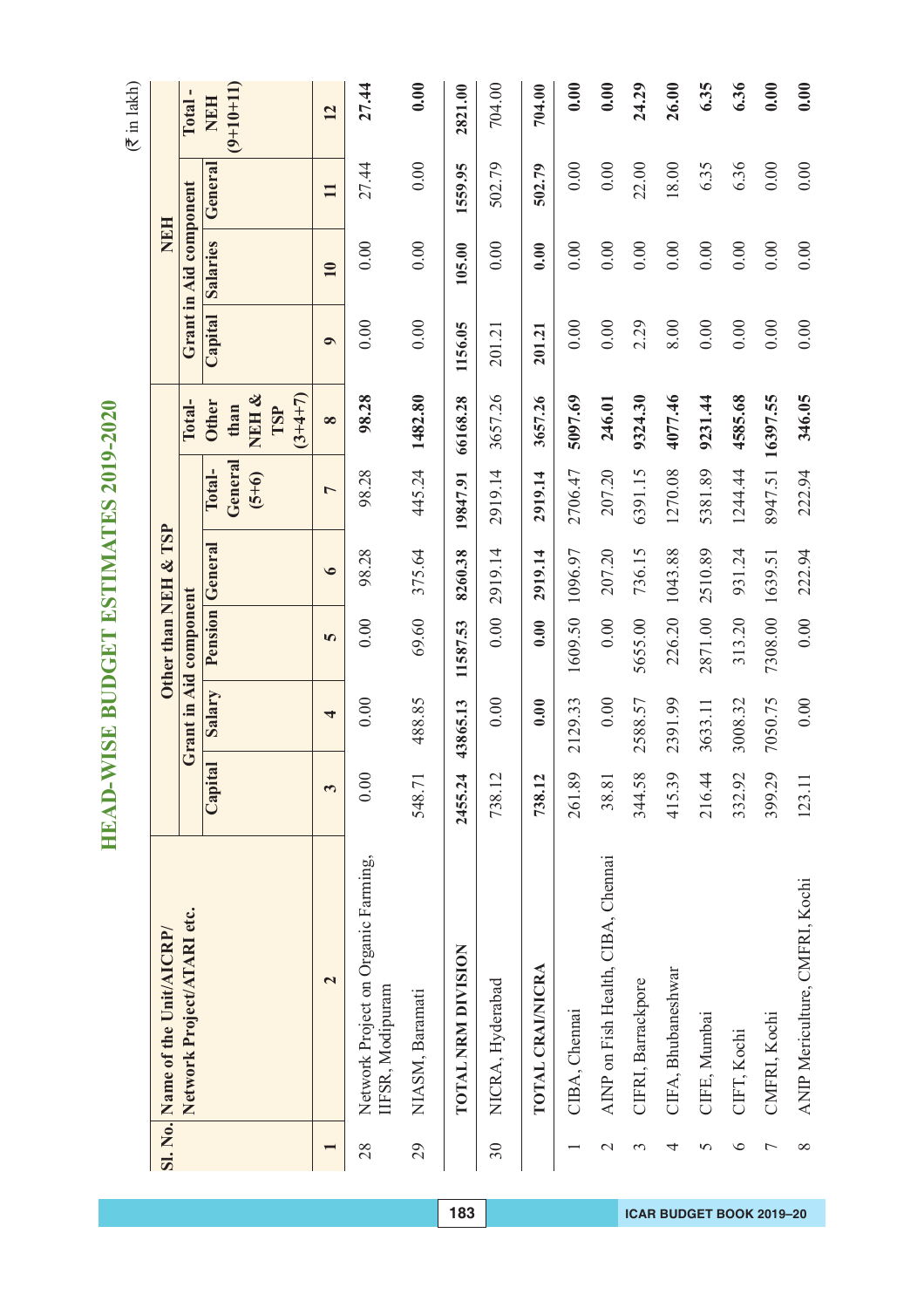# HEAD-WISE BUDGET ESTIMATES 2019-2020

(₹ in lakh)

| Sl. No. | Name of the Unit/AICRP/ Network Project/ATARI etc. | Other than NEH & TSP | | | | | | NEH | | | |
|---|---|---|---|---|---|---|---|---|---|---|---|
| | | Grant in Aid component | | | | | | Grant in Aid component | | | |
| | | Capital | Salary | Pension | General | Total-General (5+6) | Total-Other than NEH & TSP (3+4+7) | Capital | Salaries | General | Total - NEH (9+10+11) |
| 1 | 2 | 3 | 4 | 5 | 6 | 7 | 8 | 9 | 10 | 11 | 12 |
| 28 | Network Project on Organic Farming, IIFSR, Modipuram | 0.00 | 0.00 | 0.00 | 98.28 | 98.28 | **98.28** | 0.00 | 0.00 | 27.44 | **27.44** |
| 29 | NIASM, Baramati | 548.71 | 488.85 | 69.60 | 375.64 | 445.24 | **1482.80** | 0.00 | 0.00 | 0.00 | **0.00** |
| | **TOTAL NRM DIVISION** | **2455.24** | **43865.13** | **11587.53** | **8260.38** | **19847.91** | **66168.28** | **1156.05** | **105.00** | **1559.95** | **2821.00** |
| 30 | NICRA, Hyderabad | 738.12 | 0.00 | 0.00 | 2919.14 | 2919.14 | 3657.26 | 201.21 | 0.00 | 502.79 | 704.00 |
| | **TOTAL CRAI/NICRA** | **738.12** | **0.00** | **0.00** | **2919.14** | **2919.14** | **3657.26** | **201.21** | **0.00** | **502.79** | **704.00** |
| 1 | CIBA, Chennai | 261.89 | 2129.33 | 1609.50 | 1096.97 | 2706.47 | **5097.69** | 0.00 | 0.00 | 0.00 | **0.00** |
| 2 | AINP on Fish Health, CIBA, Chennai | 38.81 | 0.00 | 0.00 | 207.20 | 207.20 | **246.01** | 0.00 | 0.00 | 0.00 | **0.00** |
| 3 | CIFRI, Barrackpore | 344.58 | 2588.57 | 5655.00 | 736.15 | 6391.15 | **9324.30** | 2.29 | 0.00 | 22.00 | **24.29** |
| 4 | CIFA, Bhubaneshwar | 415.39 | 2391.99 | 226.20 | 1043.88 | 1270.08 | **4077.46** | 8.00 | 0.00 | 18.00 | **26.00** |
| 5 | CIFE, Mumbai | 216.44 | 3633.11 | 2871.00 | 2510.89 | 5381.89 | **9231.44** | 0.00 | 0.00 | 6.35 | **6.35** |
| 6 | CIFT, Kochi | 332.92 | 3008.32 | 313.20 | 931.24 | 1244.44 | **4585.68** | 0.00 | 0.00 | 6.36 | **6.36** |
| 7 | CMFRI, Kochi | 399.29 | 7050.75 | 7308.00 | 1639.51 | 8947.51 | **16397.55** | 0.00 | 0.00 | 0.00 | **0.00** |
| 8 | ANIP Mericulture, CMFRI, Kochi | 123.11 | 0.00 | 0.00 | 222.94 | 222.94 | **346.05** | 0.00 | 0.00 | 0.00 | **0.00** |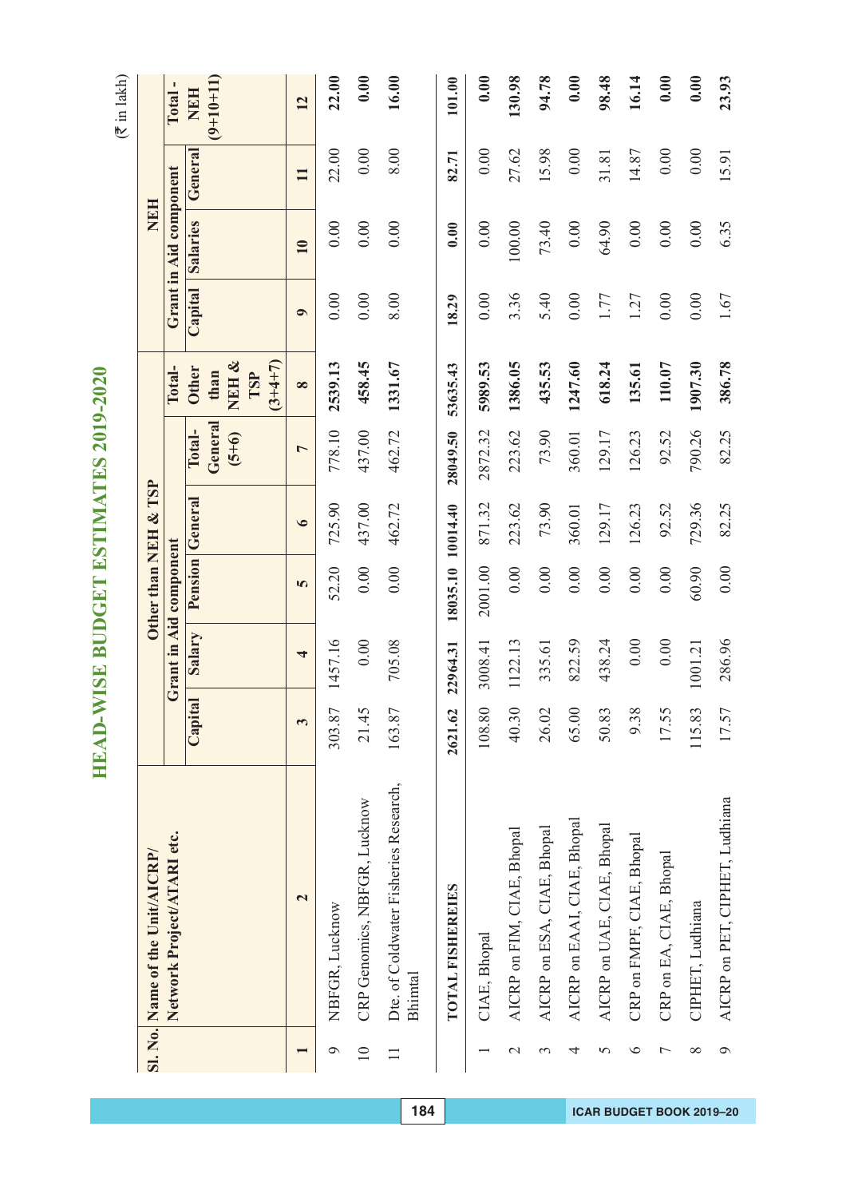# HEAD-WISE BUDGET ESTIMATES 2019-2020

(₹ in lakh)

| Sl. No. | Name of the Unit/AICRP/ Network Project/ATARI etc. | Other than NEH & TSP | | | | | | NEH | | | |
|---|---|---|---|---|---|---|---|---|---|---|---|
| | | Grant in Aid component | | | | | Total- Other than NEH & TSP (3+4+7) | Grant in Aid component | | | Total - NEH (9+10+11) |
| | | Capital | Salary | Pension | General | Total- General (5+6) | | Capital | Salaries | General | |
| 1 | 2 | 3 | 4 | 5 | 6 | 7 | 8 | 9 | 10 | 11 | 12 |
| 9 | NBFGR, Lucknow | 303.87 | 1457.16 | 52.20 | 725.90 | 778.10 | **2539.13** | 0.00 | 0.00 | 22.00 | **22.00** |
| 10 | CRP Genomics, NBFGR, Lucknow | 21.45 | 0.00 | 0.00 | 437.00 | 437.00 | **458.45** | 0.00 | 0.00 | 0.00 | **0.00** |
| 11 | Dte. of Coldwater Fisheries Research, Bhimtal | 163.87 | 705.08 | 0.00 | 462.72 | 462.72 | **1331.67** | 8.00 | 0.00 | 8.00 | **16.00** |
| | **TOTAL FISHEREIES** | **2621.62** | **22964.31** | **18035.10** | **10014.40** | **28049.50** | **53635.43** | **18.29** | **0.00** | **82.71** | **101.00** |
| 1 | CIAE, Bhopal | 108.80 | 3008.41 | 2001.00 | 871.32 | 2872.32 | **5989.53** | 0.00 | 0.00 | 0.00 | **0.00** |
| 2 | AICRP on FIM, CIAE, Bhopal | 40.30 | 1122.13 | 0.00 | 223.62 | 223.62 | **1386.05** | 3.36 | 100.00 | 27.62 | **130.98** |
| 3 | AICRP on ESA, CIAE, Bhopal | 26.02 | 335.61 | 0.00 | 73.90 | 73.90 | **435.53** | 5.40 | 73.40 | 15.98 | **94.78** |
| 4 | AICRP on EAAI, CIAE, Bhopal | 65.00 | 822.59 | 0.00 | 360.01 | 360.01 | **1247.60** | 0.00 | 0.00 | 0.00 | **0.00** |
| 5 | AICRP on UAE, CIAE, Bhopal | 50.83 | 438.24 | 0.00 | 129.17 | 129.17 | **618.24** | 1.77 | 64.90 | 31.81 | **98.48** |
| 6 | CRP on FMPF, CIAE, Bhopal | 9.38 | 0.00 | 0.00 | 126.23 | 126.23 | **135.61** | 1.27 | 0.00 | 14.87 | **16.14** |
| 7 | CRP on EA, CIAE, Bhopal | 17.55 | 0.00 | 0.00 | 92.52 | 92.52 | **110.07** | 0.00 | 0.00 | 0.00 | **0.00** |
| 8 | CIPHET, Ludhiana | 115.83 | 1001.21 | 60.90 | 729.36 | 790.26 | **1907.30** | 0.00 | 0.00 | 0.00 | **0.00** |
| 9 | AICRP on PET, CIPHET, Ludhiana | 17.57 | 286.96 | 0.00 | 82.25 | 82.25 | **386.78** | 1.67 | 6.35 | 15.91 | **23.93** |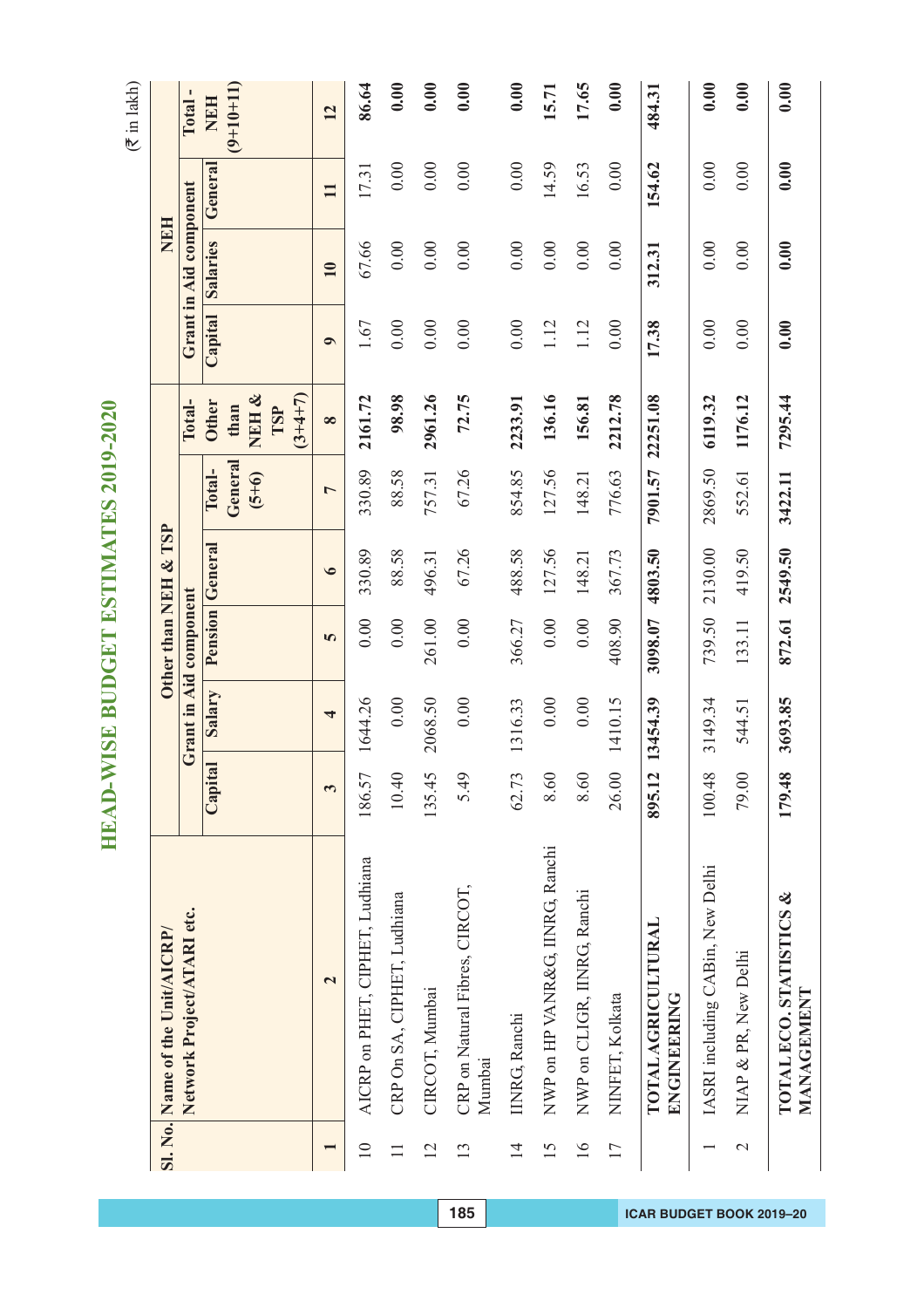# HEAD-WISE BUDGET ESTIMATES 2019-2020

(₹ in lakh)

| Sl. No. | Name of the Unit/AICRP/ Network Project/ATARI etc. | Other than NEH & TSP | | | | | | | NEH | | | |
|---|---|---|---|---|---|---|---|---|---|---|---|---|
| | | Grant in Aid component | | | | | | | Grant in Aid component | | | |
| | | Capital | Salary | Pension | General | Total-General (5+6) | Total-Other than NEH & TSP (3+4+7) | | Capital | Salaries | General | Total - NEH (9+10+11) |
| 1 | 2 | 3 | 4 | 5 | 6 | 7 | 8 | | 9 | 10 | 11 | 12 |
| 10 | AICRP on PHET, CIPHET, Ludhiana | 186.57 | 1644.26 | 0.00 | 330.89 | 330.89 | **2161.72** | | 1.67 | 67.66 | 17.31 | **86.64** |
| 11 | CRP On SA, CIPHET, Ludhiana | 10.40 | 0.00 | 0.00 | 88.58 | 88.58 | **98.98** | | 0.00 | 0.00 | 0.00 | **0.00** |
| 12 | CIRCOT, Mumbai | 135.45 | 2068.50 | 261.00 | 496.31 | 757.31 | **2961.26** | | 0.00 | 0.00 | 0.00 | **0.00** |
| 13 | CRP on Natural Fibres, CIRCOT, Mumbai | 5.49 | 0.00 | 0.00 | 67.26 | 67.26 | **72.75** | | 0.00 | 0.00 | 0.00 | **0.00** |
| 14 | IINRG, Ranchi | 62.73 | 1316.33 | 366.27 | 488.58 | 854.85 | **2233.91** | | 0.00 | 0.00 | 0.00 | **0.00** |
| 15 | NWP on HP VANR&G, IINRG, Ranchi | 8.60 | 0.00 | 0.00 | 127.56 | 127.56 | **136.16** | | 1.12 | 0.00 | 14.59 | **15.71** |
| 16 | NWP on CLIGR, IINRG, Ranchi | 8.60 | 0.00 | 0.00 | 148.21 | 148.21 | **156.81** | | 1.12 | 0.00 | 16.53 | **17.65** |
| 17 | NINFET, Kolkata | 26.00 | 1410.15 | 408.90 | 367.73 | 776.63 | **2212.78** | | 0.00 | 0.00 | 0.00 | **0.00** |
| | **TOTAL AGRICULTURAL ENGINEERING** | **895.12** | **13454.39** | **3098.07** | **4803.50** | **7901.57** | **22251.08** | | **17.38** | **312.31** | **154.62** | **484.31** |
| 1 | IASRI including CABin, New Delhi | 100.48 | 3149.34 | 739.50 | 2130.00 | 2869.50 | **6119.32** | | 0.00 | 0.00 | 0.00 | **0.00** |
| 2 | NIAP & PR, New Delhi | 79.00 | 544.51 | 133.11 | 419.50 | 552.61 | **1176.12** | | 0.00 | 0.00 | 0.00 | **0.00** |
| | **TOTAL ECO. STATISTICS & MANAGEMENT** | **179.48** | **3693.85** | **872.61** | **2549.50** | **3422.11** | **7295.44** | | **0.00** | **0.00** | **0.00** | **0.00** |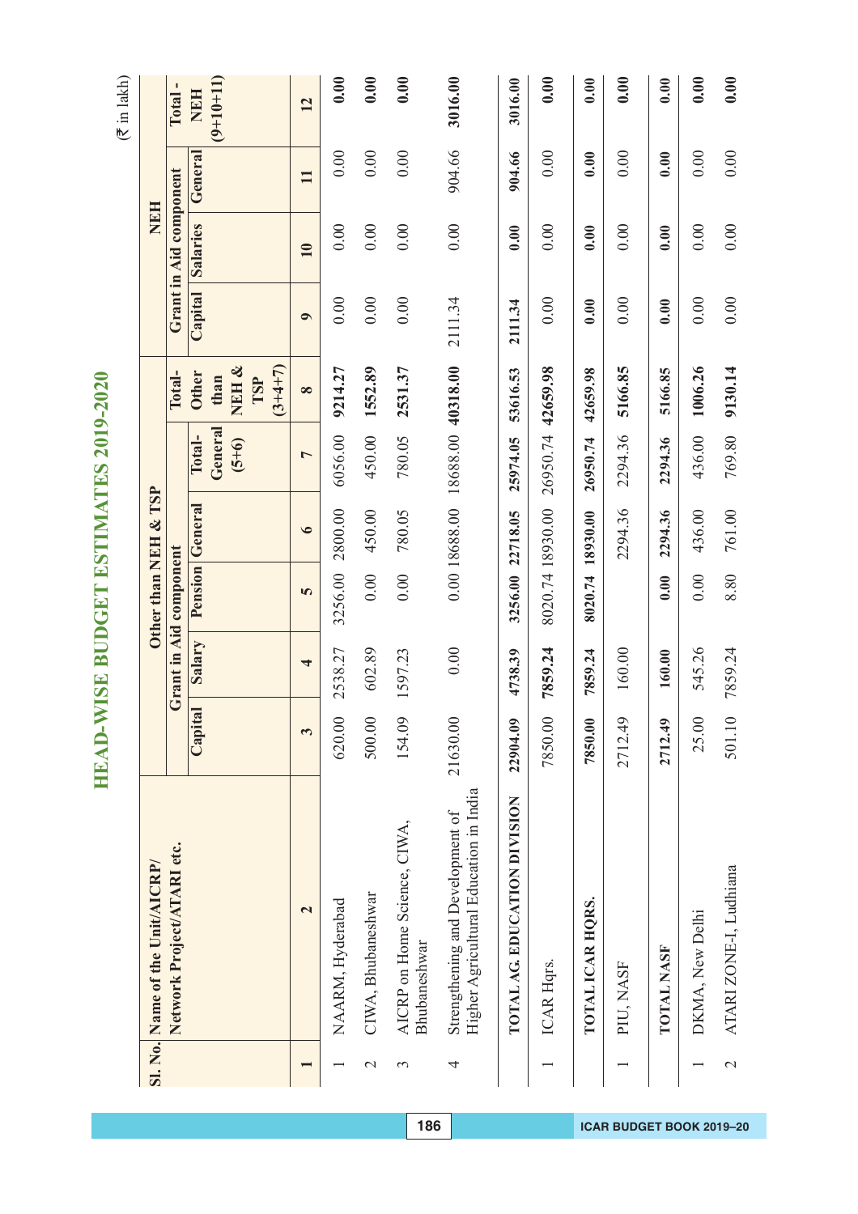# HEAD-WISE BUDGET ESTIMATES 2019-2020

(₹ in lakh)

| Sl. No. | Name of the Unit/AICRP/ Network Project/ATARI etc. | Other than NEH & TSP | | | | | | NEH | | | |
|---|---|---|---|---|---|---|---|---|---|---|---|
| | | Grant in Aid component | | | | | Total- Other than NEH & TSP (3+4+7) | Grant in Aid component | | | Total - NEH (9+10+11) |
| | | Capital | Salary | Pension | General | Total- General (5+6) | | Capital | Salaries | General | |
| 1 | 2 | 3 | 4 | 5 | 6 | 7 | 8 | 9 | 10 | 11 | 12 |
| 1 | NAARM, Hyderabad | 620.00 | 2538.27 | 3256.00 | 2800.00 | 6056.00 | **9214.27** | 0.00 | 0.00 | 0.00 | **0.00** |
| 2 | CIWA, Bhubaneshwar | 500.00 | 602.89 | 0.00 | 450.00 | 450.00 | **1552.89** | 0.00 | 0.00 | 0.00 | **0.00** |
| 3 | AICRP on Home Science, CIWA, Bhubaneshwar | 154.09 | 1597.23 | 0.00 | 780.05 | 780.05 | **2531.37** | 0.00 | 0.00 | 0.00 | **0.00** |
| 4 | Strengthening and Development of Higher Agricultural Education in India | 21630.00 | 0.00 | 0.00 | 18688.00 | 18688.00 | **40318.00** | 2111.34 | 0.00 | 904.66 | **3016.00** |
| | **TOTAL AG. EDUCATION DIVISION** | **22904.09** | **4738.39** | **3256.00** | **22718.05** | **25974.05** | **53616.53** | **2111.34** | **0.00** | **904.66** | **3016.00** |
| 1 | ICAR Hqrs. | 7850.00 | **7859.24** | 8020.74 | 18930.00 | 26950.74 | **42659.98** | 0.00 | 0.00 | 0.00 | **0.00** |
| | **TOTAL ICAR HQRS.** | **7850.00** | **7859.24** | **8020.74** | **18930.00** | **26950.74** | **42659.98** | **0.00** | **0.00** | **0.00** | **0.00** |
| 1 | PIU, NASF | 2712.49 | 160.00 | | 2294.36 | 2294.36 | **5166.85** | 0.00 | 0.00 | 0.00 | **0.00** |
| | **TOTAL NASF** | **2712.49** | **160.00** | **0.00** | **2294.36** | **2294.36** | **5166.85** | **0.00** | **0.00** | **0.00** | **0.00** |
| 1 | DKMA, New Delhi | 25.00 | 545.26 | 0.00 | 436.00 | 436.00 | **1006.26** | 0.00 | 0.00 | 0.00 | **0.00** |
| 2 | ATARI ZONE-I, Ludhiana | 501.10 | 7859.24 | 8.80 | 761.00 | 769.80 | **9130.14** | 0.00 | 0.00 | 0.00 | **0.00** |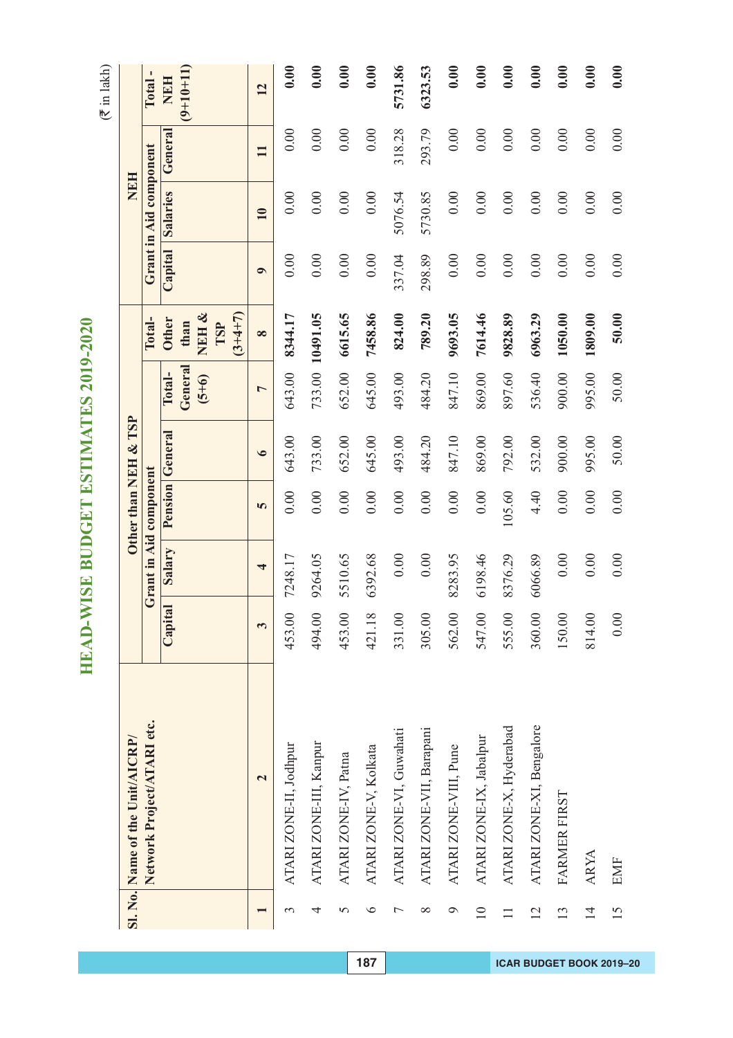# HEAD-WISE BUDGET ESTIMATES 2019-2020

(₹ in lakh)

| Sl. No. | Name of the Unit/AICRP/ Network Project/ATARI etc. | Other than NEH & TSP | | | | | | NEH | | | |
|---|---|---|---|---|---|---|---|---|---|---|---|
| | | Grant in Aid component | | | | | Total- Other than NEH & TSP (3+4+7) | Grant in Aid component | | | Total - NEH (9+10+11) |
| | | Capital | Salary | Pension | General | Total- General (5+6) | | Capital | Salaries | General | |
| 1 | 2 | 3 | 4 | 5 | 6 | 7 | 8 | 9 | 10 | 11 | 12 |
| 3 | ATARI ZONE-II, Jodhpur | 453.00 | 7248.17 | 0.00 | 643.00 | 643.00 | **8344.17** | 0.00 | 0.00 | 0.00 | **0.00** |
| 4 | ATARI ZONE-III, Kanpur | 494.00 | 9264.05 | 0.00 | 733.00 | 733.00 | **10491.05** | 0.00 | 0.00 | 0.00 | **0.00** |
| 5 | ATARI ZONE-IV, Patna | 453.00 | 5510.65 | 0.00 | 652.00 | 652.00 | **6615.65** | 0.00 | 0.00 | 0.00 | **0.00** |
| 6 | ATARI ZONE-V, Kolkata | 421.18 | 6392.68 | 0.00 | 645.00 | 645.00 | **7458.86** | 0.00 | 0.00 | 0.00 | **0.00** |
| 7 | ATARI ZONE-VI, Guwahati | 331.00 | 0.00 | 0.00 | 493.00 | 493.00 | **824.00** | 337.04 | 5076.54 | 318.28 | **5731.86** |
| 8 | ATARI ZONE-VII, Barapani | 305.00 | 0.00 | 0.00 | 484.20 | 484.20 | **789.20** | 298.89 | 5730.85 | 293.79 | **6323.53** |
| 9 | ATARI ZONE-VIII, Pune | 562.00 | 8283.95 | 0.00 | 847.10 | 847.10 | **9693.05** | 0.00 | 0.00 | 0.00 | **0.00** |
| 10 | ATARI ZONE-IX, Jabalpur | 547.00 | 6198.46 | 0.00 | 869.00 | 869.00 | **7614.46** | 0.00 | 0.00 | 0.00 | **0.00** |
| 11 | ATARI ZONE-X, Hyderabad | 555.00 | 8376.29 | 105.60 | 792.00 | 897.60 | **9828.89** | 0.00 | 0.00 | 0.00 | **0.00** |
| 12 | ATARI ZONE-XI, Bengalore | 360.00 | 6066.89 | 4.40 | 532.00 | 536.40 | **6963.29** | 0.00 | 0.00 | 0.00 | **0.00** |
| 13 | FARMER FIRST | 150.00 | 0.00 | 0.00 | 900.00 | 900.00 | **1050.00** | 0.00 | 0.00 | 0.00 | **0.00** |
| 14 | ARYA | 814.00 | 0.00 | 0.00 | 995.00 | 995.00 | **1809.00** | 0.00 | 0.00 | 0.00 | **0.00** |
| 15 | EMF | 0.00 | 0.00 | 0.00 | 50.00 | 50.00 | **50.00** | 0.00 | 0.00 | 0.00 | **0.00** |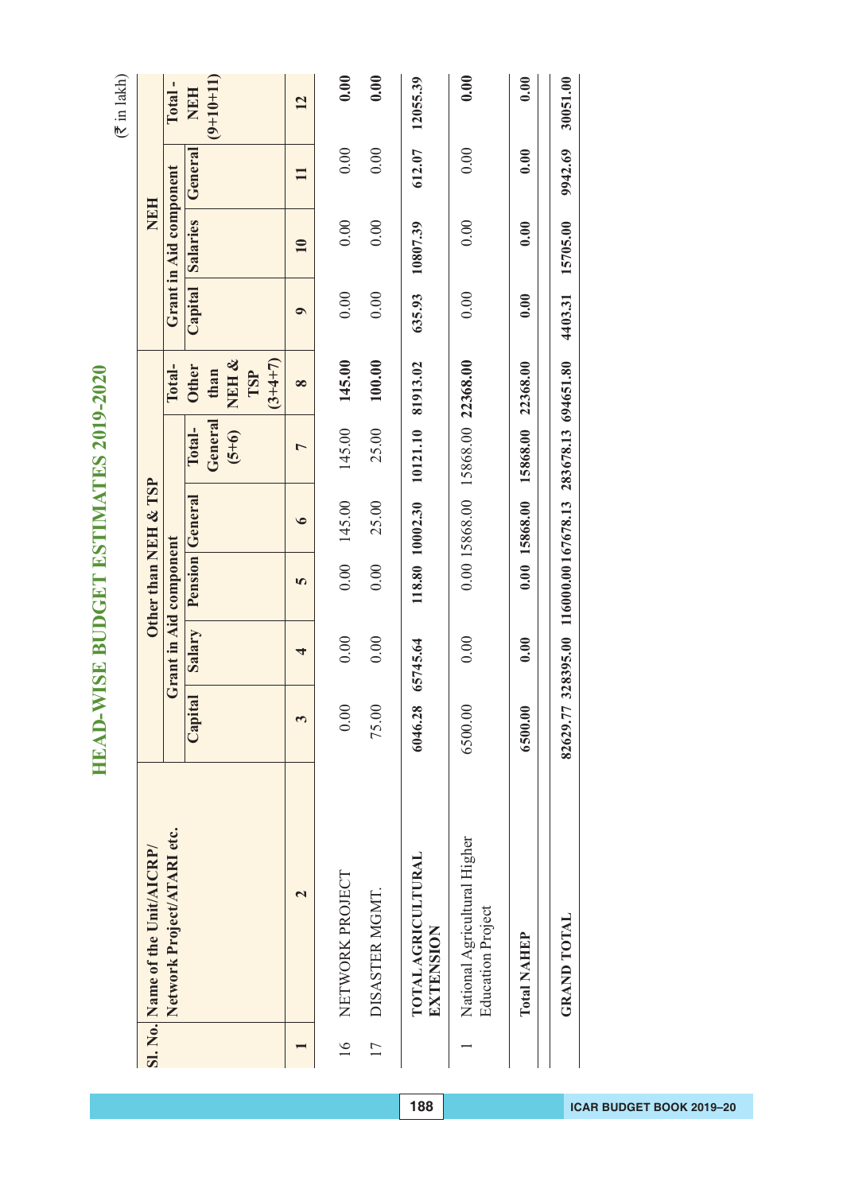# HEAD-WISE BUDGET ESTIMATES 2019-2020

(₹ in lakh)

| Sl. No. | Name of the Unit/AICRP/ Network Project/ATARI etc. | Other than NEH & TSP | | | | | | NEH | | | |
|---|---|---|---|---|---|---|---|---|---|---|---|
| | | Grant in Aid component | | | | | Total- Other than NEH & TSP (3+4+7) | Grant in Aid component | | | Total - NEH (9+10+11) |
| | | Capital | Salary | Pension | General | Total- General (5+6) | | Capital | Salaries | General | |
| 1 | 2 | 3 | 4 | 5 | 6 | 7 | 8 | 9 | 10 | 11 | 12 |
| 16 | NETWORK PROJECT | 0.00 | 0.00 | 0.00 | 145.00 | 145.00 | **145.00** | 0.00 | 0.00 | 0.00 | **0.00** |
| 17 | DISASTER MGMT. | 75.00 | 0.00 | 0.00 | 25.00 | 25.00 | **100.00** | 0.00 | 0.00 | 0.00 | **0.00** |
| | **TOTAL AGRICULTURAL EXTENSION** | **6046.28** | **65745.64** | **118.80** | **10002.30** | **10121.10** | **81913.02** | **635.93** | **10807.39** | **612.07** | **12055.39** |
| 1 | National Agricultural Higher Education Project | 6500.00 | 0.00 | 0.00 | 15868.00 | 15868.00 | **22368.00** | 0.00 | 0.00 | 0.00 | **0.00** |
| | **Total NAHEP** | **6500.00** | **0.00** | **0.00** | **15868.00** | **15868.00** | **22368.00** | **0.00** | **0.00** | **0.00** | **0.00** |
| | **GRAND TOTAL** | **82629.77** | **328395.00** | **116000.00** | **167678.13** | **283678.13** | **694651.80** | **4403.31** | **15705.00** | **9942.69** | **30051.00** |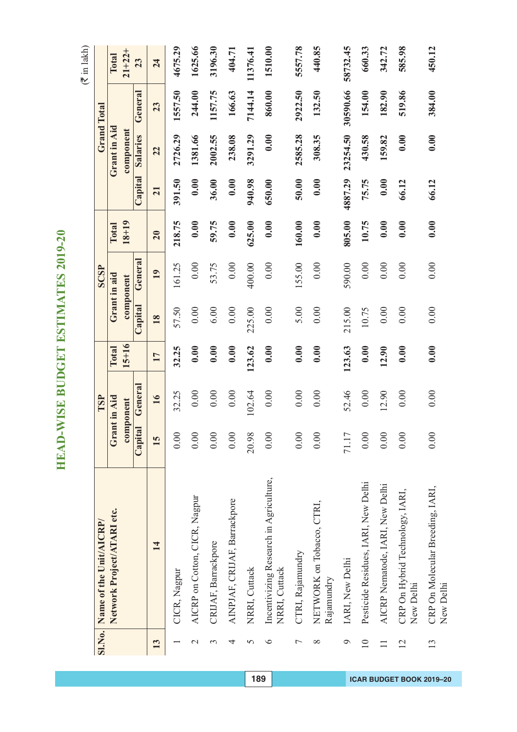# HEAD-WISE BUDGET ESTIMATES 2019-20

(₹ in lakh)

| Sl.No. | Name of the Unit/AICRP/ Network Project/ATARI etc. | TSP | | | SCSP | | | Grand Total | | | |
|---|---|---|---|---|---|---|---|---|---|---|---|
| | | Grant in Aid component | | Total 15+16 | Grant in aid component | | Total 18+19 | Grant in Aid component | | | Total 21+22+ 23 |
| | | Capital | General | | Capital | General | | Capital | Salaries | General | |
| 13 | 14 | 15 | 16 | 17 | 18 | 19 | 20 | 21 | 22 | 23 | 24 |
| 1 | CICR, Nagpur | 0.00 | 32.25 | 32.25 | 57.50 | 161.25 | 218.75 | 391.50 | 2726.29 | 1557.50 | 4675.29 |
| 2 | AICRP on Cotton, CICR, Nagpur | 0.00 | 0.00 | 0.00 | 0.00 | 0.00 | 0.00 | 0.00 | 1381.66 | 244.00 | 1625.66 |
| 3 | CRIJAF, Barrackpore | 0.00 | 0.00 | 0.00 | 6.00 | 53.75 | 59.75 | 36.00 | 2002.55 | 1157.75 | 3196.30 |
| 4 | AINPJAF, CRIJAF, Barrackpore | 0.00 | 0.00 | 0.00 | 0.00 | 0.00 | 0.00 | 0.00 | 238.08 | 166.63 | 404.71 |
| 5 | NRRI, Cuttack | 20.98 | 102.64 | 123.62 | 225.00 | 400.00 | 625.00 | 940.98 | 3291.29 | 7144.14 | 11376.41 |
| 6 | Incentivizing Research in Agriculture, NRRI, Cuttack | 0.00 | 0.00 | 0.00 | 0.00 | 0.00 | 0.00 | 650.00 | 0.00 | 860.00 | 1510.00 |
| 7 | CTRI, Rajamundry | 0.00 | 0.00 | 0.00 | 5.00 | 155.00 | 160.00 | 50.00 | 2585.28 | 2922.50 | 5557.78 |
| 8 | NETWORK on Tobacco, CTRI, Rajamundry | 0.00 | 0.00 | 0.00 | 0.00 | 0.00 | 0.00 | 0.00 | 308.35 | 132.50 | 440.85 |
| 9 | IARI, New Delhi | 71.17 | 52.46 | 123.63 | 215.00 | 590.00 | 805.00 | 4887.29 | 23254.50 | 30590.66 | 58732.45 |
| 10 | Pesticide Residues, IARI, New Delhi | 0.00 | 0.00 | 0.00 | 10.75 | 0.00 | 10.75 | 75.75 | 430.58 | 154.00 | 660.33 |
| 11 | AICRP Nematode, IARI, New Delhi | 0.00 | 12.90 | 12.90 | 0.00 | 0.00 | 0.00 | 0.00 | 159.82 | 182.90 | 342.72 |
| 12 | CRP On Hybrid Technology, IARI, New Delhi | 0.00 | 0.00 | 0.00 | 0.00 | 0.00 | 0.00 | 66.12 | 0.00 | 519.86 | 585.98 |
| 13 | CRP On Molecular Breeding, IARI, New Delhi | 0.00 | 0.00 | 0.00 | 0.00 | 0.00 | 0.00 | 66.12 | 0.00 | 384.00 | 450.12 |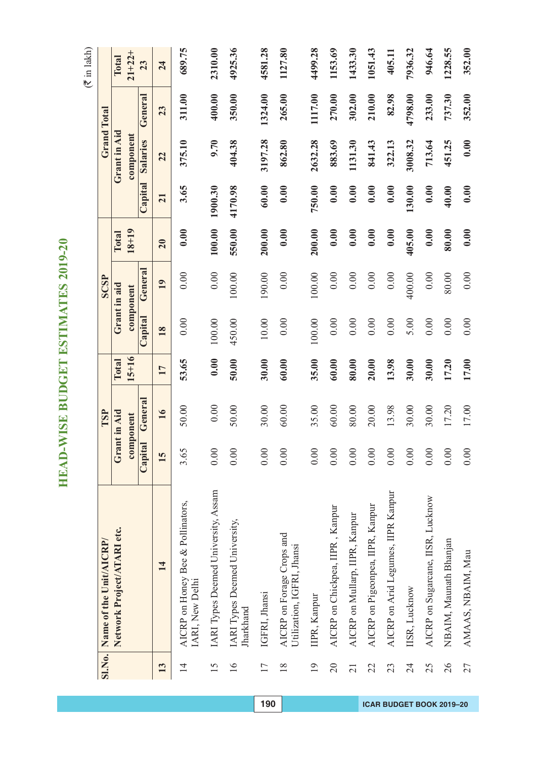# HEAD-WISE BUDGET ESTIMATES 2019-20

(₹ in lakh)

| Sl.No. | Name of the Unit/AICRP/ Network Project/ATARI etc. | TSP | | | SCSP | | | Grand Total | | | |
|---|---|---|---|---|---|---|---|---|---|---|---|
| | | Grant in Aid component | | Total 15+16 | Grant in aid component | | Total 18+19 | Grant in Aid component | | | Total 21+22+ 23 |
| | | Capital | General | | Capital | General | | Capital | Salaries | General | |
| 13 | 14 | 15 | 16 | 17 | 18 | 19 | 20 | 21 | 22 | 23 | 24 |
| 14 | AICRP on Honey Bee & Pollinators, IARI, New Delhi | 3.65 | 50.00 | 53.65 | 0.00 | 0.00 | 0.00 | 3.65 | 375.10 | 311.00 | 689.75 |
| 15 | IARI Types Deemed University, Assam | 0.00 | 0.00 | 0.00 | 100.00 | 0.00 | 100.00 | 1900.30 | 9.70 | 400.00 | 2310.00 |
| 16 | IARI Types Deemed University, Jharkhand | 0.00 | 50.00 | 50.00 | 450.00 | 100.00 | 550.00 | 4170.98 | 404.38 | 350.00 | 4925.36 |
| 17 | IGFRI, Jhansi | 0.00 | 30.00 | 30.00 | 10.00 | 190.00 | 200.00 | 60.00 | 3197.28 | 1324.00 | 4581.28 |
| 18 | AICRP on Forage Crops and Utilization, IGFRI, Jhansi | 0.00 | 60.00 | 60.00 | 0.00 | 0.00 | 0.00 | 0.00 | 862.80 | 265.00 | 1127.80 |
| 19 | IIPR, Kanpur | 0.00 | 35.00 | 35.00 | 100.00 | 100.00 | 200.00 | 750.00 | 2632.28 | 1117.00 | 4499.28 |
| 20 | AICRP on Chickpea, IIPR , Kanpur | 0.00 | 60.00 | 60.00 | 0.00 | 0.00 | 0.00 | 0.00 | 883.69 | 270.00 | 1153.69 |
| 21 | AICRP on Mullarp, IIPR, Kanpur | 0.00 | 80.00 | 80.00 | 0.00 | 0.00 | 0.00 | 0.00 | 1131.30 | 302.00 | 1433.30 |
| 22 | AICRP on Pigeonpea, IIPR, Kanpur | 0.00 | 20.00 | 20.00 | 0.00 | 0.00 | 0.00 | 0.00 | 841.43 | 210.00 | 1051.43 |
| 23 | AICRP on Arid Legumes, IIPR Kanpur | 0.00 | 13.98 | 13.98 | 0.00 | 0.00 | 0.00 | 0.00 | 322.13 | 82.98 | 405.11 |
| 24 | IISR, Lucknow | 0.00 | 30.00 | 30.00 | 5.00 | 400.00 | 405.00 | 130.00 | 3008.32 | 4798.00 | 7936.32 |
| 25 | AICRP on Sugarcane, IISR, Lucknow | 0.00 | 30.00 | 30.00 | 0.00 | 0.00 | 0.00 | 0.00 | 713.64 | 233.00 | 946.64 |
| 26 | NBAIM, Maunath Bhanjan | 0.00 | 17.20 | 17.20 | 0.00 | 80.00 | 80.00 | 40.00 | 451.25 | 737.30 | 1228.55 |
| 27 | AMAAS, NBAIM, Mau | 0.00 | 17.00 | 17.00 | 0.00 | 0.00 | 0.00 | 0.00 | 0.00 | 352.00 | 352.00 |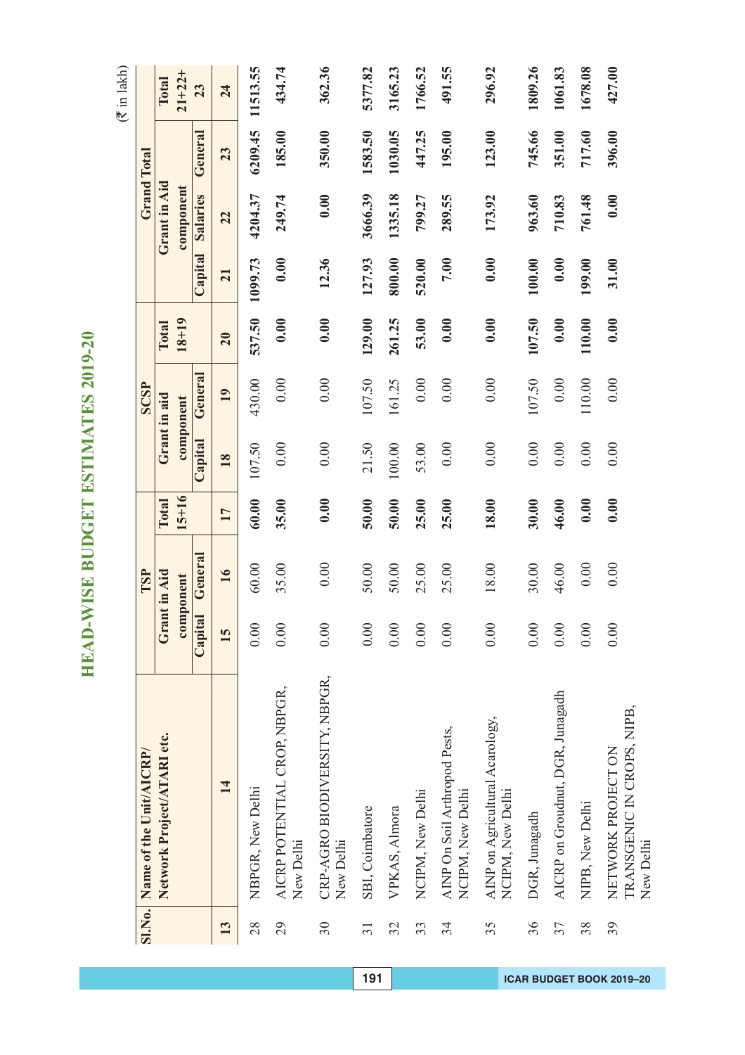# HEAD-WISE BUDGET ESTIMATES 2019-20

(₹ in lakh)

| Sl.No. | Name of the Unit/AICRP/ Network Project/ATARI etc. | TSP | | | SCSP | | | Grand Total | | | | |
|---|---|---|---|---|---|---|---|---|---|---|---|---|
| | | Grant in Aid component | | Total 15+16 | Grant in aid component | | Total 18+19 | Grant in Aid component | | | Total 21+22+ 23 |
| | | Capital | General | | Capital | General | | Capital | Salaries | General | |
| 13 | 14 | 15 | 16 | 17 | 18 | 19 | 20 | 21 | 22 | 23 | 24 |
| 28 | NBPGR, New Delhi | 0.00 | 60.00 | **60.00** | 107.50 | 430.00 | **537.50** | **1099.73** | **4204.37** | **6209.45** | **11513.55** |
| 29 | AICRP POTENTIAL CROP, NBPGR, New Delhi | 0.00 | 35.00 | **35.00** | 0.00 | 0.00 | **0.00** | **0.00** | **249.74** | **185.00** | **434.74** |
| 30 | CRP-AGRO BIODIVERSITY, NBPGR, New Delhi | 0.00 | 0.00 | **0.00** | 0.00 | 0.00 | **0.00** | **12.36** | **0.00** | **350.00** | **362.36** |
| 31 | SBI, Coimbatore | 0.00 | 50.00 | **50.00** | 21.50 | 107.50 | **129.00** | **127.93** | **3666.39** | **1583.50** | **5377.82** |
| 32 | VPKAS, Almora | 0.00 | 50.00 | **50.00** | 100.00 | 161.25 | **261.25** | **800.00** | **1335.18** | **1030.05** | **3165.23** |
| 33 | NCIPM, New Delhi | 0.00 | 25.00 | **25.00** | 53.00 | 0.00 | **53.00** | **520.00** | **799.27** | **447.25** | **1766.52** |
| 34 | AINP On Soil Arthropod Pests, NCIPM, New Delhi | 0.00 | 25.00 | **25.00** | 0.00 | 0.00 | **0.00** | **7.00** | **289.55** | **195.00** | **491.55** |
| 35 | AINP on Agricultural Acarology, NCIPM, New Delhi | 0.00 | 18.00 | **18.00** | 0.00 | 0.00 | **0.00** | **0.00** | **173.92** | **123.00** | **296.92** |
| 36 | DGR, Junagadh | 0.00 | 30.00 | **30.00** | 0.00 | 107.50 | **107.50** | **100.00** | **963.60** | **745.66** | **1809.26** |
| 37 | AICRP on Groudnut, DGR, Junagadh | 0.00 | 46.00 | **46.00** | 0.00 | 0.00 | **0.00** | **0.00** | **710.83** | **351.00** | **1061.83** |
| 38 | NIPB, New Delhi | 0.00 | 0.00 | **0.00** | 0.00 | 110.00 | **110.00** | **199.00** | **761.48** | **717.60** | **1678.08** |
| 39 | NETWORK PROJECT ON TRANSGENIC IN CROPS, NIPB, New Delhi | 0.00 | 0.00 | **0.00** | 0.00 | 0.00 | **0.00** | **31.00** | **0.00** | **396.00** | **427.00** |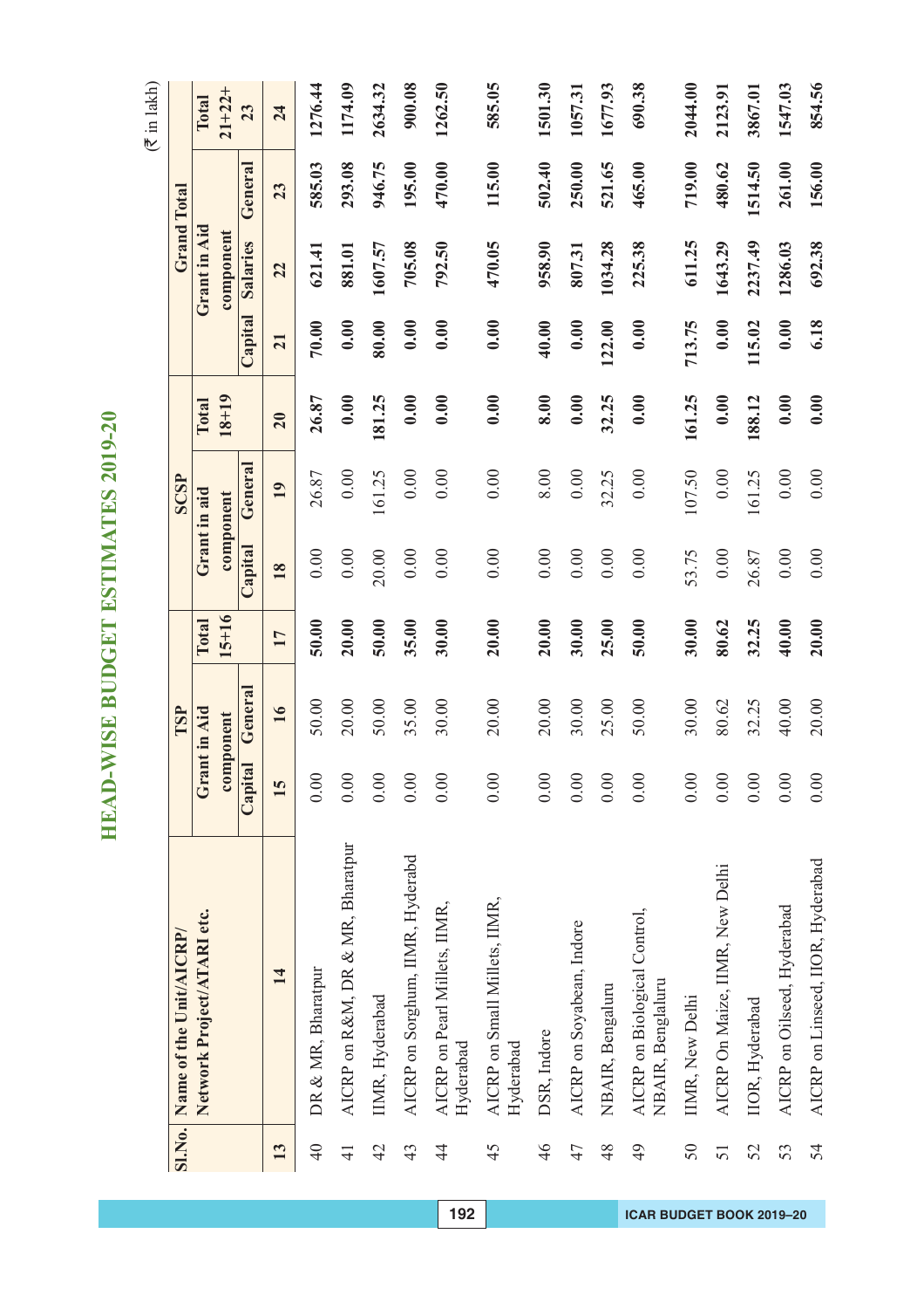# HEAD-WISE BUDGET ESTIMATES 2019-20

(₹ in lakh)

| Sl.No. | Name of the Unit/AICRP/ Network Project/ATARI etc. | TSP | | | SCSP | | | Grand Total | | | |
|---|---|---|---|---|---|---|---|---|---|---|---|
| | | Grant in Aid component | | Total 15+16 | Grant in aid component | | Total 18+19 | Grant in Aid component | | | Total 21+22+23 |
| | | Capital | General | | Capital | General | | Capital | Salaries | General | |
| 13 | 14 | 15 | 16 | 17 | 18 | 19 | 20 | 21 | 22 | 23 | 24 |
| 40 | DR & MR, Bharatpur | 0.00 | 50.00 | **50.00** | 0.00 | 26.87 | **26.87** | **70.00** | **621.41** | **585.03** | **1276.44** |
| 41 | AICRP on R&M, DR & MR, Bharatpur | 0.00 | 20.00 | **20.00** | 0.00 | 0.00 | **0.00** | **0.00** | **881.01** | **293.08** | **1174.09** |
| 42 | IIMR, Hyderabad | 0.00 | 50.00 | **50.00** | 20.00 | 161.25 | **181.25** | **80.00** | **1607.57** | **946.75** | **2634.32** |
| 43 | AICRP on Sorghum, IIMR, Hyderabd | 0.00 | 35.00 | **35.00** | 0.00 | 0.00 | **0.00** | **0.00** | **705.08** | **195.00** | **900.08** |
| 44 | AICRP on Pearl Millets, IIMR, Hyderabad | 0.00 | 30.00 | **30.00** | 0.00 | 0.00 | **0.00** | **0.00** | **792.50** | **470.00** | **1262.50** |
| 45 | AICRP on Small Millets, IIMR, Hyderabad | 0.00 | 20.00 | **20.00** | 0.00 | 0.00 | **0.00** | **0.00** | **470.05** | **115.00** | **585.05** |
| 46 | DSR, Indore | 0.00 | 20.00 | **20.00** | 0.00 | 8.00 | **8.00** | **40.00** | **958.90** | **502.40** | **1501.30** |
| 47 | AICRP on Soyabean, Indore | 0.00 | 30.00 | **30.00** | 0.00 | 0.00 | **0.00** | **0.00** | **807.31** | **250.00** | **1057.31** |
| 48 | NBAIR, Bengaluru | 0.00 | 25.00 | **25.00** | 0.00 | 32.25 | **32.25** | **122.00** | **1034.28** | **521.65** | **1677.93** |
| 49 | AICRP on Biological Control, NBAIR, Bengaluru | 0.00 | 50.00 | **50.00** | 0.00 | 0.00 | **0.00** | **0.00** | **225.38** | **465.00** | **690.38** |
| 50 | IIMR, New Delhi | 0.00 | 30.00 | **30.00** | 53.75 | 107.50 | **161.25** | **713.75** | **611.25** | **719.00** | **2044.00** |
| 51 | AICRP On Maize, IIMR, New Delhi | 0.00 | 80.62 | **80.62** | 0.00 | 0.00 | **0.00** | **0.00** | **1643.29** | **480.62** | **2123.91** |
| 52 | IIOR, Hyderabad | 0.00 | 32.25 | **32.25** | 26.87 | 161.25 | **188.12** | **115.02** | **2237.49** | **1514.50** | **3867.01** |
| 53 | AICRP on Oilseed, Hyderabad | 0.00 | 40.00 | **40.00** | 0.00 | 0.00 | **0.00** | **0.00** | **1286.03** | **261.00** | **1547.03** |
| 54 | AICRP on Linseed, IIOR, Hyderabad | 0.00 | 20.00 | **20.00** | 0.00 | 0.00 | **0.00** | **6.18** | **692.38** | **156.00** | **854.56** |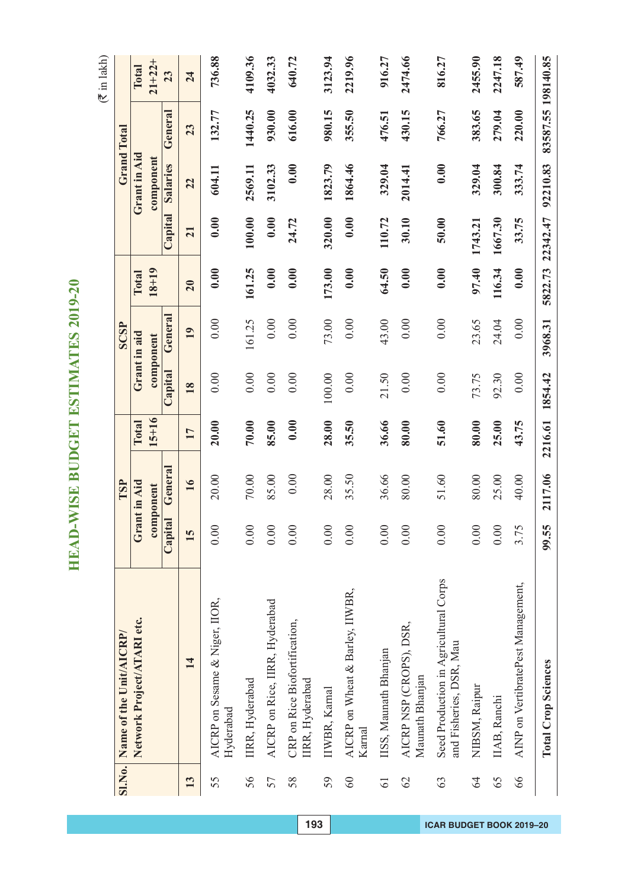# HEAD-WISE BUDGET ESTIMATES 2019-20

(₹ in lakh)

| Sl.No. | Name of the Unit/AICRP/ Network Project/ATARI etc. | TSP | | | SCSP | | | Grand Total | | | |
|---|---|---|---|---|---|---|---|---|---|---|---|
| | | Grant in Aid component | | Total 15+16 | Grant in aid component | | Total 18+19 | Grant in Aid component | | | Total 21+22+23 |
| | | Capital | General | | Capital | General | | Capital | Salaries | General | |
| 13 | 14 | 15 | 16 | 17 | 18 | 19 | 20 | 21 | 22 | 23 | 24 |
| 55 | AICRP on Sesame & Niger, IIOR, Hyderabad | 0.00 | 20.00 | 20.00 | 0.00 | 0.00 | 0.00 | 0.00 | 604.11 | 132.77 | 736.88 |
| 56 | IIRR, Hyderabad | 0.00 | 70.00 | 70.00 | 0.00 | 161.25 | 161.25 | 100.00 | 2569.11 | 1440.25 | 4109.36 |
| 57 | AICRP on Rice, IIRR, Hyderabad | 0.00 | 85.00 | 85.00 | 0.00 | 0.00 | 0.00 | 0.00 | 3102.33 | 930.00 | 4032.33 |
| 58 | CRP on Rice Biofortification, IIRR, Hyderabad | 0.00 | 0.00 | 0.00 | 0.00 | 0.00 | 0.00 | 24.72 | 0.00 | 616.00 | 640.72 |
| 59 | IIWBR, Karnal | 0.00 | 28.00 | 28.00 | 100.00 | 73.00 | 173.00 | 320.00 | 1823.79 | 980.15 | 3123.94 |
| 60 | AICRP on Wheat & Barley, IIWBR, Karnal | 0.00 | 35.50 | 35.50 | 0.00 | 0.00 | 0.00 | 0.00 | 1864.46 | 355.50 | 2219.96 |
| 61 | IISS, Maunath Bhanjan | 0.00 | 36.66 | 36.66 | 21.50 | 43.00 | 64.50 | 110.72 | 329.04 | 476.51 | 916.27 |
| 62 | AICRP NSP (CROPS), DSR, Maunath Bhanjan | 0.00 | 80.00 | 80.00 | 0.00 | 0.00 | 0.00 | 30.10 | 2014.41 | 430.15 | 2474.66 |
| 63 | Seed Production in Agricultural Corps and Fisheries, DSR, Mau | 0.00 | 51.60 | 51.60 | 0.00 | 0.00 | 0.00 | 50.00 | 0.00 | 766.27 | 816.27 |
| 64 | NIBSM, Raipur | 0.00 | 80.00 | 80.00 | 73.75 | 23.65 | 97.40 | 1743.21 | 329.04 | 383.65 | 2455.90 |
| 65 | IIAB, Ranchi | 0.00 | 25.00 | 25.00 | 92.30 | 24.04 | 116.34 | 1667.30 | 300.84 | 279.04 | 2247.18 |
| 66 | AINP on VertibratePest Management, | 3.75 | 40.00 | 43.75 | 0.00 | 0.00 | 0.00 | 33.75 | 333.74 | 220.00 | 587.49 |
| | **Total Crop Sciences** | **99.55** | **2117.06** | **2216.61** | **1854.42** | **3968.31** | **5822.73** | **22342.47** | **92210.83** | **83587.55** | **198140.85** |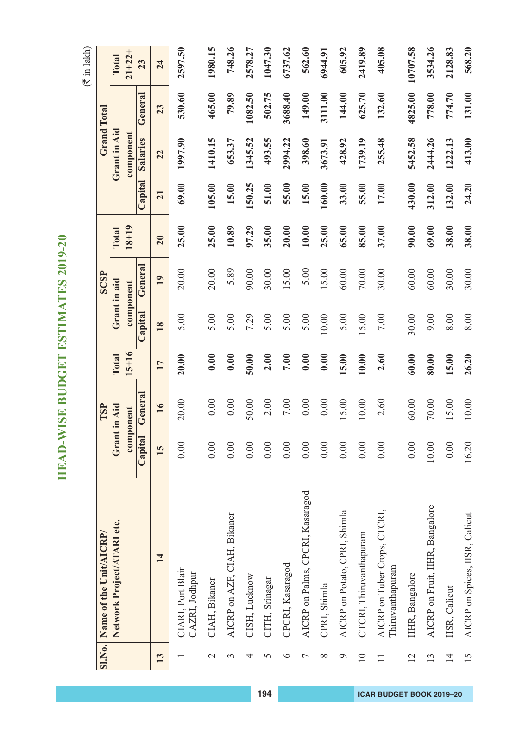# HEAD-WISE BUDGET ESTIMATES 2019-20

(₹ in lakh)

| Sl.No. | Name of the Unit/AICRP/ Network Project/ATARI etc. | TSP | | | SCSP | | | Grand Total | | | |
|---|---|---|---|---|---|---|---|---|---|---|---|
| | | Grant in Aid component | | Total 15+16 | Grant in aid component | | Total 18+19 | Grant in Aid component | | | Total 21+22+ 23 |
| | | Capital | General | | Capital | General | | Capital | Salaries | General | |
| 13 | 14 | 15 | 16 | 17 | 18 | 19 | 20 | 21 | 22 | 23 | 24 |
| 1 | CIARI, Port Blair CAZRI, Jodhpur | 0.00 | 20.00 | 20.00 | 5.00 | 20.00 | 25.00 | 69.00 | 1997.90 | 530.60 | 2597.50 |
| 2 | CIAH, Bikaner | 0.00 | 0.00 | 0.00 | 5.00 | 20.00 | 25.00 | 105.00 | 1410.15 | 465.00 | 1980.15 |
| 3 | AICRP on AZF, CIAH, Bikaner | 0.00 | 0.00 | 0.00 | 5.00 | 5.89 | 10.89 | 15.00 | 653.37 | 79.89 | 748.26 |
| 4 | CISH, Lucknow | 0.00 | 50.00 | 50.00 | 7.29 | 90.00 | 97.29 | 150.25 | 1345.52 | 1082.50 | 2578.27 |
| 5 | CITH, Srinagar | 0.00 | 2.00 | 2.00 | 5.00 | 30.00 | 35.00 | 51.00 | 493.55 | 502.75 | 1047.30 |
| 6 | CPCRI, Kasaragod | 0.00 | 7.00 | 7.00 | 5.00 | 15.00 | 20.00 | 55.00 | 2994.22 | 3688.40 | 6737.62 |
| 7 | AICRP on Palms, CPCRI, Kasaragod | 0.00 | 0.00 | 0.00 | 5.00 | 5.00 | 10.00 | 15.00 | 398.60 | 149.00 | 562.60 |
| 8 | CPRI, Shimla | 0.00 | 0.00 | 0.00 | 10.00 | 15.00 | 25.00 | 160.00 | 3673.91 | 3111.00 | 6944.91 |
| 9 | AICRP on Potato, CPRI, Shimla | 0.00 | 15.00 | 15.00 | 5.00 | 60.00 | 65.00 | 33.00 | 428.92 | 144.00 | 605.92 |
| 10 | CTCRI, Thiruvanthapuram | 0.00 | 10.00 | 10.00 | 15.00 | 70.00 | 85.00 | 55.00 | 1739.19 | 625.70 | 2419.89 |
| 11 | AICRP on Tuber Crops, CTCRI, Thiruvanthapuram | 0.00 | 2.60 | 2.60 | 7.00 | 30.00 | 37.00 | 17.00 | 255.48 | 132.60 | 405.08 |
| 12 | IIHR, Bangalore | 0.00 | 60.00 | 60.00 | 30.00 | 60.00 | 90.00 | 430.00 | 5452.58 | 4825.00 | 10707.58 |
| 13 | AICRP on Fruit, IIHR, Bangalore | 10.00 | 70.00 | 80.00 | 9.00 | 60.00 | 69.00 | 312.00 | 2444.26 | 778.00 | 3534.26 |
| 14 | IISR, Calicut | 0.00 | 15.00 | 15.00 | 8.00 | 30.00 | 38.00 | 132.00 | 1222.13 | 774.70 | 2128.83 |
| 15 | AICRP on Spices, IISR, Calicut | 16.20 | 10.00 | 26.20 | 8.00 | 30.00 | 38.00 | 24.20 | 413.00 | 131.00 | 568.20 |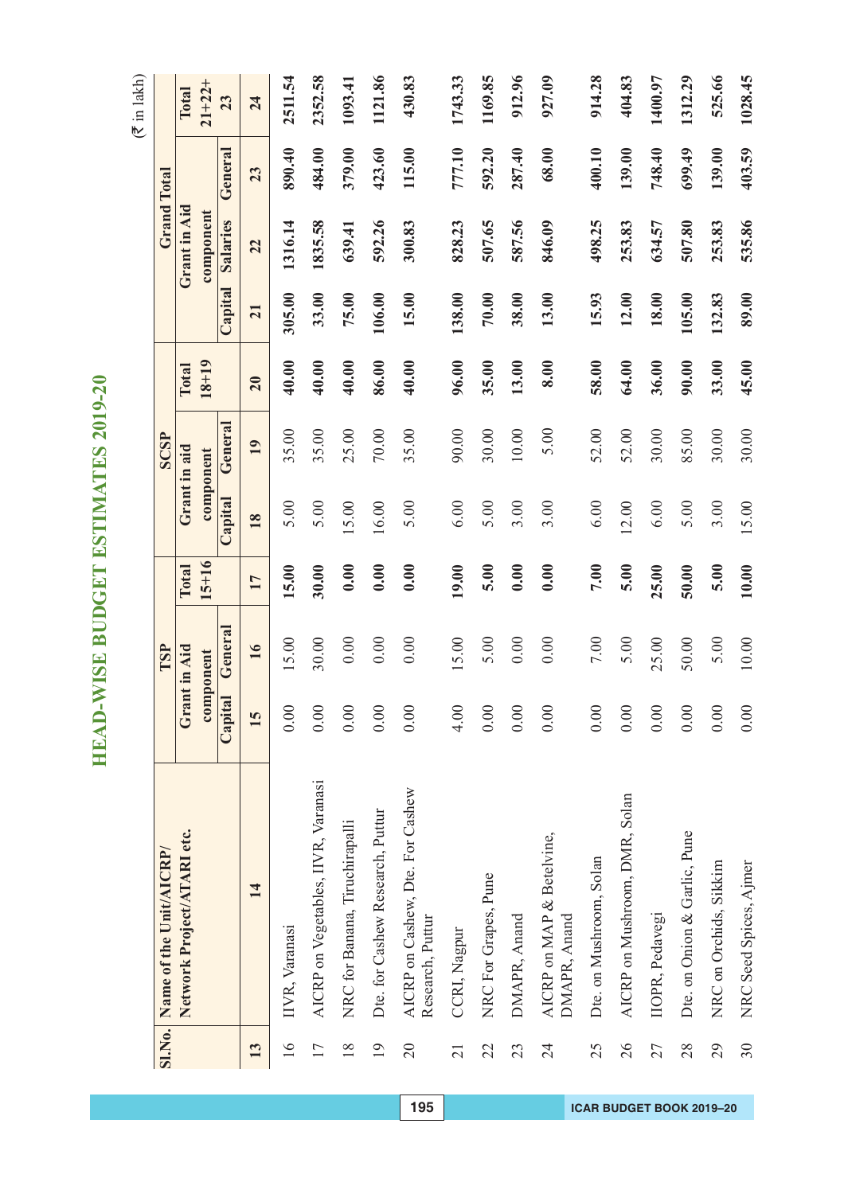# HEAD-WISE BUDGET ESTIMATES 2019-20

(₹ in lakh)

| Sl.No. | Name of the Unit/AICRP/ Network Project/ATARI etc. | TSP | | | SCSP | | | Grand Total | | | |
|---|---|---|---|---|---|---|---|---|---|---|---|
| | | Grant in Aid component | | Total 15+16 | Grant in aid component | | Total 18+19 | Grant in Aid component | | | Total 21+22+ 23 |
| | | Capital | General | | Capital | General | | Capital | Salaries | General | |
| 13 | 14 | 15 | 16 | 17 | 18 | 19 | 20 | 21 | 22 | 23 | 24 |
| 16 | IIVR, Varanasi | 0.00 | 15.00 | **15.00** | 5.00 | 35.00 | **40.00** | **305.00** | **1316.14** | **890.40** | **2511.54** |
| 17 | AICRP on Vegetables, IIVR, Varanasi | 0.00 | 30.00 | **30.00** | 5.00 | 35.00 | **40.00** | **33.00** | **1835.58** | **484.00** | **2352.58** |
| 18 | NRC for Banana, Tiruchirapalli | 0.00 | 0.00 | **0.00** | 15.00 | 25.00 | **40.00** | **75.00** | **639.41** | **379.00** | **1093.41** |
| 19 | Dte. for Cashew Research, Puttur | 0.00 | 0.00 | **0.00** | 16.00 | 70.00 | **86.00** | **106.00** | **592.26** | **423.60** | **1121.86** |
| 20 | AICRP on Cashew, Dte. For Cashew Research, Puttur | 0.00 | 0.00 | **0.00** | 5.00 | 35.00 | **40.00** | **15.00** | **300.83** | **115.00** | **430.83** |
| 21 | CCRI, Nagpur | 4.00 | 15.00 | **19.00** | 6.00 | 90.00 | **96.00** | **138.00** | **828.23** | **777.10** | **1743.33** |
| 22 | NRC For Grapes, Pune | 0.00 | 5.00 | **5.00** | 5.00 | 30.00 | **35.00** | **70.00** | **507.65** | **592.20** | **1169.85** |
| 23 | DMAPR, Anand | 0.00 | 0.00 | **0.00** | 3.00 | 10.00 | **13.00** | **38.00** | **587.56** | **287.40** | **912.96** |
| 24 | AICRP on MAP & Betelvine, DMAPR, Anand | 0.00 | 0.00 | **0.00** | 3.00 | 5.00 | **8.00** | **13.00** | **846.09** | **68.00** | **927.09** |
| 25 | Dte. on Mushroom, Solan | 0.00 | 7.00 | **7.00** | 6.00 | 52.00 | **58.00** | **15.93** | **498.25** | **400.10** | **914.28** |
| 26 | AICRP on Mushroom, DMR, Solan | 0.00 | 5.00 | **5.00** | 12.00 | 52.00 | **64.00** | **12.00** | **253.83** | **139.00** | **404.83** |
| 27 | IIOPR, Pedavegi | 0.00 | 25.00 | **25.00** | 6.00 | 30.00 | **36.00** | **18.00** | **634.57** | **748.40** | **1400.97** |
| 28 | Dte. on Onion & Garlic, Pune | 0.00 | 50.00 | **50.00** | 5.00 | 85.00 | **90.00** | **105.00** | **507.80** | **699.49** | **1312.29** |
| 29 | NRC on Orchids, Sikkim | 0.00 | 5.00 | **5.00** | 3.00 | 30.00 | **33.00** | **132.83** | **253.83** | **139.00** | **525.66** |
| 30 | NRC Seed Spices, Ajmer | 0.00 | 10.00 | **10.00** | 15.00 | 30.00 | **45.00** | **89.00** | **535.86** | **403.59** | **1028.45** |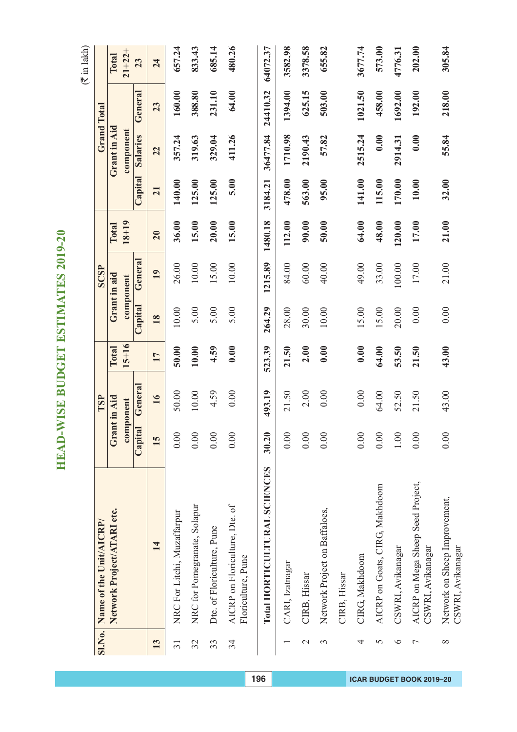# HEAD-WISE BUDGET ESTIMATES 2019-20

(₹ in lakh)

| Sl.No. | Name of the Unit/AICRP/ Network Project/ATARI etc. | TSP | | | SCSP | | | Grand Total | | | | |
|---|---|---|---|---|---|---|---|---|---|---|---|---|
| | | Grant in Aid component | | Total 15+16 | Grant in aid component | | Total 18+19 | Grant in Aid component | | | | Total 21+22+23 |
| | | Capital | General | | Capital | General | | Capital | Salaries | General | | |
| 13 | 14 | 15 | 16 | 17 | 18 | 19 | 20 | 21 | 22 | 23 | | 24 |
| 31 | NRC For Litchi, Muzaffarpur | 0.00 | 50.00 | **50.00** | 10.00 | 26.00 | **36.00** | **140.00** | **357.24** | **160.00** | | **657.24** |
| 32 | NRC for Pomegranate, Solapur | 0.00 | 10.00 | **10.00** | 5.00 | 10.00 | **15.00** | **125.00** | **319.63** | **388.80** | | **833.43** |
| 33 | Dte. of Floriculture, Pune | 0.00 | 4.59 | **4.59** | 5.00 | 15.00 | **20.00** | **125.00** | **329.04** | **231.10** | | **685.14** |
| 34 | AICRP on Floriculture, Dte. of Floriculture, Pune | 0.00 | 0.00 | **0.00** | 5.00 | 10.00 | **15.00** | **5.00** | **411.26** | **64.00** | | **480.26** |
| | **Total HORTICULTURAL SCIENCES** | **30.20** | **493.19** | **523.39** | **264.29** | **1215.89** | **1480.18** | **3184.21** | **36477.84** | **24410.32** | | **64072.37** |
| 1 | CARI, Izatnagar | 0.00 | 21.50 | **21.50** | 28.00 | 84.00 | **112.00** | **478.00** | **1710.98** | **1394.00** | | **3582.98** |
| 2 | CIRB, Hissar | 0.00 | 2.00 | **2.00** | 30.00 | 60.00 | **90.00** | **563.00** | **2190.43** | **625.15** | | **3378.58** |
| 3 | Network Project on Baffaloes, CIRB, Hissar | 0.00 | 0.00 | **0.00** | 10.00 | 40.00 | **50.00** | **95.00** | **57.82** | **503.00** | | **655.82** |
| 4 | CIRG, Makhdoom | 0.00 | 0.00 | **0.00** | 15.00 | 49.00 | **64.00** | **141.00** | **2515.24** | **1021.50** | | **3677.74** |
| 5 | AICRP on Goats, CIRG, Makhdoom | 0.00 | 64.00 | **64.00** | 15.00 | 33.00 | **48.00** | **115.00** | **0.00** | **458.00** | | **573.00** |
| 6 | CSWRI, Avikanagar | 1.00 | 52.50 | **53.50** | 20.00 | 100.00 | **120.00** | **170.00** | **2914.31** | **1692.00** | | **4776.31** |
| 7 | AICRP on Mega Sheep Seed Project, CSWRI, Avikanagar | 0.00 | 21.50 | **21.50** | 0.00 | 17.00 | **17.00** | **10.00** | **0.00** | **192.00** | | **202.00** |
| 8 | Network on Sheep Improvement, CSWRI, Avikanagar | 0.00 | 43.00 | **43.00** | 0.00 | 21.00 | **21.00** | **32.00** | **55.84** | **218.00** | | **305.84** |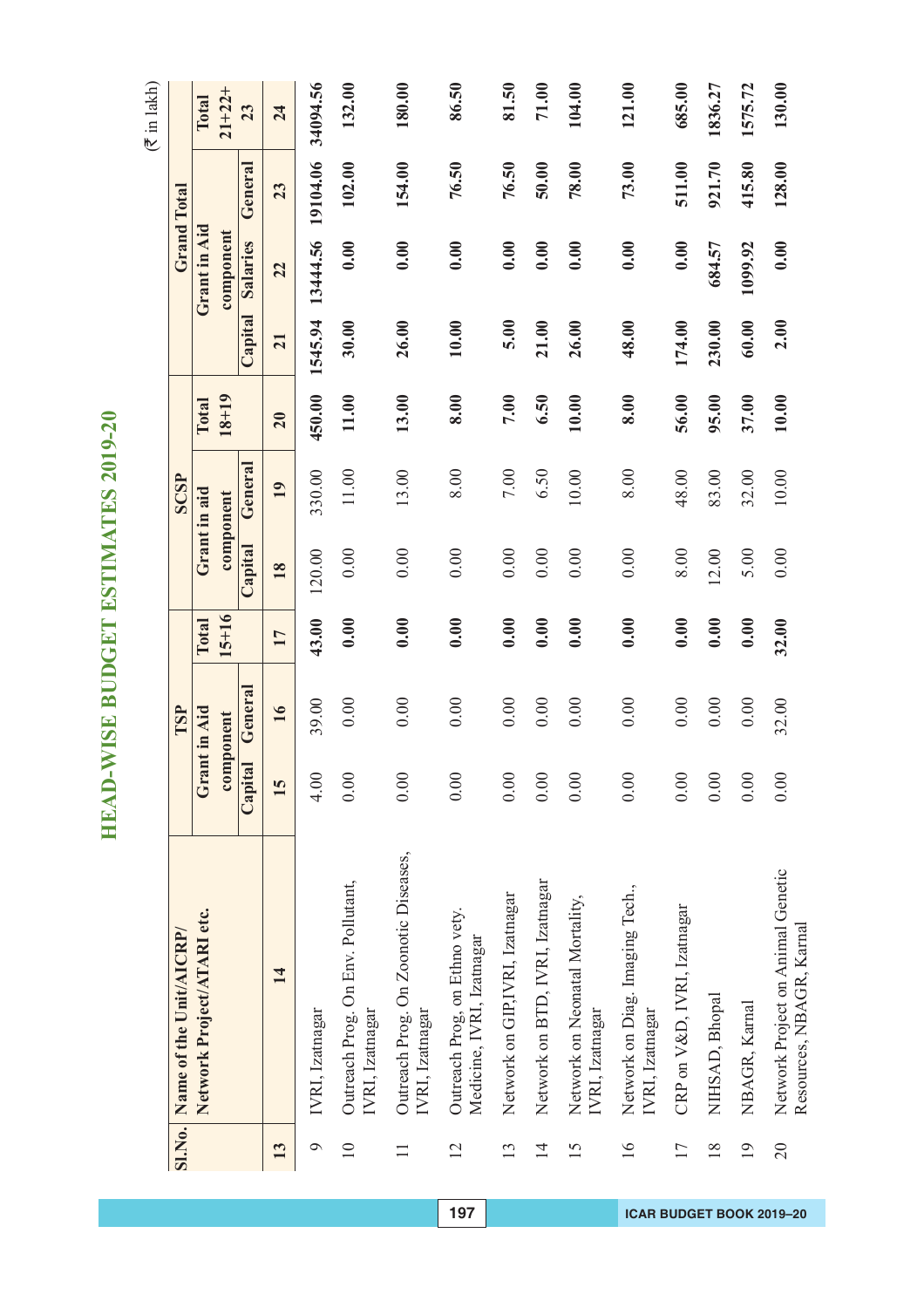# HEAD-WISE BUDGET ESTIMATES 2019-20

(₹ in lakh)

| Sl.No. | Name of the Unit/AICRP/ Network Project/ATARI etc. | TSP | | | SCSP | | | Grand Total | | | |
|---|---|---|---|---|---|---|---|---|---|---|---|
| | | Grant in Aid component | | Total 15+16 | Grant in aid component | | Total 18+19 | Grant in Aid component | | | Total 21+22+23 |
| | | Capital | General | | Capital | General | | Capital | Salaries | General | |
| 13 | 14 | 15 | 16 | 17 | 18 | 19 | 20 | 21 | 22 | 23 | 24 |
| 9 | IVRI, Izatnagar | 4.00 | 39.00 | 43.00 | 120.00 | 330.00 | 450.00 | 1545.94 | 13444.56 | 19104.06 | 34094.56 |
| 10 | Outreach Prog. On Env. Pollutant, IVRI, Izatnagar | 0.00 | 0.00 | 0.00 | 0.00 | 11.00 | 11.00 | 30.00 | 0.00 | 102.00 | 132.00 |
| 11 | Outreach Prog. On Zoonotic Diseases, IVRI, Izatnagar | 0.00 | 0.00 | 0.00 | 0.00 | 13.00 | 13.00 | 26.00 | 0.00 | 154.00 | 180.00 |
| 12 | Outreach Prog, on Ethno vety. Medicine, IVRI, Izatnagar | 0.00 | 0.00 | 0.00 | 0.00 | 8.00 | 8.00 | 10.00 | 0.00 | 76.50 | 86.50 |
| 13 | Network on GIP,IVRI, Izatnagar | 0.00 | 0.00 | 0.00 | 0.00 | 7.00 | 7.00 | 5.00 | 0.00 | 76.50 | 81.50 |
| 14 | Network on BTD, IVRI, Izatnagar | 0.00 | 0.00 | 0.00 | 0.00 | 6.50 | 6.50 | 21.00 | 0.00 | 50.00 | 71.00 |
| 15 | Network on Neonatal Mortality, IVRI, Izatnagar | 0.00 | 0.00 | 0.00 | 0.00 | 10.00 | 10.00 | 26.00 | 0.00 | 78.00 | 104.00 |
| 16 | Network on Diag. Imaging Tech., IVRI, Izatnagar | 0.00 | 0.00 | 0.00 | 0.00 | 8.00 | 8.00 | 48.00 | 0.00 | 73.00 | 121.00 |
| 17 | CRP on V&D, IVRI, Izatnagar | 0.00 | 0.00 | 0.00 | 8.00 | 48.00 | 56.00 | 174.00 | 0.00 | 511.00 | 685.00 |
| 18 | NIHSAD, Bhopal | 0.00 | 0.00 | 0.00 | 12.00 | 83.00 | 95.00 | 230.00 | 684.57 | 921.70 | 1836.27 |
| 19 | NBAGR, Karnal | 0.00 | 0.00 | 0.00 | 5.00 | 32.00 | 37.00 | 60.00 | 1099.92 | 415.80 | 1575.72 |
| 20 | Network Project on Animal Genetic Resources, NBAGR, Karnal | 0.00 | 32.00 | 32.00 | 0.00 | 10.00 | 10.00 | 2.00 | 0.00 | 128.00 | 130.00 |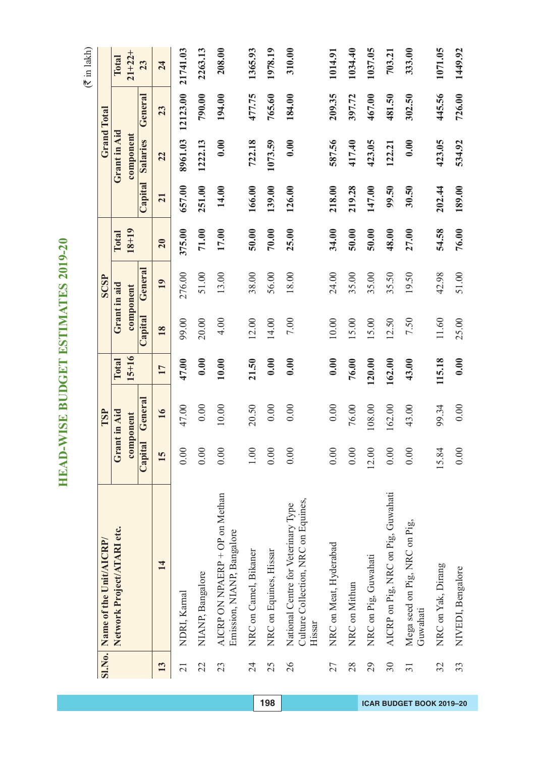# HEAD-WISE BUDGET ESTIMATES 2019-20

(₹ in lakh)

| Sl.No. | Name of the Unit/AICRP/ Network Project/ATARI etc. | TSP | | | SCSP | | | Grand Total | | | |
|---|---|---|---|---|---|---|---|---|---|---|---|
| | | Grant in Aid component | | Total 15+16 | Grant in aid component | | Total 18+19 | Grant in Aid component | | | Total 21+22+23 |
| | | Capital | General | | Capital | General | | Capital | Salaries | General | |
| 13 | 14 | 15 | 16 | 17 | 18 | 19 | 20 | 21 | 22 | 23 | 24 |
| 21 | NDRI, Karnal | 0.00 | 47.00 | **47.00** | 99.00 | 276.00 | **375.00** | **657.00** | **8961.03** | **12123.00** | **21741.03** |
| 22 | NIANP, Bangalore | 0.00 | 0.00 | **0.00** | 20.00 | 51.00 | **71.00** | **251.00** | **1222.13** | **790.00** | **2263.13** |
| 23 | AICRP ON NPAERP + OP on Methan Emission, NIANP, Bangalore | 0.00 | 10.00 | **10.00** | 4.00 | 13.00 | **17.00** | **14.00** | **0.00** | **194.00** | **208.00** |
| 24 | NRC on Camel, Bikaner | 1.00 | 20.50 | **21.50** | 12.00 | 38.00 | **50.00** | **166.00** | **722.18** | **477.75** | **1365.93** |
| 25 | NRC on Equines, Hissar | 0.00 | 0.00 | **0.00** | 14.00 | 56.00 | **70.00** | **139.00** | **1073.59** | **765.60** | **1978.19** |
| 26 | National Centre for Veterinary Type Culture Collection, NRC on Equines, Hissar | 0.00 | 0.00 | **0.00** | 7.00 | 18.00 | **25.00** | **126.00** | **0.00** | **184.00** | **310.00** |
| 27 | NRC on Meat, Hyderabad | 0.00 | 0.00 | **0.00** | 10.00 | 24.00 | **34.00** | **218.00** | **587.56** | **209.35** | **1014.91** |
| 28 | NRC on Mithun | 0.00 | 76.00 | **76.00** | 15.00 | 35.00 | **50.00** | **219.28** | **417.40** | **397.72** | **1034.40** |
| 29 | NRC on Pig, Guwahati | 12.00 | 108.00 | **120.00** | 15.00 | 35.00 | **50.00** | **147.00** | **423.05** | **467.00** | **1037.05** |
| 30 | AICRP on Pig, NRC on Pig, Guwahati | 0.00 | 162.00 | **162.00** | 12.50 | 35.50 | **48.00** | **99.50** | **122.21** | **481.50** | **703.21** |
| 31 | Mega seed on Pig, NRC on Pig, Guwahati | 0.00 | 43.00 | **43.00** | 7.50 | 19.50 | **27.00** | **30.50** | **0.00** | **302.50** | **333.00** |
| 32 | NRC on Yak, Dirang | 15.84 | 99.34 | **115.18** | 11.60 | 42.98 | **54.58** | **202.44** | **423.05** | **445.56** | **1071.05** |
| 33 | NIVEDI, Bengalore | 0.00 | 0.00 | **0.00** | 25.00 | 51.00 | **76.00** | **189.00** | **534.92** | **726.00** | **1449.92** |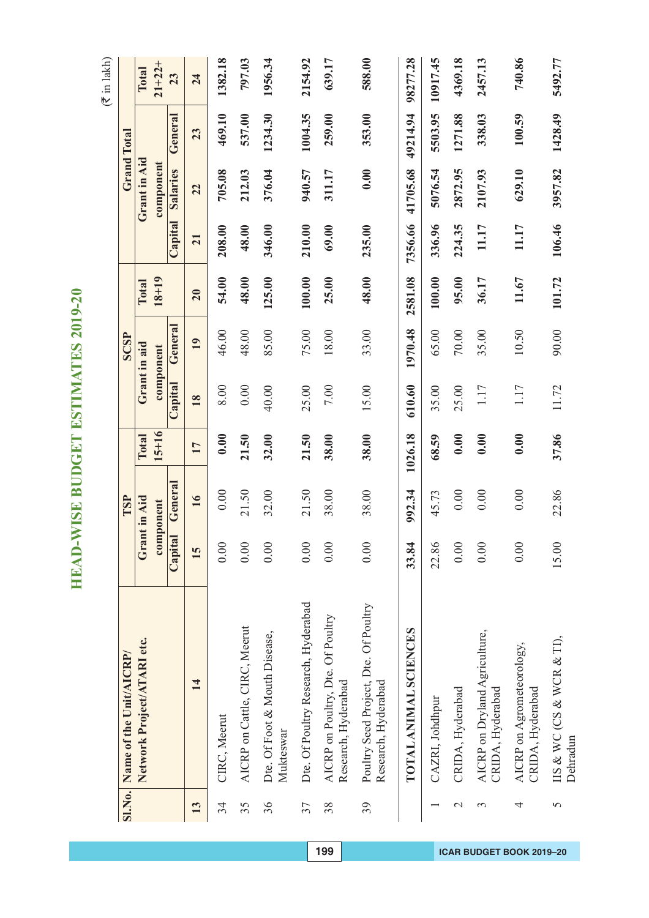# HEAD-WISE BUDGET ESTIMATES 2019-20

(₹ in lakh)

| Sl.No. | Name of the Unit/AICRP/ Network Project/ATARI etc. | TSP | | | SCSP | | | Grand Total | | | |
|---|---|---|---|---|---|---|---|---|---|---|---|
| | | Grant in Aid component | | Total 15+16 | Grant in aid component | | Total 18+19 | Grant in Aid component | | | Total 21+22+ 23 |
| | | Capital | General | | Capital | General | | Capital | Salaries | General | |
| 13 | 14 | 15 | 16 | 17 | 18 | 19 | 20 | 21 | 22 | 23 | 24 |
| 34 | CIRC, Meerut | 0.00 | 0.00 | **0.00** | 8.00 | 46.00 | **54.00** | **208.00** | **705.08** | **469.10** | **1382.18** |
| 35 | AICRP on Cattle, CIRC, Meerut | 0.00 | 21.50 | **21.50** | 0.00 | 48.00 | **48.00** | **48.00** | **212.03** | **537.00** | **797.03** |
| 36 | Dte. Of Foot & Mouth Disease, Mukteswar | 0.00 | 32.00 | **32.00** | 40.00 | 85.00 | **125.00** | **346.00** | **376.04** | **1234.30** | **1956.34** |
| 37 | Dte. Of Poultry Research, Hyderabad | 0.00 | 21.50 | **21.50** | 25.00 | 75.00 | **100.00** | **210.00** | **940.57** | **1004.35** | **2154.92** |
| 38 | AICRP on Poultry, Dte. Of Poultry Research, Hyderabad | 0.00 | 38.00 | **38.00** | 7.00 | 18.00 | **25.00** | **69.00** | **311.17** | **259.00** | **639.17** |
| 39 | Poultry Seed Project, Dte. Of Poultry Research, Hyderabad | 0.00 | 38.00 | **38.00** | 15.00 | 33.00 | **48.00** | **235.00** | **0.00** | **353.00** | **588.00** |
| | **TOTAL ANIMAL SCIENCES** | **33.84** | **992.34** | **1026.18** | **610.60** | **1970.48** | **2581.08** | **7356.66** | **41705.68** | **49214.94** | **98277.28** |
| 1 | CAZRI, Johdhpur | 22.86 | 45.73 | **68.59** | 35.00 | 65.00 | **100.00** | **336.96** | **5076.54** | **5503.95** | **10917.45** |
| 2 | CRIDA, Hyderabad | 0.00 | 0.00 | **0.00** | 25.00 | 70.00 | **95.00** | **224.35** | **2872.95** | **1271.88** | **4369.18** |
| 3 | AICRP on Dryland Agriculture, CRIDA, Hyderabad | 0.00 | 0.00 | **0.00** | 1.17 | 35.00 | **36.17** | **11.17** | **2107.93** | **338.03** | **2457.13** |
| 4 | AICRP on Agrometeorology, CRIDA, Hyderabad | 0.00 | 0.00 | **0.00** | 1.17 | 10.50 | **11.67** | **11.17** | **629.10** | **100.59** | **740.86** |
| 5 | IIS & WC (CS & WCR & TI), Dehradun | 15.00 | 22.86 | **37.86** | 11.72 | 90.00 | **101.72** | **106.46** | **3957.82** | **1428.49** | **5492.77** |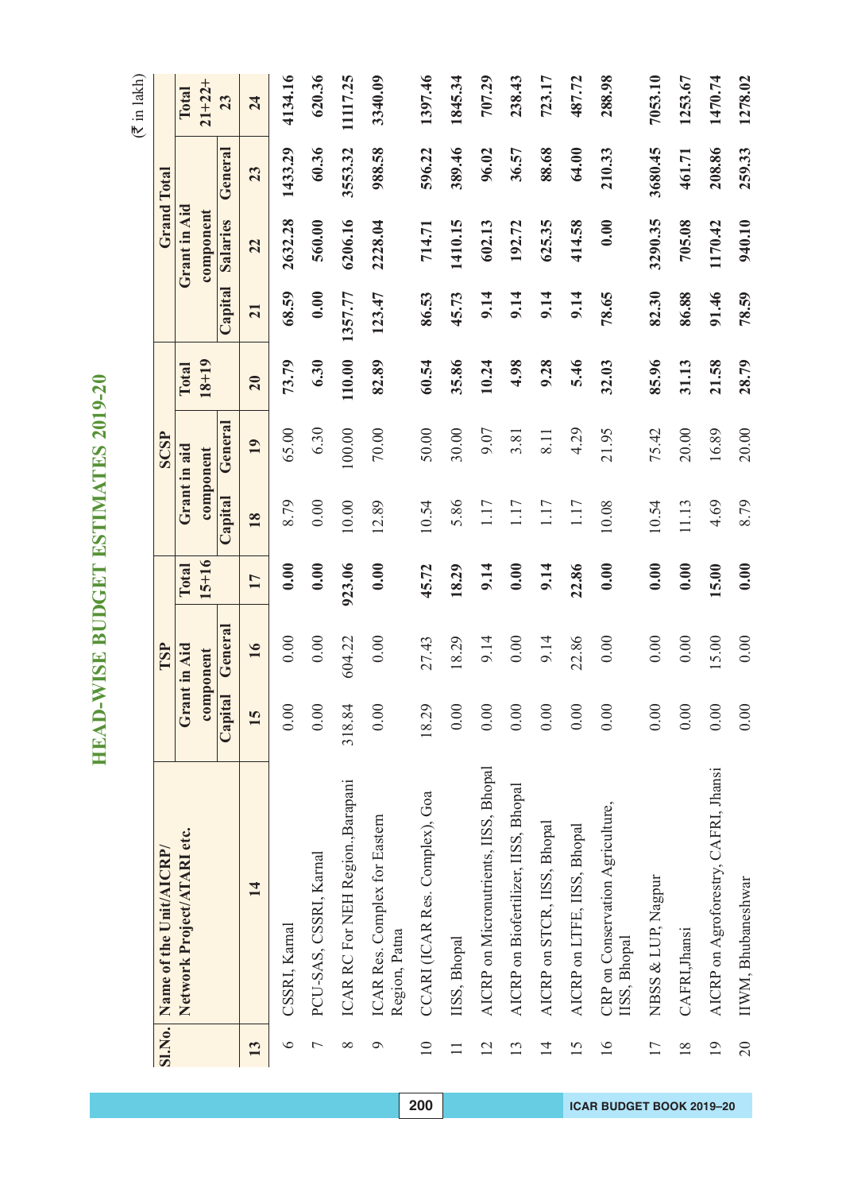# HEAD-WISE BUDGET ESTIMATES 2019-20

(₹ in lakh)

| Sl.No. | Name of the Unit/AICRP/ Network Project/ATARI etc. | TSP | | | SCSP | | | Grand Total | | | |
|---|---|---|---|---|---|---|---|---|---|---|---|
| | | Grant in Aid component | | Total 15+16 | Grant in aid component | | Total 18+19 | Grant in Aid component | | | Total 21+22+ 23 |
| | | Capital | General | | Capital | General | | Capital | Salaries | General | |
| 13 | 14 | 15 | 16 | 17 | 18 | 19 | 20 | 21 | 22 | 23 | 24 |
| 6 | CSSRI, Karnal | 0.00 | 0.00 | **0.00** | 8.79 | 65.00 | **73.79** | **68.59** | **2632.28** | **1433.29** | **4134.16** |
| 7 | PCU-SAS, CSSRI, Karnal | 0.00 | 0.00 | **0.00** | 0.00 | 6.30 | **6.30** | **0.00** | **560.00** | **60.36** | **620.36** |
| 8 | ICAR RC For NEH Region.,Barapani | 318.84 | 604.22 | **923.06** | 10.00 | 100.00 | **110.00** | **1357.77** | **6206.16** | **3553.32** | **11117.25** |
| 9 | ICAR Res. Complex for Eastern Region, Patna | 0.00 | 0.00 | **0.00** | 12.89 | 70.00 | **82.89** | **123.47** | **2228.04** | **988.58** | **3340.09** |
| 10 | CCARI (ICAR Res. Complex), Goa | 18.29 | 27.43 | **45.72** | 10.54 | 50.00 | **60.54** | **86.53** | **714.71** | **596.22** | **1397.46** |
| 11 | IISS, Bhopal | 0.00 | 18.29 | **18.29** | 5.86 | 30.00 | **35.86** | **45.73** | **1410.15** | **389.46** | **1845.34** |
| 12 | AICRP on Micronutrients, IISS, Bhopal | 0.00 | 9.14 | **9.14** | 1.17 | 9.07 | **10.24** | **9.14** | **602.13** | **96.02** | **707.29** |
| 13 | AICRP on Biofertilizer, IISS, Bhopal | 0.00 | 0.00 | **0.00** | 1.17 | 3.81 | **4.98** | **9.14** | **192.72** | **36.57** | **238.43** |
| 14 | AICRP on STCR, IISS, Bhopal | 0.00 | 9.14 | **9.14** | 1.17 | 8.11 | **9.28** | **9.14** | **625.35** | **88.68** | **723.17** |
| 15 | AICRP on LTFE, IISS, Bhopal | 0.00 | 22.86 | **22.86** | 1.17 | 4.29 | **5.46** | **9.14** | **414.58** | **64.00** | **487.72** |
| 16 | CRP on Conservation Agriculture, IISS, Bhopal | 0.00 | 0.00 | **0.00** | 10.08 | 21.95 | **32.03** | **78.65** | **0.00** | **210.33** | **288.98** |
| 17 | NBSS & LUP, Nagpur | 0.00 | 0.00 | **0.00** | 10.54 | 75.42 | **85.96** | **82.30** | **3290.35** | **3680.45** | **7053.10** |
| 18 | CAFRI,Jhansi | 0.00 | 0.00 | **0.00** | 11.13 | 20.00 | **31.13** | **86.88** | **705.08** | **461.71** | **1253.67** |
| 19 | AICRP on Agroforestry, CAFRI, Jhansi | 0.00 | 15.00 | **15.00** | 4.69 | 16.89 | **21.58** | **91.46** | **1170.42** | **208.86** | **1470.74** |
| 20 | IIWM, Bhubaneshwar | 0.00 | 0.00 | **0.00** | 8.79 | 20.00 | **28.79** | **78.59** | **940.10** | **259.33** | **1278.02** |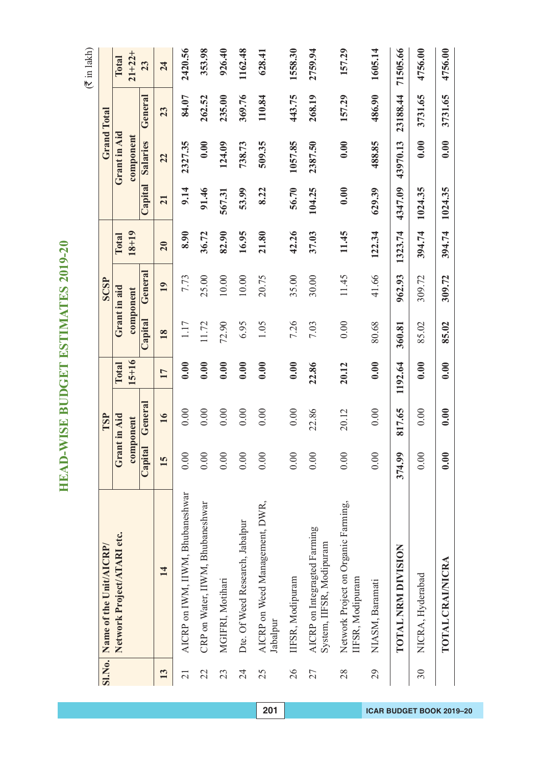# HEAD-WISE BUDGET ESTIMATES 2019-20

(₹ in lakh)

| Sl.No. | Name of the Unit/AICRP/ Network Project/ATARI etc. | TSP | | | SCSP | | | Grand Total | | | |
|---|---|---|---|---|---|---|---|---|---|---|---|
| | | Grant in Aid component | | Total 15+16 | Grant in aid component | | Total 18+19 | Grant in Aid component | | | Total 21+22+ 23 |
| | | Capital | General | | Capital | General | | Capital | Salaries | General | |
| 13 | 14 | 15 | 16 | 17 | 18 | 19 | 20 | 21 | 22 | 23 | 24 |
| 21 | AICRP on IWM, IIWM, Bhubaneshwar | 0.00 | 0.00 | 0.00 | 1.17 | 7.73 | 8.90 | 9.14 | 2327.35 | 84.07 | 2420.56 |
| 22 | CRP on Water, IIWM, Bhubaneshwar | 0.00 | 0.00 | 0.00 | 11.72 | 25.00 | 36.72 | 91.46 | 0.00 | 262.52 | 353.98 |
| 23 | MGIFRI, Motihari | 0.00 | 0.00 | 0.00 | 72.90 | 10.00 | 82.90 | 567.31 | 124.09 | 235.00 | 926.40 |
| 24 | Dte. Of Weed Research, Jabalpur | 0.00 | 0.00 | 0.00 | 6.95 | 10.00 | 16.95 | 53.99 | 738.73 | 369.76 | 1162.48 |
| 25 | AICRP on Weed Management, DWR, Jabalpur | 0.00 | 0.00 | 0.00 | 1.05 | 20.75 | 21.80 | 8.22 | 509.35 | 110.84 | 628.41 |
| 26 | IIFSR, Modipuram | 0.00 | 0.00 | 0.00 | 7.26 | 35.00 | 42.26 | 56.70 | 1057.85 | 443.75 | 1558.30 |
| 27 | AICRP on Integragted Farming System, IIFSR, Modipuram | 0.00 | 22.86 | 22.86 | 7.03 | 30.00 | 37.03 | 104.25 | 2387.50 | 268.19 | 2759.94 |
| 28 | Network Project on Organic Farming, IIFSR, Modipuram | 0.00 | 20.12 | 20.12 | 0.00 | 11.45 | 11.45 | 0.00 | 0.00 | 157.29 | 157.29 |
| 29 | NIASM, Baramati | 0.00 | 0.00 | 0.00 | 80.68 | 41.66 | 122.34 | 629.39 | 488.85 | 486.90 | 1605.14 |
| | **TOTAL NRM DIVISION** | **374.99** | **817.65** | **1192.64** | **360.81** | **962.93** | **1323.74** | **4347.09** | **43970.13** | **23188.44** | **71505.66** |
| 30 | NICRA, Hyderabad | 0.00 | 0.00 | 0.00 | 85.02 | 309.72 | 394.74 | 1024.35 | 0.00 | 3731.65 | 4756.00 |
| | **TOTAL CRAI/NICRA** | **0.00** | **0.00** | **0.00** | **85.02** | **309.72** | **394.74** | **1024.35** | **0.00** | **3731.65** | **4756.00** |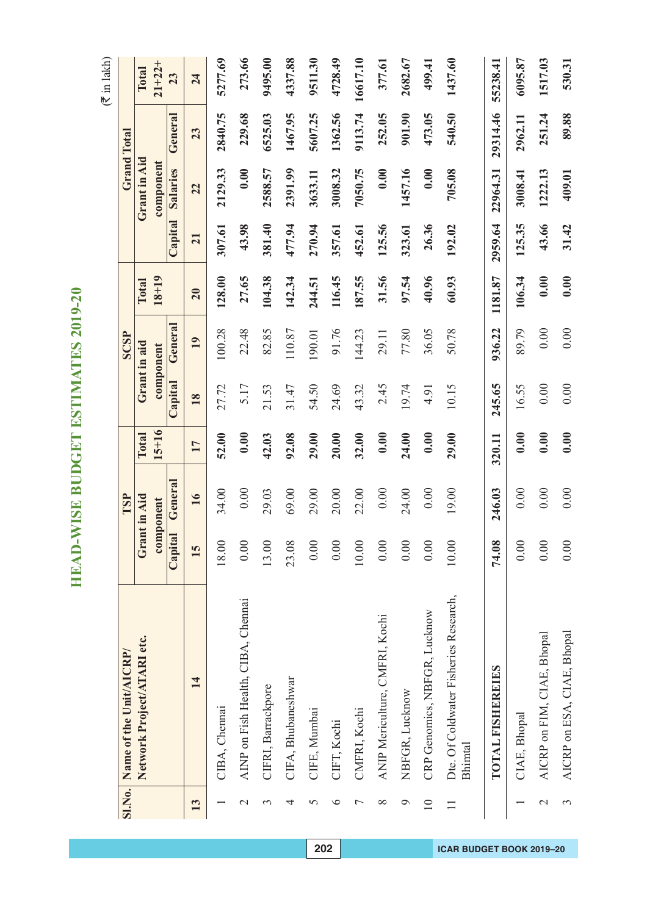# HEAD-WISE BUDGET ESTIMATES 2019-20

(₹ in lakh)

| Sl.No. | Name of the Unit/AICRP/ Network Project/ATARI etc. | TSP | | | SCSP | | | Grand Total | | | |
|---|---|---|---|---|---|---|---|---|---|---|---|
| | | Grant in Aid component | | Total 15+16 | Grant in aid component | | Total 18+19 | | Grant in Aid component | | Total 21+22+23 |
| | | Capital | General | | Capital | General | | Capital | Salaries | General | |
| 13 | 14 | 15 | 16 | 17 | 18 | 19 | 20 | 21 | 22 | 23 | 24 |
| 1 | CIBA, Chennai | 18.00 | 34.00 | 52.00 | 27.72 | 100.28 | 128.00 | 307.61 | 2129.33 | 2840.75 | 5277.69 |
| 2 | AINP on Fish Health, CIBA, Chennai | 0.00 | 0.00 | 0.00 | 5.17 | 22.48 | 27.65 | 43.98 | 0.00 | 229.68 | 273.66 |
| 3 | CIFRI, Barrackpore | 13.00 | 29.03 | 42.03 | 21.53 | 82.85 | 104.38 | 381.40 | 2588.57 | 6525.03 | 9495.00 |
| 4 | CIFA, Bhubaneshwar | 23.08 | 69.00 | 92.08 | 31.47 | 110.87 | 142.34 | 477.94 | 2391.99 | 1467.95 | 4337.88 |
| 5 | CIFE, Mumbai | 0.00 | 29.00 | 29.00 | 54.50 | 190.01 | 244.51 | 270.94 | 3633.11 | 5607.25 | 9511.30 |
| 6 | CIFT, Kochi | 0.00 | 20.00 | 20.00 | 24.69 | 91.76 | 116.45 | 357.61 | 3008.32 | 1362.56 | 4728.49 |
| 7 | CMFRI, Kochi | 10.00 | 22.00 | 32.00 | 43.32 | 144.23 | 187.55 | 452.61 | 7050.75 | 9113.74 | 16617.10 |
| 8 | ANIP Mericulture, CMFRI, Kochi | 0.00 | 0.00 | 0.00 | 2.45 | 29.11 | 31.56 | 125.56 | 0.00 | 252.05 | 377.61 |
| 9 | NBFGR, Lucknow | 0.00 | 24.00 | 24.00 | 19.74 | 77.80 | 97.54 | 323.61 | 1457.16 | 901.90 | 2682.67 |
| 10 | CRP Genomics, NBFGR, Lucknow | 0.00 | 0.00 | 0.00 | 4.91 | 36.05 | 40.96 | 26.36 | 0.00 | 473.05 | 499.41 |
| 11 | Dte. Of Coldwater Fisheries Research, Bhimtal | 10.00 | 19.00 | 29.00 | 10.15 | 50.78 | 60.93 | 192.02 | 705.08 | 540.50 | 1437.60 |
| | **TOTAL FISHEREIES** | **74.08** | **246.03** | **320.11** | **245.65** | **936.22** | **1181.87** | **2959.64** | **22964.31** | **29314.46** | **55238.41** |
| 1 | CIAE, Bhopal | 0.00 | 0.00 | 0.00 | 16.55 | 89.79 | 106.34 | 125.35 | 3008.41 | 2962.11 | 6095.87 |
| 2 | AICRP on FIM, CIAE, Bhopal | 0.00 | 0.00 | 0.00 | 0.00 | 0.00 | 0.00 | 43.66 | 1222.13 | 251.24 | 1517.03 |
| 3 | AICRP on ESA, CIAE, Bhopal | 0.00 | 0.00 | 0.00 | 0.00 | 0.00 | 0.00 | 31.42 | 409.01 | 89.88 | 530.31 |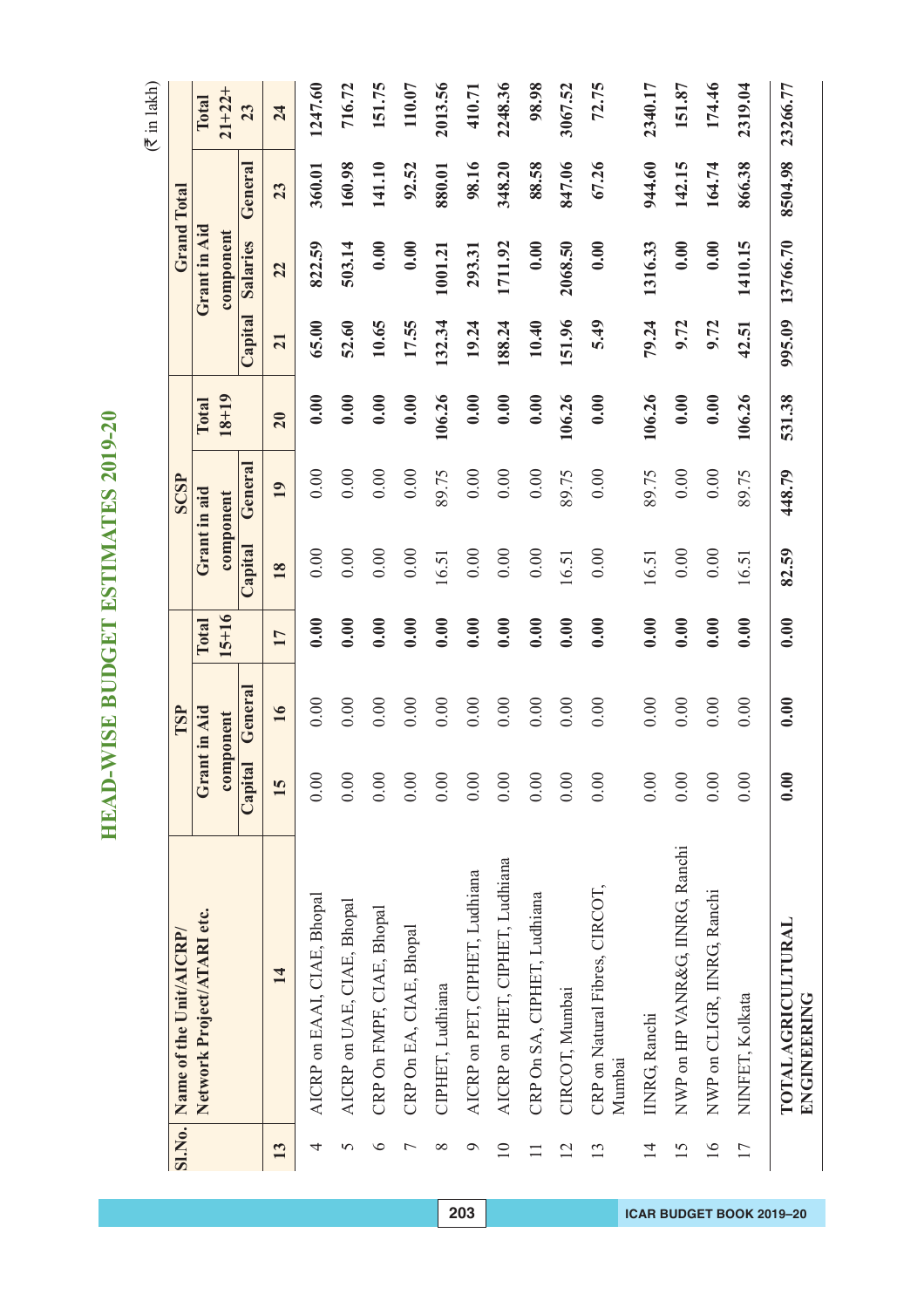# HEAD-WISE BUDGET ESTIMATES 2019-20

(₹ in lakh)

| Sl.No. | Name of the Unit/AICRP/ Network Project/ATARI etc. | TSP | | | SCSP | | | Grand Total | | | |
|---|---|---|---|---|---|---|---|---|---|---|---|
| | | Grant in Aid component | | Total 15+16 | Grant in aid component | | Total 18+19 | Grant in Aid component | | | Total 21+22+ 23 |
| | | Capital | General | | Capital | General | | Capital | Salaries | General | |
| 13 | 14 | 15 | 16 | 17 | 18 | 19 | 20 | 21 | 22 | 23 | 24 |
| 4 | AICRP on EAAI, CIAE, Bhopal | 0.00 | 0.00 | 0.00 | 0.00 | 0.00 | 0.00 | 65.00 | 822.59 | 360.01 | 1247.60 |
| 5 | AICRP on UAE, CIAE, Bhopal | 0.00 | 0.00 | 0.00 | 0.00 | 0.00 | 0.00 | 52.60 | 503.14 | 160.98 | 716.72 |
| 6 | CRP On FMPF, CIAE, Bhopal | 0.00 | 0.00 | 0.00 | 0.00 | 0.00 | 0.00 | 10.65 | 0.00 | 141.10 | 151.75 |
| 7 | CRP On EA, CIAE, Bhopal | 0.00 | 0.00 | 0.00 | 0.00 | 0.00 | 0.00 | 17.55 | 0.00 | 92.52 | 110.07 |
| 8 | CIPHET, Ludhiana | 0.00 | 0.00 | 0.00 | 16.51 | 89.75 | 106.26 | 132.34 | 1001.21 | 880.01 | 2013.56 |
| 9 | AICRP on PET, CIPHET, Ludhiana | 0.00 | 0.00 | 0.00 | 0.00 | 0.00 | 0.00 | 19.24 | 293.31 | 98.16 | 410.71 |
| 10 | AICRP on PHET, CIPHET, Ludhiana | 0.00 | 0.00 | 0.00 | 0.00 | 0.00 | 0.00 | 188.24 | 1711.92 | 348.20 | 2248.36 |
| 11 | CRP On SA, CIPHET, Ludhiana | 0.00 | 0.00 | 0.00 | 0.00 | 0.00 | 0.00 | 10.40 | 0.00 | 88.58 | 98.98 |
| 12 | CIRCOT, Mumbai | 0.00 | 0.00 | 0.00 | 16.51 | 89.75 | 106.26 | 151.96 | 2068.50 | 847.06 | 3067.52 |
| 13 | CRP on Natural Fibres, CIRCOT, Mumbai | 0.00 | 0.00 | 0.00 | 0.00 | 0.00 | 0.00 | 5.49 | 0.00 | 67.26 | 72.75 |
| 14 | IINRG, Ranchi | 0.00 | 0.00 | 0.00 | 16.51 | 89.75 | 106.26 | 79.24 | 1316.33 | 944.60 | 2340.17 |
| 15 | NWP on HP VANR&G, IINRG, Ranchi | 0.00 | 0.00 | 0.00 | 0.00 | 0.00 | 0.00 | 9.72 | 0.00 | 142.15 | 151.87 |
| 16 | NWP on CLIGR, IINRG, Ranchi | 0.00 | 0.00 | 0.00 | 0.00 | 0.00 | 0.00 | 9.72 | 0.00 | 164.74 | 174.46 |
| 17 | NINFET, Kolkata | 0.00 | 0.00 | 0.00 | 16.51 | 89.75 | 106.26 | 42.51 | 1410.15 | 866.38 | 2319.04 |
| | **TOTAL AGRICULTURAL ENGINEERING** | **0.00** | **0.00** | **0.00** | **82.59** | **448.79** | **531.38** | **995.09** | **13766.70** | **8504.98** | **23266.77** |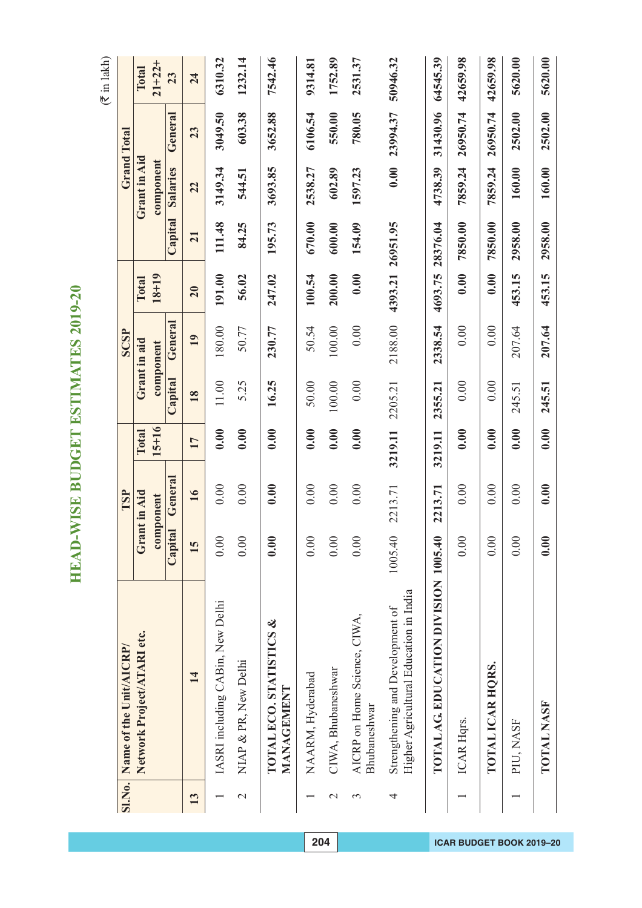# HEAD-WISE BUDGET ESTIMATES 2019-20

(₹ in lakh)

| Sl.No. | Name of the Unit/AICRP/ Network Project/ATARI etc. | TSP | | | SCSP | | | Grand Total | | | |
|---|---|---|---|---|---|---|---|---|---|---|---|
| | | Grant in Aid component | | Total 15+16 | Grant in aid component | | Total 18+19 | Grant in Aid component | | | Total 21+22+ 23 |
| | | Capital | General | | Capital | General | | Capital | Salaries | General | |
| 13 | 14 | 15 | 16 | 17 | 18 | 19 | 20 | 21 | 22 | 23 | 24 |
| 1 | IASRI including CABin, New Delhi | 0.00 | 0.00 | 0.00 | 11.00 | 180.00 | 191.00 | 111.48 | 3149.34 | 3049.50 | 6310.32 |
| 2 | NIAP & PR, New Delhi | 0.00 | 0.00 | 0.00 | 5.25 | 50.77 | 56.02 | 84.25 | 544.51 | 603.38 | 1232.14 |
| | **TOTAL ECO. STATISTICS & MANAGEMENT** | **0.00** | **0.00** | **0.00** | **16.25** | **230.77** | **247.02** | **195.73** | **3693.85** | **3652.88** | **7542.46** |
| 1 | NAARM, Hyderabad | 0.00 | 0.00 | 0.00 | 50.00 | 50.54 | 100.54 | 670.00 | 2538.27 | 6106.54 | 9314.81 |
| 2 | CIWA, Bhubaneshwar | 0.00 | 0.00 | 0.00 | 100.00 | 100.00 | 200.00 | 600.00 | 602.89 | 550.00 | 1752.89 |
| 3 | AICRP on Home Science, CIWA, Bhubaneshwar | 0.00 | 0.00 | 0.00 | 0.00 | 0.00 | 0.00 | 154.09 | 1597.23 | 780.05 | 2531.37 |
| 4 | Strengthening and Development of Higher Agricultural Education in India | 1005.40 | 2213.71 | 3219.11 | 2205.21 | 2188.00 | 4393.21 | 26951.95 | 0.00 | 23994.37 | 50946.32 |
| | **TOTAL AG. EDUCATION DIVISION** | **1005.40** | **2213.71** | **3219.11** | **2355.21** | **2338.54** | **4693.75** | **28376.04** | **4738.39** | **31430.96** | **64545.39** |
| 1 | ICAR Hqrs. | 0.00 | 0.00 | 0.00 | 0.00 | 0.00 | 0.00 | 7850.00 | 7859.24 | 26950.74 | 42659.98 |
| | **TOTAL ICAR HQRS.** | **0.00** | **0.00** | **0.00** | **0.00** | **0.00** | **0.00** | **7850.00** | **7859.24** | **26950.74** | **42659.98** |
| 1 | PIU, NASF | 0.00 | 0.00 | 0.00 | 245.51 | 207.64 | 453.15 | 2958.00 | 160.00 | 2502.00 | 5620.00 |
| | **TOTAL NASF** | **0.00** | **0.00** | **0.00** | **245.51** | **207.64** | **453.15** | **2958.00** | **160.00** | **2502.00** | **5620.00** |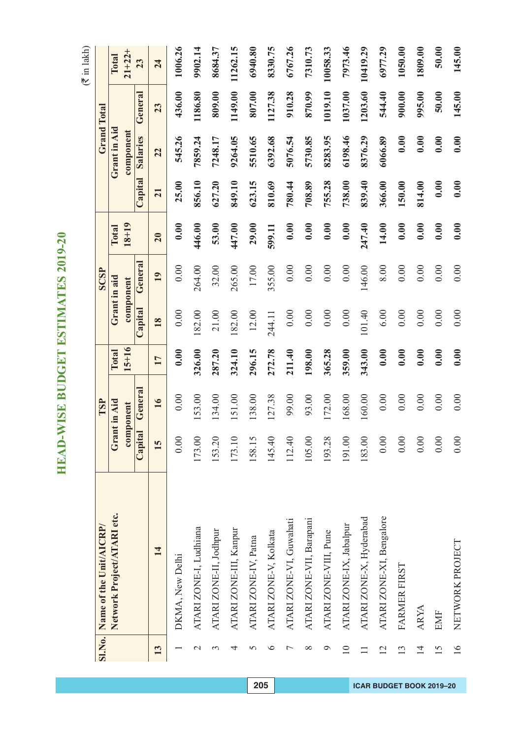# HEAD-WISE BUDGET ESTIMATES 2019-20

(₹ in lakh)

| Sl.No. | Name of the Unit/AICRP/ Network Project/ATARI etc. | TSP | | | SCSP | | | Grand Total | | | |
|---|---|---|---|---|---|---|---|---|---|---|---|
| | | Grant in Aid component | | Total 15+16 | Grant in aid component | | Total 18+19 | Grant in Aid component | | | Total 21+22+ 23 |
| | | Capital | General | | Capital | General | | Capital | Salaries | General | |
| 13 | 14 | 15 | 16 | 17 | 18 | 19 | 20 | 21 | 22 | 23 | 24 |
| 1 | DKMA, New Delhi | 0.00 | 0.00 | 0.00 | 0.00 | 0.00 | 0.00 | 25.00 | 545.26 | 436.00 | 1006.26 |
| 2 | ATARI ZONE-I, Ludhiana | 173.00 | 153.00 | 326.00 | 182.00 | 264.00 | 446.00 | 856.10 | 7859.24 | 1186.80 | 9902.14 |
| 3 | ATARI ZONE-II, Jodhpur | 153.20 | 134.00 | 287.20 | 21.00 | 32.00 | 53.00 | 627.20 | 7248.17 | 809.00 | 8684.37 |
| 4 | ATARI ZONE-III, Kanpur | 173.10 | 151.00 | 324.10 | 182.00 | 265.00 | 447.00 | 849.10 | 9264.05 | 1149.00 | 11262.15 |
| 5 | ATARI ZONE-IV, Patna | 158.15 | 138.00 | 296.15 | 12.00 | 17.00 | 29.00 | 623.15 | 5510.65 | 807.00 | 6940.80 |
| 6 | ATARI ZONE-V, Kolkata | 145.40 | 127.38 | 272.78 | 244.11 | 355.00 | 599.11 | 810.69 | 6392.68 | 1127.38 | 8330.75 |
| 7 | ATARI ZONE-VI, Guwahati | 112.40 | 99.00 | 211.40 | 0.00 | 0.00 | 0.00 | 780.44 | 5076.54 | 910.28 | 6767.26 |
| 8 | ATARI ZONE-VII, Barapani | 105.00 | 93.00 | 198.00 | 0.00 | 0.00 | 0.00 | 708.89 | 5730.85 | 870.99 | 7310.73 |
| 9 | ATARI ZONE-VIII, Pune | 193.28 | 172.00 | 365.28 | 0.00 | 0.00 | 0.00 | 755.28 | 8283.95 | 1019.10 | 10058.33 |
| 10 | ATARI ZONE-IX, Jabalpur | 191.00 | 168.00 | 359.00 | 0.00 | 0.00 | 0.00 | 738.00 | 6198.46 | 1037.00 | 7973.46 |
| 11 | ATARI ZONE-X, Hyderabad | 183.00 | 160.00 | 343.00 | 101.40 | 146.00 | 247.40 | 839.40 | 8376.29 | 1203.60 | 10419.29 |
| 12 | ATARI ZONE-XI, Bengalore | 0.00 | 0.00 | 0.00 | 6.00 | 8.00 | 14.00 | 366.00 | 6066.89 | 544.40 | 6977.29 |
| 13 | FARMER FIRST | 0.00 | 0.00 | 0.00 | 0.00 | 0.00 | 0.00 | 150.00 | 0.00 | 900.00 | 1050.00 |
| 14 | ARYA | 0.00 | 0.00 | 0.00 | 0.00 | 0.00 | 0.00 | 814.00 | 0.00 | 995.00 | 1809.00 |
| 15 | EMF | 0.00 | 0.00 | 0.00 | 0.00 | 0.00 | 0.00 | 0.00 | 0.00 | 50.00 | 50.00 |
| 16 | NETWORK PROJECT | 0.00 | 0.00 | 0.00 | 0.00 | 0.00 | 0.00 | 0.00 | 0.00 | 145.00 | 145.00 |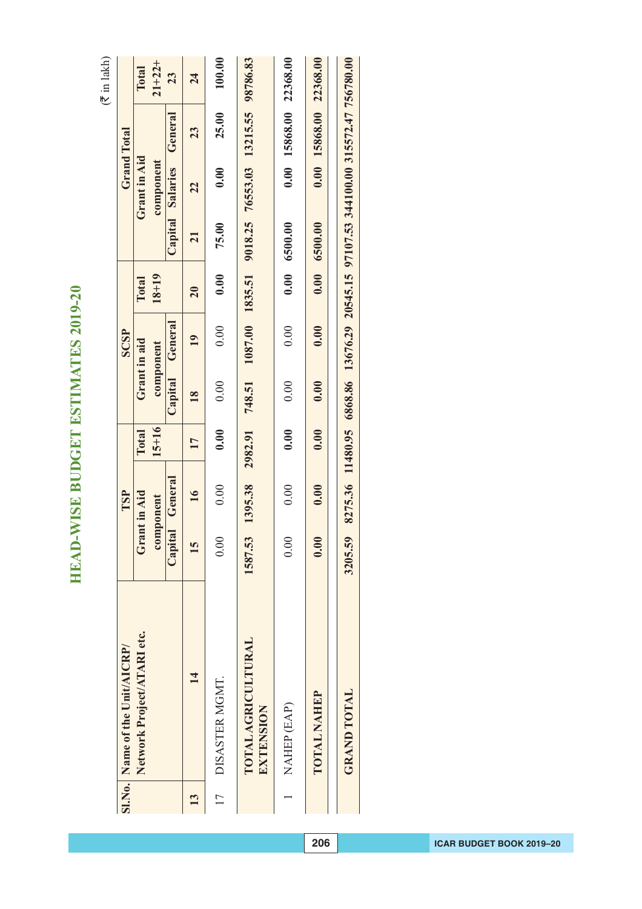# HEAD-WISE BUDGET ESTIMATES 2019-20

(₹ in lakh)

| Sl.No. | Name of the Unit/AICRP/ Network Project/ATARI etc. | TSP | | | SCSP | | | Grand Total | | | |
|---|---|---|---|---|---|---|---|---|---|---|---|
| | | Grant in Aid component | | Total 15+16 | Grant in aid component | | Total 18+19 | Grant in Aid component | | | Total 21+22+ 23 |
| | | Capital | General | | Capital | General | | Capital | Salaries | General | |
| 13 | 14 | 15 | 16 | 17 | 18 | 19 | 20 | 21 | 22 | 23 | 24 |
| 17 | DISASTER MGMT. | 0.00 | 0.00 | 0.00 | 0.00 | 0.00 | 0.00 | 75.00 | 0.00 | 25.00 | 100.00 |
| | **TOTAL AGRICULTURAL EXTENSION** | **1587.53** | **1395.38** | **2982.91** | **748.51** | **1087.00** | **1835.51** | **9018.25** | **76553.03** | **13215.55** | **98786.83** |
| 1 | NAHEP (EAP) | 0.00 | 0.00 | 0.00 | 0.00 | 0.00 | 0.00 | 6500.00 | 0.00 | 15868.00 | 22368.00 |
| | **TOTAL NAHEP** | **0.00** | **0.00** | **0.00** | **0.00** | **0.00** | **0.00** | **6500.00** | **0.00** | **15868.00** | **22368.00** |
| | **GRAND TOTAL** | **3205.59** | **8275.36** | **11480.95** | **6868.86** | **13676.29** | **20545.15** | **97107.53** | **344100.00** | **315572.47** | **756780.00** |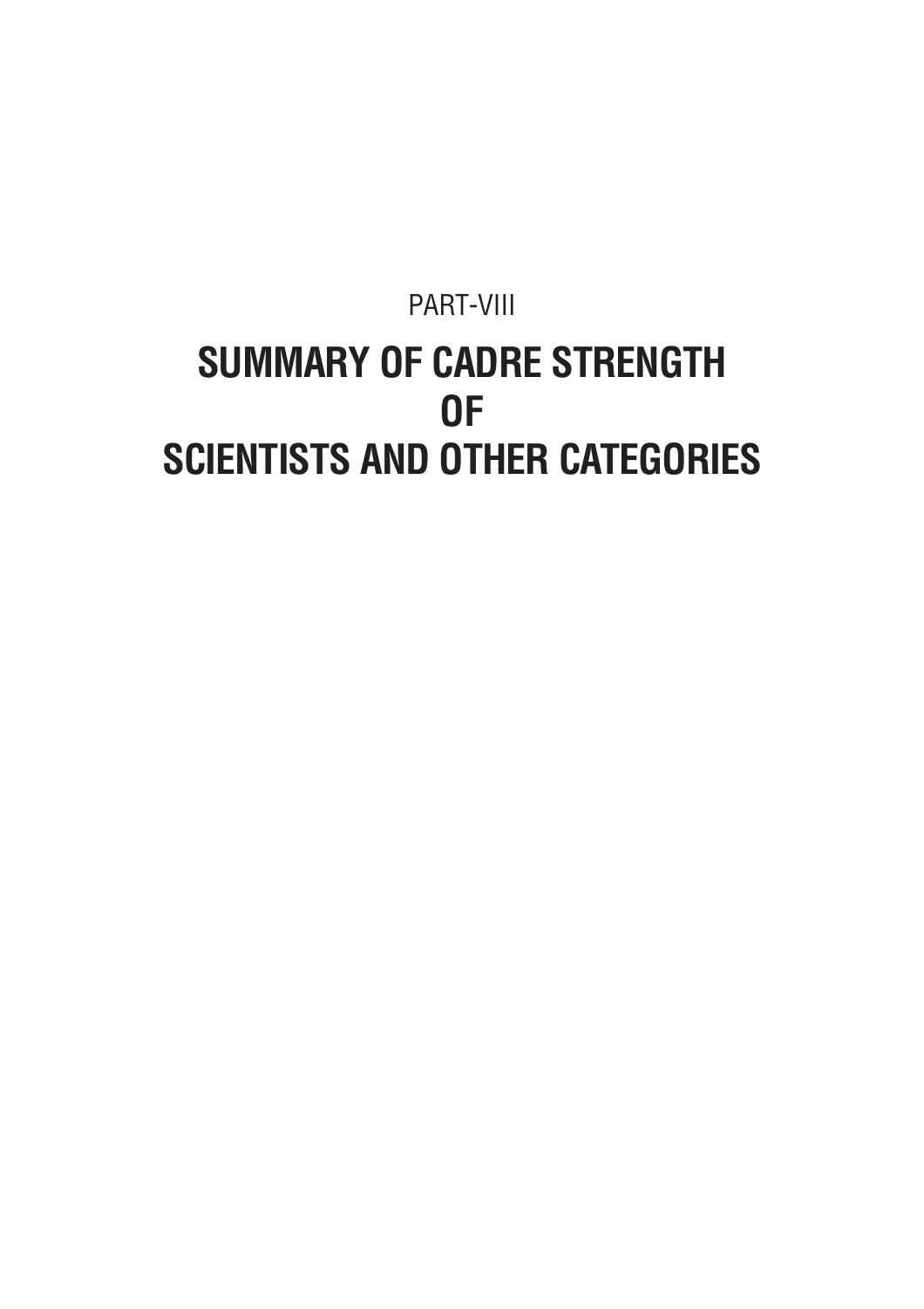PART-VIII

# SUMMARY OF CADRE STRENGTH OF SCIENTISTS AND OTHER CATEGORIES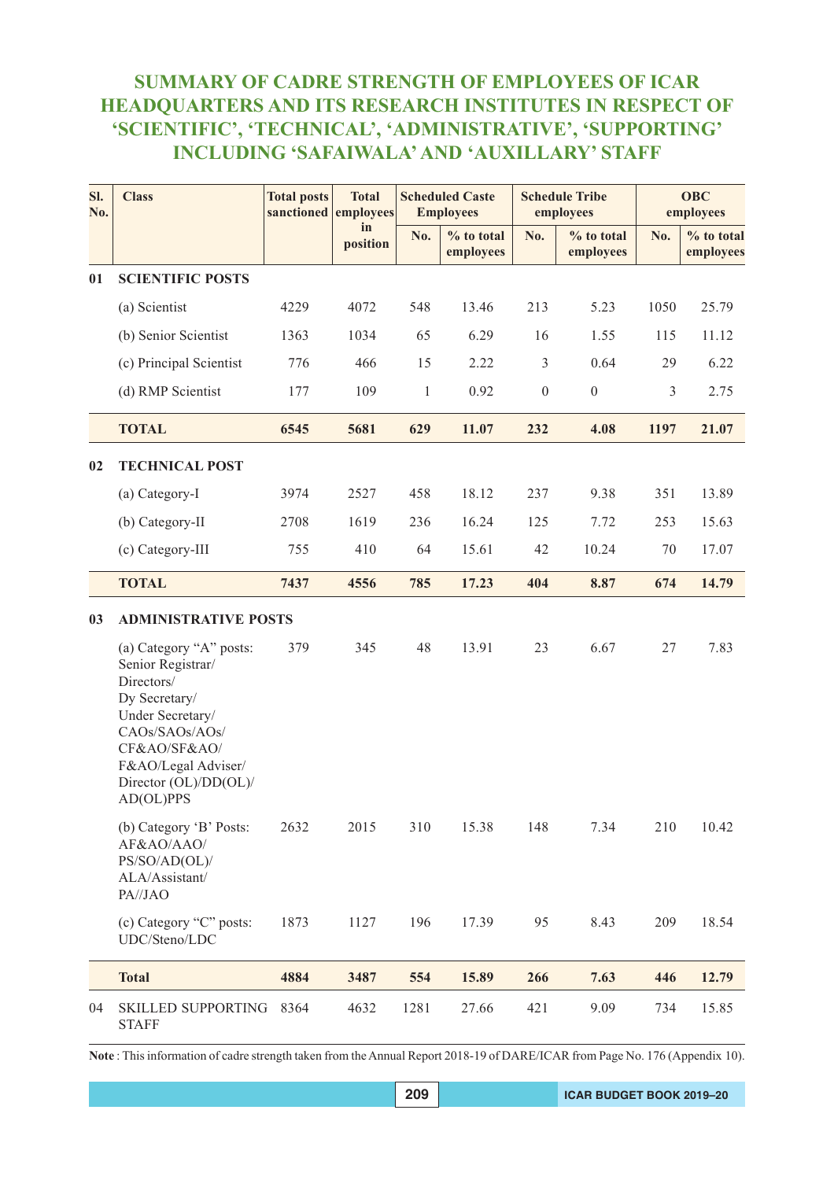# SUMMARY OF CADRE STRENGTH OF EMPLOYEES OF ICAR HEADQUARTERS AND ITS RESEARCH INSTITUTES IN RESPECT OF 'SCIENTIFIC', 'TECHNICAL', 'ADMINISTRATIVE', 'SUPPORTING' INCLUDING 'SAFAIWALA' AND 'AUXILLARY' STAFF

| Sl. No. | Class | Total posts sanctioned | Total employees in position | Scheduled Caste Employees | | Schedule Tribe employees | | OBC employees | |
|---|---|---|---|---|---|---|---|---|---|
| | | | | No. | % to total employees | No. | % to total employees | No. | % to total employees |
| **01** | **SCIENTIFIC POSTS** | | | | | | | | |
| | (a) Scientist | 4229 | 4072 | 548 | 13.46 | 213 | 5.23 | 1050 | 25.79 |
| | (b) Senior Scientist | 1363 | 1034 | 65 | 6.29 | 16 | 1.55 | 115 | 11.12 |
| | (c) Principal Scientist | 776 | 466 | 15 | 2.22 | 3 | 0.64 | 29 | 6.22 |
| | (d) RMP Scientist | 177 | 109 | 1 | 0.92 | 0 | 0 | 3 | 2.75 |
| | **TOTAL** | **6545** | **5681** | **629** | **11.07** | **232** | **4.08** | **1197** | **21.07** |
| **02** | **TECHNICAL POST** | | | | | | | | |
| | (a) Category-I | 3974 | 2527 | 458 | 18.12 | 237 | 9.38 | 351 | 13.89 |
| | (b) Category-II | 2708 | 1619 | 236 | 16.24 | 125 | 7.72 | 253 | 15.63 |
| | (c) Category-III | 755 | 410 | 64 | 15.61 | 42 | 10.24 | 70 | 17.07 |
| | **TOTAL** | **7437** | **4556** | **785** | **17.23** | **404** | **8.87** | **674** | **14.79** |
| **03** | **ADMINISTRATIVE POSTS** | | | | | | | | |
| | (a) Category "A" posts: Senior Registrar/ Directors/ Dy Secretary/ Under Secretary/ CAOs/SAOs/AOs/ CF&AO/SF&AO/ F&AO/Legal Adviser/ Director (OL)/DD(OL)/ AD(OL)PPS | 379 | 345 | 48 | 13.91 | 23 | 6.67 | 27 | 7.83 |
| | (b) Category 'B' Posts: AF&AO/AAO/ PS/SO/AD(OL)/ ALA/Assistant/ PA//JAO | 2632 | 2015 | 310 | 15.38 | 148 | 7.34 | 210 | 10.42 |
| | (c) Category "C" posts: UDC/Steno/LDC | 1873 | 1127 | 196 | 17.39 | 95 | 8.43 | 209 | 18.54 |
| | **Total** | **4884** | **3487** | **554** | **15.89** | **266** | **7.63** | **446** | **12.79** |
| 04 | SKILLED SUPPORTING STAFF | 8364 | 4632 | 1281 | 27.66 | 421 | 9.09 | 734 | 15.85 |

**Note** : This information of cadre strength taken from the Annual Report 2018-19 of DARE/ICAR from Page No. 176 (Appendix 10).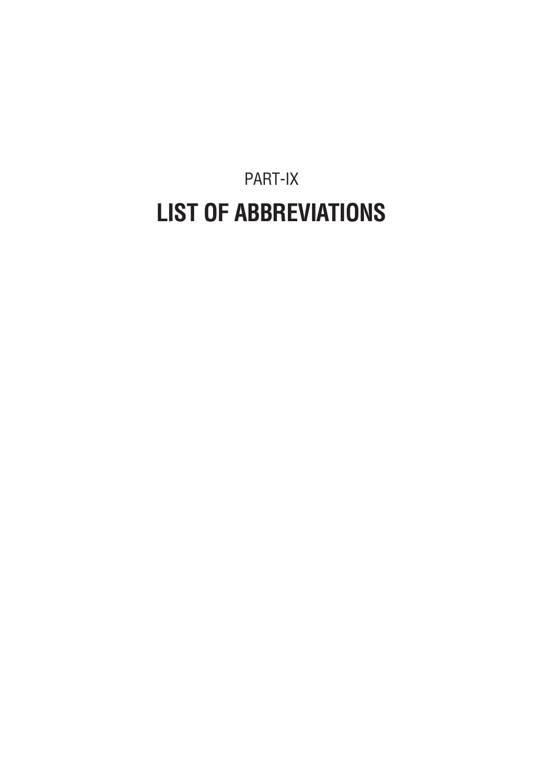PART-IX

# LIST OF ABBREVIATIONS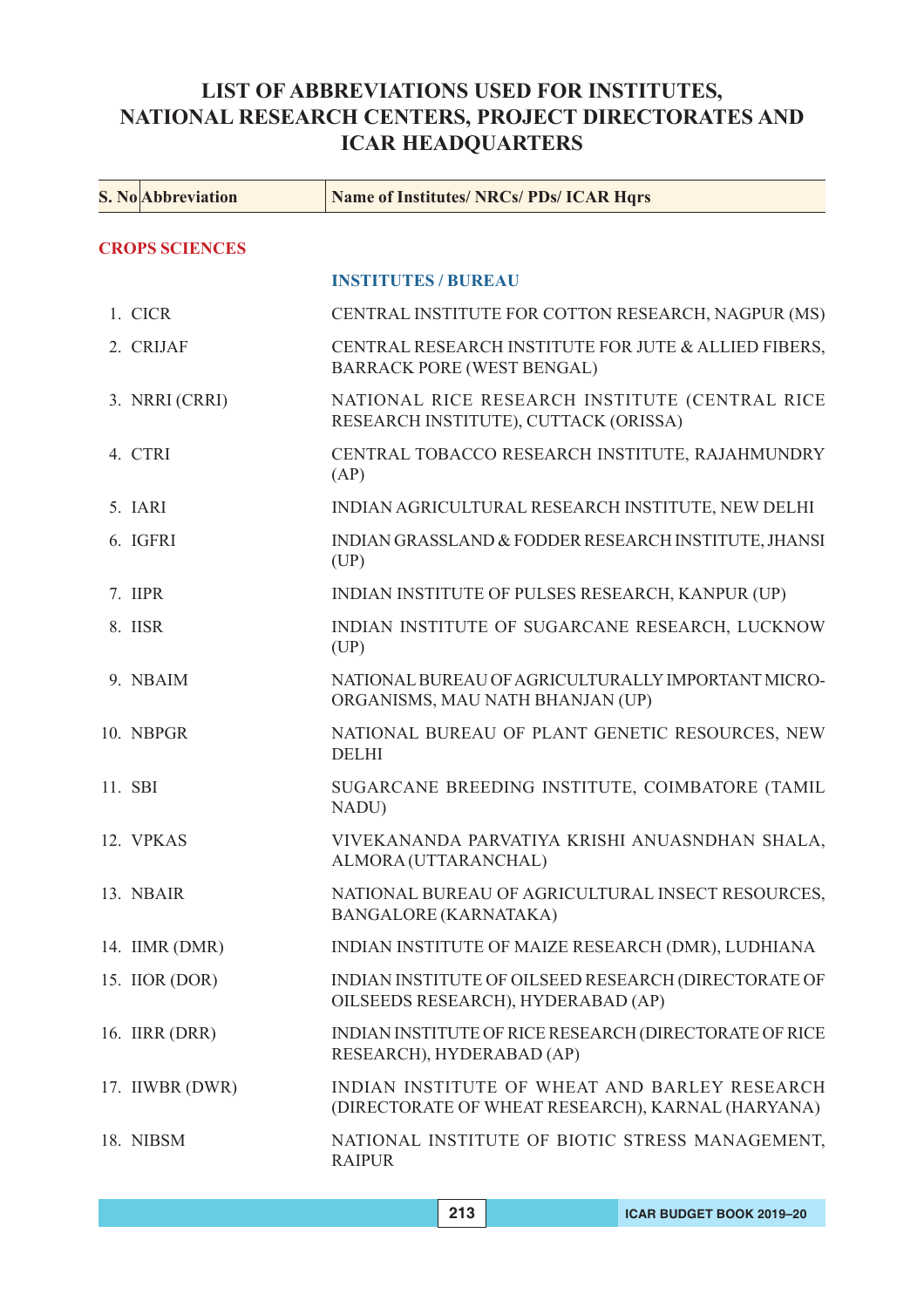# LIST OF ABBREVIATIONS USED FOR INSTITUTES, NATIONAL RESEARCH CENTERS, PROJECT DIRECTORATES AND ICAR HEADQUARTERS

| S. No | Abbreviation | Name of Institutes/ NRCs/ PDs/ ICAR Hqrs |
|---|---|---|
| **CROPS SCIENCES** | | |
| | | **INSTITUTES / BUREAU** |
| 1. | CICR | CENTRAL INSTITUTE FOR COTTON RESEARCH, NAGPUR (MS) |
| 2. | CRIJAF | CENTRAL RESEARCH INSTITUTE FOR JUTE & ALLIED FIBERS, BARRACK PORE (WEST BENGAL) |
| 3. | NRRI (CRRI) | NATIONAL RICE RESEARCH INSTITUTE (CENTRAL RICE RESEARCH INSTITUTE), CUTTACK (ORISSA) |
| 4. | CTRI | CENTRAL TOBACCO RESEARCH INSTITUTE, RAJAHMUNDRY (AP) |
| 5. | IARI | INDIAN AGRICULTURAL RESEARCH INSTITUTE, NEW DELHI |
| 6. | IGFRI | INDIAN GRASSLAND & FODDER RESEARCH INSTITUTE, JHANSI (UP) |
| 7. | IIPR | INDIAN INSTITUTE OF PULSES RESEARCH, KANPUR (UP) |
| 8. | IISR | INDIAN INSTITUTE OF SUGARCANE RESEARCH, LUCKNOW (UP) |
| 9. | NBAIM | NATIONAL BUREAU OF AGRICULTURALLY IMPORTANT MICRO-ORGANISMS, MAU NATH BHANJAN (UP) |
| 10. | NBPGR | NATIONAL BUREAU OF PLANT GENETIC RESOURCES, NEW DELHI |
| 11. | SBI | SUGARCANE BREEDING INSTITUTE, COIMBATORE (TAMIL NADU) |
| 12. | VPKAS | VIVEKANANDA PARVATIYA KRISHI ANUASNDHAN SHALA, ALMORA (UTTARANCHAL) |
| 13. | NBAIR | NATIONAL BUREAU OF AGRICULTURAL INSECT RESOURCES, BANGALORE (KARNATAKA) |
| 14. | IIMR (DMR) | INDIAN INSTITUTE OF MAIZE RESEARCH (DMR), LUDHIANA |
| 15. | IIOR (DOR) | INDIAN INSTITUTE OF OILSEED RESEARCH (DIRECTORATE OF OILSEEDS RESEARCH), HYDERABAD (AP) |
| 16. | IIRR (DRR) | INDIAN INSTITUTE OF RICE RESEARCH (DIRECTORATE OF RICE RESEARCH), HYDERABAD (AP) |
| 17. | IIWBR (DWR) | INDIAN INSTITUTE OF WHEAT AND BARLEY RESEARCH (DIRECTORATE OF WHEAT RESEARCH), KARNAL (HARYANA) |
| 18. | NIBSM | NATIONAL INSTITUTE OF BIOTIC STRESS MANAGEMENT, RAIPUR |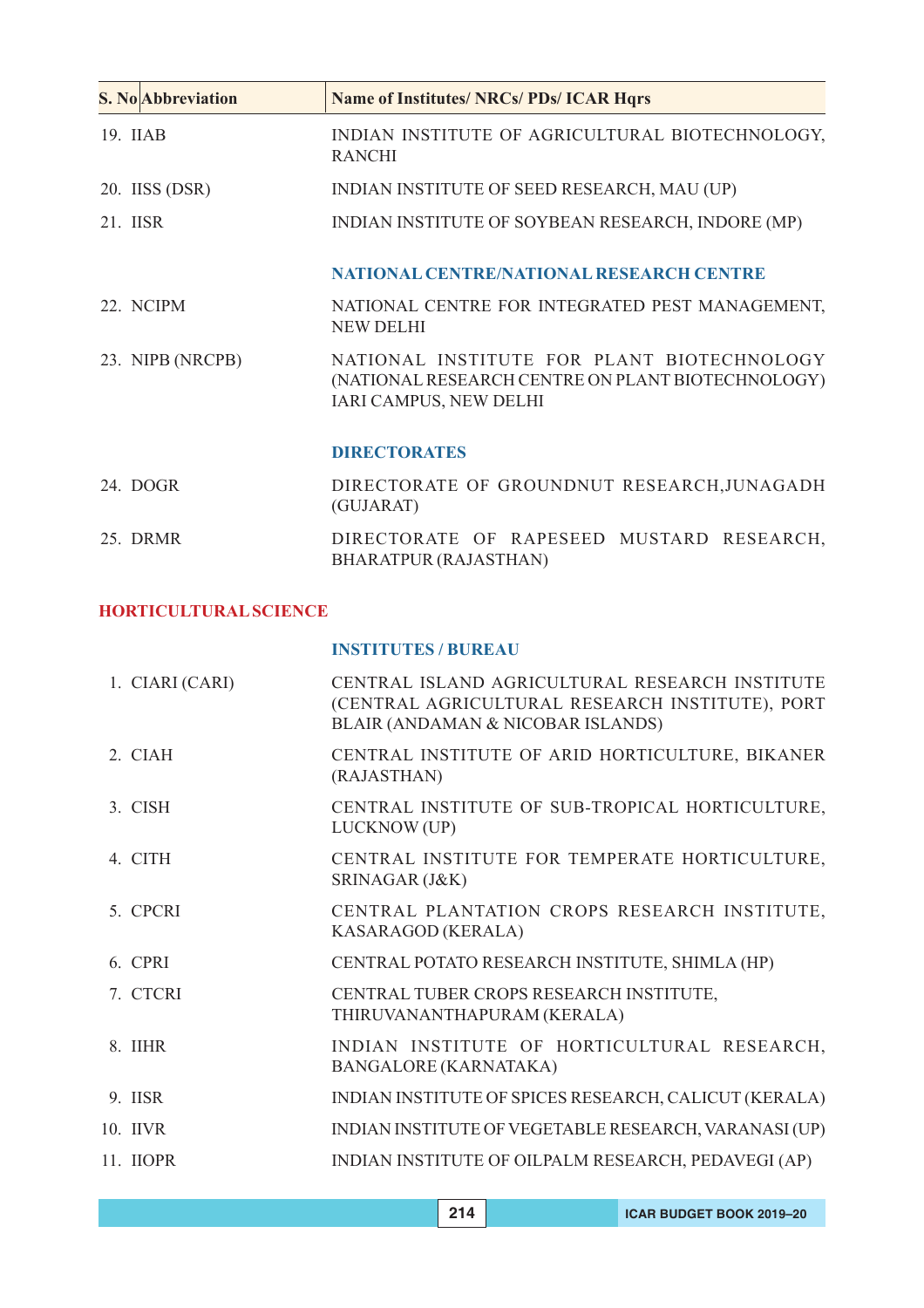| S. No | Abbreviation | Name of Institutes/ NRCs/ PDs/ ICAR Hqrs |
|---|---|---|
| 19. | IIAB | INDIAN INSTITUTE OF AGRICULTURAL BIOTECHNOLOGY, RANCHI |
| 20. | IISS (DSR) | INDIAN INSTITUTE OF SEED RESEARCH, MAU (UP) |
| 21. | IISR | INDIAN INSTITUTE OF SOYBEAN RESEARCH, INDORE (MP) |
| | | **NATIONAL CENTRE/NATIONAL RESEARCH CENTRE** |
| 22. | NCIPM | NATIONAL CENTRE FOR INTEGRATED PEST MANAGEMENT, NEW DELHI |
| 23. | NIPB (NRCPB) | NATIONAL INSTITUTE FOR PLANT BIOTECHNOLOGY (NATIONAL RESEARCH CENTRE ON PLANT BIOTECHNOLOGY) IARI CAMPUS, NEW DELHI |
| | | **DIRECTORATES** |
| 24. | DOGR | DIRECTORATE OF GROUNDNUT RESEARCH,JUNAGADH (GUJARAT) |
| 25. | DRMR | DIRECTORATE OF RAPESEED MUSTARD RESEARCH, BHARATPUR (RAJASTHAN) |
| **HORTICULTURAL SCIENCE** | | |
| | | **INSTITUTES / BUREAU** |
| 1. | CIARI (CARI) | CENTRAL ISLAND AGRICULTURAL RESEARCH INSTITUTE (CENTRAL AGRICULTURAL RESEARCH INSTITUTE), PORT BLAIR (ANDAMAN & NICOBAR ISLANDS) |
| 2. | CIAH | CENTRAL INSTITUTE OF ARID HORTICULTURE, BIKANER (RAJASTHAN) |
| 3. | CISH | CENTRAL INSTITUTE OF SUB-TROPICAL HORTICULTURE, LUCKNOW (UP) |
| 4. | CITH | CENTRAL INSTITUTE FOR TEMPERATE HORTICULTURE, SRINAGAR (J&K) |
| 5. | CPCRI | CENTRAL PLANTATION CROPS RESEARCH INSTITUTE, KASARAGOD (KERALA) |
| 6. | CPRI | CENTRAL POTATO RESEARCH INSTITUTE, SHIMLA (HP) |
| 7. | CTCRI | CENTRAL TUBER CROPS RESEARCH INSTITUTE, THIRUVANANTHAPURAM (KERALA) |
| 8. | IIHR | INDIAN INSTITUTE OF HORTICULTURAL RESEARCH, BANGALORE (KARNATAKA) |
| 9. | IISR | INDIAN INSTITUTE OF SPICES RESEARCH, CALICUT (KERALA) |
| 10. | IIVR | INDIAN INSTITUTE OF VEGETABLE RESEARCH, VARANASI (UP) |
| 11. | IIOPR | INDIAN INSTITUTE OF OILPALM RESEARCH, PEDAVEGI (AP) |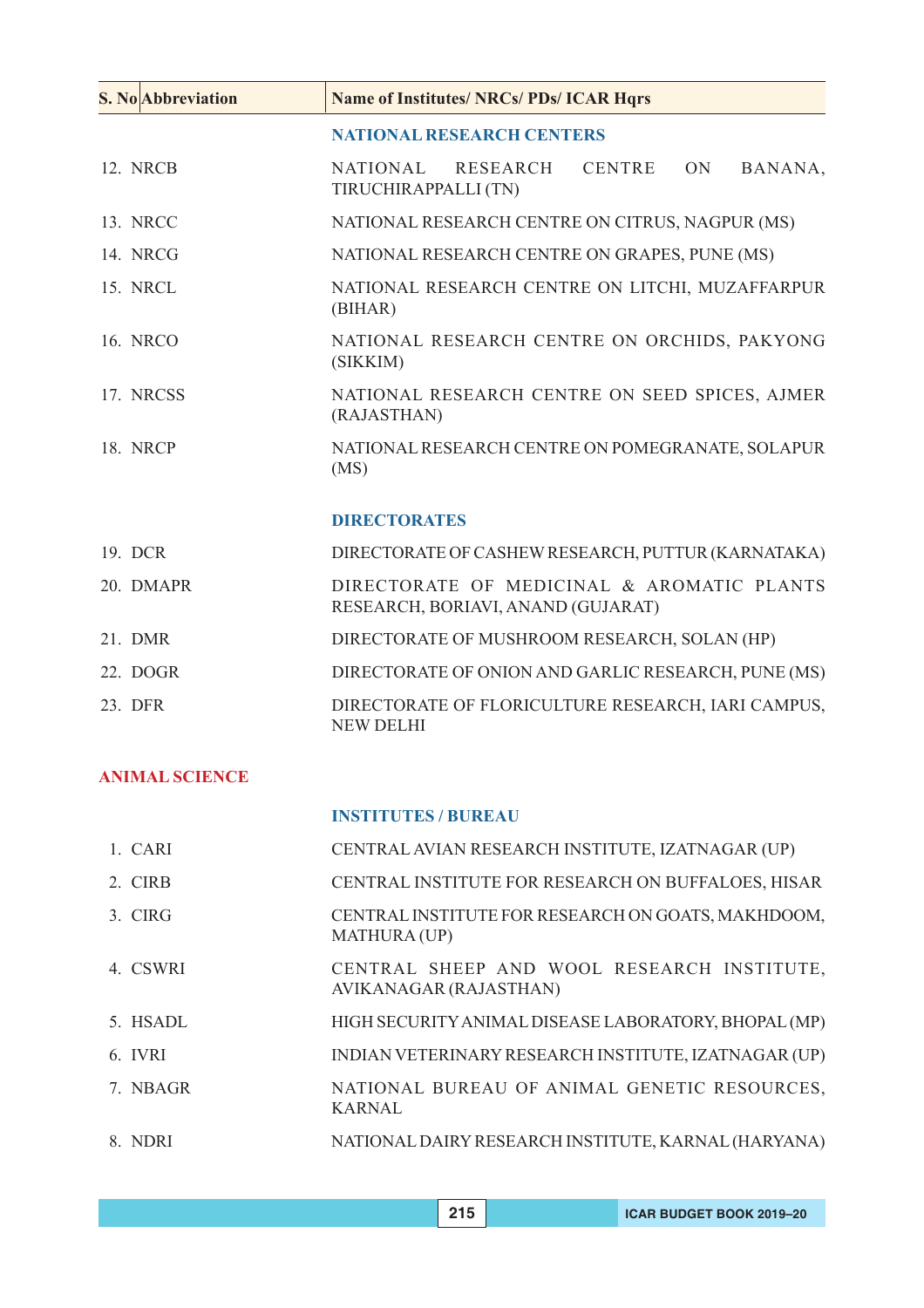| S. No | Abbreviation | Name of Institutes/ NRCs/ PDs/ ICAR Hqrs |
|---|---|---|
| | | **NATIONAL RESEARCH CENTERS** |
| 12. | NRCB | NATIONAL RESEARCH CENTRE ON BANANA, TIRUCHIRAPPALLI (TN) |
| 13. | NRCC | NATIONAL RESEARCH CENTRE ON CITRUS, NAGPUR (MS) |
| 14. | NRCG | NATIONAL RESEARCH CENTRE ON GRAPES, PUNE (MS) |
| 15. | NRCL | NATIONAL RESEARCH CENTRE ON LITCHI, MUZAFFARPUR (BIHAR) |
| 16. | NRCO | NATIONAL RESEARCH CENTRE ON ORCHIDS, PAKYONG (SIKKIM) |
| 17. | NRCSS | NATIONAL RESEARCH CENTRE ON SEED SPICES, AJMER (RAJASTHAN) |
| 18. | NRCP | NATIONAL RESEARCH CENTRE ON POMEGRANATE, SOLAPUR (MS) |
| | | **DIRECTORATES** |
| 19. | DCR | DIRECTORATE OF CASHEW RESEARCH, PUTTUR (KARNATAKA) |
| 20. | DMAPR | DIRECTORATE OF MEDICINAL & AROMATIC PLANTS RESEARCH, BORIAVI, ANAND (GUJARAT) |
| 21. | DMR | DIRECTORATE OF MUSHROOM RESEARCH, SOLAN (HP) |
| 22. | DOGR | DIRECTORATE OF ONION AND GARLIC RESEARCH, PUNE (MS) |
| 23. | DFR | DIRECTORATE OF FLORICULTURE RESEARCH, IARI CAMPUS, NEW DELHI |
| **ANIMAL SCIENCE** | | |
| | | **INSTITUTES / BUREAU** |
| 1. | CARI | CENTRAL AVIAN RESEARCH INSTITUTE, IZATNAGAR (UP) |
| 2. | CIRB | CENTRAL INSTITUTE FOR RESEARCH ON BUFFALOES, HISAR |
| 3. | CIRG | CENTRAL INSTITUTE FOR RESEARCH ON GOATS, MAKHDOOM, MATHURA (UP) |
| 4. | CSWRI | CENTRAL SHEEP AND WOOL RESEARCH INSTITUTE, AVIKANAGAR (RAJASTHAN) |
| 5. | HSADL | HIGH SECURITY ANIMAL DISEASE LABORATORY, BHOPAL (MP) |
| 6. | IVRI | INDIAN VETERINARY RESEARCH INSTITUTE, IZATNAGAR (UP) |
| 7. | NBAGR | NATIONAL BUREAU OF ANIMAL GENETIC RESOURCES, KARNAL |
| 8. | NDRI | NATIONAL DAIRY RESEARCH INSTITUTE, KARNAL (HARYANA) |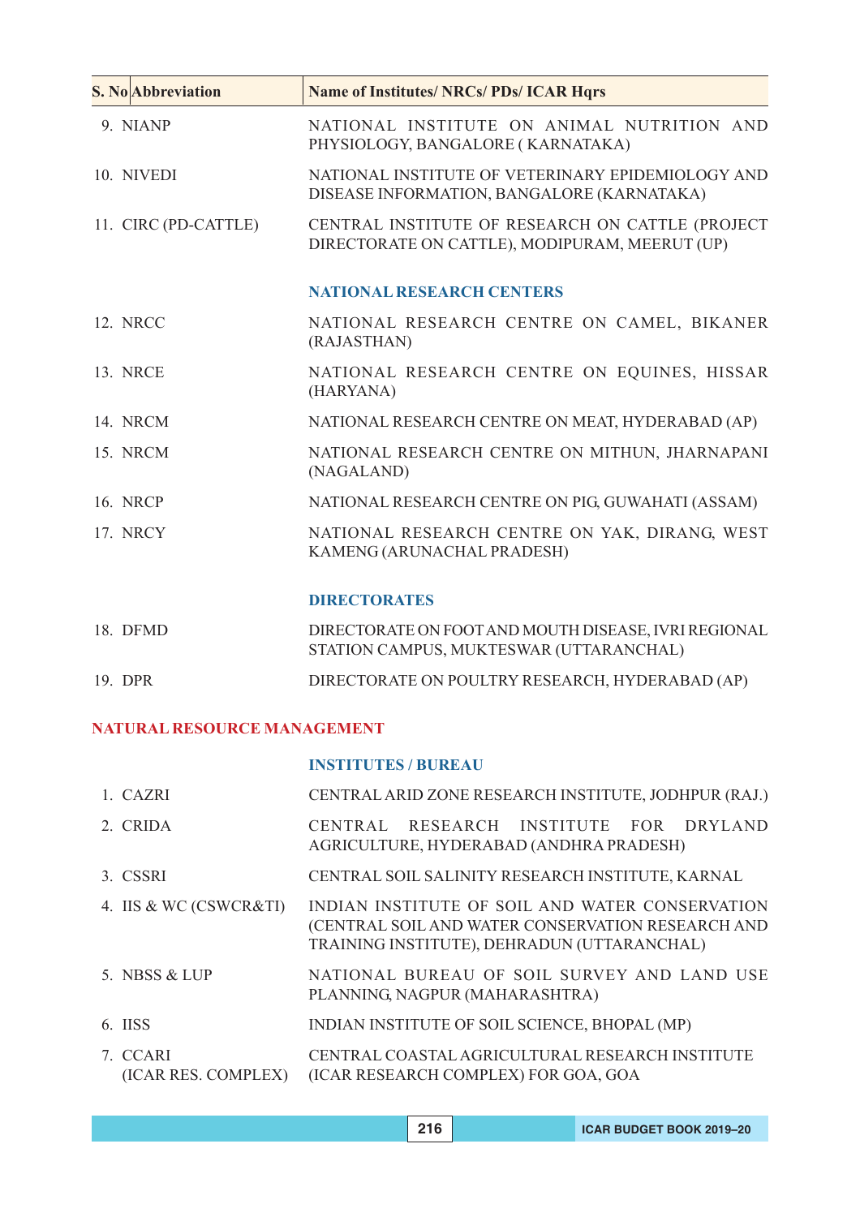| S. No | Abbreviation | Name of Institutes/ NRCs/ PDs/ ICAR Hqrs |
|---|---|---|
| 9. | NIANP | NATIONAL INSTITUTE ON ANIMAL NUTRITION AND PHYSIOLOGY, BANGALORE ( KARNATAKA) |
| 10. | NIVEDI | NATIONAL INSTITUTE OF VETERINARY EPIDEMIOLOGY AND DISEASE INFORMATION, BANGALORE (KARNATAKA) |
| 11. | CIRC (PD-CATTLE) | CENTRAL INSTITUTE OF RESEARCH ON CATTLE (PROJECT DIRECTORATE ON CATTLE), MODIPURAM, MEERUT (UP) |
| | | **NATIONAL RESEARCH CENTERS** |
| 12. | NRCC | NATIONAL RESEARCH CENTRE ON CAMEL, BIKANER (RAJASTHAN) |
| 13. | NRCE | NATIONAL RESEARCH CENTRE ON EQUINES, HISSAR (HARYANA) |
| 14. | NRCM | NATIONAL RESEARCH CENTRE ON MEAT, HYDERABAD (AP) |
| 15. | NRCM | NATIONAL RESEARCH CENTRE ON MITHUN, JHARNAPANI (NAGALAND) |
| 16. | NRCP | NATIONAL RESEARCH CENTRE ON PIG, GUWAHATI (ASSAM) |
| 17. | NRCY | NATIONAL RESEARCH CENTRE ON YAK, DIRANG, WEST KAMENG (ARUNACHAL PRADESH) |
| | | **DIRECTORATES** |
| 18. | DFMD | DIRECTORATE ON FOOT AND MOUTH DISEASE, IVRI REGIONAL STATION CAMPUS, MUKTESWAR (UTTARANCHAL) |
| 19. | DPR | DIRECTORATE ON POULTRY RESEARCH, HYDERABAD (AP) |
| **NATURAL RESOURCE MANAGEMENT** | | |
| | | **INSTITUTES / BUREAU** |
| 1. | CAZRI | CENTRAL ARID ZONE RESEARCH INSTITUTE, JODHPUR (RAJ.) |
| 2. | CRIDA | CENTRAL RESEARCH INSTITUTE FOR DRYLAND AGRICULTURE, HYDERABAD (ANDHRA PRADESH) |
| 3. | CSSRI | CENTRAL SOIL SALINITY RESEARCH INSTITUTE, KARNAL |
| 4. | IIS & WC (CSWCR&TI) | INDIAN INSTITUTE OF SOIL AND WATER CONSERVATION (CENTRAL SOIL AND WATER CONSERVATION RESEARCH AND TRAINING INSTITUTE), DEHRADUN (UTTARANCHAL) |
| 5. | NBSS & LUP | NATIONAL BUREAU OF SOIL SURVEY AND LAND USE PLANNING, NAGPUR (MAHARASHTRA) |
| 6. | IISS | INDIAN INSTITUTE OF SOIL SCIENCE, BHOPAL (MP) |
| 7. | CCARI (ICAR RES. COMPLEX) | CENTRAL COASTAL AGRICULTURAL RESEARCH INSTITUTE (ICAR RESEARCH COMPLEX) FOR GOA, GOA |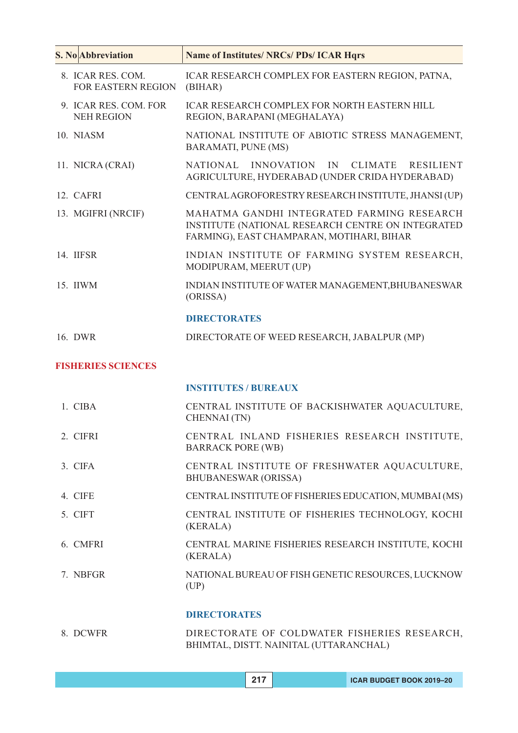| S. No | Abbreviation | Name of Institutes/ NRCs/ PDs/ ICAR Hqrs |
|---|---|---|
| 8. | ICAR RES. COM. FOR EASTERN REGION | ICAR RESEARCH COMPLEX FOR EASTERN REGION, PATNA, (BIHAR) |
| 9. | ICAR RES. COM. FOR NEH REGION | ICAR RESEARCH COMPLEX FOR NORTH EASTERN HILL REGION, BARAPANI (MEGHALAYA) |
| 10. | NIASM | NATIONAL INSTITUTE OF ABIOTIC STRESS MANAGEMENT, BARAMATI, PUNE (MS) |
| 11. | NICRA (CRAI) | NATIONAL INNOVATION IN CLIMATE RESILIENT AGRICULTURE, HYDERABAD (UNDER CRIDA HYDERABAD) |
| 12. | CAFRI | CENTRAL AGROFORESTRY RESEARCH INSTITUTE, JHANSI (UP) |
| 13. | MGIFRI (NRCIF) | MAHATMA GANDHI INTEGRATED FARMING RESEARCH INSTITUTE (NATIONAL RESEARCH CENTRE ON INTEGRATED FARMING), EAST CHAMPARAN, MOTIHARI, BIHAR |
| 14. | IIFSR | INDIAN INSTITUTE OF FARMING SYSTEM RESEARCH, MODIPURAM, MEERUT (UP) |
| 15. | IIWM | INDIAN INSTITUTE OF WATER MANAGEMENT,BHUBANESWAR (ORISSA) |
| | | **DIRECTORATES** |
| 16. | DWR | DIRECTORATE OF WEED RESEARCH, JABALPUR (MP) |

## FISHERIES SCIENCES

| S. No | Abbreviation | Name of Institutes/ NRCs/ PDs/ ICAR Hqrs |
|---|---|---|
| | | **INSTITUTES / BUREAUX** |
| 1. | CIBA | CENTRAL INSTITUTE OF BACKISHWATER AQUACULTURE, CHENNAI (TN) |
| 2. | CIFRI | CENTRAL INLAND FISHERIES RESEARCH INSTITUTE, BARRACK PORE (WB) |
| 3. | CIFA | CENTRAL INSTITUTE OF FRESHWATER AQUACULTURE, BHUBANESWAR (ORISSA) |
| 4. | CIFE | CENTRAL INSTITUTE OF FISHERIES EDUCATION, MUMBAI (MS) |
| 5. | CIFT | CENTRAL INSTITUTE OF FISHERIES TECHNOLOGY, KOCHI (KERALA) |
| 6. | CMFRI | CENTRAL MARINE FISHERIES RESEARCH INSTITUTE, KOCHI (KERALA) |
| 7. | NBFGR | NATIONAL BUREAU OF FISH GENETIC RESOURCES, LUCKNOW (UP) |
| | | **DIRECTORATES** |
| 8. | DCWFR | DIRECTORATE OF COLDWATER FISHERIES RESEARCH, BHIMTAL, DISTT. NAINITAL (UTTARANCHAL) |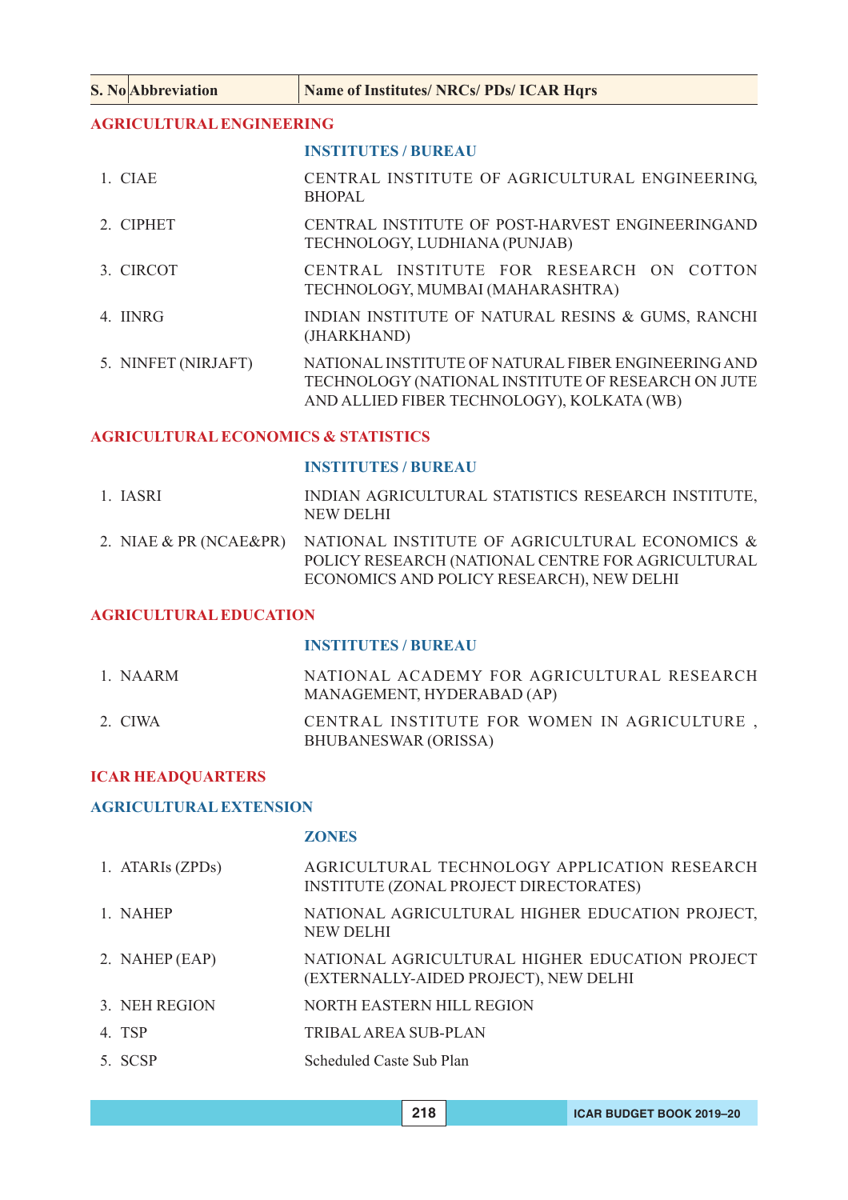| S. No | Abbreviation | Name of Institutes/ NRCs/ PDs/ ICAR Hqrs |
|---|---|---|
| **AGRICULTURAL ENGINEERING** | | |
| | | **INSTITUTES / BUREAU** |
| 1. | CIAE | CENTRAL INSTITUTE OF AGRICULTURAL ENGINEERING, BHOPAL |
| 2. | CIPHET | CENTRAL INSTITUTE OF POST-HARVEST ENGINEERINGAND TECHNOLOGY, LUDHIANA (PUNJAB) |
| 3. | CIRCOT | CENTRAL INSTITUTE FOR RESEARCH ON COTTON TECHNOLOGY, MUMBAI (MAHARASHTRA) |
| 4. | IINRG | INDIAN INSTITUTE OF NATURAL RESINS & GUMS, RANCHI (JHARKHAND) |
| 5. | NINFET (NIRJAFT) | NATIONAL INSTITUTE OF NATURAL FIBER ENGINEERING AND TECHNOLOGY (NATIONAL INSTITUTE OF RESEARCH ON JUTE AND ALLIED FIBER TECHNOLOGY), KOLKATA (WB) |
| **AGRICULTURAL ECONOMICS & STATISTICS** | | |
| | | **INSTITUTES / BUREAU** |
| 1. | IASRI | INDIAN AGRICULTURAL STATISTICS RESEARCH INSTITUTE, NEW DELHI |
| 2. | NIAE & PR (NCAE&PR) | NATIONAL INSTITUTE OF AGRICULTURAL ECONOMICS & POLICY RESEARCH (NATIONAL CENTRE FOR AGRICULTURAL ECONOMICS AND POLICY RESEARCH), NEW DELHI |
| **AGRICULTURAL EDUCATION** | | |
| | | **INSTITUTES / BUREAU** |
| 1. | NAARM | NATIONAL ACADEMY FOR AGRICULTURAL RESEARCH MANAGEMENT, HYDERABAD (AP) |
| 2. | CIWA | CENTRAL INSTITUTE FOR WOMEN IN AGRICULTURE , BHUBANESWAR (ORISSA) |
| **ICAR HEADQUARTERS** | | |
| **AGRICULTURAL EXTENSION** | | |
| | | **ZONES** |
| 1. | ATARIs (ZPDs) | AGRICULTURAL TECHNOLOGY APPLICATION RESEARCH INSTITUTE (ZONAL PROJECT DIRECTORATES) |
| 1. | NAHEP | NATIONAL AGRICULTURAL HIGHER EDUCATION PROJECT, NEW DELHI |
| 2. | NAHEP (EAP) | NATIONAL AGRICULTURAL HIGHER EDUCATION PROJECT (EXTERNALLY-AIDED PROJECT), NEW DELHI |
| 3. | NEH REGION | NORTH EASTERN HILL REGION |
| 4. | TSP | TRIBAL AREA SUB-PLAN |
| 5. | SCSP | Scheduled Caste Sub Plan |